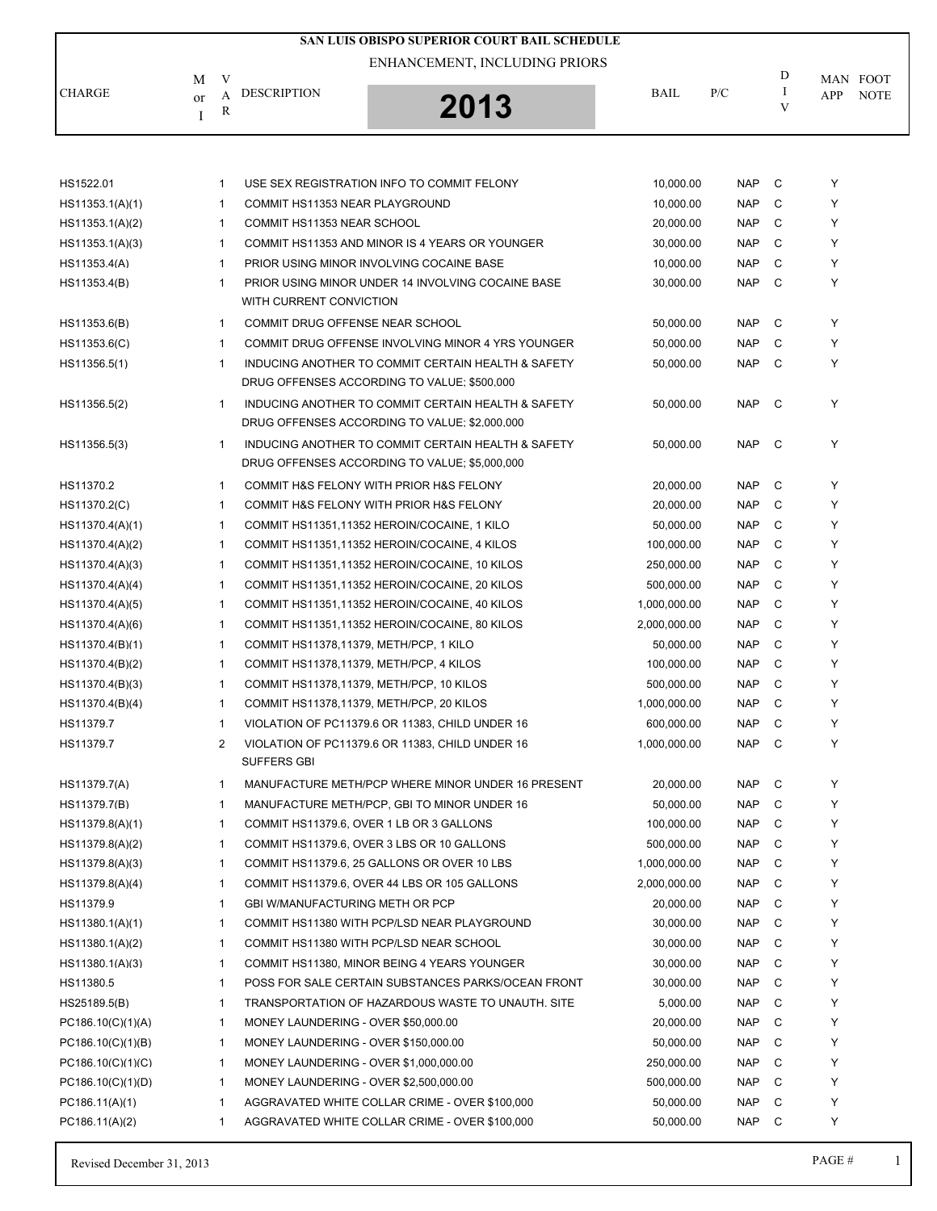# SAN LUIS OBISPO SUPERIOR COURT BAIL SCHEDULE

## ENHANCEMENT, INCLUDING PRIORS

## 2013

| CHARGE | M or I | VAR | DESCRIPTION | BAIL | P/C | DIV | MAN APP | FOOT NOTE |
|---|---|---|---|---|---|---|---|---|
| HS1522.01 | | 1 | USE SEX REGISTRATION INFO TO COMMIT FELONY | 10,000.00 | NAP | C | Y | |
| HS11353.1(A)(1) | | 1 | COMMIT HS11353 NEAR PLAYGROUND | 10,000.00 | NAP | C | Y | |
| HS11353.1(A)(2) | | 1 | COMMIT HS11353 NEAR SCHOOL | 20,000.00 | NAP | C | Y | |
| HS11353.1(A)(3) | | 1 | COMMIT HS11353 AND MINOR IS 4 YEARS OR YOUNGER | 30,000.00 | NAP | C | Y | |
| HS11353.4(A) | | 1 | PRIOR USING MINOR INVOLVING COCAINE BASE | 10,000.00 | NAP | C | Y | |
| HS11353.4(B) | | 1 | PRIOR USING MINOR UNDER 14 INVOLVING COCAINE BASE WITH CURRENT CONVICTION | 30,000.00 | NAP | C | Y | |
| HS11353.6(B) | | 1 | COMMIT DRUG OFFENSE NEAR SCHOOL | 50,000.00 | NAP | C | Y | |
| HS11353.6(C) | | 1 | COMMIT DRUG OFFENSE INVOLVING MINOR 4 YRS YOUNGER | 50,000.00 | NAP | C | Y | |
| HS11356.5(1) | | 1 | INDUCING ANOTHER TO COMMIT CERTAIN HEALTH & SAFETY DRUG OFFENSES ACCORDING TO VALUE; $500,000 | 50,000.00 | NAP | C | Y | |
| HS11356.5(2) | | 1 | INDUCING ANOTHER TO COMMIT CERTAIN HEALTH & SAFETY DRUG OFFENSES ACCORDING TO VALUE; $2,000,000 | 50,000.00 | NAP | C | Y | |
| HS11356.5(3) | | 1 | INDUCING ANOTHER TO COMMIT CERTAIN HEALTH & SAFETY DRUG OFFENSES ACCORDING TO VALUE; $5,000,000 | 50,000.00 | NAP | C | Y | |
| HS11370.2 | | 1 | COMMIT H&S FELONY WITH PRIOR H&S FELONY | 20,000.00 | NAP | C | Y | |
| HS11370.2(C) | | 1 | COMMIT H&S FELONY WITH PRIOR H&S FELONY | 20,000.00 | NAP | C | Y | |
| HS11370.4(A)(1) | | 1 | COMMIT HS11351,11352 HEROIN/COCAINE, 1 KILO | 50,000.00 | NAP | C | Y | |
| HS11370.4(A)(2) | | 1 | COMMIT HS11351,11352 HEROIN/COCAINE, 4 KILOS | 100,000.00 | NAP | C | Y | |
| HS11370.4(A)(3) | | 1 | COMMIT HS11351,11352 HEROIN/COCAINE, 10 KILOS | 250,000.00 | NAP | C | Y | |
| HS11370.4(A)(4) | | 1 | COMMIT HS11351,11352 HEROIN/COCAINE, 20 KILOS | 500,000.00 | NAP | C | Y | |
| HS11370.4(A)(5) | | 1 | COMMIT HS11351,11352 HEROIN/COCAINE, 40 KILOS | 1,000,000.00 | NAP | C | Y | |
| HS11370.4(A)(6) | | 1 | COMMIT HS11351,11352 HEROIN/COCAINE, 80 KILOS | 2,000,000.00 | NAP | C | Y | |
| HS11370.4(B)(1) | | 1 | COMMIT HS11378,11379, METH/PCP, 1 KILO | 50,000.00 | NAP | C | Y | |
| HS11370.4(B)(2) | | 1 | COMMIT HS11378,11379, METH/PCP, 4 KILOS | 100,000.00 | NAP | C | Y | |
| HS11370.4(B)(3) | | 1 | COMMIT HS11378,11379, METH/PCP, 10 KILOS | 500,000.00 | NAP | C | Y | |
| HS11370.4(B)(4) | | 1 | COMMIT HS11378,11379, METH/PCP, 20 KILOS | 1,000,000.00 | NAP | C | Y | |
| HS11379.7 | | 1 | VIOLATION OF PC11379.6 OR 11383, CHILD UNDER 16 | 600,000.00 | NAP | C | Y | |
| HS11379.7 | | 2 | VIOLATION OF PC11379.6 OR 11383, CHILD UNDER 16 SUFFERS GBI | 1,000,000.00 | NAP | C | Y | |
| HS11379.7(A) | | 1 | MANUFACTURE METH/PCP WHERE MINOR UNDER 16 PRESENT | 20,000.00 | NAP | C | Y | |
| HS11379.7(B) | | 1 | MANUFACTURE METH/PCP, GBI TO MINOR UNDER 16 | 50,000.00 | NAP | C | Y | |
| HS11379.8(A)(1) | | 1 | COMMIT HS11379.6, OVER 1 LB OR 3 GALLONS | 100,000.00 | NAP | C | Y | |
| HS11379.8(A)(2) | | 1 | COMMIT HS11379.6, OVER 3 LBS OR 10 GALLONS | 500,000.00 | NAP | C | Y | |
| HS11379.8(A)(3) | | 1 | COMMIT HS11379.6, 25 GALLONS OR OVER 10 LBS | 1,000,000.00 | NAP | C | Y | |
| HS11379.8(A)(4) | | 1 | COMMIT HS11379.6, OVER 44 LBS OR 105 GALLONS | 2,000,000.00 | NAP | C | Y | |
| HS11379.9 | | 1 | GBI W/MANUFACTURING METH OR PCP | 20,000.00 | NAP | C | Y | |
| HS11380.1(A)(1) | | 1 | COMMIT HS11380 WITH PCP/LSD NEAR PLAYGROUND | 30,000.00 | NAP | C | Y | |
| HS11380.1(A)(2) | | 1 | COMMIT HS11380 WITH PCP/LSD NEAR SCHOOL | 30,000.00 | NAP | C | Y | |
| HS11380.1(A)(3) | | 1 | COMMIT HS11380, MINOR BEING 4 YEARS YOUNGER | 30,000.00 | NAP | C | Y | |
| HS11380.5 | | 1 | POSS FOR SALE CERTAIN SUBSTANCES PARKS/OCEAN FRONT | 30,000.00 | NAP | C | Y | |
| HS25189.5(B) | | 1 | TRANSPORTATION OF HAZARDOUS WASTE TO UNAUTH. SITE | 5,000.00 | NAP | C | Y | |
| PC186.10(C)(1)(A) | | 1 | MONEY LAUNDERING - OVER $50,000.00 | 20,000.00 | NAP | C | Y | |
| PC186.10(C)(1)(B) | | 1 | MONEY LAUNDERING - OVER $150,000.00 | 50,000.00 | NAP | C | Y | |
| PC186.10(C)(1)(C) | | 1 | MONEY LAUNDERING - OVER $1,000,000.00 | 250,000.00 | NAP | C | Y | |
| PC186.10(C)(1)(D) | | 1 | MONEY LAUNDERING - OVER $2,500,000.00 | 500,000.00 | NAP | C | Y | |
| PC186.11(A)(1) | | 1 | AGGRAVATED WHITE COLLAR CRIME - OVER $100,000 | 50,000.00 | NAP | C | Y | |
| PC186.11(A)(2) | | 1 | AGGRAVATED WHITE COLLAR CRIME - OVER $100,000 | 50,000.00 | NAP | C | Y | |

Revised December 31, 2013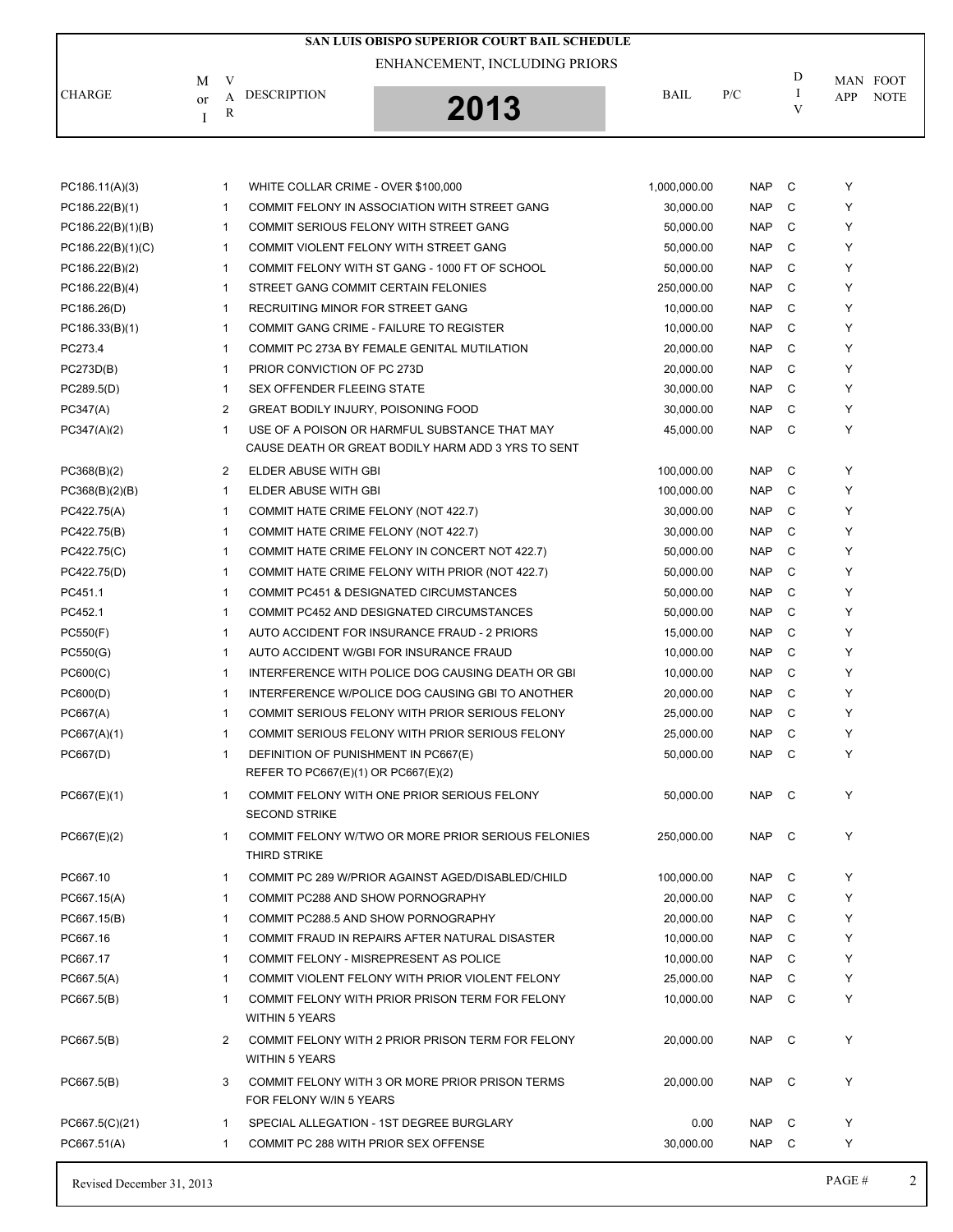# SAN LUIS OBISPO SUPERIOR COURT BAIL SCHEDULE

ENHANCEMENT, INCLUDING PRIORS

2013

| CHARGE | M or I | VAR | DESCRIPTION | BAIL | P/C | DIV | MAN APP | FOOT NOTE |
|---|---|---|---|---|---|---|---|---|
| PC186.11(A)(3) | | 1 | WHITE COLLAR CRIME - OVER $100,000 | 1,000,000.00 | NAP | C | Y | |
| PC186.22(B)(1) | | 1 | COMMIT FELONY IN ASSOCIATION WITH STREET GANG | 30,000.00 | NAP | C | Y | |
| PC186.22(B)(1)(B) | | 1 | COMMIT SERIOUS FELONY WITH STREET GANG | 50,000.00 | NAP | C | Y | |
| PC186.22(B)(1)(C) | | 1 | COMMIT VIOLENT FELONY WITH STREET GANG | 50,000.00 | NAP | C | Y | |
| PC186.22(B)(2) | | 1 | COMMIT FELONY WITH ST GANG - 1000 FT OF SCHOOL | 50,000.00 | NAP | C | Y | |
| PC186.22(B)(4) | | 1 | STREET GANG COMMIT CERTAIN FELONIES | 250,000.00 | NAP | C | Y | |
| PC186.26(D) | | 1 | RECRUITING MINOR FOR STREET GANG | 10,000.00 | NAP | C | Y | |
| PC186.33(B)(1) | | 1 | COMMIT GANG CRIME - FAILURE TO REGISTER | 10,000.00 | NAP | C | Y | |
| PC273.4 | | 1 | COMMIT PC 273A BY FEMALE GENITAL MUTILATION | 20,000.00 | NAP | C | Y | |
| PC273D(B) | | 1 | PRIOR CONVICTION OF PC 273D | 20,000.00 | NAP | C | Y | |
| PC289.5(D) | | 1 | SEX OFFENDER FLEEING STATE | 30,000.00 | NAP | C | Y | |
| PC347(A) | | 2 | GREAT BODILY INJURY, POISONING FOOD | 30,000.00 | NAP | C | Y | |
| PC347(A)(2) | | 1 | USE OF A POISON OR HARMFUL SUBSTANCE THAT MAY CAUSE DEATH OR GREAT BODILY HARM ADD 3 YRS TO SENT | 45,000.00 | NAP | C | Y | |
| PC368(B)(2) | | 2 | ELDER ABUSE WITH GBI | 100,000.00 | NAP | C | Y | |
| PC368(B)(2)(B) | | 1 | ELDER ABUSE WITH GBI | 100,000.00 | NAP | C | Y | |
| PC422.75(A) | | 1 | COMMIT HATE CRIME FELONY (NOT 422.7) | 30,000.00 | NAP | C | Y | |
| PC422.75(B) | | 1 | COMMIT HATE CRIME FELONY (NOT 422.7) | 30,000.00 | NAP | C | Y | |
| PC422.75(C) | | 1 | COMMIT HATE CRIME FELONY IN CONCERT NOT 422.7) | 50,000.00 | NAP | C | Y | |
| PC422.75(D) | | 1 | COMMIT HATE CRIME FELONY WITH PRIOR (NOT 422.7) | 50,000.00 | NAP | C | Y | |
| PC451.1 | | 1 | COMMIT PC451 & DESIGNATED CIRCUMSTANCES | 50,000.00 | NAP | C | Y | |
| PC452.1 | | 1 | COMMIT PC452 AND DESIGNATED CIRCUMSTANCES | 50,000.00 | NAP | C | Y | |
| PC550(F) | | 1 | AUTO ACCIDENT FOR INSURANCE FRAUD - 2 PRIORS | 15,000.00 | NAP | C | Y | |
| PC550(G) | | 1 | AUTO ACCIDENT W/GBI FOR INSURANCE FRAUD | 10,000.00 | NAP | C | Y | |
| PC600(C) | | 1 | INTERFERENCE WITH POLICE DOG CAUSING DEATH OR GBI | 10,000.00 | NAP | C | Y | |
| PC600(D) | | 1 | INTERFERENCE W/POLICE DOG CAUSING GBI TO ANOTHER | 20,000.00 | NAP | C | Y | |
| PC667(A) | | 1 | COMMIT SERIOUS FELONY WITH PRIOR SERIOUS FELONY | 25,000.00 | NAP | C | Y | |
| PC667(A)(1) | | 1 | COMMIT SERIOUS FELONY WITH PRIOR SERIOUS FELONY | 25,000.00 | NAP | C | Y | |
| PC667(D) | | 1 | DEFINITION OF PUNISHMENT IN PC667(E) REFER TO PC667(E)(1) OR PC667(E)(2) | 50,000.00 | NAP | C | Y | |
| PC667(E)(1) | | 1 | COMMIT FELONY WITH ONE PRIOR SERIOUS FELONY SECOND STRIKE | 50,000.00 | NAP | C | Y | |
| PC667(E)(2) | | 1 | COMMIT FELONY W/TWO OR MORE PRIOR SERIOUS FELONIES THIRD STRIKE | 250,000.00 | NAP | C | Y | |
| PC667.10 | | 1 | COMMIT PC 289 W/PRIOR AGAINST AGED/DISABLED/CHILD | 100,000.00 | NAP | C | Y | |
| PC667.15(A) | | 1 | COMMIT PC288 AND SHOW PORNOGRAPHY | 20,000.00 | NAP | C | Y | |
| PC667.15(B) | | 1 | COMMIT PC288.5 AND SHOW PORNOGRAPHY | 20,000.00 | NAP | C | Y | |
| PC667.16 | | 1 | COMMIT FRAUD IN REPAIRS AFTER NATURAL DISASTER | 10,000.00 | NAP | C | Y | |
| PC667.17 | | 1 | COMMIT FELONY - MISREPRESENT AS POLICE | 10,000.00 | NAP | C | Y | |
| PC667.5(A) | | 1 | COMMIT VIOLENT FELONY WITH PRIOR VIOLENT FELONY | 25,000.00 | NAP | C | Y | |
| PC667.5(B) | | 1 | COMMIT FELONY WITH PRIOR PRISON TERM FOR FELONY WITHIN 5 YEARS | 10,000.00 | NAP | C | Y | |
| PC667.5(B) | | 2 | COMMIT FELONY WITH 2 PRIOR PRISON TERM FOR FELONY WITHIN 5 YEARS | 20,000.00 | NAP | C | Y | |
| PC667.5(B) | | 3 | COMMIT FELONY WITH 3 OR MORE PRIOR PRISON TERMS FOR FELONY W/IN 5 YEARS | 20,000.00 | NAP | C | Y | |
| PC667.5(C)(21) | | 1 | SPECIAL ALLEGATION - 1ST DEGREE BURGLARY | 0.00 | NAP | C | Y | |
| PC667.51(A) | | 1 | COMMIT PC 288 WITH PRIOR SEX OFFENSE | 30,000.00 | NAP | C | Y | |

Revised December 31, 2013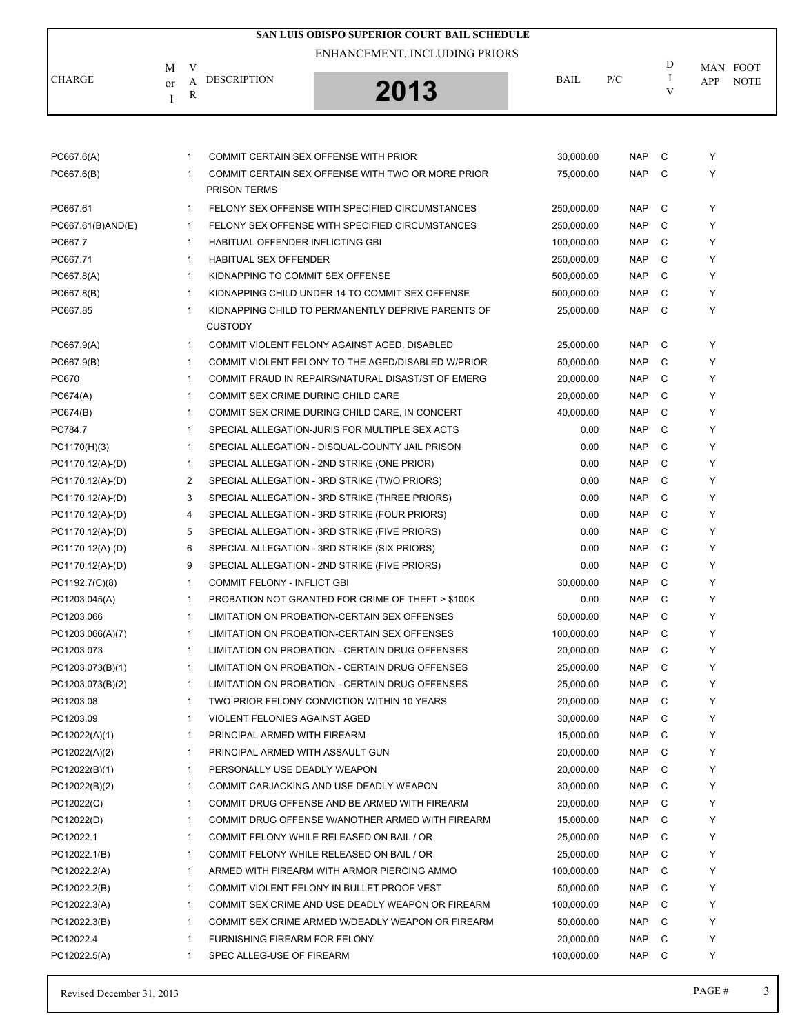# SAN LUIS OBISPO SUPERIOR COURT BAIL SCHEDULE

## ENHANCEMENT, INCLUDING PRIORS

## 2013

| CHARGE | M or I | VAR | DESCRIPTION | BAIL | P/C | DIV | MAN APP | FOOT NOTE |
|---|---|---|---|---|---|---|---|---|
| PC667.6(A) | | 1 | COMMIT CERTAIN SEX OFFENSE WITH PRIOR | 30,000.00 | NAP | C | Y | |
| PC667.6(B) | | 1 | COMMIT CERTAIN SEX OFFENSE WITH TWO OR MORE PRIOR PRISON TERMS | 75,000.00 | NAP | C | Y | |
| PC667.61 | | 1 | FELONY SEX OFFENSE WITH SPECIFIED CIRCUMSTANCES | 250,000.00 | NAP | C | Y | |
| PC667.61(B)AND(E) | | 1 | FELONY SEX OFFENSE WITH SPECIFIED CIRCUMSTANCES | 250,000.00 | NAP | C | Y | |
| PC667.7 | | 1 | HABITUAL OFFENDER INFLICTING GBI | 100,000.00 | NAP | C | Y | |
| PC667.71 | | 1 | HABITUAL SEX OFFENDER | 250,000.00 | NAP | C | Y | |
| PC667.8(A) | | 1 | KIDNAPPING TO COMMIT SEX OFFENSE | 500,000.00 | NAP | C | Y | |
| PC667.8(B) | | 1 | KIDNAPPING CHILD UNDER 14 TO COMMIT SEX OFFENSE | 500,000.00 | NAP | C | Y | |
| PC667.85 | | 1 | KIDNAPPING CHILD TO PERMANENTLY DEPRIVE PARENTS OF CUSTODY | 25,000.00 | NAP | C | Y | |
| PC667.9(A) | | 1 | COMMIT VIOLENT FELONY AGAINST AGED, DISABLED | 25,000.00 | NAP | C | Y | |
| PC667.9(B) | | 1 | COMMIT VIOLENT FELONY TO THE AGED/DISABLED W/PRIOR | 50,000.00 | NAP | C | Y | |
| PC670 | | 1 | COMMIT FRAUD IN REPAIRS/NATURAL DISAST/ST OF EMERG | 20,000.00 | NAP | C | Y | |
| PC674(A) | | 1 | COMMIT SEX CRIME DURING CHILD CARE | 20,000.00 | NAP | C | Y | |
| PC674(B) | | 1 | COMMIT SEX CRIME DURING CHILD CARE, IN CONCERT | 40,000.00 | NAP | C | Y | |
| PC784.7 | | 1 | SPECIAL ALLEGATION-JURIS FOR MULTIPLE SEX ACTS | 0.00 | NAP | C | Y | |
| PC1170(H)(3) | | 1 | SPECIAL ALLEGATION - DISQUAL-COUNTY JAIL PRISON | 0.00 | NAP | C | Y | |
| PC1170.12(A)-(D) | | 1 | SPECIAL ALLEGATION - 2ND STRIKE (ONE PRIOR) | 0.00 | NAP | C | Y | |
| PC1170.12(A)-(D) | | 2 | SPECIAL ALLEGATION - 3RD STRIKE (TWO PRIORS) | 0.00 | NAP | C | Y | |
| PC1170.12(A)-(D) | | 3 | SPECIAL ALLEGATION - 3RD STRIKE (THREE PRIORS) | 0.00 | NAP | C | Y | |
| PC1170.12(A)-(D) | | 4 | SPECIAL ALLEGATION - 3RD STRIKE (FOUR PRIORS) | 0.00 | NAP | C | Y | |
| PC1170.12(A)-(D) | | 5 | SPECIAL ALLEGATION - 3RD STRIKE (FIVE PRIORS) | 0.00 | NAP | C | Y | |
| PC1170.12(A)-(D) | | 6 | SPECIAL ALLEGATION - 3RD STRIKE (SIX PRIORS) | 0.00 | NAP | C | Y | |
| PC1170.12(A)-(D) | | 9 | SPECIAL ALLEGATION - 2ND STRIKE (FIVE PRIORS) | 0.00 | NAP | C | Y | |
| PC1192.7(C)(8) | | 1 | COMMIT FELONY - INFLICT GBI | 30,000.00 | NAP | C | Y | |
| PC1203.045(A) | | 1 | PROBATION NOT GRANTED FOR CRIME OF THEFT > $100K | 0.00 | NAP | C | Y | |
| PC1203.066 | | 1 | LIMITATION ON PROBATION-CERTAIN SEX OFFENSES | 50,000.00 | NAP | C | Y | |
| PC1203.066(A)(7) | | 1 | LIMITATION ON PROBATION-CERTAIN SEX OFFENSES | 100,000.00 | NAP | C | Y | |
| PC1203.073 | | 1 | LIMITATION ON PROBATION - CERTAIN DRUG OFFENSES | 20,000.00 | NAP | C | Y | |
| PC1203.073(B)(1) | | 1 | LIMITATION ON PROBATION - CERTAIN DRUG OFFENSES | 25,000.00 | NAP | C | Y | |
| PC1203.073(B)(2) | | 1 | LIMITATION ON PROBATION - CERTAIN DRUG OFFENSES | 25,000.00 | NAP | C | Y | |
| PC1203.08 | | 1 | TWO PRIOR FELONY CONVICTION WITHIN 10 YEARS | 20,000.00 | NAP | C | Y | |
| PC1203.09 | | 1 | VIOLENT FELONIES AGAINST AGED | 30,000.00 | NAP | C | Y | |
| PC12022(A)(1) | | 1 | PRINCIPAL ARMED WITH FIREARM | 15,000.00 | NAP | C | Y | |
| PC12022(A)(2) | | 1 | PRINCIPAL ARMED WITH ASSAULT GUN | 20,000.00 | NAP | C | Y | |
| PC12022(B)(1) | | 1 | PERSONALLY USE DEADLY WEAPON | 20,000.00 | NAP | C | Y | |
| PC12022(B)(2) | | 1 | COMMIT CARJACKING AND USE DEADLY WEAPON | 30,000.00 | NAP | C | Y | |
| PC12022(C) | | 1 | COMMIT DRUG OFFENSE AND BE ARMED WITH FIREARM | 20,000.00 | NAP | C | Y | |
| PC12022(D) | | 1 | COMMIT DRUG OFFENSE W/ANOTHER ARMED WITH FIREARM | 15,000.00 | NAP | C | Y | |
| PC12022.1 | | 1 | COMMIT FELONY WHILE RELEASED ON BAIL / OR | 25,000.00 | NAP | C | Y | |
| PC12022.1(B) | | 1 | COMMIT FELONY WHILE RELEASED ON BAIL / OR | 25,000.00 | NAP | C | Y | |
| PC12022.2(A) | | 1 | ARMED WITH FIREARM WITH ARMOR PIERCING AMMO | 100,000.00 | NAP | C | Y | |
| PC12022.2(B) | | 1 | COMMIT VIOLENT FELONY IN BULLET PROOF VEST | 50,000.00 | NAP | C | Y | |
| PC12022.3(A) | | 1 | COMMIT SEX CRIME AND USE DEADLY WEAPON OR FIREARM | 100,000.00 | NAP | C | Y | |
| PC12022.3(B) | | 1 | COMMIT SEX CRIME ARMED W/DEADLY WEAPON OR FIREARM | 50,000.00 | NAP | C | Y | |
| PC12022.4 | | 1 | FURNISHING FIREARM FOR FELONY | 20,000.00 | NAP | C | Y | |
| PC12022.5(A) | | 1 | SPEC ALLEG-USE OF FIREARM | 100,000.00 | NAP | C | Y | |

Revised December 31, 2013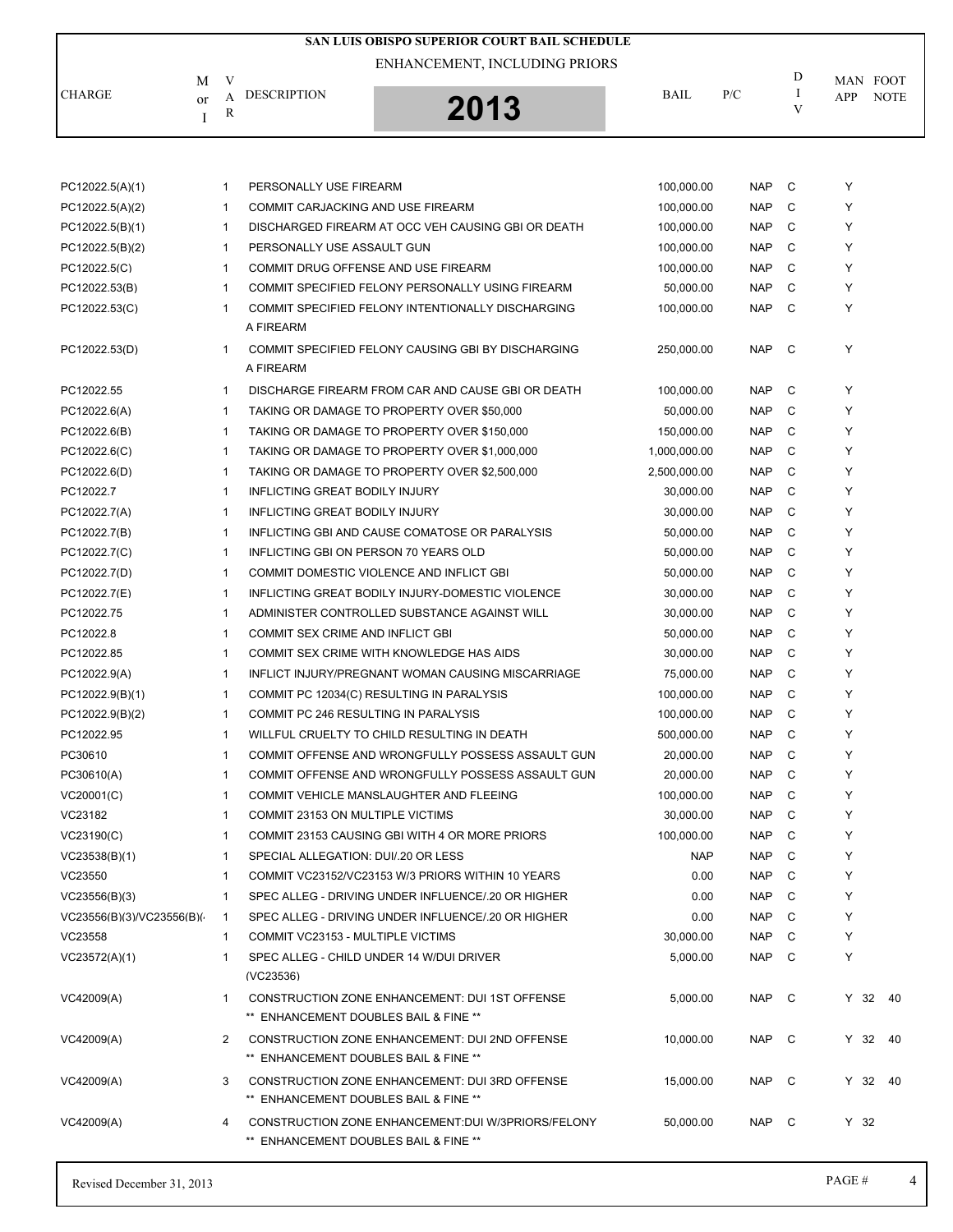# SAN LUIS OBISPO SUPERIOR COURT BAIL SCHEDULE

## ENHANCEMENT, INCLUDING PRIORS

## 2013

| CHARGE | M or I | VAR | DESCRIPTION | BAIL | P/C | DIV | MAN APP | FOOT NOTE |
|---|---|---|---|---|---|---|---|---|
| PC12022.5(A)(1) | | 1 | PERSONALLY USE FIREARM | 100,000.00 | NAP | C | Y | |
| PC12022.5(A)(2) | | 1 | COMMIT CARJACKING AND USE FIREARM | 100,000.00 | NAP | C | Y | |
| PC12022.5(B)(1) | | 1 | DISCHARGED FIREARM AT OCC VEH CAUSING GBI OR DEATH | 100,000.00 | NAP | C | Y | |
| PC12022.5(B)(2) | | 1 | PERSONALLY USE ASSAULT GUN | 100,000.00 | NAP | C | Y | |
| PC12022.5(C) | | 1 | COMMIT DRUG OFFENSE AND USE FIREARM | 100,000.00 | NAP | C | Y | |
| PC12022.53(B) | | 1 | COMMIT SPECIFIED FELONY PERSONALLY USING FIREARM | 50,000.00 | NAP | C | Y | |
| PC12022.53(C) | | 1 | COMMIT SPECIFIED FELONY INTENTIONALLY DISCHARGING A FIREARM | 100,000.00 | NAP | C | Y | |
| PC12022.53(D) | | 1 | COMMIT SPECIFIED FELONY CAUSING GBI BY DISCHARGING A FIREARM | 250,000.00 | NAP | C | Y | |
| PC12022.55 | | 1 | DISCHARGE FIREARM FROM CAR AND CAUSE GBI OR DEATH | 100,000.00 | NAP | C | Y | |
| PC12022.6(A) | | 1 | TAKING OR DAMAGE TO PROPERTY OVER $50,000 | 50,000.00 | NAP | C | Y | |
| PC12022.6(B) | | 1 | TAKING OR DAMAGE TO PROPERTY OVER $150,000 | 150,000.00 | NAP | C | Y | |
| PC12022.6(C) | | 1 | TAKING OR DAMAGE TO PROPERTY OVER $1,000,000 | 1,000,000.00 | NAP | C | Y | |
| PC12022.6(D) | | 1 | TAKING OR DAMAGE TO PROPERTY OVER $2,500,000 | 2,500,000.00 | NAP | C | Y | |
| PC12022.7 | | 1 | INFLICTING GREAT BODILY INJURY | 30,000.00 | NAP | C | Y | |
| PC12022.7(A) | | 1 | INFLICTING GREAT BODILY INJURY | 30,000.00 | NAP | C | Y | |
| PC12022.7(B) | | 1 | INFLICTING GBI AND CAUSE COMATOSE OR PARALYSIS | 50,000.00 | NAP | C | Y | |
| PC12022.7(C) | | 1 | INFLICTING GBI ON PERSON 70 YEARS OLD | 50,000.00 | NAP | C | Y | |
| PC12022.7(D) | | 1 | COMMIT DOMESTIC VIOLENCE AND INFLICT GBI | 50,000.00 | NAP | C | Y | |
| PC12022.7(E) | | 1 | INFLICTING GREAT BODILY INJURY-DOMESTIC VIOLENCE | 30,000.00 | NAP | C | Y | |
| PC12022.75 | | 1 | ADMINISTER CONTROLLED SUBSTANCE AGAINST WILL | 30,000.00 | NAP | C | Y | |
| PC12022.8 | | 1 | COMMIT SEX CRIME AND INFLICT GBI | 50,000.00 | NAP | C | Y | |
| PC12022.85 | | 1 | COMMIT SEX CRIME WITH KNOWLEDGE HAS AIDS | 30,000.00 | NAP | C | Y | |
| PC12022.9(A) | | 1 | INFLICT INJURY/PREGNANT WOMAN CAUSING MISCARRIAGE | 75,000.00 | NAP | C | Y | |
| PC12022.9(B)(1) | | 1 | COMMIT PC 12034(C) RESULTING IN PARALYSIS | 100,000.00 | NAP | C | Y | |
| PC12022.9(B)(2) | | 1 | COMMIT PC 246 RESULTING IN PARALYSIS | 100,000.00 | NAP | C | Y | |
| PC12022.95 | | 1 | WILLFUL CRUELTY TO CHILD RESULTING IN DEATH | 500,000.00 | NAP | C | Y | |
| PC30610 | | 1 | COMMIT OFFENSE AND WRONGFULLY POSSESS ASSAULT GUN | 20,000.00 | NAP | C | Y | |
| PC30610(A) | | 1 | COMMIT OFFENSE AND WRONGFULLY POSSESS ASSAULT GUN | 20,000.00 | NAP | C | Y | |
| VC20001(C) | | 1 | COMMIT VEHICLE MANSLAUGHTER AND FLEEING | 100,000.00 | NAP | C | Y | |
| VC23182 | | 1 | COMMIT 23153 ON MULTIPLE VICTIMS | 30,000.00 | NAP | C | Y | |
| VC23190(C) | | 1 | COMMIT 23153 CAUSING GBI WITH 4 OR MORE PRIORS | 100,000.00 | NAP | C | Y | |
| VC23538(B)(1) | | 1 | SPECIAL ALLEGATION: DUI/.20 OR LESS | NAP | NAP | C | Y | |
| VC23550 | | 1 | COMMIT VC23152/VC23153 W/3 PRIORS WITHIN 10 YEARS | 0.00 | NAP | C | Y | |
| VC23556(B)(3) | | 1 | SPEC ALLEG - DRIVING UNDER INFLUENCE/.20 OR HIGHER | 0.00 | NAP | C | Y | |
| VC23556(B)(3)/VC23556(B)( | | 1 | SPEC ALLEG - DRIVING UNDER INFLUENCE/.20 OR HIGHER | 0.00 | NAP | C | Y | |
| VC23558 | | 1 | COMMIT VC23153 - MULTIPLE VICTIMS | 30,000.00 | NAP | C | Y | |
| VC23572(A)(1) | | 1 | SPEC ALLEG - CHILD UNDER 14 W/DUI DRIVER (VC23536) | 5,000.00 | NAP | C | Y | |
| VC42009(A) | | 1 | CONSTRUCTION ZONE ENHANCEMENT: DUI 1ST OFFENSE ** ENHANCEMENT DOUBLES BAIL & FINE ** | 5,000.00 | NAP | C | Y | 32 40 |
| VC42009(A) | | 2 | CONSTRUCTION ZONE ENHANCEMENT: DUI 2ND OFFENSE ** ENHANCEMENT DOUBLES BAIL & FINE ** | 10,000.00 | NAP | C | Y | 32 40 |
| VC42009(A) | | 3 | CONSTRUCTION ZONE ENHANCEMENT: DUI 3RD OFFENSE ** ENHANCEMENT DOUBLES BAIL & FINE ** | 15,000.00 | NAP | C | Y | 32 40 |
| VC42009(A) | | 4 | CONSTRUCTION ZONE ENHANCEMENT:DUI W/3PRIORS/FELONY ** ENHANCEMENT DOUBLES BAIL & FINE ** | 50,000.00 | NAP | C | Y | 32 |

Revised December 31, 2013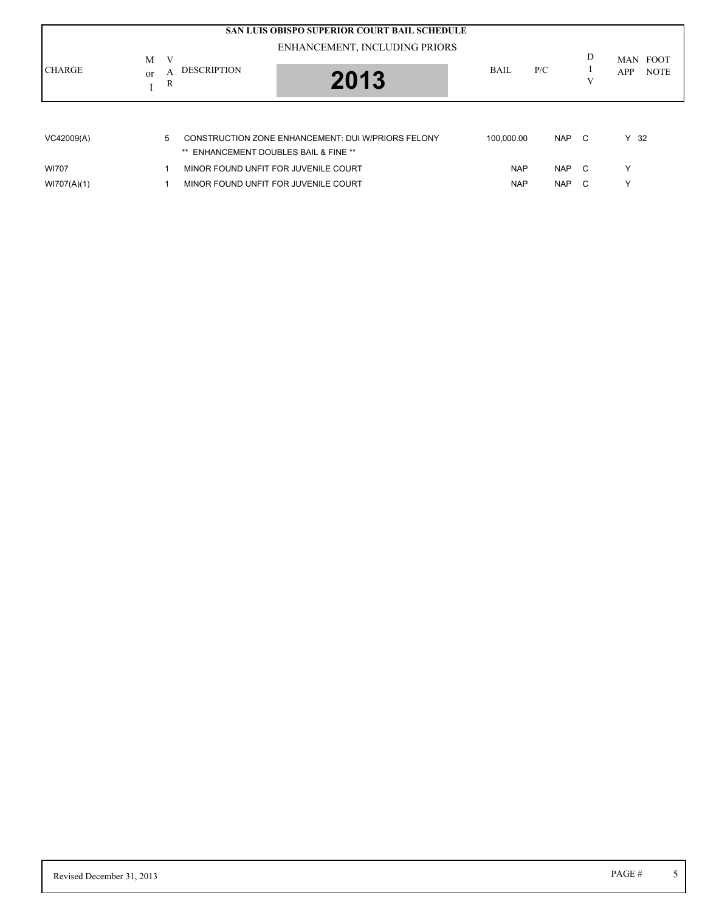**SAN LUIS OBISPO SUPERIOR COURT BAIL SCHEDULE**

ENHANCEMENT, INCLUDING PRIORS

**2013**

| CHARGE | M or I | VAR | DESCRIPTION | BAIL | P/C | DIV | MAN APP | FOOT NOTE |
|---|---|---|---|---|---|---|---|---|
| VC42009(A) | | 5 | CONSTRUCTION ZONE ENHANCEMENT: DUI W/PRIORS FELONY<br>** ENHANCEMENT DOUBLES BAIL & FINE ** | 100,000.00 | NAP | C | Y | 32 |
| WI707 | | 1 | MINOR FOUND UNFIT FOR JUVENILE COURT | NAP | NAP | C | Y | |
| WI707(A)(1) | | 1 | MINOR FOUND UNFIT FOR JUVENILE COURT | NAP | NAP | C | Y | |

Revised December 31, 2013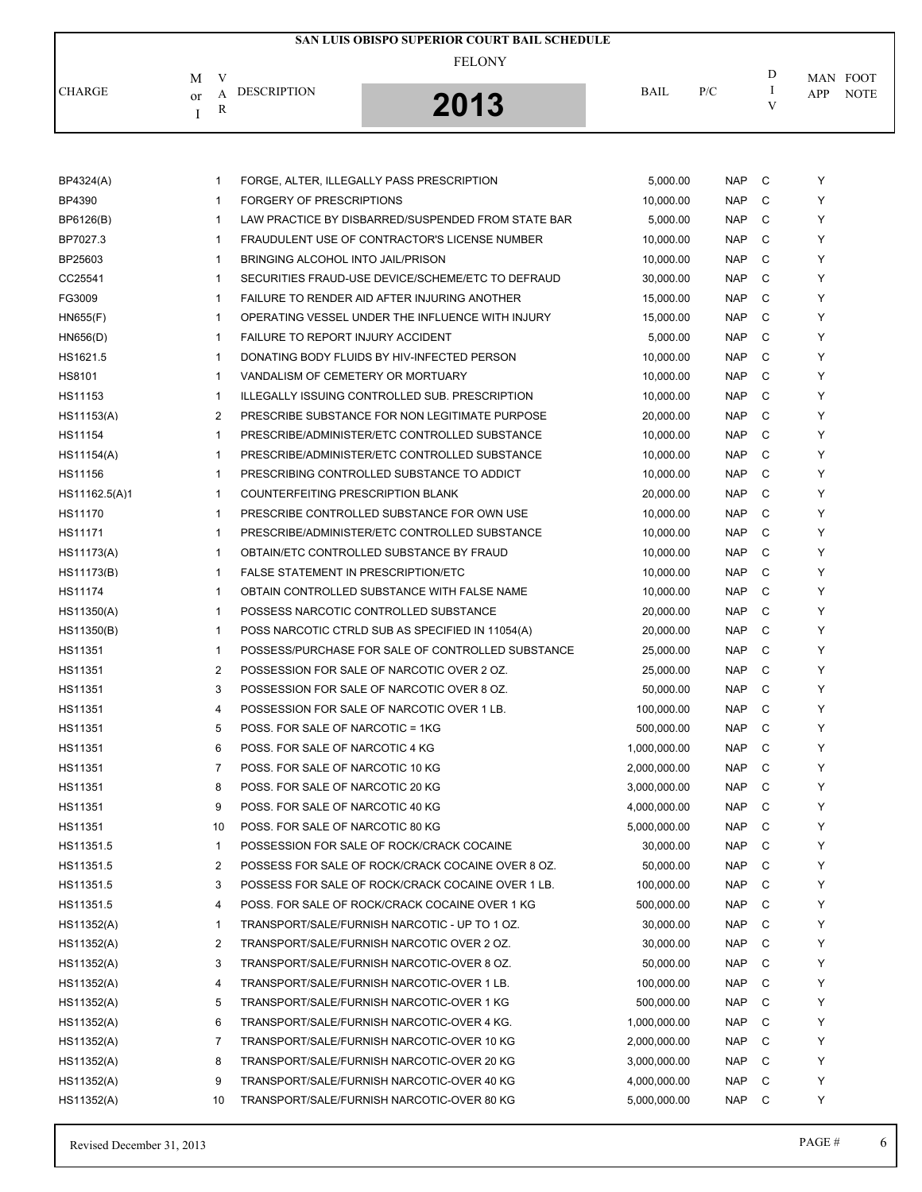# SAN LUIS OBISPO SUPERIOR COURT BAIL SCHEDULE

FELONY

2013

| CHARGE | M or I | VAR | DESCRIPTION | BAIL | P/C | DIV | MAN APP | FOOT NOTE |
|---|---|---|---|---|---|---|---|---|
| BP4324(A) | | 1 | FORGE, ALTER, ILLEGALLY PASS PRESCRIPTION | 5,000.00 | NAP | C | Y | |
| BP4390 | | 1 | FORGERY OF PRESCRIPTIONS | 10,000.00 | NAP | C | Y | |
| BP6126(B) | | 1 | LAW PRACTICE BY DISBARRED/SUSPENDED FROM STATE BAR | 5,000.00 | NAP | C | Y | |
| BP7027.3 | | 1 | FRAUDULENT USE OF CONTRACTOR'S LICENSE NUMBER | 10,000.00 | NAP | C | Y | |
| BP25603 | | 1 | BRINGING ALCOHOL INTO JAIL/PRISON | 10,000.00 | NAP | C | Y | |
| CC25541 | | 1 | SECURITIES FRAUD-USE DEVICE/SCHEME/ETC TO DEFRAUD | 30,000.00 | NAP | C | Y | |
| FG3009 | | 1 | FAILURE TO RENDER AID AFTER INJURING ANOTHER | 15,000.00 | NAP | C | Y | |
| HN655(F) | | 1 | OPERATING VESSEL UNDER THE INFLUENCE WITH INJURY | 15,000.00 | NAP | C | Y | |
| HN656(D) | | 1 | FAILURE TO REPORT INJURY ACCIDENT | 5,000.00 | NAP | C | Y | |
| HS1621.5 | | 1 | DONATING BODY FLUIDS BY HIV-INFECTED PERSON | 10,000.00 | NAP | C | Y | |
| HS8101 | | 1 | VANDALISM OF CEMETERY OR MORTUARY | 10,000.00 | NAP | C | Y | |
| HS11153 | | 1 | ILLEGALLY ISSUING CONTROLLED SUB. PRESCRIPTION | 10,000.00 | NAP | C | Y | |
| HS11153(A) | | 2 | PRESCRIBE SUBSTANCE FOR NON LEGITIMATE PURPOSE | 20,000.00 | NAP | C | Y | |
| HS11154 | | 1 | PRESCRIBE/ADMINISTER/ETC CONTROLLED SUBSTANCE | 10,000.00 | NAP | C | Y | |
| HS11154(A) | | 1 | PRESCRIBE/ADMINISTER/ETC CONTROLLED SUBSTANCE | 10,000.00 | NAP | C | Y | |
| HS11156 | | 1 | PRESCRIBING CONTROLLED SUBSTANCE TO ADDICT | 10,000.00 | NAP | C | Y | |
| HS11162.5(A)1 | | 1 | COUNTERFEITING PRESCRIPTION BLANK | 20,000.00 | NAP | C | Y | |
| HS11170 | | 1 | PRESCRIBE CONTROLLED SUBSTANCE FOR OWN USE | 10,000.00 | NAP | C | Y | |
| HS11171 | | 1 | PRESCRIBE/ADMINISTER/ETC CONTROLLED SUBSTANCE | 10,000.00 | NAP | C | Y | |
| HS11173(A) | | 1 | OBTAIN/ETC CONTROLLED SUBSTANCE BY FRAUD | 10,000.00 | NAP | C | Y | |
| HS11173(B) | | 1 | FALSE STATEMENT IN PRESCRIPTION/ETC | 10,000.00 | NAP | C | Y | |
| HS11174 | | 1 | OBTAIN CONTROLLED SUBSTANCE WITH FALSE NAME | 10,000.00 | NAP | C | Y | |
| HS11350(A) | | 1 | POSSESS NARCOTIC CONTROLLED SUBSTANCE | 20,000.00 | NAP | C | Y | |
| HS11350(B) | | 1 | POSS NARCOTIC CTRLD SUB AS SPECIFIED IN 11054(A) | 20,000.00 | NAP | C | Y | |
| HS11351 | | 1 | POSSESS/PURCHASE FOR SALE OF CONTROLLED SUBSTANCE | 25,000.00 | NAP | C | Y | |
| HS11351 | | 2 | POSSESSION FOR SALE OF NARCOTIC OVER 2 OZ. | 25,000.00 | NAP | C | Y | |
| HS11351 | | 3 | POSSESSION FOR SALE OF NARCOTIC OVER 8 OZ. | 50,000.00 | NAP | C | Y | |
| HS11351 | | 4 | POSSESSION FOR SALE OF NARCOTIC OVER 1 LB. | 100,000.00 | NAP | C | Y | |
| HS11351 | | 5 | POSS. FOR SALE OF NARCOTIC = 1KG | 500,000.00 | NAP | C | Y | |
| HS11351 | | 6 | POSS. FOR SALE OF NARCOTIC 4 KG | 1,000,000.00 | NAP | C | Y | |
| HS11351 | | 7 | POSS. FOR SALE OF NARCOTIC 10 KG | 2,000,000.00 | NAP | C | Y | |
| HS11351 | | 8 | POSS. FOR SALE OF NARCOTIC 20 KG | 3,000,000.00 | NAP | C | Y | |
| HS11351 | | 9 | POSS. FOR SALE OF NARCOTIC 40 KG | 4,000,000.00 | NAP | C | Y | |
| HS11351 | | 10 | POSS. FOR SALE OF NARCOTIC 80 KG | 5,000,000.00 | NAP | C | Y | |
| HS11351.5 | | 1 | POSSESSION FOR SALE OF ROCK/CRACK COCAINE | 30,000.00 | NAP | C | Y | |
| HS11351.5 | | 2 | POSSESS FOR SALE OF ROCK/CRACK COCAINE OVER 8 OZ. | 50,000.00 | NAP | C | Y | |
| HS11351.5 | | 3 | POSSESS FOR SALE OF ROCK/CRACK COCAINE OVER 1 LB. | 100,000.00 | NAP | C | Y | |
| HS11351.5 | | 4 | POSS. FOR SALE OF ROCK/CRACK COCAINE OVER 1 KG | 500,000.00 | NAP | C | Y | |
| HS11352(A) | | 1 | TRANSPORT/SALE/FURNISH NARCOTIC - UP TO 1 OZ. | 30,000.00 | NAP | C | Y | |
| HS11352(A) | | 2 | TRANSPORT/SALE/FURNISH NARCOTIC OVER 2 OZ. | 30,000.00 | NAP | C | Y | |
| HS11352(A) | | 3 | TRANSPORT/SALE/FURNISH NARCOTIC-OVER 8 OZ. | 50,000.00 | NAP | C | Y | |
| HS11352(A) | | 4 | TRANSPORT/SALE/FURNISH NARCOTIC-OVER 1 LB. | 100,000.00 | NAP | C | Y | |
| HS11352(A) | | 5 | TRANSPORT/SALE/FURNISH NARCOTIC-OVER 1 KG | 500,000.00 | NAP | C | Y | |
| HS11352(A) | | 6 | TRANSPORT/SALE/FURNISH NARCOTIC-OVER 4 KG. | 1,000,000.00 | NAP | C | Y | |
| HS11352(A) | | 7 | TRANSPORT/SALE/FURNISH NARCOTIC-OVER 10 KG | 2,000,000.00 | NAP | C | Y | |
| HS11352(A) | | 8 | TRANSPORT/SALE/FURNISH NARCOTIC-OVER 20 KG | 3,000,000.00 | NAP | C | Y | |
| HS11352(A) | | 9 | TRANSPORT/SALE/FURNISH NARCOTIC-OVER 40 KG | 4,000,000.00 | NAP | C | Y | |
| HS11352(A) | | 10 | TRANSPORT/SALE/FURNISH NARCOTIC-OVER 80 KG | 5,000,000.00 | NAP | C | Y | |

Revised December 31, 2013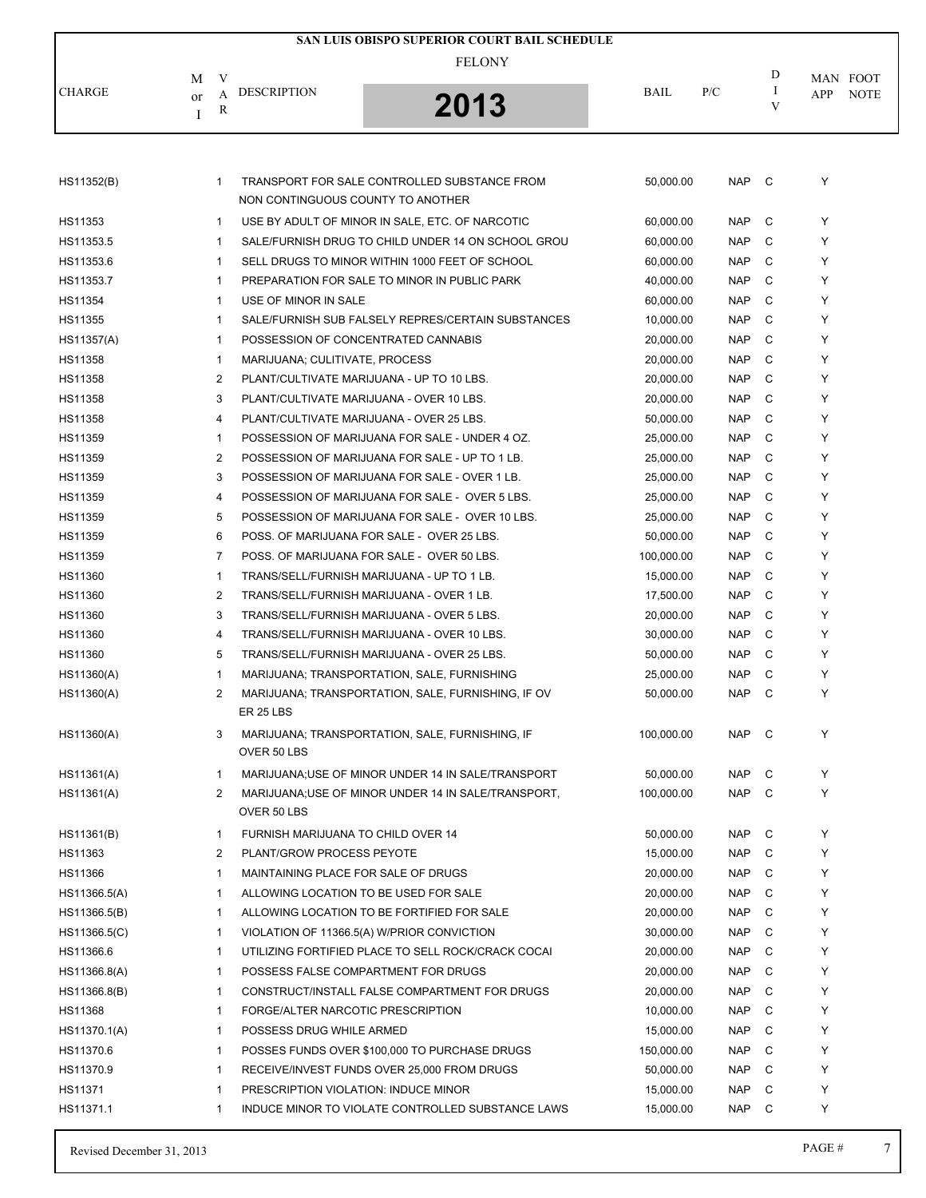# SAN LUIS OBISPO SUPERIOR COURT BAIL SCHEDULE

## FELONY

## 2013

| CHARGE | M or I | VAR | DESCRIPTION | BAIL | P/C | DIV | MAN APP | FOOT NOTE |
|---|---|---|---|---|---|---|---|---|
| HS11352(B) | | 1 | TRANSPORT FOR SALE CONTROLLED SUBSTANCE FROM NON CONTINGUOUS COUNTY TO ANOTHER | 50,000.00 | NAP | C | Y | |
| HS11353 | | 1 | USE BY ADULT OF MINOR IN SALE, ETC. OF NARCOTIC | 60,000.00 | NAP | C | Y | |
| HS11353.5 | | 1 | SALE/FURNISH DRUG TO CHILD UNDER 14 ON SCHOOL GROU | 60,000.00 | NAP | C | Y | |
| HS11353.6 | | 1 | SELL DRUGS TO MINOR WITHIN 1000 FEET OF SCHOOL | 60,000.00 | NAP | C | Y | |
| HS11353.7 | | 1 | PREPARATION FOR SALE TO MINOR IN PUBLIC PARK | 40,000.00 | NAP | C | Y | |
| HS11354 | | 1 | USE OF MINOR IN SALE | 60,000.00 | NAP | C | Y | |
| HS11355 | | 1 | SALE/FURNISH SUB FALSELY REPRES/CERTAIN SUBSTANCES | 10,000.00 | NAP | C | Y | |
| HS11357(A) | | 1 | POSSESSION OF CONCENTRATED CANNABIS | 20,000.00 | NAP | C | Y | |
| HS11358 | | 1 | MARIJUANA; CULITIVATE, PROCESS | 20,000.00 | NAP | C | Y | |
| HS11358 | | 2 | PLANT/CULTIVATE MARIJUANA - UP TO 10 LBS. | 20,000.00 | NAP | C | Y | |
| HS11358 | | 3 | PLANT/CULTIVATE MARIJUANA - OVER 10 LBS. | 20,000.00 | NAP | C | Y | |
| HS11358 | | 4 | PLANT/CULTIVATE MARIJUANA - OVER 25 LBS. | 50,000.00 | NAP | C | Y | |
| HS11359 | | 1 | POSSESSION OF MARIJUANA FOR SALE - UNDER 4 OZ. | 25,000.00 | NAP | C | Y | |
| HS11359 | | 2 | POSSESSION OF MARIJUANA FOR SALE - UP TO 1 LB. | 25,000.00 | NAP | C | Y | |
| HS11359 | | 3 | POSSESSION OF MARIJUANA FOR SALE - OVER 1 LB. | 25,000.00 | NAP | C | Y | |
| HS11359 | | 4 | POSSESSION OF MARIJUANA FOR SALE - OVER 5 LBS. | 25,000.00 | NAP | C | Y | |
| HS11359 | | 5 | POSSESSION OF MARIJUANA FOR SALE - OVER 10 LBS. | 25,000.00 | NAP | C | Y | |
| HS11359 | | 6 | POSS. OF MARIJUANA FOR SALE - OVER 25 LBS. | 50,000.00 | NAP | C | Y | |
| HS11359 | | 7 | POSS. OF MARIJUANA FOR SALE - OVER 50 LBS. | 100,000.00 | NAP | C | Y | |
| HS11360 | | 1 | TRANS/SELL/FURNISH MARIJUANA - UP TO 1 LB. | 15,000.00 | NAP | C | Y | |
| HS11360 | | 2 | TRANS/SELL/FURNISH MARIJUANA - OVER 1 LB. | 17,500.00 | NAP | C | Y | |
| HS11360 | | 3 | TRANS/SELL/FURNISH MARIJUANA - OVER 5 LBS. | 20,000.00 | NAP | C | Y | |
| HS11360 | | 4 | TRANS/SELL/FURNISH MARIJUANA - OVER 10 LBS. | 30,000.00 | NAP | C | Y | |
| HS11360 | | 5 | TRANS/SELL/FURNISH MARIJUANA - OVER 25 LBS. | 50,000.00 | NAP | C | Y | |
| HS11360(A) | | 1 | MARIJUANA; TRANSPORTATION, SALE, FURNISHING | 25,000.00 | NAP | C | Y | |
| HS11360(A) | | 2 | MARIJUANA; TRANSPORTATION, SALE, FURNISHING, IF OV ER 25 LBS | 50,000.00 | NAP | C | Y | |
| HS11360(A) | | 3 | MARIJUANA; TRANSPORTATION, SALE, FURNISHING, IF OVER 50 LBS | 100,000.00 | NAP | C | Y | |
| HS11361(A) | | 1 | MARIJUANA;USE OF MINOR UNDER 14 IN SALE/TRANSPORT | 50,000.00 | NAP | C | Y | |
| HS11361(A) | | 2 | MARIJUANA;USE OF MINOR UNDER 14 IN SALE/TRANSPORT, OVER 50 LBS | 100,000.00 | NAP | C | Y | |
| HS11361(B) | | 1 | FURNISH MARIJUANA TO CHILD OVER 14 | 50,000.00 | NAP | C | Y | |
| HS11363 | | 2 | PLANT/GROW PROCESS PEYOTE | 15,000.00 | NAP | C | Y | |
| HS11366 | | 1 | MAINTAINING PLACE FOR SALE OF DRUGS | 20,000.00 | NAP | C | Y | |
| HS11366.5(A) | | 1 | ALLOWING LOCATION TO BE USED FOR SALE | 20,000.00 | NAP | C | Y | |
| HS11366.5(B) | | 1 | ALLOWING LOCATION TO BE FORTIFIED FOR SALE | 20,000.00 | NAP | C | Y | |
| HS11366.5(C) | | 1 | VIOLATION OF 11366.5(A) W/PRIOR CONVICTION | 30,000.00 | NAP | C | Y | |
| HS11366.6 | | 1 | UTILIZING FORTIFIED PLACE TO SELL ROCK/CRACK COCAI | 20,000.00 | NAP | C | Y | |
| HS11366.8(A) | | 1 | POSSESS FALSE COMPARTMENT FOR DRUGS | 20,000.00 | NAP | C | Y | |
| HS11366.8(B) | | 1 | CONSTRUCT/INSTALL FALSE COMPARTMENT FOR DRUGS | 20,000.00 | NAP | C | Y | |
| HS11368 | | 1 | FORGE/ALTER NARCOTIC PRESCRIPTION | 10,000.00 | NAP | C | Y | |
| HS11370.1(A) | | 1 | POSSESS DRUG WHILE ARMED | 15,000.00 | NAP | C | Y | |
| HS11370.6 | | 1 | POSSES FUNDS OVER $100,000 TO PURCHASE DRUGS | 150,000.00 | NAP | C | Y | |
| HS11370.9 | | 1 | RECEIVE/INVEST FUNDS OVER 25,000 FROM DRUGS | 50,000.00 | NAP | C | Y | |
| HS11371 | | 1 | PRESCRIPTION VIOLATION: INDUCE MINOR | 15,000.00 | NAP | C | Y | |
| HS11371.1 | | 1 | INDUCE MINOR TO VIOLATE CONTROLLED SUBSTANCE LAWS | 15,000.00 | NAP | C | Y | |

Revised December 31, 2013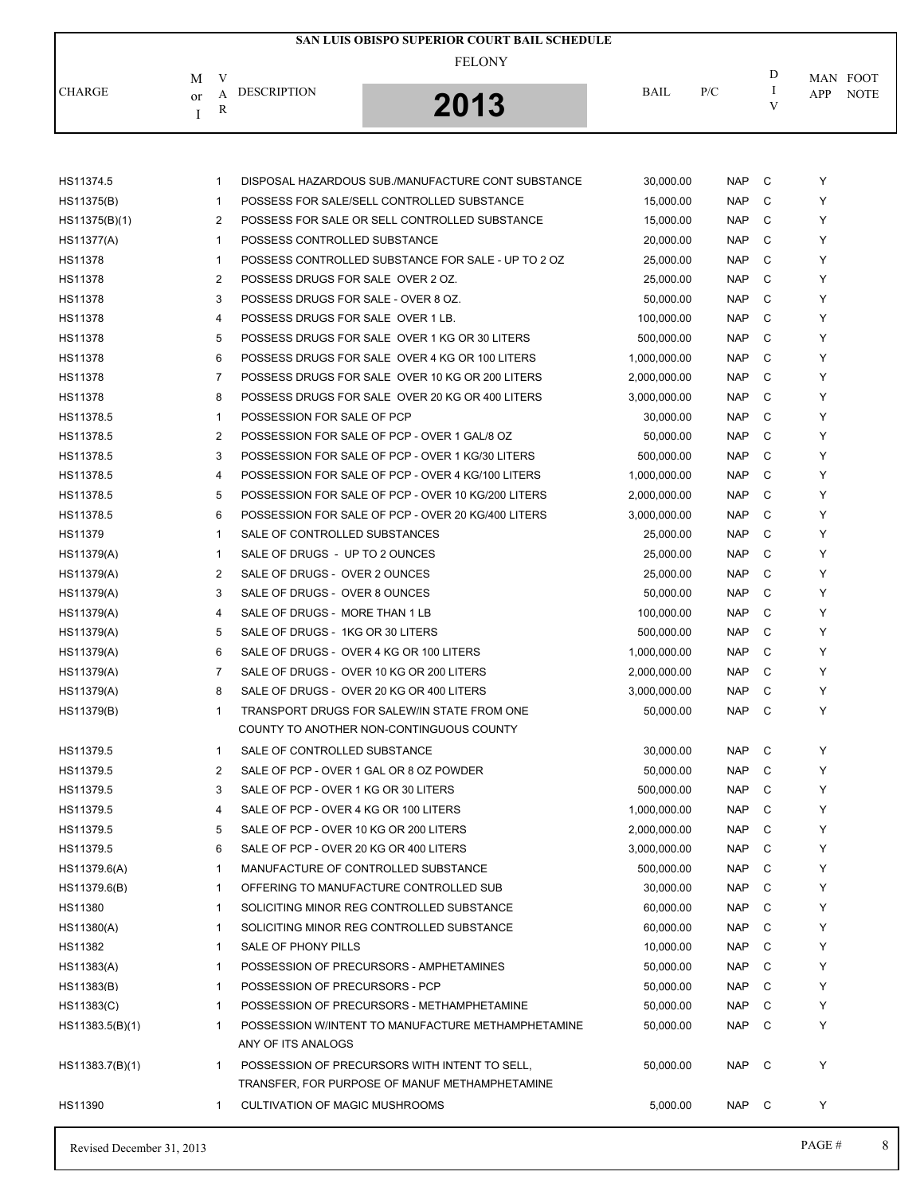# SAN LUIS OBISPO SUPERIOR COURT BAIL SCHEDULE

## FELONY

## 2013

| CHARGE | M or I | VAR | DESCRIPTION | BAIL | P/C | DIV | MAN APP | FOOT NOTE |
|---|---|---|---|---|---|---|---|---|
| HS11374.5 | | 1 | DISPOSAL HAZARDOUS SUB./MANUFACTURE CONT SUBSTANCE | 30,000.00 | NAP | C | Y | |
| HS11375(B) | | 1 | POSSESS FOR SALE/SELL CONTROLLED SUBSTANCE | 15,000.00 | NAP | C | Y | |
| HS11375(B)(1) | | 2 | POSSESS FOR SALE OR SELL CONTROLLED SUBSTANCE | 15,000.00 | NAP | C | Y | |
| HS11377(A) | | 1 | POSSESS CONTROLLED SUBSTANCE | 20,000.00 | NAP | C | Y | |
| HS11378 | | 1 | POSSESS CONTROLLED SUBSTANCE FOR SALE - UP TO 2 OZ | 25,000.00 | NAP | C | Y | |
| HS11378 | | 2 | POSSESS DRUGS FOR SALE OVER 2 OZ. | 25,000.00 | NAP | C | Y | |
| HS11378 | | 3 | POSSESS DRUGS FOR SALE - OVER 8 OZ. | 50,000.00 | NAP | C | Y | |
| HS11378 | | 4 | POSSESS DRUGS FOR SALE OVER 1 LB. | 100,000.00 | NAP | C | Y | |
| HS11378 | | 5 | POSSESS DRUGS FOR SALE OVER 1 KG OR 30 LITERS | 500,000.00 | NAP | C | Y | |
| HS11378 | | 6 | POSSESS DRUGS FOR SALE OVER 4 KG OR 100 LITERS | 1,000,000.00 | NAP | C | Y | |
| HS11378 | | 7 | POSSESS DRUGS FOR SALE OVER 10 KG OR 200 LITERS | 2,000,000.00 | NAP | C | Y | |
| HS11378 | | 8 | POSSESS DRUGS FOR SALE OVER 20 KG OR 400 LITERS | 3,000,000.00 | NAP | C | Y | |
| HS11378.5 | | 1 | POSSESSION FOR SALE OF PCP | 30,000.00 | NAP | C | Y | |
| HS11378.5 | | 2 | POSSESSION FOR SALE OF PCP - OVER 1 GAL/8 OZ | 50,000.00 | NAP | C | Y | |
| HS11378.5 | | 3 | POSSESSION FOR SALE OF PCP - OVER 1 KG/30 LITERS | 500,000.00 | NAP | C | Y | |
| HS11378.5 | | 4 | POSSESSION FOR SALE OF PCP - OVER 4 KG/100 LITERS | 1,000,000.00 | NAP | C | Y | |
| HS11378.5 | | 5 | POSSESSION FOR SALE OF PCP - OVER 10 KG/200 LITERS | 2,000,000.00 | NAP | C | Y | |
| HS11378.5 | | 6 | POSSESSION FOR SALE OF PCP - OVER 20 KG/400 LITERS | 3,000,000.00 | NAP | C | Y | |
| HS11379 | | 1 | SALE OF CONTROLLED SUBSTANCES | 25,000.00 | NAP | C | Y | |
| HS11379(A) | | 1 | SALE OF DRUGS - UP TO 2 OUNCES | 25,000.00 | NAP | C | Y | |
| HS11379(A) | | 2 | SALE OF DRUGS - OVER 2 OUNCES | 25,000.00 | NAP | C | Y | |
| HS11379(A) | | 3 | SALE OF DRUGS - OVER 8 OUNCES | 50,000.00 | NAP | C | Y | |
| HS11379(A) | | 4 | SALE OF DRUGS - MORE THAN 1 LB | 100,000.00 | NAP | C | Y | |
| HS11379(A) | | 5 | SALE OF DRUGS - 1KG OR 30 LITERS | 500,000.00 | NAP | C | Y | |
| HS11379(A) | | 6 | SALE OF DRUGS - OVER 4 KG OR 100 LITERS | 1,000,000.00 | NAP | C | Y | |
| HS11379(A) | | 7 | SALE OF DRUGS - OVER 10 KG OR 200 LITERS | 2,000,000.00 | NAP | C | Y | |
| HS11379(A) | | 8 | SALE OF DRUGS - OVER 20 KG OR 400 LITERS | 3,000,000.00 | NAP | C | Y | |
| HS11379(B) | | 1 | TRANSPORT DRUGS FOR SALEW/IN STATE FROM ONE COUNTY TO ANOTHER NON-CONTINGUOUS COUNTY | 50,000.00 | NAP | C | Y | |
| HS11379.5 | | 1 | SALE OF CONTROLLED SUBSTANCE | 30,000.00 | NAP | C | Y | |
| HS11379.5 | | 2 | SALE OF PCP - OVER 1 GAL OR 8 OZ POWDER | 50,000.00 | NAP | C | Y | |
| HS11379.5 | | 3 | SALE OF PCP - OVER 1 KG OR 30 LITERS | 500,000.00 | NAP | C | Y | |
| HS11379.5 | | 4 | SALE OF PCP - OVER 4 KG OR 100 LITERS | 1,000,000.00 | NAP | C | Y | |
| HS11379.5 | | 5 | SALE OF PCP - OVER 10 KG OR 200 LITERS | 2,000,000.00 | NAP | C | Y | |
| HS11379.5 | | 6 | SALE OF PCP - OVER 20 KG OR 400 LITERS | 3,000,000.00 | NAP | C | Y | |
| HS11379.6(A) | | 1 | MANUFACTURE OF CONTROLLED SUBSTANCE | 500,000.00 | NAP | C | Y | |
| HS11379.6(B) | | 1 | OFFERING TO MANUFACTURE CONTROLLED SUB | 30,000.00 | NAP | C | Y | |
| HS11380 | | 1 | SOLICITING MINOR REG CONTROLLED SUBSTANCE | 60,000.00 | NAP | C | Y | |
| HS11380(A) | | 1 | SOLICITING MINOR REG CONTROLLED SUBSTANCE | 60,000.00 | NAP | C | Y | |
| HS11382 | | 1 | SALE OF PHONY PILLS | 10,000.00 | NAP | C | Y | |
| HS11383(A) | | 1 | POSSESSION OF PRECURSORS - AMPHETAMINES | 50,000.00 | NAP | C | Y | |
| HS11383(B) | | 1 | POSSESSION OF PRECURSORS - PCP | 50,000.00 | NAP | C | Y | |
| HS11383(C) | | 1 | POSSESSION OF PRECURSORS - METHAMPHETAMINE | 50,000.00 | NAP | C | Y | |
| HS11383.5(B)(1) | | 1 | POSSESSION W/INTENT TO MANUFACTURE METHAMPHETAMINE ANY OF ITS ANALOGS | 50,000.00 | NAP | C | Y | |
| HS11383.7(B)(1) | | 1 | POSSESSION OF PRECURSORS WITH INTENT TO SELL, TRANSFER, FOR PURPOSE OF MANUF METHAMPHETAMINE | 50,000.00 | NAP | C | Y | |
| HS11390 | | 1 | CULTIVATION OF MAGIC MUSHROOMS | 5,000.00 | NAP | C | Y | |

Revised December 31, 2013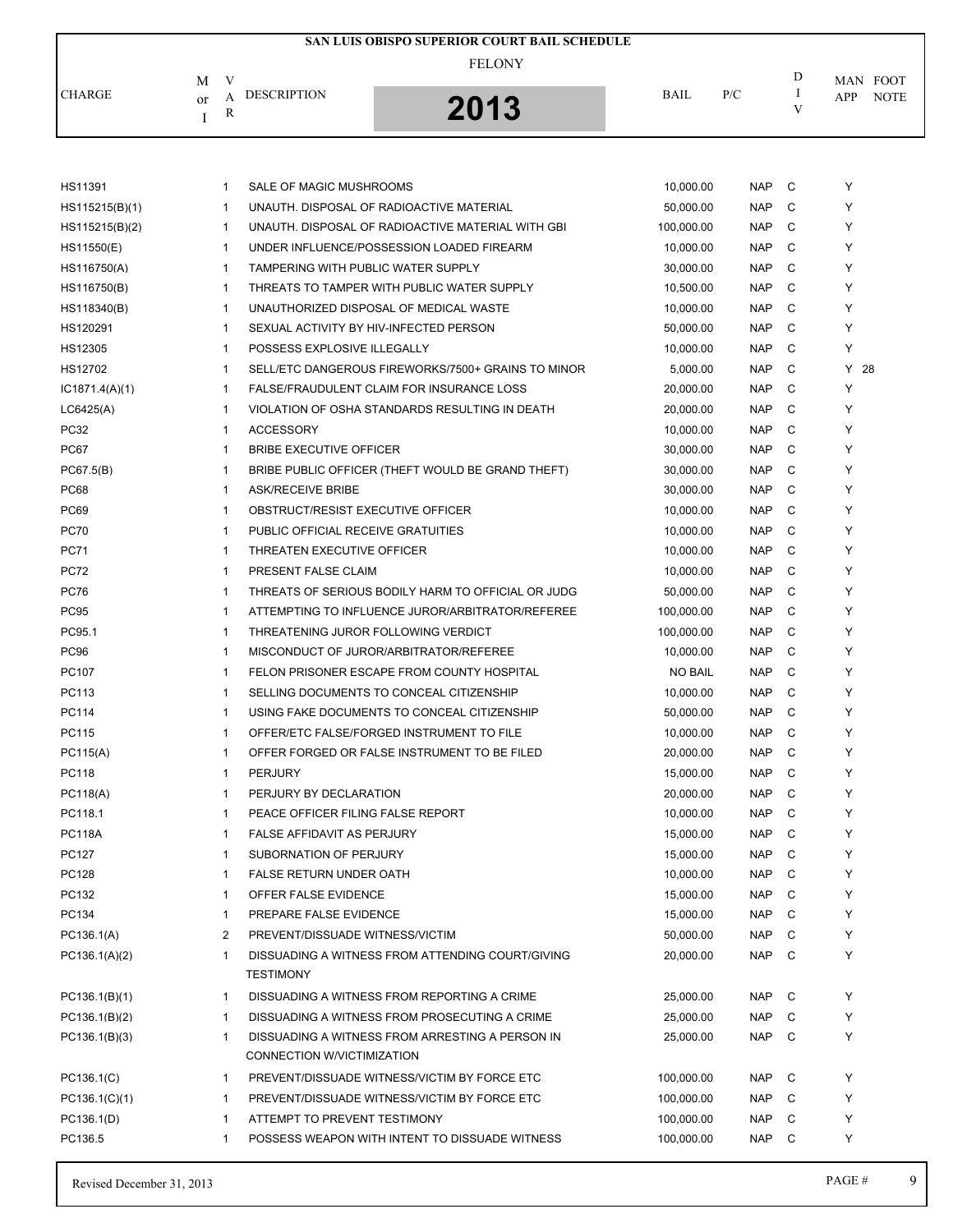# SAN LUIS OBISPO SUPERIOR COURT BAIL SCHEDULE

FELONY

2013

| CHARGE | M or I | VAR | DESCRIPTION | BAIL | P/C | DIV | MAN APP | FOOT NOTE |
|---|---|---|---|---|---|---|---|---|
| HS11391 | | 1 | SALE OF MAGIC MUSHROOMS | 10,000.00 | NAP | C | Y | |
| HS115215(B)(1) | | 1 | UNAUTH. DISPOSAL OF RADIOACTIVE MATERIAL | 50,000.00 | NAP | C | Y | |
| HS115215(B)(2) | | 1 | UNAUTH. DISPOSAL OF RADIOACTIVE MATERIAL WITH GBI | 100,000.00 | NAP | C | Y | |
| HS11550(E) | | 1 | UNDER INFLUENCE/POSSESSION LOADED FIREARM | 10,000.00 | NAP | C | Y | |
| HS116750(A) | | 1 | TAMPERING WITH PUBLIC WATER SUPPLY | 30,000.00 | NAP | C | Y | |
| HS116750(B) | | 1 | THREATS TO TAMPER WITH PUBLIC WATER SUPPLY | 10,500.00 | NAP | C | Y | |
| HS118340(B) | | 1 | UNAUTHORIZED DISPOSAL OF MEDICAL WASTE | 10,000.00 | NAP | C | Y | |
| HS120291 | | 1 | SEXUAL ACTIVITY BY HIV-INFECTED PERSON | 50,000.00 | NAP | C | Y | |
| HS12305 | | 1 | POSSESS EXPLOSIVE ILLEGALLY | 10,000.00 | NAP | C | Y | |
| HS12702 | | 1 | SELL/ETC DANGEROUS FIREWORKS/7500+ GRAINS TO MINOR | 5,000.00 | NAP | C | Y | 28 |
| IC1871.4(A)(1) | | 1 | FALSE/FRAUDULENT CLAIM FOR INSURANCE LOSS | 20,000.00 | NAP | C | Y | |
| LC6425(A) | | 1 | VIOLATION OF OSHA STANDARDS RESULTING IN DEATH | 20,000.00 | NAP | C | Y | |
| PC32 | | 1 | ACCESSORY | 10,000.00 | NAP | C | Y | |
| PC67 | | 1 | BRIBE EXECUTIVE OFFICER | 30,000.00 | NAP | C | Y | |
| PC67.5(B) | | 1 | BRIBE PUBLIC OFFICER (THEFT WOULD BE GRAND THEFT) | 30,000.00 | NAP | C | Y | |
| PC68 | | 1 | ASK/RECEIVE BRIBE | 30,000.00 | NAP | C | Y | |
| PC69 | | 1 | OBSTRUCT/RESIST EXECUTIVE OFFICER | 10,000.00 | NAP | C | Y | |
| PC70 | | 1 | PUBLIC OFFICIAL RECEIVE GRATUITIES | 10,000.00 | NAP | C | Y | |
| PC71 | | 1 | THREATEN EXECUTIVE OFFICER | 10,000.00 | NAP | C | Y | |
| PC72 | | 1 | PRESENT FALSE CLAIM | 10,000.00 | NAP | C | Y | |
| PC76 | | 1 | THREATS OF SERIOUS BODILY HARM TO OFFICIAL OR JUDG | 50,000.00 | NAP | C | Y | |
| PC95 | | 1 | ATTEMPTING TO INFLUENCE JUROR/ARBITRATOR/REFEREE | 100,000.00 | NAP | C | Y | |
| PC95.1 | | 1 | THREATENING JUROR FOLLOWING VERDICT | 100,000.00 | NAP | C | Y | |
| PC96 | | 1 | MISCONDUCT OF JUROR/ARBITRATOR/REFEREE | 10,000.00 | NAP | C | Y | |
| PC107 | | 1 | FELON PRISONER ESCAPE FROM COUNTY HOSPITAL | NO BAIL | NAP | C | Y | |
| PC113 | | 1 | SELLING DOCUMENTS TO CONCEAL CITIZENSHIP | 10,000.00 | NAP | C | Y | |
| PC114 | | 1 | USING FAKE DOCUMENTS TO CONCEAL CITIZENSHIP | 50,000.00 | NAP | C | Y | |
| PC115 | | 1 | OFFER/ETC FALSE/FORGED INSTRUMENT TO FILE | 10,000.00 | NAP | C | Y | |
| PC115(A) | | 1 | OFFER FORGED OR FALSE INSTRUMENT TO BE FILED | 20,000.00 | NAP | C | Y | |
| PC118 | | 1 | PERJURY | 15,000.00 | NAP | C | Y | |
| PC118(A) | | 1 | PERJURY BY DECLARATION | 20,000.00 | NAP | C | Y | |
| PC118.1 | | 1 | PEACE OFFICER FILING FALSE REPORT | 10,000.00 | NAP | C | Y | |
| PC118A | | 1 | FALSE AFFIDAVIT AS PERJURY | 15,000.00 | NAP | C | Y | |
| PC127 | | 1 | SUBORNATION OF PERJURY | 15,000.00 | NAP | C | Y | |
| PC128 | | 1 | FALSE RETURN UNDER OATH | 10,000.00 | NAP | C | Y | |
| PC132 | | 1 | OFFER FALSE EVIDENCE | 15,000.00 | NAP | C | Y | |
| PC134 | | 1 | PREPARE FALSE EVIDENCE | 15,000.00 | NAP | C | Y | |
| PC136.1(A) | | 2 | PREVENT/DISSUADE WITNESS/VICTIM | 50,000.00 | NAP | C | Y | |
| PC136.1(A)(2) | | 1 | DISSUADING A WITNESS FROM ATTENDING COURT/GIVING TESTIMONY | 20,000.00 | NAP | C | Y | |
| PC136.1(B)(1) | | 1 | DISSUADING A WITNESS FROM REPORTING A CRIME | 25,000.00 | NAP | C | Y | |
| PC136.1(B)(2) | | 1 | DISSUADING A WITNESS FROM PROSECUTING A CRIME | 25,000.00 | NAP | C | Y | |
| PC136.1(B)(3) | | 1 | DISSUADING A WITNESS FROM ARRESTING A PERSON IN CONNECTION W/VICTIMIZATION | 25,000.00 | NAP | C | Y | |
| PC136.1(C) | | 1 | PREVENT/DISSUADE WITNESS/VICTIM BY FORCE ETC | 100,000.00 | NAP | C | Y | |
| PC136.1(C)(1) | | 1 | PREVENT/DISSUADE WITNESS/VICTIM BY FORCE ETC | 100,000.00 | NAP | C | Y | |
| PC136.1(D) | | 1 | ATTEMPT TO PREVENT TESTIMONY | 100,000.00 | NAP | C | Y | |
| PC136.5 | | 1 | POSSESS WEAPON WITH INTENT TO DISSUADE WITNESS | 100,000.00 | NAP | C | Y | |

Revised December 31, 2013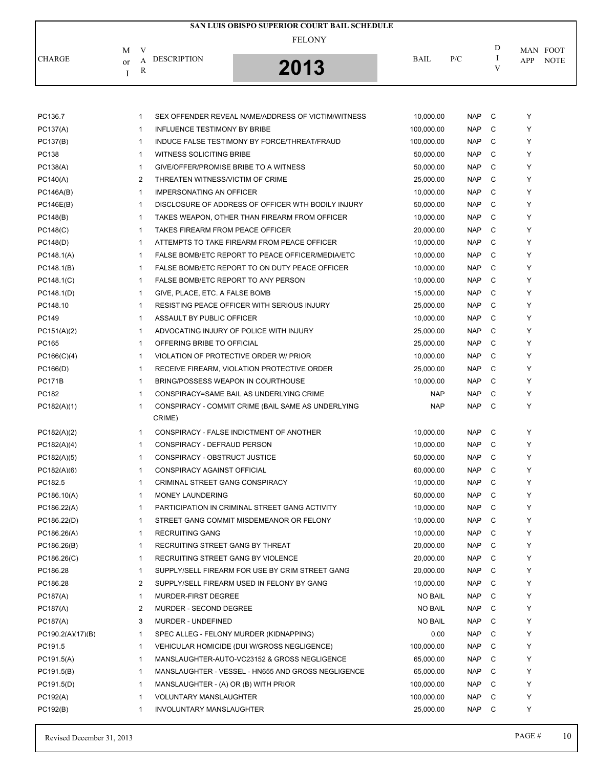# SAN LUIS OBISPO SUPERIOR COURT BAIL SCHEDULE

FELONY

2013

| CHARGE | M or I | VAR | DESCRIPTION | BAIL | P/C | DIV | MAN APP | FOOT NOTE |
|---|---|---|---|---|---|---|---|---|
| PC136.7 | | 1 | SEX OFFENDER REVEAL NAME/ADDRESS OF VICTIM/WITNESS | 10,000.00 | NAP | C | Y | |
| PC137(A) | | 1 | INFLUENCE TESTIMONY BY BRIBE | 100,000.00 | NAP | C | Y | |
| PC137(B) | | 1 | INDUCE FALSE TESTIMONY BY FORCE/THREAT/FRAUD | 100,000.00 | NAP | C | Y | |
| PC138 | | 1 | WITNESS SOLICITING BRIBE | 50,000.00 | NAP | C | Y | |
| PC138(A) | | 1 | GIVE/OFFER/PROMISE BRIBE TO A WITNESS | 50,000.00 | NAP | C | Y | |
| PC140(A) | | 2 | THREATEN WITNESS/VICTIM OF CRIME | 25,000.00 | NAP | C | Y | |
| PC146A(B) | | 1 | IMPERSONATING AN OFFICER | 10,000.00 | NAP | C | Y | |
| PC146E(B) | | 1 | DISCLOSURE OF ADDRESS OF OFFICER WTH BODILY INJURY | 50,000.00 | NAP | C | Y | |
| PC148(B) | | 1 | TAKES WEAPON, OTHER THAN FIREARM FROM OFFICER | 10,000.00 | NAP | C | Y | |
| PC148(C) | | 1 | TAKES FIREARM FROM PEACE OFFICER | 20,000.00 | NAP | C | Y | |
| PC148(D) | | 1 | ATTEMPTS TO TAKE FIREARM FROM PEACE OFFICER | 10,000.00 | NAP | C | Y | |
| PC148.1(A) | | 1 | FALSE BOMB/ETC REPORT TO PEACE OFFICER/MEDIA/ETC | 10,000.00 | NAP | C | Y | |
| PC148.1(B) | | 1 | FALSE BOMB/ETC REPORT TO ON DUTY PEACE OFFICER | 10,000.00 | NAP | C | Y | |
| PC148.1(C) | | 1 | FALSE BOMB/ETC REPORT TO ANY PERSON | 10,000.00 | NAP | C | Y | |
| PC148.1(D) | | 1 | GIVE, PLACE, ETC. A FALSE BOMB | 15,000.00 | NAP | C | Y | |
| PC148.10 | | 1 | RESISTING PEACE OFFICER WITH SERIOUS INJURY | 25,000.00 | NAP | C | Y | |
| PC149 | | 1 | ASSAULT BY PUBLIC OFFICER | 10,000.00 | NAP | C | Y | |
| PC151(A)(2) | | 1 | ADVOCATING INJURY OF POLICE WITH INJURY | 25,000.00 | NAP | C | Y | |
| PC165 | | 1 | OFFERING BRIBE TO OFFICIAL | 25,000.00 | NAP | C | Y | |
| PC166(C)(4) | | 1 | VIOLATION OF PROTECTIVE ORDER W/ PRIOR | 10,000.00 | NAP | C | Y | |
| PC166(D) | | 1 | RECEIVE FIREARM, VIOLATION PROTECTIVE ORDER | 25,000.00 | NAP | C | Y | |
| PC171B | | 1 | BRING/POSSESS WEAPON IN COURTHOUSE | 10,000.00 | NAP | C | Y | |
| PC182 | | 1 | CONSPIRACY=SAME BAIL AS UNDERLYING CRIME | NAP | NAP | C | Y | |
| PC182(A)(1) | | 1 | CONSPIRACY - COMMIT CRIME (BAIL SAME AS UNDERLYING CRIME) | NAP | NAP | C | Y | |
| PC182(A)(2) | | 1 | CONSPIRACY - FALSE INDICTMENT OF ANOTHER | 10,000.00 | NAP | C | Y | |
| PC182(A)(4) | | 1 | CONSPIRACY - DEFRAUD PERSON | 10,000.00 | NAP | C | Y | |
| PC182(A)(5) | | 1 | CONSPIRACY - OBSTRUCT JUSTICE | 50,000.00 | NAP | C | Y | |
| PC182(A)(6) | | 1 | CONSPIRACY AGAINST OFFICIAL | 60,000.00 | NAP | C | Y | |
| PC182.5 | | 1 | CRIMINAL STREET GANG CONSPIRACY | 10,000.00 | NAP | C | Y | |
| PC186.10(A) | | 1 | MONEY LAUNDERING | 50,000.00 | NAP | C | Y | |
| PC186.22(A) | | 1 | PARTICIPATION IN CRIMINAL STREET GANG ACTIVITY | 10,000.00 | NAP | C | Y | |
| PC186.22(D) | | 1 | STREET GANG COMMIT MISDEMEANOR OR FELONY | 10,000.00 | NAP | C | Y | |
| PC186.26(A) | | 1 | RECRUITING GANG | 10,000.00 | NAP | C | Y | |
| PC186.26(B) | | 1 | RECRUITING STREET GANG BY THREAT | 20,000.00 | NAP | C | Y | |
| PC186.26(C) | | 1 | RECRUITING STREET GANG BY VIOLENCE | 20,000.00 | NAP | C | Y | |
| PC186.28 | | 1 | SUPPLY/SELL FIREARM FOR USE BY CRIM STREET GANG | 20,000.00 | NAP | C | Y | |
| PC186.28 | | 2 | SUPPLY/SELL FIREARM USED IN FELONY BY GANG | 10,000.00 | NAP | C | Y | |
| PC187(A) | | 1 | MURDER-FIRST DEGREE | NO BAIL | NAP | C | Y | |
| PC187(A) | | 2 | MURDER - SECOND DEGREE | NO BAIL | NAP | C | Y | |
| PC187(A) | | 3 | MURDER - UNDEFINED | NO BAIL | NAP | C | Y | |
| PC190.2(A)(17)(B) | | 1 | SPEC ALLEG - FELONY MURDER (KIDNAPPING) | 0.00 | NAP | C | Y | |
| PC191.5 | | 1 | VEHICULAR HOMICIDE (DUI W/GROSS NEGLIGENCE) | 100,000.00 | NAP | C | Y | |
| PC191.5(A) | | 1 | MANSLAUGHTER-AUTO-VC23152 & GROSS NEGLIGENCE | 65,000.00 | NAP | C | Y | |
| PC191.5(B) | | 1 | MANSLAUGHTER - VESSEL - HN655 AND GROSS NEGLIGENCE | 65,000.00 | NAP | C | Y | |
| PC191.5(D) | | 1 | MANSLAUGHTER - (A) OR (B) WITH PRIOR | 100,000.00 | NAP | C | Y | |
| PC192(A) | | 1 | VOLUNTARY MANSLAUGHTER | 100,000.00 | NAP | C | Y | |
| PC192(B) | | 1 | INVOLUNTARY MANSLAUGHTER | 25,000.00 | NAP | C | Y | |

Revised December 31, 2013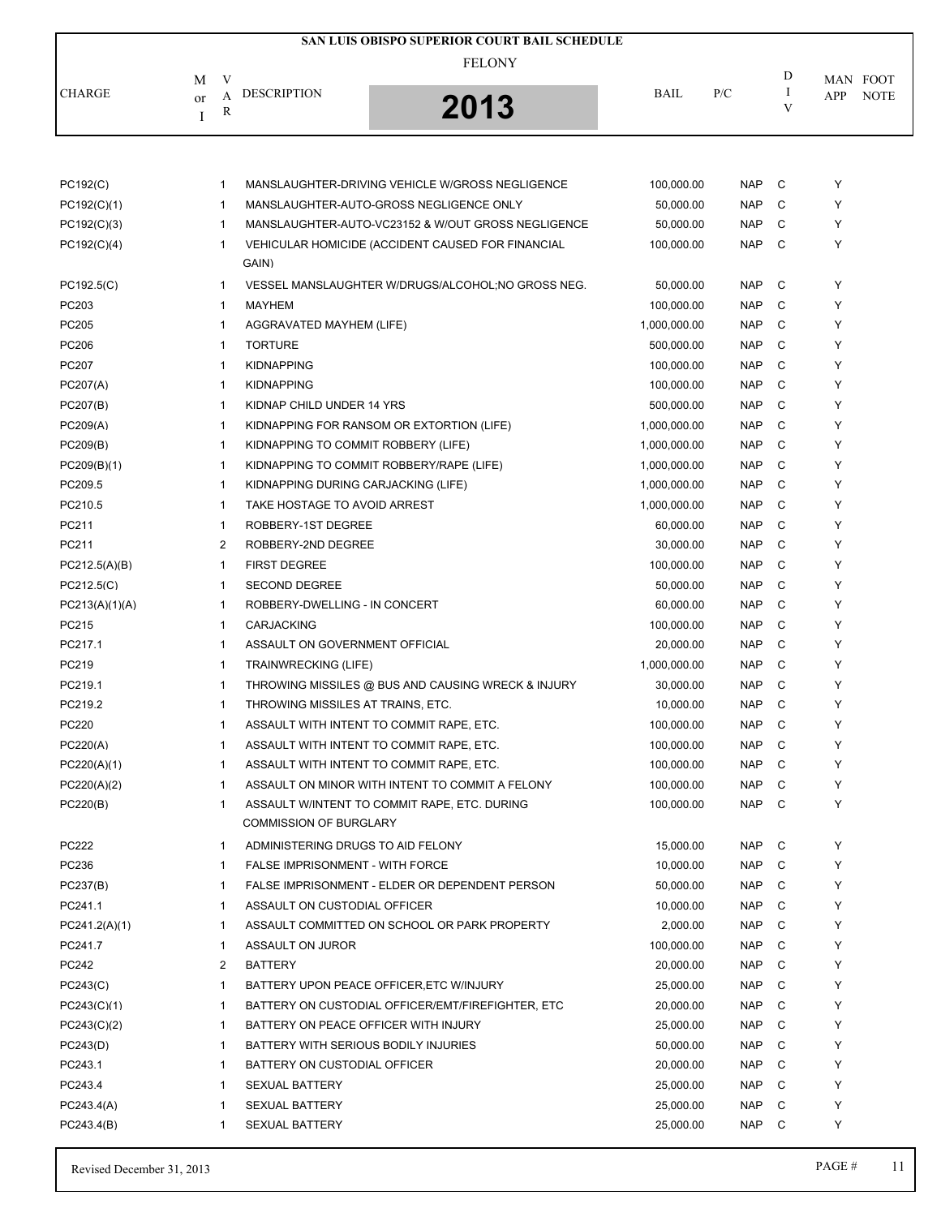# SAN LUIS OBISPO SUPERIOR COURT BAIL SCHEDULE

FELONY

2013

| CHARGE | M or I | VAR | DESCRIPTION | BAIL | P/C | DIV | MAN APP | FOOT NOTE |
|---|---|---|---|---|---|---|---|---|
| PC192(C) | | 1 | MANSLAUGHTER-DRIVING VEHICLE W/GROSS NEGLIGENCE | 100,000.00 | NAP | C | Y | |
| PC192(C)(1) | | 1 | MANSLAUGHTER-AUTO-GROSS NEGLIGENCE ONLY | 50,000.00 | NAP | C | Y | |
| PC192(C)(3) | | 1 | MANSLAUGHTER-AUTO-VC23152 & W/OUT GROSS NEGLIGENCE | 50,000.00 | NAP | C | Y | |
| PC192(C)(4) | | 1 | VEHICULAR HOMICIDE (ACCIDENT CAUSED FOR FINANCIAL GAIN) | 100,000.00 | NAP | C | Y | |
| PC192.5(C) | | 1 | VESSEL MANSLAUGHTER W/DRUGS/ALCOHOL;NO GROSS NEG. | 50,000.00 | NAP | C | Y | |
| PC203 | | 1 | MAYHEM | 100,000.00 | NAP | C | Y | |
| PC205 | | 1 | AGGRAVATED MAYHEM (LIFE) | 1,000,000.00 | NAP | C | Y | |
| PC206 | | 1 | TORTURE | 500,000.00 | NAP | C | Y | |
| PC207 | | 1 | KIDNAPPING | 100,000.00 | NAP | C | Y | |
| PC207(A) | | 1 | KIDNAPPING | 100,000.00 | NAP | C | Y | |
| PC207(B) | | 1 | KIDNAP CHILD UNDER 14 YRS | 500,000.00 | NAP | C | Y | |
| PC209(A) | | 1 | KIDNAPPING FOR RANSOM OR EXTORTION (LIFE) | 1,000,000.00 | NAP | C | Y | |
| PC209(B) | | 1 | KIDNAPPING TO COMMIT ROBBERY (LIFE) | 1,000,000.00 | NAP | C | Y | |
| PC209(B)(1) | | 1 | KIDNAPPING TO COMMIT ROBBERY/RAPE (LIFE) | 1,000,000.00 | NAP | C | Y | |
| PC209.5 | | 1 | KIDNAPPING DURING CARJACKING (LIFE) | 1,000,000.00 | NAP | C | Y | |
| PC210.5 | | 1 | TAKE HOSTAGE TO AVOID ARREST | 1,000,000.00 | NAP | C | Y | |
| PC211 | | 1 | ROBBERY-1ST DEGREE | 60,000.00 | NAP | C | Y | |
| PC211 | | 2 | ROBBERY-2ND DEGREE | 30,000.00 | NAP | C | Y | |
| PC212.5(A)(B) | | 1 | FIRST DEGREE | 100,000.00 | NAP | C | Y | |
| PC212.5(C) | | 1 | SECOND DEGREE | 50,000.00 | NAP | C | Y | |
| PC213(A)(1)(A) | | 1 | ROBBERY-DWELLING - IN CONCERT | 60,000.00 | NAP | C | Y | |
| PC215 | | 1 | CARJACKING | 100,000.00 | NAP | C | Y | |
| PC217.1 | | 1 | ASSAULT ON GOVERNMENT OFFICIAL | 20,000.00 | NAP | C | Y | |
| PC219 | | 1 | TRAINWRECKING (LIFE) | 1,000,000.00 | NAP | C | Y | |
| PC219.1 | | 1 | THROWING MISSILES @ BUS AND CAUSING WRECK & INJURY | 30,000.00 | NAP | C | Y | |
| PC219.2 | | 1 | THROWING MISSILES AT TRAINS, ETC. | 10,000.00 | NAP | C | Y | |
| PC220 | | 1 | ASSAULT WITH INTENT TO COMMIT RAPE, ETC. | 100,000.00 | NAP | C | Y | |
| PC220(A) | | 1 | ASSAULT WITH INTENT TO COMMIT RAPE, ETC. | 100,000.00 | NAP | C | Y | |
| PC220(A)(1) | | 1 | ASSAULT WITH INTENT TO COMMIT RAPE, ETC. | 100,000.00 | NAP | C | Y | |
| PC220(A)(2) | | 1 | ASSAULT ON MINOR WITH INTENT TO COMMIT A FELONY | 100,000.00 | NAP | C | Y | |
| PC220(B) | | 1 | ASSAULT W/INTENT TO COMMIT RAPE, ETC. DURING COMMISSION OF BURGLARY | 100,000.00 | NAP | C | Y | |
| PC222 | | 1 | ADMINISTERING DRUGS TO AID FELONY | 15,000.00 | NAP | C | Y | |
| PC236 | | 1 | FALSE IMPRISONMENT - WITH FORCE | 10,000.00 | NAP | C | Y | |
| PC237(B) | | 1 | FALSE IMPRISONMENT - ELDER OR DEPENDENT PERSON | 50,000.00 | NAP | C | Y | |
| PC241.1 | | 1 | ASSAULT ON CUSTODIAL OFFICER | 10,000.00 | NAP | C | Y | |
| PC241.2(A)(1) | | 1 | ASSAULT COMMITTED ON SCHOOL OR PARK PROPERTY | 2,000.00 | NAP | C | Y | |
| PC241.7 | | 1 | ASSAULT ON JUROR | 100,000.00 | NAP | C | Y | |
| PC242 | | 2 | BATTERY | 20,000.00 | NAP | C | Y | |
| PC243(C) | | 1 | BATTERY UPON PEACE OFFICER,ETC W/INJURY | 25,000.00 | NAP | C | Y | |
| PC243(C)(1) | | 1 | BATTERY ON CUSTODIAL OFFICER/EMT/FIREFIGHTER, ETC | 20,000.00 | NAP | C | Y | |
| PC243(C)(2) | | 1 | BATTERY ON PEACE OFFICER WITH INJURY | 25,000.00 | NAP | C | Y | |
| PC243(D) | | 1 | BATTERY WITH SERIOUS BODILY INJURIES | 50,000.00 | NAP | C | Y | |
| PC243.1 | | 1 | BATTERY ON CUSTODIAL OFFICER | 20,000.00 | NAP | C | Y | |
| PC243.4 | | 1 | SEXUAL BATTERY | 25,000.00 | NAP | C | Y | |
| PC243.4(A) | | 1 | SEXUAL BATTERY | 25,000.00 | NAP | C | Y | |
| PC243.4(B) | | 1 | SEXUAL BATTERY | 25,000.00 | NAP | C | Y | |

Revised December 31, 2013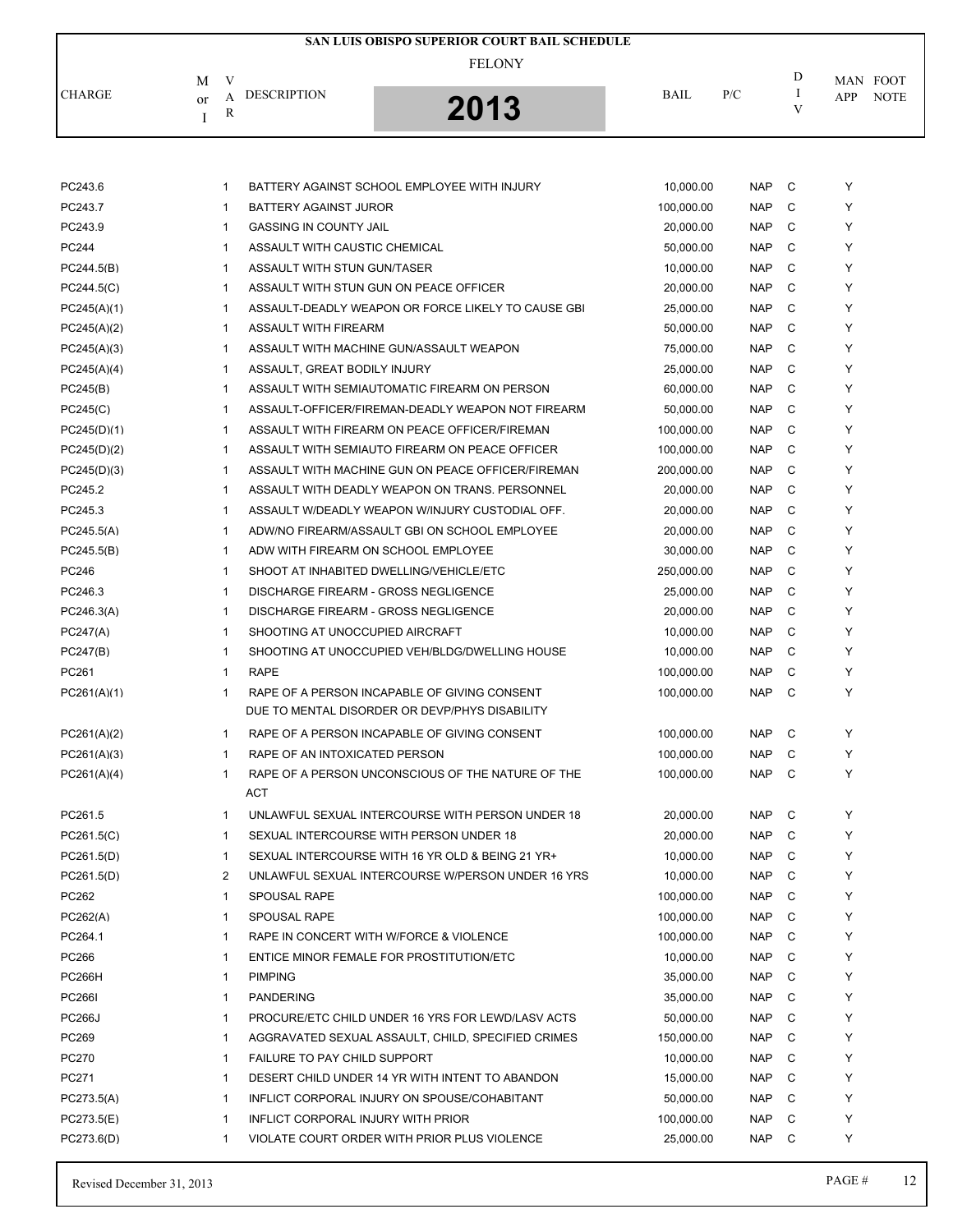# SAN LUIS OBISPO SUPERIOR COURT BAIL SCHEDULE

FELONY

2013

| CHARGE | M or I | VAR | DESCRIPTION | BAIL | P/C | DIV | MAN APP | FOOT NOTE |
|---|---|---|---|---|---|---|---|---|
| PC243.6 | | 1 | BATTERY AGAINST SCHOOL EMPLOYEE WITH INJURY | 10,000.00 | NAP | C | Y | |
| PC243.7 | | 1 | BATTERY AGAINST JUROR | 100,000.00 | NAP | C | Y | |
| PC243.9 | | 1 | GASSING IN COUNTY JAIL | 20,000.00 | NAP | C | Y | |
| PC244 | | 1 | ASSAULT WITH CAUSTIC CHEMICAL | 50,000.00 | NAP | C | Y | |
| PC244.5(B) | | 1 | ASSAULT WITH STUN GUN/TASER | 10,000.00 | NAP | C | Y | |
| PC244.5(C) | | 1 | ASSAULT WITH STUN GUN ON PEACE OFFICER | 20,000.00 | NAP | C | Y | |
| PC245(A)(1) | | 1 | ASSAULT-DEADLY WEAPON OR FORCE LIKELY TO CAUSE GBI | 25,000.00 | NAP | C | Y | |
| PC245(A)(2) | | 1 | ASSAULT WITH FIREARM | 50,000.00 | NAP | C | Y | |
| PC245(A)(3) | | 1 | ASSAULT WITH MACHINE GUN/ASSAULT WEAPON | 75,000.00 | NAP | C | Y | |
| PC245(A)(4) | | 1 | ASSAULT, GREAT BODILY INJURY | 25,000.00 | NAP | C | Y | |
| PC245(B) | | 1 | ASSAULT WITH SEMIAUTOMATIC FIREARM ON PERSON | 60,000.00 | NAP | C | Y | |
| PC245(C) | | 1 | ASSAULT-OFFICER/FIREMAN-DEADLY WEAPON NOT FIREARM | 50,000.00 | NAP | C | Y | |
| PC245(D)(1) | | 1 | ASSAULT WITH FIREARM ON PEACE OFFICER/FIREMAN | 100,000.00 | NAP | C | Y | |
| PC245(D)(2) | | 1 | ASSAULT WITH SEMIAUTO FIREARM ON PEACE OFFICER | 100,000.00 | NAP | C | Y | |
| PC245(D)(3) | | 1 | ASSAULT WITH MACHINE GUN ON PEACE OFFICER/FIREMAN | 200,000.00 | NAP | C | Y | |
| PC245.2 | | 1 | ASSAULT WITH DEADLY WEAPON ON TRANS. PERSONNEL | 20,000.00 | NAP | C | Y | |
| PC245.3 | | 1 | ASSAULT W/DEADLY WEAPON W/INJURY CUSTODIAL OFF. | 20,000.00 | NAP | C | Y | |
| PC245.5(A) | | 1 | ADW/NO FIREARM/ASSAULT GBI ON SCHOOL EMPLOYEE | 20,000.00 | NAP | C | Y | |
| PC245.5(B) | | 1 | ADW WITH FIREARM ON SCHOOL EMPLOYEE | 30,000.00 | NAP | C | Y | |
| PC246 | | 1 | SHOOT AT INHABITED DWELLING/VEHICLE/ETC | 250,000.00 | NAP | C | Y | |
| PC246.3 | | 1 | DISCHARGE FIREARM - GROSS NEGLIGENCE | 25,000.00 | NAP | C | Y | |
| PC246.3(A) | | 1 | DISCHARGE FIREARM - GROSS NEGLIGENCE | 20,000.00 | NAP | C | Y | |
| PC247(A) | | 1 | SHOOTING AT UNOCCUPIED AIRCRAFT | 10,000.00 | NAP | C | Y | |
| PC247(B) | | 1 | SHOOTING AT UNOCCUPIED VEH/BLDG/DWELLING HOUSE | 10,000.00 | NAP | C | Y | |
| PC261 | | 1 | RAPE | 100,000.00 | NAP | C | Y | |
| PC261(A)(1) | | 1 | RAPE OF A PERSON INCAPABLE OF GIVING CONSENT DUE TO MENTAL DISORDER OR DEVP/PHYS DISABILITY | 100,000.00 | NAP | C | Y | |
| PC261(A)(2) | | 1 | RAPE OF A PERSON INCAPABLE OF GIVING CONSENT | 100,000.00 | NAP | C | Y | |
| PC261(A)(3) | | 1 | RAPE OF AN INTOXICATED PERSON | 100,000.00 | NAP | C | Y | |
| PC261(A)(4) | | 1 | RAPE OF A PERSON UNCONSCIOUS OF THE NATURE OF THE ACT | 100,000.00 | NAP | C | Y | |
| PC261.5 | | 1 | UNLAWFUL SEXUAL INTERCOURSE WITH PERSON UNDER 18 | 20,000.00 | NAP | C | Y | |
| PC261.5(C) | | 1 | SEXUAL INTERCOURSE WITH PERSON UNDER 18 | 20,000.00 | NAP | C | Y | |
| PC261.5(D) | | 1 | SEXUAL INTERCOURSE WITH 16 YR OLD & BEING 21 YR+ | 10,000.00 | NAP | C | Y | |
| PC261.5(D) | | 2 | UNLAWFUL SEXUAL INTERCOURSE W/PERSON UNDER 16 YRS | 10,000.00 | NAP | C | Y | |
| PC262 | | 1 | SPOUSAL RAPE | 100,000.00 | NAP | C | Y | |
| PC262(A) | | 1 | SPOUSAL RAPE | 100,000.00 | NAP | C | Y | |
| PC264.1 | | 1 | RAPE IN CONCERT WITH W/FORCE & VIOLENCE | 100,000.00 | NAP | C | Y | |
| PC266 | | 1 | ENTICE MINOR FEMALE FOR PROSTITUTION/ETC | 10,000.00 | NAP | C | Y | |
| PC266H | | 1 | PIMPING | 35,000.00 | NAP | C | Y | |
| PC266I | | 1 | PANDERING | 35,000.00 | NAP | C | Y | |
| PC266J | | 1 | PROCURE/ETC CHILD UNDER 16 YRS FOR LEWD/LASV ACTS | 50,000.00 | NAP | C | Y | |
| PC269 | | 1 | AGGRAVATED SEXUAL ASSAULT, CHILD, SPECIFIED CRIMES | 150,000.00 | NAP | C | Y | |
| PC270 | | 1 | FAILURE TO PAY CHILD SUPPORT | 10,000.00 | NAP | C | Y | |
| PC271 | | 1 | DESERT CHILD UNDER 14 YR WITH INTENT TO ABANDON | 15,000.00 | NAP | C | Y | |
| PC273.5(A) | | 1 | INFLICT CORPORAL INJURY ON SPOUSE/COHABITANT | 50,000.00 | NAP | C | Y | |
| PC273.5(E) | | 1 | INFLICT CORPORAL INJURY WITH PRIOR | 100,000.00 | NAP | C | Y | |
| PC273.6(D) | | 1 | VIOLATE COURT ORDER WITH PRIOR PLUS VIOLENCE | 25,000.00 | NAP | C | Y | |

Revised December 31, 2013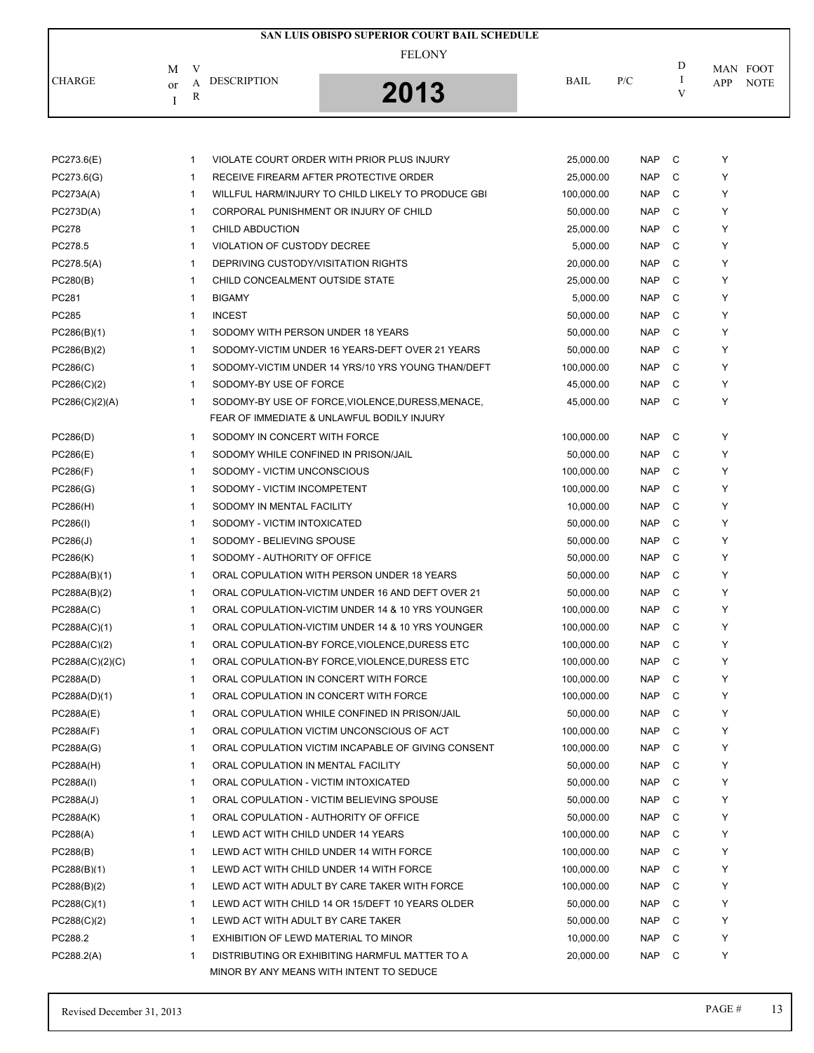# SAN LUIS OBISPO SUPERIOR COURT BAIL SCHEDULE

FELONY

**2013**

| CHARGE | M or I | VAR | DESCRIPTION | BAIL | P/C | DIV | MAN APP | FOOT NOTE |
|---|---|---|---|---|---|---|---|---|
| PC273.6(E) | | 1 | VIOLATE COURT ORDER WITH PRIOR PLUS INJURY | 25,000.00 | NAP | C | Y | |
| PC273.6(G) | | 1 | RECEIVE FIREARM AFTER PROTECTIVE ORDER | 25,000.00 | NAP | C | Y | |
| PC273A(A) | | 1 | WILLFUL HARM/INJURY TO CHILD LIKELY TO PRODUCE GBI | 100,000.00 | NAP | C | Y | |
| PC273D(A) | | 1 | CORPORAL PUNISHMENT OR INJURY OF CHILD | 50,000.00 | NAP | C | Y | |
| PC278 | | 1 | CHILD ABDUCTION | 25,000.00 | NAP | C | Y | |
| PC278.5 | | 1 | VIOLATION OF CUSTODY DECREE | 5,000.00 | NAP | C | Y | |
| PC278.5(A) | | 1 | DEPRIVING CUSTODY/VISITATION RIGHTS | 20,000.00 | NAP | C | Y | |
| PC280(B) | | 1 | CHILD CONCEALMENT OUTSIDE STATE | 25,000.00 | NAP | C | Y | |
| PC281 | | 1 | BIGAMY | 5,000.00 | NAP | C | Y | |
| PC285 | | 1 | INCEST | 50,000.00 | NAP | C | Y | |
| PC286(B)(1) | | 1 | SODOMY WITH PERSON UNDER 18 YEARS | 50,000.00 | NAP | C | Y | |
| PC286(B)(2) | | 1 | SODOMY-VICTIM UNDER 16 YEARS-DEFT OVER 21 YEARS | 50,000.00 | NAP | C | Y | |
| PC286(C) | | 1 | SODOMY-VICTIM UNDER 14 YRS/10 YRS YOUNG THAN/DEFT | 100,000.00 | NAP | C | Y | |
| PC286(C)(2) | | 1 | SODOMY-BY USE OF FORCE | 45,000.00 | NAP | C | Y | |
| PC286(C)(2)(A) | | 1 | SODOMY-BY USE OF FORCE,VIOLENCE,DURESS,MENACE, FEAR OF IMMEDIATE & UNLAWFUL BODILY INJURY | 45,000.00 | NAP | C | Y | |
| PC286(D) | | 1 | SODOMY IN CONCERT WITH FORCE | 100,000.00 | NAP | C | Y | |
| PC286(E) | | 1 | SODOMY WHILE CONFINED IN PRISON/JAIL | 50,000.00 | NAP | C | Y | |
| PC286(F) | | 1 | SODOMY - VICTIM UNCONSCIOUS | 100,000.00 | NAP | C | Y | |
| PC286(G) | | 1 | SODOMY - VICTIM INCOMPETENT | 100,000.00 | NAP | C | Y | |
| PC286(H) | | 1 | SODOMY IN MENTAL FACILITY | 10,000.00 | NAP | C | Y | |
| PC286(I) | | 1 | SODOMY - VICTIM INTOXICATED | 50,000.00 | NAP | C | Y | |
| PC286(J) | | 1 | SODOMY - BELIEVING SPOUSE | 50,000.00 | NAP | C | Y | |
| PC286(K) | | 1 | SODOMY - AUTHORITY OF OFFICE | 50,000.00 | NAP | C | Y | |
| PC288A(B)(1) | | 1 | ORAL COPULATION WITH PERSON UNDER 18 YEARS | 50,000.00 | NAP | C | Y | |
| PC288A(B)(2) | | 1 | ORAL COPULATION-VICTIM UNDER 16 AND DEFT OVER 21 | 50,000.00 | NAP | C | Y | |
| PC288A(C) | | 1 | ORAL COPULATION-VICTIM UNDER 14 & 10 YRS YOUNGER | 100,000.00 | NAP | C | Y | |
| PC288A(C)(1) | | 1 | ORAL COPULATION-VICTIM UNDER 14 & 10 YRS YOUNGER | 100,000.00 | NAP | C | Y | |
| PC288A(C)(2) | | 1 | ORAL COPULATION-BY FORCE,VIOLENCE,DURESS ETC | 100,000.00 | NAP | C | Y | |
| PC288A(C)(2)(C) | | 1 | ORAL COPULATION-BY FORCE,VIOLENCE,DURESS ETC | 100,000.00 | NAP | C | Y | |
| PC288A(D) | | 1 | ORAL COPULATION IN CONCERT WITH FORCE | 100,000.00 | NAP | C | Y | |
| PC288A(D)(1) | | 1 | ORAL COPULATION IN CONCERT WITH FORCE | 100,000.00 | NAP | C | Y | |
| PC288A(E) | | 1 | ORAL COPULATION WHILE CONFINED IN PRISON/JAIL | 50,000.00 | NAP | C | Y | |
| PC288A(F) | | 1 | ORAL COPULATION VICTIM UNCONSCIOUS OF ACT | 100,000.00 | NAP | C | Y | |
| PC288A(G) | | 1 | ORAL COPULATION VICTIM INCAPABLE OF GIVING CONSENT | 100,000.00 | NAP | C | Y | |
| PC288A(H) | | 1 | ORAL COPULATION IN MENTAL FACILITY | 50,000.00 | NAP | C | Y | |
| PC288A(I) | | 1 | ORAL COPULATION - VICTIM INTOXICATED | 50,000.00 | NAP | C | Y | |
| PC288A(J) | | 1 | ORAL COPULATION - VICTIM BELIEVING SPOUSE | 50,000.00 | NAP | C | Y | |
| PC288A(K) | | 1 | ORAL COPULATION - AUTHORITY OF OFFICE | 50,000.00 | NAP | C | Y | |
| PC288(A) | | 1 | LEWD ACT WITH CHILD UNDER 14 YEARS | 100,000.00 | NAP | C | Y | |
| PC288(B) | | 1 | LEWD ACT WITH CHILD UNDER 14 WITH FORCE | 100,000.00 | NAP | C | Y | |
| PC288(B)(1) | | 1 | LEWD ACT WITH CHILD UNDER 14 WITH FORCE | 100,000.00 | NAP | C | Y | |
| PC288(B)(2) | | 1 | LEWD ACT WITH ADULT BY CARE TAKER WITH FORCE | 100,000.00 | NAP | C | Y | |
| PC288(C)(1) | | 1 | LEWD ACT WITH CHILD 14 OR 15/DEFT 10 YEARS OLDER | 50,000.00 | NAP | C | Y | |
| PC288(C)(2) | | 1 | LEWD ACT WITH ADULT BY CARE TAKER | 50,000.00 | NAP | C | Y | |
| PC288.2 | | 1 | EXHIBITION OF LEWD MATERIAL TO MINOR | 10,000.00 | NAP | C | Y | |
| PC288.2(A) | | 1 | DISTRIBUTING OR EXHIBITING HARMFUL MATTER TO A MINOR BY ANY MEANS WITH INTENT TO SEDUCE | 20,000.00 | NAP | C | Y | |

Revised December 31, 2013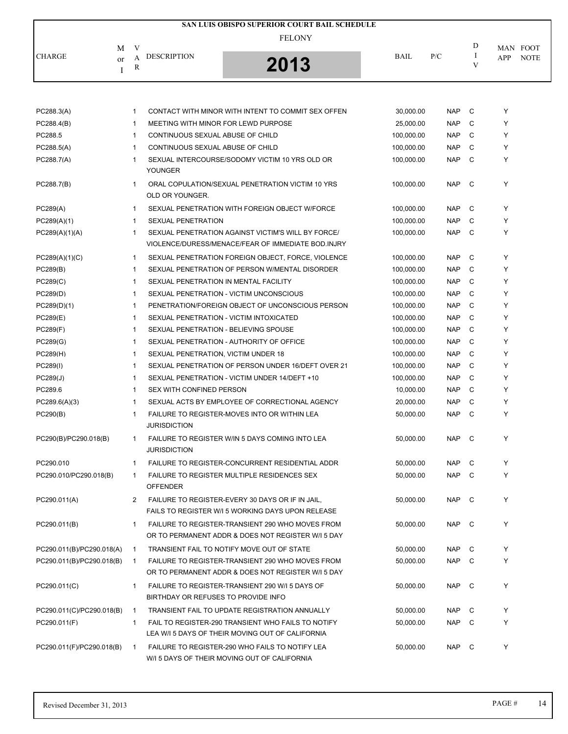# SAN LUIS OBISPO SUPERIOR COURT BAIL SCHEDULE

FELONY

2013

| CHARGE | M or I | VAR | DESCRIPTION | BAIL | P/C | DIV | MAN APP | FOOT NOTE |
|---|---|---|---|---|---|---|---|---|
| PC288.3(A) | | 1 | CONTACT WITH MINOR WITH INTENT TO COMMIT SEX OFFEN | 30,000.00 | NAP | C | Y | |
| PC288.4(B) | | 1 | MEETING WITH MINOR FOR LEWD PURPOSE | 25,000.00 | NAP | C | Y | |
| PC288.5 | | 1 | CONTINUOUS SEXUAL ABUSE OF CHILD | 100,000.00 | NAP | C | Y | |
| PC288.5(A) | | 1 | CONTINUOUS SEXUAL ABUSE OF CHILD | 100,000.00 | NAP | C | Y | |
| PC288.7(A) | | 1 | SEXUAL INTERCOURSE/SODOMY VICTIM 10 YRS OLD OR YOUNGER | 100,000.00 | NAP | C | Y | |
| PC288.7(B) | | 1 | ORAL COPULATION/SEXUAL PENETRATION VICTIM 10 YRS OLD OR YOUNGER. | 100,000.00 | NAP | C | Y | |
| PC289(A) | | 1 | SEXUAL PENETRATION WITH FOREIGN OBJECT W/FORCE | 100,000.00 | NAP | C | Y | |
| PC289(A)(1) | | 1 | SEXUAL PENETRATION | 100,000.00 | NAP | C | Y | |
| PC289(A)(1)(A) | | 1 | SEXUAL PENETRATION AGAINST VICTIM'S WILL BY FORCE/ VIOLENCE/DURESS/MENACE/FEAR OF IMMEDIATE BOD.INJRY | 100,000.00 | NAP | C | Y | |
| PC289(A)(1)(C) | | 1 | SEXUAL PENETRATION FOREIGN OBJECT, FORCE, VIOLENCE | 100,000.00 | NAP | C | Y | |
| PC289(B) | | 1 | SEXUAL PENETRATION OF PERSON W/MENTAL DISORDER | 100,000.00 | NAP | C | Y | |
| PC289(C) | | 1 | SEXUAL PENETRATION IN MENTAL FACILITY | 100,000.00 | NAP | C | Y | |
| PC289(D) | | 1 | SEXUAL PENETRATION - VICTIM UNCONSCIOUS | 100,000.00 | NAP | C | Y | |
| PC289(D)(1) | | 1 | PENETRATION/FOREIGN OBJECT OF UNCONSCIOUS PERSON | 100,000.00 | NAP | C | Y | |
| PC289(E) | | 1 | SEXUAL PENETRATION - VICTIM INTOXICATED | 100,000.00 | NAP | C | Y | |
| PC289(F) | | 1 | SEXUAL PENETRATION - BELIEVING SPOUSE | 100,000.00 | NAP | C | Y | |
| PC289(G) | | 1 | SEXUAL PENETRATION - AUTHORITY OF OFFICE | 100,000.00 | NAP | C | Y | |
| PC289(H) | | 1 | SEXUAL PENETRATION, VICTIM UNDER 18 | 100,000.00 | NAP | C | Y | |
| PC289(I) | | 1 | SEXUAL PENETRATION OF PERSON UNDER 16/DEFT OVER 21 | 100,000.00 | NAP | C | Y | |
| PC289(J) | | 1 | SEXUAL PENETRATION - VICTIM UNDER 14/DEFT +10 | 100,000.00 | NAP | C | Y | |
| PC289.6 | | 1 | SEX WITH CONFINED PERSON | 10,000.00 | NAP | C | Y | |
| PC289.6(A)(3) | | 1 | SEXUAL ACTS BY EMPLOYEE OF CORRECTIONAL AGENCY | 20,000.00 | NAP | C | Y | |
| PC290(B) | | 1 | FAILURE TO REGISTER-MOVES INTO OR WITHIN LEA JURISDICTION | 50,000.00 | NAP | C | Y | |
| PC290(B)/PC290.018(B) | | 1 | FAILURE TO REGISTER W/IN 5 DAYS COMING INTO LEA JURISDICTION | 50,000.00 | NAP | C | Y | |
| PC290.010 | | 1 | FAILURE TO REGISTER-CONCURRENT RESIDENTIAL ADDR | 50,000.00 | NAP | C | Y | |
| PC290.010/PC290.018(B) | | 1 | FAILURE TO REGISTER MULTIPLE RESIDENCES SEX OFFENDER | 50,000.00 | NAP | C | Y | |
| PC290.011(A) | | 2 | FAILURE TO REGISTER-EVERY 30 DAYS OR IF IN JAIL, FAILS TO REGISTER W/I 5 WORKING DAYS UPON RELEASE | 50,000.00 | NAP | C | Y | |
| PC290.011(B) | | 1 | FAILURE TO REGISTER-TRANSIENT 290 WHO MOVES FROM OR TO PERMANENT ADDR & DOES NOT REGISTER W/I 5 DAY | 50,000.00 | NAP | C | Y | |
| PC290.011(B)/PC290.018(A) | | 1 | TRANSIENT FAIL TO NOTIFY MOVE OUT OF STATE | 50,000.00 | NAP | C | Y | |
| PC290.011(B)/PC290.018(B) | | 1 | FAILURE TO REGISTER-TRANSIENT 290 WHO MOVES FROM OR TO PERMANENT ADDR & DOES NOT REGISTER W/I 5 DAY | 50,000.00 | NAP | C | Y | |
| PC290.011(C) | | 1 | FAILURE TO REGISTER-TRANSIENT 290 W/I 5 DAYS OF BIRTHDAY OR REFUSES TO PROVIDE INFO | 50,000.00 | NAP | C | Y | |
| PC290.011(C)/PC290.018(B) | | 1 | TRANSIENT FAIL TO UPDATE REGISTRATION ANNUALLY | 50,000.00 | NAP | C | Y | |
| PC290.011(F) | | 1 | FAIL TO REGISTER-290 TRANSIENT WHO FAILS TO NOTIFY LEA W/I 5 DAYS OF THEIR MOVING OUT OF CALIFORNIA | 50,000.00 | NAP | C | Y | |
| PC290.011(F)/PC290.018(B) | | 1 | FAILURE TO REGISTER-290 WHO FAILS TO NOTIFY LEA W/I 5 DAYS OF THEIR MOVING OUT OF CALIFORNIA | 50,000.00 | NAP | C | Y | |

Revised December 31, 2013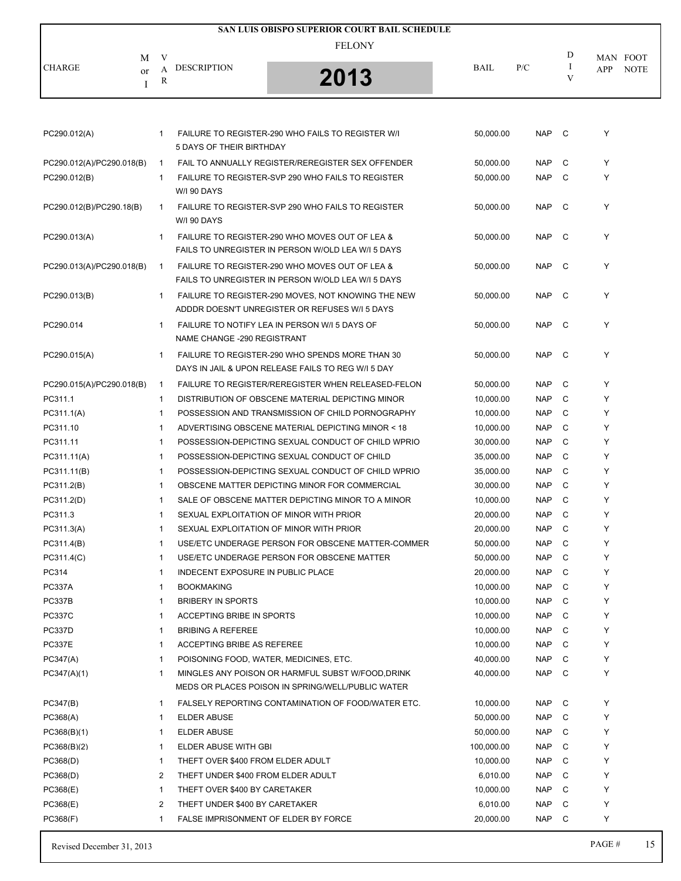# SAN LUIS OBISPO SUPERIOR COURT BAIL SCHEDULE

## FELONY

## 2013

| CHARGE | M or I | VAR | DESCRIPTION | BAIL | P/C | DIV | MAN APP | FOOT NOTE |
|---|---|---|---|---|---|---|---|---|
| PC290.012(A) | | 1 | FAILURE TO REGISTER-290 WHO FAILS TO REGISTER W/I 5 DAYS OF THEIR BIRTHDAY | 50,000.00 | NAP | C | Y | |
| PC290.012(A)/PC290.018(B) | | 1 | FAIL TO ANNUALLY REGISTER/REREGISTER SEX OFFENDER | 50,000.00 | NAP | C | Y | |
| PC290.012(B) | | 1 | FAILURE TO REGISTER-SVP 290 WHO FAILS TO REGISTER W/I 90 DAYS | 50,000.00 | NAP | C | Y | |
| PC290.012(B)/PC290.18(B) | | 1 | FAILURE TO REGISTER-SVP 290 WHO FAILS TO REGISTER W/I 90 DAYS | 50,000.00 | NAP | C | Y | |
| PC290.013(A) | | 1 | FAILURE TO REGISTER-290 WHO MOVES OUT OF LEA & FAILS TO UNREGISTER IN PERSON W/OLD LEA W/I 5 DAYS | 50,000.00 | NAP | C | Y | |
| PC290.013(A)/PC290.018(B) | | 1 | FAILURE TO REGISTER-290 WHO MOVES OUT OF LEA & FAILS TO UNREGISTER IN PERSON W/OLD LEA W/I 5 DAYS | 50,000.00 | NAP | C | Y | |
| PC290.013(B) | | 1 | FAILURE TO REGISTER-290 MOVES, NOT KNOWING THE NEW ADDDR DOESN'T UNREGISTER OR REFUSES W/I 5 DAYS | 50,000.00 | NAP | C | Y | |
| PC290.014 | | 1 | FAILURE TO NOTIFY LEA IN PERSON W/I 5 DAYS OF NAME CHANGE -290 REGISTRANT | 50,000.00 | NAP | C | Y | |
| PC290.015(A) | | 1 | FAILURE TO REGISTER-290 WHO SPENDS MORE THAN 30 DAYS IN JAIL & UPON RELEASE FAILS TO REG W/I 5 DAY | 50,000.00 | NAP | C | Y | |
| PC290.015(A)/PC290.018(B) | | 1 | FAILURE TO REGISTER/REREGISTER WHEN RELEASED-FELON | 50,000.00 | NAP | C | Y | |
| PC311.1 | | 1 | DISTRIBUTION OF OBSCENE MATERIAL DEPICTING MINOR | 10,000.00 | NAP | C | Y | |
| PC311.1(A) | | 1 | POSSESSION AND TRANSMISSION OF CHILD PORNOGRAPHY | 10,000.00 | NAP | C | Y | |
| PC311.10 | | 1 | ADVERTISING OBSCENE MATERIAL DEPICTING MINOR < 18 | 10,000.00 | NAP | C | Y | |
| PC311.11 | | 1 | POSSESSION-DEPICTING SEXUAL CONDUCT OF CHILD WPRIO | 30,000.00 | NAP | C | Y | |
| PC311.11(A) | | 1 | POSSESSION-DEPICTING SEXUAL CONDUCT OF CHILD | 35,000.00 | NAP | C | Y | |
| PC311.11(B) | | 1 | POSSESSION-DEPICTING SEXUAL CONDUCT OF CHILD WPRIO | 35,000.00 | NAP | C | Y | |
| PC311.2(B) | | 1 | OBSCENE MATTER DEPICTING MINOR FOR COMMERCIAL | 30,000.00 | NAP | C | Y | |
| PC311.2(D) | | 1 | SALE OF OBSCENE MATTER DEPICTING MINOR TO A MINOR | 10,000.00 | NAP | C | Y | |
| PC311.3 | | 1 | SEXUAL EXPLOITATION OF MINOR WITH PRIOR | 20,000.00 | NAP | C | Y | |
| PC311.3(A) | | 1 | SEXUAL EXPLOITATION OF MINOR WITH PRIOR | 20,000.00 | NAP | C | Y | |
| PC311.4(B) | | 1 | USE/ETC UNDERAGE PERSON FOR OBSCENE MATTER-COMMER | 50,000.00 | NAP | C | Y | |
| PC311.4(C) | | 1 | USE/ETC UNDERAGE PERSON FOR OBSCENE MATTER | 50,000.00 | NAP | C | Y | |
| PC314 | | 1 | INDECENT EXPOSURE IN PUBLIC PLACE | 20,000.00 | NAP | C | Y | |
| PC337A | | 1 | BOOKMAKING | 10,000.00 | NAP | C | Y | |
| PC337B | | 1 | BRIBERY IN SPORTS | 10,000.00 | NAP | C | Y | |
| PC337C | | 1 | ACCEPTING BRIBE IN SPORTS | 10,000.00 | NAP | C | Y | |
| PC337D | | 1 | BRIBING A REFEREE | 10,000.00 | NAP | C | Y | |
| PC337E | | 1 | ACCEPTING BRIBE AS REFEREE | 10,000.00 | NAP | C | Y | |
| PC347(A) | | 1 | POISONING FOOD, WATER, MEDICINES, ETC. | 40,000.00 | NAP | C | Y | |
| PC347(A)(1) | | 1 | MINGLES ANY POISON OR HARMFUL SUBST W/FOOD,DRINK MEDS OR PLACES POISON IN SPRING/WELL/PUBLIC WATER | 40,000.00 | NAP | C | Y | |
| PC347(B) | | 1 | FALSELY REPORTING CONTAMINATION OF FOOD/WATER ETC. | 10,000.00 | NAP | C | Y | |
| PC368(A) | | 1 | ELDER ABUSE | 50,000.00 | NAP | C | Y | |
| PC368(B)(1) | | 1 | ELDER ABUSE | 50,000.00 | NAP | C | Y | |
| PC368(B)(2) | | 1 | ELDER ABUSE WITH GBI | 100,000.00 | NAP | C | Y | |
| PC368(D) | | 1 | THEFT OVER $400 FROM ELDER ADULT | 10,000.00 | NAP | C | Y | |
| PC368(D) | | 2 | THEFT UNDER $400 FROM ELDER ADULT | 6,010.00 | NAP | C | Y | |
| PC368(E) | | 1 | THEFT OVER $400 BY CARETAKER | 10,000.00 | NAP | C | Y | |
| PC368(E) | | 2 | THEFT UNDER $400 BY CARETAKER | 6,010.00 | NAP | C | Y | |
| PC368(F) | | 1 | FALSE IMPRISONMENT OF ELDER BY FORCE | 20,000.00 | NAP | C | Y | |

Revised December 31, 2013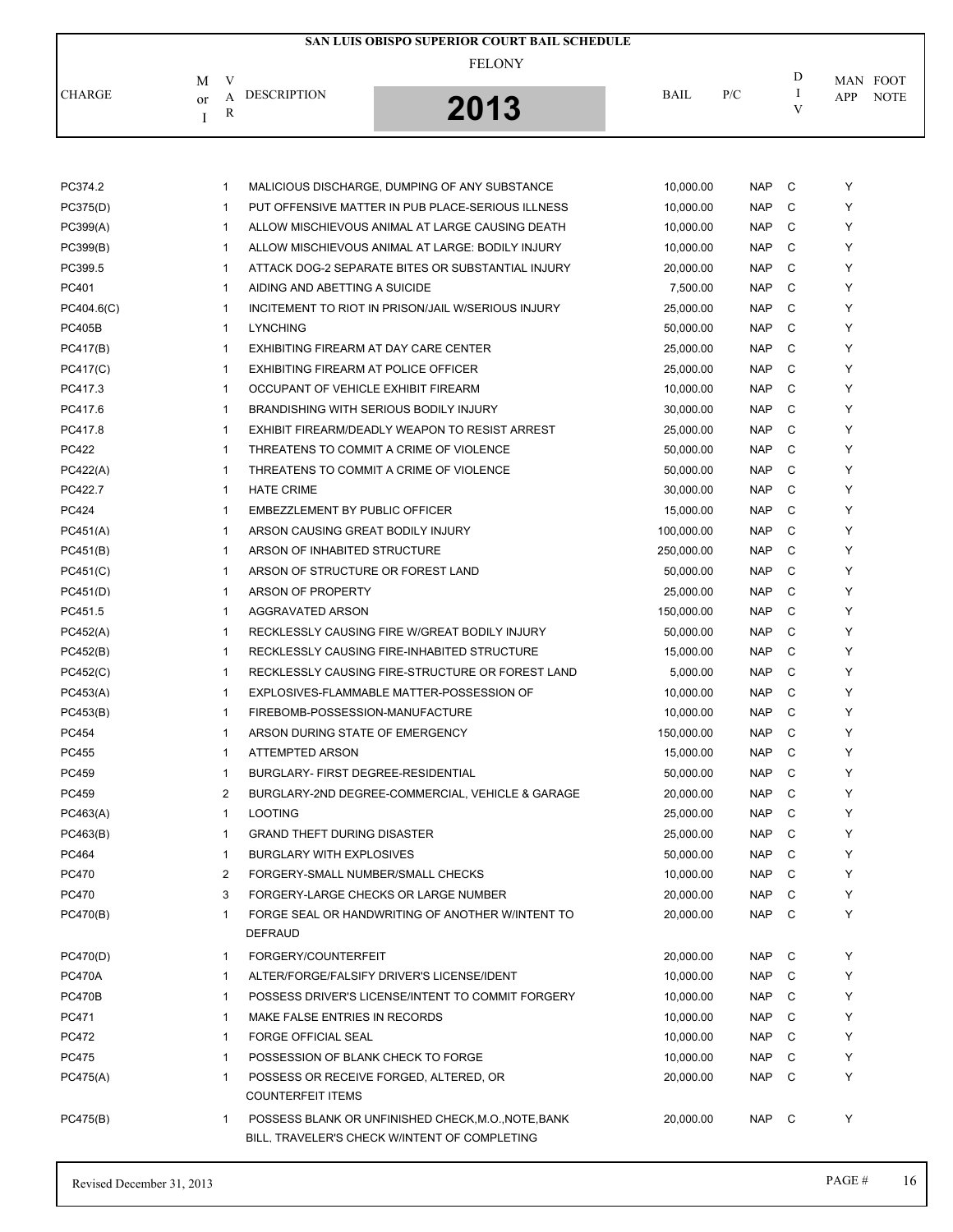# SAN LUIS OBISPO SUPERIOR COURT BAIL SCHEDULE

FELONY

2013

| CHARGE | M or I | VAR | DESCRIPTION | BAIL | P/C | DIV | MAN APP | FOOT NOTE |
|---|---|---|---|---|---|---|---|---|
| PC374.2 | | 1 | MALICIOUS DISCHARGE, DUMPING OF ANY SUBSTANCE | 10,000.00 | NAP | C | Y | |
| PC375(D) | | 1 | PUT OFFENSIVE MATTER IN PUB PLACE-SERIOUS ILLNESS | 10,000.00 | NAP | C | Y | |
| PC399(A) | | 1 | ALLOW MISCHIEVOUS ANIMAL AT LARGE CAUSING DEATH | 10,000.00 | NAP | C | Y | |
| PC399(B) | | 1 | ALLOW MISCHIEVOUS ANIMAL AT LARGE: BODILY INJURY | 10,000.00 | NAP | C | Y | |
| PC399.5 | | 1 | ATTACK DOG-2 SEPARATE BITES OR SUBSTANTIAL INJURY | 20,000.00 | NAP | C | Y | |
| PC401 | | 1 | AIDING AND ABETTING A SUICIDE | 7,500.00 | NAP | C | Y | |
| PC404.6(C) | | 1 | INCITEMENT TO RIOT IN PRISON/JAIL W/SERIOUS INJURY | 25,000.00 | NAP | C | Y | |
| PC405B | | 1 | LYNCHING | 50,000.00 | NAP | C | Y | |
| PC417(B) | | 1 | EXHIBITING FIREARM AT DAY CARE CENTER | 25,000.00 | NAP | C | Y | |
| PC417(C) | | 1 | EXHIBITING FIREARM AT POLICE OFFICER | 25,000.00 | NAP | C | Y | |
| PC417.3 | | 1 | OCCUPANT OF VEHICLE EXHIBIT FIREARM | 10,000.00 | NAP | C | Y | |
| PC417.6 | | 1 | BRANDISHING WITH SERIOUS BODILY INJURY | 30,000.00 | NAP | C | Y | |
| PC417.8 | | 1 | EXHIBIT FIREARM/DEADLY WEAPON TO RESIST ARREST | 25,000.00 | NAP | C | Y | |
| PC422 | | 1 | THREATENS TO COMMIT A CRIME OF VIOLENCE | 50,000.00 | NAP | C | Y | |
| PC422(A) | | 1 | THREATENS TO COMMIT A CRIME OF VIOLENCE | 50,000.00 | NAP | C | Y | |
| PC422.7 | | 1 | HATE CRIME | 30,000.00 | NAP | C | Y | |
| PC424 | | 1 | EMBEZZLEMENT BY PUBLIC OFFICER | 15,000.00 | NAP | C | Y | |
| PC451(A) | | 1 | ARSON CAUSING GREAT BODILY INJURY | 100,000.00 | NAP | C | Y | |
| PC451(B) | | 1 | ARSON OF INHABITED STRUCTURE | 250,000.00 | NAP | C | Y | |
| PC451(C) | | 1 | ARSON OF STRUCTURE OR FOREST LAND | 50,000.00 | NAP | C | Y | |
| PC451(D) | | 1 | ARSON OF PROPERTY | 25,000.00 | NAP | C | Y | |
| PC451.5 | | 1 | AGGRAVATED ARSON | 150,000.00 | NAP | C | Y | |
| PC452(A) | | 1 | RECKLESSLY CAUSING FIRE W/GREAT BODILY INJURY | 50,000.00 | NAP | C | Y | |
| PC452(B) | | 1 | RECKLESSLY CAUSING FIRE-INHABITED STRUCTURE | 15,000.00 | NAP | C | Y | |
| PC452(C) | | 1 | RECKLESSLY CAUSING FIRE-STRUCTURE OR FOREST LAND | 5,000.00 | NAP | C | Y | |
| PC453(A) | | 1 | EXPLOSIVES-FLAMMABLE MATTER-POSSESSION OF | 10,000.00 | NAP | C | Y | |
| PC453(B) | | 1 | FIREBOMB-POSSESSION-MANUFACTURE | 10,000.00 | NAP | C | Y | |
| PC454 | | 1 | ARSON DURING STATE OF EMERGENCY | 150,000.00 | NAP | C | Y | |
| PC455 | | 1 | ATTEMPTED ARSON | 15,000.00 | NAP | C | Y | |
| PC459 | | 1 | BURGLARY- FIRST DEGREE-RESIDENTIAL | 50,000.00 | NAP | C | Y | |
| PC459 | | 2 | BURGLARY-2ND DEGREE-COMMERCIAL, VEHICLE & GARAGE | 20,000.00 | NAP | C | Y | |
| PC463(A) | | 1 | LOOTING | 25,000.00 | NAP | C | Y | |
| PC463(B) | | 1 | GRAND THEFT DURING DISASTER | 25,000.00 | NAP | C | Y | |
| PC464 | | 1 | BURGLARY WITH EXPLOSIVES | 50,000.00 | NAP | C | Y | |
| PC470 | | 2 | FORGERY-SMALL NUMBER/SMALL CHECKS | 10,000.00 | NAP | C | Y | |
| PC470 | | 3 | FORGERY-LARGE CHECKS OR LARGE NUMBER | 20,000.00 | NAP | C | Y | |
| PC470(B) | | 1 | FORGE SEAL OR HANDWRITING OF ANOTHER W/INTENT TO DEFRAUD | 20,000.00 | NAP | C | Y | |
| PC470(D) | | 1 | FORGERY/COUNTERFEIT | 20,000.00 | NAP | C | Y | |
| PC470A | | 1 | ALTER/FORGE/FALSIFY DRIVER'S LICENSE/IDENT | 10,000.00 | NAP | C | Y | |
| PC470B | | 1 | POSSESS DRIVER'S LICENSE/INTENT TO COMMIT FORGERY | 10,000.00 | NAP | C | Y | |
| PC471 | | 1 | MAKE FALSE ENTRIES IN RECORDS | 10,000.00 | NAP | C | Y | |
| PC472 | | 1 | FORGE OFFICIAL SEAL | 10,000.00 | NAP | C | Y | |
| PC475 | | 1 | POSSESSION OF BLANK CHECK TO FORGE | 10,000.00 | NAP | C | Y | |
| PC475(A) | | 1 | POSSESS OR RECEIVE FORGED, ALTERED, OR COUNTERFEIT ITEMS | 20,000.00 | NAP | C | Y | |
| PC475(B) | | 1 | POSSESS BLANK OR UNFINISHED CHECK,M.O.,NOTE,BANK BILL, TRAVELER'S CHECK W/INTENT OF COMPLETING | 20,000.00 | NAP | C | Y | |

Revised December 31, 2013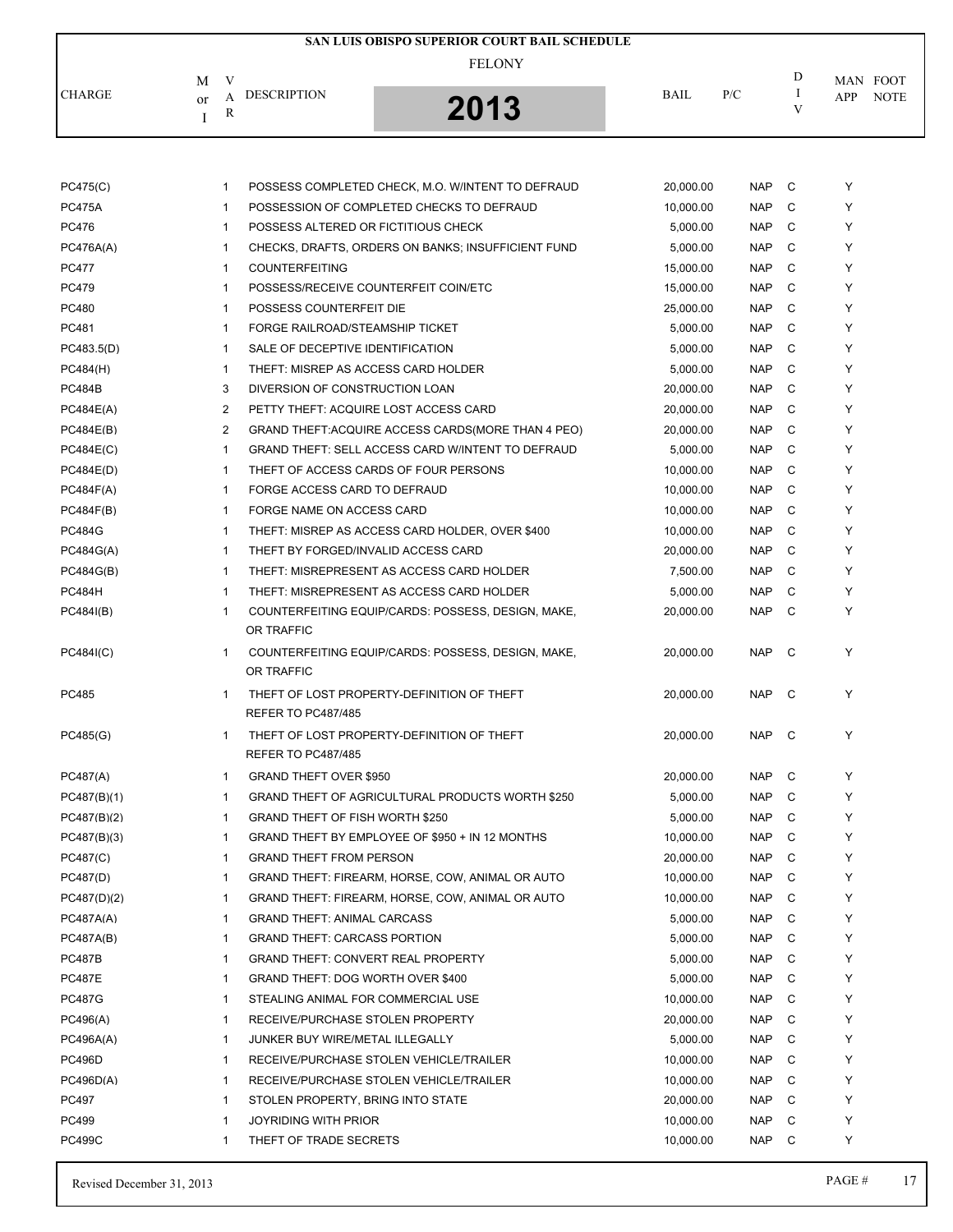# SAN LUIS OBISPO SUPERIOR COURT BAIL SCHEDULE

FELONY

**2013**

| CHARGE | M or I | VAR | DESCRIPTION | BAIL | P/C | DIV | MAN APP | FOOT NOTE |
|---|---|---|---|---|---|---|---|---|
| PC475(C) | | 1 | POSSESS COMPLETED CHECK, M.O. W/INTENT TO DEFRAUD | 20,000.00 | NAP | C | Y | |
| PC475A | | 1 | POSSESSION OF COMPLETED CHECKS TO DEFRAUD | 10,000.00 | NAP | C | Y | |
| PC476 | | 1 | POSSESS ALTERED OR FICTITIOUS CHECK | 5,000.00 | NAP | C | Y | |
| PC476A(A) | | 1 | CHECKS, DRAFTS, ORDERS ON BANKS; INSUFFICIENT FUND | 5,000.00 | NAP | C | Y | |
| PC477 | | 1 | COUNTERFEITING | 15,000.00 | NAP | C | Y | |
| PC479 | | 1 | POSSESS/RECEIVE COUNTERFEIT COIN/ETC | 15,000.00 | NAP | C | Y | |
| PC480 | | 1 | POSSESS COUNTERFEIT DIE | 25,000.00 | NAP | C | Y | |
| PC481 | | 1 | FORGE RAILROAD/STEAMSHIP TICKET | 5,000.00 | NAP | C | Y | |
| PC483.5(D) | | 1 | SALE OF DECEPTIVE IDENTIFICATION | 5,000.00 | NAP | C | Y | |
| PC484(H) | | 1 | THEFT: MISREP AS ACCESS CARD HOLDER | 5,000.00 | NAP | C | Y | |
| PC484B | | 3 | DIVERSION OF CONSTRUCTION LOAN | 20,000.00 | NAP | C | Y | |
| PC484E(A) | | 2 | PETTY THEFT: ACQUIRE LOST ACCESS CARD | 20,000.00 | NAP | C | Y | |
| PC484E(B) | | 2 | GRAND THEFT:ACQUIRE ACCESS CARDS(MORE THAN 4 PEO) | 20,000.00 | NAP | C | Y | |
| PC484E(C) | | 1 | GRAND THEFT: SELL ACCESS CARD W/INTENT TO DEFRAUD | 5,000.00 | NAP | C | Y | |
| PC484E(D) | | 1 | THEFT OF ACCESS CARDS OF FOUR PERSONS | 10,000.00 | NAP | C | Y | |
| PC484F(A) | | 1 | FORGE ACCESS CARD TO DEFRAUD | 10,000.00 | NAP | C | Y | |
| PC484F(B) | | 1 | FORGE NAME ON ACCESS CARD | 10,000.00 | NAP | C | Y | |
| PC484G | | 1 | THEFT: MISREP AS ACCESS CARD HOLDER, OVER $400 | 10,000.00 | NAP | C | Y | |
| PC484G(A) | | 1 | THEFT BY FORGED/INVALID ACCESS CARD | 20,000.00 | NAP | C | Y | |
| PC484G(B) | | 1 | THEFT: MISREPRESENT AS ACCESS CARD HOLDER | 7,500.00 | NAP | C | Y | |
| PC484H | | 1 | THEFT: MISREPRESENT AS ACCESS CARD HOLDER | 5,000.00 | NAP | C | Y | |
| PC484I(B) | | 1 | COUNTERFEITING EQUIP/CARDS: POSSESS, DESIGN, MAKE, OR TRAFFIC | 20,000.00 | NAP | C | Y | |
| PC484I(C) | | 1 | COUNTERFEITING EQUIP/CARDS: POSSESS, DESIGN, MAKE, OR TRAFFIC | 20,000.00 | NAP | C | Y | |
| PC485 | | 1 | THEFT OF LOST PROPERTY-DEFINITION OF THEFT REFER TO PC487/485 | 20,000.00 | NAP | C | Y | |
| PC485(G) | | 1 | THEFT OF LOST PROPERTY-DEFINITION OF THEFT REFER TO PC487/485 | 20,000.00 | NAP | C | Y | |
| PC487(A) | | 1 | GRAND THEFT OVER $950 | 20,000.00 | NAP | C | Y | |
| PC487(B)(1) | | 1 | GRAND THEFT OF AGRICULTURAL PRODUCTS WORTH $250 | 5,000.00 | NAP | C | Y | |
| PC487(B)(2) | | 1 | GRAND THEFT OF FISH WORTH $250 | 5,000.00 | NAP | C | Y | |
| PC487(B)(3) | | 1 | GRAND THEFT BY EMPLOYEE OF $950 + IN 12 MONTHS | 10,000.00 | NAP | C | Y | |
| PC487(C) | | 1 | GRAND THEFT FROM PERSON | 20,000.00 | NAP | C | Y | |
| PC487(D) | | 1 | GRAND THEFT: FIREARM, HORSE, COW, ANIMAL OR AUTO | 10,000.00 | NAP | C | Y | |
| PC487(D)(2) | | 1 | GRAND THEFT: FIREARM, HORSE, COW, ANIMAL OR AUTO | 10,000.00 | NAP | C | Y | |
| PC487A(A) | | 1 | GRAND THEFT: ANIMAL CARCASS | 5,000.00 | NAP | C | Y | |
| PC487A(B) | | 1 | GRAND THEFT: CARCASS PORTION | 5,000.00 | NAP | C | Y | |
| PC487B | | 1 | GRAND THEFT: CONVERT REAL PROPERTY | 5,000.00 | NAP | C | Y | |
| PC487E | | 1 | GRAND THEFT: DOG WORTH OVER $400 | 5,000.00 | NAP | C | Y | |
| PC487G | | 1 | STEALING ANIMAL FOR COMMERCIAL USE | 10,000.00 | NAP | C | Y | |
| PC496(A) | | 1 | RECEIVE/PURCHASE STOLEN PROPERTY | 20,000.00 | NAP | C | Y | |
| PC496A(A) | | 1 | JUNKER BUY WIRE/METAL ILLEGALLY | 5,000.00 | NAP | C | Y | |
| PC496D | | 1 | RECEIVE/PURCHASE STOLEN VEHICLE/TRAILER | 10,000.00 | NAP | C | Y | |
| PC496D(A) | | 1 | RECEIVE/PURCHASE STOLEN VEHICLE/TRAILER | 10,000.00 | NAP | C | Y | |
| PC497 | | 1 | STOLEN PROPERTY, BRING INTO STATE | 20,000.00 | NAP | C | Y | |
| PC499 | | 1 | JOYRIDING WITH PRIOR | 10,000.00 | NAP | C | Y | |
| PC499C | | 1 | THEFT OF TRADE SECRETS | 10,000.00 | NAP | C | Y | |

Revised December 31, 2013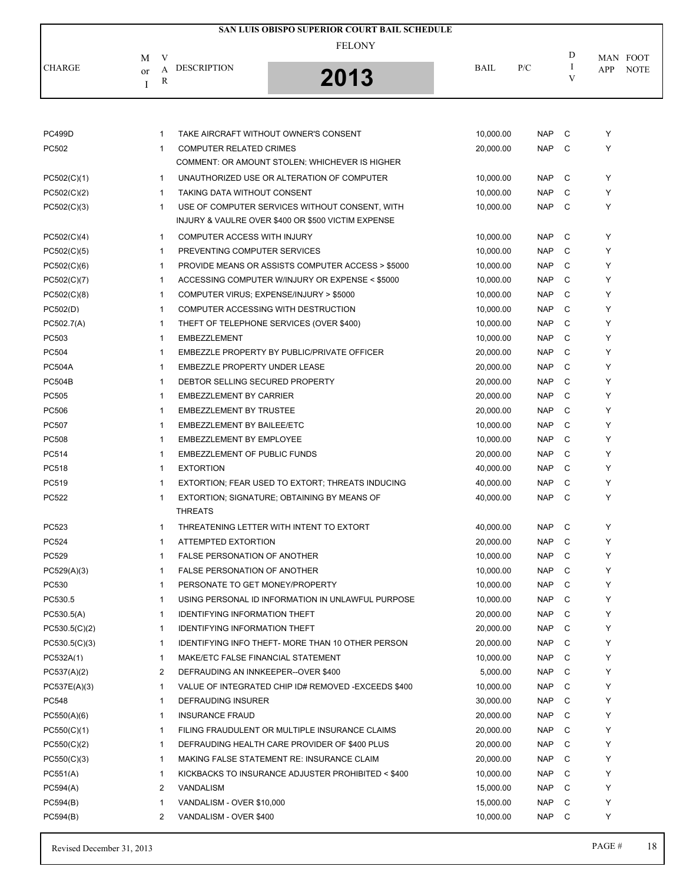# SAN LUIS OBISPO SUPERIOR COURT BAIL SCHEDULE

## FELONY

## 2013

| CHARGE | M or I | VAR | DESCRIPTION | BAIL | P/C | DIV | MAN APP | FOOT NOTE |
|---|---|---|---|---|---|---|---|---|
| PC499D | | 1 | TAKE AIRCRAFT WITHOUT OWNER'S CONSENT | 10,000.00 | NAP | C | Y | |
| PC502 | | 1 | COMPUTER RELATED CRIMES<br>COMMENT: OR AMOUNT STOLEN; WHICHEVER IS HIGHER | 20,000.00 | NAP | C | Y | |
| PC502(C)(1) | | 1 | UNAUTHORIZED USE OR ALTERATION OF COMPUTER | 10,000.00 | NAP | C | Y | |
| PC502(C)(2) | | 1 | TAKING DATA WITHOUT CONSENT | 10,000.00 | NAP | C | Y | |
| PC502(C)(3) | | 1 | USE OF COMPUTER SERVICES WITHOUT CONSENT, WITH INJURY & VAULRE OVER $400 OR $500 VICTIM EXPENSE | 10,000.00 | NAP | C | Y | |
| PC502(C)(4) | | 1 | COMPUTER ACCESS WITH INJURY | 10,000.00 | NAP | C | Y | |
| PC502(C)(5) | | 1 | PREVENTING COMPUTER SERVICES | 10,000.00 | NAP | C | Y | |
| PC502(C)(6) | | 1 | PROVIDE MEANS OR ASSISTS COMPUTER ACCESS > $5000 | 10,000.00 | NAP | C | Y | |
| PC502(C)(7) | | 1 | ACCESSING COMPUTER W/INJURY OR EXPENSE < $5000 | 10,000.00 | NAP | C | Y | |
| PC502(C)(8) | | 1 | COMPUTER VIRUS; EXPENSE/INJURY > $5000 | 10,000.00 | NAP | C | Y | |
| PC502(D) | | 1 | COMPUTER ACCESSING WITH DESTRUCTION | 10,000.00 | NAP | C | Y | |
| PC502.7(A) | | 1 | THEFT OF TELEPHONE SERVICES (OVER $400) | 10,000.00 | NAP | C | Y | |
| PC503 | | 1 | EMBEZZLEMENT | 10,000.00 | NAP | C | Y | |
| PC504 | | 1 | EMBEZZLE PROPERTY BY PUBLIC/PRIVATE OFFICER | 20,000.00 | NAP | C | Y | |
| PC504A | | 1 | EMBEZZLE PROPERTY UNDER LEASE | 20,000.00 | NAP | C | Y | |
| PC504B | | 1 | DEBTOR SELLING SECURED PROPERTY | 20,000.00 | NAP | C | Y | |
| PC505 | | 1 | EMBEZZLEMENT BY CARRIER | 20,000.00 | NAP | C | Y | |
| PC506 | | 1 | EMBEZZLEMENT BY TRUSTEE | 20,000.00 | NAP | C | Y | |
| PC507 | | 1 | EMBEZZLEMENT BY BAILEE/ETC | 10,000.00 | NAP | C | Y | |
| PC508 | | 1 | EMBEZZLEMENT BY EMPLOYEE | 10,000.00 | NAP | C | Y | |
| PC514 | | 1 | EMBEZZLEMENT OF PUBLIC FUNDS | 20,000.00 | NAP | C | Y | |
| PC518 | | 1 | EXTORTION | 40,000.00 | NAP | C | Y | |
| PC519 | | 1 | EXTORTION; FEAR USED TO EXTORT; THREATS INDUCING | 40,000.00 | NAP | C | Y | |
| PC522 | | 1 | EXTORTION; SIGNATURE; OBTAINING BY MEANS OF THREATS | 40,000.00 | NAP | C | Y | |
| PC523 | | 1 | THREATENING LETTER WITH INTENT TO EXTORT | 40,000.00 | NAP | C | Y | |
| PC524 | | 1 | ATTEMPTED EXTORTION | 20,000.00 | NAP | C | Y | |
| PC529 | | 1 | FALSE PERSONATION OF ANOTHER | 10,000.00 | NAP | C | Y | |
| PC529(A)(3) | | 1 | FALSE PERSONATION OF ANOTHER | 10,000.00 | NAP | C | Y | |
| PC530 | | 1 | PERSONATE TO GET MONEY/PROPERTY | 10,000.00 | NAP | C | Y | |
| PC530.5 | | 1 | USING PERSONAL ID INFORMATION IN UNLAWFUL PURPOSE | 10,000.00 | NAP | C | Y | |
| PC530.5(A) | | 1 | IDENTIFYING INFORMATION THEFT | 20,000.00 | NAP | C | Y | |
| PC530.5(C)(2) | | 1 | IDENTIFYING INFORMATION THEFT | 20,000.00 | NAP | C | Y | |
| PC530.5(C)(3) | | 1 | IDENTIFYING INFO THEFT- MORE THAN 10 OTHER PERSON | 20,000.00 | NAP | C | Y | |
| PC532A(1) | | 1 | MAKE/ETC FALSE FINANCIAL STATEMENT | 10,000.00 | NAP | C | Y | |
| PC537(A)(2) | | 2 | DEFRAUDING AN INNKEEPER--OVER $400 | 5,000.00 | NAP | C | Y | |
| PC537E(A)(3) | | 1 | VALUE OF INTEGRATED CHIP ID# REMOVED -EXCEEDS $400 | 10,000.00 | NAP | C | Y | |
| PC548 | | 1 | DEFRAUDING INSURER | 30,000.00 | NAP | C | Y | |
| PC550(A)(6) | | 1 | INSURANCE FRAUD | 20,000.00 | NAP | C | Y | |
| PC550(C)(1) | | 1 | FILING FRAUDULENT OR MULTIPLE INSURANCE CLAIMS | 20,000.00 | NAP | C | Y | |
| PC550(C)(2) | | 1 | DEFRAUDING HEALTH CARE PROVIDER OF $400 PLUS | 20,000.00 | NAP | C | Y | |
| PC550(C)(3) | | 1 | MAKING FALSE STATEMENT RE: INSURANCE CLAIM | 20,000.00 | NAP | C | Y | |
| PC551(A) | | 1 | KICKBACKS TO INSURANCE ADJUSTER PROHIBITED < $400 | 10,000.00 | NAP | C | Y | |
| PC594(A) | | 2 | VANDALISM | 15,000.00 | NAP | C | Y | |
| PC594(B) | | 1 | VANDALISM - OVER $10,000 | 15,000.00 | NAP | C | Y | |
| PC594(B) | | 2 | VANDALISM - OVER $400 | 10,000.00 | NAP | C | Y | |

Revised December 31, 2013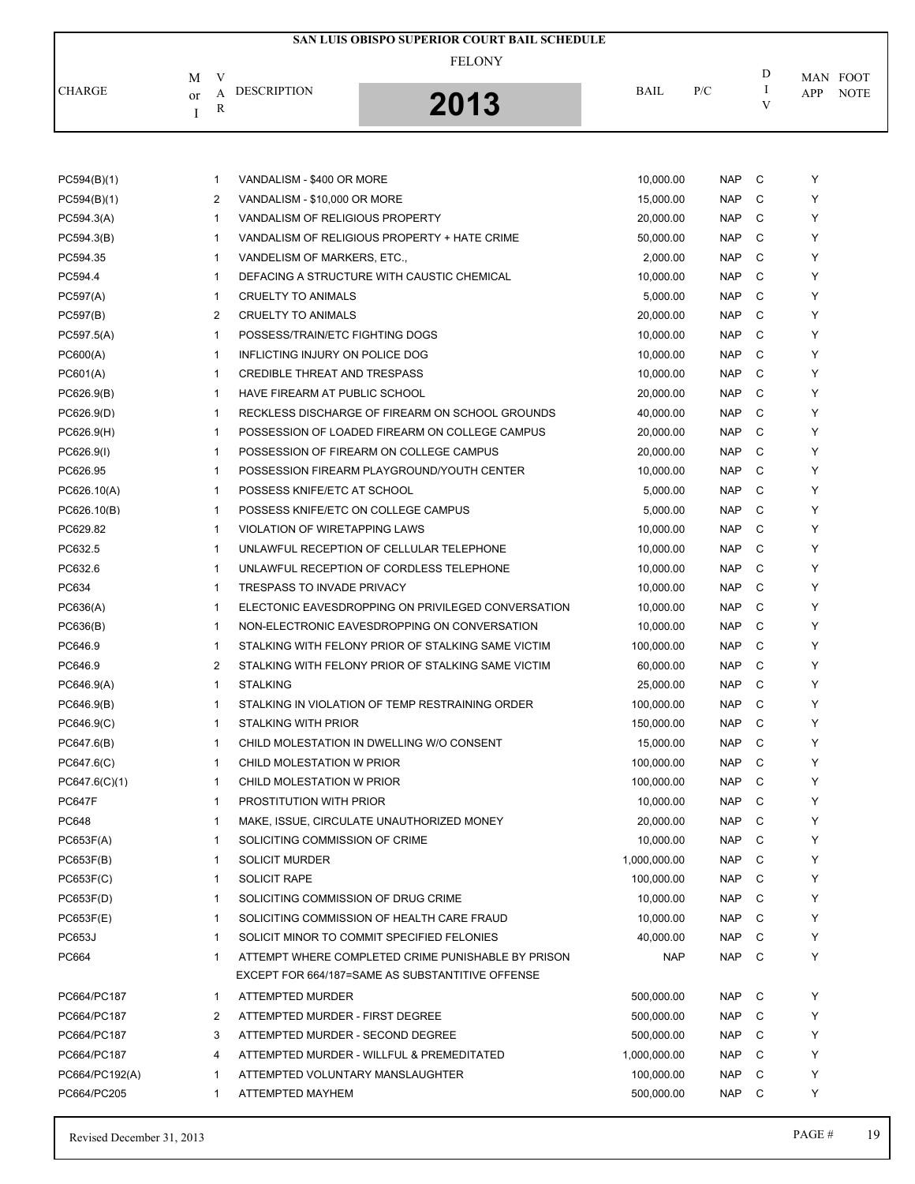# SAN LUIS OBISPO SUPERIOR COURT BAIL SCHEDULE

FELONY

2013

| CHARGE | M or I | VAR | DESCRIPTION | BAIL | P/C | DIV | MAN APP | FOOT NOTE |
|---|---|---|---|---|---|---|---|---|
| PC594(B)(1) | | 1 | VANDALISM - $400 OR MORE | 10,000.00 | NAP | C | Y | |
| PC594(B)(1) | | 2 | VANDALISM - $10,000 OR MORE | 15,000.00 | NAP | C | Y | |
| PC594.3(A) | | 1 | VANDALISM OF RELIGIOUS PROPERTY | 20,000.00 | NAP | C | Y | |
| PC594.3(B) | | 1 | VANDALISM OF RELIGIOUS PROPERTY + HATE CRIME | 50,000.00 | NAP | C | Y | |
| PC594.35 | | 1 | VANDELISM OF MARKERS, ETC., | 2,000.00 | NAP | C | Y | |
| PC594.4 | | 1 | DEFACING A STRUCTURE WITH CAUSTIC CHEMICAL | 10,000.00 | NAP | C | Y | |
| PC597(A) | | 1 | CRUELTY TO ANIMALS | 5,000.00 | NAP | C | Y | |
| PC597(B) | | 2 | CRUELTY TO ANIMALS | 20,000.00 | NAP | C | Y | |
| PC597.5(A) | | 1 | POSSESS/TRAIN/ETC FIGHTING DOGS | 10,000.00 | NAP | C | Y | |
| PC600(A) | | 1 | INFLICTING INJURY ON POLICE DOG | 10,000.00 | NAP | C | Y | |
| PC601(A) | | 1 | CREDIBLE THREAT AND TRESPASS | 10,000.00 | NAP | C | Y | |
| PC626.9(B) | | 1 | HAVE FIREARM AT PUBLIC SCHOOL | 20,000.00 | NAP | C | Y | |
| PC626.9(D) | | 1 | RECKLESS DISCHARGE OF FIREARM ON SCHOOL GROUNDS | 40,000.00 | NAP | C | Y | |
| PC626.9(H) | | 1 | POSSESSION OF LOADED FIREARM ON COLLEGE CAMPUS | 20,000.00 | NAP | C | Y | |
| PC626.9(I) | | 1 | POSSESSION OF FIREARM ON COLLEGE CAMPUS | 20,000.00 | NAP | C | Y | |
| PC626.95 | | 1 | POSSESSION FIREARM PLAYGROUND/YOUTH CENTER | 10,000.00 | NAP | C | Y | |
| PC626.10(A) | | 1 | POSSESS KNIFE/ETC AT SCHOOL | 5,000.00 | NAP | C | Y | |
| PC626.10(B) | | 1 | POSSESS KNIFE/ETC ON COLLEGE CAMPUS | 5,000.00 | NAP | C | Y | |
| PC629.82 | | 1 | VIOLATION OF WIRETAPPING LAWS | 10,000.00 | NAP | C | Y | |
| PC632.5 | | 1 | UNLAWFUL RECEPTION OF CELLULAR TELEPHONE | 10,000.00 | NAP | C | Y | |
| PC632.6 | | 1 | UNLAWFUL RECEPTION OF CORDLESS TELEPHONE | 10,000.00 | NAP | C | Y | |
| PC634 | | 1 | TRESPASS TO INVADE PRIVACY | 10,000.00 | NAP | C | Y | |
| PC636(A) | | 1 | ELECTONIC EAVESDROPPING ON PRIVILEGED CONVERSATION | 10,000.00 | NAP | C | Y | |
| PC636(B) | | 1 | NON-ELECTRONIC EAVESDROPPING ON CONVERSATION | 10,000.00 | NAP | C | Y | |
| PC646.9 | | 1 | STALKING WITH FELONY PRIOR OF STALKING SAME VICTIM | 100,000.00 | NAP | C | Y | |
| PC646.9 | | 2 | STALKING WITH FELONY PRIOR OF STALKING SAME VICTIM | 60,000.00 | NAP | C | Y | |
| PC646.9(A) | | 1 | STALKING | 25,000.00 | NAP | C | Y | |
| PC646.9(B) | | 1 | STALKING IN VIOLATION OF TEMP RESTRAINING ORDER | 100,000.00 | NAP | C | Y | |
| PC646.9(C) | | 1 | STALKING WITH PRIOR | 150,000.00 | NAP | C | Y | |
| PC647.6(B) | | 1 | CHILD MOLESTATION IN DWELLING W/O CONSENT | 15,000.00 | NAP | C | Y | |
| PC647.6(C) | | 1 | CHILD MOLESTATION W PRIOR | 100,000.00 | NAP | C | Y | |
| PC647.6(C)(1) | | 1 | CHILD MOLESTATION W PRIOR | 100,000.00 | NAP | C | Y | |
| PC647F | | 1 | PROSTITUTION WITH PRIOR | 10,000.00 | NAP | C | Y | |
| PC648 | | 1 | MAKE, ISSUE, CIRCULATE UNAUTHORIZED MONEY | 20,000.00 | NAP | C | Y | |
| PC653F(A) | | 1 | SOLICITING COMMISSION OF CRIME | 10,000.00 | NAP | C | Y | |
| PC653F(B) | | 1 | SOLICIT MURDER | 1,000,000.00 | NAP | C | Y | |
| PC653F(C) | | 1 | SOLICIT RAPE | 100,000.00 | NAP | C | Y | |
| PC653F(D) | | 1 | SOLICITING COMMISSION OF DRUG CRIME | 10,000.00 | NAP | C | Y | |
| PC653F(E) | | 1 | SOLICITING COMMISSION OF HEALTH CARE FRAUD | 10,000.00 | NAP | C | Y | |
| PC653J | | 1 | SOLICIT MINOR TO COMMIT SPECIFIED FELONIES | 40,000.00 | NAP | C | Y | |
| PC664 | | 1 | ATTEMPT WHERE COMPLETED CRIME PUNISHABLE BY PRISON EXCEPT FOR 664/187=SAME AS SUBSTANTITIVE OFFENSE | NAP | NAP | C | Y | |
| PC664/PC187 | | 1 | ATTEMPTED MURDER | 500,000.00 | NAP | C | Y | |
| PC664/PC187 | | 2 | ATTEMPTED MURDER - FIRST DEGREE | 500,000.00 | NAP | C | Y | |
| PC664/PC187 | | 3 | ATTEMPTED MURDER - SECOND DEGREE | 500,000.00 | NAP | C | Y | |
| PC664/PC187 | | 4 | ATTEMPTED MURDER - WILLFUL & PREMEDITATED | 1,000,000.00 | NAP | C | Y | |
| PC664/PC192(A) | | 1 | ATTEMPTED VOLUNTARY MANSLAUGHTER | 100,000.00 | NAP | C | Y | |
| PC664/PC205 | | 1 | ATTEMPTED MAYHEM | 500,000.00 | NAP | C | Y | |

Revised December 31, 2013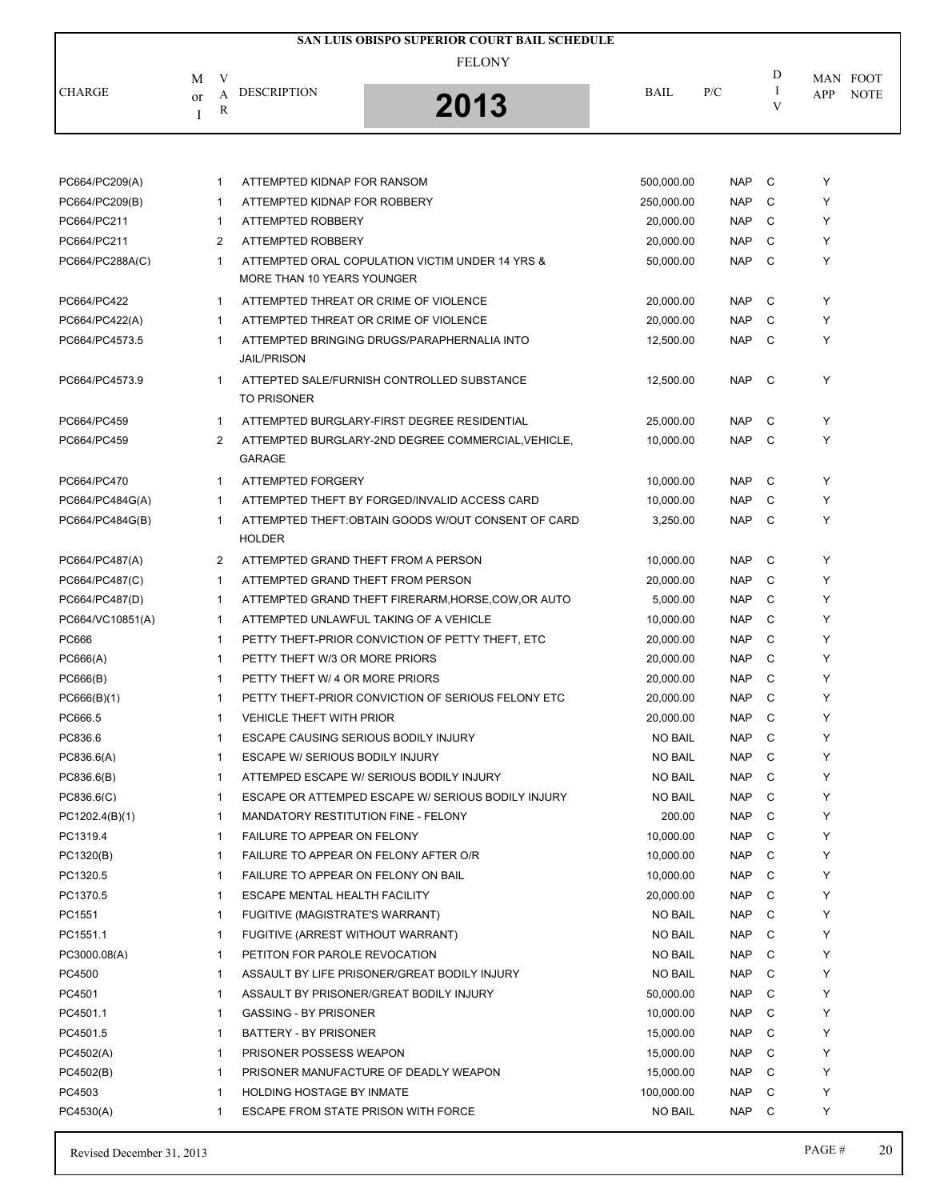# SAN LUIS OBISPO SUPERIOR COURT BAIL SCHEDULE

FELONY

**2013**

| CHARGE | M or I | VAR | DESCRIPTION | BAIL | P/C | DIV | MAN APP | FOOT NOTE |
|---|---|---|---|---|---|---|---|---|
| PC664/PC209(A) | | 1 | ATTEMPTED KIDNAP FOR RANSOM | 500,000.00 | NAP | C | Y | |
| PC664/PC209(B) | | 1 | ATTEMPTED KIDNAP FOR ROBBERY | 250,000.00 | NAP | C | Y | |
| PC664/PC211 | | 1 | ATTEMPTED ROBBERY | 20,000.00 | NAP | C | Y | |
| PC664/PC211 | | 2 | ATTEMPTED ROBBERY | 20,000.00 | NAP | C | Y | |
| PC664/PC288A(C) | | 1 | ATTEMPTED ORAL COPULATION VICTIM UNDER 14 YRS & MORE THAN 10 YEARS YOUNGER | 50,000.00 | NAP | C | Y | |
| PC664/PC422 | | 1 | ATTEMPTED THREAT OR CRIME OF VIOLENCE | 20,000.00 | NAP | C | Y | |
| PC664/PC422(A) | | 1 | ATTEMPTED THREAT OR CRIME OF VIOLENCE | 20,000.00 | NAP | C | Y | |
| PC664/PC4573.5 | | 1 | ATTEMPTED BRINGING DRUGS/PARAPHERNALIA INTO JAIL/PRISON | 12,500.00 | NAP | C | Y | |
| PC664/PC4573.9 | | 1 | ATTEPTED SALE/FURNISH CONTROLLED SUBSTANCE TO PRISONER | 12,500.00 | NAP | C | Y | |
| PC664/PC459 | | 1 | ATTEMPTED BURGLARY-FIRST DEGREE RESIDENTIAL | 25,000.00 | NAP | C | Y | |
| PC664/PC459 | | 2 | ATTEMPTED BURGLARY-2ND DEGREE COMMERCIAL,VEHICLE, GARAGE | 10,000.00 | NAP | C | Y | |
| PC664/PC470 | | 1 | ATTEMPTED FORGERY | 10,000.00 | NAP | C | Y | |
| PC664/PC484G(A) | | 1 | ATTEMPTED THEFT BY FORGED/INVALID ACCESS CARD | 10,000.00 | NAP | C | Y | |
| PC664/PC484G(B) | | 1 | ATTEMPTED THEFT:OBTAIN GOODS W/OUT CONSENT OF CARD HOLDER | 3,250.00 | NAP | C | Y | |
| PC664/PC487(A) | | 2 | ATTEMPTED GRAND THEFT FROM A PERSON | 10,000.00 | NAP | C | Y | |
| PC664/PC487(C) | | 1 | ATTEMPTED GRAND THEFT FROM PERSON | 20,000.00 | NAP | C | Y | |
| PC664/PC487(D) | | 1 | ATTEMPTED GRAND THEFT FIRERARM,HORSE,COW,OR AUTO | 5,000.00 | NAP | C | Y | |
| PC664/VC10851(A) | | 1 | ATTEMPTED UNLAWFUL TAKING OF A VEHICLE | 10,000.00 | NAP | C | Y | |
| PC666 | | 1 | PETTY THEFT-PRIOR CONVICTION OF PETTY THEFT, ETC | 20,000.00 | NAP | C | Y | |
| PC666(A) | | 1 | PETTY THEFT W/3 OR MORE PRIORS | 20,000.00 | NAP | C | Y | |
| PC666(B) | | 1 | PETTY THEFT W/ 4 OR MORE PRIORS | 20,000.00 | NAP | C | Y | |
| PC666(B)(1) | | 1 | PETTY THEFT-PRIOR CONVICTION OF SERIOUS FELONY ETC | 20,000.00 | NAP | C | Y | |
| PC666.5 | | 1 | VEHICLE THEFT WITH PRIOR | 20,000.00 | NAP | C | Y | |
| PC836.6 | | 1 | ESCAPE CAUSING SERIOUS BODILY INJURY | NO BAIL | NAP | C | Y | |
| PC836.6(A) | | 1 | ESCAPE W/ SERIOUS BODILY INJURY | NO BAIL | NAP | C | Y | |
| PC836.6(B) | | 1 | ATTEMPED ESCAPE W/ SERIOUS BODILY INJURY | NO BAIL | NAP | C | Y | |
| PC836.6(C) | | 1 | ESCAPE OR ATTEMPED ESCAPE W/ SERIOUS BODILY INJURY | NO BAIL | NAP | C | Y | |
| PC1202.4(B)(1) | | 1 | MANDATORY RESTITUTION FINE - FELONY | 200.00 | NAP | C | Y | |
| PC1319.4 | | 1 | FAILURE TO APPEAR ON FELONY | 10,000.00 | NAP | C | Y | |
| PC1320(B) | | 1 | FAILURE TO APPEAR ON FELONY AFTER O/R | 10,000.00 | NAP | C | Y | |
| PC1320.5 | | 1 | FAILURE TO APPEAR ON FELONY ON BAIL | 10,000.00 | NAP | C | Y | |
| PC1370.5 | | 1 | ESCAPE MENTAL HEALTH FACILITY | 20,000.00 | NAP | C | Y | |
| PC1551 | | 1 | FUGITIVE (MAGISTRATE'S WARRANT) | NO BAIL | NAP | C | Y | |
| PC1551.1 | | 1 | FUGITIVE (ARREST WITHOUT WARRANT) | NO BAIL | NAP | C | Y | |
| PC3000.08(A) | | 1 | PETITON FOR PAROLE REVOCATION | NO BAIL | NAP | C | Y | |
| PC4500 | | 1 | ASSAULT BY LIFE PRISONER/GREAT BODILY INJURY | NO BAIL | NAP | C | Y | |
| PC4501 | | 1 | ASSAULT BY PRISONER/GREAT BODILY INJURY | 50,000.00 | NAP | C | Y | |
| PC4501.1 | | 1 | GASSING - BY PRISONER | 10,000.00 | NAP | C | Y | |
| PC4501.5 | | 1 | BATTERY - BY PRISONER | 15,000.00 | NAP | C | Y | |
| PC4502(A) | | 1 | PRISONER POSSESS WEAPON | 15,000.00 | NAP | C | Y | |
| PC4502(B) | | 1 | PRISONER MANUFACTURE OF DEADLY WEAPON | 15,000.00 | NAP | C | Y | |
| PC4503 | | 1 | HOLDING HOSTAGE BY INMATE | 100,000.00 | NAP | C | Y | |
| PC4530(A) | | 1 | ESCAPE FROM STATE PRISON WITH FORCE | NO BAIL | NAP | C | Y | |

Revised December 31, 2013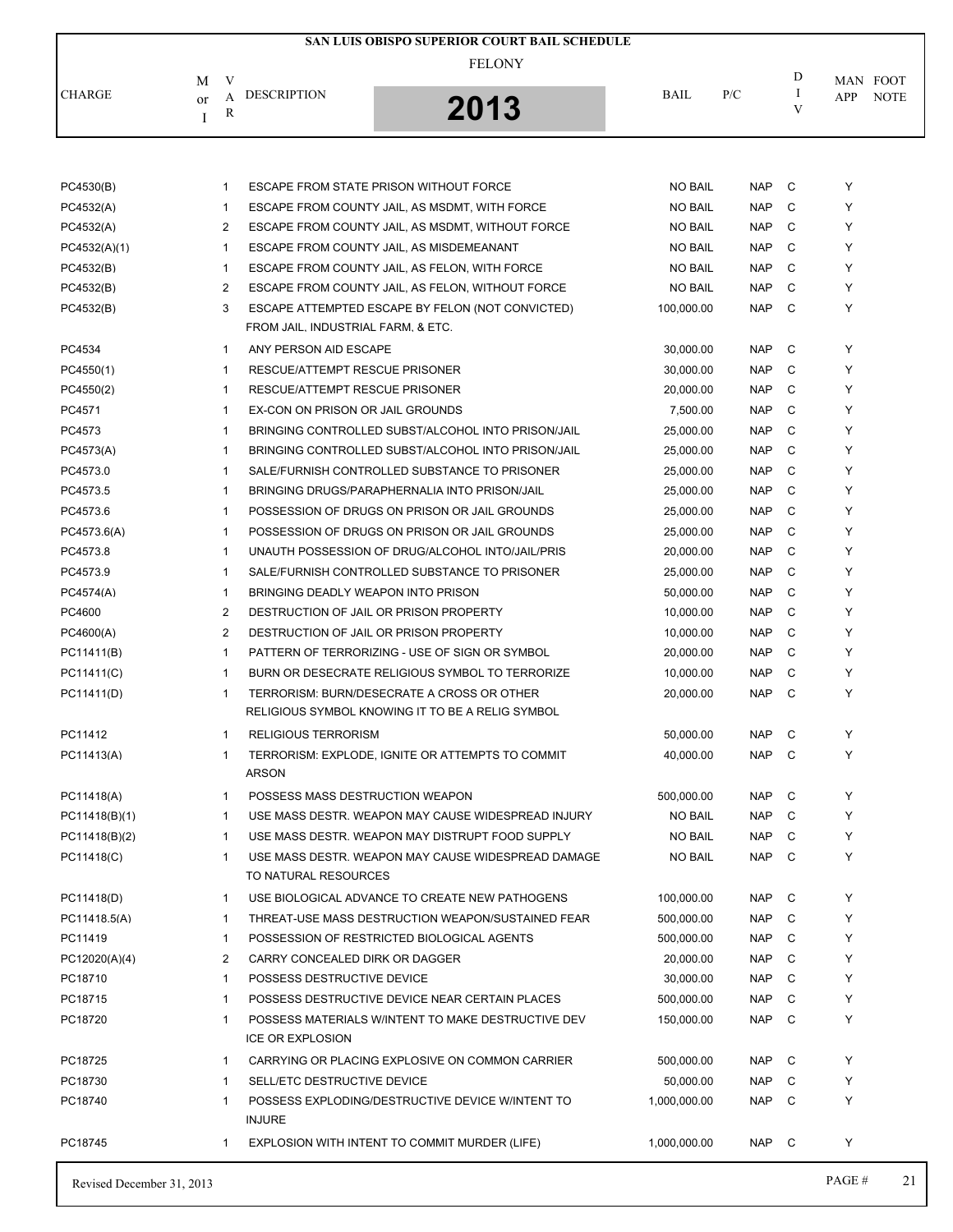# SAN LUIS OBISPO SUPERIOR COURT BAIL SCHEDULE

## FELONY

## 2013

| CHARGE | M or I | VAR | DESCRIPTION | BAIL | P/C | DIV | MAN APP | FOOT NOTE |
|---|---|---|---|---|---|---|---|---|
| PC4530(B) | | 1 | ESCAPE FROM STATE PRISON WITHOUT FORCE | NO BAIL | NAP | C | Y | |
| PC4532(A) | | 1 | ESCAPE FROM COUNTY JAIL, AS MSDMT, WITH FORCE | NO BAIL | NAP | C | Y | |
| PC4532(A) | | 2 | ESCAPE FROM COUNTY JAIL, AS MSDMT, WITHOUT FORCE | NO BAIL | NAP | C | Y | |
| PC4532(A)(1) | | 1 | ESCAPE FROM COUNTY JAIL, AS MISDEMEANANT | NO BAIL | NAP | C | Y | |
| PC4532(B) | | 1 | ESCAPE FROM COUNTY JAIL, AS FELON, WITH FORCE | NO BAIL | NAP | C | Y | |
| PC4532(B) | | 2 | ESCAPE FROM COUNTY JAIL, AS FELON, WITHOUT FORCE | NO BAIL | NAP | C | Y | |
| PC4532(B) | | 3 | ESCAPE ATTEMPTED ESCAPE BY FELON (NOT CONVICTED) FROM JAIL, INDUSTRIAL FARM, & ETC. | 100,000.00 | NAP | C | Y | |
| PC4534 | | 1 | ANY PERSON AID ESCAPE | 30,000.00 | NAP | C | Y | |
| PC4550(1) | | 1 | RESCUE/ATTEMPT RESCUE PRISONER | 30,000.00 | NAP | C | Y | |
| PC4550(2) | | 1 | RESCUE/ATTEMPT RESCUE PRISONER | 20,000.00 | NAP | C | Y | |
| PC4571 | | 1 | EX-CON ON PRISON OR JAIL GROUNDS | 7,500.00 | NAP | C | Y | |
| PC4573 | | 1 | BRINGING CONTROLLED SUBST/ALCOHOL INTO PRISON/JAIL | 25,000.00 | NAP | C | Y | |
| PC4573(A) | | 1 | BRINGING CONTROLLED SUBST/ALCOHOL INTO PRISON/JAIL | 25,000.00 | NAP | C | Y | |
| PC4573.0 | | 1 | SALE/FURNISH CONTROLLED SUBSTANCE TO PRISONER | 25,000.00 | NAP | C | Y | |
| PC4573.5 | | 1 | BRINGING DRUGS/PARAPHERNALIA INTO PRISON/JAIL | 25,000.00 | NAP | C | Y | |
| PC4573.6 | | 1 | POSSESSION OF DRUGS ON PRISON OR JAIL GROUNDS | 25,000.00 | NAP | C | Y | |
| PC4573.6(A) | | 1 | POSSESSION OF DRUGS ON PRISON OR JAIL GROUNDS | 25,000.00 | NAP | C | Y | |
| PC4573.8 | | 1 | UNAUTH POSSESSION OF DRUG/ALCOHOL INTO/JAIL/PRIS | 20,000.00 | NAP | C | Y | |
| PC4573.9 | | 1 | SALE/FURNISH CONTROLLED SUBSTANCE TO PRISONER | 25,000.00 | NAP | C | Y | |
| PC4574(A) | | 1 | BRINGING DEADLY WEAPON INTO PRISON | 50,000.00 | NAP | C | Y | |
| PC4600 | | 2 | DESTRUCTION OF JAIL OR PRISON PROPERTY | 10,000.00 | NAP | C | Y | |
| PC4600(A) | | 2 | DESTRUCTION OF JAIL OR PRISON PROPERTY | 10,000.00 | NAP | C | Y | |
| PC11411(B) | | 1 | PATTERN OF TERRORIZING - USE OF SIGN OR SYMBOL | 20,000.00 | NAP | C | Y | |
| PC11411(C) | | 1 | BURN OR DESECRATE RELIGIOUS SYMBOL TO TERRORIZE | 10,000.00 | NAP | C | Y | |
| PC11411(D) | | 1 | TERRORISM: BURN/DESECRATE A CROSS OR OTHER RELIGIOUS SYMBOL KNOWING IT TO BE A RELIG SYMBOL | 20,000.00 | NAP | C | Y | |
| PC11412 | | 1 | RELIGIOUS TERRORISM | 50,000.00 | NAP | C | Y | |
| PC11413(A) | | 1 | TERRORISM: EXPLODE, IGNITE OR ATTEMPTS TO COMMIT ARSON | 40,000.00 | NAP | C | Y | |
| PC11418(A) | | 1 | POSSESS MASS DESTRUCTION WEAPON | 500,000.00 | NAP | C | Y | |
| PC11418(B)(1) | | 1 | USE MASS DESTR. WEAPON MAY CAUSE WIDESPREAD INJURY | NO BAIL | NAP | C | Y | |
| PC11418(B)(2) | | 1 | USE MASS DESTR. WEAPON MAY DISTRUPT FOOD SUPPLY | NO BAIL | NAP | C | Y | |
| PC11418(C) | | 1 | USE MASS DESTR. WEAPON MAY CAUSE WIDESPREAD DAMAGE TO NATURAL RESOURCES | NO BAIL | NAP | C | Y | |
| PC11418(D) | | 1 | USE BIOLOGICAL ADVANCE TO CREATE NEW PATHOGENS | 100,000.00 | NAP | C | Y | |
| PC11418.5(A) | | 1 | THREAT-USE MASS DESTRUCTION WEAPON/SUSTAINED FEAR | 500,000.00 | NAP | C | Y | |
| PC11419 | | 1 | POSSESSION OF RESTRICTED BIOLOGICAL AGENTS | 500,000.00 | NAP | C | Y | |
| PC12020(A)(4) | | 2 | CARRY CONCEALED DIRK OR DAGGER | 20,000.00 | NAP | C | Y | |
| PC18710 | | 1 | POSSESS DESTRUCTIVE DEVICE | 30,000.00 | NAP | C | Y | |
| PC18715 | | 1 | POSSESS DESTRUCTIVE DEVICE NEAR CERTAIN PLACES | 500,000.00 | NAP | C | Y | |
| PC18720 | | 1 | POSSESS MATERIALS W/INTENT TO MAKE DESTRUCTIVE DEV ICE OR EXPLOSION | 150,000.00 | NAP | C | Y | |
| PC18725 | | 1 | CARRYING OR PLACING EXPLOSIVE ON COMMON CARRIER | 500,000.00 | NAP | C | Y | |
| PC18730 | | 1 | SELL/ETC DESTRUCTIVE DEVICE | 50,000.00 | NAP | C | Y | |
| PC18740 | | 1 | POSSESS EXPLODING/DESTRUCTIVE DEVICE W/INTENT TO INJURE | 1,000,000.00 | NAP | C | Y | |
| PC18745 | | 1 | EXPLOSION WITH INTENT TO COMMIT MURDER (LIFE) | 1,000,000.00 | NAP | C | Y | |

Revised December 31, 2013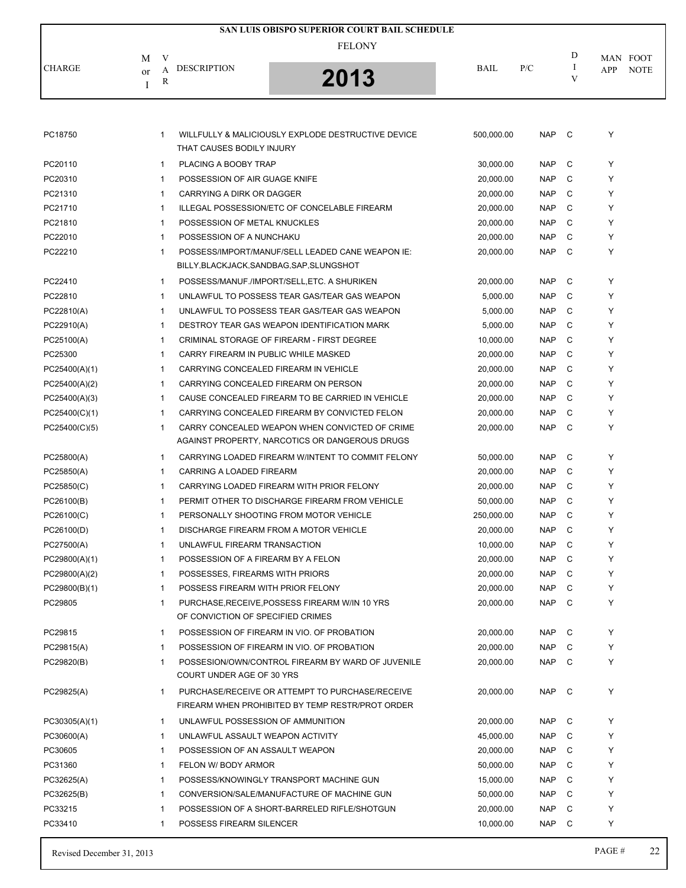# SAN LUIS OBISPO SUPERIOR COURT BAIL SCHEDULE

## FELONY

## 2013

| CHARGE | M or I | VAR | DESCRIPTION | BAIL | P/C | DIV | MAN APP | FOOT NOTE |
|---|---|---|---|---|---|---|---|---|
| PC18750 | | 1 | WILLFULLY & MALICIOUSLY EXPLODE DESTRUCTIVE DEVICE THAT CAUSES BODILY INJURY | 500,000.00 | NAP | C | Y | |
| PC20110 | | 1 | PLACING A BOOBY TRAP | 30,000.00 | NAP | C | Y | |
| PC20310 | | 1 | POSSESSION OF AIR GUAGE KNIFE | 20,000.00 | NAP | C | Y | |
| PC21310 | | 1 | CARRYING A DIRK OR DAGGER | 20,000.00 | NAP | C | Y | |
| PC21710 | | 1 | ILLEGAL POSSESSION/ETC OF CONCELABLE FIREARM | 20,000.00 | NAP | C | Y | |
| PC21810 | | 1 | POSSESSION OF METAL KNUCKLES | 20,000.00 | NAP | C | Y | |
| PC22010 | | 1 | POSSESSION OF A NUNCHAKU | 20,000.00 | NAP | C | Y | |
| PC22210 | | 1 | POSSESS/IMPORT/MANUF/SELL LEADED CANE WEAPON IE: BILLY,BLACKJACK,SANDBAG,SAP,SLUNGSHOT | 20,000.00 | NAP | C | Y | |
| PC22410 | | 1 | POSSESS/MANUF./IMPORT/SELL,ETC. A SHURIKEN | 20,000.00 | NAP | C | Y | |
| PC22810 | | 1 | UNLAWFUL TO POSSESS TEAR GAS/TEAR GAS WEAPON | 5,000.00 | NAP | C | Y | |
| PC22810(A) | | 1 | UNLAWFUL TO POSSESS TEAR GAS/TEAR GAS WEAPON | 5,000.00 | NAP | C | Y | |
| PC22910(A) | | 1 | DESTROY TEAR GAS WEAPON IDENTIFICATION MARK | 5,000.00 | NAP | C | Y | |
| PC25100(A) | | 1 | CRIMINAL STORAGE OF FIREARM - FIRST DEGREE | 10,000.00 | NAP | C | Y | |
| PC25300 | | 1 | CARRY FIREARM IN PUBLIC WHILE MASKED | 20,000.00 | NAP | C | Y | |
| PC25400(A)(1) | | 1 | CARRYING CONCEALED FIREARM IN VEHICLE | 20,000.00 | NAP | C | Y | |
| PC25400(A)(2) | | 1 | CARRYING CONCEALED FIREARM ON PERSON | 20,000.00 | NAP | C | Y | |
| PC25400(A)(3) | | 1 | CAUSE CONCEALED FIREARM TO BE CARRIED IN VEHICLE | 20,000.00 | NAP | C | Y | |
| PC25400(C)(1) | | 1 | CARRYING CONCEALED FIREARM BY CONVICTED FELON | 20,000.00 | NAP | C | Y | |
| PC25400(C)(5) | | 1 | CARRY CONCEALED WEAPON WHEN CONVICTED OF CRIME AGAINST PROPERTY, NARCOTICS OR DANGEROUS DRUGS | 20,000.00 | NAP | C | Y | |
| PC25800(A) | | 1 | CARRYING LOADED FIREARM W/INTENT TO COMMIT FELONY | 50,000.00 | NAP | C | Y | |
| PC25850(A) | | 1 | CARRING A LOADED FIREARM | 20,000.00 | NAP | C | Y | |
| PC25850(C) | | 1 | CARRYING LOADED FIREARM WITH PRIOR FELONY | 20,000.00 | NAP | C | Y | |
| PC26100(B) | | 1 | PERMIT OTHER TO DISCHARGE FIREARM FROM VEHICLE | 50,000.00 | NAP | C | Y | |
| PC26100(C) | | 1 | PERSONALLY SHOOTING FROM MOTOR VEHICLE | 250,000.00 | NAP | C | Y | |
| PC26100(D) | | 1 | DISCHARGE FIREARM FROM A MOTOR VEHICLE | 20,000.00 | NAP | C | Y | |
| PC27500(A) | | 1 | UNLAWFUL FIREARM TRANSACTION | 10,000.00 | NAP | C | Y | |
| PC29800(A)(1) | | 1 | POSSESSION OF A FIREARM BY A FELON | 20,000.00 | NAP | C | Y | |
| PC29800(A)(2) | | 1 | POSSESSES, FIREARMS WITH PRIORS | 20,000.00 | NAP | C | Y | |
| PC29800(B)(1) | | 1 | POSSESS FIREARM WITH PRIOR FELONY | 20,000.00 | NAP | C | Y | |
| PC29805 | | 1 | PURCHASE,RECEIVE,POSSESS FIREARM W/IN 10 YRS OF CONVICTION OF SPECIFIED CRIMES | 20,000.00 | NAP | C | Y | |
| PC29815 | | 1 | POSSESSION OF FIREARM IN VIO. OF PROBATION | 20,000.00 | NAP | C | Y | |
| PC29815(A) | | 1 | POSSESSION OF FIREARM IN VIO. OF PROBATION | 20,000.00 | NAP | C | Y | |
| PC29820(B) | | 1 | POSSESION/OWN/CONTROL FIREARM BY WARD OF JUVENILE COURT UNDER AGE OF 30 YRS | 20,000.00 | NAP | C | Y | |
| PC29825(A) | | 1 | PURCHASE/RECEIVE OR ATTEMPT TO PURCHASE/RECEIVE FIREARM WHEN PROHIBITED BY TEMP RESTR/PROT ORDER | 20,000.00 | NAP | C | Y | |
| PC30305(A)(1) | | 1 | UNLAWFUL POSSESSION OF AMMUNITION | 20,000.00 | NAP | C | Y | |
| PC30600(A) | | 1 | UNLAWFUL ASSAULT WEAPON ACTIVITY | 45,000.00 | NAP | C | Y | |
| PC30605 | | 1 | POSSESSION OF AN ASSAULT WEAPON | 20,000.00 | NAP | C | Y | |
| PC31360 | | 1 | FELON W/ BODY ARMOR | 50,000.00 | NAP | C | Y | |
| PC32625(A) | | 1 | POSSESS/KNOWINGLY TRANSPORT MACHINE GUN | 15,000.00 | NAP | C | Y | |
| PC32625(B) | | 1 | CONVERSION/SALE/MANUFACTURE OF MACHINE GUN | 50,000.00 | NAP | C | Y | |
| PC33215 | | 1 | POSSESSION OF A SHORT-BARRELED RIFLE/SHOTGUN | 20,000.00 | NAP | C | Y | |
| PC33410 | | 1 | POSSESS FIREARM SILENCER | 10,000.00 | NAP | C | Y | |

Revised December 31, 2013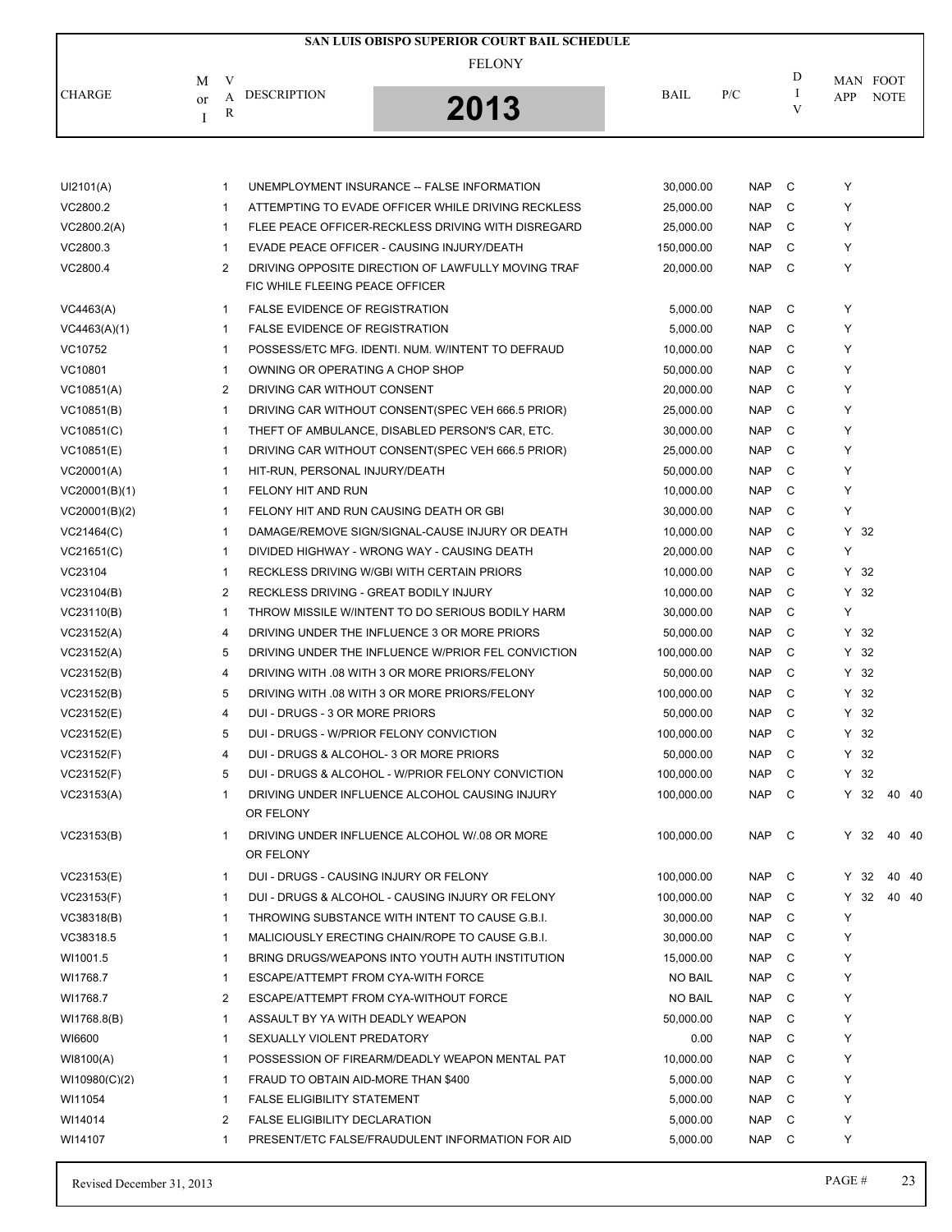# SAN LUIS OBISPO SUPERIOR COURT BAIL SCHEDULE

FELONY

2013

| CHARGE | M or I | VAR | DESCRIPTION | BAIL | P/C | DIV | MAN APP | FOOT NOTE |
|---|---|---|---|---|---|---|---|---|
| UI2101(A) | | 1 | UNEMPLOYMENT INSURANCE -- FALSE INFORMATION | 30,000.00 | NAP | C | Y | |
| VC2800.2 | | 1 | ATTEMPTING TO EVADE OFFICER WHILE DRIVING RECKLESS | 25,000.00 | NAP | C | Y | |
| VC2800.2(A) | | 1 | FLEE PEACE OFFICER-RECKLESS DRIVING WITH DISREGARD | 25,000.00 | NAP | C | Y | |
| VC2800.3 | | 1 | EVADE PEACE OFFICER - CAUSING INJURY/DEATH | 150,000.00 | NAP | C | Y | |
| VC2800.4 | | 2 | DRIVING OPPOSITE DIRECTION OF LAWFULLY MOVING TRAFFIC WHILE FLEEING PEACE OFFICER | 20,000.00 | NAP | C | Y | |
| VC4463(A) | | 1 | FALSE EVIDENCE OF REGISTRATION | 5,000.00 | NAP | C | Y | |
| VC4463(A)(1) | | 1 | FALSE EVIDENCE OF REGISTRATION | 5,000.00 | NAP | C | Y | |
| VC10752 | | 1 | POSSESS/ETC MFG. IDENTI. NUM. W/INTENT TO DEFRAUD | 10,000.00 | NAP | C | Y | |
| VC10801 | | 1 | OWNING OR OPERATING A CHOP SHOP | 50,000.00 | NAP | C | Y | |
| VC10851(A) | | 2 | DRIVING CAR WITHOUT CONSENT | 20,000.00 | NAP | C | Y | |
| VC10851(B) | | 1 | DRIVING CAR WITHOUT CONSENT(SPEC VEH 666.5 PRIOR) | 25,000.00 | NAP | C | Y | |
| VC10851(C) | | 1 | THEFT OF AMBULANCE, DISABLED PERSON'S CAR, ETC. | 30,000.00 | NAP | C | Y | |
| VC10851(E) | | 1 | DRIVING CAR WITHOUT CONSENT(SPEC VEH 666.5 PRIOR) | 25,000.00 | NAP | C | Y | |
| VC20001(A) | | 1 | HIT-RUN, PERSONAL INJURY/DEATH | 50,000.00 | NAP | C | Y | |
| VC20001(B)(1) | | 1 | FELONY HIT AND RUN | 10,000.00 | NAP | C | Y | |
| VC20001(B)(2) | | 1 | FELONY HIT AND RUN CAUSING DEATH OR GBI | 30,000.00 | NAP | C | Y | |
| VC21464(C) | | 1 | DAMAGE/REMOVE SIGN/SIGNAL-CAUSE INJURY OR DEATH | 10,000.00 | NAP | C | Y | 32 |
| VC21651(C) | | 1 | DIVIDED HIGHWAY - WRONG WAY - CAUSING DEATH | 20,000.00 | NAP | C | Y | |
| VC23104 | | 1 | RECKLESS DRIVING W/GBI WITH CERTAIN PRIORS | 10,000.00 | NAP | C | Y | 32 |
| VC23104(B) | | 2 | RECKLESS DRIVING - GREAT BODILY INJURY | 10,000.00 | NAP | C | Y | 32 |
| VC23110(B) | | 1 | THROW MISSILE W/INTENT TO DO SERIOUS BODILY HARM | 30,000.00 | NAP | C | Y | |
| VC23152(A) | | 4 | DRIVING UNDER THE INFLUENCE 3 OR MORE PRIORS | 50,000.00 | NAP | C | Y | 32 |
| VC23152(A) | | 5 | DRIVING UNDER THE INFLUENCE W/PRIOR FEL CONVICTION | 100,000.00 | NAP | C | Y | 32 |
| VC23152(B) | | 4 | DRIVING WITH .08 WITH 3 OR MORE PRIORS/FELONY | 50,000.00 | NAP | C | Y | 32 |
| VC23152(B) | | 5 | DRIVING WITH .08 WITH 3 OR MORE PRIORS/FELONY | 100,000.00 | NAP | C | Y | 32 |
| VC23152(E) | | 4 | DUI - DRUGS - 3 OR MORE PRIORS | 50,000.00 | NAP | C | Y | 32 |
| VC23152(E) | | 5 | DUI - DRUGS - W/PRIOR FELONY CONVICTION | 100,000.00 | NAP | C | Y | 32 |
| VC23152(F) | | 4 | DUI - DRUGS & ALCOHOL- 3 OR MORE PRIORS | 50,000.00 | NAP | C | Y | 32 |
| VC23152(F) | | 5 | DUI - DRUGS & ALCOHOL - W/PRIOR FELONY CONVICTION | 100,000.00 | NAP | C | Y | 32 |
| VC23153(A) | | 1 | DRIVING UNDER INFLUENCE ALCOHOL CAUSING INJURY OR FELONY | 100,000.00 | NAP | C | Y | 32 40 40 |
| VC23153(B) | | 1 | DRIVING UNDER INFLUENCE ALCOHOL W/.08 OR MORE OR FELONY | 100,000.00 | NAP | C | Y | 32 40 40 |
| VC23153(E) | | 1 | DUI - DRUGS - CAUSING INJURY OR FELONY | 100,000.00 | NAP | C | Y | 32 40 40 |
| VC23153(F) | | 1 | DUI - DRUGS & ALCOHOL - CAUSING INJURY OR FELONY | 100,000.00 | NAP | C | Y | 32 40 40 |
| VC38318(B) | | 1 | THROWING SUBSTANCE WITH INTENT TO CAUSE G.B.I. | 30,000.00 | NAP | C | Y | |
| VC38318.5 | | 1 | MALICIOUSLY ERECTING CHAIN/ROPE TO CAUSE G.B.I. | 30,000.00 | NAP | C | Y | |
| WI1001.5 | | 1 | BRING DRUGS/WEAPONS INTO YOUTH AUTH INSTITUTION | 15,000.00 | NAP | C | Y | |
| WI1768.7 | | 1 | ESCAPE/ATTEMPT FROM CYA-WITH FORCE | NO BAIL | NAP | C | Y | |
| WI1768.7 | | 2 | ESCAPE/ATTEMPT FROM CYA-WITHOUT FORCE | NO BAIL | NAP | C | Y | |
| WI1768.8(B) | | 1 | ASSAULT BY YA WITH DEADLY WEAPON | 50,000.00 | NAP | C | Y | |
| WI6600 | | 1 | SEXUALLY VIOLENT PREDATORY | 0.00 | NAP | C | Y | |
| WI8100(A) | | 1 | POSSESSION OF FIREARM/DEADLY WEAPON MENTAL PAT | 10,000.00 | NAP | C | Y | |
| WI10980(C)(2) | | 1 | FRAUD TO OBTAIN AID-MORE THAN $400 | 5,000.00 | NAP | C | Y | |
| WI11054 | | 1 | FALSE ELIGIBILITY STATEMENT | 5,000.00 | NAP | C | Y | |
| WI14014 | | 2 | FALSE ELIGIBILITY DECLARATION | 5,000.00 | NAP | C | Y | |
| WI14107 | | 1 | PRESENT/ETC FALSE/FRAUDULENT INFORMATION FOR AID | 5,000.00 | NAP | C | Y | |

Revised December 31, 2013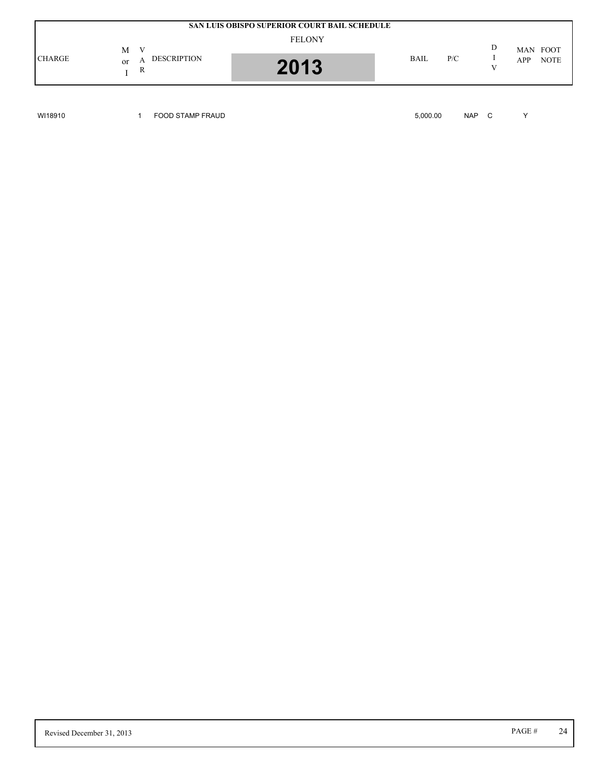# SAN LUIS OBISPO SUPERIOR COURT BAIL SCHEDULE

FELONY

2013

| CHARGE | M or I | VAR | DESCRIPTION | BAIL | P/C | DIV | MAN APP | FOOT NOTE |
|---|---|---|---|---|---|---|---|---|
| WI18910 | | 1 | FOOD STAMP FRAUD | 5,000.00 | NAP | C | Y | |

Revised December 31, 2013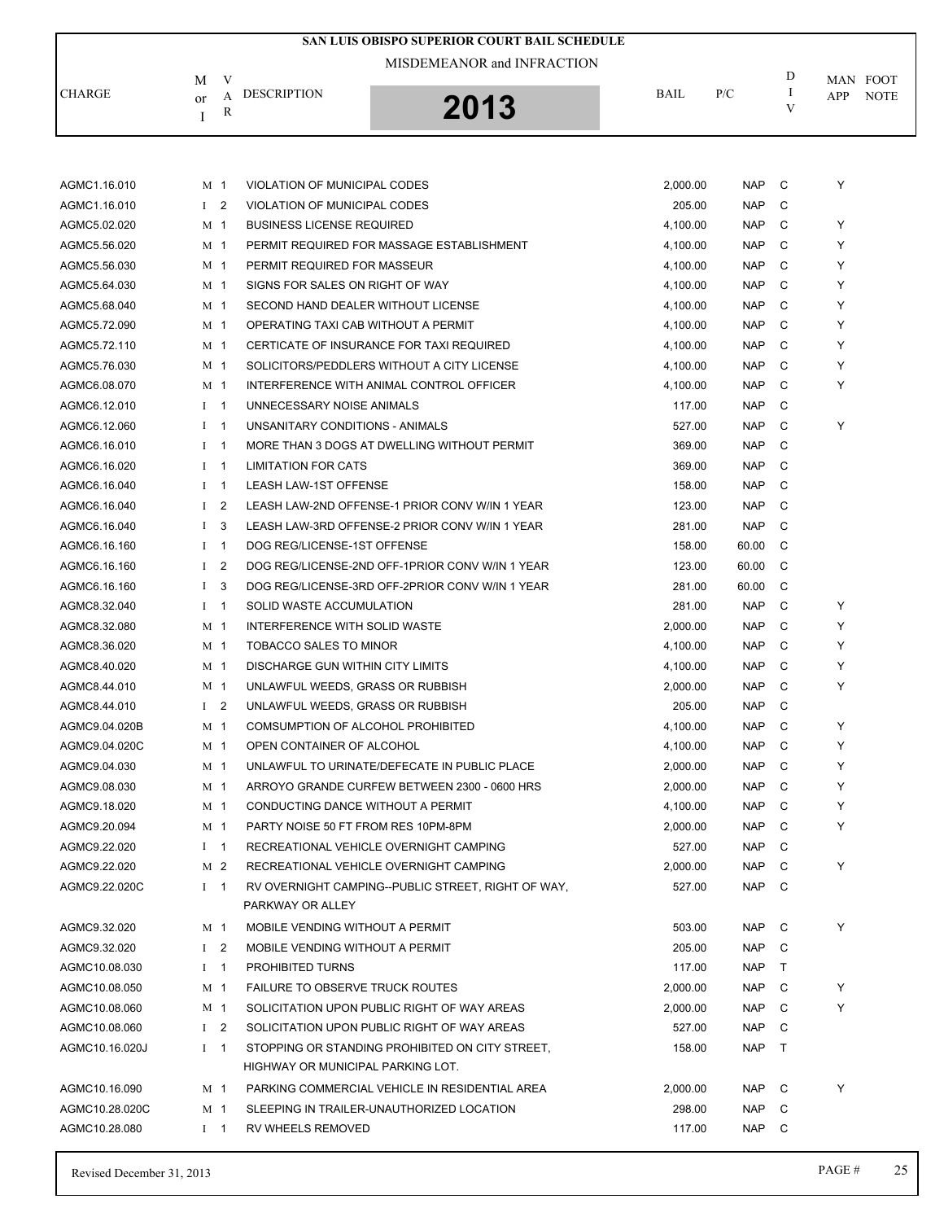# SAN LUIS OBISPO SUPERIOR COURT BAIL SCHEDULE

MISDEMEANOR and INFRACTION

**2013**

| CHARGE | M or I | VAR | DESCRIPTION | BAIL | P/C | DIV | MAN APP | FOOT NOTE |
|---|---|---|---|---|---|---|---|---|
| AGMC1.16.010 | M | 1 | VIOLATION OF MUNICIPAL CODES | 2,000.00 | NAP | C | Y | |
| AGMC1.16.010 | I | 2 | VIOLATION OF MUNICIPAL CODES | 205.00 | NAP | C | | |
| AGMC5.02.020 | M | 1 | BUSINESS LICENSE REQUIRED | 4,100.00 | NAP | C | Y | |
| AGMC5.56.020 | M | 1 | PERMIT REQUIRED FOR MASSAGE ESTABLISHMENT | 4,100.00 | NAP | C | Y | |
| AGMC5.56.030 | M | 1 | PERMIT REQUIRED FOR MASSEUR | 4,100.00 | NAP | C | Y | |
| AGMC5.64.030 | M | 1 | SIGNS FOR SALES ON RIGHT OF WAY | 4,100.00 | NAP | C | Y | |
| AGMC5.68.040 | M | 1 | SECOND HAND DEALER WITHOUT LICENSE | 4,100.00 | NAP | C | Y | |
| AGMC5.72.090 | M | 1 | OPERATING TAXI CAB WITHOUT A PERMIT | 4,100.00 | NAP | C | Y | |
| AGMC5.72.110 | M | 1 | CERTICATE OF INSURANCE FOR TAXI REQUIRED | 4,100.00 | NAP | C | Y | |
| AGMC5.76.030 | M | 1 | SOLICITORS/PEDDLERS WITHOUT A CITY LICENSE | 4,100.00 | NAP | C | Y | |
| AGMC6.08.070 | M | 1 | INTERFERENCE WITH ANIMAL CONTROL OFFICER | 4,100.00 | NAP | C | Y | |
| AGMC6.12.010 | I | 1 | UNNECESSARY NOISE ANIMALS | 117.00 | NAP | C | | |
| AGMC6.12.060 | I | 1 | UNSANITARY CONDITIONS - ANIMALS | 527.00 | NAP | C | Y | |
| AGMC6.16.010 | I | 1 | MORE THAN 3 DOGS AT DWELLING WITHOUT PERMIT | 369.00 | NAP | C | | |
| AGMC6.16.020 | I | 1 | LIMITATION FOR CATS | 369.00 | NAP | C | | |
| AGMC6.16.040 | I | 1 | LEASH LAW-1ST OFFENSE | 158.00 | NAP | C | | |
| AGMC6.16.040 | I | 2 | LEASH LAW-2ND OFFENSE-1 PRIOR CONV W/IN 1 YEAR | 123.00 | NAP | C | | |
| AGMC6.16.040 | I | 3 | LEASH LAW-3RD OFFENSE-2 PRIOR CONV W/IN 1 YEAR | 281.00 | NAP | C | | |
| AGMC6.16.160 | I | 1 | DOG REG/LICENSE-1ST OFFENSE | 158.00 | 60.00 | C | | |
| AGMC6.16.160 | I | 2 | DOG REG/LICENSE-2ND OFF-1PRIOR CONV W/IN 1 YEAR | 123.00 | 60.00 | C | | |
| AGMC6.16.160 | I | 3 | DOG REG/LICENSE-3RD OFF-2PRIOR CONV W/IN 1 YEAR | 281.00 | 60.00 | C | | |
| AGMC8.32.040 | I | 1 | SOLID WASTE ACCUMULATION | 281.00 | NAP | C | Y | |
| AGMC8.32.080 | M | 1 | INTERFERENCE WITH SOLID WASTE | 2,000.00 | NAP | C | Y | |
| AGMC8.36.020 | M | 1 | TOBACCO SALES TO MINOR | 4,100.00 | NAP | C | Y | |
| AGMC8.40.020 | M | 1 | DISCHARGE GUN WITHIN CITY LIMITS | 4,100.00 | NAP | C | Y | |
| AGMC8.44.010 | M | 1 | UNLAWFUL WEEDS, GRASS OR RUBBISH | 2,000.00 | NAP | C | Y | |
| AGMC8.44.010 | I | 2 | UNLAWFUL WEEDS, GRASS OR RUBBISH | 205.00 | NAP | C | | |
| AGMC9.04.020B | M | 1 | COMSUMPTION OF ALCOHOL PROHIBITED | 4,100.00 | NAP | C | Y | |
| AGMC9.04.020C | M | 1 | OPEN CONTAINER OF ALCOHOL | 4,100.00 | NAP | C | Y | |
| AGMC9.04.030 | M | 1 | UNLAWFUL TO URINATE/DEFECATE IN PUBLIC PLACE | 2,000.00 | NAP | C | Y | |
| AGMC9.08.030 | M | 1 | ARROYO GRANDE CURFEW BETWEEN 2300 - 0600 HRS | 2,000.00 | NAP | C | Y | |
| AGMC9.18.020 | M | 1 | CONDUCTING DANCE WITHOUT A PERMIT | 4,100.00 | NAP | C | Y | |
| AGMC9.20.094 | M | 1 | PARTY NOISE 50 FT FROM RES 10PM-8PM | 2,000.00 | NAP | C | Y | |
| AGMC9.22.020 | I | 1 | RECREATIONAL VEHICLE OVERNIGHT CAMPING | 527.00 | NAP | C | | |
| AGMC9.22.020 | M | 2 | RECREATIONAL VEHICLE OVERNIGHT CAMPING | 2,000.00 | NAP | C | Y | |
| AGMC9.22.020C | I | 1 | RV OVERNIGHT CAMPING--PUBLIC STREET, RIGHT OF WAY, PARKWAY OR ALLEY | 527.00 | NAP | C | | |
| AGMC9.32.020 | M | 1 | MOBILE VENDING WITHOUT A PERMIT | 503.00 | NAP | C | Y | |
| AGMC9.32.020 | I | 2 | MOBILE VENDING WITHOUT A PERMIT | 205.00 | NAP | C | | |
| AGMC10.08.030 | I | 1 | PROHIBITED TURNS | 117.00 | NAP | T | | |
| AGMC10.08.050 | M | 1 | FAILURE TO OBSERVE TRUCK ROUTES | 2,000.00 | NAP | C | Y | |
| AGMC10.08.060 | M | 1 | SOLICITATION UPON PUBLIC RIGHT OF WAY AREAS | 2,000.00 | NAP | C | Y | |
| AGMC10.08.060 | I | 2 | SOLICITATION UPON PUBLIC RIGHT OF WAY AREAS | 527.00 | NAP | C | | |
| AGMC10.16.020J | I | 1 | STOPPING OR STANDING PROHIBITED ON CITY STREET, HIGHWAY OR MUNICIPAL PARKING LOT. | 158.00 | NAP | T | | |
| AGMC10.16.090 | M | 1 | PARKING COMMERCIAL VEHICLE IN RESIDENTIAL AREA | 2,000.00 | NAP | C | Y | |
| AGMC10.28.020C | M | 1 | SLEEPING IN TRAILER-UNAUTHORIZED LOCATION | 298.00 | NAP | C | | |
| AGMC10.28.080 | I | 1 | RV WHEELS REMOVED | 117.00 | NAP | C | | |

Revised December 31, 2013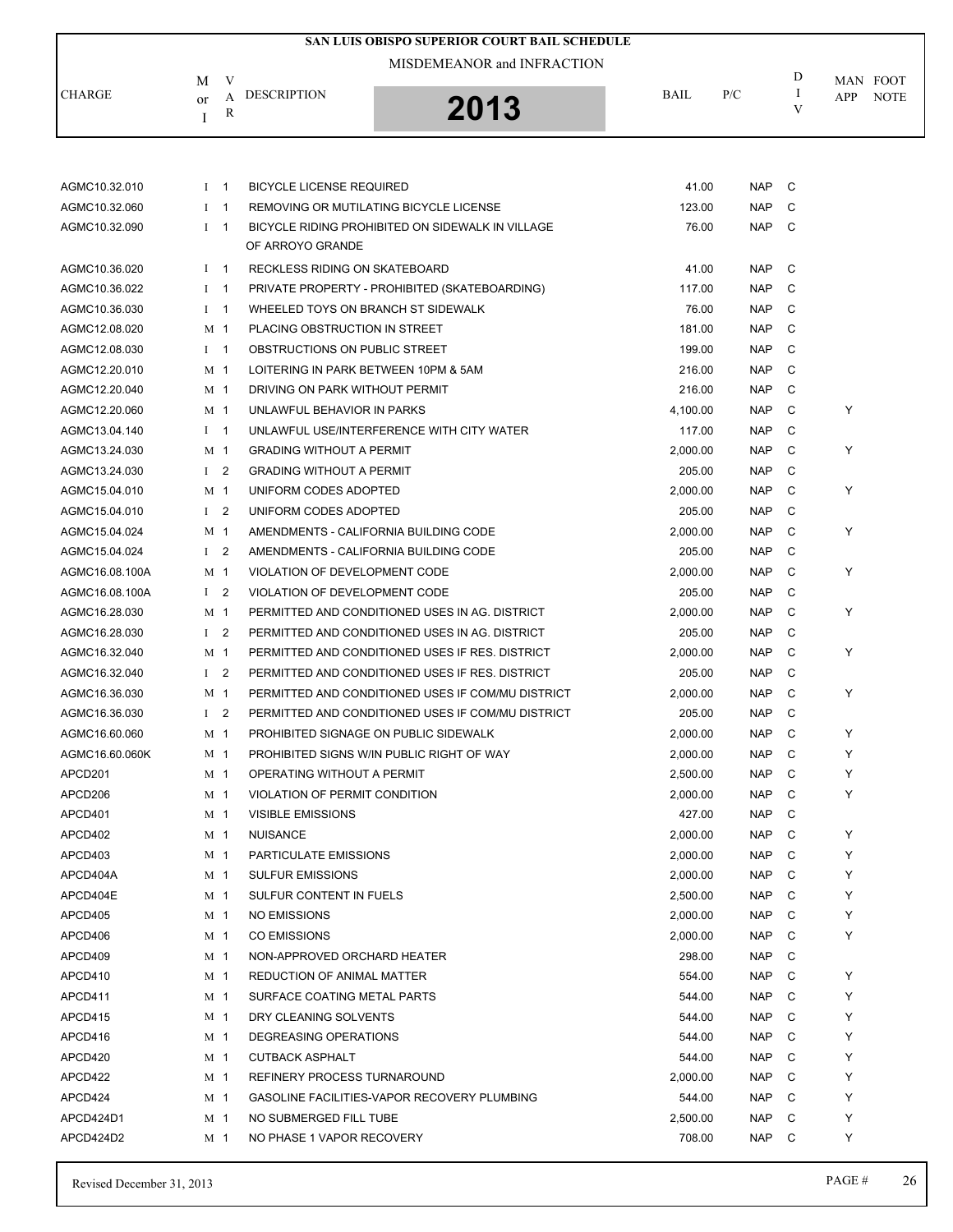# SAN LUIS OBISPO SUPERIOR COURT BAIL SCHEDULE

MISDEMEANOR and INFRACTION

**2013**

| CHARGE | M or I | VAR | DESCRIPTION | BAIL | P/C | DIV | MAN APP | FOOT NOTE |
|---|---|---|---|---|---|---|---|---|
| AGMC10.32.010 | I | 1 | BICYCLE LICENSE REQUIRED | 41.00 | NAP | C | | |
| AGMC10.32.060 | I | 1 | REMOVING OR MUTILATING BICYCLE LICENSE | 123.00 | NAP | C | | |
| AGMC10.32.090 | I | 1 | BICYCLE RIDING PROHIBITED ON SIDEWALK IN VILLAGE OF ARROYO GRANDE | 76.00 | NAP | C | | |
| AGMC10.36.020 | I | 1 | RECKLESS RIDING ON SKATEBOARD | 41.00 | NAP | C | | |
| AGMC10.36.022 | I | 1 | PRIVATE PROPERTY - PROHIBITED (SKATEBOARDING) | 117.00 | NAP | C | | |
| AGMC10.36.030 | I | 1 | WHEELED TOYS ON BRANCH ST SIDEWALK | 76.00 | NAP | C | | |
| AGMC12.08.020 | M | 1 | PLACING OBSTRUCTION IN STREET | 181.00 | NAP | C | | |
| AGMC12.08.030 | I | 1 | OBSTRUCTIONS ON PUBLIC STREET | 199.00 | NAP | C | | |
| AGMC12.20.010 | M | 1 | LOITERING IN PARK BETWEEN 10PM & 5AM | 216.00 | NAP | C | | |
| AGMC12.20.040 | M | 1 | DRIVING ON PARK WITHOUT PERMIT | 216.00 | NAP | C | | |
| AGMC12.20.060 | M | 1 | UNLAWFUL BEHAVIOR IN PARKS | 4,100.00 | NAP | C | Y | |
| AGMC13.04.140 | I | 1 | UNLAWFUL USE/INTERFERENCE WITH CITY WATER | 117.00 | NAP | C | | |
| AGMC13.24.030 | M | 1 | GRADING WITHOUT A PERMIT | 2,000.00 | NAP | C | Y | |
| AGMC13.24.030 | I | 2 | GRADING WITHOUT A PERMIT | 205.00 | NAP | C | | |
| AGMC15.04.010 | M | 1 | UNIFORM CODES ADOPTED | 2,000.00 | NAP | C | Y | |
| AGMC15.04.010 | I | 2 | UNIFORM CODES ADOPTED | 205.00 | NAP | C | | |
| AGMC15.04.024 | M | 1 | AMENDMENTS - CALIFORNIA BUILDING CODE | 2,000.00 | NAP | C | Y | |
| AGMC15.04.024 | I | 2 | AMENDMENTS - CALIFORNIA BUILDING CODE | 205.00 | NAP | C | | |
| AGMC16.08.100A | M | 1 | VIOLATION OF DEVELOPMENT CODE | 2,000.00 | NAP | C | Y | |
| AGMC16.08.100A | I | 2 | VIOLATION OF DEVELOPMENT CODE | 205.00 | NAP | C | | |
| AGMC16.28.030 | M | 1 | PERMITTED AND CONDITIONED USES IN AG. DISTRICT | 2,000.00 | NAP | C | Y | |
| AGMC16.28.030 | I | 2 | PERMITTED AND CONDITIONED USES IN AG. DISTRICT | 205.00 | NAP | C | | |
| AGMC16.32.040 | M | 1 | PERMITTED AND CONDITIONED USES IF RES. DISTRICT | 2,000.00 | NAP | C | Y | |
| AGMC16.32.040 | I | 2 | PERMITTED AND CONDITIONED USES IF RES. DISTRICT | 205.00 | NAP | C | | |
| AGMC16.36.030 | M | 1 | PERMITTED AND CONDITIONED USES IF COM/MU DISTRICT | 2,000.00 | NAP | C | Y | |
| AGMC16.36.030 | I | 2 | PERMITTED AND CONDITIONED USES IF COM/MU DISTRICT | 205.00 | NAP | C | | |
| AGMC16.60.060 | M | 1 | PROHIBITED SIGNAGE ON PUBLIC SIDEWALK | 2,000.00 | NAP | C | Y | |
| AGMC16.60.060K | M | 1 | PROHIBITED SIGNS W/IN PUBLIC RIGHT OF WAY | 2,000.00 | NAP | C | Y | |
| APCD201 | M | 1 | OPERATING WITHOUT A PERMIT | 2,500.00 | NAP | C | Y | |
| APCD206 | M | 1 | VIOLATION OF PERMIT CONDITION | 2,000.00 | NAP | C | Y | |
| APCD401 | M | 1 | VISIBLE EMISSIONS | 427.00 | NAP | C | | |
| APCD402 | M | 1 | NUISANCE | 2,000.00 | NAP | C | Y | |
| APCD403 | M | 1 | PARTICULATE EMISSIONS | 2,000.00 | NAP | C | Y | |
| APCD404A | M | 1 | SULFUR EMISSIONS | 2,000.00 | NAP | C | Y | |
| APCD404E | M | 1 | SULFUR CONTENT IN FUELS | 2,500.00 | NAP | C | Y | |
| APCD405 | M | 1 | NO EMISSIONS | 2,000.00 | NAP | C | Y | |
| APCD406 | M | 1 | CO EMISSIONS | 2,000.00 | NAP | C | Y | |
| APCD409 | M | 1 | NON-APPROVED ORCHARD HEATER | 298.00 | NAP | C | | |
| APCD410 | M | 1 | REDUCTION OF ANIMAL MATTER | 554.00 | NAP | C | Y | |
| APCD411 | M | 1 | SURFACE COATING METAL PARTS | 544.00 | NAP | C | Y | |
| APCD415 | M | 1 | DRY CLEANING SOLVENTS | 544.00 | NAP | C | Y | |
| APCD416 | M | 1 | DEGREASING OPERATIONS | 544.00 | NAP | C | Y | |
| APCD420 | M | 1 | CUTBACK ASPHALT | 544.00 | NAP | C | Y | |
| APCD422 | M | 1 | REFINERY PROCESS TURNAROUND | 2,000.00 | NAP | C | Y | |
| APCD424 | M | 1 | GASOLINE FACILITIES-VAPOR RECOVERY PLUMBING | 544.00 | NAP | C | Y | |
| APCD424D1 | M | 1 | NO SUBMERGED FILL TUBE | 2,500.00 | NAP | C | Y | |
| APCD424D2 | M | 1 | NO PHASE 1 VAPOR RECOVERY | 708.00 | NAP | C | Y | |

Revised December 31, 2013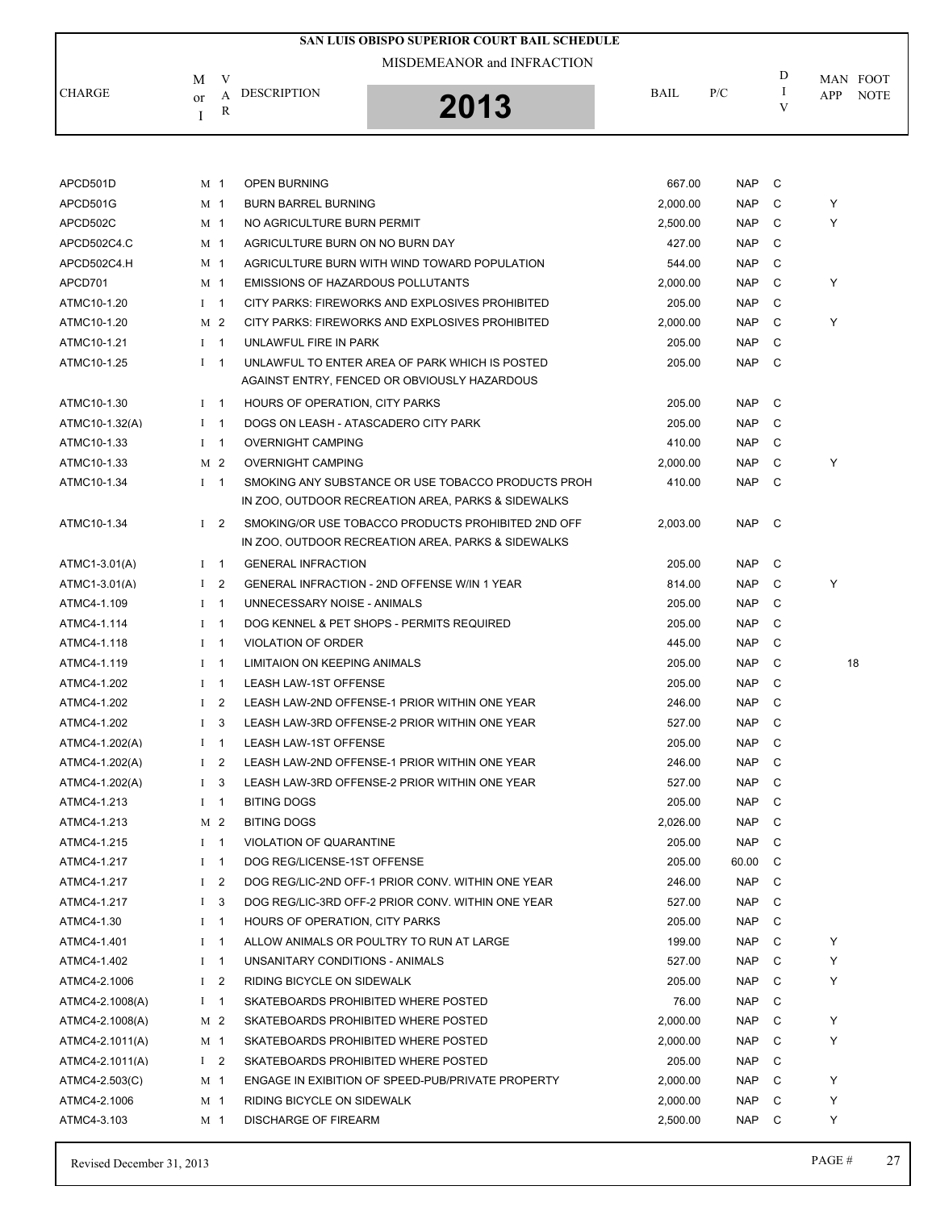# SAN LUIS OBISPO SUPERIOR COURT BAIL SCHEDULE

MISDEMEANOR and INFRACTION

**2013**

| CHARGE | M or I | VAR | DESCRIPTION | BAIL | P/C | DIV | MAN APP | FOOT NOTE |
|---|---|---|---|---|---|---|---|---|
| APCD501D | M | 1 | OPEN BURNING | 667.00 | NAP | C | | |
| APCD501G | M | 1 | BURN BARREL BURNING | 2,000.00 | NAP | C | Y | |
| APCD502C | M | 1 | NO AGRICULTURE BURN PERMIT | 2,500.00 | NAP | C | Y | |
| APCD502C4.C | M | 1 | AGRICULTURE BURN ON NO BURN DAY | 427.00 | NAP | C | | |
| APCD502C4.H | M | 1 | AGRICULTURE BURN WITH WIND TOWARD POPULATION | 544.00 | NAP | C | | |
| APCD701 | M | 1 | EMISSIONS OF HAZARDOUS POLLUTANTS | 2,000.00 | NAP | C | Y | |
| ATMC10-1.20 | I | 1 | CITY PARKS: FIREWORKS AND EXPLOSIVES PROHIBITED | 205.00 | NAP | C | | |
| ATMC10-1.20 | M | 2 | CITY PARKS: FIREWORKS AND EXPLOSIVES PROHIBITED | 2,000.00 | NAP | C | Y | |
| ATMC10-1.21 | I | 1 | UNLAWFUL FIRE IN PARK | 205.00 | NAP | C | | |
| ATMC10-1.25 | I | 1 | UNLAWFUL TO ENTER AREA OF PARK WHICH IS POSTED AGAINST ENTRY, FENCED OR OBVIOUSLY HAZARDOUS | 205.00 | NAP | C | | |
| ATMC10-1.30 | I | 1 | HOURS OF OPERATION, CITY PARKS | 205.00 | NAP | C | | |
| ATMC10-1.32(A) | I | 1 | DOGS ON LEASH - ATASCADERO CITY PARK | 205.00 | NAP | C | | |
| ATMC10-1.33 | I | 1 | OVERNIGHT CAMPING | 410.00 | NAP | C | | |
| ATMC10-1.33 | M | 2 | OVERNIGHT CAMPING | 2,000.00 | NAP | C | Y | |
| ATMC10-1.34 | I | 1 | SMOKING ANY SUBSTANCE OR USE TOBACCO PRODUCTS PROH IN ZOO, OUTDOOR RECREATION AREA, PARKS & SIDEWALKS | 410.00 | NAP | C | | |
| ATMC10-1.34 | I | 2 | SMOKING/OR USE TOBACCO PRODUCTS PROHIBITED 2ND OFF IN ZOO, OUTDOOR RECREATION AREA, PARKS & SIDEWALKS | 2,003.00 | NAP | C | | |
| ATMC1-3.01(A) | I | 1 | GENERAL INFRACTION | 205.00 | NAP | C | | |
| ATMC1-3.01(A) | I | 2 | GENERAL INFRACTION - 2ND OFFENSE W/IN 1 YEAR | 814.00 | NAP | C | Y | |
| ATMC4-1.109 | I | 1 | UNNECESSARY NOISE - ANIMALS | 205.00 | NAP | C | | |
| ATMC4-1.114 | I | 1 | DOG KENNEL & PET SHOPS - PERMITS REQUIRED | 205.00 | NAP | C | | |
| ATMC4-1.118 | I | 1 | VIOLATION OF ORDER | 445.00 | NAP | C | | |
| ATMC4-1.119 | I | 1 | LIMITAION ON KEEPING ANIMALS | 205.00 | NAP | C | | 18 |
| ATMC4-1.202 | I | 1 | LEASH LAW-1ST OFFENSE | 205.00 | NAP | C | | |
| ATMC4-1.202 | I | 2 | LEASH LAW-2ND OFFENSE-1 PRIOR WITHIN ONE YEAR | 246.00 | NAP | C | | |
| ATMC4-1.202 | I | 3 | LEASH LAW-3RD OFFENSE-2 PRIOR WITHIN ONE YEAR | 527.00 | NAP | C | | |
| ATMC4-1.202(A) | I | 1 | LEASH LAW-1ST OFFENSE | 205.00 | NAP | C | | |
| ATMC4-1.202(A) | I | 2 | LEASH LAW-2ND OFFENSE-1 PRIOR WITHIN ONE YEAR | 246.00 | NAP | C | | |
| ATMC4-1.202(A) | I | 3 | LEASH LAW-3RD OFFENSE-2 PRIOR WITHIN ONE YEAR | 527.00 | NAP | C | | |
| ATMC4-1.213 | I | 1 | BITING DOGS | 205.00 | NAP | C | | |
| ATMC4-1.213 | M | 2 | BITING DOGS | 2,026.00 | NAP | C | | |
| ATMC4-1.215 | I | 1 | VIOLATION OF QUARANTINE | 205.00 | NAP | C | | |
| ATMC4-1.217 | I | 1 | DOG REG/LICENSE-1ST OFFENSE | 205.00 | 60.00 | C | | |
| ATMC4-1.217 | I | 2 | DOG REG/LIC-2ND OFF-1 PRIOR CONV. WITHIN ONE YEAR | 246.00 | NAP | C | | |
| ATMC4-1.217 | I | 3 | DOG REG/LIC-3RD OFF-2 PRIOR CONV. WITHIN ONE YEAR | 527.00 | NAP | C | | |
| ATMC4-1.30 | I | 1 | HOURS OF OPERATION, CITY PARKS | 205.00 | NAP | C | | |
| ATMC4-1.401 | I | 1 | ALLOW ANIMALS OR POULTRY TO RUN AT LARGE | 199.00 | NAP | C | Y | |
| ATMC4-1.402 | I | 1 | UNSANITARY CONDITIONS - ANIMALS | 527.00 | NAP | C | Y | |
| ATMC4-2.1006 | I | 2 | RIDING BICYCLE ON SIDEWALK | 205.00 | NAP | C | Y | |
| ATMC4-2.1008(A) | I | 1 | SKATEBOARDS PROHIBITED WHERE POSTED | 76.00 | NAP | C | | |
| ATMC4-2.1008(A) | M | 2 | SKATEBOARDS PROHIBITED WHERE POSTED | 2,000.00 | NAP | C | Y | |
| ATMC4-2.1011(A) | M | 1 | SKATEBOARDS PROHIBITED WHERE POSTED | 2,000.00 | NAP | C | Y | |
| ATMC4-2.1011(A) | I | 2 | SKATEBOARDS PROHIBITED WHERE POSTED | 205.00 | NAP | C | | |
| ATMC4-2.503(C) | M | 1 | ENGAGE IN EXIBITION OF SPEED-PUB/PRIVATE PROPERTY | 2,000.00 | NAP | C | Y | |
| ATMC4-2.1006 | M | 1 | RIDING BICYCLE ON SIDEWALK | 2,000.00 | NAP | C | Y | |
| ATMC4-3.103 | M | 1 | DISCHARGE OF FIREARM | 2,500.00 | NAP | C | Y | |

Revised December 31, 2013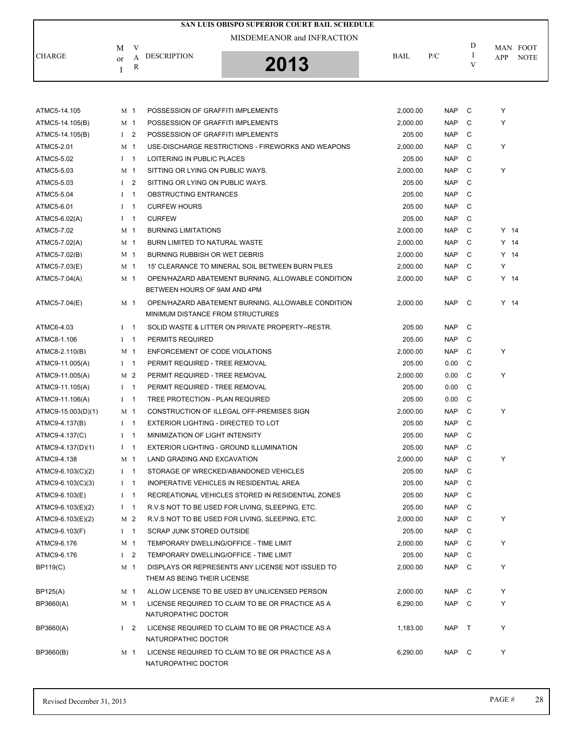# SAN LUIS OBISPO SUPERIOR COURT BAIL SCHEDULE

MISDEMEANOR and INFRACTION

**2013**

| CHARGE | M or I | VAR | DESCRIPTION | BAIL | P/C | DIV | MAN APP | FOOT NOTE |
|---|---|---|---|---|---|---|---|---|
| ATMC5-14.105 | M | 1 | POSSESSION OF GRAFFITI IMPLEMENTS | 2,000.00 | NAP | C | Y | |
| ATMC5-14.105(B) | M | 1 | POSSESSION OF GRAFFITI IMPLEMENTS | 2,000.00 | NAP | C | Y | |
| ATMC5-14.105(B) | I | 2 | POSSESSION OF GRAFFITI IMPLEMENTS | 205.00 | NAP | C | | |
| ATMC5-2.01 | M | 1 | USE-DISCHARGE RESTRICTIONS - FIREWORKS AND WEAPONS | 2,000.00 | NAP | C | Y | |
| ATMC5-5.02 | I | 1 | LOITERING IN PUBLIC PLACES | 205.00 | NAP | C | | |
| ATMC5-5.03 | M | 1 | SITTING OR LYING ON PUBLIC WAYS. | 2,000.00 | NAP | C | Y | |
| ATMC5-5.03 | I | 2 | SITTING OR LYING ON PUBLIC WAYS. | 205.00 | NAP | C | | |
| ATMC5-5.04 | I | 1 | OBSTRUCTING ENTRANCES | 205.00 | NAP | C | | |
| ATMC5-6.01 | I | 1 | CURFEW HOURS | 205.00 | NAP | C | | |
| ATMC5-6.02(A) | I | 1 | CURFEW | 205.00 | NAP | C | | |
| ATMC5-7.02 | M | 1 | BURNING LIMITATIONS | 2,000.00 | NAP | C | Y | 14 |
| ATMC5-7.02(A) | M | 1 | BURN LIMITED TO NATURAL WASTE | 2,000.00 | NAP | C | Y | 14 |
| ATMC5-7.02(B) | M | 1 | BURNING RUBBISH OR WET DEBRIS | 2,000.00 | NAP | C | Y | 14 |
| ATMC5-7.03(E) | M | 1 | 15' CLEARANCE TO MINERAL SOIL BETWEEN BURN PILES | 2,000.00 | NAP | C | Y | |
| ATMC5-7.04(A) | M | 1 | OPEN/HAZARD ABATEMENT BURNING, ALLOWABLE CONDITION BETWEEN HOURS OF 9AM AND 4PM | 2,000.00 | NAP | C | Y | 14 |
| ATMC5-7.04(E) | M | 1 | OPEN/HAZARD ABATEMENT BURNING, ALLOWABLE CONDITION MINIMUM DISTANCE FROM STRUCTURES | 2,000.00 | NAP | C | Y | 14 |
| ATMC6-4.03 | I | 1 | SOLID WASTE & LITTER ON PRIVATE PROPERTY--RESTR. | 205.00 | NAP | C | | |
| ATMC8-1.106 | I | 1 | PERMITS REQUIRED | 205.00 | NAP | C | | |
| ATMC8-2.110(B) | M | 1 | ENFORCEMENT OF CODE VIOLATIONS | 2,000.00 | NAP | C | Y | |
| ATMC9-11.005(A) | I | 1 | PERMIT REQUIRED - TREE REMOVAL | 205.00 | 0.00 | C | | |
| ATMC9-11.005(A) | M | 2 | PERMIT REQUIRED - TREE REMOVAL | 2,000.00 | 0.00 | C | Y | |
| ATMC9-11.105(A) | I | 1 | PERMIT REQUIRED - TREE REMOVAL | 205.00 | 0.00 | C | | |
| ATMC9-11.106(A) | I | 1 | TREE PROTECTION - PLAN REQUIRED | 205.00 | 0.00 | C | | |
| ATMC9-15.003(D)(1) | M | 1 | CONSTRUCTION OF ILLEGAL OFF-PREMISES SIGN | 2,000.00 | NAP | C | Y | |
| ATMC9-4.137(B) | I | 1 | EXTERIOR LIGHTING - DIRECTED TO LOT | 205.00 | NAP | C | | |
| ATMC9-4.137(C) | I | 1 | MINIMIZATION OF LIGHT INTENSITY | 205.00 | NAP | C | | |
| ATMC9-4.137(D)(1) | I | 1 | EXTERIOR LIGHTING - GROUND ILLUMINATION | 205.00 | NAP | C | | |
| ATMC9-4.138 | M | 1 | LAND GRADING AND EXCAVATION | 2,000.00 | NAP | C | Y | |
| ATMC9-6.103(C)(2) | I | 1 | STORAGE OF WRECKED/ABANDONED VEHICLES | 205.00 | NAP | C | | |
| ATMC9-6.103(C)(3) | I | 1 | INOPERATIVE VEHICLES IN RESIDENTIAL AREA | 205.00 | NAP | C | | |
| ATMC9-6.103(E) | I | 1 | RECREATIONAL VEHICLES STORED IN RESIDENTIAL ZONES | 205.00 | NAP | C | | |
| ATMC9-6.103(E)(2) | I | 1 | R.V.S NOT TO BE USED FOR LIVING, SLEEPING, ETC. | 205.00 | NAP | C | | |
| ATMC9-6.103(E)(2) | M | 2 | R.V.S NOT TO BE USED FOR LIVING, SLEEPING, ETC. | 2,000.00 | NAP | C | Y | |
| ATMC9-6.103(F) | I | 1 | SCRAP JUNK STORED OUTSIDE | 205.00 | NAP | C | | |
| ATMC9-6.176 | M | 1 | TEMPORARY DWELLING/OFFICE - TIME LIMIT | 2,000.00 | NAP | C | Y | |
| ATMC9-6.176 | I | 2 | TEMPORARY DWELLING/OFFICE - TIME LIMIT | 205.00 | NAP | C | | |
| BP119(C) | M | 1 | DISPLAYS OR REPRESENTS ANY LICENSE NOT ISSUED TO THEM AS BEING THEIR LICENSE | 2,000.00 | NAP | C | Y | |
| BP125(A) | M | 1 | ALLOW LICENSE TO BE USED BY UNLICENSED PERSON | 2,000.00 | NAP | C | Y | |
| BP3660(A) | M | 1 | LICENSE REQUIRED TO CLAIM TO BE OR PRACTICE AS A NATUROPATHIC DOCTOR | 6,290.00 | NAP | C | Y | |
| BP3660(A) | I | 2 | LICENSE REQUIRED TO CLAIM TO BE OR PRACTICE AS A NATUROPATHIC DOCTOR | 1,183.00 | NAP | T | Y | |
| BP3660(B) | M | 1 | LICENSE REQUIRED TO CLAIM TO BE OR PRACTICE AS A NATUROPATHIC DOCTOR | 6,290.00 | NAP | C | Y | |

Revised December 31, 2013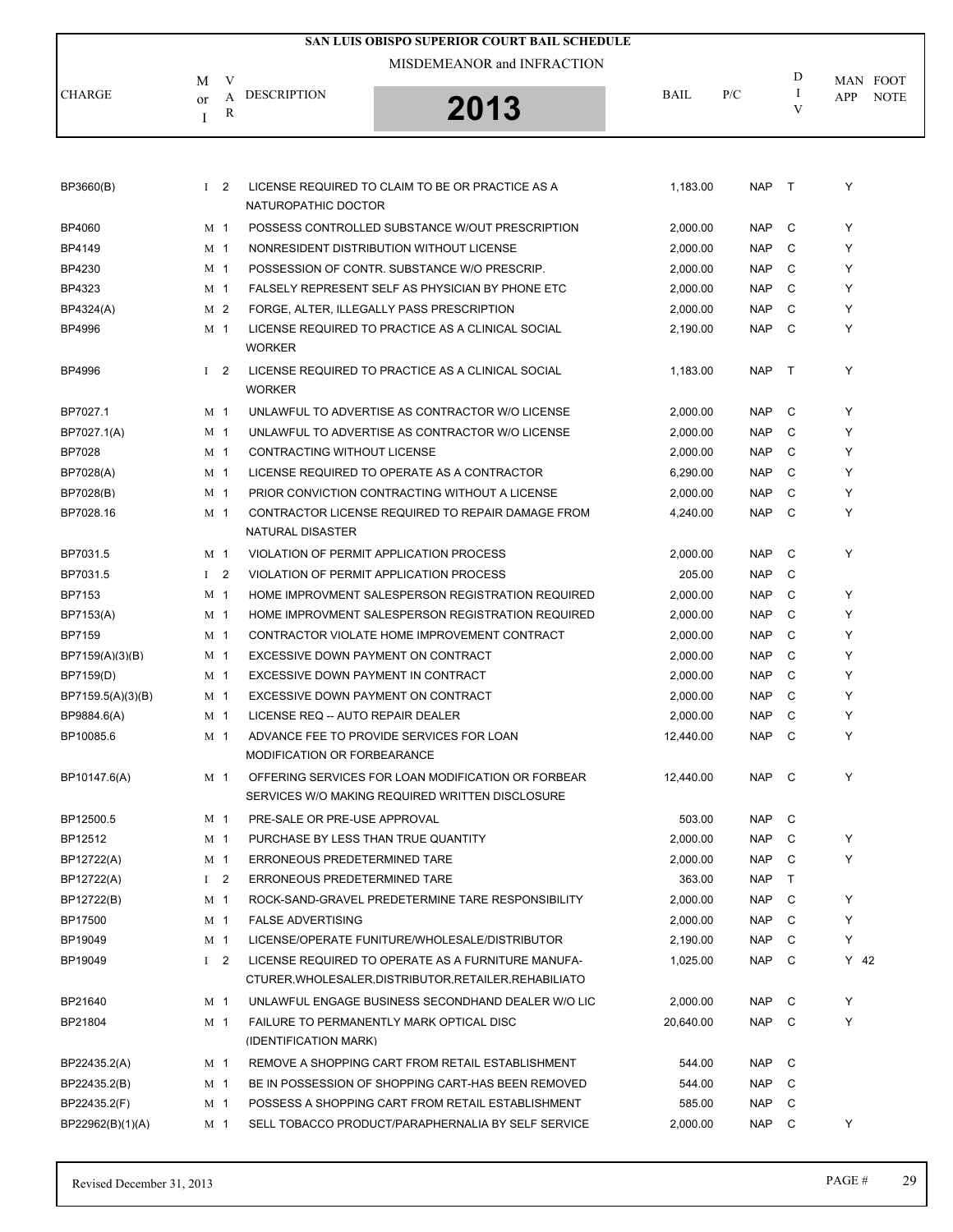# SAN LUIS OBISPO SUPERIOR COURT BAIL SCHEDULE

MISDEMEANOR and INFRACTION

2013

| CHARGE | M or I | VAR | DESCRIPTION | BAIL | P/C | DIV | MAN APP | FOOT NOTE |
|---|---|---|---|---|---|---|---|---|
| BP3660(B) | I | 2 | LICENSE REQUIRED TO CLAIM TO BE OR PRACTICE AS A NATUROPATHIC DOCTOR | 1,183.00 | NAP | T | Y | |
| BP4060 | M | 1 | POSSESS CONTROLLED SUBSTANCE W/OUT PRESCRIPTION | 2,000.00 | NAP | C | Y | |
| BP4149 | M | 1 | NONRESIDENT DISTRIBUTION WITHOUT LICENSE | 2,000.00 | NAP | C | Y | |
| BP4230 | M | 1 | POSSESSION OF CONTR. SUBSTANCE W/O PRESCRIP. | 2,000.00 | NAP | C | Y | |
| BP4323 | M | 1 | FALSELY REPRESENT SELF AS PHYSICIAN BY PHONE ETC | 2,000.00 | NAP | C | Y | |
| BP4324(A) | M | 2 | FORGE, ALTER, ILLEGALLY PASS PRESCRIPTION | 2,000.00 | NAP | C | Y | |
| BP4996 | M | 1 | LICENSE REQUIRED TO PRACTICE AS A CLINICAL SOCIAL WORKER | 2,190.00 | NAP | C | Y | |
| BP4996 | I | 2 | LICENSE REQUIRED TO PRACTICE AS A CLINICAL SOCIAL WORKER | 1,183.00 | NAP | T | Y | |
| BP7027.1 | M | 1 | UNLAWFUL TO ADVERTISE AS CONTRACTOR W/O LICENSE | 2,000.00 | NAP | C | Y | |
| BP7027.1(A) | M | 1 | UNLAWFUL TO ADVERTISE AS CONTRACTOR W/O LICENSE | 2,000.00 | NAP | C | Y | |
| BP7028 | M | 1 | CONTRACTING WITHOUT LICENSE | 2,000.00 | NAP | C | Y | |
| BP7028(A) | M | 1 | LICENSE REQUIRED TO OPERATE AS A CONTRACTOR | 6,290.00 | NAP | C | Y | |
| BP7028(B) | M | 1 | PRIOR CONVICTION CONTRACTING WITHOUT A LICENSE | 2,000.00 | NAP | C | Y | |
| BP7028.16 | M | 1 | CONTRACTOR LICENSE REQUIRED TO REPAIR DAMAGE FROM NATURAL DISASTER | 4,240.00 | NAP | C | Y | |
| BP7031.5 | M | 1 | VIOLATION OF PERMIT APPLICATION PROCESS | 2,000.00 | NAP | C | Y | |
| BP7031.5 | I | 2 | VIOLATION OF PERMIT APPLICATION PROCESS | 205.00 | NAP | C | | |
| BP7153 | M | 1 | HOME IMPROVMENT SALESPERSON REGISTRATION REQUIRED | 2,000.00 | NAP | C | Y | |
| BP7153(A) | M | 1 | HOME IMPROVMENT SALESPERSON REGISTRATION REQUIRED | 2,000.00 | NAP | C | Y | |
| BP7159 | M | 1 | CONTRACTOR VIOLATE HOME IMPROVEMENT CONTRACT | 2,000.00 | NAP | C | Y | |
| BP7159(A)(3)(B) | M | 1 | EXCESSIVE DOWN PAYMENT ON CONTRACT | 2,000.00 | NAP | C | Y | |
| BP7159(D) | M | 1 | EXCESSIVE DOWN PAYMENT IN CONTRACT | 2,000.00 | NAP | C | Y | |
| BP7159.5(A)(3)(B) | M | 1 | EXCESSIVE DOWN PAYMENT ON CONTRACT | 2,000.00 | NAP | C | Y | |
| BP9884.6(A) | M | 1 | LICENSE REQ -- AUTO REPAIR DEALER | 2,000.00 | NAP | C | Y | |
| BP10085.6 | M | 1 | ADVANCE FEE TO PROVIDE SERVICES FOR LOAN MODIFICATION OR FORBEARANCE | 12,440.00 | NAP | C | Y | |
| BP10147.6(A) | M | 1 | OFFERING SERVICES FOR LOAN MODIFICATION OR FORBEAR SERVICES W/O MAKING REQUIRED WRITTEN DISCLOSURE | 12,440.00 | NAP | C | Y | |
| BP12500.5 | M | 1 | PRE-SALE OR PRE-USE APPROVAL | 503.00 | NAP | C | | |
| BP12512 | M | 1 | PURCHASE BY LESS THAN TRUE QUANTITY | 2,000.00 | NAP | C | Y | |
| BP12722(A) | M | 1 | ERRONEOUS PREDETERMINED TARE | 2,000.00 | NAP | C | Y | |
| BP12722(A) | I | 2 | ERRONEOUS PREDETERMINED TARE | 363.00 | NAP | T | | |
| BP12722(B) | M | 1 | ROCK-SAND-GRAVEL PREDETERMINE TARE RESPONSIBILITY | 2,000.00 | NAP | C | Y | |
| BP17500 | M | 1 | FALSE ADVERTISING | 2,000.00 | NAP | C | Y | |
| BP19049 | M | 1 | LICENSE/OPERATE FUNITURE/WHOLESALE/DISTRIBUTOR | 2,190.00 | NAP | C | Y | |
| BP19049 | I | 2 | LICENSE REQUIRED TO OPERATE AS A FURNITURE MANUFA-CTURER,WHOLESALER,DISTRIBUTOR,RETAILER,REHABILIATO | 1,025.00 | NAP | C | Y | 42 |
| BP21640 | M | 1 | UNLAWFUL ENGAGE BUSINESS SECONDHAND DEALER W/O LIC | 2,000.00 | NAP | C | Y | |
| BP21804 | M | 1 | FAILURE TO PERMANENTLY MARK OPTICAL DISC (IDENTIFICATION MARK) | 20,640.00 | NAP | C | Y | |
| BP22435.2(A) | M | 1 | REMOVE A SHOPPING CART FROM RETAIL ESTABLISHMENT | 544.00 | NAP | C | | |
| BP22435.2(B) | M | 1 | BE IN POSSESSION OF SHOPPING CART-HAS BEEN REMOVED | 544.00 | NAP | C | | |
| BP22435.2(F) | M | 1 | POSSESS A SHOPPING CART FROM RETAIL ESTABLISHMENT | 585.00 | NAP | C | | |
| BP22962(B)(1)(A) | M | 1 | SELL TOBACCO PRODUCT/PARAPHERNALIA BY SELF SERVICE | 2,000.00 | NAP | C | Y | |

Revised December 31, 2013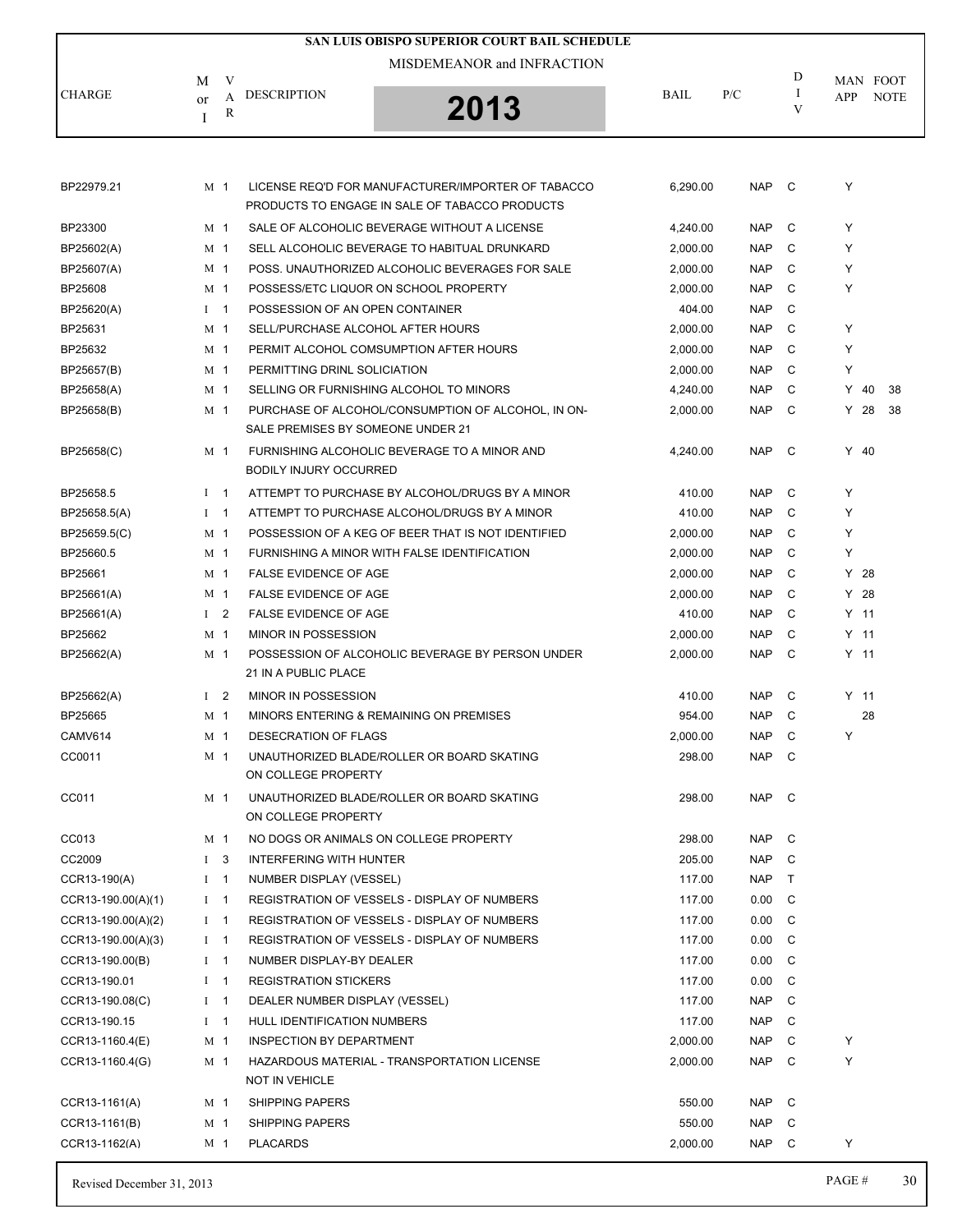# SAN LUIS OBISPO SUPERIOR COURT BAIL SCHEDULE

MISDEMEANOR and INFRACTION

**2013**

| CHARGE | M or I | VAR | DESCRIPTION | BAIL | P/C | DIV | MAN APP | FOOT NOTE |
|---|---|---|---|---|---|---|---|---|
| BP22979.21 | M | 1 | LICENSE REQ'D FOR MANUFACTURER/IMPORTER OF TABACCO PRODUCTS TO ENGAGE IN SALE OF TABACCO PRODUCTS | 6,290.00 | NAP | C | Y | |
| BP23300 | M | 1 | SALE OF ALCOHOLIC BEVERAGE WITHOUT A LICENSE | 4,240.00 | NAP | C | Y | |
| BP25602(A) | M | 1 | SELL ALCOHOLIC BEVERAGE TO HABITUAL DRUNKARD | 2,000.00 | NAP | C | Y | |
| BP25607(A) | M | 1 | POSS. UNAUTHORIZED ALCOHOLIC BEVERAGES FOR SALE | 2,000.00 | NAP | C | Y | |
| BP25608 | M | 1 | POSSESS/ETC LIQUOR ON SCHOOL PROPERTY | 2,000.00 | NAP | C | Y | |
| BP25620(A) | I | 1 | POSSESSION OF AN OPEN CONTAINER | 404.00 | NAP | C | | |
| BP25631 | M | 1 | SELL/PURCHASE ALCOHOL AFTER HOURS | 2,000.00 | NAP | C | Y | |
| BP25632 | M | 1 | PERMIT ALCOHOL COMSUMPTION AFTER HOURS | 2,000.00 | NAP | C | Y | |
| BP25657(B) | M | 1 | PERMITTING DRINL SOLICIATION | 2,000.00 | NAP | C | Y | |
| BP25658(A) | M | 1 | SELLING OR FURNISHING ALCOHOL TO MINORS | 4,240.00 | NAP | C | Y 40 | 38 |
| BP25658(B) | M | 1 | PURCHASE OF ALCOHOL/CONSUMPTION OF ALCOHOL, IN ON-SALE PREMISES BY SOMEONE UNDER 21 | 2,000.00 | NAP | C | Y 28 | 38 |
| BP25658(C) | M | 1 | FURNISHING ALCOHOLIC BEVERAGE TO A MINOR AND BODILY INJURY OCCURRED | 4,240.00 | NAP | C | Y 40 | |
| BP25658.5 | I | 1 | ATTEMPT TO PURCHASE BY ALCOHOL/DRUGS BY A MINOR | 410.00 | NAP | C | Y | |
| BP25658.5(A) | I | 1 | ATTEMPT TO PURCHASE ALCOHOL/DRUGS BY A MINOR | 410.00 | NAP | C | Y | |
| BP25659.5(C) | M | 1 | POSSESSION OF A KEG OF BEER THAT IS NOT IDENTIFIED | 2,000.00 | NAP | C | Y | |
| BP25660.5 | M | 1 | FURNISHING A MINOR WITH FALSE IDENTIFICATION | 2,000.00 | NAP | C | Y | |
| BP25661 | M | 1 | FALSE EVIDENCE OF AGE | 2,000.00 | NAP | C | Y 28 | |
| BP25661(A) | M | 1 | FALSE EVIDENCE OF AGE | 2,000.00 | NAP | C | Y 28 | |
| BP25661(A) | I | 2 | FALSE EVIDENCE OF AGE | 410.00 | NAP | C | Y 11 | |
| BP25662 | M | 1 | MINOR IN POSSESSION | 2,000.00 | NAP | C | Y 11 | |
| BP25662(A) | M | 1 | POSSESSION OF ALCOHOLIC BEVERAGE BY PERSON UNDER 21 IN A PUBLIC PLACE | 2,000.00 | NAP | C | Y 11 | |
| BP25662(A) | I | 2 | MINOR IN POSSESSION | 410.00 | NAP | C | Y 11 | |
| BP25665 | M | 1 | MINORS ENTERING & REMAINING ON PREMISES | 954.00 | NAP | C | 28 | |
| CAMV614 | M | 1 | DESECRATION OF FLAGS | 2,000.00 | NAP | C | Y | |
| CC0011 | M | 1 | UNAUTHORIZED BLADE/ROLLER OR BOARD SKATING ON COLLEGE PROPERTY | 298.00 | NAP | C | | |
| CC011 | M | 1 | UNAUTHORIZED BLADE/ROLLER OR BOARD SKATING ON COLLEGE PROPERTY | 298.00 | NAP | C | | |
| CC013 | M | 1 | NO DOGS OR ANIMALS ON COLLEGE PROPERTY | 298.00 | NAP | C | | |
| CC2009 | I | 3 | INTERFERING WITH HUNTER | 205.00 | NAP | C | | |
| CCR13-190(A) | I | 1 | NUMBER DISPLAY (VESSEL) | 117.00 | NAP | T | | |
| CCR13-190.00(A)(1) | I | 1 | REGISTRATION OF VESSELS - DISPLAY OF NUMBERS | 117.00 | 0.00 | C | | |
| CCR13-190.00(A)(2) | I | 1 | REGISTRATION OF VESSELS - DISPLAY OF NUMBERS | 117.00 | 0.00 | C | | |
| CCR13-190.00(A)(3) | I | 1 | REGISTRATION OF VESSELS - DISPLAY OF NUMBERS | 117.00 | 0.00 | C | | |
| CCR13-190.00(B) | I | 1 | NUMBER DISPLAY-BY DEALER | 117.00 | 0.00 | C | | |
| CCR13-190.01 | I | 1 | REGISTRATION STICKERS | 117.00 | 0.00 | C | | |
| CCR13-190.08(C) | I | 1 | DEALER NUMBER DISPLAY (VESSEL) | 117.00 | NAP | C | | |
| CCR13-190.15 | I | 1 | HULL IDENTIFICATION NUMBERS | 117.00 | NAP | C | | |
| CCR13-1160.4(E) | M | 1 | INSPECTION BY DEPARTMENT | 2,000.00 | NAP | C | Y | |
| CCR13-1160.4(G) | M | 1 | HAZARDOUS MATERIAL - TRANSPORTATION LICENSE NOT IN VEHICLE | 2,000.00 | NAP | C | Y | |
| CCR13-1161(A) | M | 1 | SHIPPING PAPERS | 550.00 | NAP | C | | |
| CCR13-1161(B) | M | 1 | SHIPPING PAPERS | 550.00 | NAP | C | | |
| CCR13-1162(A) | M | 1 | PLACARDS | 2,000.00 | NAP | C | Y | |

Revised December 31, 2013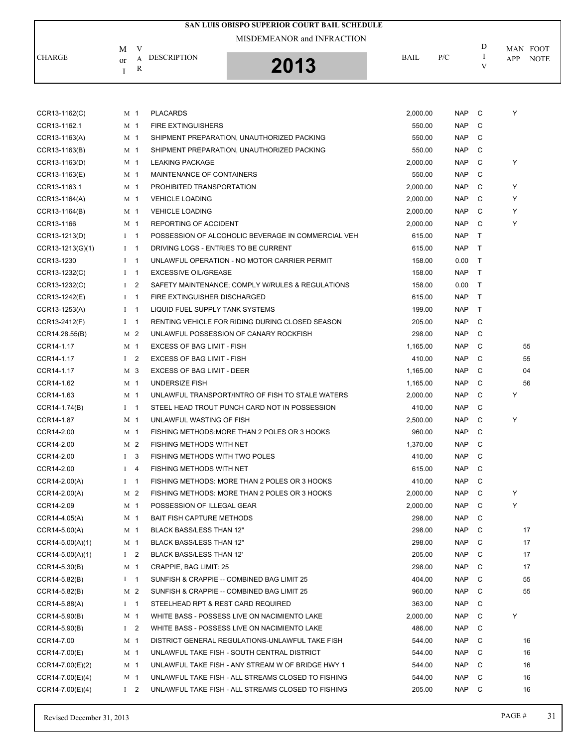# SAN LUIS OBISPO SUPERIOR COURT BAIL SCHEDULE

MISDEMEANOR and INFRACTION

**2013**

| CHARGE | M or I | VAR | DESCRIPTION | BAIL | P/C | DIV | MAN APP | FOOT NOTE |
|---|---|---|---|---|---|---|---|---|
| CCR13-1162(C) | M | 1 | PLACARDS | 2,000.00 | NAP | C | Y | |
| CCR13-1162.1 | M | 1 | FIRE EXTINGUISHERS | 550.00 | NAP | C | | |
| CCR13-1163(A) | M | 1 | SHIPMENT PREPARATION, UNAUTHORIZED PACKING | 550.00 | NAP | C | | |
| CCR13-1163(B) | M | 1 | SHIPMENT PREPARATION, UNAUTHORIZED PACKING | 550.00 | NAP | C | | |
| CCR13-1163(D) | M | 1 | LEAKING PACKAGE | 2,000.00 | NAP | C | Y | |
| CCR13-1163(E) | M | 1 | MAINTENANCE OF CONTAINERS | 550.00 | NAP | C | | |
| CCR13-1163.1 | M | 1 | PROHIBITED TRANSPORTATION | 2,000.00 | NAP | C | Y | |
| CCR13-1164(A) | M | 1 | VEHICLE LOADING | 2,000.00 | NAP | C | Y | |
| CCR13-1164(B) | M | 1 | VEHICLE LOADING | 2,000.00 | NAP | C | Y | |
| CCR13-1166 | M | 1 | REPORTING OF ACCIDENT | 2,000.00 | NAP | C | Y | |
| CCR13-1213(D) | I | 1 | POSSESSION OF ALCOHOLIC BEVERAGE IN COMMERCIAL VEH | 615.00 | NAP | T | | |
| CCR13-1213(G)(1) | I | 1 | DRIVING LOGS - ENTRIES TO BE CURRENT | 615.00 | NAP | T | | |
| CCR13-1230 | I | 1 | UNLAWFUL OPERATION - NO MOTOR CARRIER PERMIT | 158.00 | 0.00 | T | | |
| CCR13-1232(C) | I | 1 | EXCESSIVE OIL/GREASE | 158.00 | NAP | T | | |
| CCR13-1232(C) | I | 2 | SAFETY MAINTENANCE; COMPLY W/RULES & REGULATIONS | 158.00 | 0.00 | T | | |
| CCR13-1242(E) | I | 1 | FIRE EXTINGUISHER DISCHARGED | 615.00 | NAP | T | | |
| CCR13-1253(A) | I | 1 | LIQUID FUEL SUPPLY TANK SYSTEMS | 199.00 | NAP | T | | |
| CCR13-2412(F) | I | 1 | RENTING VEHICLE FOR RIDING DURING CLOSED SEASON | 205.00 | NAP | C | | |
| CCR14.28.55(B) | M | 2 | UNLAWFUL POSSESSION OF CANARY ROCKFISH | 298.00 | NAP | C | | |
| CCR14-1.17 | M | 1 | EXCESS OF BAG LIMIT - FISH | 1,165.00 | NAP | C | | 55 |
| CCR14-1.17 | I | 2 | EXCESS OF BAG LIMIT - FISH | 410.00 | NAP | C | | 55 |
| CCR14-1.17 | M | 3 | EXCESS OF BAG LIMIT - DEER | 1,165.00 | NAP | C | | 04 |
| CCR14-1.62 | M | 1 | UNDERSIZE FISH | 1,165.00 | NAP | C | | 56 |
| CCR14-1.63 | M | 1 | UNLAWFUL TRANSPORT/INTRO OF FISH TO STALE WATERS | 2,000.00 | NAP | C | Y | |
| CCR14-1.74(B) | I | 1 | STEEL HEAD TROUT PUNCH CARD NOT IN POSSESSION | 410.00 | NAP | C | | |
| CCR14-1.87 | M | 1 | UNLAWFUL WASTING OF FISH | 2,500.00 | NAP | C | Y | |
| CCR14-2.00 | M | 1 | FISHING METHODS:MORE THAN 2 POLES OR 3 HOOKS | 960.00 | NAP | C | | |
| CCR14-2.00 | M | 2 | FISHING METHODS WITH NET | 1,370.00 | NAP | C | | |
| CCR14-2.00 | I | 3 | FISHING METHODS WITH TWO POLES | 410.00 | NAP | C | | |
| CCR14-2.00 | I | 4 | FISHING METHODS WITH NET | 615.00 | NAP | C | | |
| CCR14-2.00(A) | I | 1 | FISHING METHODS: MORE THAN 2 POLES OR 3 HOOKS | 410.00 | NAP | C | | |
| CCR14-2.00(A) | M | 2 | FISHING METHODS: MORE THAN 2 POLES OR 3 HOOKS | 2,000.00 | NAP | C | Y | |
| CCR14-2.09 | M | 1 | POSSESSION OF ILLEGAL GEAR | 2,000.00 | NAP | C | Y | |
| CCR14-4.05(A) | M | 1 | BAIT FISH CAPTURE METHODS | 298.00 | NAP | C | | |
| CCR14-5.00(A) | M | 1 | BLACK BASS/LESS THAN 12" | 298.00 | NAP | C | | 17 |
| CCR14-5.00(A)(1) | M | 1 | BLACK BASS/LESS THAN 12" | 298.00 | NAP | C | | 17 |
| CCR14-5.00(A)(1) | I | 2 | BLACK BASS/LESS THAN 12' | 205.00 | NAP | C | | 17 |
| CCR14-5.30(B) | M | 1 | CRAPPIE, BAG LIMIT: 25 | 298.00 | NAP | C | | 17 |
| CCR14-5.82(B) | I | 1 | SUNFISH & CRAPPIE -- COMBINED BAG LIMIT 25 | 404.00 | NAP | C | | 55 |
| CCR14-5.82(B) | M | 2 | SUNFISH & CRAPPIE -- COMBINED BAG LIMIT 25 | 960.00 | NAP | C | | 55 |
| CCR14-5.88(A) | I | 1 | STEELHEAD RPT & REST CARD REQUIRED | 363.00 | NAP | C | | |
| CCR14-5.90(B) | M | 1 | WHITE BASS - POSSESS LIVE ON NACIMIENTO LAKE | 2,000.00 | NAP | C | Y | |
| CCR14-5.90(B) | I | 2 | WHITE BASS - POSSESS LIVE ON NACIMIENTO LAKE | 486.00 | NAP | C | | |
| CCR14-7.00 | M | 1 | DISTRICT GENERAL REGULATIONS-UNLAWFUL TAKE FISH | 544.00 | NAP | C | | 16 |
| CCR14-7.00(E) | M | 1 | UNLAWFUL TAKE FISH - SOUTH CENTRAL DISTRICT | 544.00 | NAP | C | | 16 |
| CCR14-7.00(E)(2) | M | 1 | UNLAWFUL TAKE FISH - ANY STREAM W OF BRIDGE HWY 1 | 544.00 | NAP | C | | 16 |
| CCR14-7.00(E)(4) | M | 1 | UNLAWFUL TAKE FISH - ALL STREAMS CLOSED TO FISHING | 544.00 | NAP | C | | 16 |
| CCR14-7.00(E)(4) | I | 2 | UNLAWFUL TAKE FISH - ALL STREAMS CLOSED TO FISHING | 205.00 | NAP | C | | 16 |

Revised December 31, 2013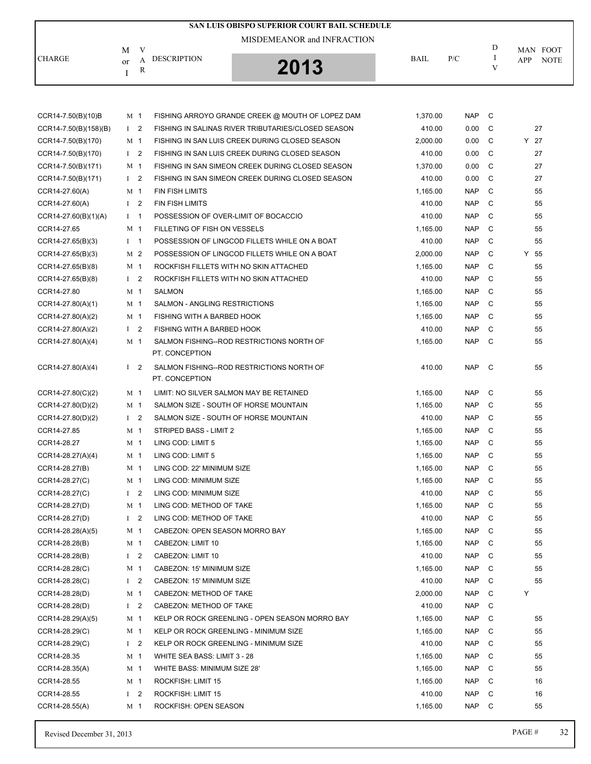# SAN LUIS OBISPO SUPERIOR COURT BAIL SCHEDULE

MISDEMEANOR and INFRACTION

2013

| CHARGE | M or I | VAR | DESCRIPTION | BAIL | P/C | DIV | MAN APP | FOOT NOTE |
|---|---|---|---|---|---|---|---|---|
| CCR14-7.50(B)(10)B | M | 1 | FISHING ARROYO GRANDE CREEK @ MOUTH OF LOPEZ DAM | 1,370.00 | NAP | C | | |
| CCR14-7.50(B)(158)(B) | I | 2 | FISHING IN SALINAS RIVER TRIBUTARIES/CLOSED SEASON | 410.00 | 0.00 | C | | 27 |
| CCR14-7.50(B)(170) | M | 1 | FISHING IN SAN LUIS CREEK DURING CLOSED SEASON | 2,000.00 | 0.00 | C | Y | 27 |
| CCR14-7.50(B)(170) | I | 2 | FISHING IN SAN LUIS CREEK DURING CLOSED SEASON | 410.00 | 0.00 | C | | 27 |
| CCR14-7.50(B)(171) | M | 1 | FISHING IN SAN SIMEON CREEK DURING CLOSED SEASON | 1,370.00 | 0.00 | C | | 27 |
| CCR14-7.50(B)(171) | I | 2 | FISHING IN SAN SIMEON CREEK DURING CLOSED SEASON | 410.00 | 0.00 | C | | 27 |
| CCR14-27.60(A) | M | 1 | FIN FISH LIMITS | 1,165.00 | NAP | C | | 55 |
| CCR14-27.60(A) | I | 2 | FIN FISH LIMITS | 410.00 | NAP | C | | 55 |
| CCR14-27.60(B)(1)(A) | I | 1 | POSSESSION OF OVER-LIMIT OF BOCACCIO | 410.00 | NAP | C | | 55 |
| CCR14-27.65 | M | 1 | FILLETING OF FISH ON VESSELS | 1,165.00 | NAP | C | | 55 |
| CCR14-27.65(B)(3) | I | 1 | POSSESSION OF LINGCOD FILLETS WHILE ON A BOAT | 410.00 | NAP | C | | 55 |
| CCR14-27.65(B)(3) | M | 2 | POSSESSION OF LINGCOD FILLETS WHILE ON A BOAT | 2,000.00 | NAP | C | Y | 55 |
| CCR14-27.65(B)(8) | M | 1 | ROCKFISH FILLETS WITH NO SKIN ATTACHED | 1,165.00 | NAP | C | | 55 |
| CCR14-27.65(B)(8) | I | 2 | ROCKFISH FILLETS WITH NO SKIN ATTACHED | 410.00 | NAP | C | | 55 |
| CCR14-27.80 | M | 1 | SALMON | 1,165.00 | NAP | C | | 55 |
| CCR14-27.80(A)(1) | M | 1 | SALMON - ANGLING RESTRICTIONS | 1,165.00 | NAP | C | | 55 |
| CCR14-27.80(A)(2) | M | 1 | FISHING WITH A BARBED HOOK | 1,165.00 | NAP | C | | 55 |
| CCR14-27.80(A)(2) | I | 2 | FISHING WITH A BARBED HOOK | 410.00 | NAP | C | | 55 |
| CCR14-27.80(A)(4) | M | 1 | SALMON FISHING--ROD RESTRICTIONS NORTH OF PT. CONCEPTION | 1,165.00 | NAP | C | | 55 |
| CCR14-27.80(A)(4) | I | 2 | SALMON FISHING--ROD RESTRICTIONS NORTH OF PT. CONCEPTION | 410.00 | NAP | C | | 55 |
| CCR14-27.80(C)(2) | M | 1 | LIMIT: NO SILVER SALMON MAY BE RETAINED | 1,165.00 | NAP | C | | 55 |
| CCR14-27.80(D)(2) | M | 1 | SALMON SIZE - SOUTH OF HORSE MOUNTAIN | 1,165.00 | NAP | C | | 55 |
| CCR14-27.80(D)(2) | I | 2 | SALMON SIZE - SOUTH OF HORSE MOUNTAIN | 410.00 | NAP | C | | 55 |
| CCR14-27.85 | M | 1 | STRIPED BASS - LIMIT 2 | 1,165.00 | NAP | C | | 55 |
| CCR14-28.27 | M | 1 | LING COD: LIMIT 5 | 1,165.00 | NAP | C | | 55 |
| CCR14-28.27(A)(4) | M | 1 | LING COD: LIMIT 5 | 1,165.00 | NAP | C | | 55 |
| CCR14-28.27(B) | M | 1 | LING COD: 22' MINIMUM SIZE | 1,165.00 | NAP | C | | 55 |
| CCR14-28.27(C) | M | 1 | LING COD: MINIMUM SIZE | 1,165.00 | NAP | C | | 55 |
| CCR14-28.27(C) | I | 2 | LING COD: MINIMUM SIZE | 410.00 | NAP | C | | 55 |
| CCR14-28.27(D) | M | 1 | LING COD: METHOD OF TAKE | 1,165.00 | NAP | C | | 55 |
| CCR14-28.27(D) | I | 2 | LING COD: METHOD OF TAKE | 410.00 | NAP | C | | 55 |
| CCR14-28.28(A)(5) | M | 1 | CABEZON: OPEN SEASON MORRO BAY | 1,165.00 | NAP | C | | 55 |
| CCR14-28.28(B) | M | 1 | CABEZON: LIMIT 10 | 1,165.00 | NAP | C | | 55 |
| CCR14-28.28(B) | I | 2 | CABEZON: LIMIT 10 | 410.00 | NAP | C | | 55 |
| CCR14-28.28(C) | M | 1 | CABEZON: 15' MINIMUM SIZE | 1,165.00 | NAP | C | | 55 |
| CCR14-28.28(C) | I | 2 | CABEZON: 15' MINIMUM SIZE | 410.00 | NAP | C | | 55 |
| CCR14-28.28(D) | M | 1 | CABEZON: METHOD OF TAKE | 2,000.00 | NAP | C | Y | |
| CCR14-28.28(D) | I | 2 | CABEZON: METHOD OF TAKE | 410.00 | NAP | C | | |
| CCR14-28.29(A)(5) | M | 1 | KELP OR ROCK GREENLING - OPEN SEASON MORRO BAY | 1,165.00 | NAP | C | | 55 |
| CCR14-28.29(C) | M | 1 | KELP OR ROCK GREENLING - MINIMUM SIZE | 1,165.00 | NAP | C | | 55 |
| CCR14-28.29(C) | I | 2 | KELP OR ROCK GREENLING - MINIMUM SIZE | 410.00 | NAP | C | | 55 |
| CCR14-28.35 | M | 1 | WHITE SEA BASS: LIMIT 3 - 28 | 1,165.00 | NAP | C | | 55 |
| CCR14-28.35(A) | M | 1 | WHITE BASS: MINIMUM SIZE 28' | 1,165.00 | NAP | C | | 55 |
| CCR14-28.55 | M | 1 | ROCKFISH: LIMIT 15 | 1,165.00 | NAP | C | | 16 |
| CCR14-28.55 | I | 2 | ROCKFISH: LIMIT 15 | 410.00 | NAP | C | | 16 |
| CCR14-28.55(A) | M | 1 | ROCKFISH: OPEN SEASON | 1,165.00 | NAP | C | | 55 |

Revised December 31, 2013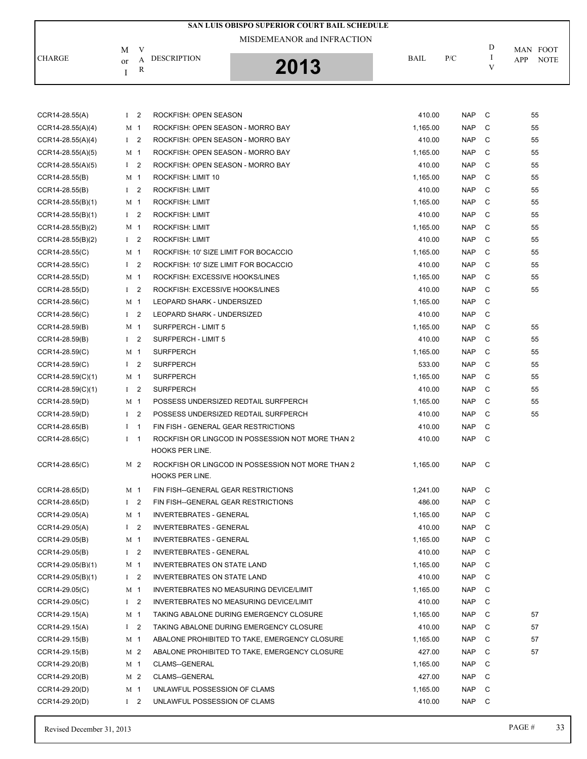# SAN LUIS OBISPO SUPERIOR COURT BAIL SCHEDULE

MISDEMEANOR and INFRACTION

**2013**

| CHARGE | M or I | VAR | DESCRIPTION | BAIL | P/C | DIV | MAN APP | FOOT NOTE |
|---|---|---|---|---|---|---|---|---|
| CCR14-28.55(A) | I | 2 | ROCKFISH: OPEN SEASON | 410.00 | NAP | C | | 55 |
| CCR14-28.55(A)(4) | M | 1 | ROCKFISH: OPEN SEASON - MORRO BAY | 1,165.00 | NAP | C | | 55 |
| CCR14-28.55(A)(4) | I | 2 | ROCKFISH: OPEN SEASON - MORRO BAY | 410.00 | NAP | C | | 55 |
| CCR14-28.55(A)(5) | M | 1 | ROCKFISH: OPEN SEASON - MORRO BAY | 1,165.00 | NAP | C | | 55 |
| CCR14-28.55(A)(5) | I | 2 | ROCKFISH: OPEN SEASON - MORRO BAY | 410.00 | NAP | C | | 55 |
| CCR14-28.55(B) | M | 1 | ROCKFISH: LIMIT 10 | 1,165.00 | NAP | C | | 55 |
| CCR14-28.55(B) | I | 2 | ROCKFISH: LIMIT | 410.00 | NAP | C | | 55 |
| CCR14-28.55(B)(1) | M | 1 | ROCKFISH: LIMIT | 1,165.00 | NAP | C | | 55 |
| CCR14-28.55(B)(1) | I | 2 | ROCKFISH: LIMIT | 410.00 | NAP | C | | 55 |
| CCR14-28.55(B)(2) | M | 1 | ROCKFISH: LIMIT | 1,165.00 | NAP | C | | 55 |
| CCR14-28.55(B)(2) | I | 2 | ROCKFISH: LIMIT | 410.00 | NAP | C | | 55 |
| CCR14-28.55(C) | M | 1 | ROCKFISH: 10' SIZE LIMIT FOR BOCACCIO | 1,165.00 | NAP | C | | 55 |
| CCR14-28.55(C) | I | 2 | ROCKFISH: 10' SIZE LIMIT FOR BOCACCIO | 410.00 | NAP | C | | 55 |
| CCR14-28.55(D) | M | 1 | ROCKFISH: EXCESSIVE HOOKS/LINES | 1,165.00 | NAP | C | | 55 |
| CCR14-28.55(D) | I | 2 | ROCKFISH: EXCESSIVE HOOKS/LINES | 410.00 | NAP | C | | 55 |
| CCR14-28.56(C) | M | 1 | LEOPARD SHARK - UNDERSIZED | 1,165.00 | NAP | C | | |
| CCR14-28.56(C) | I | 2 | LEOPARD SHARK - UNDERSIZED | 410.00 | NAP | C | | |
| CCR14-28.59(B) | M | 1 | SURFPERCH - LIMIT 5 | 1,165.00 | NAP | C | | 55 |
| CCR14-28.59(B) | I | 2 | SURFPERCH - LIMIT 5 | 410.00 | NAP | C | | 55 |
| CCR14-28.59(C) | M | 1 | SURFPERCH | 1,165.00 | NAP | C | | 55 |
| CCR14-28.59(C) | I | 2 | SURFPERCH | 533.00 | NAP | C | | 55 |
| CCR14-28.59(C)(1) | M | 1 | SURFPERCH | 1,165.00 | NAP | C | | 55 |
| CCR14-28.59(C)(1) | I | 2 | SURFPERCH | 410.00 | NAP | C | | 55 |
| CCR14-28.59(D) | M | 1 | POSSESS UNDERSIZED REDTAIL SURFPERCH | 1,165.00 | NAP | C | | 55 |
| CCR14-28.59(D) | I | 2 | POSSESS UNDERSIZED REDTAIL SURFPERCH | 410.00 | NAP | C | | 55 |
| CCR14-28.65(B) | I | 1 | FIN FISH - GENERAL GEAR RESTRICTIONS | 410.00 | NAP | C | | |
| CCR14-28.65(C) | I | 1 | ROCKFISH OR LINGCOD IN POSSESSION NOT MORE THAN 2 HOOKS PER LINE. | 410.00 | NAP | C | | |
| CCR14-28.65(C) | M | 2 | ROCKFISH OR LINGCOD IN POSSESSION NOT MORE THAN 2 HOOKS PER LINE. | 1,165.00 | NAP | C | | |
| CCR14-28.65(D) | M | 1 | FIN FISH--GENERAL GEAR RESTRICTIONS | 1,241.00 | NAP | C | | |
| CCR14-28.65(D) | I | 2 | FIN FISH--GENERAL GEAR RESTRICTIONS | 486.00 | NAP | C | | |
| CCR14-29.05(A) | M | 1 | INVERTEBRATES - GENERAL | 1,165.00 | NAP | C | | |
| CCR14-29.05(A) | I | 2 | INVERTEBRATES - GENERAL | 410.00 | NAP | C | | |
| CCR14-29.05(B) | M | 1 | INVERTEBRATES - GENERAL | 1,165.00 | NAP | C | | |
| CCR14-29.05(B) | I | 2 | INVERTEBRATES - GENERAL | 410.00 | NAP | C | | |
| CCR14-29.05(B)(1) | M | 1 | INVERTEBRATES ON STATE LAND | 1,165.00 | NAP | C | | |
| CCR14-29.05(B)(1) | I | 2 | INVERTEBRATES ON STATE LAND | 410.00 | NAP | C | | |
| CCR14-29.05(C) | M | 1 | INVERTEBRATES NO MEASURING DEVICE/LIMIT | 1,165.00 | NAP | C | | |
| CCR14-29.05(C) | I | 2 | INVERTEBRATES NO MEASURING DEVICE/LIMIT | 410.00 | NAP | C | | |
| CCR14-29.15(A) | M | 1 | TAKING ABALONE DURING EMERGENCY CLOSURE | 1,165.00 | NAP | C | | 57 |
| CCR14-29.15(A) | I | 2 | TAKING ABALONE DURING EMERGENCY CLOSURE | 410.00 | NAP | C | | 57 |
| CCR14-29.15(B) | M | 1 | ABALONE PROHIBITED TO TAKE, EMERGENCY CLOSURE | 1,165.00 | NAP | C | | 57 |
| CCR14-29.15(B) | M | 2 | ABALONE PROHIBITED TO TAKE, EMERGENCY CLOSURE | 427.00 | NAP | C | | 57 |
| CCR14-29.20(B) | M | 1 | CLAMS--GENERAL | 1,165.00 | NAP | C | | |
| CCR14-29.20(B) | M | 2 | CLAMS--GENERAL | 427.00 | NAP | C | | |
| CCR14-29.20(D) | M | 1 | UNLAWFUL POSSESSION OF CLAMS | 1,165.00 | NAP | C | | |
| CCR14-29.20(D) | I | 2 | UNLAWFUL POSSESSION OF CLAMS | 410.00 | NAP | C | | |

Revised December 31, 2013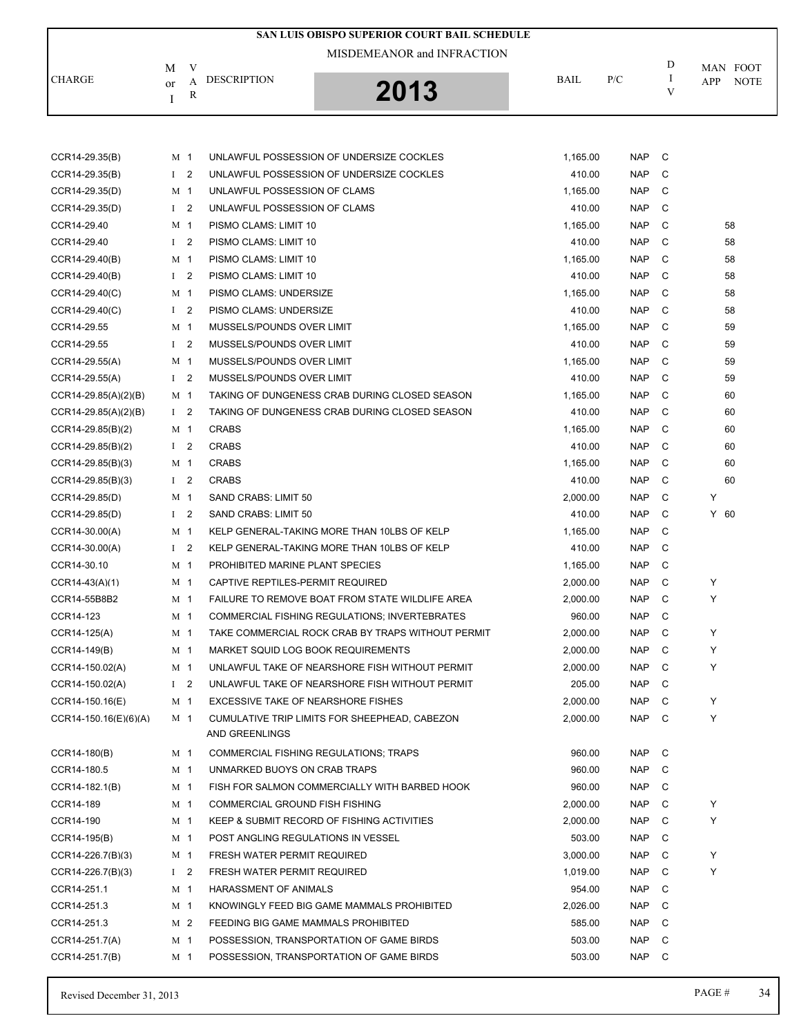# SAN LUIS OBISPO SUPERIOR COURT BAIL SCHEDULE

MISDEMEANOR and INFRACTION

**2013**

| CHARGE | M or I | VAR | DESCRIPTION | BAIL | P/C | DIV | MAN APP | FOOT NOTE |
|---|---|---|---|---|---|---|---|---|
| CCR14-29.35(B) | M | 1 | UNLAWFUL POSSESSION OF UNDERSIZE COCKLES | 1,165.00 | NAP | C | | |
| CCR14-29.35(B) | I | 2 | UNLAWFUL POSSESSION OF UNDERSIZE COCKLES | 410.00 | NAP | C | | |
| CCR14-29.35(D) | M | 1 | UNLAWFUL POSSESSION OF CLAMS | 1,165.00 | NAP | C | | |
| CCR14-29.35(D) | I | 2 | UNLAWFUL POSSESSION OF CLAMS | 410.00 | NAP | C | | |
| CCR14-29.40 | M | 1 | PISMO CLAMS: LIMIT 10 | 1,165.00 | NAP | C | | 58 |
| CCR14-29.40 | I | 2 | PISMO CLAMS: LIMIT 10 | 410.00 | NAP | C | | 58 |
| CCR14-29.40(B) | M | 1 | PISMO CLAMS: LIMIT 10 | 1,165.00 | NAP | C | | 58 |
| CCR14-29.40(B) | I | 2 | PISMO CLAMS: LIMIT 10 | 410.00 | NAP | C | | 58 |
| CCR14-29.40(C) | M | 1 | PISMO CLAMS: UNDERSIZE | 1,165.00 | NAP | C | | 58 |
| CCR14-29.40(C) | I | 2 | PISMO CLAMS: UNDERSIZE | 410.00 | NAP | C | | 58 |
| CCR14-29.55 | M | 1 | MUSSELS/POUNDS OVER LIMIT | 1,165.00 | NAP | C | | 59 |
| CCR14-29.55 | I | 2 | MUSSELS/POUNDS OVER LIMIT | 410.00 | NAP | C | | 59 |
| CCR14-29.55(A) | M | 1 | MUSSELS/POUNDS OVER LIMIT | 1,165.00 | NAP | C | | 59 |
| CCR14-29.55(A) | I | 2 | MUSSELS/POUNDS OVER LIMIT | 410.00 | NAP | C | | 59 |
| CCR14-29.85(A)(2)(B) | M | 1 | TAKING OF DUNGENESS CRAB DURING CLOSED SEASON | 1,165.00 | NAP | C | | 60 |
| CCR14-29.85(A)(2)(B) | I | 2 | TAKING OF DUNGENESS CRAB DURING CLOSED SEASON | 410.00 | NAP | C | | 60 |
| CCR14-29.85(B)(2) | M | 1 | CRABS | 1,165.00 | NAP | C | | 60 |
| CCR14-29.85(B)(2) | I | 2 | CRABS | 410.00 | NAP | C | | 60 |
| CCR14-29.85(B)(3) | M | 1 | CRABS | 1,165.00 | NAP | C | | 60 |
| CCR14-29.85(B)(3) | I | 2 | CRABS | 410.00 | NAP | C | | 60 |
| CCR14-29.85(D) | M | 1 | SAND CRABS: LIMIT 50 | 2,000.00 | NAP | C | Y | |
| CCR14-29.85(D) | I | 2 | SAND CRABS: LIMIT 50 | 410.00 | NAP | C | Y | 60 |
| CCR14-30.00(A) | M | 1 | KELP GENERAL-TAKING MORE THAN 10LBS OF KELP | 1,165.00 | NAP | C | | |
| CCR14-30.00(A) | I | 2 | KELP GENERAL-TAKING MORE THAN 10LBS OF KELP | 410.00 | NAP | C | | |
| CCR14-30.10 | M | 1 | PROHIBITED MARINE PLANT SPECIES | 1,165.00 | NAP | C | | |
| CCR14-43(A)(1) | M | 1 | CAPTIVE REPTILES-PERMIT REQUIRED | 2,000.00 | NAP | C | Y | |
| CCR14-55B8B2 | M | 1 | FAILURE TO REMOVE BOAT FROM STATE WILDLIFE AREA | 2,000.00 | NAP | C | Y | |
| CCR14-123 | M | 1 | COMMERCIAL FISHING REGULATIONS; INVERTEBRATES | 960.00 | NAP | C | | |
| CCR14-125(A) | M | 1 | TAKE COMMERCIAL ROCK CRAB BY TRAPS WITHOUT PERMIT | 2,000.00 | NAP | C | Y | |
| CCR14-149(B) | M | 1 | MARKET SQUID LOG BOOK REQUIREMENTS | 2,000.00 | NAP | C | Y | |
| CCR14-150.02(A) | M | 1 | UNLAWFUL TAKE OF NEARSHORE FISH WITHOUT PERMIT | 2,000.00 | NAP | C | Y | |
| CCR14-150.02(A) | I | 2 | UNLAWFUL TAKE OF NEARSHORE FISH WITHOUT PERMIT | 205.00 | NAP | C | | |
| CCR14-150.16(E) | M | 1 | EXCESSIVE TAKE OF NEARSHORE FISHES | 2,000.00 | NAP | C | Y | |
| CCR14-150.16(E)(6)(A) | M | 1 | CUMULATIVE TRIP LIMITS FOR SHEEPHEAD, CABEZON AND GREENLINGS | 2,000.00 | NAP | C | Y | |
| CCR14-180(B) | M | 1 | COMMERCIAL FISHING REGULATIONS; TRAPS | 960.00 | NAP | C | | |
| CCR14-180.5 | M | 1 | UNMARKED BUOYS ON CRAB TRAPS | 960.00 | NAP | C | | |
| CCR14-182.1(B) | M | 1 | FISH FOR SALMON COMMERCIALLY WITH BARBED HOOK | 960.00 | NAP | C | | |
| CCR14-189 | M | 1 | COMMERCIAL GROUND FISH FISHING | 2,000.00 | NAP | C | Y | |
| CCR14-190 | M | 1 | KEEP & SUBMIT RECORD OF FISHING ACTIVITIES | 2,000.00 | NAP | C | Y | |
| CCR14-195(B) | M | 1 | POST ANGLING REGULATIONS IN VESSEL | 503.00 | NAP | C | | |
| CCR14-226.7(B)(3) | M | 1 | FRESH WATER PERMIT REQUIRED | 3,000.00 | NAP | C | Y | |
| CCR14-226.7(B)(3) | I | 2 | FRESH WATER PERMIT REQUIRED | 1,019.00 | NAP | C | Y | |
| CCR14-251.1 | M | 1 | HARASSMENT OF ANIMALS | 954.00 | NAP | C | | |
| CCR14-251.3 | M | 1 | KNOWINGLY FEED BIG GAME MAMMALS PROHIBITED | 2,026.00 | NAP | C | | |
| CCR14-251.3 | M | 2 | FEEDING BIG GAME MAMMALS PROHIBITED | 585.00 | NAP | C | | |
| CCR14-251.7(A) | M | 1 | POSSESSION, TRANSPORTATION OF GAME BIRDS | 503.00 | NAP | C | | |
| CCR14-251.7(B) | M | 1 | POSSESSION, TRANSPORTATION OF GAME BIRDS | 503.00 | NAP | C | | |

Revised December 31, 2013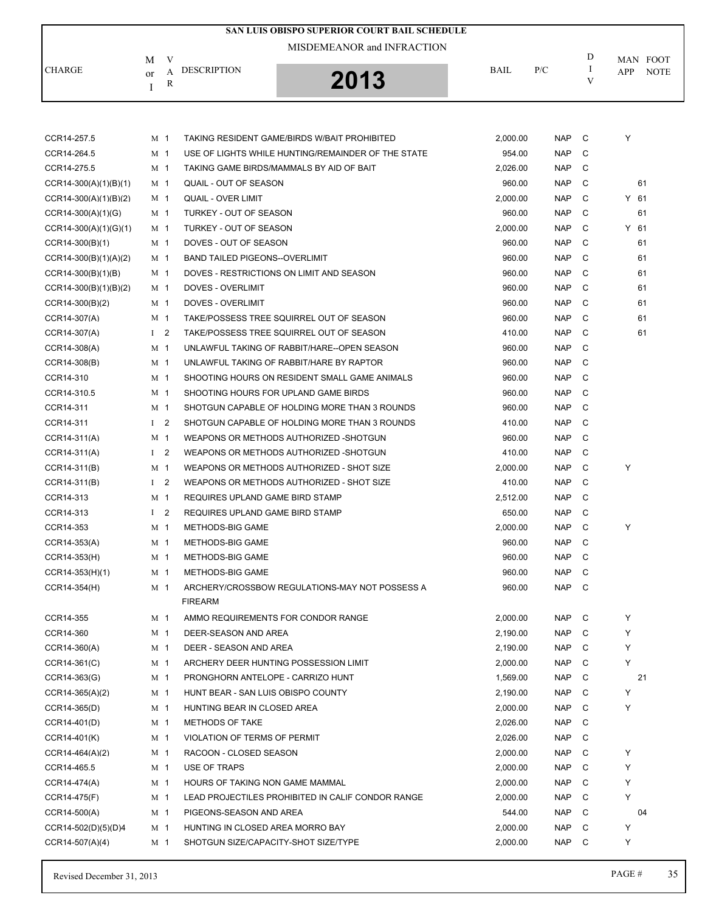# SAN LUIS OBISPO SUPERIOR COURT BAIL SCHEDULE

MISDEMEANOR and INFRACTION

**2013**

| CHARGE | M or I | VAR | DESCRIPTION | BAIL | P/C | DIV | MAN APP | FOOT NOTE |
|---|---|---|---|---|---|---|---|---|
| CCR14-257.5 | M | 1 | TAKING RESIDENT GAME/BIRDS W/BAIT PROHIBITED | 2,000.00 | NAP | C | Y | |
| CCR14-264.5 | M | 1 | USE OF LIGHTS WHILE HUNTING/REMAINDER OF THE STATE | 954.00 | NAP | C | | |
| CCR14-275.5 | M | 1 | TAKING GAME BIRDS/MAMMALS BY AID OF BAIT | 2,026.00 | NAP | C | | |
| CCR14-300(A)(1)(B)(1) | M | 1 | QUAIL - OUT OF SEASON | 960.00 | NAP | C | | 61 |
| CCR14-300(A)(1)(B)(2) | M | 1 | QUAIL - OVER LIMIT | 2,000.00 | NAP | C | Y | 61 |
| CCR14-300(A)(1)(G) | M | 1 | TURKEY - OUT OF SEASON | 960.00 | NAP | C | | 61 |
| CCR14-300(A)(1)(G)(1) | M | 1 | TURKEY - OUT OF SEASON | 2,000.00 | NAP | C | Y | 61 |
| CCR14-300(B)(1) | M | 1 | DOVES - OUT OF SEASON | 960.00 | NAP | C | | 61 |
| CCR14-300(B)(1)(A)(2) | M | 1 | BAND TAILED PIGEONS--OVERLIMIT | 960.00 | NAP | C | | 61 |
| CCR14-300(B)(1)(B) | M | 1 | DOVES - RESTRICTIONS ON LIMIT AND SEASON | 960.00 | NAP | C | | 61 |
| CCR14-300(B)(1)(B)(2) | M | 1 | DOVES - OVERLIMIT | 960.00 | NAP | C | | 61 |
| CCR14-300(B)(2) | M | 1 | DOVES - OVERLIMIT | 960.00 | NAP | C | | 61 |
| CCR14-307(A) | M | 1 | TAKE/POSSESS TREE SQUIRREL OUT OF SEASON | 960.00 | NAP | C | | 61 |
| CCR14-307(A) | I | 2 | TAKE/POSSESS TREE SQUIRREL OUT OF SEASON | 410.00 | NAP | C | | 61 |
| CCR14-308(A) | M | 1 | UNLAWFUL TAKING OF RABBIT/HARE--OPEN SEASON | 960.00 | NAP | C | | |
| CCR14-308(B) | M | 1 | UNLAWFUL TAKING OF RABBIT/HARE BY RAPTOR | 960.00 | NAP | C | | |
| CCR14-310 | M | 1 | SHOOTING HOURS ON RESIDENT SMALL GAME ANIMALS | 960.00 | NAP | C | | |
| CCR14-310.5 | M | 1 | SHOOTING HOURS FOR UPLAND GAME BIRDS | 960.00 | NAP | C | | |
| CCR14-311 | M | 1 | SHOTGUN CAPABLE OF HOLDING MORE THAN 3 ROUNDS | 960.00 | NAP | C | | |
| CCR14-311 | I | 2 | SHOTGUN CAPABLE OF HOLDING MORE THAN 3 ROUNDS | 410.00 | NAP | C | | |
| CCR14-311(A) | M | 1 | WEAPONS OR METHODS AUTHORIZED -SHOTGUN | 960.00 | NAP | C | | |
| CCR14-311(A) | I | 2 | WEAPONS OR METHODS AUTHORIZED -SHOTGUN | 410.00 | NAP | C | | |
| CCR14-311(B) | M | 1 | WEAPONS OR METHODS AUTHORIZED - SHOT SIZE | 2,000.00 | NAP | C | Y | |
| CCR14-311(B) | I | 2 | WEAPONS OR METHODS AUTHORIZED - SHOT SIZE | 410.00 | NAP | C | | |
| CCR14-313 | M | 1 | REQUIRES UPLAND GAME BIRD STAMP | 2,512.00 | NAP | C | | |
| CCR14-313 | I | 2 | REQUIRES UPLAND GAME BIRD STAMP | 650.00 | NAP | C | | |
| CCR14-353 | M | 1 | METHODS-BIG GAME | 2,000.00 | NAP | C | Y | |
| CCR14-353(A) | M | 1 | METHODS-BIG GAME | 960.00 | NAP | C | | |
| CCR14-353(H) | M | 1 | METHODS-BIG GAME | 960.00 | NAP | C | | |
| CCR14-353(H)(1) | M | 1 | METHODS-BIG GAME | 960.00 | NAP | C | | |
| CCR14-354(H) | M | 1 | ARCHERY/CROSSBOW REGULATIONS-MAY NOT POSSESS A FIREARM | 960.00 | NAP | C | | |
| CCR14-355 | M | 1 | AMMO REQUIREMENTS FOR CONDOR RANGE | 2,000.00 | NAP | C | Y | |
| CCR14-360 | M | 1 | DEER-SEASON AND AREA | 2,190.00 | NAP | C | Y | |
| CCR14-360(A) | M | 1 | DEER - SEASON AND AREA | 2,190.00 | NAP | C | Y | |
| CCR14-361(C) | M | 1 | ARCHERY DEER HUNTING POSSESSION LIMIT | 2,000.00 | NAP | C | Y | |
| CCR14-363(G) | M | 1 | PRONGHORN ANTELOPE - CARRIZO HUNT | 1,569.00 | NAP | C | | 21 |
| CCR14-365(A)(2) | M | 1 | HUNT BEAR - SAN LUIS OBISPO COUNTY | 2,190.00 | NAP | C | Y | |
| CCR14-365(D) | M | 1 | HUNTING BEAR IN CLOSED AREA | 2,000.00 | NAP | C | Y | |
| CCR14-401(D) | M | 1 | METHODS OF TAKE | 2,026.00 | NAP | C | | |
| CCR14-401(K) | M | 1 | VIOLATION OF TERMS OF PERMIT | 2,026.00 | NAP | C | | |
| CCR14-464(A)(2) | M | 1 | RACOON - CLOSED SEASON | 2,000.00 | NAP | C | Y | |
| CCR14-465.5 | M | 1 | USE OF TRAPS | 2,000.00 | NAP | C | Y | |
| CCR14-474(A) | M | 1 | HOURS OF TAKING NON GAME MAMMAL | 2,000.00 | NAP | C | Y | |
| CCR14-475(F) | M | 1 | LEAD PROJECTILES PROHIBITED IN CALIF CONDOR RANGE | 2,000.00 | NAP | C | Y | |
| CCR14-500(A) | M | 1 | PIGEONS-SEASON AND AREA | 544.00 | NAP | C | | 04 |
| CCR14-502(D)(5)(D)4 | M | 1 | HUNTING IN CLOSED AREA MORRO BAY | 2,000.00 | NAP | C | Y | |
| CCR14-507(A)(4) | M | 1 | SHOTGUN SIZE/CAPACITY-SHOT SIZE/TYPE | 2,000.00 | NAP | C | Y | |

Revised December 31, 2013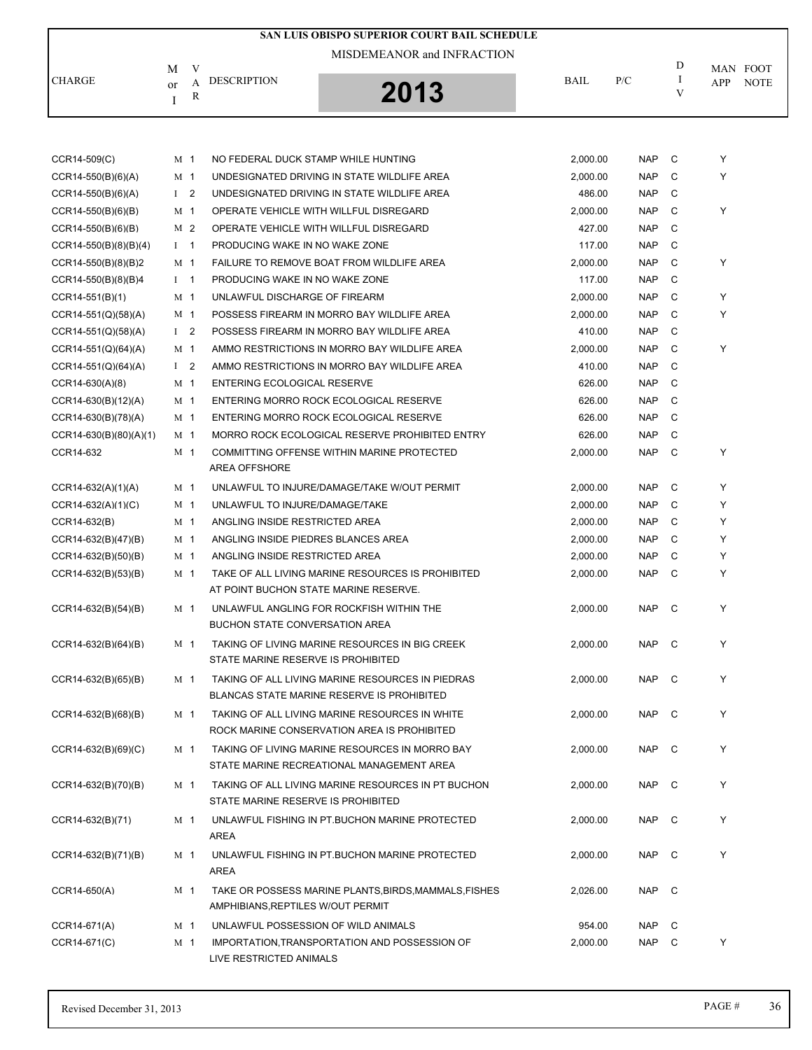# SAN LUIS OBISPO SUPERIOR COURT BAIL SCHEDULE

MISDEMEANOR and INFRACTION

**2013**

| CHARGE | M or I | VAR | DESCRIPTION | BAIL | P/C | DIV | MAN APP | FOOT NOTE |
|---|---|---|---|---|---|---|---|---|
| CCR14-509(C) | M | 1 | NO FEDERAL DUCK STAMP WHILE HUNTING | 2,000.00 | NAP | C | Y | |
| CCR14-550(B)(6)(A) | M | 1 | UNDESIGNATED DRIVING IN STATE WILDLIFE AREA | 2,000.00 | NAP | C | Y | |
| CCR14-550(B)(6)(A) | I | 2 | UNDESIGNATED DRIVING IN STATE WILDLIFE AREA | 486.00 | NAP | C | | |
| CCR14-550(B)(6)(B) | M | 1 | OPERATE VEHICLE WITH WILLFUL DISREGARD | 2,000.00 | NAP | C | Y | |
| CCR14-550(B)(6)(B) | M | 2 | OPERATE VEHICLE WITH WILLFUL DISREGARD | 427.00 | NAP | C | | |
| CCR14-550(B)(8)(B)(4) | I | 1 | PRODUCING WAKE IN NO WAKE ZONE | 117.00 | NAP | C | | |
| CCR14-550(B)(8)(B)2 | M | 1 | FAILURE TO REMOVE BOAT FROM WILDLIFE AREA | 2,000.00 | NAP | C | Y | |
| CCR14-550(B)(8)(B)4 | I | 1 | PRODUCING WAKE IN NO WAKE ZONE | 117.00 | NAP | C | | |
| CCR14-551(B)(1) | M | 1 | UNLAWFUL DISCHARGE OF FIREARM | 2,000.00 | NAP | C | Y | |
| CCR14-551(Q)(58)(A) | M | 1 | POSSESS FIREARM IN MORRO BAY WILDLIFE AREA | 2,000.00 | NAP | C | Y | |
| CCR14-551(Q)(58)(A) | I | 2 | POSSESS FIREARM IN MORRO BAY WILDLIFE AREA | 410.00 | NAP | C | | |
| CCR14-551(Q)(64)(A) | M | 1 | AMMO RESTRICTIONS IN MORRO BAY WILDLIFE AREA | 2,000.00 | NAP | C | Y | |
| CCR14-551(Q)(64)(A) | I | 2 | AMMO RESTRICTIONS IN MORRO BAY WILDLIFE AREA | 410.00 | NAP | C | | |
| CCR14-630(A)(8) | M | 1 | ENTERING ECOLOGICAL RESERVE | 626.00 | NAP | C | | |
| CCR14-630(B)(12)(A) | M | 1 | ENTERING MORRO ROCK ECOLOGICAL RESERVE | 626.00 | NAP | C | | |
| CCR14-630(B)(78)(A) | M | 1 | ENTERING MORRO ROCK ECOLOGICAL RESERVE | 626.00 | NAP | C | | |
| CCR14-630(B)(80)(A)(1) | M | 1 | MORRO ROCK ECOLOGICAL RESERVE PROHIBITED ENTRY | 626.00 | NAP | C | | |
| CCR14-632 | M | 1 | COMMITTING OFFENSE WITHIN MARINE PROTECTED AREA OFFSHORE | 2,000.00 | NAP | C | Y | |
| CCR14-632(A)(1)(A) | M | 1 | UNLAWFUL TO INJURE/DAMAGE/TAKE W/OUT PERMIT | 2,000.00 | NAP | C | Y | |
| CCR14-632(A)(1)(C) | M | 1 | UNLAWFUL TO INJURE/DAMAGE/TAKE | 2,000.00 | NAP | C | Y | |
| CCR14-632(B) | M | 1 | ANGLING INSIDE RESTRICTED AREA | 2,000.00 | NAP | C | Y | |
| CCR14-632(B)(47)(B) | M | 1 | ANGLING INSIDE PIEDRES BLANCES AREA | 2,000.00 | NAP | C | Y | |
| CCR14-632(B)(50)(B) | M | 1 | ANGLING INSIDE RESTRICTED AREA | 2,000.00 | NAP | C | Y | |
| CCR14-632(B)(53)(B) | M | 1 | TAKE OF ALL LIVING MARINE RESOURCES IS PROHIBITED AT POINT BUCHON STATE MARINE RESERVE. | 2,000.00 | NAP | C | Y | |
| CCR14-632(B)(54)(B) | M | 1 | UNLAWFUL ANGLING FOR ROCKFISH WITHIN THE BUCHON STATE CONVERSATION AREA | 2,000.00 | NAP | C | Y | |
| CCR14-632(B)(64)(B) | M | 1 | TAKING OF LIVING MARINE RESOURCES IN BIG CREEK STATE MARINE RESERVE IS PROHIBITED | 2,000.00 | NAP | C | Y | |
| CCR14-632(B)(65)(B) | M | 1 | TAKING OF ALL LIVING MARINE RESOURCES IN PIEDRAS BLANCAS STATE MARINE RESERVE IS PROHIBITED | 2,000.00 | NAP | C | Y | |
| CCR14-632(B)(68)(B) | M | 1 | TAKING OF ALL LIVING MARINE RESOURCES IN WHITE ROCK MARINE CONSERVATION AREA IS PROHIBITED | 2,000.00 | NAP | C | Y | |
| CCR14-632(B)(69)(C) | M | 1 | TAKING OF LIVING MARINE RESOURCES IN MORRO BAY STATE MARINE RECREATIONAL MANAGEMENT AREA | 2,000.00 | NAP | C | Y | |
| CCR14-632(B)(70)(B) | M | 1 | TAKING OF ALL LIVING MARINE RESOURCES IN PT BUCHON STATE MARINE RESERVE IS PROHIBITED | 2,000.00 | NAP | C | Y | |
| CCR14-632(B)(71) | M | 1 | UNLAWFUL FISHING IN PT.BUCHON MARINE PROTECTED AREA | 2,000.00 | NAP | C | Y | |
| CCR14-632(B)(71)(B) | M | 1 | UNLAWFUL FISHING IN PT.BUCHON MARINE PROTECTED AREA | 2,000.00 | NAP | C | Y | |
| CCR14-650(A) | M | 1 | TAKE OR POSSESS MARINE PLANTS,BIRDS,MAMMALS,FISHES AMPHIBIANS,REPTILES W/OUT PERMIT | 2,026.00 | NAP | C | | |
| CCR14-671(A) | M | 1 | UNLAWFUL POSSESSION OF WILD ANIMALS | 954.00 | NAP | C | | |
| CCR14-671(C) | M | 1 | IMPORTATION,TRANSPORTATION AND POSSESSION OF LIVE RESTRICTED ANIMALS | 2,000.00 | NAP | C | Y | |

Revised December 31, 2013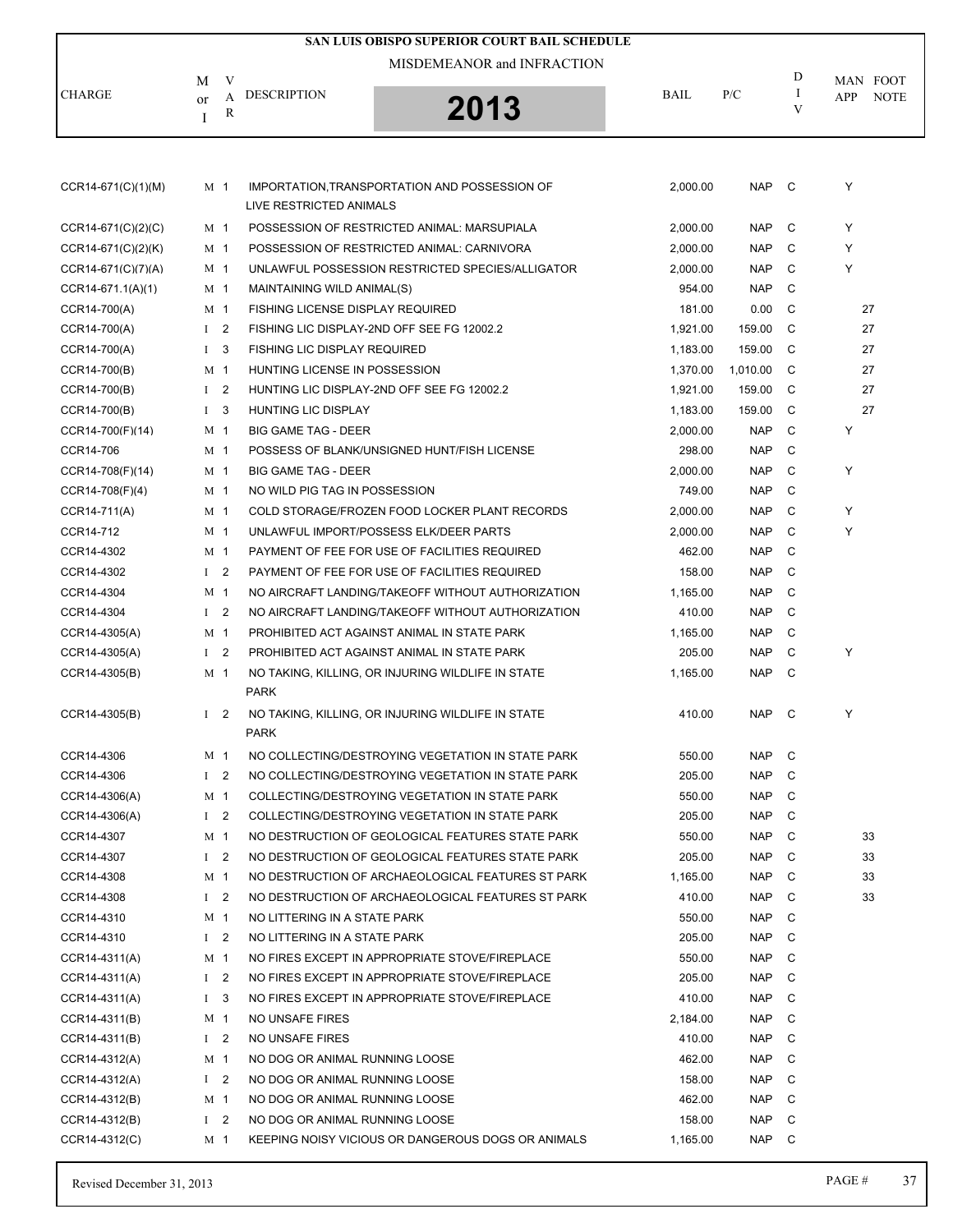# SAN LUIS OBISPO SUPERIOR COURT BAIL SCHEDULE

MISDEMEANOR and INFRACTION

**2013**

| CHARGE | M or I | VAR | DESCRIPTION | BAIL | P/C | DIV | MAN APP | FOOT NOTE |
|---|---|---|---|---|---|---|---|---|
| CCR14-671(C)(1)(M) | M | 1 | IMPORTATION,TRANSPORTATION AND POSSESSION OF LIVE RESTRICTED ANIMALS | 2,000.00 | NAP | C | Y | |
| CCR14-671(C)(2)(C) | M | 1 | POSSESSION OF RESTRICTED ANIMAL: MARSUPIALA | 2,000.00 | NAP | C | Y | |
| CCR14-671(C)(2)(K) | M | 1 | POSSESSION OF RESTRICTED ANIMAL: CARNIVORA | 2,000.00 | NAP | C | Y | |
| CCR14-671(C)(7)(A) | M | 1 | UNLAWFUL POSSESSION RESTRICTED SPECIES/ALLIGATOR | 2,000.00 | NAP | C | Y | |
| CCR14-671.1(A)(1) | M | 1 | MAINTAINING WILD ANIMAL(S) | 954.00 | NAP | C | | |
| CCR14-700(A) | M | 1 | FISHING LICENSE DISPLAY REQUIRED | 181.00 | 0.00 | C | | 27 |
| CCR14-700(A) | I | 2 | FISHING LIC DISPLAY-2ND OFF SEE FG 12002.2 | 1,921.00 | 159.00 | C | | 27 |
| CCR14-700(A) | I | 3 | FISHING LIC DISPLAY REQUIRED | 1,183.00 | 159.00 | C | | 27 |
| CCR14-700(B) | M | 1 | HUNTING LICENSE IN POSSESSION | 1,370.00 | 1,010.00 | C | | 27 |
| CCR14-700(B) | I | 2 | HUNTING LIC DISPLAY-2ND OFF SEE FG 12002.2 | 1,921.00 | 159.00 | C | | 27 |
| CCR14-700(B) | I | 3 | HUNTING LIC DISPLAY | 1,183.00 | 159.00 | C | | 27 |
| CCR14-700(F)(14) | M | 1 | BIG GAME TAG - DEER | 2,000.00 | NAP | C | Y | |
| CCR14-706 | M | 1 | POSSESS OF BLANK/UNSIGNED HUNT/FISH LICENSE | 298.00 | NAP | C | | |
| CCR14-708(F)(14) | M | 1 | BIG GAME TAG - DEER | 2,000.00 | NAP | C | Y | |
| CCR14-708(F)(4) | M | 1 | NO WILD PIG TAG IN POSSESSION | 749.00 | NAP | C | | |
| CCR14-711(A) | M | 1 | COLD STORAGE/FROZEN FOOD LOCKER PLANT RECORDS | 2,000.00 | NAP | C | Y | |
| CCR14-712 | M | 1 | UNLAWFUL IMPORT/POSSESS ELK/DEER PARTS | 2,000.00 | NAP | C | Y | |
| CCR14-4302 | M | 1 | PAYMENT OF FEE FOR USE OF FACILITIES REQUIRED | 462.00 | NAP | C | | |
| CCR14-4302 | I | 2 | PAYMENT OF FEE FOR USE OF FACILITIES REQUIRED | 158.00 | NAP | C | | |
| CCR14-4304 | M | 1 | NO AIRCRAFT LANDING/TAKEOFF WITHOUT AUTHORIZATION | 1,165.00 | NAP | C | | |
| CCR14-4304 | I | 2 | NO AIRCRAFT LANDING/TAKEOFF WITHOUT AUTHORIZATION | 410.00 | NAP | C | | |
| CCR14-4305(A) | M | 1 | PROHIBITED ACT AGAINST ANIMAL IN STATE PARK | 1,165.00 | NAP | C | | |
| CCR14-4305(A) | I | 2 | PROHIBITED ACT AGAINST ANIMAL IN STATE PARK | 205.00 | NAP | C | Y | |
| CCR14-4305(B) | M | 1 | NO TAKING, KILLING, OR INJURING WILDLIFE IN STATE PARK | 1,165.00 | NAP | C | | |
| CCR14-4305(B) | I | 2 | NO TAKING, KILLING, OR INJURING WILDLIFE IN STATE PARK | 410.00 | NAP | C | Y | |
| CCR14-4306 | M | 1 | NO COLLECTING/DESTROYING VEGETATION IN STATE PARK | 550.00 | NAP | C | | |
| CCR14-4306 | I | 2 | NO COLLECTING/DESTROYING VEGETATION IN STATE PARK | 205.00 | NAP | C | | |
| CCR14-4306(A) | M | 1 | COLLECTING/DESTROYING VEGETATION IN STATE PARK | 550.00 | NAP | C | | |
| CCR14-4306(A) | I | 2 | COLLECTING/DESTROYING VEGETATION IN STATE PARK | 205.00 | NAP | C | | |
| CCR14-4307 | M | 1 | NO DESTRUCTION OF GEOLOGICAL FEATURES STATE PARK | 550.00 | NAP | C | | 33 |
| CCR14-4307 | I | 2 | NO DESTRUCTION OF GEOLOGICAL FEATURES STATE PARK | 205.00 | NAP | C | | 33 |
| CCR14-4308 | M | 1 | NO DESTRUCTION OF ARCHAEOLOGICAL FEATURES ST PARK | 1,165.00 | NAP | C | | 33 |
| CCR14-4308 | I | 2 | NO DESTRUCTION OF ARCHAEOLOGICAL FEATURES ST PARK | 410.00 | NAP | C | | 33 |
| CCR14-4310 | M | 1 | NO LITTERING IN A STATE PARK | 550.00 | NAP | C | | |
| CCR14-4310 | I | 2 | NO LITTERING IN A STATE PARK | 205.00 | NAP | C | | |
| CCR14-4311(A) | M | 1 | NO FIRES EXCEPT IN APPROPRIATE STOVE/FIREPLACE | 550.00 | NAP | C | | |
| CCR14-4311(A) | I | 2 | NO FIRES EXCEPT IN APPROPRIATE STOVE/FIREPLACE | 205.00 | NAP | C | | |
| CCR14-4311(A) | I | 3 | NO FIRES EXCEPT IN APPROPRIATE STOVE/FIREPLACE | 410.00 | NAP | C | | |
| CCR14-4311(B) | M | 1 | NO UNSAFE FIRES | 2,184.00 | NAP | C | | |
| CCR14-4311(B) | I | 2 | NO UNSAFE FIRES | 410.00 | NAP | C | | |
| CCR14-4312(A) | M | 1 | NO DOG OR ANIMAL RUNNING LOOSE | 462.00 | NAP | C | | |
| CCR14-4312(A) | I | 2 | NO DOG OR ANIMAL RUNNING LOOSE | 158.00 | NAP | C | | |
| CCR14-4312(B) | M | 1 | NO DOG OR ANIMAL RUNNING LOOSE | 462.00 | NAP | C | | |
| CCR14-4312(B) | I | 2 | NO DOG OR ANIMAL RUNNING LOOSE | 158.00 | NAP | C | | |
| CCR14-4312(C) | M | 1 | KEEPING NOISY VICIOUS OR DANGEROUS DOGS OR ANIMALS | 1,165.00 | NAP | C | | |

Revised December 31, 2013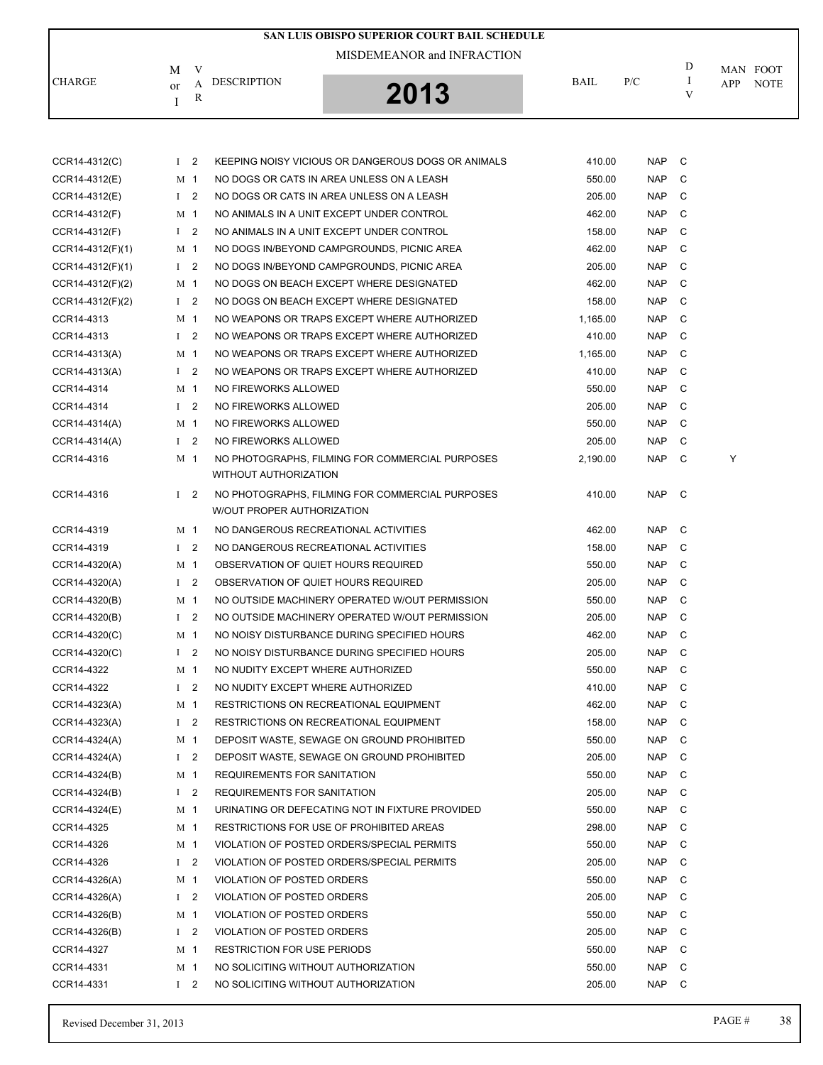# SAN LUIS OBISPO SUPERIOR COURT BAIL SCHEDULE

MISDEMEANOR and INFRACTION

**2013**

| CHARGE | M or I | VAR | DESCRIPTION | BAIL | P/C | DIV | MAN APP | FOOT NOTE |
|---|---|---|---|---|---|---|---|---|
| CCR14-4312(C) | I | 2 | KEEPING NOISY VICIOUS OR DANGEROUS DOGS OR ANIMALS | 410.00 | NAP | C | | |
| CCR14-4312(E) | M | 1 | NO DOGS OR CATS IN AREA UNLESS ON A LEASH | 550.00 | NAP | C | | |
| CCR14-4312(E) | I | 2 | NO DOGS OR CATS IN AREA UNLESS ON A LEASH | 205.00 | NAP | C | | |
| CCR14-4312(F) | M | 1 | NO ANIMALS IN A UNIT EXCEPT UNDER CONTROL | 462.00 | NAP | C | | |
| CCR14-4312(F) | I | 2 | NO ANIMALS IN A UNIT EXCEPT UNDER CONTROL | 158.00 | NAP | C | | |
| CCR14-4312(F)(1) | M | 1 | NO DOGS IN/BEYOND CAMPGROUNDS, PICNIC AREA | 462.00 | NAP | C | | |
| CCR14-4312(F)(1) | I | 2 | NO DOGS IN/BEYOND CAMPGROUNDS, PICNIC AREA | 205.00 | NAP | C | | |
| CCR14-4312(F)(2) | M | 1 | NO DOGS ON BEACH EXCEPT WHERE DESIGNATED | 462.00 | NAP | C | | |
| CCR14-4312(F)(2) | I | 2 | NO DOGS ON BEACH EXCEPT WHERE DESIGNATED | 158.00 | NAP | C | | |
| CCR14-4313 | M | 1 | NO WEAPONS OR TRAPS EXCEPT WHERE AUTHORIZED | 1,165.00 | NAP | C | | |
| CCR14-4313 | I | 2 | NO WEAPONS OR TRAPS EXCEPT WHERE AUTHORIZED | 410.00 | NAP | C | | |
| CCR14-4313(A) | M | 1 | NO WEAPONS OR TRAPS EXCEPT WHERE AUTHORIZED | 1,165.00 | NAP | C | | |
| CCR14-4313(A) | I | 2 | NO WEAPONS OR TRAPS EXCEPT WHERE AUTHORIZED | 410.00 | NAP | C | | |
| CCR14-4314 | M | 1 | NO FIREWORKS ALLOWED | 550.00 | NAP | C | | |
| CCR14-4314 | I | 2 | NO FIREWORKS ALLOWED | 205.00 | NAP | C | | |
| CCR14-4314(A) | M | 1 | NO FIREWORKS ALLOWED | 550.00 | NAP | C | | |
| CCR14-4314(A) | I | 2 | NO FIREWORKS ALLOWED | 205.00 | NAP | C | | |
| CCR14-4316 | M | 1 | NO PHOTOGRAPHS, FILMING FOR COMMERCIAL PURPOSES WITHOUT AUTHORIZATION | 2,190.00 | NAP | C | Y | |
| CCR14-4316 | I | 2 | NO PHOTOGRAPHS, FILMING FOR COMMERCIAL PURPOSES W/OUT PROPER AUTHORIZATION | 410.00 | NAP | C | | |
| CCR14-4319 | M | 1 | NO DANGEROUS RECREATIONAL ACTIVITIES | 462.00 | NAP | C | | |
| CCR14-4319 | I | 2 | NO DANGEROUS RECREATIONAL ACTIVITIES | 158.00 | NAP | C | | |
| CCR14-4320(A) | M | 1 | OBSERVATION OF QUIET HOURS REQUIRED | 550.00 | NAP | C | | |
| CCR14-4320(A) | I | 2 | OBSERVATION OF QUIET HOURS REQUIRED | 205.00 | NAP | C | | |
| CCR14-4320(B) | M | 1 | NO OUTSIDE MACHINERY OPERATED W/OUT PERMISSION | 550.00 | NAP | C | | |
| CCR14-4320(B) | I | 2 | NO OUTSIDE MACHINERY OPERATED W/OUT PERMISSION | 205.00 | NAP | C | | |
| CCR14-4320(C) | M | 1 | NO NOISY DISTURBANCE DURING SPECIFIED HOURS | 462.00 | NAP | C | | |
| CCR14-4320(C) | I | 2 | NO NOISY DISTURBANCE DURING SPECIFIED HOURS | 205.00 | NAP | C | | |
| CCR14-4322 | M | 1 | NO NUDITY EXCEPT WHERE AUTHORIZED | 550.00 | NAP | C | | |
| CCR14-4322 | I | 2 | NO NUDITY EXCEPT WHERE AUTHORIZED | 410.00 | NAP | C | | |
| CCR14-4323(A) | M | 1 | RESTRICTIONS ON RECREATIONAL EQUIPMENT | 462.00 | NAP | C | | |
| CCR14-4323(A) | I | 2 | RESTRICTIONS ON RECREATIONAL EQUIPMENT | 158.00 | NAP | C | | |
| CCR14-4324(A) | M | 1 | DEPOSIT WASTE, SEWAGE ON GROUND PROHIBITED | 550.00 | NAP | C | | |
| CCR14-4324(A) | I | 2 | DEPOSIT WASTE, SEWAGE ON GROUND PROHIBITED | 205.00 | NAP | C | | |
| CCR14-4324(B) | M | 1 | REQUIREMENTS FOR SANITATION | 550.00 | NAP | C | | |
| CCR14-4324(B) | I | 2 | REQUIREMENTS FOR SANITATION | 205.00 | NAP | C | | |
| CCR14-4324(E) | M | 1 | URINATING OR DEFECATING NOT IN FIXTURE PROVIDED | 550.00 | NAP | C | | |
| CCR14-4325 | M | 1 | RESTRICTIONS FOR USE OF PROHIBITED AREAS | 298.00 | NAP | C | | |
| CCR14-4326 | M | 1 | VIOLATION OF POSTED ORDERS/SPECIAL PERMITS | 550.00 | NAP | C | | |
| CCR14-4326 | I | 2 | VIOLATION OF POSTED ORDERS/SPECIAL PERMITS | 205.00 | NAP | C | | |
| CCR14-4326(A) | M | 1 | VIOLATION OF POSTED ORDERS | 550.00 | NAP | C | | |
| CCR14-4326(A) | I | 2 | VIOLATION OF POSTED ORDERS | 205.00 | NAP | C | | |
| CCR14-4326(B) | M | 1 | VIOLATION OF POSTED ORDERS | 550.00 | NAP | C | | |
| CCR14-4326(B) | I | 2 | VIOLATION OF POSTED ORDERS | 205.00 | NAP | C | | |
| CCR14-4327 | M | 1 | RESTRICTION FOR USE PERIODS | 550.00 | NAP | C | | |
| CCR14-4331 | M | 1 | NO SOLICITING WITHOUT AUTHORIZATION | 550.00 | NAP | C | | |
| CCR14-4331 | I | 2 | NO SOLICITING WITHOUT AUTHORIZATION | 205.00 | NAP | C | | |

Revised December 31, 2013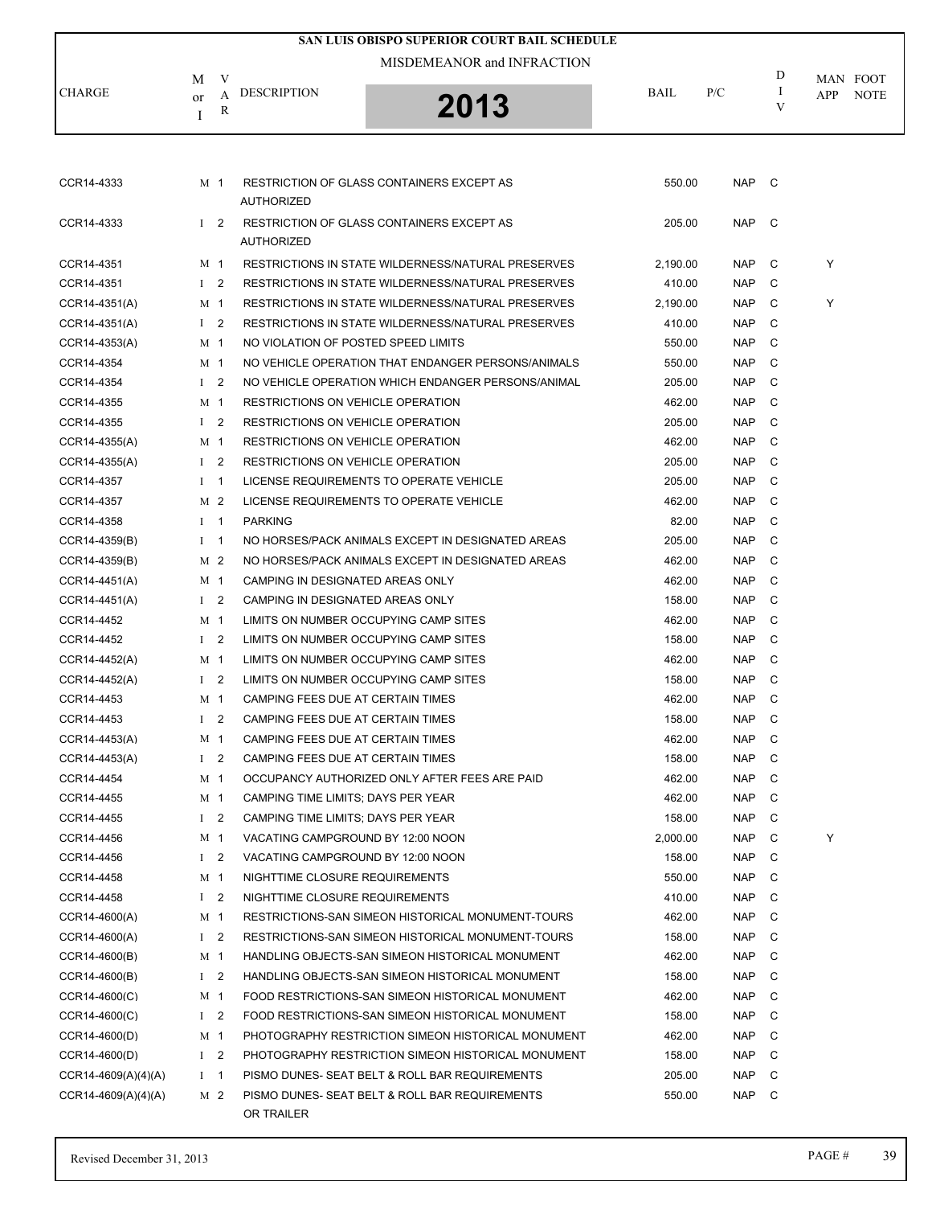# SAN LUIS OBISPO SUPERIOR COURT BAIL SCHEDULE

MISDEMEANOR and INFRACTION

**2013**

| CHARGE | M or I | VAR | DESCRIPTION | BAIL | P/C | DIV | MAN APP | FOOT NOTE |
|---|---|---|---|---|---|---|---|---|
| CCR14-4333 | M | 1 | RESTRICTION OF GLASS CONTAINERS EXCEPT AS AUTHORIZED | 550.00 | NAP | C | | |
| CCR14-4333 | I | 2 | RESTRICTION OF GLASS CONTAINERS EXCEPT AS AUTHORIZED | 205.00 | NAP | C | | |
| CCR14-4351 | M | 1 | RESTRICTIONS IN STATE WILDERNESS/NATURAL PRESERVES | 2,190.00 | NAP | C | Y | |
| CCR14-4351 | I | 2 | RESTRICTIONS IN STATE WILDERNESS/NATURAL PRESERVES | 410.00 | NAP | C | | |
| CCR14-4351(A) | M | 1 | RESTRICTIONS IN STATE WILDERNESS/NATURAL PRESERVES | 2,190.00 | NAP | C | Y | |
| CCR14-4351(A) | I | 2 | RESTRICTIONS IN STATE WILDERNESS/NATURAL PRESERVES | 410.00 | NAP | C | | |
| CCR14-4353(A) | M | 1 | NO VIOLATION OF POSTED SPEED LIMITS | 550.00 | NAP | C | | |
| CCR14-4354 | M | 1 | NO VEHICLE OPERATION THAT ENDANGER PERSONS/ANIMALS | 550.00 | NAP | C | | |
| CCR14-4354 | I | 2 | NO VEHICLE OPERATION WHICH ENDANGER PERSONS/ANIMAL | 205.00 | NAP | C | | |
| CCR14-4355 | M | 1 | RESTRICTIONS ON VEHICLE OPERATION | 462.00 | NAP | C | | |
| CCR14-4355 | I | 2 | RESTRICTIONS ON VEHICLE OPERATION | 205.00 | NAP | C | | |
| CCR14-4355(A) | M | 1 | RESTRICTIONS ON VEHICLE OPERATION | 462.00 | NAP | C | | |
| CCR14-4355(A) | I | 2 | RESTRICTIONS ON VEHICLE OPERATION | 205.00 | NAP | C | | |
| CCR14-4357 | I | 1 | LICENSE REQUIREMENTS TO OPERATE VEHICLE | 205.00 | NAP | C | | |
| CCR14-4357 | M | 2 | LICENSE REQUIREMENTS TO OPERATE VEHICLE | 462.00 | NAP | C | | |
| CCR14-4358 | I | 1 | PARKING | 82.00 | NAP | C | | |
| CCR14-4359(B) | I | 1 | NO HORSES/PACK ANIMALS EXCEPT IN DESIGNATED AREAS | 205.00 | NAP | C | | |
| CCR14-4359(B) | M | 2 | NO HORSES/PACK ANIMALS EXCEPT IN DESIGNATED AREAS | 462.00 | NAP | C | | |
| CCR14-4451(A) | M | 1 | CAMPING IN DESIGNATED AREAS ONLY | 462.00 | NAP | C | | |
| CCR14-4451(A) | I | 2 | CAMPING IN DESIGNATED AREAS ONLY | 158.00 | NAP | C | | |
| CCR14-4452 | M | 1 | LIMITS ON NUMBER OCCUPYING CAMP SITES | 462.00 | NAP | C | | |
| CCR14-4452 | I | 2 | LIMITS ON NUMBER OCCUPYING CAMP SITES | 158.00 | NAP | C | | |
| CCR14-4452(A) | M | 1 | LIMITS ON NUMBER OCCUPYING CAMP SITES | 462.00 | NAP | C | | |
| CCR14-4452(A) | I | 2 | LIMITS ON NUMBER OCCUPYING CAMP SITES | 158.00 | NAP | C | | |
| CCR14-4453 | M | 1 | CAMPING FEES DUE AT CERTAIN TIMES | 462.00 | NAP | C | | |
| CCR14-4453 | I | 2 | CAMPING FEES DUE AT CERTAIN TIMES | 158.00 | NAP | C | | |
| CCR14-4453(A) | M | 1 | CAMPING FEES DUE AT CERTAIN TIMES | 462.00 | NAP | C | | |
| CCR14-4453(A) | I | 2 | CAMPING FEES DUE AT CERTAIN TIMES | 158.00 | NAP | C | | |
| CCR14-4454 | M | 1 | OCCUPANCY AUTHORIZED ONLY AFTER FEES ARE PAID | 462.00 | NAP | C | | |
| CCR14-4455 | M | 1 | CAMPING TIME LIMITS; DAYS PER YEAR | 462.00 | NAP | C | | |
| CCR14-4455 | I | 2 | CAMPING TIME LIMITS; DAYS PER YEAR | 158.00 | NAP | C | | |
| CCR14-4456 | M | 1 | VACATING CAMPGROUND BY 12:00 NOON | 2,000.00 | NAP | C | Y | |
| CCR14-4456 | I | 2 | VACATING CAMPGROUND BY 12:00 NOON | 158.00 | NAP | C | | |
| CCR14-4458 | M | 1 | NIGHTTIME CLOSURE REQUIREMENTS | 550.00 | NAP | C | | |
| CCR14-4458 | I | 2 | NIGHTTIME CLOSURE REQUIREMENTS | 410.00 | NAP | C | | |
| CCR14-4600(A) | M | 1 | RESTRICTIONS-SAN SIMEON HISTORICAL MONUMENT-TOURS | 462.00 | NAP | C | | |
| CCR14-4600(A) | I | 2 | RESTRICTIONS-SAN SIMEON HISTORICAL MONUMENT-TOURS | 158.00 | NAP | C | | |
| CCR14-4600(B) | M | 1 | HANDLING OBJECTS-SAN SIMEON HISTORICAL MONUMENT | 462.00 | NAP | C | | |
| CCR14-4600(B) | I | 2 | HANDLING OBJECTS-SAN SIMEON HISTORICAL MONUMENT | 158.00 | NAP | C | | |
| CCR14-4600(C) | M | 1 | FOOD RESTRICTIONS-SAN SIMEON HISTORICAL MONUMENT | 462.00 | NAP | C | | |
| CCR14-4600(C) | I | 2 | FOOD RESTRICTIONS-SAN SIMEON HISTORICAL MONUMENT | 158.00 | NAP | C | | |
| CCR14-4600(D) | M | 1 | PHOTOGRAPHY RESTRICTION SIMEON HISTORICAL MONUMENT | 462.00 | NAP | C | | |
| CCR14-4600(D) | I | 2 | PHOTOGRAPHY RESTRICTION SIMEON HISTORICAL MONUMENT | 158.00 | NAP | C | | |
| CCR14-4609(A)(4)(A) | I | 1 | PISMO DUNES- SEAT BELT & ROLL BAR REQUIREMENTS | 205.00 | NAP | C | | |
| CCR14-4609(A)(4)(A) | M | 2 | PISMO DUNES- SEAT BELT & ROLL BAR REQUIREMENTS OR TRAILER | 550.00 | NAP | C | | |

Revised December 31, 2013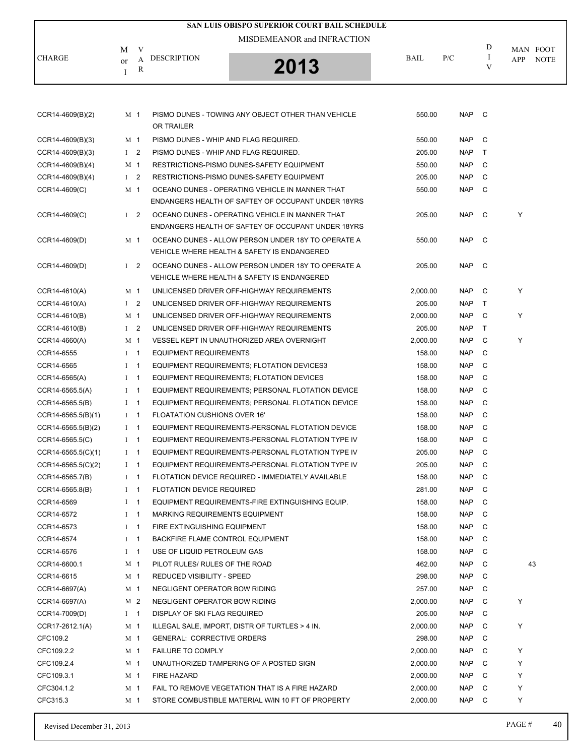# SAN LUIS OBISPO SUPERIOR COURT BAIL SCHEDULE

MISDEMEANOR and INFRACTION

2013

| CHARGE | M or I | VAR | DESCRIPTION | BAIL | P/C | DIV | MAN APP | FOOT NOTE |
|---|---|---|---|---|---|---|---|---|
| CCR14-4609(B)(2) | M | 1 | PISMO DUNES - TOWING ANY OBJECT OTHER THAN VEHICLE OR TRAILER | 550.00 | NAP | C | | |
| CCR14-4609(B)(3) | M | 1 | PISMO DUNES - WHIP AND FLAG REQUIRED. | 550.00 | NAP | C | | |
| CCR14-4609(B)(3) | I | 2 | PISMO DUNES - WHIP AND FLAG REQUIRED. | 205.00 | NAP | T | | |
| CCR14-4609(B)(4) | M | 1 | RESTRICTIONS-PISMO DUNES-SAFETY EQUIPMENT | 550.00 | NAP | C | | |
| CCR14-4609(B)(4) | I | 2 | RESTRICTIONS-PISMO DUNES-SAFETY EQUIPMENT | 205.00 | NAP | C | | |
| CCR14-4609(C) | M | 1 | OCEANO DUNES - OPERATING VEHICLE IN MANNER THAT ENDANGERS HEALTH OF SAFTEY OF OCCUPANT UNDER 18YRS | 550.00 | NAP | C | | |
| CCR14-4609(C) | I | 2 | OCEANO DUNES - OPERATING VEHICLE IN MANNER THAT ENDANGERS HEALTH OF SAFTEY OF OCCUPANT UNDER 18YRS | 205.00 | NAP | C | Y | |
| CCR14-4609(D) | M | 1 | OCEANO DUNES - ALLOW PERSON UNDER 18Y TO OPERATE A VEHICLE WHERE HEALTH & SAFETY IS ENDANGERED | 550.00 | NAP | C | | |
| CCR14-4609(D) | I | 2 | OCEANO DUNES - ALLOW PERSON UNDER 18Y TO OPERATE A VEHICLE WHERE HEALTH & SAFETY IS ENDANGERED | 205.00 | NAP | C | | |
| CCR14-4610(A) | M | 1 | UNLICENSED DRIVER OFF-HIGHWAY REQUIREMENTS | 2,000.00 | NAP | C | Y | |
| CCR14-4610(A) | I | 2 | UNLICENSED DRIVER OFF-HIGHWAY REQUIREMENTS | 205.00 | NAP | T | | |
| CCR14-4610(B) | M | 1 | UNLICENSED DRIVER OFF-HIGHWAY REQUIREMENTS | 2,000.00 | NAP | C | Y | |
| CCR14-4610(B) | I | 2 | UNLICENSED DRIVER OFF-HIGHWAY REQUIREMENTS | 205.00 | NAP | T | | |
| CCR14-4660(A) | M | 1 | VESSEL KEPT IN UNAUTHORIZED AREA OVERNIGHT | 2,000.00 | NAP | C | Y | |
| CCR14-6555 | I | 1 | EQUIPMENT REQUIREMENTS | 158.00 | NAP | C | | |
| CCR14-6565 | I | 1 | EQUIPMENT REQUIREMENTS; FLOTATION DEVICES3 | 158.00 | NAP | C | | |
| CCR14-6565(A) | I | 1 | EQUIPMENT REQUIREMENTS; FLOTATION DEVICES | 158.00 | NAP | C | | |
| CCR14-6565.5(A) | I | 1 | EQUIPMENT REQUIREMENTS; PERSONAL FLOTATION DEVICE | 158.00 | NAP | C | | |
| CCR14-6565.5(B) | I | 1 | EQUIPMENT REQUIREMENTS; PERSONAL FLOTATION DEVICE | 158.00 | NAP | C | | |
| CCR14-6565.5(B)(1) | I | 1 | FLOATATION CUSHIONS OVER 16' | 158.00 | NAP | C | | |
| CCR14-6565.5(B)(2) | I | 1 | EQUIPMENT REQUIREMENTS-PERSONAL FLOTATION DEVICE | 158.00 | NAP | C | | |
| CCR14-6565.5(C) | I | 1 | EQUIPMENT REQUIREMENTS-PERSONAL FLOTATION TYPE IV | 158.00 | NAP | C | | |
| CCR14-6565.5(C)(1) | I | 1 | EQUIPMENT REQUIREMENTS-PERSONAL FLOTATION TYPE IV | 205.00 | NAP | C | | |
| CCR14-6565.5(C)(2) | I | 1 | EQUIPMENT REQUIREMENTS-PERSONAL FLOTATION TYPE IV | 205.00 | NAP | C | | |
| CCR14-6565.7(B) | I | 1 | FLOTATION DEVICE REQUIRED - IMMEDIATELY AVAILABLE | 158.00 | NAP | C | | |
| CCR14-6565.8(B) | I | 1 | FLOTATION DEVICE REQUIRED | 281.00 | NAP | C | | |
| CCR14-6569 | I | 1 | EQUIPMENT REQUIREMENTS-FIRE EXTINGUISHING EQUIP. | 158.00 | NAP | C | | |
| CCR14-6572 | I | 1 | MARKING REQUIREMENTS EQUIPMENT | 158.00 | NAP | C | | |
| CCR14-6573 | I | 1 | FIRE EXTINGUISHING EQUIPMENT | 158.00 | NAP | C | | |
| CCR14-6574 | I | 1 | BACKFIRE FLAME CONTROL EQUIPMENT | 158.00 | NAP | C | | |
| CCR14-6576 | I | 1 | USE OF LIQUID PETROLEUM GAS | 158.00 | NAP | C | | |
| CCR14-6600.1 | M | 1 | PILOT RULES/ RULES OF THE ROAD | 462.00 | NAP | C | | 43 |
| CCR14-6615 | M | 1 | REDUCED VISIBILITY - SPEED | 298.00 | NAP | C | | |
| CCR14-6697(A) | M | 1 | NEGLIGENT OPERATOR BOW RIDING | 257.00 | NAP | C | | |
| CCR14-6697(A) | M | 2 | NEGLIGENT OPERATOR BOW RIDING | 2,000.00 | NAP | C | Y | |
| CCR14-7009(D) | I | 1 | DISPLAY OF SKI FLAG REQUIRED | 205.00 | NAP | C | | |
| CCR17-2612.1(A) | M | 1 | ILLEGAL SALE, IMPORT, DISTR OF TURTLES > 4 IN. | 2,000.00 | NAP | C | Y | |
| CFC109.2 | M | 1 | GENERAL: CORRECTIVE ORDERS | 298.00 | NAP | C | | |
| CFC109.2.2 | M | 1 | FAILURE TO COMPLY | 2,000.00 | NAP | C | Y | |
| CFC109.2.4 | M | 1 | UNAUTHORIZED TAMPERING OF A POSTED SIGN | 2,000.00 | NAP | C | Y | |
| CFC109.3.1 | M | 1 | FIRE HAZARD | 2,000.00 | NAP | C | Y | |
| CFC304.1.2 | M | 1 | FAIL TO REMOVE VEGETATION THAT IS A FIRE HAZARD | 2,000.00 | NAP | C | Y | |
| CFC315.3 | M | 1 | STORE COMBUSTIBLE MATERIAL W/IN 10 FT OF PROPERTY | 2,000.00 | NAP | C | Y | |

Revised December 31, 2013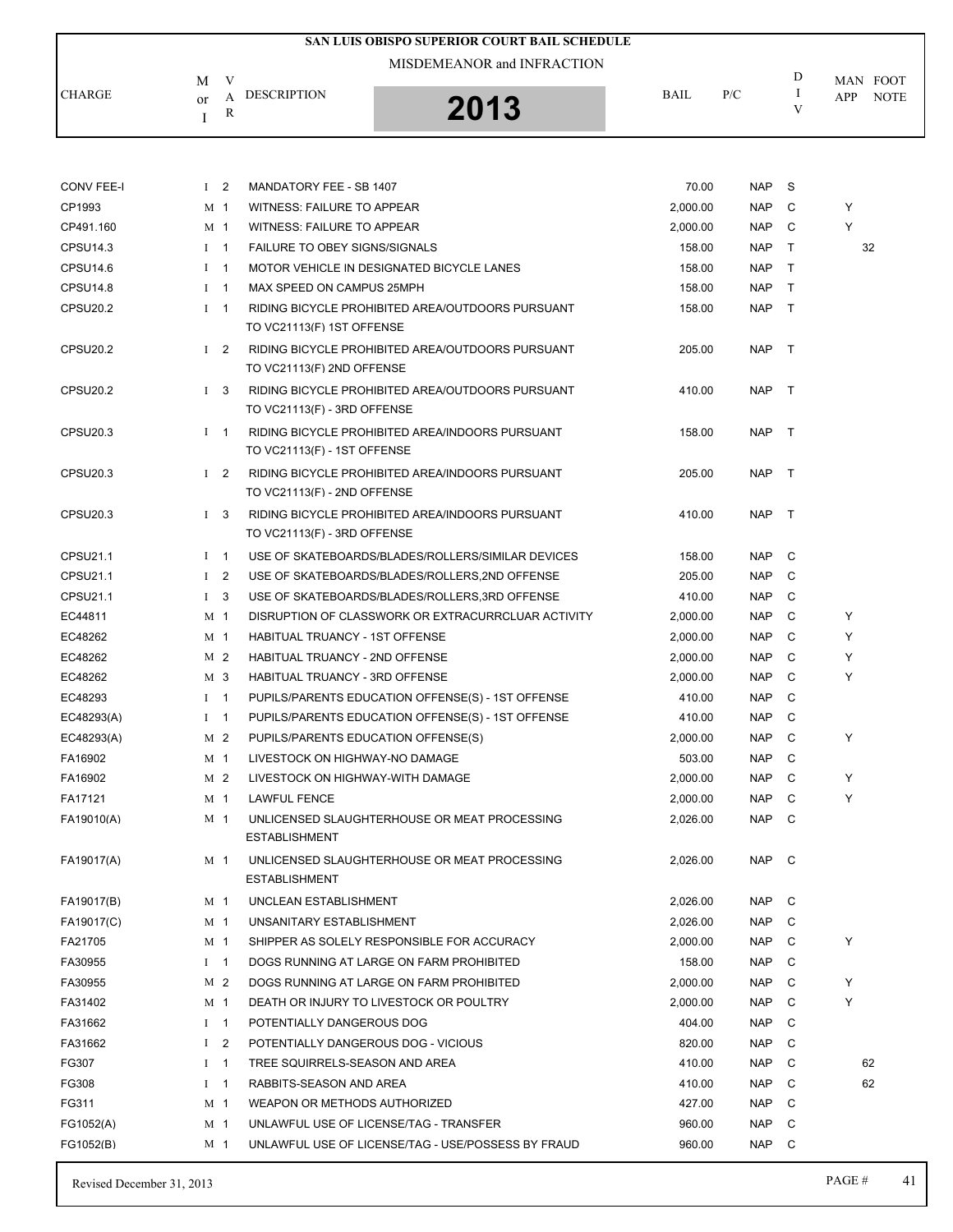# SAN LUIS OBISPO SUPERIOR COURT BAIL SCHEDULE

MISDEMEANOR and INFRACTION

**2013**

| CHARGE | M or I | VAR | DESCRIPTION | BAIL | P/C | DIV | MAN APP | FOOT NOTE |
|---|---|---|---|---|---|---|---|---|
| CONV FEE-I | I | 2 | MANDATORY FEE - SB 1407 | 70.00 | NAP | S | | |
| CP1993 | M | 1 | WITNESS: FAILURE TO APPEAR | 2,000.00 | NAP | C | Y | |
| CP491.160 | M | 1 | WITNESS: FAILURE TO APPEAR | 2,000.00 | NAP | C | Y | |
| CPSU14.3 | I | 1 | FAILURE TO OBEY SIGNS/SIGNALS | 158.00 | NAP | T | | 32 |
| CPSU14.6 | I | 1 | MOTOR VEHICLE IN DESIGNATED BICYCLE LANES | 158.00 | NAP | T | | |
| CPSU14.8 | I | 1 | MAX SPEED ON CAMPUS 25MPH | 158.00 | NAP | T | | |
| CPSU20.2 | I | 1 | RIDING BICYCLE PROHIBITED AREA/OUTDOORS PURSUANT TO VC21113(F) 1ST OFFENSE | 158.00 | NAP | T | | |
| CPSU20.2 | I | 2 | RIDING BICYCLE PROHIBITED AREA/OUTDOORS PURSUANT TO VC21113(F) 2ND OFFENSE | 205.00 | NAP | T | | |
| CPSU20.2 | I | 3 | RIDING BICYCLE PROHIBITED AREA/OUTDOORS PURSUANT TO VC21113(F) - 3RD OFFENSE | 410.00 | NAP | T | | |
| CPSU20.3 | I | 1 | RIDING BICYCLE PROHIBITED AREA/INDOORS PURSUANT TO VC21113(F) - 1ST OFFENSE | 158.00 | NAP | T | | |
| CPSU20.3 | I | 2 | RIDING BICYCLE PROHIBITED AREA/INDOORS PURSUANT TO VC21113(F) - 2ND OFFENSE | 205.00 | NAP | T | | |
| CPSU20.3 | I | 3 | RIDING BICYCLE PROHIBITED AREA/INDOORS PURSUANT TO VC21113(F) - 3RD OFFENSE | 410.00 | NAP | T | | |
| CPSU21.1 | I | 1 | USE OF SKATEBOARDS/BLADES/ROLLERS/SIMILAR DEVICES | 158.00 | NAP | C | | |
| CPSU21.1 | I | 2 | USE OF SKATEBOARDS/BLADES/ROLLERS,2ND OFFENSE | 205.00 | NAP | C | | |
| CPSU21.1 | I | 3 | USE OF SKATEBOARDS/BLADES/ROLLERS,3RD OFFENSE | 410.00 | NAP | C | | |
| EC44811 | M | 1 | DISRUPTION OF CLASSWORK OR EXTRACURRCLUAR ACTIVITY | 2,000.00 | NAP | C | Y | |
| EC48262 | M | 1 | HABITUAL TRUANCY - 1ST OFFENSE | 2,000.00 | NAP | C | Y | |
| EC48262 | M | 2 | HABITUAL TRUANCY - 2ND OFFENSE | 2,000.00 | NAP | C | Y | |
| EC48262 | M | 3 | HABITUAL TRUANCY - 3RD OFFENSE | 2,000.00 | NAP | C | Y | |
| EC48293 | I | 1 | PUPILS/PARENTS EDUCATION OFFENSE(S) - 1ST OFFENSE | 410.00 | NAP | C | | |
| EC48293(A) | I | 1 | PUPILS/PARENTS EDUCATION OFFENSE(S) - 1ST OFFENSE | 410.00 | NAP | C | | |
| EC48293(A) | M | 2 | PUPILS/PARENTS EDUCATION OFFENSE(S) | 2,000.00 | NAP | C | Y | |
| FA16902 | M | 1 | LIVESTOCK ON HIGHWAY-NO DAMAGE | 503.00 | NAP | C | | |
| FA16902 | M | 2 | LIVESTOCK ON HIGHWAY-WITH DAMAGE | 2,000.00 | NAP | C | Y | |
| FA17121 | M | 1 | LAWFUL FENCE | 2,000.00 | NAP | C | Y | |
| FA19010(A) | M | 1 | UNLICENSED SLAUGHTERHOUSE OR MEAT PROCESSING ESTABLISHMENT | 2,026.00 | NAP | C | | |
| FA19017(A) | M | 1 | UNLICENSED SLAUGHTERHOUSE OR MEAT PROCESSING ESTABLISHMENT | 2,026.00 | NAP | C | | |
| FA19017(B) | M | 1 | UNCLEAN ESTABLISHMENT | 2,026.00 | NAP | C | | |
| FA19017(C) | M | 1 | UNSANITARY ESTABLISHMENT | 2,026.00 | NAP | C | | |
| FA21705 | M | 1 | SHIPPER AS SOLELY RESPONSIBLE FOR ACCURACY | 2,000.00 | NAP | C | Y | |
| FA30955 | I | 1 | DOGS RUNNING AT LARGE ON FARM PROHIBITED | 158.00 | NAP | C | | |
| FA30955 | M | 2 | DOGS RUNNING AT LARGE ON FARM PROHIBITED | 2,000.00 | NAP | C | Y | |
| FA31402 | M | 1 | DEATH OR INJURY TO LIVESTOCK OR POULTRY | 2,000.00 | NAP | C | Y | |
| FA31662 | I | 1 | POTENTIALLY DANGEROUS DOG | 404.00 | NAP | C | | |
| FA31662 | I | 2 | POTENTIALLY DANGEROUS DOG - VICIOUS | 820.00 | NAP | C | | |
| FG307 | I | 1 | TREE SQUIRRELS-SEASON AND AREA | 410.00 | NAP | C | | 62 |
| FG308 | I | 1 | RABBITS-SEASON AND AREA | 410.00 | NAP | C | | 62 |
| FG311 | M | 1 | WEAPON OR METHODS AUTHORIZED | 427.00 | NAP | C | | |
| FG1052(A) | M | 1 | UNLAWFUL USE OF LICENSE/TAG - TRANSFER | 960.00 | NAP | C | | |
| FG1052(B) | M | 1 | UNLAWFUL USE OF LICENSE/TAG - USE/POSSESS BY FRAUD | 960.00 | NAP | C | | |

Revised December 31, 2013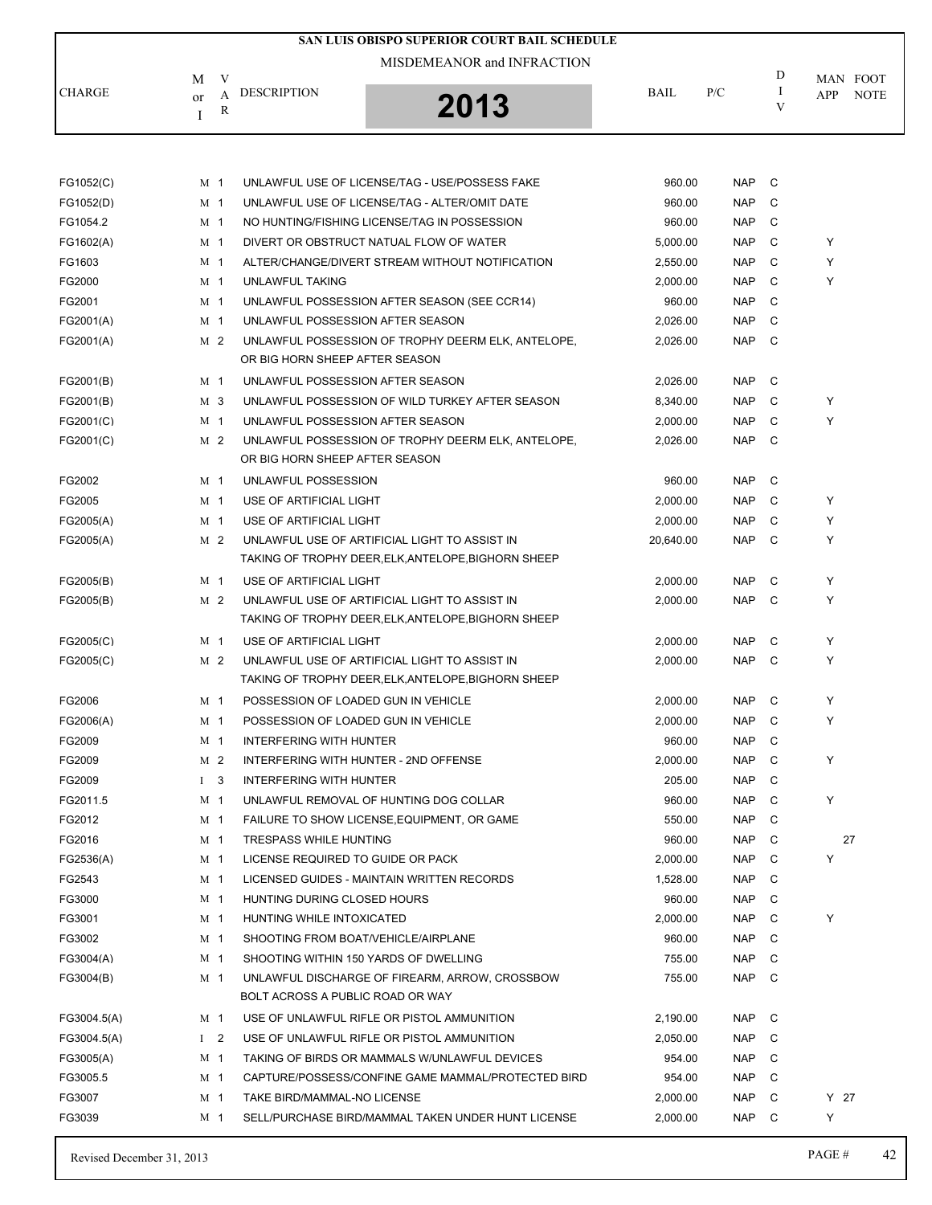# SAN LUIS OBISPO SUPERIOR COURT BAIL SCHEDULE

MISDEMEANOR and INFRACTION

**2013**

| CHARGE | M or I | VAR | DESCRIPTION | BAIL | P/C | DIV | MAN APP | FOOT NOTE |
|---|---|---|---|---|---|---|---|---|
| FG1052(C) | M | 1 | UNLAWFUL USE OF LICENSE/TAG - USE/POSSESS FAKE | 960.00 | NAP | C | | |
| FG1052(D) | M | 1 | UNLAWFUL USE OF LICENSE/TAG - ALTER/OMIT DATE | 960.00 | NAP | C | | |
| FG1054.2 | M | 1 | NO HUNTING/FISHING LICENSE/TAG IN POSSESSION | 960.00 | NAP | C | | |
| FG1602(A) | M | 1 | DIVERT OR OBSTRUCT NATUAL FLOW OF WATER | 5,000.00 | NAP | C | Y | |
| FG1603 | M | 1 | ALTER/CHANGE/DIVERT STREAM WITHOUT NOTIFICATION | 2,550.00 | NAP | C | Y | |
| FG2000 | M | 1 | UNLAWFUL TAKING | 2,000.00 | NAP | C | Y | |
| FG2001 | M | 1 | UNLAWFUL POSSESSION AFTER SEASON (SEE CCR14) | 960.00 | NAP | C | | |
| FG2001(A) | M | 1 | UNLAWFUL POSSESSION AFTER SEASON | 2,026.00 | NAP | C | | |
| FG2001(A) | M | 2 | UNLAWFUL POSSESSION OF TROPHY DEERM ELK, ANTELOPE, OR BIG HORN SHEEP AFTER SEASON | 2,026.00 | NAP | C | | |
| FG2001(B) | M | 1 | UNLAWFUL POSSESSION AFTER SEASON | 2,026.00 | NAP | C | | |
| FG2001(B) | M | 3 | UNLAWFUL POSSESSION OF WILD TURKEY AFTER SEASON | 8,340.00 | NAP | C | Y | |
| FG2001(C) | M | 1 | UNLAWFUL POSSESSION AFTER SEASON | 2,000.00 | NAP | C | Y | |
| FG2001(C) | M | 2 | UNLAWFUL POSSESSION OF TROPHY DEERM ELK, ANTELOPE, OR BIG HORN SHEEP AFTER SEASON | 2,026.00 | NAP | C | | |
| FG2002 | M | 1 | UNLAWFUL POSSESSION | 960.00 | NAP | C | | |
| FG2005 | M | 1 | USE OF ARTIFICIAL LIGHT | 2,000.00 | NAP | C | Y | |
| FG2005(A) | M | 1 | USE OF ARTIFICIAL LIGHT | 2,000.00 | NAP | C | Y | |
| FG2005(A) | M | 2 | UNLAWFUL USE OF ARTIFICIAL LIGHT TO ASSIST IN TAKING OF TROPHY DEER,ELK,ANTELOPE,BIGHORN SHEEP | 20,640.00 | NAP | C | Y | |
| FG2005(B) | M | 1 | USE OF ARTIFICIAL LIGHT | 2,000.00 | NAP | C | Y | |
| FG2005(B) | M | 2 | UNLAWFUL USE OF ARTIFICIAL LIGHT TO ASSIST IN TAKING OF TROPHY DEER,ELK,ANTELOPE,BIGHORN SHEEP | 2,000.00 | NAP | C | Y | |
| FG2005(C) | M | 1 | USE OF ARTIFICIAL LIGHT | 2,000.00 | NAP | C | Y | |
| FG2005(C) | M | 2 | UNLAWFUL USE OF ARTIFICIAL LIGHT TO ASSIST IN TAKING OF TROPHY DEER,ELK,ANTELOPE,BIGHORN SHEEP | 2,000.00 | NAP | C | Y | |
| FG2006 | M | 1 | POSSESSION OF LOADED GUN IN VEHICLE | 2,000.00 | NAP | C | Y | |
| FG2006(A) | M | 1 | POSSESSION OF LOADED GUN IN VEHICLE | 2,000.00 | NAP | C | Y | |
| FG2009 | M | 1 | INTERFERING WITH HUNTER | 960.00 | NAP | C | | |
| FG2009 | M | 2 | INTERFERING WITH HUNTER - 2ND OFFENSE | 2,000.00 | NAP | C | Y | |
| FG2009 | I | 3 | INTERFERING WITH HUNTER | 205.00 | NAP | C | | |
| FG2011.5 | M | 1 | UNLAWFUL REMOVAL OF HUNTING DOG COLLAR | 960.00 | NAP | C | Y | |
| FG2012 | M | 1 | FAILURE TO SHOW LICENSE,EQUIPMENT, OR GAME | 550.00 | NAP | C | | |
| FG2016 | M | 1 | TRESPASS WHILE HUNTING | 960.00 | NAP | C | | 27 |
| FG2536(A) | M | 1 | LICENSE REQUIRED TO GUIDE OR PACK | 2,000.00 | NAP | C | Y | |
| FG2543 | M | 1 | LICENSED GUIDES - MAINTAIN WRITTEN RECORDS | 1,528.00 | NAP | C | | |
| FG3000 | M | 1 | HUNTING DURING CLOSED HOURS | 960.00 | NAP | C | | |
| FG3001 | M | 1 | HUNTING WHILE INTOXICATED | 2,000.00 | NAP | C | Y | |
| FG3002 | M | 1 | SHOOTING FROM BOAT/VEHICLE/AIRPLANE | 960.00 | NAP | C | | |
| FG3004(A) | M | 1 | SHOOTING WITHIN 150 YARDS OF DWELLING | 755.00 | NAP | C | | |
| FG3004(B) | M | 1 | UNLAWFUL DISCHARGE OF FIREARM, ARROW, CROSSBOW BOLT ACROSS A PUBLIC ROAD OR WAY | 755.00 | NAP | C | | |
| FG3004.5(A) | M | 1 | USE OF UNLAWFUL RIFLE OR PISTOL AMMUNITION | 2,190.00 | NAP | C | | |
| FG3004.5(A) | I | 2 | USE OF UNLAWFUL RIFLE OR PISTOL AMMUNITION | 2,050.00 | NAP | C | | |
| FG3005(A) | M | 1 | TAKING OF BIRDS OR MAMMALS W/UNLAWFUL DEVICES | 954.00 | NAP | C | | |
| FG3005.5 | M | 1 | CAPTURE/POSSESS/CONFINE GAME MAMMAL/PROTECTED BIRD | 954.00 | NAP | C | | |
| FG3007 | M | 1 | TAKE BIRD/MAMMAL-NO LICENSE | 2,000.00 | NAP | C | Y | 27 |
| FG3039 | M | 1 | SELL/PURCHASE BIRD/MAMMAL TAKEN UNDER HUNT LICENSE | 2,000.00 | NAP | C | Y | |

Revised December 31, 2013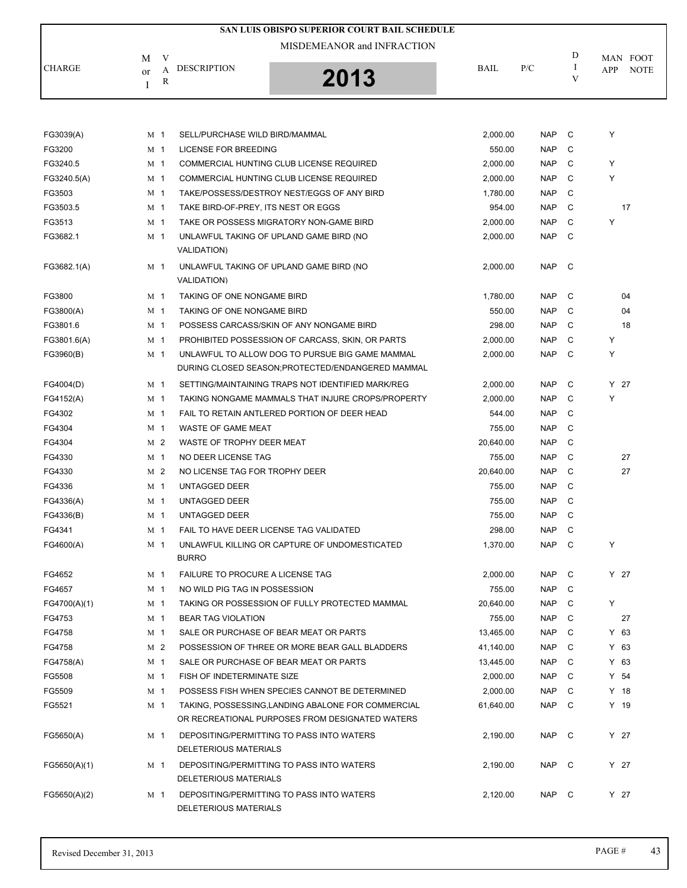# SAN LUIS OBISPO SUPERIOR COURT BAIL SCHEDULE

MISDEMEANOR and INFRACTION

**2013**

| CHARGE | M or I | VAR | DESCRIPTION | BAIL | P/C | DIV | MAN APP | FOOT NOTE |
|---|---|---|---|---|---|---|---|---|
| FG3039(A) | M | 1 | SELL/PURCHASE WILD BIRD/MAMMAL | 2,000.00 | NAP | C | Y | |
| FG3200 | M | 1 | LICENSE FOR BREEDING | 550.00 | NAP | C | | |
| FG3240.5 | M | 1 | COMMERCIAL HUNTING CLUB LICENSE REQUIRED | 2,000.00 | NAP | C | Y | |
| FG3240.5(A) | M | 1 | COMMERCIAL HUNTING CLUB LICENSE REQUIRED | 2,000.00 | NAP | C | Y | |
| FG3503 | M | 1 | TAKE/POSSESS/DESTROY NEST/EGGS OF ANY BIRD | 1,780.00 | NAP | C | | |
| FG3503.5 | M | 1 | TAKE BIRD-OF-PREY, ITS NEST OR EGGS | 954.00 | NAP | C | | 17 |
| FG3513 | M | 1 | TAKE OR POSSESS MIGRATORY NON-GAME BIRD | 2,000.00 | NAP | C | Y | |
| FG3682.1 | M | 1 | UNLAWFUL TAKING OF UPLAND GAME BIRD (NO VALIDATION) | 2,000.00 | NAP | C | | |
| FG3682.1(A) | M | 1 | UNLAWFUL TAKING OF UPLAND GAME BIRD (NO VALIDATION) | 2,000.00 | NAP | C | | |
| FG3800 | M | 1 | TAKING OF ONE NONGAME BIRD | 1,780.00 | NAP | C | | 04 |
| FG3800(A) | M | 1 | TAKING OF ONE NONGAME BIRD | 550.00 | NAP | C | | 04 |
| FG3801.6 | M | 1 | POSSESS CARCASS/SKIN OF ANY NONGAME BIRD | 298.00 | NAP | C | | 18 |
| FG3801.6(A) | M | 1 | PROHIBITED POSSESSION OF CARCASS, SKIN, OR PARTS | 2,000.00 | NAP | C | Y | |
| FG3960(B) | M | 1 | UNLAWFUL TO ALLOW DOG TO PURSUE BIG GAME MAMMAL DURING CLOSED SEASON;PROTECTED/ENDANGERED MAMMAL | 2,000.00 | NAP | C | Y | |
| FG4004(D) | M | 1 | SETTING/MAINTAINING TRAPS NOT IDENTIFIED MARK/REG | 2,000.00 | NAP | C | Y | 27 |
| FG4152(A) | M | 1 | TAKING NONGAME MAMMALS THAT INJURE CROPS/PROPERTY | 2,000.00 | NAP | C | Y | |
| FG4302 | M | 1 | FAIL TO RETAIN ANTLERED PORTION OF DEER HEAD | 544.00 | NAP | C | | |
| FG4304 | M | 1 | WASTE OF GAME MEAT | 755.00 | NAP | C | | |
| FG4304 | M | 2 | WASTE OF TROPHY DEER MEAT | 20,640.00 | NAP | C | | |
| FG4330 | M | 1 | NO DEER LICENSE TAG | 755.00 | NAP | C | | 27 |
| FG4330 | M | 2 | NO LICENSE TAG FOR TROPHY DEER | 20,640.00 | NAP | C | | 27 |
| FG4336 | M | 1 | UNTAGGED DEER | 755.00 | NAP | C | | |
| FG4336(A) | M | 1 | UNTAGGED DEER | 755.00 | NAP | C | | |
| FG4336(B) | M | 1 | UNTAGGED DEER | 755.00 | NAP | C | | |
| FG4341 | M | 1 | FAIL TO HAVE DEER LICENSE TAG VALIDATED | 298.00 | NAP | C | | |
| FG4600(A) | M | 1 | UNLAWFUL KILLING OR CAPTURE OF UNDOMESTICATED BURRO | 1,370.00 | NAP | C | Y | |
| FG4652 | M | 1 | FAILURE TO PROCURE A LICENSE TAG | 2,000.00 | NAP | C | Y | 27 |
| FG4657 | M | 1 | NO WILD PIG TAG IN POSSESSION | 755.00 | NAP | C | | |
| FG4700(A)(1) | M | 1 | TAKING OR POSSESSION OF FULLY PROTECTED MAMMAL | 20,640.00 | NAP | C | Y | |
| FG4753 | M | 1 | BEAR TAG VIOLATION | 755.00 | NAP | C | | 27 |
| FG4758 | M | 1 | SALE OR PURCHASE OF BEAR MEAT OR PARTS | 13,465.00 | NAP | C | Y | 63 |
| FG4758 | M | 2 | POSSESSION OF THREE OR MORE BEAR GALL BLADDERS | 41,140.00 | NAP | C | Y | 63 |
| FG4758(A) | M | 1 | SALE OR PURCHASE OF BEAR MEAT OR PARTS | 13,445.00 | NAP | C | Y | 63 |
| FG5508 | M | 1 | FISH OF INDETERMINATE SIZE | 2,000.00 | NAP | C | Y | 54 |
| FG5509 | M | 1 | POSSESS FISH WHEN SPECIES CANNOT BE DETERMINED | 2,000.00 | NAP | C | Y | 18 |
| FG5521 | M | 1 | TAKING, POSSESSING,LANDING ABALONE FOR COMMERCIAL OR RECREATIONAL PURPOSES FROM DESIGNATED WATERS | 61,640.00 | NAP | C | Y | 19 |
| FG5650(A) | M | 1 | DEPOSITING/PERMITTING TO PASS INTO WATERS DELETERIOUS MATERIALS | 2,190.00 | NAP | C | Y | 27 |
| FG5650(A)(1) | M | 1 | DEPOSITING/PERMITTING TO PASS INTO WATERS DELETERIOUS MATERIALS | 2,190.00 | NAP | C | Y | 27 |
| FG5650(A)(2) | M | 1 | DEPOSITING/PERMITTING TO PASS INTO WATERS DELETERIOUS MATERIALS | 2,120.00 | NAP | C | Y | 27 |

Revised December 31, 2013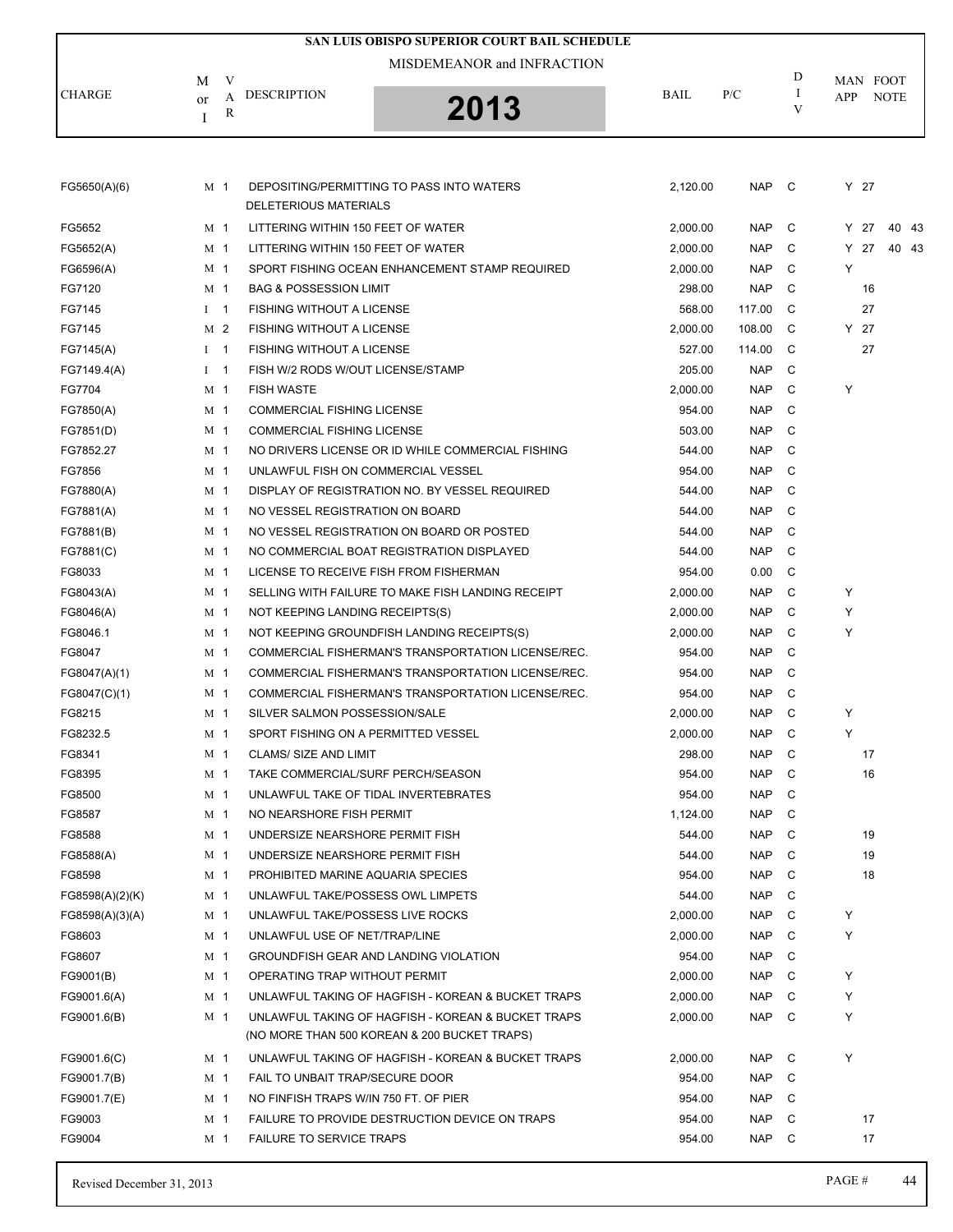# SAN LUIS OBISPO SUPERIOR COURT BAIL SCHEDULE

MISDEMEANOR and INFRACTION

**2013**

| CHARGE | M or I | VAR | DESCRIPTION | BAIL | P/C | DIV | MAN APP | FOOT NOTE |
|---|---|---|---|---|---|---|---|---|
| FG5650(A)(6) | M | 1 | DEPOSITING/PERMITTING TO PASS INTO WATERS DELETERIOUS MATERIALS | 2,120.00 | NAP | C | Y | 27 |
| FG5652 | M | 1 | LITTERING WITHIN 150 FEET OF WATER | 2,000.00 | NAP | C | Y | 27 40 43 |
| FG5652(A) | M | 1 | LITTERING WITHIN 150 FEET OF WATER | 2,000.00 | NAP | C | Y | 27 40 43 |
| FG6596(A) | M | 1 | SPORT FISHING OCEAN ENHANCEMENT STAMP REQUIRED | 2,000.00 | NAP | C | Y | |
| FG7120 | M | 1 | BAG & POSSESSION LIMIT | 298.00 | NAP | C | | 16 |
| FG7145 | I | 1 | FISHING WITHOUT A LICENSE | 568.00 | 117.00 | C | | 27 |
| FG7145 | M | 2 | FISHING WITHOUT A LICENSE | 2,000.00 | 108.00 | C | Y | 27 |
| FG7145(A) | I | 1 | FISHING WITHOUT A LICENSE | 527.00 | 114.00 | C | | 27 |
| FG7149.4(A) | I | 1 | FISH W/2 RODS W/OUT LICENSE/STAMP | 205.00 | NAP | C | | |
| FG7704 | M | 1 | FISH WASTE | 2,000.00 | NAP | C | Y | |
| FG7850(A) | M | 1 | COMMERCIAL FISHING LICENSE | 954.00 | NAP | C | | |
| FG7851(D) | M | 1 | COMMERCIAL FISHING LICENSE | 503.00 | NAP | C | | |
| FG7852.27 | M | 1 | NO DRIVERS LICENSE OR ID WHILE COMMERCIAL FISHING | 544.00 | NAP | C | | |
| FG7856 | M | 1 | UNLAWFUL FISH ON COMMERCIAL VESSEL | 954.00 | NAP | C | | |
| FG7880(A) | M | 1 | DISPLAY OF REGISTRATION NO. BY VESSEL REQUIRED | 544.00 | NAP | C | | |
| FG7881(A) | M | 1 | NO VESSEL REGISTRATION ON BOARD | 544.00 | NAP | C | | |
| FG7881(B) | M | 1 | NO VESSEL REGISTRATION ON BOARD OR POSTED | 544.00 | NAP | C | | |
| FG7881(C) | M | 1 | NO COMMERCIAL BOAT REGISTRATION DISPLAYED | 544.00 | NAP | C | | |
| FG8033 | M | 1 | LICENSE TO RECEIVE FISH FROM FISHERMAN | 954.00 | 0.00 | C | | |
| FG8043(A) | M | 1 | SELLING WITH FAILURE TO MAKE FISH LANDING RECEIPT | 2,000.00 | NAP | C | Y | |
| FG8046(A) | M | 1 | NOT KEEPING LANDING RECEIPTS(S) | 2,000.00 | NAP | C | Y | |
| FG8046.1 | M | 1 | NOT KEEPING GROUNDFISH LANDING RECEIPTS(S) | 2,000.00 | NAP | C | Y | |
| FG8047 | M | 1 | COMMERCIAL FISHERMAN'S TRANSPORTATION LICENSE/REC. | 954.00 | NAP | C | | |
| FG8047(A)(1) | M | 1 | COMMERCIAL FISHERMAN'S TRANSPORTATION LICENSE/REC. | 954.00 | NAP | C | | |
| FG8047(C)(1) | M | 1 | COMMERCIAL FISHERMAN'S TRANSPORTATION LICENSE/REC. | 954.00 | NAP | C | | |
| FG8215 | M | 1 | SILVER SALMON POSSESSION/SALE | 2,000.00 | NAP | C | Y | |
| FG8232.5 | M | 1 | SPORT FISHING ON A PERMITTED VESSEL | 2,000.00 | NAP | C | Y | |
| FG8341 | M | 1 | CLAMS/ SIZE AND LIMIT | 298.00 | NAP | C | | 17 |
| FG8395 | M | 1 | TAKE COMMERCIAL/SURF PERCH/SEASON | 954.00 | NAP | C | | 16 |
| FG8500 | M | 1 | UNLAWFUL TAKE OF TIDAL INVERTEBRATES | 954.00 | NAP | C | | |
| FG8587 | M | 1 | NO NEARSHORE FISH PERMIT | 1,124.00 | NAP | C | | |
| FG8588 | M | 1 | UNDERSIZE NEARSHORE PERMIT FISH | 544.00 | NAP | C | | 19 |
| FG8588(A) | M | 1 | UNDERSIZE NEARSHORE PERMIT FISH | 544.00 | NAP | C | | 19 |
| FG8598 | M | 1 | PROHIBITED MARINE AQUARIA SPECIES | 954.00 | NAP | C | | 18 |
| FG8598(A)(2)(K) | M | 1 | UNLAWFUL TAKE/POSSESS OWL LIMPETS | 544.00 | NAP | C | | |
| FG8598(A)(3)(A) | M | 1 | UNLAWFUL TAKE/POSSESS LIVE ROCKS | 2,000.00 | NAP | C | Y | |
| FG8603 | M | 1 | UNLAWFUL USE OF NET/TRAP/LINE | 2,000.00 | NAP | C | Y | |
| FG8607 | M | 1 | GROUNDFISH GEAR AND LANDING VIOLATION | 954.00 | NAP | C | | |
| FG9001(B) | M | 1 | OPERATING TRAP WITHOUT PERMIT | 2,000.00 | NAP | C | Y | |
| FG9001.6(A) | M | 1 | UNLAWFUL TAKING OF HAGFISH - KOREAN & BUCKET TRAPS | 2,000.00 | NAP | C | Y | |
| FG9001.6(B) | M | 1 | UNLAWFUL TAKING OF HAGFISH - KOREAN & BUCKET TRAPS (NO MORE THAN 500 KOREAN & 200 BUCKET TRAPS) | 2,000.00 | NAP | C | Y | |
| FG9001.6(C) | M | 1 | UNLAWFUL TAKING OF HAGFISH - KOREAN & BUCKET TRAPS | 2,000.00 | NAP | C | Y | |
| FG9001.7(B) | M | 1 | FAIL TO UNBAIT TRAP/SECURE DOOR | 954.00 | NAP | C | | |
| FG9001.7(E) | M | 1 | NO FINFISH TRAPS W/IN 750 FT. OF PIER | 954.00 | NAP | C | | |
| FG9003 | M | 1 | FAILURE TO PROVIDE DESTRUCTION DEVICE ON TRAPS | 954.00 | NAP | C | | 17 |
| FG9004 | M | 1 | FAILURE TO SERVICE TRAPS | 954.00 | NAP | C | | 17 |

Revised December 31, 2013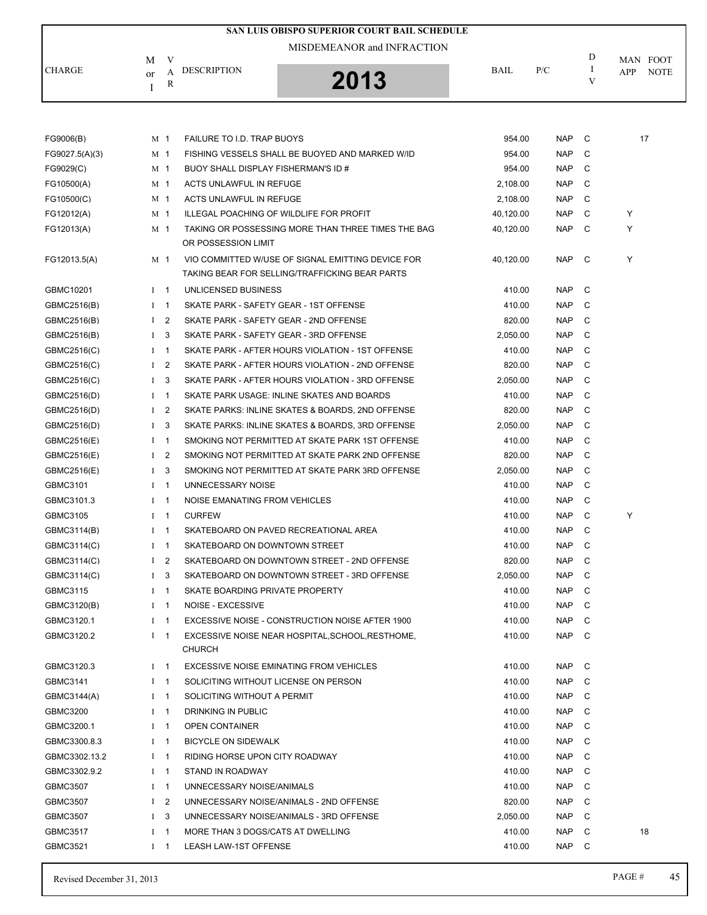# SAN LUIS OBISPO SUPERIOR COURT BAIL SCHEDULE

MISDEMEANOR and INFRACTION

**2013**

| CHARGE | M or I | VAR | DESCRIPTION | BAIL | P/C | DIV | MAN APP | FOOT NOTE |
|---|---|---|---|---|---|---|---|---|
| FG9006(B) | M | 1 | FAILURE TO I.D. TRAP BUOYS | 954.00 | NAP | C | | 17 |
| FG9027.5(A)(3) | M | 1 | FISHING VESSELS SHALL BE BUOYED AND MARKED W/ID | 954.00 | NAP | C | | |
| FG9029(C) | M | 1 | BUOY SHALL DISPLAY FISHERMAN'S ID # | 954.00 | NAP | C | | |
| FG10500(A) | M | 1 | ACTS UNLAWFUL IN REFUGE | 2,108.00 | NAP | C | | |
| FG10500(C) | M | 1 | ACTS UNLAWFUL IN REFUGE | 2,108.00 | NAP | C | | |
| FG12012(A) | M | 1 | ILLEGAL POACHING OF WILDLIFE FOR PROFIT | 40,120.00 | NAP | C | Y | |
| FG12013(A) | M | 1 | TAKING OR POSSESSING MORE THAN THREE TIMES THE BAG OR POSSESSION LIMIT | 40,120.00 | NAP | C | Y | |
| FG12013.5(A) | M | 1 | VIO COMMITTED W/USE OF SIGNAL EMITTING DEVICE FOR TAKING BEAR FOR SELLING/TRAFFICKING BEAR PARTS | 40,120.00 | NAP | C | Y | |
| GBMC10201 | I | 1 | UNLICENSED BUSINESS | 410.00 | NAP | C | | |
| GBMC2516(B) | I | 1 | SKATE PARK - SAFETY GEAR - 1ST OFFENSE | 410.00 | NAP | C | | |
| GBMC2516(B) | I | 2 | SKATE PARK - SAFETY GEAR - 2ND OFFENSE | 820.00 | NAP | C | | |
| GBMC2516(B) | I | 3 | SKATE PARK - SAFETY GEAR - 3RD OFFENSE | 2,050.00 | NAP | C | | |
| GBMC2516(C) | I | 1 | SKATE PARK - AFTER HOURS VIOLATION - 1ST OFFENSE | 410.00 | NAP | C | | |
| GBMC2516(C) | I | 2 | SKATE PARK - AFTER HOURS VIOLATION - 2ND OFFENSE | 820.00 | NAP | C | | |
| GBMC2516(C) | I | 3 | SKATE PARK - AFTER HOURS VIOLATION - 3RD OFFENSE | 2,050.00 | NAP | C | | |
| GBMC2516(D) | I | 1 | SKATE PARK USAGE: INLINE SKATES AND BOARDS | 410.00 | NAP | C | | |
| GBMC2516(D) | I | 2 | SKATE PARKS: INLINE SKATES & BOARDS, 2ND OFFENSE | 820.00 | NAP | C | | |
| GBMC2516(D) | I | 3 | SKATE PARKS: INLINE SKATES & BOARDS, 3RD OFFENSE | 2,050.00 | NAP | C | | |
| GBMC2516(E) | I | 1 | SMOKING NOT PERMITTED AT SKATE PARK 1ST OFFENSE | 410.00 | NAP | C | | |
| GBMC2516(E) | I | 2 | SMOKING NOT PERMITTED AT SKATE PARK 2ND OFFENSE | 820.00 | NAP | C | | |
| GBMC2516(E) | I | 3 | SMOKING NOT PERMITTED AT SKATE PARK 3RD OFFENSE | 2,050.00 | NAP | C | | |
| GBMC3101 | I | 1 | UNNECESSARY NOISE | 410.00 | NAP | C | | |
| GBMC3101.3 | I | 1 | NOISE EMANATING FROM VEHICLES | 410.00 | NAP | C | | |
| GBMC3105 | I | 1 | CURFEW | 410.00 | NAP | C | Y | |
| GBMC3114(B) | I | 1 | SKATEBOARD ON PAVED RECREATIONAL AREA | 410.00 | NAP | C | | |
| GBMC3114(C) | I | 1 | SKATEBOARD ON DOWNTOWN STREET | 410.00 | NAP | C | | |
| GBMC3114(C) | I | 2 | SKATEBOARD ON DOWNTOWN STREET - 2ND OFFENSE | 820.00 | NAP | C | | |
| GBMC3114(C) | I | 3 | SKATEBOARD ON DOWNTOWN STREET - 3RD OFFENSE | 2,050.00 | NAP | C | | |
| GBMC3115 | I | 1 | SKATE BOARDING PRIVATE PROPERTY | 410.00 | NAP | C | | |
| GBMC3120(B) | I | 1 | NOISE - EXCESSIVE | 410.00 | NAP | C | | |
| GBMC3120.1 | I | 1 | EXCESSIVE NOISE - CONSTRUCTION NOISE AFTER 1900 | 410.00 | NAP | C | | |
| GBMC3120.2 | I | 1 | EXCESSIVE NOISE NEAR HOSPITAL,SCHOOL,RESTHOME, CHURCH | 410.00 | NAP | C | | |
| GBMC3120.3 | I | 1 | EXCESSIVE NOISE EMINATING FROM VEHICLES | 410.00 | NAP | C | | |
| GBMC3141 | I | 1 | SOLICITING WITHOUT LICENSE ON PERSON | 410.00 | NAP | C | | |
| GBMC3144(A) | I | 1 | SOLICITING WITHOUT A PERMIT | 410.00 | NAP | C | | |
| GBMC3200 | I | 1 | DRINKING IN PUBLIC | 410.00 | NAP | C | | |
| GBMC3200.1 | I | 1 | OPEN CONTAINER | 410.00 | NAP | C | | |
| GBMC3300.8.3 | I | 1 | BICYCLE ON SIDEWALK | 410.00 | NAP | C | | |
| GBMC3302.13.2 | I | 1 | RIDING HORSE UPON CITY ROADWAY | 410.00 | NAP | C | | |
| GBMC3302.9.2 | I | 1 | STAND IN ROADWAY | 410.00 | NAP | C | | |
| GBMC3507 | I | 1 | UNNECESSARY NOISE/ANIMALS | 410.00 | NAP | C | | |
| GBMC3507 | I | 2 | UNNECESSARY NOISE/ANIMALS - 2ND OFFENSE | 820.00 | NAP | C | | |
| GBMC3507 | I | 3 | UNNECESSARY NOISE/ANIMALS - 3RD OFFENSE | 2,050.00 | NAP | C | | |
| GBMC3517 | I | 1 | MORE THAN 3 DOGS/CATS AT DWELLING | 410.00 | NAP | C | | 18 |
| GBMC3521 | I | 1 | LEASH LAW-1ST OFFENSE | 410.00 | NAP | C | | |

Revised December 31, 2013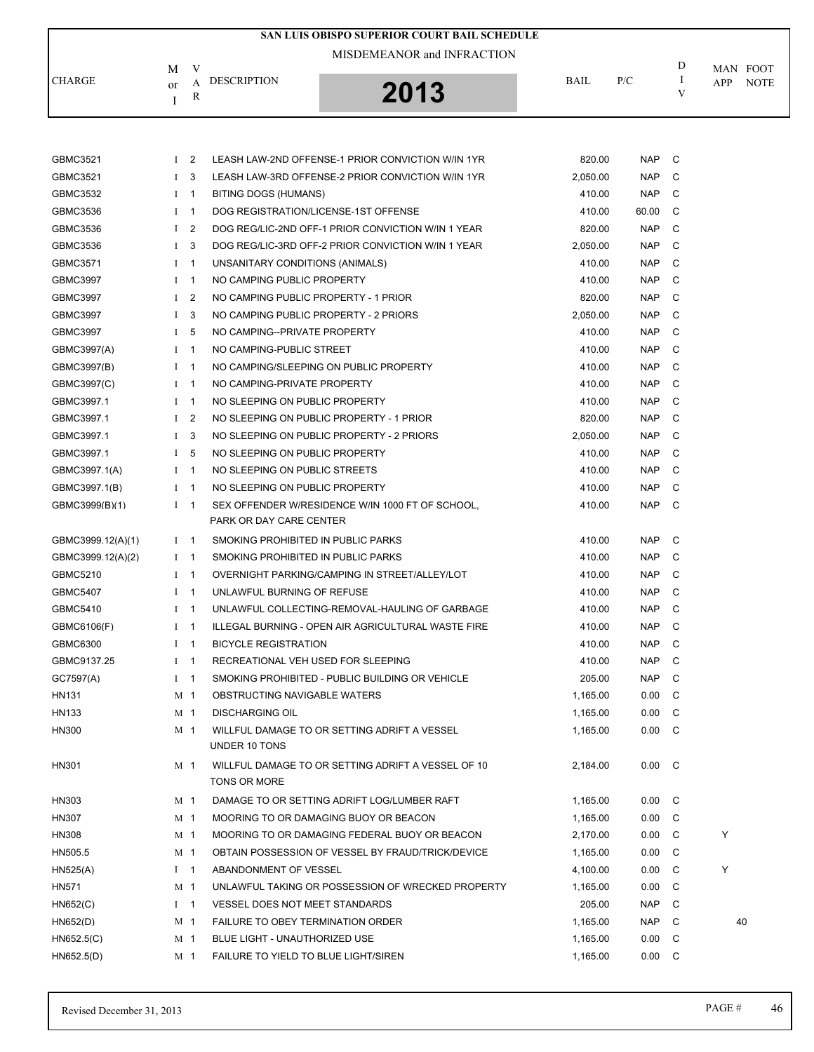# SAN LUIS OBISPO SUPERIOR COURT BAIL SCHEDULE

## MISDEMEANOR and INFRACTION

## 2013

| CHARGE | M or I | VAR | DESCRIPTION | BAIL | P/C | DIV | MAN APP | FOOT NOTE |
|---|---|---|---|---|---|---|---|---|
| GBMC3521 | I | 2 | LEASH LAW-2ND OFFENSE-1 PRIOR CONVICTION W/IN 1YR | 820.00 | NAP | C | | |
| GBMC3521 | I | 3 | LEASH LAW-3RD OFFENSE-2 PRIOR CONVICTION W/IN 1YR | 2,050.00 | NAP | C | | |
| GBMC3532 | I | 1 | BITING DOGS (HUMANS) | 410.00 | NAP | C | | |
| GBMC3536 | I | 1 | DOG REGISTRATION/LICENSE-1ST OFFENSE | 410.00 | 60.00 | C | | |
| GBMC3536 | I | 2 | DOG REG/LIC-2ND OFF-1 PRIOR CONVICTION W/IN 1 YEAR | 820.00 | NAP | C | | |
| GBMC3536 | I | 3 | DOG REG/LIC-3RD OFF-2 PRIOR CONVICTION W/IN 1 YEAR | 2,050.00 | NAP | C | | |
| GBMC3571 | I | 1 | UNSANITARY CONDITIONS (ANIMALS) | 410.00 | NAP | C | | |
| GBMC3997 | I | 1 | NO CAMPING PUBLIC PROPERTY | 410.00 | NAP | C | | |
| GBMC3997 | I | 2 | NO CAMPING PUBLIC PROPERTY - 1 PRIOR | 820.00 | NAP | C | | |
| GBMC3997 | I | 3 | NO CAMPING PUBLIC PROPERTY - 2 PRIORS | 2,050.00 | NAP | C | | |
| GBMC3997 | I | 5 | NO CAMPING--PRIVATE PROPERTY | 410.00 | NAP | C | | |
| GBMC3997(A) | I | 1 | NO CAMPING-PUBLIC STREET | 410.00 | NAP | C | | |
| GBMC3997(B) | I | 1 | NO CAMPING/SLEEPING ON PUBLIC PROPERTY | 410.00 | NAP | C | | |
| GBMC3997(C) | I | 1 | NO CAMPING-PRIVATE PROPERTY | 410.00 | NAP | C | | |
| GBMC3997.1 | I | 1 | NO SLEEPING ON PUBLIC PROPERTY | 410.00 | NAP | C | | |
| GBMC3997.1 | I | 2 | NO SLEEPING ON PUBLIC PROPERTY - 1 PRIOR | 820.00 | NAP | C | | |
| GBMC3997.1 | I | 3 | NO SLEEPING ON PUBLIC PROPERTY - 2 PRIORS | 2,050.00 | NAP | C | | |
| GBMC3997.1 | I | 5 | NO SLEEPING ON PUBLIC PROPERTY | 410.00 | NAP | C | | |
| GBMC3997.1(A) | I | 1 | NO SLEEPING ON PUBLIC STREETS | 410.00 | NAP | C | | |
| GBMC3997.1(B) | I | 1 | NO SLEEPING ON PUBLIC PROPERTY | 410.00 | NAP | C | | |
| GBMC3999(B)(1) | I | 1 | SEX OFFENDER W/RESIDENCE W/IN 1000 FT OF SCHOOL, PARK OR DAY CARE CENTER | 410.00 | NAP | C | | |
| GBMC3999.12(A)(1) | I | 1 | SMOKING PROHIBITED IN PUBLIC PARKS | 410.00 | NAP | C | | |
| GBMC3999.12(A)(2) | I | 1 | SMOKING PROHIBITED IN PUBLIC PARKS | 410.00 | NAP | C | | |
| GBMC5210 | I | 1 | OVERNIGHT PARKING/CAMPING IN STREET/ALLEY/LOT | 410.00 | NAP | C | | |
| GBMC5407 | I | 1 | UNLAWFUL BURNING OF REFUSE | 410.00 | NAP | C | | |
| GBMC5410 | I | 1 | UNLAWFUL COLLECTING-REMOVAL-HAULING OF GARBAGE | 410.00 | NAP | C | | |
| GBMC6106(F) | I | 1 | ILLEGAL BURNING - OPEN AIR AGRICULTURAL WASTE FIRE | 410.00 | NAP | C | | |
| GBMC6300 | I | 1 | BICYCLE REGISTRATION | 410.00 | NAP | C | | |
| GBMC9137.25 | I | 1 | RECREATIONAL VEH USED FOR SLEEPING | 410.00 | NAP | C | | |
| GC7597(A) | I | 1 | SMOKING PROHIBITED - PUBLIC BUILDING OR VEHICLE | 205.00 | NAP | C | | |
| HN131 | M | 1 | OBSTRUCTING NAVIGABLE WATERS | 1,165.00 | 0.00 | C | | |
| HN133 | M | 1 | DISCHARGING OIL | 1,165.00 | 0.00 | C | | |
| HN300 | M | 1 | WILLFUL DAMAGE TO OR SETTING ADRIFT A VESSEL UNDER 10 TONS | 1,165.00 | 0.00 | C | | |
| HN301 | M | 1 | WILLFUL DAMAGE TO OR SETTING ADRIFT A VESSEL OF 10 TONS OR MORE | 2,184.00 | 0.00 | C | | |
| HN303 | M | 1 | DAMAGE TO OR SETTING ADRIFT LOG/LUMBER RAFT | 1,165.00 | 0.00 | C | | |
| HN307 | M | 1 | MOORING TO OR DAMAGING BUOY OR BEACON | 1,165.00 | 0.00 | C | | |
| HN308 | M | 1 | MOORING TO OR DAMAGING FEDERAL BUOY OR BEACON | 2,170.00 | 0.00 | C | Y | |
| HN505.5 | M | 1 | OBTAIN POSSESSION OF VESSEL BY FRAUD/TRICK/DEVICE | 1,165.00 | 0.00 | C | | |
| HN525(A) | I | 1 | ABANDONMENT OF VESSEL | 4,100.00 | 0.00 | C | Y | |
| HN571 | M | 1 | UNLAWFUL TAKING OR POSSESSION OF WRECKED PROPERTY | 1,165.00 | 0.00 | C | | |
| HN652(C) | I | 1 | VESSEL DOES NOT MEET STANDARDS | 205.00 | NAP | C | | |
| HN652(D) | M | 1 | FAILURE TO OBEY TERMINATION ORDER | 1,165.00 | NAP | C | | 40 |
| HN652.5(C) | M | 1 | BLUE LIGHT - UNAUTHORIZED USE | 1,165.00 | 0.00 | C | | |
| HN652.5(D) | M | 1 | FAILURE TO YIELD TO BLUE LIGHT/SIREN | 1,165.00 | 0.00 | C | | |

Revised December 31, 2013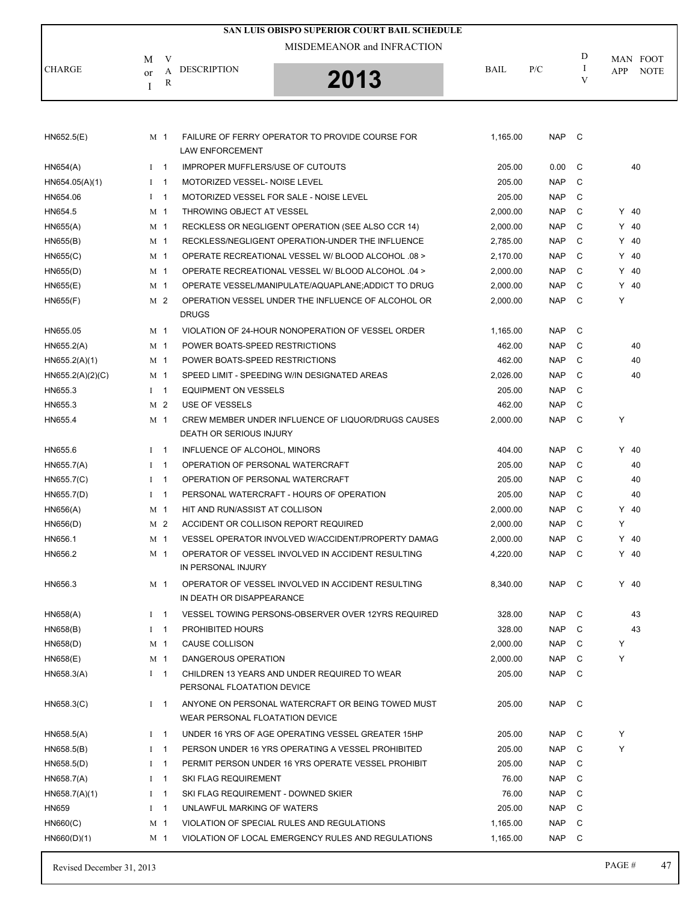# SAN LUIS OBISPO SUPERIOR COURT BAIL SCHEDULE

MISDEMEANOR and INFRACTION

**2013**

| CHARGE | M or I | VAR | DESCRIPTION | BAIL | P/C | DIV | MAN APP | FOOT NOTE |
|---|---|---|---|---|---|---|---|---|
| HN652.5(E) | M | 1 | FAILURE OF FERRY OPERATOR TO PROVIDE COURSE FOR LAW ENFORCEMENT | 1,165.00 | NAP | C | | |
| HN654(A) | I | 1 | IMPROPER MUFFLERS/USE OF CUTOUTS | 205.00 | 0.00 | C | | 40 |
| HN654.05(A)(1) | I | 1 | MOTORIZED VESSEL- NOISE LEVEL | 205.00 | NAP | C | | |
| HN654.06 | I | 1 | MOTORIZED VESSEL FOR SALE - NOISE LEVEL | 205.00 | NAP | C | | |
| HN654.5 | M | 1 | THROWING OBJECT AT VESSEL | 2,000.00 | NAP | C | Y | 40 |
| HN655(A) | M | 1 | RECKLESS OR NEGLIGENT OPERATION (SEE ALSO CCR 14) | 2,000.00 | NAP | C | Y | 40 |
| HN655(B) | M | 1 | RECKLESS/NEGLIGENT OPERATION-UNDER THE INFLUENCE | 2,785.00 | NAP | C | Y | 40 |
| HN655(C) | M | 1 | OPERATE RECREATIONAL VESSEL W/ BLOOD ALCOHOL .08 > | 2,170.00 | NAP | C | Y | 40 |
| HN655(D) | M | 1 | OPERATE RECREATIONAL VESSEL W/ BLOOD ALCOHOL .04 > | 2,000.00 | NAP | C | Y | 40 |
| HN655(E) | M | 1 | OPERATE VESSEL/MANIPULATE/AQUAPLANE;ADDICT TO DRUG | 2,000.00 | NAP | C | Y | 40 |
| HN655(F) | M | 2 | OPERATION VESSEL UNDER THE INFLUENCE OF ALCOHOL OR DRUGS | 2,000.00 | NAP | C | Y | |
| HN655.05 | M | 1 | VIOLATION OF 24-HOUR NONOPERATION OF VESSEL ORDER | 1,165.00 | NAP | C | | |
| HN655.2(A) | M | 1 | POWER BOATS-SPEED RESTRICTIONS | 462.00 | NAP | C | | 40 |
| HN655.2(A)(1) | M | 1 | POWER BOATS-SPEED RESTRICTIONS | 462.00 | NAP | C | | 40 |
| HN655.2(A)(2)(C) | M | 1 | SPEED LIMIT - SPEEDING W/IN DESIGNATED AREAS | 2,026.00 | NAP | C | | 40 |
| HN655.3 | I | 1 | EQUIPMENT ON VESSELS | 205.00 | NAP | C | | |
| HN655.3 | M | 2 | USE OF VESSELS | 462.00 | NAP | C | | |
| HN655.4 | M | 1 | CREW MEMBER UNDER INFLUENCE OF LIQUOR/DRUGS CAUSES DEATH OR SERIOUS INJURY | 2,000.00 | NAP | C | Y | |
| HN655.6 | I | 1 | INFLUENCE OF ALCOHOL, MINORS | 404.00 | NAP | C | Y | 40 |
| HN655.7(A) | I | 1 | OPERATION OF PERSONAL WATERCRAFT | 205.00 | NAP | C | | 40 |
| HN655.7(C) | I | 1 | OPERATION OF PERSONAL WATERCRAFT | 205.00 | NAP | C | | 40 |
| HN655.7(D) | I | 1 | PERSONAL WATERCRAFT - HOURS OF OPERATION | 205.00 | NAP | C | | 40 |
| HN656(A) | M | 1 | HIT AND RUN/ASSIST AT COLLISON | 2,000.00 | NAP | C | Y | 40 |
| HN656(D) | M | 2 | ACCIDENT OR COLLISON REPORT REQUIRED | 2,000.00 | NAP | C | Y | |
| HN656.1 | M | 1 | VESSEL OPERATOR INVOLVED W/ACCIDENT/PROPERTY DAMAG | 2,000.00 | NAP | C | Y | 40 |
| HN656.2 | M | 1 | OPERATOR OF VESSEL INVOLVED IN ACCIDENT RESULTING IN PERSONAL INJURY | 4,220.00 | NAP | C | Y | 40 |
| HN656.3 | M | 1 | OPERATOR OF VESSEL INVOLVED IN ACCIDENT RESULTING IN DEATH OR DISAPPEARANCE | 8,340.00 | NAP | C | Y | 40 |
| HN658(A) | I | 1 | VESSEL TOWING PERSONS-OBSERVER OVER 12YRS REQUIRED | 328.00 | NAP | C | | 43 |
| HN658(B) | I | 1 | PROHIBITED HOURS | 328.00 | NAP | C | | 43 |
| HN658(D) | M | 1 | CAUSE COLLISON | 2,000.00 | NAP | C | Y | |
| HN658(E) | M | 1 | DANGEROUS OPERATION | 2,000.00 | NAP | C | Y | |
| HN658.3(A) | I | 1 | CHILDREN 13 YEARS AND UNDER REQUIRED TO WEAR PERSONAL FLOATATION DEVICE | 205.00 | NAP | C | | |
| HN658.3(C) | I | 1 | ANYONE ON PERSONAL WATERCRAFT OR BEING TOWED MUST WEAR PERSONAL FLOATATION DEVICE | 205.00 | NAP | C | | |
| HN658.5(A) | I | 1 | UNDER 16 YRS OF AGE OPERATING VESSEL GREATER 15HP | 205.00 | NAP | C | Y | |
| HN658.5(B) | I | 1 | PERSON UNDER 16 YRS OPERATING A VESSEL PROHIBITED | 205.00 | NAP | C | Y | |
| HN658.5(D) | I | 1 | PERMIT PERSON UNDER 16 YRS OPERATE VESSEL PROHIBIT | 205.00 | NAP | C | | |
| HN658.7(A) | I | 1 | SKI FLAG REQUIREMENT | 76.00 | NAP | C | | |
| HN658.7(A)(1) | I | 1 | SKI FLAG REQUIREMENT - DOWNED SKIER | 76.00 | NAP | C | | |
| HN659 | I | 1 | UNLAWFUL MARKING OF WATERS | 205.00 | NAP | C | | |
| HN660(C) | M | 1 | VIOLATION OF SPECIAL RULES AND REGULATIONS | 1,165.00 | NAP | C | | |
| HN660(D)(1) | M | 1 | VIOLATION OF LOCAL EMERGENCY RULES AND REGULATIONS | 1,165.00 | NAP | C | | |

Revised December 31, 2013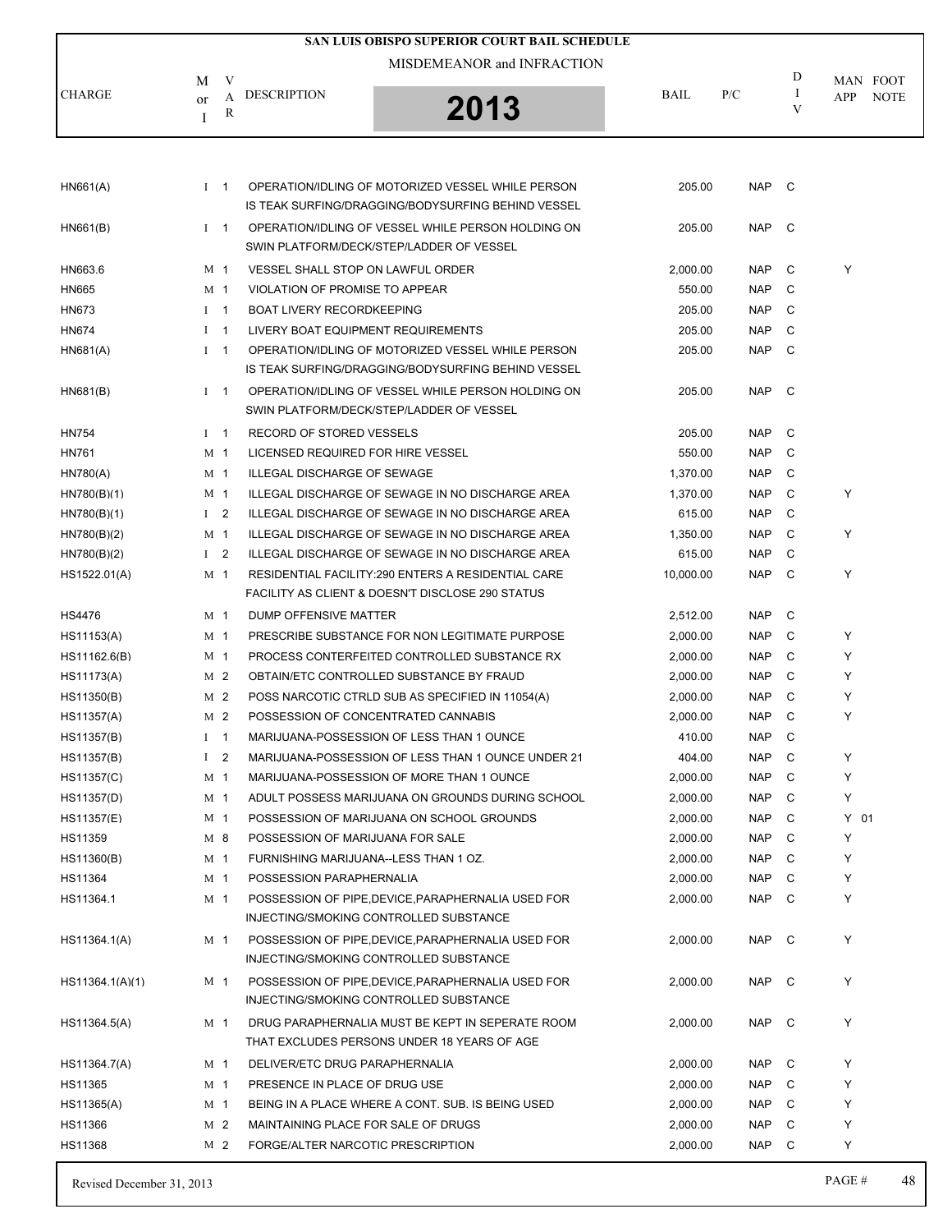# SAN LUIS OBISPO SUPERIOR COURT BAIL SCHEDULE

MISDEMEANOR and INFRACTION

2013

| CHARGE | M or I | VAR | DESCRIPTION | BAIL | P/C | DIV | MAN APP | FOOT NOTE |
|---|---|---|---|---|---|---|---|---|
| HN661(A) | I | 1 | OPERATION/IDLING OF MOTORIZED VESSEL WHILE PERSON IS TEAK SURFING/DRAGGING/BODYSURFING BEHIND VESSEL | 205.00 | NAP | C | | |
| HN661(B) | I | 1 | OPERATION/IDLING OF VESSEL WHILE PERSON HOLDING ON SWIN PLATFORM/DECK/STEP/LADDER OF VESSEL | 205.00 | NAP | C | | |
| HN663.6 | M | 1 | VESSEL SHALL STOP ON LAWFUL ORDER | 2,000.00 | NAP | C | Y | |
| HN665 | M | 1 | VIOLATION OF PROMISE TO APPEAR | 550.00 | NAP | C | | |
| HN673 | I | 1 | BOAT LIVERY RECORDKEEPING | 205.00 | NAP | C | | |
| HN674 | I | 1 | LIVERY BOAT EQUIPMENT REQUIREMENTS | 205.00 | NAP | C | | |
| HN681(A) | I | 1 | OPERATION/IDLING OF MOTORIZED VESSEL WHILE PERSON IS TEAK SURFING/DRAGGING/BODYSURFING BEHIND VESSEL | 205.00 | NAP | C | | |
| HN681(B) | I | 1 | OPERATION/IDLING OF VESSEL WHILE PERSON HOLDING ON SWIN PLATFORM/DECK/STEP/LADDER OF VESSEL | 205.00 | NAP | C | | |
| HN754 | I | 1 | RECORD OF STORED VESSELS | 205.00 | NAP | C | | |
| HN761 | M | 1 | LICENSED REQUIRED FOR HIRE VESSEL | 550.00 | NAP | C | | |
| HN780(A) | M | 1 | ILLEGAL DISCHARGE OF SEWAGE | 1,370.00 | NAP | C | | |
| HN780(B)(1) | M | 1 | ILLEGAL DISCHARGE OF SEWAGE IN NO DISCHARGE AREA | 1,370.00 | NAP | C | Y | |
| HN780(B)(1) | I | 2 | ILLEGAL DISCHARGE OF SEWAGE IN NO DISCHARGE AREA | 615.00 | NAP | C | | |
| HN780(B)(2) | M | 1 | ILLEGAL DISCHARGE OF SEWAGE IN NO DISCHARGE AREA | 1,350.00 | NAP | C | Y | |
| HN780(B)(2) | I | 2 | ILLEGAL DISCHARGE OF SEWAGE IN NO DISCHARGE AREA | 615.00 | NAP | C | | |
| HS1522.01(A) | M | 1 | RESIDENTIAL FACILITY:290 ENTERS A RESIDENTIAL CARE FACILITY AS CLIENT & DOESN'T DISCLOSE 290 STATUS | 10,000.00 | NAP | C | Y | |
| HS4476 | M | 1 | DUMP OFFENSIVE MATTER | 2,512.00 | NAP | C | | |
| HS11153(A) | M | 1 | PRESCRIBE SUBSTANCE FOR NON LEGITIMATE PURPOSE | 2,000.00 | NAP | C | Y | |
| HS11162.6(B) | M | 1 | PROCESS CONTERFEITED CONTROLLED SUBSTANCE RX | 2,000.00 | NAP | C | Y | |
| HS11173(A) | M | 2 | OBTAIN/ETC CONTROLLED SUBSTANCE BY FRAUD | 2,000.00 | NAP | C | Y | |
| HS11350(B) | M | 2 | POSS NARCOTIC CTRLD SUB AS SPECIFIED IN 11054(A) | 2,000.00 | NAP | C | Y | |
| HS11357(A) | M | 2 | POSSESSION OF CONCENTRATED CANNABIS | 2,000.00 | NAP | C | Y | |
| HS11357(B) | I | 1 | MARIJUANA-POSSESSION OF LESS THAN 1 OUNCE | 410.00 | NAP | C | | |
| HS11357(B) | I | 2 | MARIJUANA-POSSESSION OF LESS THAN 1 OUNCE UNDER 21 | 404.00 | NAP | C | Y | |
| HS11357(C) | M | 1 | MARIJUANA-POSSESSION OF MORE THAN 1 OUNCE | 2,000.00 | NAP | C | Y | |
| HS11357(D) | M | 1 | ADULT POSSESS MARIJUANA ON GROUNDS DURING SCHOOL | 2,000.00 | NAP | C | Y | |
| HS11357(E) | M | 1 | POSSESSION OF MARIJUANA ON SCHOOL GROUNDS | 2,000.00 | NAP | C | Y | 01 |
| HS11359 | M | 8 | POSSESSION OF MARIJUANA FOR SALE | 2,000.00 | NAP | C | Y | |
| HS11360(B) | M | 1 | FURNISHING MARIJUANA--LESS THAN 1 OZ. | 2,000.00 | NAP | C | Y | |
| HS11364 | M | 1 | POSSESSION PARAPHERNALIA | 2,000.00 | NAP | C | Y | |
| HS11364.1 | M | 1 | POSSESSION OF PIPE,DEVICE,PARAPHERNALIA USED FOR INJECTING/SMOKING CONTROLLED SUBSTANCE | 2,000.00 | NAP | C | Y | |
| HS11364.1(A) | M | 1 | POSSESSION OF PIPE,DEVICE,PARAPHERNALIA USED FOR INJECTING/SMOKING CONTROLLED SUBSTANCE | 2,000.00 | NAP | C | Y | |
| HS11364.1(A)(1) | M | 1 | POSSESSION OF PIPE,DEVICE,PARAPHERNALIA USED FOR INJECTING/SMOKING CONTROLLED SUBSTANCE | 2,000.00 | NAP | C | Y | |
| HS11364.5(A) | M | 1 | DRUG PARAPHERNALIA MUST BE KEPT IN SEPERATE ROOM THAT EXCLUDES PERSONS UNDER 18 YEARS OF AGE | 2,000.00 | NAP | C | Y | |
| HS11364.7(A) | M | 1 | DELIVER/ETC DRUG PARAPHERNALIA | 2,000.00 | NAP | C | Y | |
| HS11365 | M | 1 | PRESENCE IN PLACE OF DRUG USE | 2,000.00 | NAP | C | Y | |
| HS11365(A) | M | 1 | BEING IN A PLACE WHERE A CONT. SUB. IS BEING USED | 2,000.00 | NAP | C | Y | |
| HS11366 | M | 2 | MAINTAINING PLACE FOR SALE OF DRUGS | 2,000.00 | NAP | C | Y | |
| HS11368 | M | 2 | FORGE/ALTER NARCOTIC PRESCRIPTION | 2,000.00 | NAP | C | Y | |

Revised December 31, 2013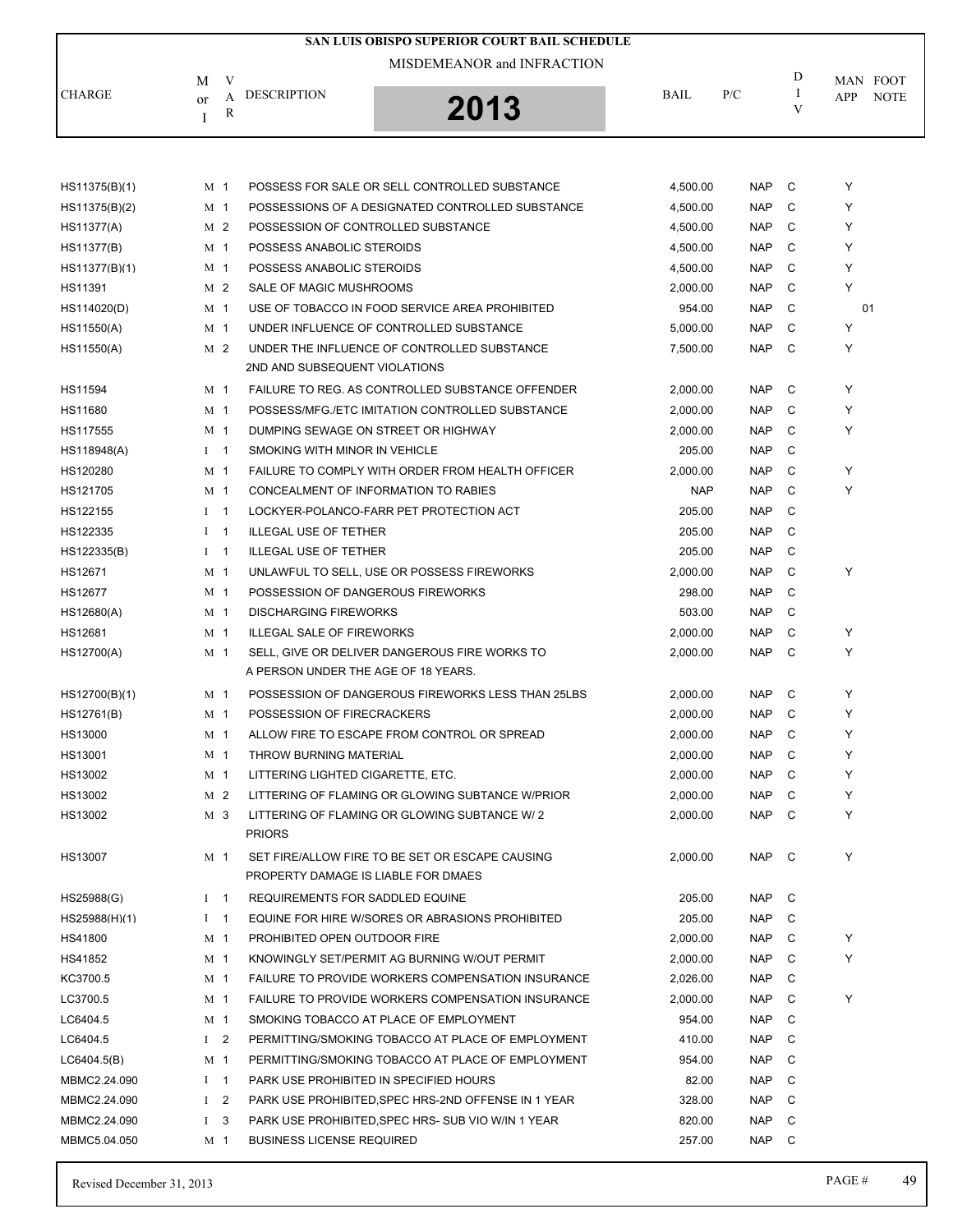# SAN LUIS OBISPO SUPERIOR COURT BAIL SCHEDULE

MISDEMEANOR and INFRACTION

2013

| CHARGE | M or I | VAR | DESCRIPTION | BAIL | P/C | DIV | MAN APP | FOOT NOTE |
|---|---|---|---|---|---|---|---|---|
| HS11375(B)(1) | M | 1 | POSSESS FOR SALE OR SELL CONTROLLED SUBSTANCE | 4,500.00 | NAP | C | Y | |
| HS11375(B)(2) | M | 1 | POSSESSIONS OF A DESIGNATED CONTROLLED SUBSTANCE | 4,500.00 | NAP | C | Y | |
| HS11377(A) | M | 2 | POSSESSION OF CONTROLLED SUBSTANCE | 4,500.00 | NAP | C | Y | |
| HS11377(B) | M | 1 | POSSESS ANABOLIC STEROIDS | 4,500.00 | NAP | C | Y | |
| HS11377(B)(1) | M | 1 | POSSESS ANABOLIC STEROIDS | 4,500.00 | NAP | C | Y | |
| HS11391 | M | 2 | SALE OF MAGIC MUSHROOMS | 2,000.00 | NAP | C | Y | |
| HS114020(D) | M | 1 | USE OF TOBACCO IN FOOD SERVICE AREA PROHIBITED | 954.00 | NAP | C | | 01 |
| HS11550(A) | M | 1 | UNDER INFLUENCE OF CONTROLLED SUBSTANCE | 5,000.00 | NAP | C | Y | |
| HS11550(A) | M | 2 | UNDER THE INFLUENCE OF CONTROLLED SUBSTANCE 2ND AND SUBSEQUENT VIOLATIONS | 7,500.00 | NAP | C | Y | |
| HS11594 | M | 1 | FAILURE TO REG. AS CONTROLLED SUBSTANCE OFFENDER | 2,000.00 | NAP | C | Y | |
| HS11680 | M | 1 | POSSESS/MFG./ETC IMITATION CONTROLLED SUBSTANCE | 2,000.00 | NAP | C | Y | |
| HS117555 | M | 1 | DUMPING SEWAGE ON STREET OR HIGHWAY | 2,000.00 | NAP | C | Y | |
| HS118948(A) | I | 1 | SMOKING WITH MINOR IN VEHICLE | 205.00 | NAP | C | | |
| HS120280 | M | 1 | FAILURE TO COMPLY WITH ORDER FROM HEALTH OFFICER | 2,000.00 | NAP | C | Y | |
| HS121705 | M | 1 | CONCEALMENT OF INFORMATION TO RABIES | NAP | NAP | C | Y | |
| HS122155 | I | 1 | LOCKYER-POLANCO-FARR PET PROTECTION ACT | 205.00 | NAP | C | | |
| HS122335 | I | 1 | ILLEGAL USE OF TETHER | 205.00 | NAP | C | | |
| HS122335(B) | I | 1 | ILLEGAL USE OF TETHER | 205.00 | NAP | C | | |
| HS12671 | M | 1 | UNLAWFUL TO SELL, USE OR POSSESS FIREWORKS | 2,000.00 | NAP | C | Y | |
| HS12677 | M | 1 | POSSESSION OF DANGEROUS FIREWORKS | 298.00 | NAP | C | | |
| HS12680(A) | M | 1 | DISCHARGING FIREWORKS | 503.00 | NAP | C | | |
| HS12681 | M | 1 | ILLEGAL SALE OF FIREWORKS | 2,000.00 | NAP | C | Y | |
| HS12700(A) | M | 1 | SELL, GIVE OR DELIVER DANGEROUS FIRE WORKS TO A PERSON UNDER THE AGE OF 18 YEARS. | 2,000.00 | NAP | C | Y | |
| HS12700(B)(1) | M | 1 | POSSESSION OF DANGEROUS FIREWORKS LESS THAN 25LBS | 2,000.00 | NAP | C | Y | |
| HS12761(B) | M | 1 | POSSESSION OF FIRECRACKERS | 2,000.00 | NAP | C | Y | |
| HS13000 | M | 1 | ALLOW FIRE TO ESCAPE FROM CONTROL OR SPREAD | 2,000.00 | NAP | C | Y | |
| HS13001 | M | 1 | THROW BURNING MATERIAL | 2,000.00 | NAP | C | Y | |
| HS13002 | M | 1 | LITTERING LIGHTED CIGARETTE, ETC. | 2,000.00 | NAP | C | Y | |
| HS13002 | M | 2 | LITTERING OF FLAMING OR GLOWING SUBTANCE W/PRIOR | 2,000.00 | NAP | C | Y | |
| HS13002 | M | 3 | LITTERING OF FLAMING OR GLOWING SUBTANCE W/ 2 PRIORS | 2,000.00 | NAP | C | Y | |
| HS13007 | M | 1 | SET FIRE/ALLOW FIRE TO BE SET OR ESCAPE CAUSING PROPERTY DAMAGE IS LIABLE FOR DMAES | 2,000.00 | NAP | C | Y | |
| HS25988(G) | I | 1 | REQUIREMENTS FOR SADDLED EQUINE | 205.00 | NAP | C | | |
| HS25988(H)(1) | I | 1 | EQUINE FOR HIRE W/SORES OR ABRASIONS PROHIBITED | 205.00 | NAP | C | | |
| HS41800 | M | 1 | PROHIBITED OPEN OUTDOOR FIRE | 2,000.00 | NAP | C | Y | |
| HS41852 | M | 1 | KNOWINGLY SET/PERMIT AG BURNING W/OUT PERMIT | 2,000.00 | NAP | C | Y | |
| KC3700.5 | M | 1 | FAILURE TO PROVIDE WORKERS COMPENSATION INSURANCE | 2,026.00 | NAP | C | | |
| LC3700.5 | M | 1 | FAILURE TO PROVIDE WORKERS COMPENSATION INSURANCE | 2,000.00 | NAP | C | Y | |
| LC6404.5 | M | 1 | SMOKING TOBACCO AT PLACE OF EMPLOYMENT | 954.00 | NAP | C | | |
| LC6404.5 | I | 2 | PERMITTING/SMOKING TOBACCO AT PLACE OF EMPLOYMENT | 410.00 | NAP | C | | |
| LC6404.5(B) | M | 1 | PERMITTING/SMOKING TOBACCO AT PLACE OF EMPLOYMENT | 954.00 | NAP | C | | |
| MBMC2.24.090 | I | 1 | PARK USE PROHIBITED IN SPECIFIED HOURS | 82.00 | NAP | C | | |
| MBMC2.24.090 | I | 2 | PARK USE PROHIBITED,SPEC HRS-2ND OFFENSE IN 1 YEAR | 328.00 | NAP | C | | |
| MBMC2.24.090 | I | 3 | PARK USE PROHIBITED,SPEC HRS- SUB VIO W/IN 1 YEAR | 820.00 | NAP | C | | |
| MBMC5.04.050 | M | 1 | BUSINESS LICENSE REQUIRED | 257.00 | NAP | C | | |

Revised December 31, 2013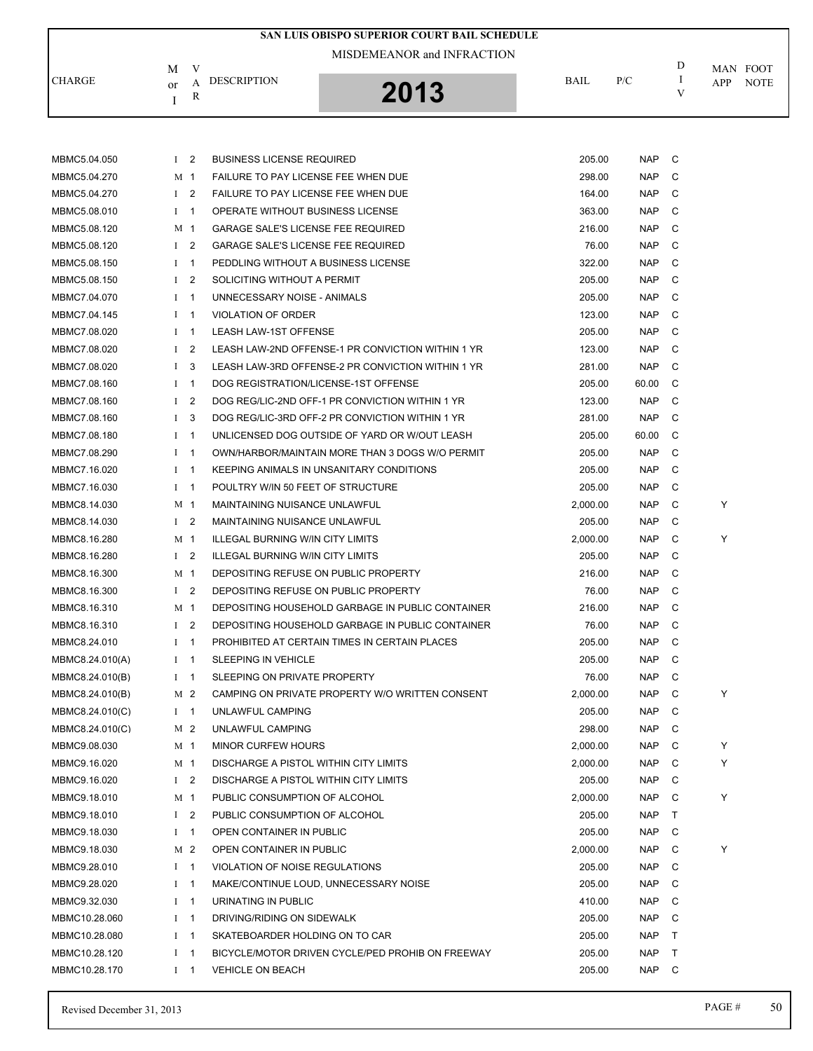# SAN LUIS OBISPO SUPERIOR COURT BAIL SCHEDULE

MISDEMEANOR and INFRACTION

**2013**

| CHARGE | M or I | VAR | DESCRIPTION | BAIL | P/C | DIV | MAN APP | FOOT NOTE |
|---|---|---|---|---|---|---|---|---|
| MBMC5.04.050 | I | 2 | BUSINESS LICENSE REQUIRED | 205.00 | NAP | C | | |
| MBMC5.04.270 | M | 1 | FAILURE TO PAY LICENSE FEE WHEN DUE | 298.00 | NAP | C | | |
| MBMC5.04.270 | I | 2 | FAILURE TO PAY LICENSE FEE WHEN DUE | 164.00 | NAP | C | | |
| MBMC5.08.010 | I | 1 | OPERATE WITHOUT BUSINESS LICENSE | 363.00 | NAP | C | | |
| MBMC5.08.120 | M | 1 | GARAGE SALE'S LICENSE FEE REQUIRED | 216.00 | NAP | C | | |
| MBMC5.08.120 | I | 2 | GARAGE SALE'S LICENSE FEE REQUIRED | 76.00 | NAP | C | | |
| MBMC5.08.150 | I | 1 | PEDDLING WITHOUT A BUSINESS LICENSE | 322.00 | NAP | C | | |
| MBMC5.08.150 | I | 2 | SOLICITING WITHOUT A PERMIT | 205.00 | NAP | C | | |
| MBMC7.04.070 | I | 1 | UNNECESSARY NOISE - ANIMALS | 205.00 | NAP | C | | |
| MBMC7.04.145 | I | 1 | VIOLATION OF ORDER | 123.00 | NAP | C | | |
| MBMC7.08.020 | I | 1 | LEASH LAW-1ST OFFENSE | 205.00 | NAP | C | | |
| MBMC7.08.020 | I | 2 | LEASH LAW-2ND OFFENSE-1 PR CONVICTION WITHIN 1 YR | 123.00 | NAP | C | | |
| MBMC7.08.020 | I | 3 | LEASH LAW-3RD OFFENSE-2 PR CONVICTION WITHIN 1 YR | 281.00 | NAP | C | | |
| MBMC7.08.160 | I | 1 | DOG REGISTRATION/LICENSE-1ST OFFENSE | 205.00 | 60.00 | C | | |
| MBMC7.08.160 | I | 2 | DOG REG/LIC-2ND OFF-1 PR CONVICTION WITHIN 1 YR | 123.00 | NAP | C | | |
| MBMC7.08.160 | I | 3 | DOG REG/LIC-3RD OFF-2 PR CONVICTION WITHIN 1 YR | 281.00 | NAP | C | | |
| MBMC7.08.180 | I | 1 | UNLICENSED DOG OUTSIDE OF YARD OR W/OUT LEASH | 205.00 | 60.00 | C | | |
| MBMC7.08.290 | I | 1 | OWN/HARBOR/MAINTAIN MORE THAN 3 DOGS W/O PERMIT | 205.00 | NAP | C | | |
| MBMC7.16.020 | I | 1 | KEEPING ANIMALS IN UNSANITARY CONDITIONS | 205.00 | NAP | C | | |
| MBMC7.16.030 | I | 1 | POULTRY W/IN 50 FEET OF STRUCTURE | 205.00 | NAP | C | | |
| MBMC8.14.030 | M | 1 | MAINTAINING NUISANCE UNLAWFUL | 2,000.00 | NAP | C | Y | |
| MBMC8.14.030 | I | 2 | MAINTAINING NUISANCE UNLAWFUL | 205.00 | NAP | C | | |
| MBMC8.16.280 | M | 1 | ILLEGAL BURNING W/IN CITY LIMITS | 2,000.00 | NAP | C | Y | |
| MBMC8.16.280 | I | 2 | ILLEGAL BURNING W/IN CITY LIMITS | 205.00 | NAP | C | | |
| MBMC8.16.300 | M | 1 | DEPOSITING REFUSE ON PUBLIC PROPERTY | 216.00 | NAP | C | | |
| MBMC8.16.300 | I | 2 | DEPOSITING REFUSE ON PUBLIC PROPERTY | 76.00 | NAP | C | | |
| MBMC8.16.310 | M | 1 | DEPOSITING HOUSEHOLD GARBAGE IN PUBLIC CONTAINER | 216.00 | NAP | C | | |
| MBMC8.16.310 | I | 2 | DEPOSITING HOUSEHOLD GARBAGE IN PUBLIC CONTAINER | 76.00 | NAP | C | | |
| MBMC8.24.010 | I | 1 | PROHIBITED AT CERTAIN TIMES IN CERTAIN PLACES | 205.00 | NAP | C | | |
| MBMC8.24.010(A) | I | 1 | SLEEPING IN VEHICLE | 205.00 | NAP | C | | |
| MBMC8.24.010(B) | I | 1 | SLEEPING ON PRIVATE PROPERTY | 76.00 | NAP | C | | |
| MBMC8.24.010(B) | M | 2 | CAMPING ON PRIVATE PROPERTY W/O WRITTEN CONSENT | 2,000.00 | NAP | C | Y | |
| MBMC8.24.010(C) | I | 1 | UNLAWFUL CAMPING | 205.00 | NAP | C | | |
| MBMC8.24.010(C) | M | 2 | UNLAWFUL CAMPING | 298.00 | NAP | C | | |
| MBMC9.08.030 | M | 1 | MINOR CURFEW HOURS | 2,000.00 | NAP | C | Y | |
| MBMC9.16.020 | M | 1 | DISCHARGE A PISTOL WITHIN CITY LIMITS | 2,000.00 | NAP | C | Y | |
| MBMC9.16.020 | I | 2 | DISCHARGE A PISTOL WITHIN CITY LIMITS | 205.00 | NAP | C | | |
| MBMC9.18.010 | M | 1 | PUBLIC CONSUMPTION OF ALCOHOL | 2,000.00 | NAP | C | Y | |
| MBMC9.18.010 | I | 2 | PUBLIC CONSUMPTION OF ALCOHOL | 205.00 | NAP | T | | |
| MBMC9.18.030 | I | 1 | OPEN CONTAINER IN PUBLIC | 205.00 | NAP | C | | |
| MBMC9.18.030 | M | 2 | OPEN CONTAINER IN PUBLIC | 2,000.00 | NAP | C | Y | |
| MBMC9.28.010 | I | 1 | VIOLATION OF NOISE REGULATIONS | 205.00 | NAP | C | | |
| MBMC9.28.020 | I | 1 | MAKE/CONTINUE LOUD, UNNECESSARY NOISE | 205.00 | NAP | C | | |
| MBMC9.32.030 | I | 1 | URINATING IN PUBLIC | 410.00 | NAP | C | | |
| MBMC10.28.060 | I | 1 | DRIVING/RIDING ON SIDEWALK | 205.00 | NAP | C | | |
| MBMC10.28.080 | I | 1 | SKATEBOARDER HOLDING ON TO CAR | 205.00 | NAP | T | | |
| MBMC10.28.120 | I | 1 | BICYCLE/MOTOR DRIVEN CYCLE/PED PROHIB ON FREEWAY | 205.00 | NAP | T | | |
| MBMC10.28.170 | I | 1 | VEHICLE ON BEACH | 205.00 | NAP | C | | |

Revised December 31, 2013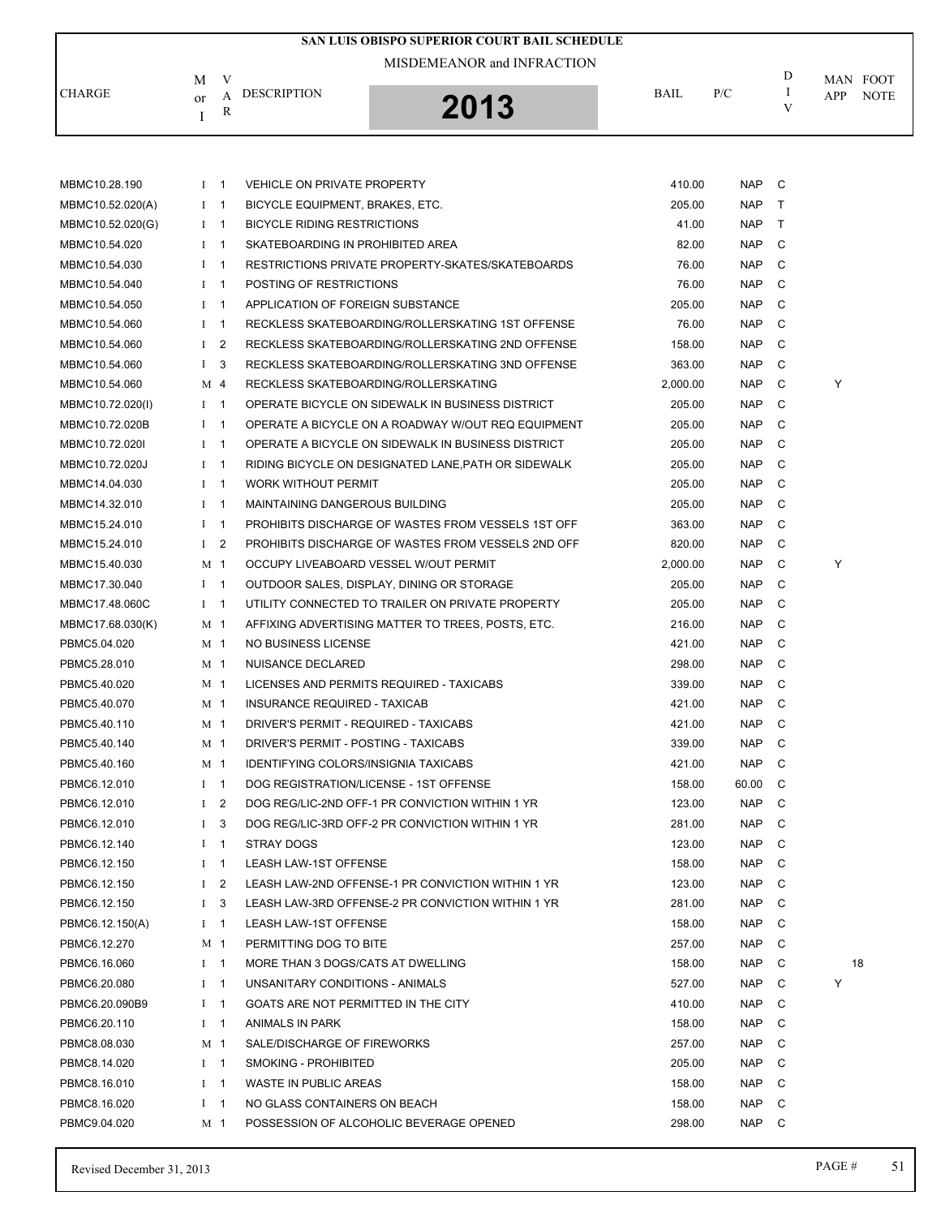# SAN LUIS OBISPO SUPERIOR COURT BAIL SCHEDULE

## MISDEMEANOR and INFRACTION

## 2013

| CHARGE | M or I | VAR | DESCRIPTION | BAIL | P/C | DIV | MAN APP | FOOT NOTE |
|---|---|---|---|---|---|---|---|---|
| MBMC10.28.190 | I | 1 | VEHICLE ON PRIVATE PROPERTY | 410.00 | NAP | C | | |
| MBMC10.52.020(A) | I | 1 | BICYCLE EQUIPMENT, BRAKES, ETC. | 205.00 | NAP | T | | |
| MBMC10.52.020(G) | I | 1 | BICYCLE RIDING RESTRICTIONS | 41.00 | NAP | T | | |
| MBMC10.54.020 | I | 1 | SKATEBOARDING IN PROHIBITED AREA | 82.00 | NAP | C | | |
| MBMC10.54.030 | I | 1 | RESTRICTIONS PRIVATE PROPERTY-SKATES/SKATEBOARDS | 76.00 | NAP | C | | |
| MBMC10.54.040 | I | 1 | POSTING OF RESTRICTIONS | 76.00 | NAP | C | | |
| MBMC10.54.050 | I | 1 | APPLICATION OF FOREIGN SUBSTANCE | 205.00 | NAP | C | | |
| MBMC10.54.060 | I | 1 | RECKLESS SKATEBOARDING/ROLLERSKATING 1ST OFFENSE | 76.00 | NAP | C | | |
| MBMC10.54.060 | I | 2 | RECKLESS SKATEBOARDING/ROLLERSKATING 2ND OFFENSE | 158.00 | NAP | C | | |
| MBMC10.54.060 | I | 3 | RECKLESS SKATEBOARDING/ROLLERSKATING 3ND OFFENSE | 363.00 | NAP | C | | |
| MBMC10.54.060 | M | 4 | RECKLESS SKATEBOARDING/ROLLERSKATING | 2,000.00 | NAP | C | Y | |
| MBMC10.72.020(I) | I | 1 | OPERATE BICYCLE ON SIDEWALK IN BUSINESS DISTRICT | 205.00 | NAP | C | | |
| MBMC10.72.020B | I | 1 | OPERATE A BICYCLE ON A ROADWAY W/OUT REQ EQUIPMENT | 205.00 | NAP | C | | |
| MBMC10.72.020I | I | 1 | OPERATE A BICYCLE ON SIDEWALK IN BUSINESS DISTRICT | 205.00 | NAP | C | | |
| MBMC10.72.020J | I | 1 | RIDING BICYCLE ON DESIGNATED LANE,PATH OR SIDEWALK | 205.00 | NAP | C | | |
| MBMC14.04.030 | I | 1 | WORK WITHOUT PERMIT | 205.00 | NAP | C | | |
| MBMC14.32.010 | I | 1 | MAINTAINING DANGEROUS BUILDING | 205.00 | NAP | C | | |
| MBMC15.24.010 | I | 1 | PROHIBITS DISCHARGE OF WASTES FROM VESSELS 1ST OFF | 363.00 | NAP | C | | |
| MBMC15.24.010 | I | 2 | PROHIBITS DISCHARGE OF WASTES FROM VESSELS 2ND OFF | 820.00 | NAP | C | | |
| MBMC15.40.030 | M | 1 | OCCUPY LIVEABOARD VESSEL W/OUT PERMIT | 2,000.00 | NAP | C | Y | |
| MBMC17.30.040 | I | 1 | OUTDOOR SALES, DISPLAY, DINING OR STORAGE | 205.00 | NAP | C | | |
| MBMC17.48.060C | I | 1 | UTILITY CONNECTED TO TRAILER ON PRIVATE PROPERTY | 205.00 | NAP | C | | |
| MBMC17.68.030(K) | M | 1 | AFFIXING ADVERTISING MATTER TO TREES, POSTS, ETC. | 216.00 | NAP | C | | |
| PBMC5.04.020 | M | 1 | NO BUSINESS LICENSE | 421.00 | NAP | C | | |
| PBMC5.28.010 | M | 1 | NUISANCE DECLARED | 298.00 | NAP | C | | |
| PBMC5.40.020 | M | 1 | LICENSES AND PERMITS REQUIRED - TAXICABS | 339.00 | NAP | C | | |
| PBMC5.40.070 | M | 1 | INSURANCE REQUIRED - TAXICAB | 421.00 | NAP | C | | |
| PBMC5.40.110 | M | 1 | DRIVER'S PERMIT - REQUIRED - TAXICABS | 421.00 | NAP | C | | |
| PBMC5.40.140 | M | 1 | DRIVER'S PERMIT - POSTING - TAXICABS | 339.00 | NAP | C | | |
| PBMC5.40.160 | M | 1 | IDENTIFYING COLORS/INSIGNIA TAXICABS | 421.00 | NAP | C | | |
| PBMC6.12.010 | I | 1 | DOG REGISTRATION/LICENSE - 1ST OFFENSE | 158.00 | 60.00 | C | | |
| PBMC6.12.010 | I | 2 | DOG REG/LIC-2ND OFF-1 PR CONVICTION WITHIN 1 YR | 123.00 | NAP | C | | |
| PBMC6.12.010 | I | 3 | DOG REG/LIC-3RD OFF-2 PR CONVICTION WITHIN 1 YR | 281.00 | NAP | C | | |
| PBMC6.12.140 | I | 1 | STRAY DOGS | 123.00 | NAP | C | | |
| PBMC6.12.150 | I | 1 | LEASH LAW-1ST OFFENSE | 158.00 | NAP | C | | |
| PBMC6.12.150 | I | 2 | LEASH LAW-2ND OFFENSE-1 PR CONVICTION WITHIN 1 YR | 123.00 | NAP | C | | |
| PBMC6.12.150 | I | 3 | LEASH LAW-3RD OFFENSE-2 PR CONVICTION WITHIN 1 YR | 281.00 | NAP | C | | |
| PBMC6.12.150(A) | I | 1 | LEASH LAW-1ST OFFENSE | 158.00 | NAP | C | | |
| PBMC6.12.270 | M | 1 | PERMITTING DOG TO BITE | 257.00 | NAP | C | | |
| PBMC6.16.060 | I | 1 | MORE THAN 3 DOGS/CATS AT DWELLING | 158.00 | NAP | C | | 18 |
| PBMC6.20.080 | I | 1 | UNSANITARY CONDITIONS - ANIMALS | 527.00 | NAP | C | Y | |
| PBMC6.20.090B9 | I | 1 | GOATS ARE NOT PERMITTED IN THE CITY | 410.00 | NAP | C | | |
| PBMC6.20.110 | I | 1 | ANIMALS IN PARK | 158.00 | NAP | C | | |
| PBMC8.08.030 | M | 1 | SALE/DISCHARGE OF FIREWORKS | 257.00 | NAP | C | | |
| PBMC8.14.020 | I | 1 | SMOKING - PROHIBITED | 205.00 | NAP | C | | |
| PBMC8.16.010 | I | 1 | WASTE IN PUBLIC AREAS | 158.00 | NAP | C | | |
| PBMC8.16.020 | I | 1 | NO GLASS CONTAINERS ON BEACH | 158.00 | NAP | C | | |
| PBMC9.04.020 | M | 1 | POSSESSION OF ALCOHOLIC BEVERAGE OPENED | 298.00 | NAP | C | | |

Revised December 31, 2013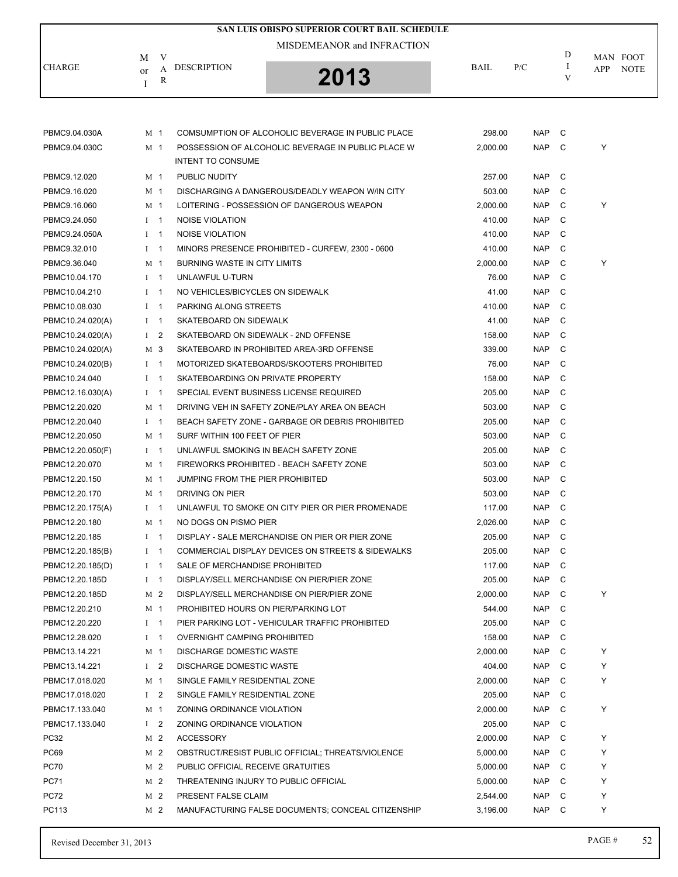# SAN LUIS OBISPO SUPERIOR COURT BAIL SCHEDULE

MISDEMEANOR and INFRACTION

**2013**

| CHARGE | M or I | VAR | DESCRIPTION | BAIL | P/C | DIV | MAN APP | FOOT NOTE |
|---|---|---|---|---|---|---|---|---|
| PBMC9.04.030A | M | 1 | COMSUMPTION OF ALCOHOLIC BEVERAGE IN PUBLIC PLACE | 298.00 | NAP | C | | |
| PBMC9.04.030C | M | 1 | POSSESSION OF ALCOHOLIC BEVERAGE IN PUBLIC PLACE W INTENT TO CONSUME | 2,000.00 | NAP | C | Y | |
| PBMC9.12.020 | M | 1 | PUBLIC NUDITY | 257.00 | NAP | C | | |
| PBMC9.16.020 | M | 1 | DISCHARGING A DANGEROUS/DEADLY WEAPON W/IN CITY | 503.00 | NAP | C | | |
| PBMC9.16.060 | M | 1 | LOITERING - POSSESSION OF DANGEROUS WEAPON | 2,000.00 | NAP | C | Y | |
| PBMC9.24.050 | I | 1 | NOISE VIOLATION | 410.00 | NAP | C | | |
| PBMC9.24.050A | I | 1 | NOISE VIOLATION | 410.00 | NAP | C | | |
| PBMC9.32.010 | I | 1 | MINORS PRESENCE PROHIBITED - CURFEW, 2300 - 0600 | 410.00 | NAP | C | | |
| PBMC9.36.040 | M | 1 | BURNING WASTE IN CITY LIMITS | 2,000.00 | NAP | C | Y | |
| PBMC10.04.170 | I | 1 | UNLAWFUL U-TURN | 76.00 | NAP | C | | |
| PBMC10.04.210 | I | 1 | NO VEHICLES/BICYCLES ON SIDEWALK | 41.00 | NAP | C | | |
| PBMC10.08.030 | I | 1 | PARKING ALONG STREETS | 410.00 | NAP | C | | |
| PBMC10.24.020(A) | I | 1 | SKATEBOARD ON SIDEWALK | 41.00 | NAP | C | | |
| PBMC10.24.020(A) | I | 2 | SKATEBOARD ON SIDEWALK - 2ND OFFENSE | 158.00 | NAP | C | | |
| PBMC10.24.020(A) | M | 3 | SKATEBOARD IN PROHIBITED AREA-3RD OFFENSE | 339.00 | NAP | C | | |
| PBMC10.24.020(B) | I | 1 | MOTORIZED SKATEBOARDS/SKOOTERS PROHIBITED | 76.00 | NAP | C | | |
| PBMC10.24.040 | I | 1 | SKATEBOARDING ON PRIVATE PROPERTY | 158.00 | NAP | C | | |
| PBMC12.16.030(A) | I | 1 | SPECIAL EVENT BUSINESS LICENSE REQUIRED | 205.00 | NAP | C | | |
| PBMC12.20.020 | M | 1 | DRIVING VEH IN SAFETY ZONE/PLAY AREA ON BEACH | 503.00 | NAP | C | | |
| PBMC12.20.040 | I | 1 | BEACH SAFETY ZONE - GARBAGE OR DEBRIS PROHIBITED | 205.00 | NAP | C | | |
| PBMC12.20.050 | M | 1 | SURF WITHIN 100 FEET OF PIER | 503.00 | NAP | C | | |
| PBMC12.20.050(F) | I | 1 | UNLAWFUL SMOKING IN BEACH SAFETY ZONE | 205.00 | NAP | C | | |
| PBMC12.20.070 | M | 1 | FIREWORKS PROHIBITED - BEACH SAFETY ZONE | 503.00 | NAP | C | | |
| PBMC12.20.150 | M | 1 | JUMPING FROM THE PIER PROHIBITED | 503.00 | NAP | C | | |
| PBMC12.20.170 | M | 1 | DRIVING ON PIER | 503.00 | NAP | C | | |
| PBMC12.20.175(A) | I | 1 | UNLAWFUL TO SMOKE ON CITY PIER OR PIER PROMENADE | 117.00 | NAP | C | | |
| PBMC12.20.180 | M | 1 | NO DOGS ON PISMO PIER | 2,026.00 | NAP | C | | |
| PBMC12.20.185 | I | 1 | DISPLAY - SALE MERCHANDISE ON PIER OR PIER ZONE | 205.00 | NAP | C | | |
| PBMC12.20.185(B) | I | 1 | COMMERCIAL DISPLAY DEVICES ON STREETS & SIDEWALKS | 205.00 | NAP | C | | |
| PBMC12.20.185(D) | I | 1 | SALE OF MERCHANDISE PROHIBITED | 117.00 | NAP | C | | |
| PBMC12.20.185D | I | 1 | DISPLAY/SELL MERCHANDISE ON PIER/PIER ZONE | 205.00 | NAP | C | | |
| PBMC12.20.185D | M | 2 | DISPLAY/SELL MERCHANDISE ON PIER/PIER ZONE | 2,000.00 | NAP | C | Y | |
| PBMC12.20.210 | M | 1 | PROHIBITED HOURS ON PIER/PARKING LOT | 544.00 | NAP | C | | |
| PBMC12.20.220 | I | 1 | PIER PARKING LOT - VEHICULAR TRAFFIC PROHIBITED | 205.00 | NAP | C | | |
| PBMC12.28.020 | I | 1 | OVERNIGHT CAMPING PROHIBITED | 158.00 | NAP | C | | |
| PBMC13.14.221 | M | 1 | DISCHARGE DOMESTIC WASTE | 2,000.00 | NAP | C | Y | |
| PBMC13.14.221 | I | 2 | DISCHARGE DOMESTIC WASTE | 404.00 | NAP | C | Y | |
| PBMC17.018.020 | M | 1 | SINGLE FAMILY RESIDENTIAL ZONE | 2,000.00 | NAP | C | Y | |
| PBMC17.018.020 | I | 2 | SINGLE FAMILY RESIDENTIAL ZONE | 205.00 | NAP | C | | |
| PBMC17.133.040 | M | 1 | ZONING ORDINANCE VIOLATION | 2,000.00 | NAP | C | Y | |
| PBMC17.133.040 | I | 2 | ZONING ORDINANCE VIOLATION | 205.00 | NAP | C | | |
| PC32 | M | 2 | ACCESSORY | 2,000.00 | NAP | C | Y | |
| PC69 | M | 2 | OBSTRUCT/RESIST PUBLIC OFFICIAL; THREATS/VIOLENCE | 5,000.00 | NAP | C | Y | |
| PC70 | M | 2 | PUBLIC OFFICIAL RECEIVE GRATUITIES | 5,000.00 | NAP | C | Y | |
| PC71 | M | 2 | THREATENING INJURY TO PUBLIC OFFICIAL | 5,000.00 | NAP | C | Y | |
| PC72 | M | 2 | PRESENT FALSE CLAIM | 2,544.00 | NAP | C | Y | |
| PC113 | M | 2 | MANUFACTURING FALSE DOCUMENTS; CONCEAL CITIZENSHIP | 3,196.00 | NAP | C | Y | |

Revised December 31, 2013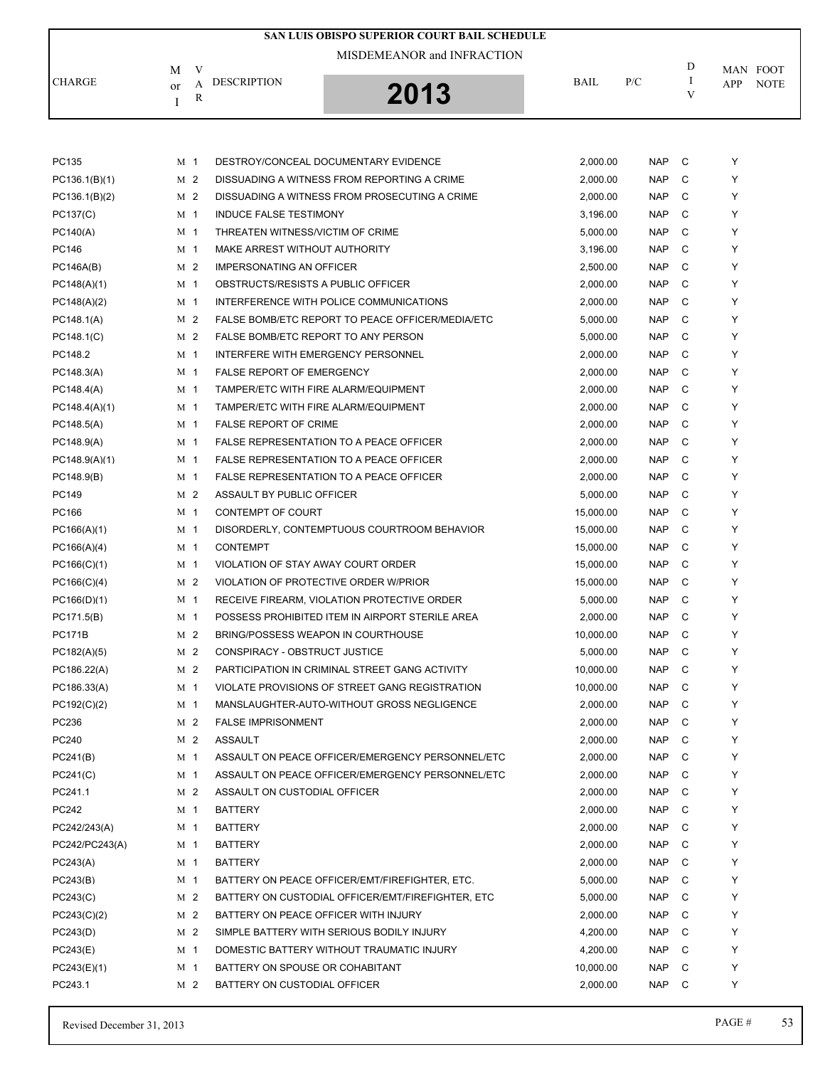# SAN LUIS OBISPO SUPERIOR COURT BAIL SCHEDULE

MISDEMEANOR and INFRACTION

**2013**

| CHARGE | M or I | VAR | DESCRIPTION | BAIL | P/C | DIV | MAN APP | FOOT NOTE |
|---|---|---|---|---|---|---|---|---|
| PC135 | M | 1 | DESTROY/CONCEAL DOCUMENTARY EVIDENCE | 2,000.00 | NAP | C | Y | |
| PC136.1(B)(1) | M | 2 | DISSUADING A WITNESS FROM REPORTING A CRIME | 2,000.00 | NAP | C | Y | |
| PC136.1(B)(2) | M | 2 | DISSUADING A WITNESS FROM PROSECUTING A CRIME | 2,000.00 | NAP | C | Y | |
| PC137(C) | M | 1 | INDUCE FALSE TESTIMONY | 3,196.00 | NAP | C | Y | |
| PC140(A) | M | 1 | THREATEN WITNESS/VICTIM OF CRIME | 5,000.00 | NAP | C | Y | |
| PC146 | M | 1 | MAKE ARREST WITHOUT AUTHORITY | 3,196.00 | NAP | C | Y | |
| PC146A(B) | M | 2 | IMPERSONATING AN OFFICER | 2,500.00 | NAP | C | Y | |
| PC148(A)(1) | M | 1 | OBSTRUCTS/RESISTS A PUBLIC OFFICER | 2,000.00 | NAP | C | Y | |
| PC148(A)(2) | M | 1 | INTERFERENCE WITH POLICE COMMUNICATIONS | 2,000.00 | NAP | C | Y | |
| PC148.1(A) | M | 2 | FALSE BOMB/ETC REPORT TO PEACE OFFICER/MEDIA/ETC | 5,000.00 | NAP | C | Y | |
| PC148.1(C) | M | 2 | FALSE BOMB/ETC REPORT TO ANY PERSON | 5,000.00 | NAP | C | Y | |
| PC148.2 | M | 1 | INTERFERE WITH EMERGENCY PERSONNEL | 2,000.00 | NAP | C | Y | |
| PC148.3(A) | M | 1 | FALSE REPORT OF EMERGENCY | 2,000.00 | NAP | C | Y | |
| PC148.4(A) | M | 1 | TAMPER/ETC WITH FIRE ALARM/EQUIPMENT | 2,000.00 | NAP | C | Y | |
| PC148.4(A)(1) | M | 1 | TAMPER/ETC WITH FIRE ALARM/EQUIPMENT | 2,000.00 | NAP | C | Y | |
| PC148.5(A) | M | 1 | FALSE REPORT OF CRIME | 2,000.00 | NAP | C | Y | |
| PC148.9(A) | M | 1 | FALSE REPRESENTATION TO A PEACE OFFICER | 2,000.00 | NAP | C | Y | |
| PC148.9(A)(1) | M | 1 | FALSE REPRESENTATION TO A PEACE OFFICER | 2,000.00 | NAP | C | Y | |
| PC148.9(B) | M | 1 | FALSE REPRESENTATION TO A PEACE OFFICER | 2,000.00 | NAP | C | Y | |
| PC149 | M | 2 | ASSAULT BY PUBLIC OFFICER | 5,000.00 | NAP | C | Y | |
| PC166 | M | 1 | CONTEMPT OF COURT | 15,000.00 | NAP | C | Y | |
| PC166(A)(1) | M | 1 | DISORDERLY, CONTEMPTUOUS COURTROOM BEHAVIOR | 15,000.00 | NAP | C | Y | |
| PC166(A)(4) | M | 1 | CONTEMPT | 15,000.00 | NAP | C | Y | |
| PC166(C)(1) | M | 1 | VIOLATION OF STAY AWAY COURT ORDER | 15,000.00 | NAP | C | Y | |
| PC166(C)(4) | M | 2 | VIOLATION OF PROTECTIVE ORDER W/PRIOR | 15,000.00 | NAP | C | Y | |
| PC166(D)(1) | M | 1 | RECEIVE FIREARM, VIOLATION PROTECTIVE ORDER | 5,000.00 | NAP | C | Y | |
| PC171.5(B) | M | 1 | POSSESS PROHIBITED ITEM IN AIRPORT STERILE AREA | 2,000.00 | NAP | C | Y | |
| PC171B | M | 2 | BRING/POSSESS WEAPON IN COURTHOUSE | 10,000.00 | NAP | C | Y | |
| PC182(A)(5) | M | 2 | CONSPIRACY - OBSTRUCT JUSTICE | 5,000.00 | NAP | C | Y | |
| PC186.22(A) | M | 2 | PARTICIPATION IN CRIMINAL STREET GANG ACTIVITY | 10,000.00 | NAP | C | Y | |
| PC186.33(A) | M | 1 | VIOLATE PROVISIONS OF STREET GANG REGISTRATION | 10,000.00 | NAP | C | Y | |
| PC192(C)(2) | M | 1 | MANSLAUGHTER-AUTO-WITHOUT GROSS NEGLIGENCE | 2,000.00 | NAP | C | Y | |
| PC236 | M | 2 | FALSE IMPRISONMENT | 2,000.00 | NAP | C | Y | |
| PC240 | M | 2 | ASSAULT | 2,000.00 | NAP | C | Y | |
| PC241(B) | M | 1 | ASSAULT ON PEACE OFFICER/EMERGENCY PERSONNEL/ETC | 2,000.00 | NAP | C | Y | |
| PC241(C) | M | 1 | ASSAULT ON PEACE OFFICER/EMERGENCY PERSONNEL/ETC | 2,000.00 | NAP | C | Y | |
| PC241.1 | M | 2 | ASSAULT ON CUSTODIAL OFFICER | 2,000.00 | NAP | C | Y | |
| PC242 | M | 1 | BATTERY | 2,000.00 | NAP | C | Y | |
| PC242/243(A) | M | 1 | BATTERY | 2,000.00 | NAP | C | Y | |
| PC242/PC243(A) | M | 1 | BATTERY | 2,000.00 | NAP | C | Y | |
| PC243(A) | M | 1 | BATTERY | 2,000.00 | NAP | C | Y | |
| PC243(B) | M | 1 | BATTERY ON PEACE OFFICER/EMT/FIREFIGHTER, ETC. | 5,000.00 | NAP | C | Y | |
| PC243(C) | M | 2 | BATTERY ON CUSTODIAL OFFICER/EMT/FIREFIGHTER, ETC | 5,000.00 | NAP | C | Y | |
| PC243(C)(2) | M | 2 | BATTERY ON PEACE OFFICER WITH INJURY | 2,000.00 | NAP | C | Y | |
| PC243(D) | M | 2 | SIMPLE BATTERY WITH SERIOUS BODILY INJURY | 4,200.00 | NAP | C | Y | |
| PC243(E) | M | 1 | DOMESTIC BATTERY WITHOUT TRAUMATIC INJURY | 4,200.00 | NAP | C | Y | |
| PC243(E)(1) | M | 1 | BATTERY ON SPOUSE OR COHABITANT | 10,000.00 | NAP | C | Y | |
| PC243.1 | M | 2 | BATTERY ON CUSTODIAL OFFICER | 2,000.00 | NAP | C | Y | |

Revised December 31, 2013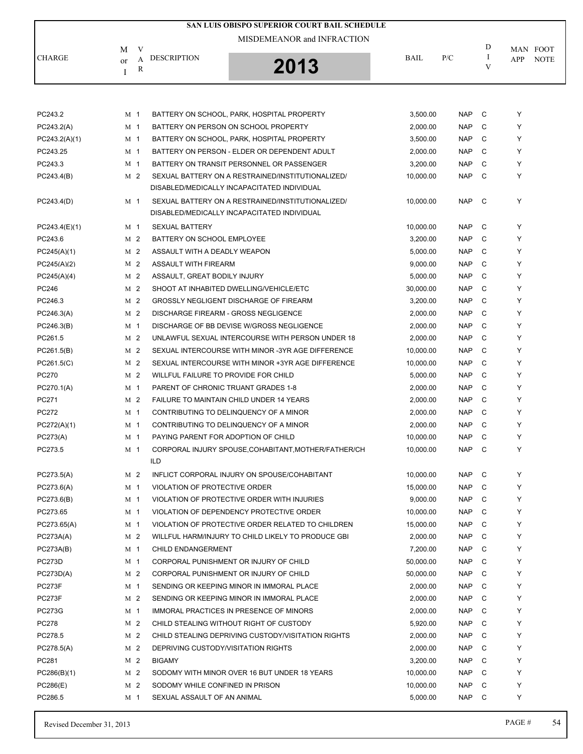# SAN LUIS OBISPO SUPERIOR COURT BAIL SCHEDULE

MISDEMEANOR and INFRACTION

**2013**

| CHARGE | M or I | VAR | DESCRIPTION | BAIL | P/C | DIV | MAN APP | FOOT NOTE |
|---|---|---|---|---|---|---|---|---|
| PC243.2 | M | 1 | BATTERY ON SCHOOL, PARK, HOSPITAL PROPERTY | 3,500.00 | NAP | C | Y | |
| PC243.2(A) | M | 1 | BATTERY ON PERSON ON SCHOOL PROPERTY | 2,000.00 | NAP | C | Y | |
| PC243.2(A)(1) | M | 1 | BATTERY ON SCHOOL, PARK, HOSPITAL PROPERTY | 3,500.00 | NAP | C | Y | |
| PC243.25 | M | 1 | BATTERY ON PERSON - ELDER OR DEPENDENT ADULT | 2,000.00 | NAP | C | Y | |
| PC243.3 | M | 1 | BATTERY ON TRANSIT PERSONNEL OR PASSENGER | 3,200.00 | NAP | C | Y | |
| PC243.4(B) | M | 2 | SEXUAL BATTERY ON A RESTRAINED/INSTITUTIONALIZED/ DISABLED/MEDICALLY INCAPACITATED INDIVIDUAL | 10,000.00 | NAP | C | Y | |
| PC243.4(D) | M | 1 | SEXUAL BATTERY ON A RESTRAINED/INSTITUTIONALIZED/ DISABLED/MEDICALLY INCAPACITATED INDIVIDUAL | 10,000.00 | NAP | C | Y | |
| PC243.4(E)(1) | M | 1 | SEXUAL BATTERY | 10,000.00 | NAP | C | Y | |
| PC243.6 | M | 2 | BATTERY ON SCHOOL EMPLOYEE | 3,200.00 | NAP | C | Y | |
| PC245(A)(1) | M | 2 | ASSAULT WITH A DEADLY WEAPON | 5,000.00 | NAP | C | Y | |
| PC245(A)(2) | M | 2 | ASSAULT WITH FIREARM | 9,000.00 | NAP | C | Y | |
| PC245(A)(4) | M | 2 | ASSAULT, GREAT BODILY INJURY | 5,000.00 | NAP | C | Y | |
| PC246 | M | 2 | SHOOT AT INHABITED DWELLING/VEHICLE/ETC | 30,000.00 | NAP | C | Y | |
| PC246.3 | M | 2 | GROSSLY NEGLIGENT DISCHARGE OF FIREARM | 3,200.00 | NAP | C | Y | |
| PC246.3(A) | M | 2 | DISCHARGE FIREARM - GROSS NEGLIGENCE | 2,000.00 | NAP | C | Y | |
| PC246.3(B) | M | 1 | DISCHARGE OF BB DEVISE W/GROSS NEGLIGENCE | 2,000.00 | NAP | C | Y | |
| PC261.5 | M | 2 | UNLAWFUL SEXUAL INTERCOURSE WITH PERSON UNDER 18 | 2,000.00 | NAP | C | Y | |
| PC261.5(B) | M | 2 | SEXUAL INTERCOURSE WITH MINOR -3YR AGE DIFFERENCE | 10,000.00 | NAP | C | Y | |
| PC261.5(C) | M | 2 | SEXUAL INTERCOURSE WITH MINOR +3YR AGE DIFFERENCE | 10,000.00 | NAP | C | Y | |
| PC270 | M | 2 | WILLFUL FAILURE TO PROVIDE FOR CHILD | 5,000.00 | NAP | C | Y | |
| PC270.1(A) | M | 1 | PARENT OF CHRONIC TRUANT GRADES 1-8 | 2,000.00 | NAP | C | Y | |
| PC271 | M | 2 | FAILURE TO MAINTAIN CHILD UNDER 14 YEARS | 2,000.00 | NAP | C | Y | |
| PC272 | M | 1 | CONTRIBUTING TO DELINQUENCY OF A MINOR | 2,000.00 | NAP | C | Y | |
| PC272(A)(1) | M | 1 | CONTRIBUTING TO DELINQUENCY OF A MINOR | 2,000.00 | NAP | C | Y | |
| PC273(A) | M | 1 | PAYING PARENT FOR ADOPTION OF CHILD | 10,000.00 | NAP | C | Y | |
| PC273.5 | M | 1 | CORPORAL INJURY SPOUSE,COHABITANT,MOTHER/FATHER/CH ILD | 10,000.00 | NAP | C | Y | |
| PC273.5(A) | M | 2 | INFLICT CORPORAL INJURY ON SPOUSE/COHABITANT | 10,000.00 | NAP | C | Y | |
| PC273.6(A) | M | 1 | VIOLATION OF PROTECTIVE ORDER | 15,000.00 | NAP | C | Y | |
| PC273.6(B) | M | 1 | VIOLATION OF PROTECTIVE ORDER WITH INJURIES | 9,000.00 | NAP | C | Y | |
| PC273.65 | M | 1 | VIOLATION OF DEPENDENCY PROTECTIVE ORDER | 10,000.00 | NAP | C | Y | |
| PC273.65(A) | M | 1 | VIOLATION OF PROTECTIVE ORDER RELATED TO CHILDREN | 15,000.00 | NAP | C | Y | |
| PC273A(A) | M | 2 | WILLFUL HARM/INJURY TO CHILD LIKELY TO PRODUCE GBI | 2,000.00 | NAP | C | Y | |
| PC273A(B) | M | 1 | CHILD ENDANGERMENT | 7,200.00 | NAP | C | Y | |
| PC273D | M | 1 | CORPORAL PUNISHMENT OR INJURY OF CHILD | 50,000.00 | NAP | C | Y | |
| PC273D(A) | M | 2 | CORPORAL PUNISHMENT OR INJURY OF CHILD | 50,000.00 | NAP | C | Y | |
| PC273F | M | 1 | SENDING OR KEEPING MINOR IN IMMORAL PLACE | 2,000.00 | NAP | C | Y | |
| PC273F | M | 2 | SENDING OR KEEPING MINOR IN IMMORAL PLACE | 2,000.00 | NAP | C | Y | |
| PC273G | M | 1 | IMMORAL PRACTICES IN PRESENCE OF MINORS | 2,000.00 | NAP | C | Y | |
| PC278 | M | 2 | CHILD STEALING WITHOUT RIGHT OF CUSTODY | 5,920.00 | NAP | C | Y | |
| PC278.5 | M | 2 | CHILD STEALING DEPRIVING CUSTODY/VISITATION RIGHTS | 2,000.00 | NAP | C | Y | |
| PC278.5(A) | M | 2 | DEPRIVING CUSTODY/VISITATION RIGHTS | 2,000.00 | NAP | C | Y | |
| PC281 | M | 2 | BIGAMY | 3,200.00 | NAP | C | Y | |
| PC286(B)(1) | M | 2 | SODOMY WITH MINOR OVER 16 BUT UNDER 18 YEARS | 10,000.00 | NAP | C | Y | |
| PC286(E) | M | 2 | SODOMY WHILE CONFINED IN PRISON | 10,000.00 | NAP | C | Y | |
| PC286.5 | M | 1 | SEXUAL ASSAULT OF AN ANIMAL | 5,000.00 | NAP | C | Y | |

Revised December 31, 2013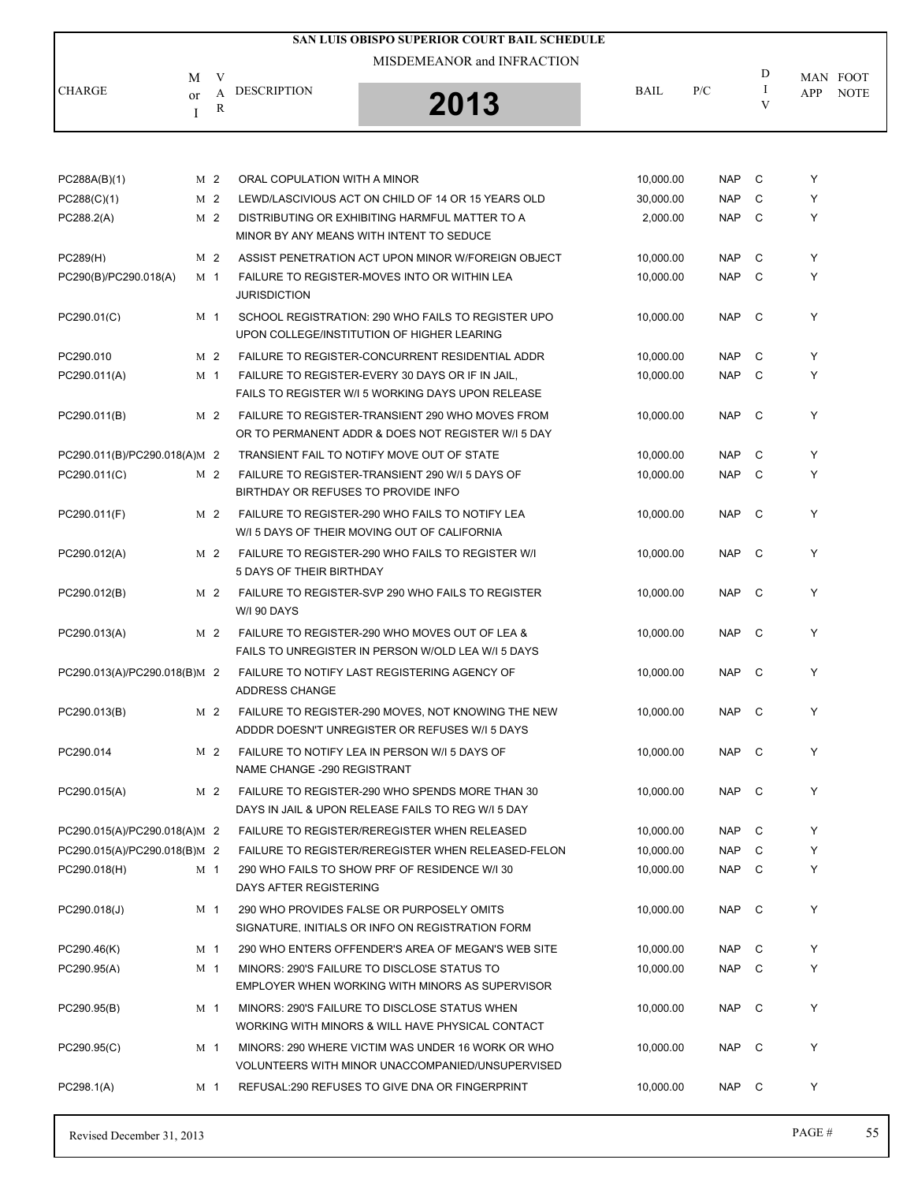# SAN LUIS OBISPO SUPERIOR COURT BAIL SCHEDULE

MISDEMEANOR and INFRACTION

**2013**

| CHARGE | M or I | VAR | DESCRIPTION | BAIL | P/C | DIV | MAN APP | FOOT NOTE |
|---|---|---|---|---|---|---|---|---|
| PC288A(B)(1) | M | 2 | ORAL COPULATION WITH A MINOR | 10,000.00 | NAP | C | Y | |
| PC288(C)(1) | M | 2 | LEWD/LASCIVIOUS ACT ON CHILD OF 14 OR 15 YEARS OLD | 30,000.00 | NAP | C | Y | |
| PC288.2(A) | M | 2 | DISTRIBUTING OR EXHIBITING HARMFUL MATTER TO A MINOR BY ANY MEANS WITH INTENT TO SEDUCE | 2,000.00 | NAP | C | Y | |
| PC289(H) | M | 2 | ASSIST PENETRATION ACT UPON MINOR W/FOREIGN OBJECT | 10,000.00 | NAP | C | Y | |
| PC290(B)/PC290.018(A) | M | 1 | FAILURE TO REGISTER-MOVES INTO OR WITHIN LEA JURISDICTION | 10,000.00 | NAP | C | Y | |
| PC290.01(C) | M | 1 | SCHOOL REGISTRATION: 290 WHO FAILS TO REGISTER UPO UPON COLLEGE/INSTITUTION OF HIGHER LEARING | 10,000.00 | NAP | C | Y | |
| PC290.010 | M | 2 | FAILURE TO REGISTER-CONCURRENT RESIDENTIAL ADDR | 10,000.00 | NAP | C | Y | |
| PC290.011(A) | M | 1 | FAILURE TO REGISTER-EVERY 30 DAYS OR IF IN JAIL, FAILS TO REGISTER W/I 5 WORKING DAYS UPON RELEASE | 10,000.00 | NAP | C | Y | |
| PC290.011(B) | M | 2 | FAILURE TO REGISTER-TRANSIENT 290 WHO MOVES FROM OR TO PERMANENT ADDR & DOES NOT REGISTER W/I 5 DAY | 10,000.00 | NAP | C | Y | |
| PC290.011(B)/PC290.018(A) | M | 2 | TRANSIENT FAIL TO NOTIFY MOVE OUT OF STATE | 10,000.00 | NAP | C | Y | |
| PC290.011(C) | M | 2 | FAILURE TO REGISTER-TRANSIENT 290 W/I 5 DAYS OF BIRTHDAY OR REFUSES TO PROVIDE INFO | 10,000.00 | NAP | C | Y | |
| PC290.011(F) | M | 2 | FAILURE TO REGISTER-290 WHO FAILS TO NOTIFY LEA W/I 5 DAYS OF THEIR MOVING OUT OF CALIFORNIA | 10,000.00 | NAP | C | Y | |
| PC290.012(A) | M | 2 | FAILURE TO REGISTER-290 WHO FAILS TO REGISTER W/I 5 DAYS OF THEIR BIRTHDAY | 10,000.00 | NAP | C | Y | |
| PC290.012(B) | M | 2 | FAILURE TO REGISTER-SVP 290 WHO FAILS TO REGISTER W/I 90 DAYS | 10,000.00 | NAP | C | Y | |
| PC290.013(A) | M | 2 | FAILURE TO REGISTER-290 WHO MOVES OUT OF LEA & FAILS TO UNREGISTER IN PERSON W/OLD LEA W/I 5 DAYS | 10,000.00 | NAP | C | Y | |
| PC290.013(A)/PC290.018(B) | M | 2 | FAILURE TO NOTIFY LAST REGISTERING AGENCY OF ADDRESS CHANGE | 10,000.00 | NAP | C | Y | |
| PC290.013(B) | M | 2 | FAILURE TO REGISTER-290 MOVES, NOT KNOWING THE NEW ADDDR DOESN'T UNREGISTER OR REFUSES W/I 5 DAYS | 10,000.00 | NAP | C | Y | |
| PC290.014 | M | 2 | FAILURE TO NOTIFY LEA IN PERSON W/I 5 DAYS OF NAME CHANGE -290 REGISTRANT | 10,000.00 | NAP | C | Y | |
| PC290.015(A) | M | 2 | FAILURE TO REGISTER-290 WHO SPENDS MORE THAN 30 DAYS IN JAIL & UPON RELEASE FAILS TO REG W/I 5 DAY | 10,000.00 | NAP | C | Y | |
| PC290.015(A)/PC290.018(A) | M | 2 | FAILURE TO REGISTER/REREGISTER WHEN RELEASED | 10,000.00 | NAP | C | Y | |
| PC290.015(A)/PC290.018(B) | M | 2 | FAILURE TO REGISTER/REREGISTER WHEN RELEASED-FELON | 10,000.00 | NAP | C | Y | |
| PC290.018(H) | M | 1 | 290 WHO FAILS TO SHOW PRF OF RESIDENCE W/I 30 DAYS AFTER REGISTERING | 10,000.00 | NAP | C | Y | |
| PC290.018(J) | M | 1 | 290 WHO PROVIDES FALSE OR PURPOSELY OMITS SIGNATURE, INITIALS OR INFO ON REGISTRATION FORM | 10,000.00 | NAP | C | Y | |
| PC290.46(K) | M | 1 | 290 WHO ENTERS OFFENDER'S AREA OF MEGAN'S WEB SITE | 10,000.00 | NAP | C | Y | |
| PC290.95(A) | M | 1 | MINORS: 290'S FAILURE TO DISCLOSE STATUS TO EMPLOYER WHEN WORKING WITH MINORS AS SUPERVISOR | 10,000.00 | NAP | C | Y | |
| PC290.95(B) | M | 1 | MINORS: 290'S FAILURE TO DISCLOSE STATUS WHEN WORKING WITH MINORS & WILL HAVE PHYSICAL CONTACT | 10,000.00 | NAP | C | Y | |
| PC290.95(C) | M | 1 | MINORS: 290 WHERE VICTIM WAS UNDER 16 WORK OR WHO VOLUNTEERS WITH MINOR UNACCOMPANIED/UNSUPERVISED | 10,000.00 | NAP | C | Y | |
| PC298.1(A) | M | 1 | REFUSAL:290 REFUSES TO GIVE DNA OR FINGERPRINT | 10,000.00 | NAP | C | Y | |

Revised December 31, 2013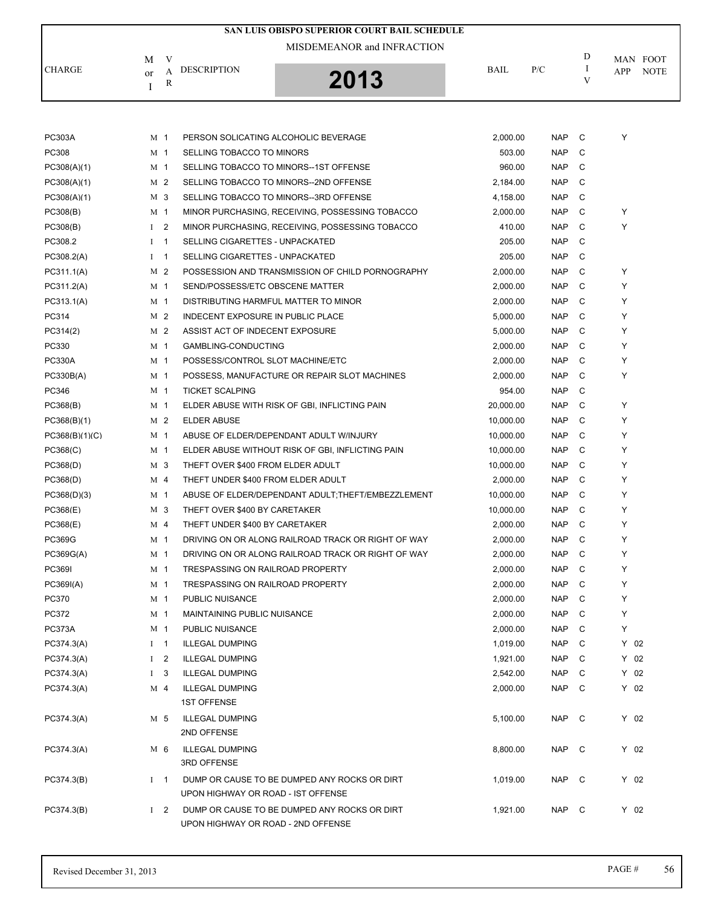# SAN LUIS OBISPO SUPERIOR COURT BAIL SCHEDULE

MISDEMEANOR and INFRACTION

2013

| CHARGE | M or I | VAR | DESCRIPTION | BAIL | P/C | DIV | MAN APP | FOOT NOTE |
|---|---|---|---|---|---|---|---|---|
| PC303A | M | 1 | PERSON SOLICATING ALCOHOLIC BEVERAGE | 2,000.00 | NAP | C | Y | |
| PC308 | M | 1 | SELLING TOBACCO TO MINORS | 503.00 | NAP | C | | |
| PC308(A)(1) | M | 1 | SELLING TOBACCO TO MINORS--1ST OFFENSE | 960.00 | NAP | C | | |
| PC308(A)(1) | M | 2 | SELLING TOBACCO TO MINORS--2ND OFFENSE | 2,184.00 | NAP | C | | |
| PC308(A)(1) | M | 3 | SELLING TOBACCO TO MINORS--3RD OFFENSE | 4,158.00 | NAP | C | | |
| PC308(B) | M | 1 | MINOR PURCHASING, RECEIVING, POSSESSING TOBACCO | 2,000.00 | NAP | C | Y | |
| PC308(B) | I | 2 | MINOR PURCHASING, RECEIVING, POSSESSING TOBACCO | 410.00 | NAP | C | Y | |
| PC308.2 | I | 1 | SELLING CIGARETTES - UNPACKATED | 205.00 | NAP | C | | |
| PC308.2(A) | I | 1 | SELLING CIGARETTES - UNPACKATED | 205.00 | NAP | C | | |
| PC311.1(A) | M | 2 | POSSESSION AND TRANSMISSION OF CHILD PORNOGRAPHY | 2,000.00 | NAP | C | Y | |
| PC311.2(A) | M | 1 | SEND/POSSESS/ETC OBSCENE MATTER | 2,000.00 | NAP | C | Y | |
| PC313.1(A) | M | 1 | DISTRIBUTING HARMFUL MATTER TO MINOR | 2,000.00 | NAP | C | Y | |
| PC314 | M | 2 | INDECENT EXPOSURE IN PUBLIC PLACE | 5,000.00 | NAP | C | Y | |
| PC314(2) | M | 2 | ASSIST ACT OF INDECENT EXPOSURE | 5,000.00 | NAP | C | Y | |
| PC330 | M | 1 | GAMBLING-CONDUCTING | 2,000.00 | NAP | C | Y | |
| PC330A | M | 1 | POSSESS/CONTROL SLOT MACHINE/ETC | 2,000.00 | NAP | C | Y | |
| PC330B(A) | M | 1 | POSSESS, MANUFACTURE OR REPAIR SLOT MACHINES | 2,000.00 | NAP | C | Y | |
| PC346 | M | 1 | TICKET SCALPING | 954.00 | NAP | C | | |
| PC368(B) | M | 1 | ELDER ABUSE WITH RISK OF GBI, INFLICTING PAIN | 20,000.00 | NAP | C | Y | |
| PC368(B)(1) | M | 2 | ELDER ABUSE | 10,000.00 | NAP | C | Y | |
| PC368(B)(1)(C) | M | 1 | ABUSE OF ELDER/DEPENDANT ADULT W/INJURY | 10,000.00 | NAP | C | Y | |
| PC368(C) | M | 1 | ELDER ABUSE WITHOUT RISK OF GBI, INFLICTING PAIN | 10,000.00 | NAP | C | Y | |
| PC368(D) | M | 3 | THEFT OVER $400 FROM ELDER ADULT | 10,000.00 | NAP | C | Y | |
| PC368(D) | M | 4 | THEFT UNDER $400 FROM ELDER ADULT | 2,000.00 | NAP | C | Y | |
| PC368(D)(3) | M | 1 | ABUSE OF ELDER/DEPENDANT ADULT;THEFT/EMBEZZLEMENT | 10,000.00 | NAP | C | Y | |
| PC368(E) | M | 3 | THEFT OVER $400 BY CARETAKER | 10,000.00 | NAP | C | Y | |
| PC368(E) | M | 4 | THEFT UNDER $400 BY CARETAKER | 2,000.00 | NAP | C | Y | |
| PC369G | M | 1 | DRIVING ON OR ALONG RAILROAD TRACK OR RIGHT OF WAY | 2,000.00 | NAP | C | Y | |
| PC369G(A) | M | 1 | DRIVING ON OR ALONG RAILROAD TRACK OR RIGHT OF WAY | 2,000.00 | NAP | C | Y | |
| PC369I | M | 1 | TRESPASSING ON RAILROAD PROPERTY | 2,000.00 | NAP | C | Y | |
| PC369I(A) | M | 1 | TRESPASSING ON RAILROAD PROPERTY | 2,000.00 | NAP | C | Y | |
| PC370 | M | 1 | PUBLIC NUISANCE | 2,000.00 | NAP | C | Y | |
| PC372 | M | 1 | MAINTAINING PUBLIC NUISANCE | 2,000.00 | NAP | C | Y | |
| PC373A | M | 1 | PUBLIC NUISANCE | 2,000.00 | NAP | C | Y | |
| PC374.3(A) | I | 1 | ILLEGAL DUMPING | 1,019.00 | NAP | C | Y | 02 |
| PC374.3(A) | I | 2 | ILLEGAL DUMPING | 1,921.00 | NAP | C | Y | 02 |
| PC374.3(A) | I | 3 | ILLEGAL DUMPING | 2,542.00 | NAP | C | Y | 02 |
| PC374.3(A) | M | 4 | ILLEGAL DUMPING 1ST OFFENSE | 2,000.00 | NAP | C | Y | 02 |
| PC374.3(A) | M | 5 | ILLEGAL DUMPING 2ND OFFENSE | 5,100.00 | NAP | C | Y | 02 |
| PC374.3(A) | M | 6 | ILLEGAL DUMPING 3RD OFFENSE | 8,800.00 | NAP | C | Y | 02 |
| PC374.3(B) | I | 1 | DUMP OR CAUSE TO BE DUMPED ANY ROCKS OR DIRT UPON HIGHWAY OR ROAD - IST OFFENSE | 1,019.00 | NAP | C | Y | 02 |
| PC374.3(B) | I | 2 | DUMP OR CAUSE TO BE DUMPED ANY ROCKS OR DIRT UPON HIGHWAY OR ROAD - 2ND OFFENSE | 1,921.00 | NAP | C | Y | 02 |

Revised December 31, 2013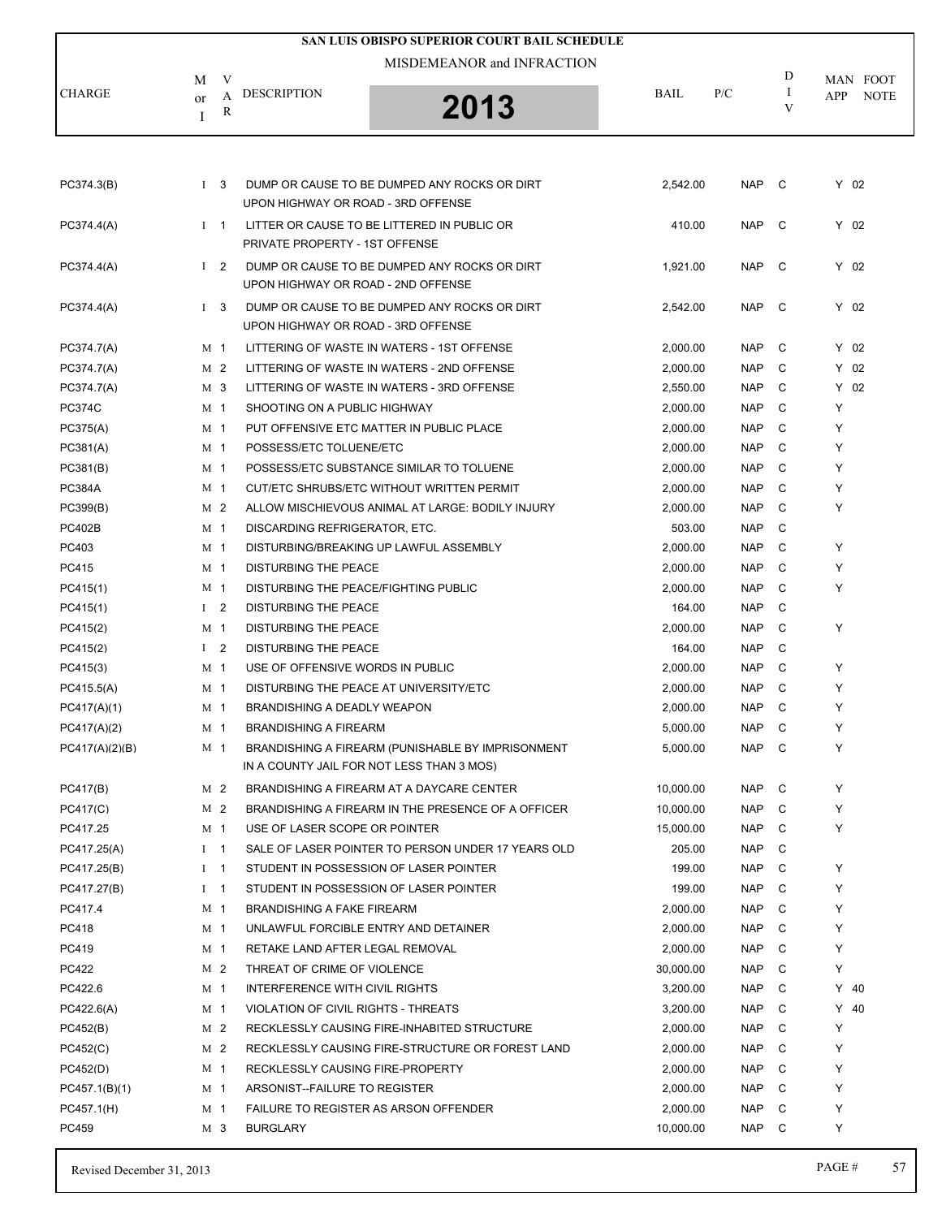# SAN LUIS OBISPO SUPERIOR COURT BAIL SCHEDULE

MISDEMEANOR and INFRACTION

**2013**

| CHARGE | M or I | VAR | DESCRIPTION | BAIL | P/C | DIV | MAN APP | FOOT NOTE |
|---|---|---|---|---|---|---|---|---|
| PC374.3(B) | I | 3 | DUMP OR CAUSE TO BE DUMPED ANY ROCKS OR DIRT UPON HIGHWAY OR ROAD - 3RD OFFENSE | 2,542.00 | NAP | C | Y | 02 |
| PC374.4(A) | I | 1 | LITTER OR CAUSE TO BE LITTERED IN PUBLIC OR PRIVATE PROPERTY - 1ST OFFENSE | 410.00 | NAP | C | Y | 02 |
| PC374.4(A) | I | 2 | DUMP OR CAUSE TO BE DUMPED ANY ROCKS OR DIRT UPON HIGHWAY OR ROAD - 2ND OFFENSE | 1,921.00 | NAP | C | Y | 02 |
| PC374.4(A) | I | 3 | DUMP OR CAUSE TO BE DUMPED ANY ROCKS OR DIRT UPON HIGHWAY OR ROAD - 3RD OFFENSE | 2,542.00 | NAP | C | Y | 02 |
| PC374.7(A) | M | 1 | LITTERING OF WASTE IN WATERS - 1ST OFFENSE | 2,000.00 | NAP | C | Y | 02 |
| PC374.7(A) | M | 2 | LITTERING OF WASTE IN WATERS - 2ND OFFENSE | 2,000.00 | NAP | C | Y | 02 |
| PC374.7(A) | M | 3 | LITTERING OF WASTE IN WATERS - 3RD OFFENSE | 2,550.00 | NAP | C | Y | 02 |
| PC374C | M | 1 | SHOOTING ON A PUBLIC HIGHWAY | 2,000.00 | NAP | C | Y | |
| PC375(A) | M | 1 | PUT OFFENSIVE ETC MATTER IN PUBLIC PLACE | 2,000.00 | NAP | C | Y | |
| PC381(A) | M | 1 | POSSESS/ETC TOLUENE/ETC | 2,000.00 | NAP | C | Y | |
| PC381(B) | M | 1 | POSSESS/ETC SUBSTANCE SIMILAR TO TOLUENE | 2,000.00 | NAP | C | Y | |
| PC384A | M | 1 | CUT/ETC SHRUBS/ETC WITHOUT WRITTEN PERMIT | 2,000.00 | NAP | C | Y | |
| PC399(B) | M | 2 | ALLOW MISCHIEVOUS ANIMAL AT LARGE: BODILY INJURY | 2,000.00 | NAP | C | Y | |
| PC402B | M | 1 | DISCARDING REFRIGERATOR, ETC. | 503.00 | NAP | C | | |
| PC403 | M | 1 | DISTURBING/BREAKING UP LAWFUL ASSEMBLY | 2,000.00 | NAP | C | Y | |
| PC415 | M | 1 | DISTURBING THE PEACE | 2,000.00 | NAP | C | Y | |
| PC415(1) | M | 1 | DISTURBING THE PEACE/FIGHTING PUBLIC | 2,000.00 | NAP | C | Y | |
| PC415(1) | I | 2 | DISTURBING THE PEACE | 164.00 | NAP | C | | |
| PC415(2) | M | 1 | DISTURBING THE PEACE | 2,000.00 | NAP | C | Y | |
| PC415(2) | I | 2 | DISTURBING THE PEACE | 164.00 | NAP | C | | |
| PC415(3) | M | 1 | USE OF OFFENSIVE WORDS IN PUBLIC | 2,000.00 | NAP | C | Y | |
| PC415.5(A) | M | 1 | DISTURBING THE PEACE AT UNIVERSITY/ETC | 2,000.00 | NAP | C | Y | |
| PC417(A)(1) | M | 1 | BRANDISHING A DEADLY WEAPON | 2,000.00 | NAP | C | Y | |
| PC417(A)(2) | M | 1 | BRANDISHING A FIREARM | 5,000.00 | NAP | C | Y | |
| PC417(A)(2)(B) | M | 1 | BRANDISHING A FIREARM (PUNISHABLE BY IMPRISONMENT IN A COUNTY JAIL FOR NOT LESS THAN 3 MOS) | 5,000.00 | NAP | C | Y | |
| PC417(B) | M | 2 | BRANDISHING A FIREARM AT A DAYCARE CENTER | 10,000.00 | NAP | C | Y | |
| PC417(C) | M | 2 | BRANDISHING A FIREARM IN THE PRESENCE OF A OFFICER | 10,000.00 | NAP | C | Y | |
| PC417.25 | M | 1 | USE OF LASER SCOPE OR POINTER | 15,000.00 | NAP | C | Y | |
| PC417.25(A) | I | 1 | SALE OF LASER POINTER TO PERSON UNDER 17 YEARS OLD | 205.00 | NAP | C | | |
| PC417.25(B) | I | 1 | STUDENT IN POSSESSION OF LASER POINTER | 199.00 | NAP | C | Y | |
| PC417.27(B) | I | 1 | STUDENT IN POSSESSION OF LASER POINTER | 199.00 | NAP | C | Y | |
| PC417.4 | M | 1 | BRANDISHING A FAKE FIREARM | 2,000.00 | NAP | C | Y | |
| PC418 | M | 1 | UNLAWFUL FORCIBLE ENTRY AND DETAINER | 2,000.00 | NAP | C | Y | |
| PC419 | M | 1 | RETAKE LAND AFTER LEGAL REMOVAL | 2,000.00 | NAP | C | Y | |
| PC422 | M | 2 | THREAT OF CRIME OF VIOLENCE | 30,000.00 | NAP | C | Y | |
| PC422.6 | M | 1 | INTERFERENCE WITH CIVIL RIGHTS | 3,200.00 | NAP | C | Y | 40 |
| PC422.6(A) | M | 1 | VIOLATION OF CIVIL RIGHTS - THREATS | 3,200.00 | NAP | C | Y | 40 |
| PC452(B) | M | 2 | RECKLESSLY CAUSING FIRE-INHABITED STRUCTURE | 2,000.00 | NAP | C | Y | |
| PC452(C) | M | 2 | RECKLESSLY CAUSING FIRE-STRUCTURE OR FOREST LAND | 2,000.00 | NAP | C | Y | |
| PC452(D) | M | 1 | RECKLESSLY CAUSING FIRE-PROPERTY | 2,000.00 | NAP | C | Y | |
| PC457.1(B)(1) | M | 1 | ARSONIST--FAILURE TO REGISTER | 2,000.00 | NAP | C | Y | |
| PC457.1(H) | M | 1 | FAILURE TO REGISTER AS ARSON OFFENDER | 2,000.00 | NAP | C | Y | |
| PC459 | M | 3 | BURGLARY | 10,000.00 | NAP | C | Y | |

Revised December 31, 2013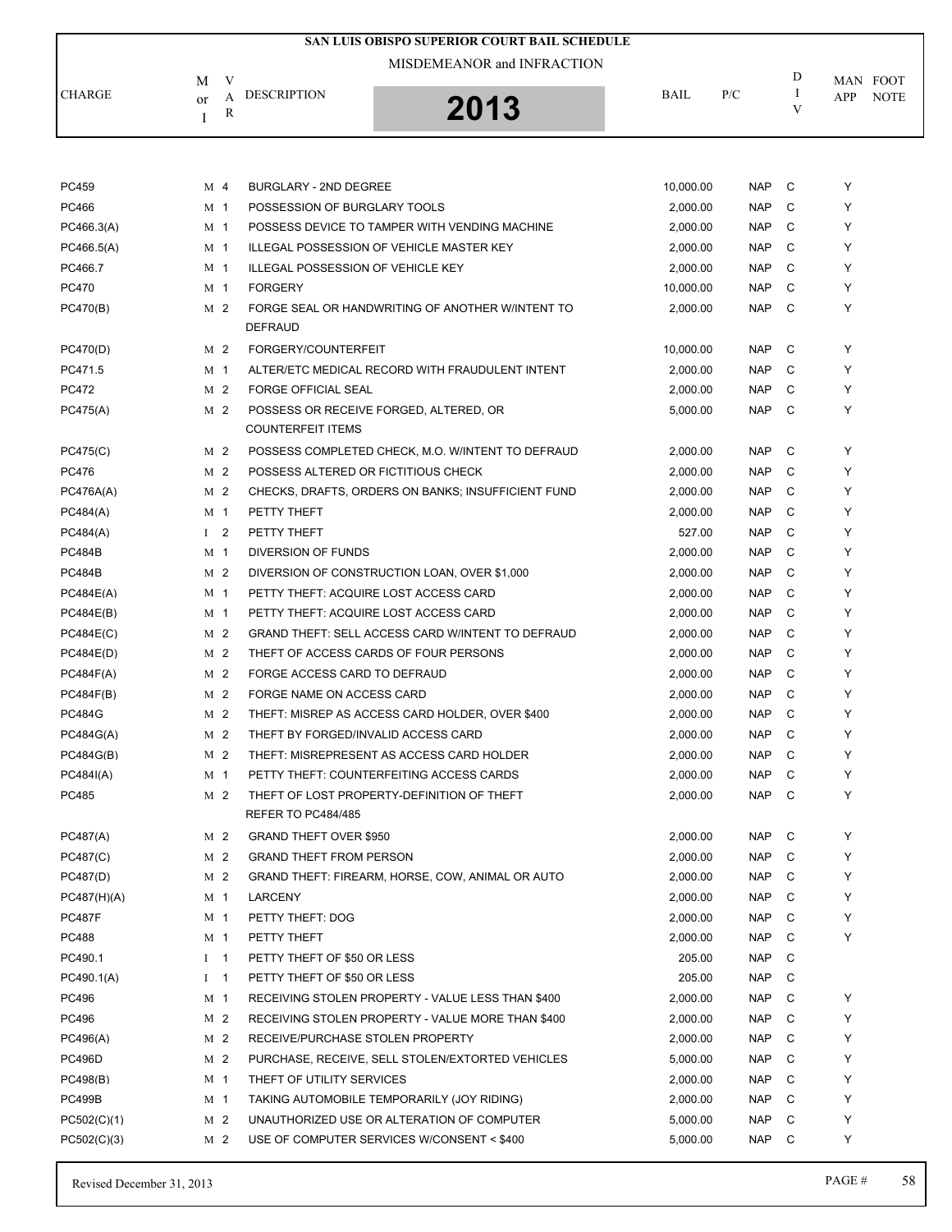# SAN LUIS OBISPO SUPERIOR COURT BAIL SCHEDULE

MISDEMEANOR and INFRACTION

2013

| CHARGE | M or I | VAR | DESCRIPTION | BAIL | P/C | DIV | MAN APP | FOOT NOTE |
|---|---|---|---|---|---|---|---|---|
| PC459 | M | 4 | BURGLARY - 2ND DEGREE | 10,000.00 | NAP | C | Y | |
| PC466 | M | 1 | POSSESSION OF BURGLARY TOOLS | 2,000.00 | NAP | C | Y | |
| PC466.3(A) | M | 1 | POSSESS DEVICE TO TAMPER WITH VENDING MACHINE | 2,000.00 | NAP | C | Y | |
| PC466.5(A) | M | 1 | ILLEGAL POSSESSION OF VEHICLE MASTER KEY | 2,000.00 | NAP | C | Y | |
| PC466.7 | M | 1 | ILLEGAL POSSESSION OF VEHICLE KEY | 2,000.00 | NAP | C | Y | |
| PC470 | M | 1 | FORGERY | 10,000.00 | NAP | C | Y | |
| PC470(B) | M | 2 | FORGE SEAL OR HANDWRITING OF ANOTHER W/INTENT TO DEFRAUD | 2,000.00 | NAP | C | Y | |
| PC470(D) | M | 2 | FORGERY/COUNTERFEIT | 10,000.00 | NAP | C | Y | |
| PC471.5 | M | 1 | ALTER/ETC MEDICAL RECORD WITH FRAUDULENT INTENT | 2,000.00 | NAP | C | Y | |
| PC472 | M | 2 | FORGE OFFICIAL SEAL | 2,000.00 | NAP | C | Y | |
| PC475(A) | M | 2 | POSSESS OR RECEIVE FORGED, ALTERED, OR COUNTERFEIT ITEMS | 5,000.00 | NAP | C | Y | |
| PC475(C) | M | 2 | POSSESS COMPLETED CHECK, M.O. W/INTENT TO DEFRAUD | 2,000.00 | NAP | C | Y | |
| PC476 | M | 2 | POSSESS ALTERED OR FICTITIOUS CHECK | 2,000.00 | NAP | C | Y | |
| PC476A(A) | M | 2 | CHECKS, DRAFTS, ORDERS ON BANKS; INSUFFICIENT FUND | 2,000.00 | NAP | C | Y | |
| PC484(A) | M | 1 | PETTY THEFT | 2,000.00 | NAP | C | Y | |
| PC484(A) | I | 2 | PETTY THEFT | 527.00 | NAP | C | Y | |
| PC484B | M | 1 | DIVERSION OF FUNDS | 2,000.00 | NAP | C | Y | |
| PC484B | M | 2 | DIVERSION OF CONSTRUCTION LOAN, OVER $1,000 | 2,000.00 | NAP | C | Y | |
| PC484E(A) | M | 1 | PETTY THEFT: ACQUIRE LOST ACCESS CARD | 2,000.00 | NAP | C | Y | |
| PC484E(B) | M | 1 | PETTY THEFT: ACQUIRE LOST ACCESS CARD | 2,000.00 | NAP | C | Y | |
| PC484E(C) | M | 2 | GRAND THEFT: SELL ACCESS CARD W/INTENT TO DEFRAUD | 2,000.00 | NAP | C | Y | |
| PC484E(D) | M | 2 | THEFT OF ACCESS CARDS OF FOUR PERSONS | 2,000.00 | NAP | C | Y | |
| PC484F(A) | M | 2 | FORGE ACCESS CARD TO DEFRAUD | 2,000.00 | NAP | C | Y | |
| PC484F(B) | M | 2 | FORGE NAME ON ACCESS CARD | 2,000.00 | NAP | C | Y | |
| PC484G | M | 2 | THEFT: MISREP AS ACCESS CARD HOLDER, OVER $400 | 2,000.00 | NAP | C | Y | |
| PC484G(A) | M | 2 | THEFT BY FORGED/INVALID ACCESS CARD | 2,000.00 | NAP | C | Y | |
| PC484G(B) | M | 2 | THEFT: MISREPRESENT AS ACCESS CARD HOLDER | 2,000.00 | NAP | C | Y | |
| PC484I(A) | M | 1 | PETTY THEFT: COUNTERFEITING ACCESS CARDS | 2,000.00 | NAP | C | Y | |
| PC485 | M | 2 | THEFT OF LOST PROPERTY-DEFINITION OF THEFT REFER TO PC484/485 | 2,000.00 | NAP | C | Y | |
| PC487(A) | M | 2 | GRAND THEFT OVER $950 | 2,000.00 | NAP | C | Y | |
| PC487(C) | M | 2 | GRAND THEFT FROM PERSON | 2,000.00 | NAP | C | Y | |
| PC487(D) | M | 2 | GRAND THEFT: FIREARM, HORSE, COW, ANIMAL OR AUTO | 2,000.00 | NAP | C | Y | |
| PC487(H)(A) | M | 1 | LARCENY | 2,000.00 | NAP | C | Y | |
| PC487F | M | 1 | PETTY THEFT: DOG | 2,000.00 | NAP | C | Y | |
| PC488 | M | 1 | PETTY THEFT | 2,000.00 | NAP | C | Y | |
| PC490.1 | I | 1 | PETTY THEFT OF $50 OR LESS | 205.00 | NAP | C | | |
| PC490.1(A) | I | 1 | PETTY THEFT OF $50 OR LESS | 205.00 | NAP | C | | |
| PC496 | M | 1 | RECEIVING STOLEN PROPERTY - VALUE LESS THAN $400 | 2,000.00 | NAP | C | Y | |
| PC496 | M | 2 | RECEIVING STOLEN PROPERTY - VALUE MORE THAN $400 | 2,000.00 | NAP | C | Y | |
| PC496(A) | M | 2 | RECEIVE/PURCHASE STOLEN PROPERTY | 2,000.00 | NAP | C | Y | |
| PC496D | M | 2 | PURCHASE, RECEIVE, SELL STOLEN/EXTORTED VEHICLES | 5,000.00 | NAP | C | Y | |
| PC498(B) | M | 1 | THEFT OF UTILITY SERVICES | 2,000.00 | NAP | C | Y | |
| PC499B | M | 1 | TAKING AUTOMOBILE TEMPORARILY (JOY RIDING) | 2,000.00 | NAP | C | Y | |
| PC502(C)(1) | M | 2 | UNAUTHORIZED USE OR ALTERATION OF COMPUTER | 5,000.00 | NAP | C | Y | |
| PC502(C)(3) | M | 2 | USE OF COMPUTER SERVICES W/CONSENT < $400 | 5,000.00 | NAP | C | Y | |

Revised December 31, 2013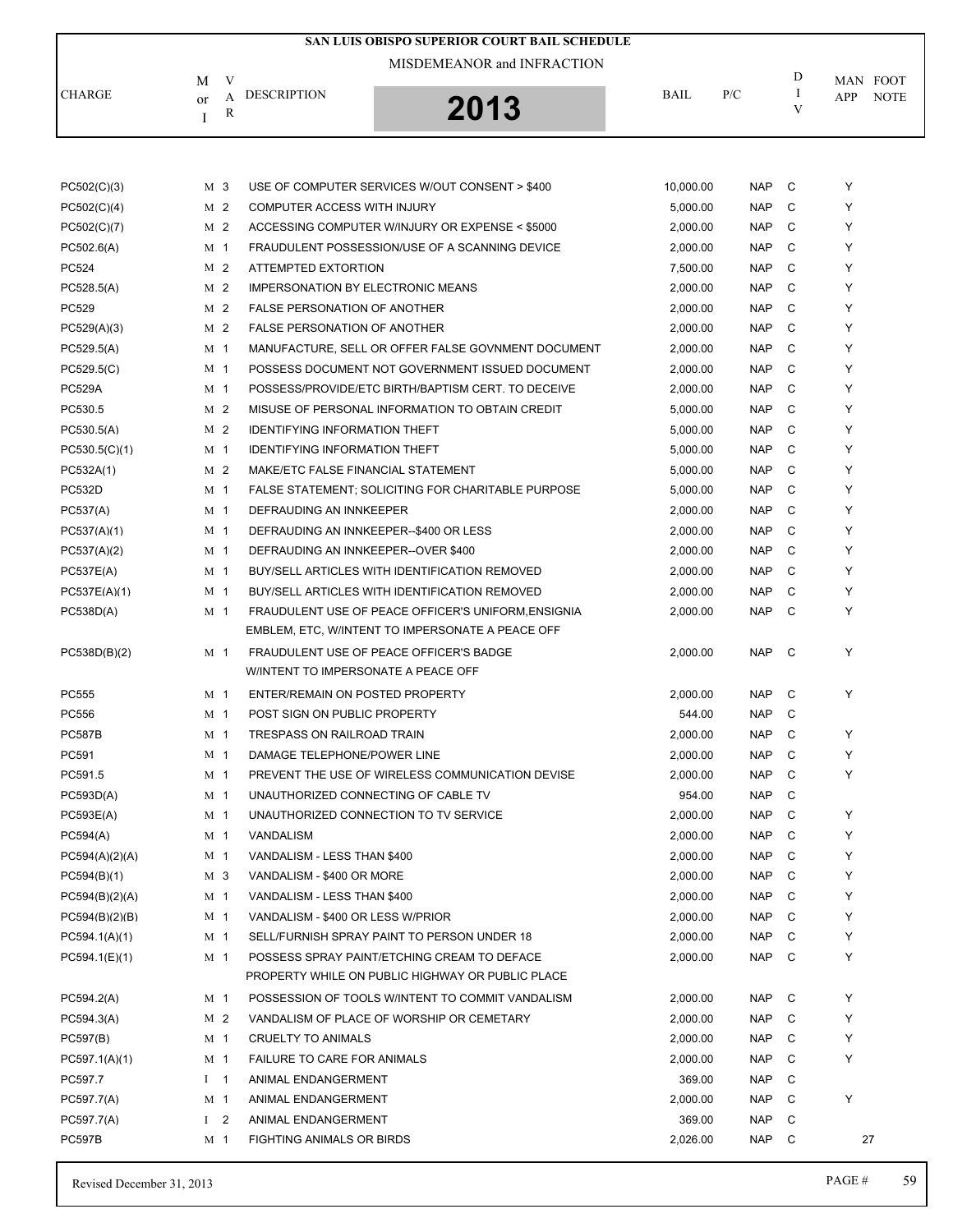# SAN LUIS OBISPO SUPERIOR COURT BAIL SCHEDULE

MISDEMEANOR and INFRACTION

**2013**

| CHARGE | M or I | VAR | DESCRIPTION | BAIL | P/C | DIV | MAN APP | FOOT NOTE |
|---|---|---|---|---|---|---|---|---|
| PC502(C)(3) | M | 3 | USE OF COMPUTER SERVICES W/OUT CONSENT > $400 | 10,000.00 | NAP | C | Y | |
| PC502(C)(4) | M | 2 | COMPUTER ACCESS WITH INJURY | 5,000.00 | NAP | C | Y | |
| PC502(C)(7) | M | 2 | ACCESSING COMPUTER W/INJURY OR EXPENSE < $5000 | 2,000.00 | NAP | C | Y | |
| PC502.6(A) | M | 1 | FRAUDULENT POSSESSION/USE OF A SCANNING DEVICE | 2,000.00 | NAP | C | Y | |
| PC524 | M | 2 | ATTEMPTED EXTORTION | 7,500.00 | NAP | C | Y | |
| PC528.5(A) | M | 2 | IMPERSONATION BY ELECTRONIC MEANS | 2,000.00 | NAP | C | Y | |
| PC529 | M | 2 | FALSE PERSONATION OF ANOTHER | 2,000.00 | NAP | C | Y | |
| PC529(A)(3) | M | 2 | FALSE PERSONATION OF ANOTHER | 2,000.00 | NAP | C | Y | |
| PC529.5(A) | M | 1 | MANUFACTURE, SELL OR OFFER FALSE GOVNMENT DOCUMENT | 2,000.00 | NAP | C | Y | |
| PC529.5(C) | M | 1 | POSSESS DOCUMENT NOT GOVERNMENT ISSUED DOCUMENT | 2,000.00 | NAP | C | Y | |
| PC529A | M | 1 | POSSESS/PROVIDE/ETC BIRTH/BAPTISM CERT. TO DECEIVE | 2,000.00 | NAP | C | Y | |
| PC530.5 | M | 2 | MISUSE OF PERSONAL INFORMATION TO OBTAIN CREDIT | 5,000.00 | NAP | C | Y | |
| PC530.5(A) | M | 2 | IDENTIFYING INFORMATION THEFT | 5,000.00 | NAP | C | Y | |
| PC530.5(C)(1) | M | 1 | IDENTIFYING INFORMATION THEFT | 5,000.00 | NAP | C | Y | |
| PC532A(1) | M | 2 | MAKE/ETC FALSE FINANCIAL STATEMENT | 5,000.00 | NAP | C | Y | |
| PC532D | M | 1 | FALSE STATEMENT; SOLICITING FOR CHARITABLE PURPOSE | 5,000.00 | NAP | C | Y | |
| PC537(A) | M | 1 | DEFRAUDING AN INNKEEPER | 2,000.00 | NAP | C | Y | |
| PC537(A)(1) | M | 1 | DEFRAUDING AN INNKEEPER--$400 OR LESS | 2,000.00 | NAP | C | Y | |
| PC537(A)(2) | M | 1 | DEFRAUDING AN INNKEEPER--OVER $400 | 2,000.00 | NAP | C | Y | |
| PC537E(A) | M | 1 | BUY/SELL ARTICLES WITH IDENTIFICATION REMOVED | 2,000.00 | NAP | C | Y | |
| PC537E(A)(1) | M | 1 | BUY/SELL ARTICLES WITH IDENTIFICATION REMOVED | 2,000.00 | NAP | C | Y | |
| PC538D(A) | M | 1 | FRAUDULENT USE OF PEACE OFFICER'S UNIFORM,ENSIGNIA EMBLEM, ETC, W/INTENT TO IMPERSONATE A PEACE OFF | 2,000.00 | NAP | C | Y | |
| PC538D(B)(2) | M | 1 | FRAUDULENT USE OF PEACE OFFICER'S BADGE W/INTENT TO IMPERSONATE A PEACE OFF | 2,000.00 | NAP | C | Y | |
| PC555 | M | 1 | ENTER/REMAIN ON POSTED PROPERTY | 2,000.00 | NAP | C | Y | |
| PC556 | M | 1 | POST SIGN ON PUBLIC PROPERTY | 544.00 | NAP | C | | |
| PC587B | M | 1 | TRESPASS ON RAILROAD TRAIN | 2,000.00 | NAP | C | Y | |
| PC591 | M | 1 | DAMAGE TELEPHONE/POWER LINE | 2,000.00 | NAP | C | Y | |
| PC591.5 | M | 1 | PREVENT THE USE OF WIRELESS COMMUNICATION DEVISE | 2,000.00 | NAP | C | Y | |
| PC593D(A) | M | 1 | UNAUTHORIZED CONNECTING OF CABLE TV | 954.00 | NAP | C | | |
| PC593E(A) | M | 1 | UNAUTHORIZED CONNECTION TO TV SERVICE | 2,000.00 | NAP | C | Y | |
| PC594(A) | M | 1 | VANDALISM | 2,000.00 | NAP | C | Y | |
| PC594(A)(2)(A) | M | 1 | VANDALISM - LESS THAN $400 | 2,000.00 | NAP | C | Y | |
| PC594(B)(1) | M | 3 | VANDALISM - $400 OR MORE | 2,000.00 | NAP | C | Y | |
| PC594(B)(2)(A) | M | 1 | VANDALISM - LESS THAN $400 | 2,000.00 | NAP | C | Y | |
| PC594(B)(2)(B) | M | 1 | VANDALISM - $400 OR LESS W/PRIOR | 2,000.00 | NAP | C | Y | |
| PC594.1(A)(1) | M | 1 | SELL/FURNISH SPRAY PAINT TO PERSON UNDER 18 | 2,000.00 | NAP | C | Y | |
| PC594.1(E)(1) | M | 1 | POSSESS SPRAY PAINT/ETCHING CREAM TO DEFACE PROPERTY WHILE ON PUBLIC HIGHWAY OR PUBLIC PLACE | 2,000.00 | NAP | C | Y | |
| PC594.2(A) | M | 1 | POSSESSION OF TOOLS W/INTENT TO COMMIT VANDALISM | 2,000.00 | NAP | C | Y | |
| PC594.3(A) | M | 2 | VANDALISM OF PLACE OF WORSHIP OR CEMETARY | 2,000.00 | NAP | C | Y | |
| PC597(B) | M | 1 | CRUELTY TO ANIMALS | 2,000.00 | NAP | C | Y | |
| PC597.1(A)(1) | M | 1 | FAILURE TO CARE FOR ANIMALS | 2,000.00 | NAP | C | Y | |
| PC597.7 | I | 1 | ANIMAL ENDANGERMENT | 369.00 | NAP | C | | |
| PC597.7(A) | M | 1 | ANIMAL ENDANGERMENT | 2,000.00 | NAP | C | Y | |
| PC597.7(A) | I | 2 | ANIMAL ENDANGERMENT | 369.00 | NAP | C | | |
| PC597B | M | 1 | FIGHTING ANIMALS OR BIRDS | 2,026.00 | NAP | C | | 27 |

Revised December 31, 2013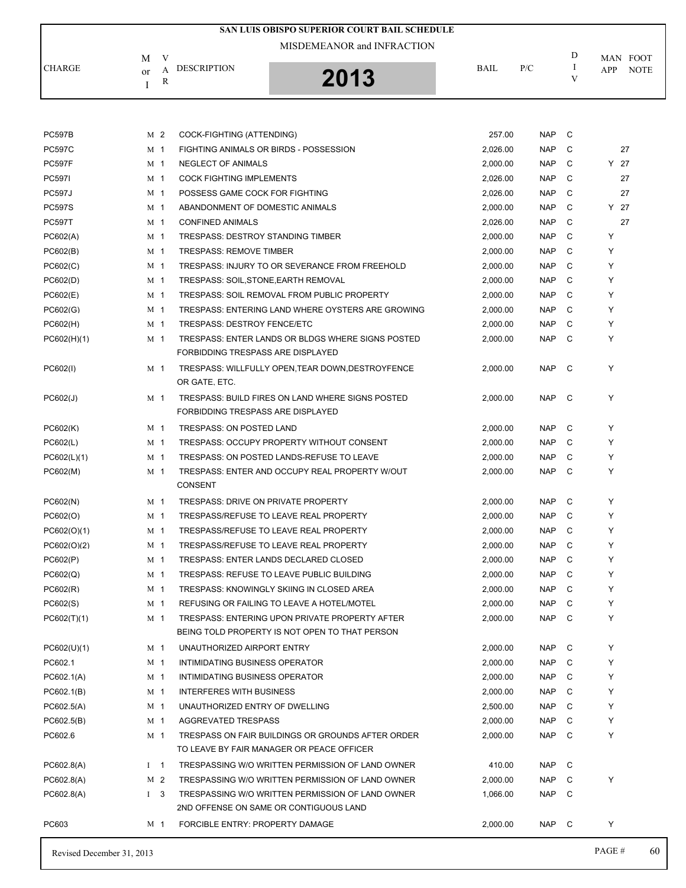# SAN LUIS OBISPO SUPERIOR COURT BAIL SCHEDULE

MISDEMEANOR and INFRACTION

**2013**

| CHARGE | M or I | VAR | DESCRIPTION | BAIL | P/C | DIV | MAN APP | FOOT NOTE |
|---|---|---|---|---|---|---|---|---|
| PC597B | M | 2 | COCK-FIGHTING (ATTENDING) | 257.00 | NAP | C | | |
| PC597C | M | 1 | FIGHTING ANIMALS OR BIRDS - POSSESSION | 2,026.00 | NAP | C | | 27 |
| PC597F | M | 1 | NEGLECT OF ANIMALS | 2,000.00 | NAP | C | Y | 27 |
| PC597I | M | 1 | COCK FIGHTING IMPLEMENTS | 2,026.00 | NAP | C | | 27 |
| PC597J | M | 1 | POSSESS GAME COCK FOR FIGHTING | 2,026.00 | NAP | C | | 27 |
| PC597S | M | 1 | ABANDONMENT OF DOMESTIC ANIMALS | 2,000.00 | NAP | C | Y | 27 |
| PC597T | M | 1 | CONFINED ANIMALS | 2,026.00 | NAP | C | | 27 |
| PC602(A) | M | 1 | TRESPASS: DESTROY STANDING TIMBER | 2,000.00 | NAP | C | Y | |
| PC602(B) | M | 1 | TRESPASS: REMOVE TIMBER | 2,000.00 | NAP | C | Y | |
| PC602(C) | M | 1 | TRESPASS: INJURY TO OR SEVERANCE FROM FREEHOLD | 2,000.00 | NAP | C | Y | |
| PC602(D) | M | 1 | TRESPASS: SOIL,STONE,EARTH REMOVAL | 2,000.00 | NAP | C | Y | |
| PC602(E) | M | 1 | TRESPASS: SOIL REMOVAL FROM PUBLIC PROPERTY | 2,000.00 | NAP | C | Y | |
| PC602(G) | M | 1 | TRESPASS: ENTERING LAND WHERE OYSTERS ARE GROWING | 2,000.00 | NAP | C | Y | |
| PC602(H) | M | 1 | TRESPASS: DESTROY FENCE/ETC | 2,000.00 | NAP | C | Y | |
| PC602(H)(1) | M | 1 | TRESPASS: ENTER LANDS OR BLDGS WHERE SIGNS POSTED FORBIDDING TRESPASS ARE DISPLAYED | 2,000.00 | NAP | C | Y | |
| PC602(I) | M | 1 | TRESPASS: WILLFULLY OPEN,TEAR DOWN,DESTROYFENCE OR GATE, ETC. | 2,000.00 | NAP | C | Y | |
| PC602(J) | M | 1 | TRESPASS: BUILD FIRES ON LAND WHERE SIGNS POSTED FORBIDDING TRESPASS ARE DISPLAYED | 2,000.00 | NAP | C | Y | |
| PC602(K) | M | 1 | TRESPASS: ON POSTED LAND | 2,000.00 | NAP | C | Y | |
| PC602(L) | M | 1 | TRESPASS: OCCUPY PROPERTY WITHOUT CONSENT | 2,000.00 | NAP | C | Y | |
| PC602(L)(1) | M | 1 | TRESPASS: ON POSTED LANDS-REFUSE TO LEAVE | 2,000.00 | NAP | C | Y | |
| PC602(M) | M | 1 | TRESPASS: ENTER AND OCCUPY REAL PROPERTY W/OUT CONSENT | 2,000.00 | NAP | C | Y | |
| PC602(N) | M | 1 | TRESPASS: DRIVE ON PRIVATE PROPERTY | 2,000.00 | NAP | C | Y | |
| PC602(O) | M | 1 | TRESPASS/REFUSE TO LEAVE REAL PROPERTY | 2,000.00 | NAP | C | Y | |
| PC602(O)(1) | M | 1 | TRESPASS/REFUSE TO LEAVE REAL PROPERTY | 2,000.00 | NAP | C | Y | |
| PC602(O)(2) | M | 1 | TRESPASS/REFUSE TO LEAVE REAL PROPERTY | 2,000.00 | NAP | C | Y | |
| PC602(P) | M | 1 | TRESPASS: ENTER LANDS DECLARED CLOSED | 2,000.00 | NAP | C | Y | |
| PC602(Q) | M | 1 | TRESPASS: REFUSE TO LEAVE PUBLIC BUILDING | 2,000.00 | NAP | C | Y | |
| PC602(R) | M | 1 | TRESPASS: KNOWINGLY SKIING IN CLOSED AREA | 2,000.00 | NAP | C | Y | |
| PC602(S) | M | 1 | REFUSING OR FAILING TO LEAVE A HOTEL/MOTEL | 2,000.00 | NAP | C | Y | |
| PC602(T)(1) | M | 1 | TRESPASS: ENTERING UPON PRIVATE PROPERTY AFTER BEING TOLD PROPERTY IS NOT OPEN TO THAT PERSON | 2,000.00 | NAP | C | Y | |
| PC602(U)(1) | M | 1 | UNAUTHORIZED AIRPORT ENTRY | 2,000.00 | NAP | C | Y | |
| PC602.1 | M | 1 | INTIMIDATING BUSINESS OPERATOR | 2,000.00 | NAP | C | Y | |
| PC602.1(A) | M | 1 | INTIMIDATING BUSINESS OPERATOR | 2,000.00 | NAP | C | Y | |
| PC602.1(B) | M | 1 | INTERFERES WITH BUSINESS | 2,000.00 | NAP | C | Y | |
| PC602.5(A) | M | 1 | UNAUTHORIZED ENTRY OF DWELLING | 2,500.00 | NAP | C | Y | |
| PC602.5(B) | M | 1 | AGGREVATED TRESPASS | 2,000.00 | NAP | C | Y | |
| PC602.6 | M | 1 | TRESPASS ON FAIR BUILDINGS OR GROUNDS AFTER ORDER TO LEAVE BY FAIR MANAGER OR PEACE OFFICER | 2,000.00 | NAP | C | Y | |
| PC602.8(A) | I | 1 | TRESPASSING W/O WRITTEN PERMISSION OF LAND OWNER | 410.00 | NAP | C | | |
| PC602.8(A) | M | 2 | TRESPASSING W/O WRITTEN PERMISSION OF LAND OWNER | 2,000.00 | NAP | C | Y | |
| PC602.8(A) | I | 3 | TRESPASSING W/O WRITTEN PERMISSION OF LAND OWNER 2ND OFFENSE ON SAME OR CONTIGUOUS LAND | 1,066.00 | NAP | C | | |
| PC603 | M | 1 | FORCIBLE ENTRY: PROPERTY DAMAGE | 2,000.00 | NAP | C | Y | |

Revised December 31, 2013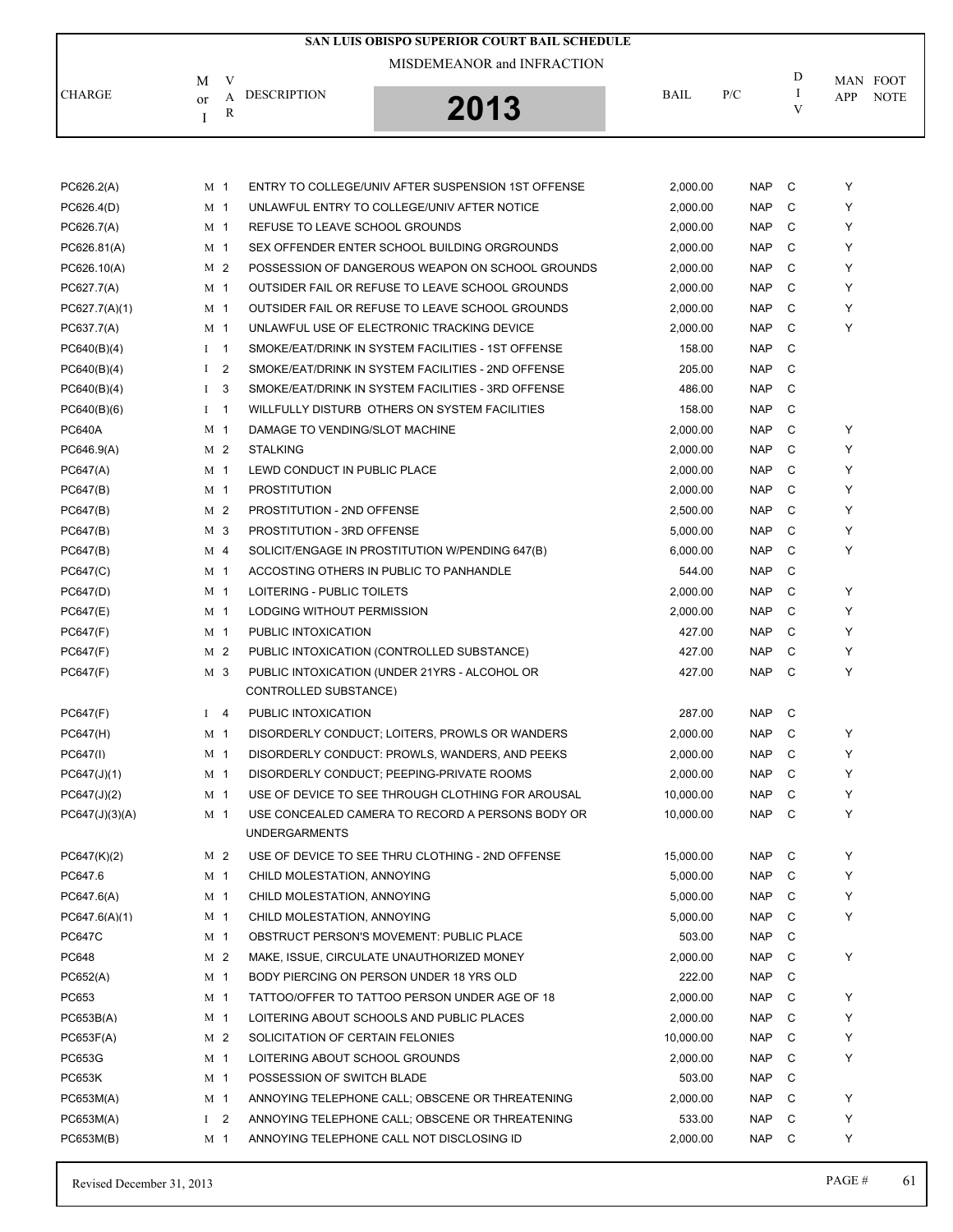# SAN LUIS OBISPO SUPERIOR COURT BAIL SCHEDULE

MISDEMEANOR and INFRACTION

**2013**

| CHARGE | M or I | VAR | DESCRIPTION | BAIL | P/C | DIV | MAN APP | FOOT NOTE |
|---|---|---|---|---|---|---|---|---|
| PC626.2(A) | M | 1 | ENTRY TO COLLEGE/UNIV AFTER SUSPENSION 1ST OFFENSE | 2,000.00 | NAP | C | Y | |
| PC626.4(D) | M | 1 | UNLAWFUL ENTRY TO COLLEGE/UNIV AFTER NOTICE | 2,000.00 | NAP | C | Y | |
| PC626.7(A) | M | 1 | REFUSE TO LEAVE SCHOOL GROUNDS | 2,000.00 | NAP | C | Y | |
| PC626.81(A) | M | 1 | SEX OFFENDER ENTER SCHOOL BUILDING ORGROUNDS | 2,000.00 | NAP | C | Y | |
| PC626.10(A) | M | 2 | POSSESSION OF DANGEROUS WEAPON ON SCHOOL GROUNDS | 2,000.00 | NAP | C | Y | |
| PC627.7(A) | M | 1 | OUTSIDER FAIL OR REFUSE TO LEAVE SCHOOL GROUNDS | 2,000.00 | NAP | C | Y | |
| PC627.7(A)(1) | M | 1 | OUTSIDER FAIL OR REFUSE TO LEAVE SCHOOL GROUNDS | 2,000.00 | NAP | C | Y | |
| PC637.7(A) | M | 1 | UNLAWFUL USE OF ELECTRONIC TRACKING DEVICE | 2,000.00 | NAP | C | Y | |
| PC640(B)(4) | I | 1 | SMOKE/EAT/DRINK IN SYSTEM FACILITIES - 1ST OFFENSE | 158.00 | NAP | C | | |
| PC640(B)(4) | I | 2 | SMOKE/EAT/DRINK IN SYSTEM FACILITIES - 2ND OFFENSE | 205.00 | NAP | C | | |
| PC640(B)(4) | I | 3 | SMOKE/EAT/DRINK IN SYSTEM FACILITIES - 3RD OFFENSE | 486.00 | NAP | C | | |
| PC640(B)(6) | I | 1 | WILLFULLY DISTURB OTHERS ON SYSTEM FACILITIES | 158.00 | NAP | C | | |
| PC640A | M | 1 | DAMAGE TO VENDING/SLOT MACHINE | 2,000.00 | NAP | C | Y | |
| PC646.9(A) | M | 2 | STALKING | 2,000.00 | NAP | C | Y | |
| PC647(A) | M | 1 | LEWD CONDUCT IN PUBLIC PLACE | 2,000.00 | NAP | C | Y | |
| PC647(B) | M | 1 | PROSTITUTION | 2,000.00 | NAP | C | Y | |
| PC647(B) | M | 2 | PROSTITUTION - 2ND OFFENSE | 2,500.00 | NAP | C | Y | |
| PC647(B) | M | 3 | PROSTITUTION - 3RD OFFENSE | 5,000.00 | NAP | C | Y | |
| PC647(B) | M | 4 | SOLICIT/ENGAGE IN PROSTITUTION W/PENDING 647(B) | 6,000.00 | NAP | C | Y | |
| PC647(C) | M | 1 | ACCOSTING OTHERS IN PUBLIC TO PANHANDLE | 544.00 | NAP | C | | |
| PC647(D) | M | 1 | LOITERING - PUBLIC TOILETS | 2,000.00 | NAP | C | Y | |
| PC647(E) | M | 1 | LODGING WITHOUT PERMISSION | 2,000.00 | NAP | C | Y | |
| PC647(F) | M | 1 | PUBLIC INTOXICATION | 427.00 | NAP | C | Y | |
| PC647(F) | M | 2 | PUBLIC INTOXICATION (CONTROLLED SUBSTANCE) | 427.00 | NAP | C | Y | |
| PC647(F) | M | 3 | PUBLIC INTOXICATION (UNDER 21YRS - ALCOHOL OR CONTROLLED SUBSTANCE) | 427.00 | NAP | C | Y | |
| PC647(F) | I | 4 | PUBLIC INTOXICATION | 287.00 | NAP | C | | |
| PC647(H) | M | 1 | DISORDERLY CONDUCT; LOITERS, PROWLS OR WANDERS | 2,000.00 | NAP | C | Y | |
| PC647(I) | M | 1 | DISORDERLY CONDUCT: PROWLS, WANDERS, AND PEEKS | 2,000.00 | NAP | C | Y | |
| PC647(J)(1) | M | 1 | DISORDERLY CONDUCT; PEEPING-PRIVATE ROOMS | 2,000.00 | NAP | C | Y | |
| PC647(J)(2) | M | 1 | USE OF DEVICE TO SEE THROUGH CLOTHING FOR AROUSAL | 10,000.00 | NAP | C | Y | |
| PC647(J)(3)(A) | M | 1 | USE CONCEALED CAMERA TO RECORD A PERSONS BODY OR UNDERGARMENTS | 10,000.00 | NAP | C | Y | |
| PC647(K)(2) | M | 2 | USE OF DEVICE TO SEE THRU CLOTHING - 2ND OFFENSE | 15,000.00 | NAP | C | Y | |
| PC647.6 | M | 1 | CHILD MOLESTATION, ANNOYING | 5,000.00 | NAP | C | Y | |
| PC647.6(A) | M | 1 | CHILD MOLESTATION, ANNOYING | 5,000.00 | NAP | C | Y | |
| PC647.6(A)(1) | M | 1 | CHILD MOLESTATION, ANNOYING | 5,000.00 | NAP | C | Y | |
| PC647C | M | 1 | OBSTRUCT PERSON'S MOVEMENT: PUBLIC PLACE | 503.00 | NAP | C | | |
| PC648 | M | 2 | MAKE, ISSUE, CIRCULATE UNAUTHORIZED MONEY | 2,000.00 | NAP | C | Y | |
| PC652(A) | M | 1 | BODY PIERCING ON PERSON UNDER 18 YRS OLD | 222.00 | NAP | C | | |
| PC653 | M | 1 | TATTOO/OFFER TO TATTOO PERSON UNDER AGE OF 18 | 2,000.00 | NAP | C | Y | |
| PC653B(A) | M | 1 | LOITERING ABOUT SCHOOLS AND PUBLIC PLACES | 2,000.00 | NAP | C | Y | |
| PC653F(A) | M | 2 | SOLICITATION OF CERTAIN FELONIES | 10,000.00 | NAP | C | Y | |
| PC653G | M | 1 | LOITERING ABOUT SCHOOL GROUNDS | 2,000.00 | NAP | C | Y | |
| PC653K | M | 1 | POSSESSION OF SWITCH BLADE | 503.00 | NAP | C | | |
| PC653M(A) | M | 1 | ANNOYING TELEPHONE CALL; OBSCENE OR THREATENING | 2,000.00 | NAP | C | Y | |
| PC653M(A) | I | 2 | ANNOYING TELEPHONE CALL; OBSCENE OR THREATENING | 533.00 | NAP | C | Y | |
| PC653M(B) | M | 1 | ANNOYING TELEPHONE CALL NOT DISCLOSING ID | 2,000.00 | NAP | C | Y | |

Revised December 31, 2013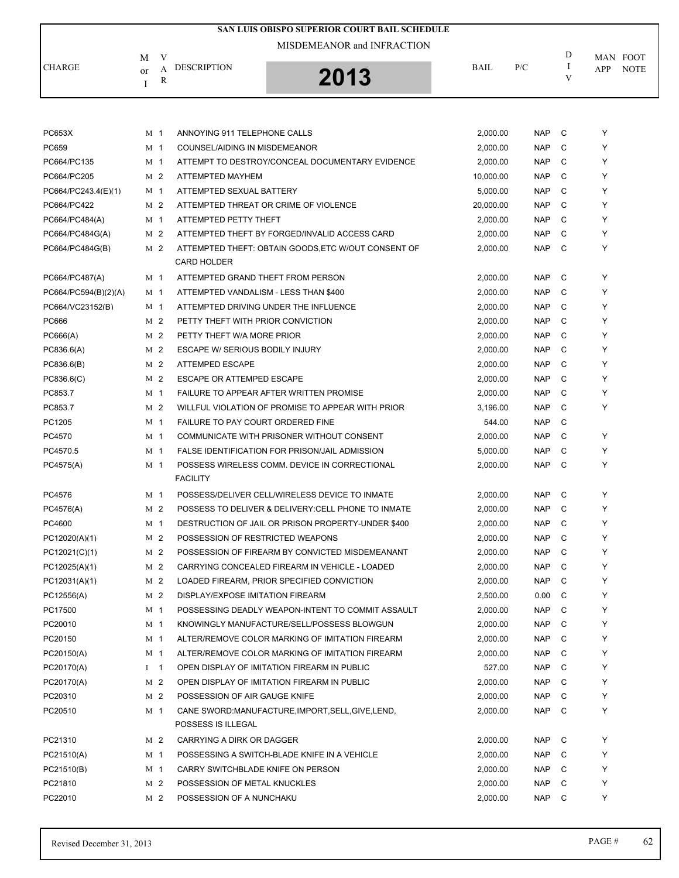# SAN LUIS OBISPO SUPERIOR COURT BAIL SCHEDULE

MISDEMEANOR and INFRACTION

2013

| CHARGE | M or I | VAR | DESCRIPTION | BAIL | P/C | DIV | MAN APP | FOOT NOTE |
|---|---|---|---|---|---|---|---|---|
| PC653X | M | 1 | ANNOYING 911 TELEPHONE CALLS | 2,000.00 | NAP | C | Y | |
| PC659 | M | 1 | COUNSEL/AIDING IN MISDEMEANOR | 2,000.00 | NAP | C | Y | |
| PC664/PC135 | M | 1 | ATTEMPT TO DESTROY/CONCEAL DOCUMENTARY EVIDENCE | 2,000.00 | NAP | C | Y | |
| PC664/PC205 | M | 2 | ATTEMPTED MAYHEM | 10,000.00 | NAP | C | Y | |
| PC664/PC243.4(E)(1) | M | 1 | ATTEMPTED SEXUAL BATTERY | 5,000.00 | NAP | C | Y | |
| PC664/PC422 | M | 2 | ATTEMPTED THREAT OR CRIME OF VIOLENCE | 20,000.00 | NAP | C | Y | |
| PC664/PC484(A) | M | 1 | ATTEMPTED PETTY THEFT | 2,000.00 | NAP | C | Y | |
| PC664/PC484G(A) | M | 2 | ATTEMPTED THEFT BY FORGED/INVALID ACCESS CARD | 2,000.00 | NAP | C | Y | |
| PC664/PC484G(B) | M | 2 | ATTEMPTED THEFT: OBTAIN GOODS,ETC W/OUT CONSENT OF CARD HOLDER | 2,000.00 | NAP | C | Y | |
| PC664/PC487(A) | M | 1 | ATTEMPTED GRAND THEFT FROM PERSON | 2,000.00 | NAP | C | Y | |
| PC664/PC594(B)(2)(A) | M | 1 | ATTEMPTED VANDALISM - LESS THAN $400 | 2,000.00 | NAP | C | Y | |
| PC664/VC23152(B) | M | 1 | ATTEMPTED DRIVING UNDER THE INFLUENCE | 2,000.00 | NAP | C | Y | |
| PC666 | M | 2 | PETTY THEFT WITH PRIOR CONVICTION | 2,000.00 | NAP | C | Y | |
| PC666(A) | M | 2 | PETTY THEFT W/A MORE PRIOR | 2,000.00 | NAP | C | Y | |
| PC836.6(A) | M | 2 | ESCAPE W/ SERIOUS BODILY INJURY | 2,000.00 | NAP | C | Y | |
| PC836.6(B) | M | 2 | ATTEMPED ESCAPE | 2,000.00 | NAP | C | Y | |
| PC836.6(C) | M | 2 | ESCAPE OR ATTEMPED ESCAPE | 2,000.00 | NAP | C | Y | |
| PC853.7 | M | 1 | FAILURE TO APPEAR AFTER WRITTEN PROMISE | 2,000.00 | NAP | C | Y | |
| PC853.7 | M | 2 | WILLFUL VIOLATION OF PROMISE TO APPEAR WITH PRIOR | 3,196.00 | NAP | C | Y | |
| PC1205 | M | 1 | FAILURE TO PAY COURT ORDERED FINE | 544.00 | NAP | C | | |
| PC4570 | M | 1 | COMMUNICATE WITH PRISONER WITHOUT CONSENT | 2,000.00 | NAP | C | Y | |
| PC4570.5 | M | 1 | FALSE IDENTIFICATION FOR PRISON/JAIL ADMISSION | 5,000.00 | NAP | C | Y | |
| PC4575(A) | M | 1 | POSSESS WIRELESS COMM. DEVICE IN CORRECTIONAL FACILITY | 2,000.00 | NAP | C | Y | |
| PC4576 | M | 1 | POSSESS/DELIVER CELL/WIRELESS DEVICE TO INMATE | 2,000.00 | NAP | C | Y | |
| PC4576(A) | M | 2 | POSSESS TO DELIVER & DELIVERY:CELL PHONE TO INMATE | 2,000.00 | NAP | C | Y | |
| PC4600 | M | 1 | DESTRUCTION OF JAIL OR PRISON PROPERTY-UNDER $400 | 2,000.00 | NAP | C | Y | |
| PC12020(A)(1) | M | 2 | POSSESSION OF RESTRICTED WEAPONS | 2,000.00 | NAP | C | Y | |
| PC12021(C)(1) | M | 2 | POSSESSION OF FIREARM BY CONVICTED MISDEMEANANT | 2,000.00 | NAP | C | Y | |
| PC12025(A)(1) | M | 2 | CARRYING CONCEALED FIREARM IN VEHICLE - LOADED | 2,000.00 | NAP | C | Y | |
| PC12031(A)(1) | M | 2 | LOADED FIREARM, PRIOR SPECIFIED CONVICTION | 2,000.00 | NAP | C | Y | |
| PC12556(A) | M | 2 | DISPLAY/EXPOSE IMITATION FIREARM | 2,500.00 | 0.00 | C | Y | |
| PC17500 | M | 1 | POSSESSING DEADLY WEAPON-INTENT TO COMMIT ASSAULT | 2,000.00 | NAP | C | Y | |
| PC20010 | M | 1 | KNOWINGLY MANUFACTURE/SELL/POSSESS BLOWGUN | 2,000.00 | NAP | C | Y | |
| PC20150 | M | 1 | ALTER/REMOVE COLOR MARKING OF IMITATION FIREARM | 2,000.00 | NAP | C | Y | |
| PC20150(A) | M | 1 | ALTER/REMOVE COLOR MARKING OF IMITATION FIREARM | 2,000.00 | NAP | C | Y | |
| PC20170(A) | I | 1 | OPEN DISPLAY OF IMITATION FIREARM IN PUBLIC | 527.00 | NAP | C | Y | |
| PC20170(A) | M | 2 | OPEN DISPLAY OF IMITATION FIREARM IN PUBLIC | 2,000.00 | NAP | C | Y | |
| PC20310 | M | 2 | POSSESSION OF AIR GAUGE KNIFE | 2,000.00 | NAP | C | Y | |
| PC20510 | M | 1 | CANE SWORD:MANUFACTURE,IMPORT,SELL,GIVE,LEND, POSSESS IS ILLEGAL | 2,000.00 | NAP | C | Y | |
| PC21310 | M | 2 | CARRYING A DIRK OR DAGGER | 2,000.00 | NAP | C | Y | |
| PC21510(A) | M | 1 | POSSESSING A SWITCH-BLADE KNIFE IN A VEHICLE | 2,000.00 | NAP | C | Y | |
| PC21510(B) | M | 1 | CARRY SWITCHBLADE KNIFE ON PERSON | 2,000.00 | NAP | C | Y | |
| PC21810 | M | 2 | POSSESSION OF METAL KNUCKLES | 2,000.00 | NAP | C | Y | |
| PC22010 | M | 2 | POSSESSION OF A NUNCHAKU | 2,000.00 | NAP | C | Y | |

Revised December 31, 2013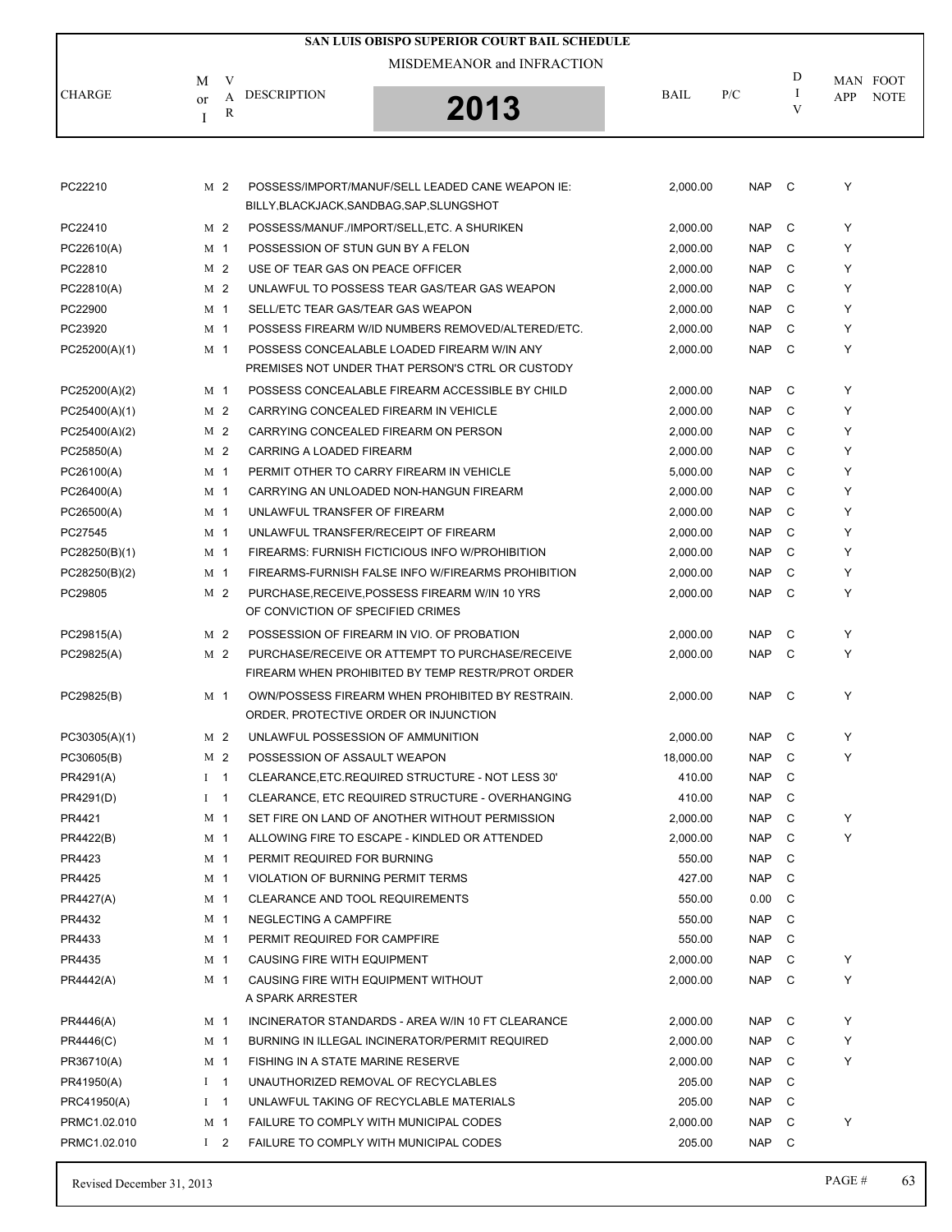# SAN LUIS OBISPO SUPERIOR COURT BAIL SCHEDULE

MISDEMEANOR and INFRACTION

**2013**

| CHARGE | M or I | VAR | DESCRIPTION | BAIL | P/C | DIV | MAN APP | FOOT NOTE |
|---|---|---|---|---|---|---|---|---|
| PC22210 | M | 2 | POSSESS/IMPORT/MANUF/SELL LEADED CANE WEAPON IE: BILLY,BLACKJACK,SANDBAG,SAP,SLUNGSHOT | 2,000.00 | NAP | C | Y | |
| PC22410 | M | 2 | POSSESS/MANUF./IMPORT/SELL,ETC. A SHURIKEN | 2,000.00 | NAP | C | Y | |
| PC22610(A) | M | 1 | POSSESSION OF STUN GUN BY A FELON | 2,000.00 | NAP | C | Y | |
| PC22810 | M | 2 | USE OF TEAR GAS ON PEACE OFFICER | 2,000.00 | NAP | C | Y | |
| PC22810(A) | M | 2 | UNLAWFUL TO POSSESS TEAR GAS/TEAR GAS WEAPON | 2,000.00 | NAP | C | Y | |
| PC22900 | M | 1 | SELL/ETC TEAR GAS/TEAR GAS WEAPON | 2,000.00 | NAP | C | Y | |
| PC23920 | M | 1 | POSSESS FIREARM W/ID NUMBERS REMOVED/ALTERED/ETC. | 2,000.00 | NAP | C | Y | |
| PC25200(A)(1) | M | 1 | POSSESS CONCEALABLE LOADED FIREARM W/IN ANY PREMISES NOT UNDER THAT PERSON'S CTRL OR CUSTODY | 2,000.00 | NAP | C | Y | |
| PC25200(A)(2) | M | 1 | POSSESS CONCEALABLE FIREARM ACCESSIBLE BY CHILD | 2,000.00 | NAP | C | Y | |
| PC25400(A)(1) | M | 2 | CARRYING CONCEALED FIREARM IN VEHICLE | 2,000.00 | NAP | C | Y | |
| PC25400(A)(2) | M | 2 | CARRYING CONCEALED FIREARM ON PERSON | 2,000.00 | NAP | C | Y | |
| PC25850(A) | M | 2 | CARRING A LOADED FIREARM | 2,000.00 | NAP | C | Y | |
| PC26100(A) | M | 1 | PERMIT OTHER TO CARRY FIREARM IN VEHICLE | 5,000.00 | NAP | C | Y | |
| PC26400(A) | M | 1 | CARRYING AN UNLOADED NON-HANGUN FIREARM | 2,000.00 | NAP | C | Y | |
| PC26500(A) | M | 1 | UNLAWFUL TRANSFER OF FIREARM | 2,000.00 | NAP | C | Y | |
| PC27545 | M | 1 | UNLAWFUL TRANSFER/RECEIPT OF FIREARM | 2,000.00 | NAP | C | Y | |
| PC28250(B)(1) | M | 1 | FIREARMS: FURNISH FICTICIOUS INFO W/PROHIBITION | 2,000.00 | NAP | C | Y | |
| PC28250(B)(2) | M | 1 | FIREARMS-FURNISH FALSE INFO W/FIREARMS PROHIBITION | 2,000.00 | NAP | C | Y | |
| PC29805 | M | 2 | PURCHASE,RECEIVE,POSSESS FIREARM W/IN 10 YRS OF CONVICTION OF SPECIFIED CRIMES | 2,000.00 | NAP | C | Y | |
| PC29815(A) | M | 2 | POSSESSION OF FIREARM IN VIO. OF PROBATION | 2,000.00 | NAP | C | Y | |
| PC29825(A) | M | 2 | PURCHASE/RECEIVE OR ATTEMPT TO PURCHASE/RECEIVE FIREARM WHEN PROHIBITED BY TEMP RESTR/PROT ORDER | 2,000.00 | NAP | C | Y | |
| PC29825(B) | M | 1 | OWN/POSSESS FIREARM WHEN PROHIBITED BY RESTRAIN. ORDER, PROTECTIVE ORDER OR INJUNCTION | 2,000.00 | NAP | C | Y | |
| PC30305(A)(1) | M | 2 | UNLAWFUL POSSESSION OF AMMUNITION | 2,000.00 | NAP | C | Y | |
| PC30605(B) | M | 2 | POSSESSION OF ASSAULT WEAPON | 18,000.00 | NAP | C | Y | |
| PR4291(A) | I | 1 | CLEARANCE,ETC.REQUIRED STRUCTURE - NOT LESS 30' | 410.00 | NAP | C | | |
| PR4291(D) | I | 1 | CLEARANCE, ETC REQUIRED STRUCTURE - OVERHANGING | 410.00 | NAP | C | | |
| PR4421 | M | 1 | SET FIRE ON LAND OF ANOTHER WITHOUT PERMISSION | 2,000.00 | NAP | C | Y | |
| PR4422(B) | M | 1 | ALLOWING FIRE TO ESCAPE - KINDLED OR ATTENDED | 2,000.00 | NAP | C | Y | |
| PR4423 | M | 1 | PERMIT REQUIRED FOR BURNING | 550.00 | NAP | C | | |
| PR4425 | M | 1 | VIOLATION OF BURNING PERMIT TERMS | 427.00 | NAP | C | | |
| PR4427(A) | M | 1 | CLEARANCE AND TOOL REQUIREMENTS | 550.00 | 0.00 | C | | |
| PR4432 | M | 1 | NEGLECTING A CAMPFIRE | 550.00 | NAP | C | | |
| PR4433 | M | 1 | PERMIT REQUIRED FOR CAMPFIRE | 550.00 | NAP | C | | |
| PR4435 | M | 1 | CAUSING FIRE WITH EQUIPMENT | 2,000.00 | NAP | C | Y | |
| PR4442(A) | M | 1 | CAUSING FIRE WITH EQUIPMENT WITHOUT A SPARK ARRESTER | 2,000.00 | NAP | C | Y | |
| PR4446(A) | M | 1 | INCINERATOR STANDARDS - AREA W/IN 10 FT CLEARANCE | 2,000.00 | NAP | C | Y | |
| PR4446(C) | M | 1 | BURNING IN ILLEGAL INCINERATOR/PERMIT REQUIRED | 2,000.00 | NAP | C | Y | |
| PR36710(A) | M | 1 | FISHING IN A STATE MARINE RESERVE | 2,000.00 | NAP | C | Y | |
| PR41950(A) | I | 1 | UNAUTHORIZED REMOVAL OF RECYCLABLES | 205.00 | NAP | C | | |
| PRC41950(A) | I | 1 | UNLAWFUL TAKING OF RECYCLABLE MATERIALS | 205.00 | NAP | C | | |
| PRMC1.02.010 | M | 1 | FAILURE TO COMPLY WITH MUNICIPAL CODES | 2,000.00 | NAP | C | Y | |
| PRMC1.02.010 | I | 2 | FAILURE TO COMPLY WITH MUNICIPAL CODES | 205.00 | NAP | C | | |

Revised December 31, 2013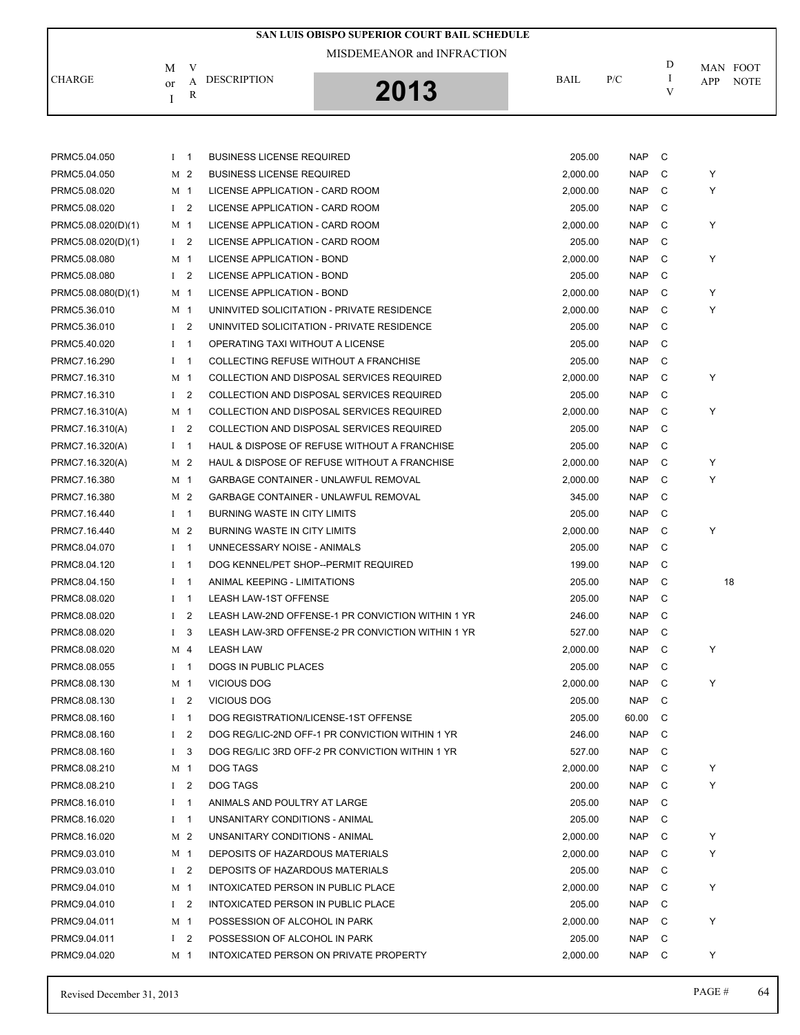# SAN LUIS OBISPO SUPERIOR COURT BAIL SCHEDULE

MISDEMEANOR and INFRACTION

**2013**

| CHARGE | M or I | VAR | DESCRIPTION | BAIL | P/C | DIV | MAN APP | FOOT NOTE |
|---|---|---|---|---|---|---|---|---|
| PRMC5.04.050 | I | 1 | BUSINESS LICENSE REQUIRED | 205.00 | NAP | C | | |
| PRMC5.04.050 | M | 2 | BUSINESS LICENSE REQUIRED | 2,000.00 | NAP | C | Y | |
| PRMC5.08.020 | M | 1 | LICENSE APPLICATION - CARD ROOM | 2,000.00 | NAP | C | Y | |
| PRMC5.08.020 | I | 2 | LICENSE APPLICATION - CARD ROOM | 205.00 | NAP | C | | |
| PRMC5.08.020(D)(1) | M | 1 | LICENSE APPLICATION - CARD ROOM | 2,000.00 | NAP | C | Y | |
| PRMC5.08.020(D)(1) | I | 2 | LICENSE APPLICATION - CARD ROOM | 205.00 | NAP | C | | |
| PRMC5.08.080 | M | 1 | LICENSE APPLICATION - BOND | 2,000.00 | NAP | C | Y | |
| PRMC5.08.080 | I | 2 | LICENSE APPLICATION - BOND | 205.00 | NAP | C | | |
| PRMC5.08.080(D)(1) | M | 1 | LICENSE APPLICATION - BOND | 2,000.00 | NAP | C | Y | |
| PRMC5.36.010 | M | 1 | UNINVITED SOLICITATION - PRIVATE RESIDENCE | 2,000.00 | NAP | C | Y | |
| PRMC5.36.010 | I | 2 | UNINVITED SOLICITATION - PRIVATE RESIDENCE | 205.00 | NAP | C | | |
| PRMC5.40.020 | I | 1 | OPERATING TAXI WITHOUT A LICENSE | 205.00 | NAP | C | | |
| PRMC7.16.290 | I | 1 | COLLECTING REFUSE WITHOUT A FRANCHISE | 205.00 | NAP | C | | |
| PRMC7.16.310 | M | 1 | COLLECTION AND DISPOSAL SERVICES REQUIRED | 2,000.00 | NAP | C | Y | |
| PRMC7.16.310 | I | 2 | COLLECTION AND DISPOSAL SERVICES REQUIRED | 205.00 | NAP | C | | |
| PRMC7.16.310(A) | M | 1 | COLLECTION AND DISPOSAL SERVICES REQUIRED | 2,000.00 | NAP | C | Y | |
| PRMC7.16.310(A) | I | 2 | COLLECTION AND DISPOSAL SERVICES REQUIRED | 205.00 | NAP | C | | |
| PRMC7.16.320(A) | I | 1 | HAUL & DISPOSE OF REFUSE WITHOUT A FRANCHISE | 205.00 | NAP | C | | |
| PRMC7.16.320(A) | M | 2 | HAUL & DISPOSE OF REFUSE WITHOUT A FRANCHISE | 2,000.00 | NAP | C | Y | |
| PRMC7.16.380 | M | 1 | GARBAGE CONTAINER - UNLAWFUL REMOVAL | 2,000.00 | NAP | C | Y | |
| PRMC7.16.380 | M | 2 | GARBAGE CONTAINER - UNLAWFUL REMOVAL | 345.00 | NAP | C | | |
| PRMC7.16.440 | I | 1 | BURNING WASTE IN CITY LIMITS | 205.00 | NAP | C | | |
| PRMC7.16.440 | M | 2 | BURNING WASTE IN CITY LIMITS | 2,000.00 | NAP | C | Y | |
| PRMC8.04.070 | I | 1 | UNNECESSARY NOISE - ANIMALS | 205.00 | NAP | C | | |
| PRMC8.04.120 | I | 1 | DOG KENNEL/PET SHOP--PERMIT REQUIRED | 199.00 | NAP | C | | |
| PRMC8.04.150 | I | 1 | ANIMAL KEEPING - LIMITATIONS | 205.00 | NAP | C | | 18 |
| PRMC8.08.020 | I | 1 | LEASH LAW-1ST OFFENSE | 205.00 | NAP | C | | |
| PRMC8.08.020 | I | 2 | LEASH LAW-2ND OFFENSE-1 PR CONVICTION WITHIN 1 YR | 246.00 | NAP | C | | |
| PRMC8.08.020 | I | 3 | LEASH LAW-3RD OFFENSE-2 PR CONVICTION WITHIN 1 YR | 527.00 | NAP | C | | |
| PRMC8.08.020 | M | 4 | LEASH LAW | 2,000.00 | NAP | C | Y | |
| PRMC8.08.055 | I | 1 | DOGS IN PUBLIC PLACES | 205.00 | NAP | C | | |
| PRMC8.08.130 | M | 1 | VICIOUS DOG | 2,000.00 | NAP | C | Y | |
| PRMC8.08.130 | I | 2 | VICIOUS DOG | 205.00 | NAP | C | | |
| PRMC8.08.160 | I | 1 | DOG REGISTRATION/LICENSE-1ST OFFENSE | 205.00 | 60.00 | C | | |
| PRMC8.08.160 | I | 2 | DOG REG/LIC-2ND OFF-1 PR CONVICTION WITHIN 1 YR | 246.00 | NAP | C | | |
| PRMC8.08.160 | I | 3 | DOG REG/LIC 3RD OFF-2 PR CONVICTION WITHIN 1 YR | 527.00 | NAP | C | | |
| PRMC8.08.210 | M | 1 | DOG TAGS | 2,000.00 | NAP | C | Y | |
| PRMC8.08.210 | I | 2 | DOG TAGS | 200.00 | NAP | C | Y | |
| PRMC8.16.010 | I | 1 | ANIMALS AND POULTRY AT LARGE | 205.00 | NAP | C | | |
| PRMC8.16.020 | I | 1 | UNSANITARY CONDITIONS - ANIMAL | 205.00 | NAP | C | | |
| PRMC8.16.020 | M | 2 | UNSANITARY CONDITIONS - ANIMAL | 2,000.00 | NAP | C | Y | |
| PRMC9.03.010 | M | 1 | DEPOSITS OF HAZARDOUS MATERIALS | 2,000.00 | NAP | C | Y | |
| PRMC9.03.010 | I | 2 | DEPOSITS OF HAZARDOUS MATERIALS | 205.00 | NAP | C | | |
| PRMC9.04.010 | M | 1 | INTOXICATED PERSON IN PUBLIC PLACE | 2,000.00 | NAP | C | Y | |
| PRMC9.04.010 | I | 2 | INTOXICATED PERSON IN PUBLIC PLACE | 205.00 | NAP | C | | |
| PRMC9.04.011 | M | 1 | POSSESSION OF ALCOHOL IN PARK | 2,000.00 | NAP | C | Y | |
| PRMC9.04.011 | I | 2 | POSSESSION OF ALCOHOL IN PARK | 205.00 | NAP | C | | |
| PRMC9.04.020 | M | 1 | INTOXICATED PERSON ON PRIVATE PROPERTY | 2,000.00 | NAP | C | Y | |

Revised December 31, 2013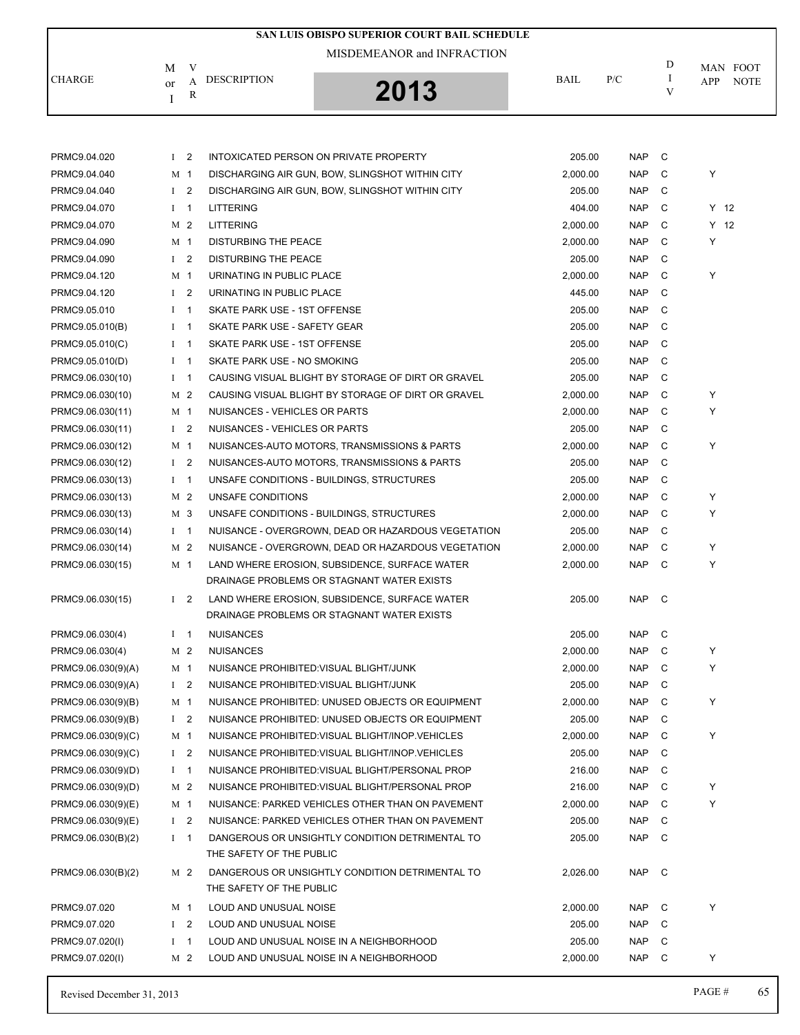# SAN LUIS OBISPO SUPERIOR COURT BAIL SCHEDULE

MISDEMEANOR and INFRACTION

**2013**

| CHARGE | M or I | VAR | DESCRIPTION | BAIL | P/C | DIV | MAN APP | FOOT NOTE |
|---|---|---|---|---|---|---|---|---|
| PRMC9.04.020 | I | 2 | INTOXICATED PERSON ON PRIVATE PROPERTY | 205.00 | NAP | C | | |
| PRMC9.04.040 | M | 1 | DISCHARGING AIR GUN, BOW, SLINGSHOT WITHIN CITY | 2,000.00 | NAP | C | Y | |
| PRMC9.04.040 | I | 2 | DISCHARGING AIR GUN, BOW, SLINGSHOT WITHIN CITY | 205.00 | NAP | C | | |
| PRMC9.04.070 | I | 1 | LITTERING | 404.00 | NAP | C | Y | 12 |
| PRMC9.04.070 | M | 2 | LITTERING | 2,000.00 | NAP | C | Y | 12 |
| PRMC9.04.090 | M | 1 | DISTURBING THE PEACE | 2,000.00 | NAP | C | Y | |
| PRMC9.04.090 | I | 2 | DISTURBING THE PEACE | 205.00 | NAP | C | | |
| PRMC9.04.120 | M | 1 | URINATING IN PUBLIC PLACE | 2,000.00 | NAP | C | Y | |
| PRMC9.04.120 | I | 2 | URINATING IN PUBLIC PLACE | 445.00 | NAP | C | | |
| PRMC9.05.010 | I | 1 | SKATE PARK USE - 1ST OFFENSE | 205.00 | NAP | C | | |
| PRMC9.05.010(B) | I | 1 | SKATE PARK USE - SAFETY GEAR | 205.00 | NAP | C | | |
| PRMC9.05.010(C) | I | 1 | SKATE PARK USE - 1ST OFFENSE | 205.00 | NAP | C | | |
| PRMC9.05.010(D) | I | 1 | SKATE PARK USE - NO SMOKING | 205.00 | NAP | C | | |
| PRMC9.06.030(10) | I | 1 | CAUSING VISUAL BLIGHT BY STORAGE OF DIRT OR GRAVEL | 205.00 | NAP | C | | |
| PRMC9.06.030(10) | M | 2 | CAUSING VISUAL BLIGHT BY STORAGE OF DIRT OR GRAVEL | 2,000.00 | NAP | C | Y | |
| PRMC9.06.030(11) | M | 1 | NUISANCES - VEHICLES OR PARTS | 2,000.00 | NAP | C | Y | |
| PRMC9.06.030(11) | I | 2 | NUISANCES - VEHICLES OR PARTS | 205.00 | NAP | C | | |
| PRMC9.06.030(12) | M | 1 | NUISANCES-AUTO MOTORS, TRANSMISSIONS & PARTS | 2,000.00 | NAP | C | Y | |
| PRMC9.06.030(12) | I | 2 | NUISANCES-AUTO MOTORS, TRANSMISSIONS & PARTS | 205.00 | NAP | C | | |
| PRMC9.06.030(13) | I | 1 | UNSAFE CONDITIONS - BUILDINGS, STRUCTURES | 205.00 | NAP | C | | |
| PRMC9.06.030(13) | M | 2 | UNSAFE CONDITIONS | 2,000.00 | NAP | C | Y | |
| PRMC9.06.030(13) | M | 3 | UNSAFE CONDITIONS - BUILDINGS, STRUCTURES | 2,000.00 | NAP | C | Y | |
| PRMC9.06.030(14) | I | 1 | NUISANCE - OVERGROWN, DEAD OR HAZARDOUS VEGETATION | 205.00 | NAP | C | | |
| PRMC9.06.030(14) | M | 2 | NUISANCE - OVERGROWN, DEAD OR HAZARDOUS VEGETATION | 2,000.00 | NAP | C | Y | |
| PRMC9.06.030(15) | M | 1 | LAND WHERE EROSION, SUBSIDENCE, SURFACE WATER DRAINAGE PROBLEMS OR STAGNANT WATER EXISTS | 2,000.00 | NAP | C | Y | |
| PRMC9.06.030(15) | I | 2 | LAND WHERE EROSION, SUBSIDENCE, SURFACE WATER DRAINAGE PROBLEMS OR STAGNANT WATER EXISTS | 205.00 | NAP | C | | |
| PRMC9.06.030(4) | I | 1 | NUISANCES | 205.00 | NAP | C | | |
| PRMC9.06.030(4) | M | 2 | NUISANCES | 2,000.00 | NAP | C | Y | |
| PRMC9.06.030(9)(A) | M | 1 | NUISANCE PROHIBITED:VISUAL BLIGHT/JUNK | 2,000.00 | NAP | C | Y | |
| PRMC9.06.030(9)(A) | I | 2 | NUISANCE PROHIBITED:VISUAL BLIGHT/JUNK | 205.00 | NAP | C | | |
| PRMC9.06.030(9)(B) | M | 1 | NUISANCE PROHIBITED: UNUSED OBJECTS OR EQUIPMENT | 2,000.00 | NAP | C | Y | |
| PRMC9.06.030(9)(B) | I | 2 | NUISANCE PROHIBITED: UNUSED OBJECTS OR EQUIPMENT | 205.00 | NAP | C | | |
| PRMC9.06.030(9)(C) | M | 1 | NUISANCE PROHIBITED:VISUAL BLIGHT/INOP.VEHICLES | 2,000.00 | NAP | C | Y | |
| PRMC9.06.030(9)(C) | I | 2 | NUISANCE PROHIBITED:VISUAL BLIGHT/INOP.VEHICLES | 205.00 | NAP | C | | |
| PRMC9.06.030(9)(D) | I | 1 | NUISANCE PROHIBITED:VISUAL BLIGHT/PERSONAL PROP | 216.00 | NAP | C | | |
| PRMC9.06.030(9)(D) | M | 2 | NUISANCE PROHIBITED:VISUAL BLIGHT/PERSONAL PROP | 216.00 | NAP | C | Y | |
| PRMC9.06.030(9)(E) | M | 1 | NUISANCE: PARKED VEHICLES OTHER THAN ON PAVEMENT | 2,000.00 | NAP | C | Y | |
| PRMC9.06.030(9)(E) | I | 2 | NUISANCE: PARKED VEHICLES OTHER THAN ON PAVEMENT | 205.00 | NAP | C | | |
| PRMC9.06.030(B)(2) | I | 1 | DANGEROUS OR UNSIGHTLY CONDITION DETRIMENTAL TO THE SAFETY OF THE PUBLIC | 205.00 | NAP | C | | |
| PRMC9.06.030(B)(2) | M | 2 | DANGEROUS OR UNSIGHTLY CONDITION DETRIMENTAL TO THE SAFETY OF THE PUBLIC | 2,026.00 | NAP | C | | |
| PRMC9.07.020 | M | 1 | LOUD AND UNUSUAL NOISE | 2,000.00 | NAP | C | Y | |
| PRMC9.07.020 | I | 2 | LOUD AND UNUSUAL NOISE | 205.00 | NAP | C | | |
| PRMC9.07.020(I) | I | 1 | LOUD AND UNUSUAL NOISE IN A NEIGHBORHOOD | 205.00 | NAP | C | | |
| PRMC9.07.020(I) | M | 2 | LOUD AND UNUSUAL NOISE IN A NEIGHBORHOOD | 2,000.00 | NAP | C | Y | |

Revised December 31, 2013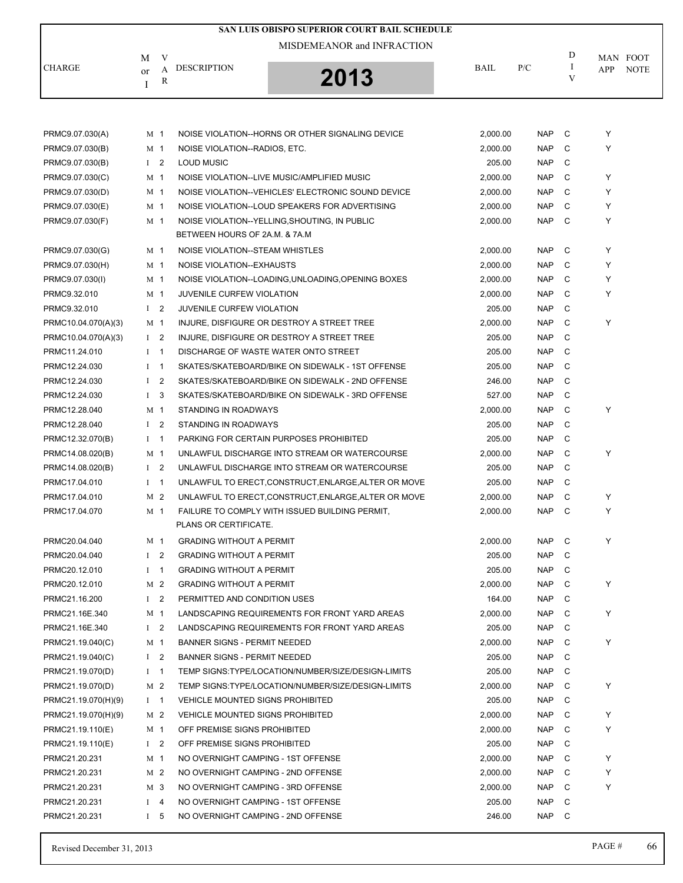# SAN LUIS OBISPO SUPERIOR COURT BAIL SCHEDULE

MISDEMEANOR and INFRACTION

**2013**

| CHARGE | M or I | VAR | DESCRIPTION | BAIL | P/C | DIV | MAN APP | FOOT NOTE |
|---|---|---|---|---|---|---|---|---|
| PRMC9.07.030(A) | M | 1 | NOISE VIOLATION--HORNS OR OTHER SIGNALING DEVICE | 2,000.00 | NAP | C | Y | |
| PRMC9.07.030(B) | M | 1 | NOISE VIOLATION--RADIOS, ETC. | 2,000.00 | NAP | C | Y | |
| PRMC9.07.030(B) | I | 2 | LOUD MUSIC | 205.00 | NAP | C | | |
| PRMC9.07.030(C) | M | 1 | NOISE VIOLATION--LIVE MUSIC/AMPLIFIED MUSIC | 2,000.00 | NAP | C | Y | |
| PRMC9.07.030(D) | M | 1 | NOISE VIOLATION--VEHICLES' ELECTRONIC SOUND DEVICE | 2,000.00 | NAP | C | Y | |
| PRMC9.07.030(E) | M | 1 | NOISE VIOLATION--LOUD SPEAKERS FOR ADVERTISING | 2,000.00 | NAP | C | Y | |
| PRMC9.07.030(F) | M | 1 | NOISE VIOLATION--YELLING,SHOUTING, IN PUBLIC BETWEEN HOURS OF 2A.M. & 7A.M | 2,000.00 | NAP | C | Y | |
| PRMC9.07.030(G) | M | 1 | NOISE VIOLATION--STEAM WHISTLES | 2,000.00 | NAP | C | Y | |
| PRMC9.07.030(H) | M | 1 | NOISE VIOLATION--EXHAUSTS | 2,000.00 | NAP | C | Y | |
| PRMC9.07.030(I) | M | 1 | NOISE VIOLATION--LOADING,UNLOADING,OPENING BOXES | 2,000.00 | NAP | C | Y | |
| PRMC9.32.010 | M | 1 | JUVENILE CURFEW VIOLATION | 2,000.00 | NAP | C | Y | |
| PRMC9.32.010 | I | 2 | JUVENILE CURFEW VIOLATION | 205.00 | NAP | C | | |
| PRMC10.04.070(A)(3) | M | 1 | INJURE, DISFIGURE OR DESTROY A STREET TREE | 2,000.00 | NAP | C | Y | |
| PRMC10.04.070(A)(3) | I | 2 | INJURE, DISFIGURE OR DESTROY A STREET TREE | 205.00 | NAP | C | | |
| PRMC11.24.010 | I | 1 | DISCHARGE OF WASTE WATER ONTO STREET | 205.00 | NAP | C | | |
| PRMC12.24.030 | I | 1 | SKATES/SKATEBOARD/BIKE ON SIDEWALK - 1ST OFFENSE | 205.00 | NAP | C | | |
| PRMC12.24.030 | I | 2 | SKATES/SKATEBOARD/BIKE ON SIDEWALK - 2ND OFFENSE | 246.00 | NAP | C | | |
| PRMC12.24.030 | I | 3 | SKATES/SKATEBOARD/BIKE ON SIDEWALK - 3RD OFFENSE | 527.00 | NAP | C | | |
| PRMC12.28.040 | M | 1 | STANDING IN ROADWAYS | 2,000.00 | NAP | C | Y | |
| PRMC12.28.040 | I | 2 | STANDING IN ROADWAYS | 205.00 | NAP | C | | |
| PRMC12.32.070(B) | I | 1 | PARKING FOR CERTAIN PURPOSES PROHIBITED | 205.00 | NAP | C | | |
| PRMC14.08.020(B) | M | 1 | UNLAWFUL DISCHARGE INTO STREAM OR WATERCOURSE | 2,000.00 | NAP | C | Y | |
| PRMC14.08.020(B) | I | 2 | UNLAWFUL DISCHARGE INTO STREAM OR WATERCOURSE | 205.00 | NAP | C | | |
| PRMC17.04.010 | I | 1 | UNLAWFUL TO ERECT,CONSTRUCT,ENLARGE,ALTER OR MOVE | 205.00 | NAP | C | | |
| PRMC17.04.010 | M | 2 | UNLAWFUL TO ERECT,CONSTRUCT,ENLARGE,ALTER OR MOVE | 2,000.00 | NAP | C | Y | |
| PRMC17.04.070 | M | 1 | FAILURE TO COMPLY WITH ISSUED BUILDING PERMIT, PLANS OR CERTIFICATE. | 2,000.00 | NAP | C | Y | |
| PRMC20.04.040 | M | 1 | GRADING WITHOUT A PERMIT | 2,000.00 | NAP | C | Y | |
| PRMC20.04.040 | I | 2 | GRADING WITHOUT A PERMIT | 205.00 | NAP | C | | |
| PRMC20.12.010 | I | 1 | GRADING WITHOUT A PERMIT | 205.00 | NAP | C | | |
| PRMC20.12.010 | M | 2 | GRADING WITHOUT A PERMIT | 2,000.00 | NAP | C | Y | |
| PRMC21.16.200 | I | 2 | PERMITTED AND CONDITION USES | 164.00 | NAP | C | | |
| PRMC21.16E.340 | M | 1 | LANDSCAPING REQUIREMENTS FOR FRONT YARD AREAS | 2,000.00 | NAP | C | Y | |
| PRMC21.16E.340 | I | 2 | LANDSCAPING REQUIREMENTS FOR FRONT YARD AREAS | 205.00 | NAP | C | | |
| PRMC21.19.040(C) | M | 1 | BANNER SIGNS - PERMIT NEEDED | 2,000.00 | NAP | C | Y | |
| PRMC21.19.040(C) | I | 2 | BANNER SIGNS - PERMIT NEEDED | 205.00 | NAP | C | | |
| PRMC21.19.070(D) | I | 1 | TEMP SIGNS:TYPE/LOCATION/NUMBER/SIZE/DESIGN-LIMITS | 205.00 | NAP | C | | |
| PRMC21.19.070(D) | M | 2 | TEMP SIGNS:TYPE/LOCATION/NUMBER/SIZE/DESIGN-LIMITS | 2,000.00 | NAP | C | Y | |
| PRMC21.19.070(H)(9) | I | 1 | VEHICLE MOUNTED SIGNS PROHIBITED | 205.00 | NAP | C | | |
| PRMC21.19.070(H)(9) | M | 2 | VEHICLE MOUNTED SIGNS PROHIBITED | 2,000.00 | NAP | C | Y | |
| PRMC21.19.110(E) | M | 1 | OFF PREMISE SIGNS PROHIBITED | 2,000.00 | NAP | C | Y | |
| PRMC21.19.110(E) | I | 2 | OFF PREMISE SIGNS PROHIBITED | 205.00 | NAP | C | | |
| PRMC21.20.231 | M | 1 | NO OVERNIGHT CAMPING - 1ST OFFENSE | 2,000.00 | NAP | C | Y | |
| PRMC21.20.231 | M | 2 | NO OVERNIGHT CAMPING - 2ND OFFENSE | 2,000.00 | NAP | C | Y | |
| PRMC21.20.231 | M | 3 | NO OVERNIGHT CAMPING - 3RD OFFENSE | 2,000.00 | NAP | C | Y | |
| PRMC21.20.231 | I | 4 | NO OVERNIGHT CAMPING - 1ST OFFENSE | 205.00 | NAP | C | | |
| PRMC21.20.231 | I | 5 | NO OVERNIGHT CAMPING - 2ND OFFENSE | 246.00 | NAP | C | | |

Revised December 31, 2013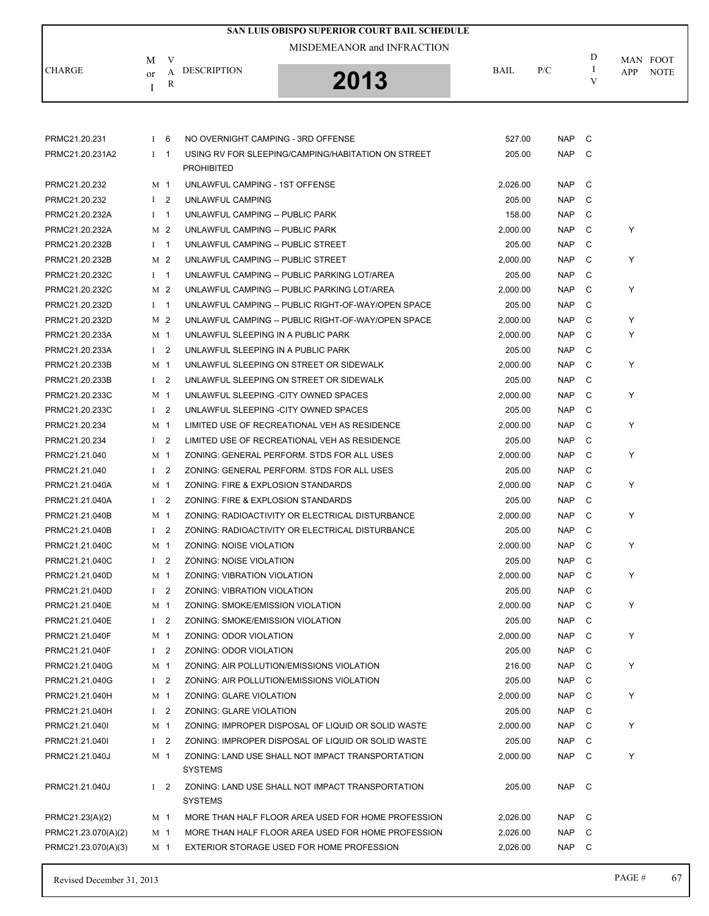# SAN LUIS OBISPO SUPERIOR COURT BAIL SCHEDULE

MISDEMEANOR and INFRACTION

**2013**

| CHARGE | M or I | VAR | DESCRIPTION | BAIL | P/C | DIV | MAN APP | FOOT NOTE |
|---|---|---|---|---|---|---|---|---|
| PRMC21.20.231 | I | 6 | NO OVERNIGHT CAMPING - 3RD OFFENSE | 527.00 | NAP | C | | |
| PRMC21.20.231A2 | I | 1 | USING RV FOR SLEEPING/CAMPING/HABITATION ON STREET PROHIBITED | 205.00 | NAP | C | | |
| PRMC21.20.232 | M | 1 | UNLAWFUL CAMPING - 1ST OFFENSE | 2,026.00 | NAP | C | | |
| PRMC21.20.232 | I | 2 | UNLAWFUL CAMPING | 205.00 | NAP | C | | |
| PRMC21.20.232A | I | 1 | UNLAWFUL CAMPING -- PUBLIC PARK | 158.00 | NAP | C | | |
| PRMC21.20.232A | M | 2 | UNLAWFUL CAMPING -- PUBLIC PARK | 2,000.00 | NAP | C | Y | |
| PRMC21.20.232B | I | 1 | UNLAWFUL CAMPING -- PUBLIC STREET | 205.00 | NAP | C | | |
| PRMC21.20.232B | M | 2 | UNLAWFUL CAMPING -- PUBLIC STREET | 2,000.00 | NAP | C | Y | |
| PRMC21.20.232C | I | 1 | UNLAWFUL CAMPING -- PUBLIC PARKING LOT/AREA | 205.00 | NAP | C | | |
| PRMC21.20.232C | M | 2 | UNLAWFUL CAMPING -- PUBLIC PARKING LOT/AREA | 2,000.00 | NAP | C | Y | |
| PRMC21.20.232D | I | 1 | UNLAWFUL CAMPING -- PUBLIC RIGHT-OF-WAY/OPEN SPACE | 205.00 | NAP | C | | |
| PRMC21.20.232D | M | 2 | UNLAWFUL CAMPING -- PUBLIC RIGHT-OF-WAY/OPEN SPACE | 2,000.00 | NAP | C | Y | |
| PRMC21.20.233A | M | 1 | UNLAWFUL SLEEPING IN A PUBLIC PARK | 2,000.00 | NAP | C | Y | |
| PRMC21.20.233A | I | 2 | UNLAWFUL SLEEPING IN A PUBLIC PARK | 205.00 | NAP | C | | |
| PRMC21.20.233B | M | 1 | UNLAWFUL SLEEPING ON STREET OR SIDEWALK | 2,000.00 | NAP | C | Y | |
| PRMC21.20.233B | I | 2 | UNLAWFUL SLEEPING ON STREET OR SIDEWALK | 205.00 | NAP | C | | |
| PRMC21.20.233C | M | 1 | UNLAWFUL SLEEPING -CITY OWNED SPACES | 2,000.00 | NAP | C | Y | |
| PRMC21.20.233C | I | 2 | UNLAWFUL SLEEPING -CITY OWNED SPACES | 205.00 | NAP | C | | |
| PRMC21.20.234 | M | 1 | LIMITED USE OF RECREATIONAL VEH AS RESIDENCE | 2,000.00 | NAP | C | Y | |
| PRMC21.20.234 | I | 2 | LIMITED USE OF RECREATIONAL VEH AS RESIDENCE | 205.00 | NAP | C | | |
| PRMC21.21.040 | M | 1 | ZONING: GENERAL PERFORM. STDS FOR ALL USES | 2,000.00 | NAP | C | Y | |
| PRMC21.21.040 | I | 2 | ZONING: GENERAL PERFORM. STDS FOR ALL USES | 205.00 | NAP | C | | |
| PRMC21.21.040A | M | 1 | ZONING: FIRE & EXPLOSION STANDARDS | 2,000.00 | NAP | C | Y | |
| PRMC21.21.040A | I | 2 | ZONING: FIRE & EXPLOSION STANDARDS | 205.00 | NAP | C | | |
| PRMC21.21.040B | M | 1 | ZONING: RADIOACTIVITY OR ELECTRICAL DISTURBANCE | 2,000.00 | NAP | C | Y | |
| PRMC21.21.040B | I | 2 | ZONING: RADIOACTIVITY OR ELECTRICAL DISTURBANCE | 205.00 | NAP | C | | |
| PRMC21.21.040C | M | 1 | ZONING: NOISE VIOLATION | 2,000.00 | NAP | C | Y | |
| PRMC21.21.040C | I | 2 | ZONING: NOISE VIOLATION | 205.00 | NAP | C | | |
| PRMC21.21.040D | M | 1 | ZONING: VIBRATION VIOLATION | 2,000.00 | NAP | C | Y | |
| PRMC21.21.040D | I | 2 | ZONING: VIBRATION VIOLATION | 205.00 | NAP | C | | |
| PRMC21.21.040E | M | 1 | ZONING: SMOKE/EMISSION VIOLATION | 2,000.00 | NAP | C | Y | |
| PRMC21.21.040E | I | 2 | ZONING: SMOKE/EMISSION VIOLATION | 205.00 | NAP | C | | |
| PRMC21.21.040F | M | 1 | ZONING: ODOR VIOLATION | 2,000.00 | NAP | C | Y | |
| PRMC21.21.040F | I | 2 | ZONING: ODOR VIOLATION | 205.00 | NAP | C | | |
| PRMC21.21.040G | M | 1 | ZONING: AIR POLLUTION/EMISSIONS VIOLATION | 216.00 | NAP | C | Y | |
| PRMC21.21.040G | I | 2 | ZONING: AIR POLLUTION/EMISSIONS VIOLATION | 205.00 | NAP | C | | |
| PRMC21.21.040H | M | 1 | ZONING: GLARE VIOLATION | 2,000.00 | NAP | C | Y | |
| PRMC21.21.040H | I | 2 | ZONING: GLARE VIOLATION | 205.00 | NAP | C | | |
| PRMC21.21.040I | M | 1 | ZONING: IMPROPER DISPOSAL OF LIQUID OR SOLID WASTE | 2,000.00 | NAP | C | Y | |
| PRMC21.21.040I | I | 2 | ZONING: IMPROPER DISPOSAL OF LIQUID OR SOLID WASTE | 205.00 | NAP | C | | |
| PRMC21.21.040J | M | 1 | ZONING: LAND USE SHALL NOT IMPACT TRANSPORTATION SYSTEMS | 2,000.00 | NAP | C | Y | |
| PRMC21.21.040J | I | 2 | ZONING: LAND USE SHALL NOT IMPACT TRANSPORTATION SYSTEMS | 205.00 | NAP | C | | |
| PRMC21.23(A)(2) | M | 1 | MORE THAN HALF FLOOR AREA USED FOR HOME PROFESSION | 2,026.00 | NAP | C | | |
| PRMC21.23.070(A)(2) | M | 1 | MORE THAN HALF FLOOR AREA USED FOR HOME PROFESSION | 2,026.00 | NAP | C | | |
| PRMC21.23.070(A)(3) | M | 1 | EXTERIOR STORAGE USED FOR HOME PROFESSION | 2,026.00 | NAP | C | | |

Revised December 31, 2013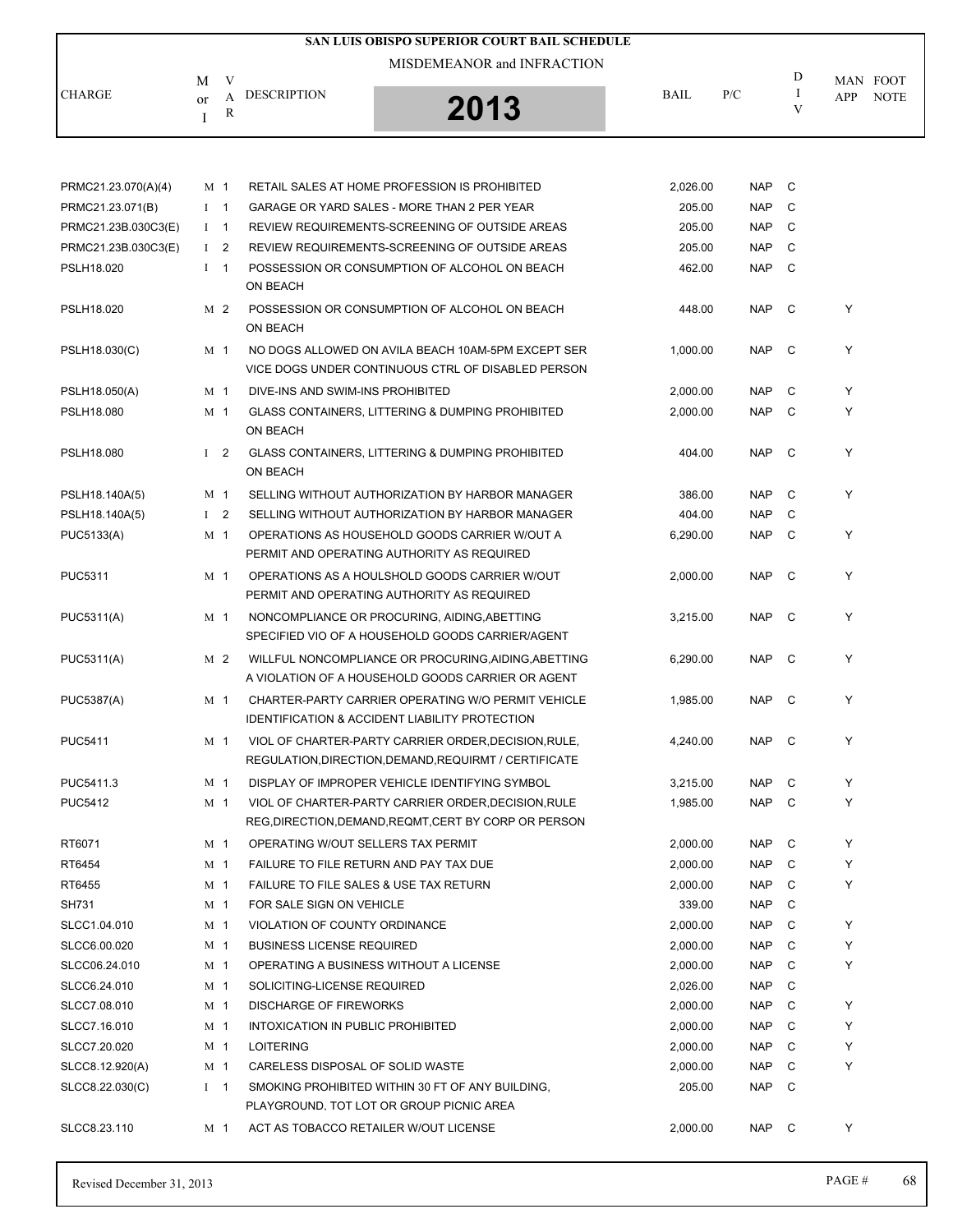# SAN LUIS OBISPO SUPERIOR COURT BAIL SCHEDULE

MISDEMEANOR and INFRACTION

**2013**

| CHARGE | M or I | VAR | DESCRIPTION | BAIL | P/C | DIV | MAN APP | FOOT NOTE |
|---|---|---|---|---|---|---|---|---|
| PRMC21.23.070(A)(4) | M | 1 | RETAIL SALES AT HOME PROFESSION IS PROHIBITED | 2,026.00 | NAP | C | | |
| PRMC21.23.071(B) | I | 1 | GARAGE OR YARD SALES - MORE THAN 2 PER YEAR | 205.00 | NAP | C | | |
| PRMC21.23B.030C3(E) | I | 1 | REVIEW REQUIREMENTS-SCREENING OF OUTSIDE AREAS | 205.00 | NAP | C | | |
| PRMC21.23B.030C3(E) | I | 2 | REVIEW REQUIREMENTS-SCREENING OF OUTSIDE AREAS | 205.00 | NAP | C | | |
| PSLH18.020 | I | 1 | POSSESSION OR CONSUMPTION OF ALCOHOL ON BEACH ON BEACH | 462.00 | NAP | C | | |
| PSLH18.020 | M | 2 | POSSESSION OR CONSUMPTION OF ALCOHOL ON BEACH ON BEACH | 448.00 | NAP | C | Y | |
| PSLH18.030(C) | M | 1 | NO DOGS ALLOWED ON AVILA BEACH 10AM-5PM EXCEPT SER VICE DOGS UNDER CONTINUOUS CTRL OF DISABLED PERSON | 1,000.00 | NAP | C | Y | |
| PSLH18.050(A) | M | 1 | DIVE-INS AND SWIM-INS PROHIBITED | 2,000.00 | NAP | C | Y | |
| PSLH18.080 | M | 1 | GLASS CONTAINERS, LITTERING & DUMPING PROHIBITED ON BEACH | 2,000.00 | NAP | C | Y | |
| PSLH18.080 | I | 2 | GLASS CONTAINERS, LITTERING & DUMPING PROHIBITED ON BEACH | 404.00 | NAP | C | Y | |
| PSLH18.140A(5) | M | 1 | SELLING WITHOUT AUTHORIZATION BY HARBOR MANAGER | 386.00 | NAP | C | Y | |
| PSLH18.140A(5) | I | 2 | SELLING WITHOUT AUTHORIZATION BY HARBOR MANAGER | 404.00 | NAP | C | | |
| PUC5133(A) | M | 1 | OPERATIONS AS HOUSEHOLD GOODS CARRIER W/OUT A PERMIT AND OPERATING AUTHORITY AS REQUIRED | 6,290.00 | NAP | C | Y | |
| PUC5311 | M | 1 | OPERATIONS AS A HOULSHOLD GOODS CARRIER W/OUT PERMIT AND OPERATING AUTHORITY AS REQUIRED | 2,000.00 | NAP | C | Y | |
| PUC5311(A) | M | 1 | NONCOMPLIANCE OR PROCURING, AIDING,ABETTING SPECIFIED VIO OF A HOUSEHOLD GOODS CARRIER/AGENT | 3,215.00 | NAP | C | Y | |
| PUC5311(A) | M | 2 | WILLFUL NONCOMPLIANCE OR PROCURING,AIDING,ABETTING A VIOLATION OF A HOUSEHOLD GOODS CARRIER OR AGENT | 6,290.00 | NAP | C | Y | |
| PUC5387(A) | M | 1 | CHARTER-PARTY CARRIER OPERATING W/O PERMIT VEHICLE IDENTIFICATION & ACCIDENT LIABILITY PROTECTION | 1,985.00 | NAP | C | Y | |
| PUC5411 | M | 1 | VIOL OF CHARTER-PARTY CARRIER ORDER,DECISION,RULE, REGULATION,DIRECTION,DEMAND,REQUIRMT / CERTIFICATE | 4,240.00 | NAP | C | Y | |
| PUC5411.3 | M | 1 | DISPLAY OF IMPROPER VEHICLE IDENTIFYING SYMBOL | 3,215.00 | NAP | C | Y | |
| PUC5412 | M | 1 | VIOL OF CHARTER-PARTY CARRIER ORDER,DECISION,RULE REG,DIRECTION,DEMAND,REQMT,CERT BY CORP OR PERSON | 1,985.00 | NAP | C | Y | |
| RT6071 | M | 1 | OPERATING W/OUT SELLERS TAX PERMIT | 2,000.00 | NAP | C | Y | |
| RT6454 | M | 1 | FAILURE TO FILE RETURN AND PAY TAX DUE | 2,000.00 | NAP | C | Y | |
| RT6455 | M | 1 | FAILURE TO FILE SALES & USE TAX RETURN | 2,000.00 | NAP | C | Y | |
| SH731 | M | 1 | FOR SALE SIGN ON VEHICLE | 339.00 | NAP | C | | |
| SLCC1.04.010 | M | 1 | VIOLATION OF COUNTY ORDINANCE | 2,000.00 | NAP | C | Y | |
| SLCC6.00.020 | M | 1 | BUSINESS LICENSE REQUIRED | 2,000.00 | NAP | C | Y | |
| SLCC06.24.010 | M | 1 | OPERATING A BUSINESS WITHOUT A LICENSE | 2,000.00 | NAP | C | Y | |
| SLCC6.24.010 | M | 1 | SOLICITING-LICENSE REQUIRED | 2,026.00 | NAP | C | | |
| SLCC7.08.010 | M | 1 | DISCHARGE OF FIREWORKS | 2,000.00 | NAP | C | Y | |
| SLCC7.16.010 | M | 1 | INTOXICATION IN PUBLIC PROHIBITED | 2,000.00 | NAP | C | Y | |
| SLCC7.20.020 | M | 1 | LOITERING | 2,000.00 | NAP | C | Y | |
| SLCC8.12.920(A) | M | 1 | CARELESS DISPOSAL OF SOLID WASTE | 2,000.00 | NAP | C | Y | |
| SLCC8.22.030(C) | I | 1 | SMOKING PROHIBITED WITHIN 30 FT OF ANY BUILDING, PLAYGROUND, TOT LOT OR GROUP PICNIC AREA | 205.00 | NAP | C | | |
| SLCC8.23.110 | M | 1 | ACT AS TOBACCO RETAILER W/OUT LICENSE | 2,000.00 | NAP | C | Y | |

Revised December 31, 2013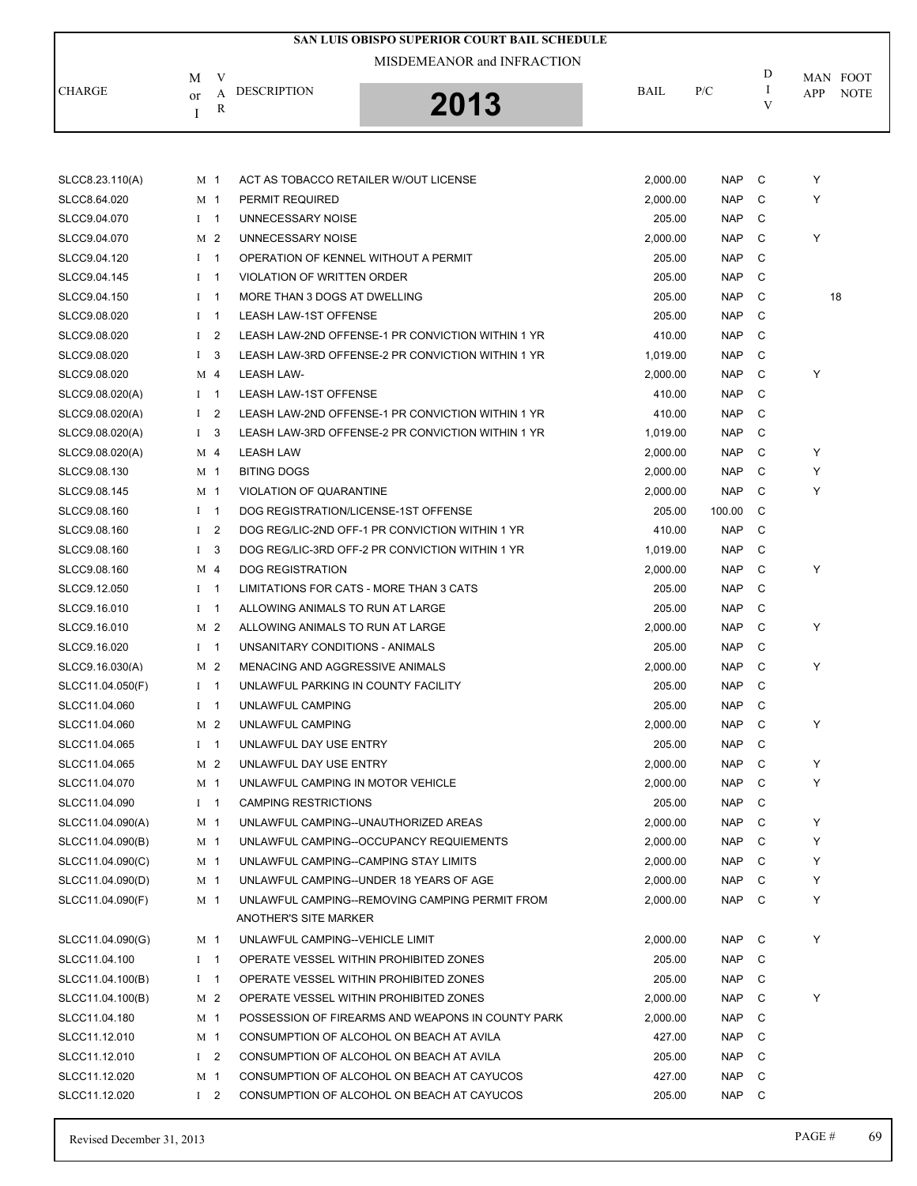# SAN LUIS OBISPO SUPERIOR COURT BAIL SCHEDULE

MISDEMEANOR and INFRACTION

**2013**

| CHARGE | M or I | VAR | DESCRIPTION | BAIL | P/C | DIV | MAN APP | FOOT NOTE |
|---|---|---|---|---|---|---|---|---|
| SLCC8.23.110(A) | M | 1 | ACT AS TOBACCO RETAILER W/OUT LICENSE | 2,000.00 | NAP | C | Y | |
| SLCC8.64.020 | M | 1 | PERMIT REQUIRED | 2,000.00 | NAP | C | Y | |
| SLCC9.04.070 | I | 1 | UNNECESSARY NOISE | 205.00 | NAP | C | | |
| SLCC9.04.070 | M | 2 | UNNECESSARY NOISE | 2,000.00 | NAP | C | Y | |
| SLCC9.04.120 | I | 1 | OPERATION OF KENNEL WITHOUT A PERMIT | 205.00 | NAP | C | | |
| SLCC9.04.145 | I | 1 | VIOLATION OF WRITTEN ORDER | 205.00 | NAP | C | | |
| SLCC9.04.150 | I | 1 | MORE THAN 3 DOGS AT DWELLING | 205.00 | NAP | C | | 18 |
| SLCC9.08.020 | I | 1 | LEASH LAW-1ST OFFENSE | 205.00 | NAP | C | | |
| SLCC9.08.020 | I | 2 | LEASH LAW-2ND OFFENSE-1 PR CONVICTION WITHIN 1 YR | 410.00 | NAP | C | | |
| SLCC9.08.020 | I | 3 | LEASH LAW-3RD OFFENSE-2 PR CONVICTION WITHIN 1 YR | 1,019.00 | NAP | C | | |
| SLCC9.08.020 | M | 4 | LEASH LAW- | 2,000.00 | NAP | C | Y | |
| SLCC9.08.020(A) | I | 1 | LEASH LAW-1ST OFFENSE | 410.00 | NAP | C | | |
| SLCC9.08.020(A) | I | 2 | LEASH LAW-2ND OFFENSE-1 PR CONVICTION WITHIN 1 YR | 410.00 | NAP | C | | |
| SLCC9.08.020(A) | I | 3 | LEASH LAW-3RD OFFENSE-2 PR CONVICTION WITHIN 1 YR | 1,019.00 | NAP | C | | |
| SLCC9.08.020(A) | M | 4 | LEASH LAW | 2,000.00 | NAP | C | Y | |
| SLCC9.08.130 | M | 1 | BITING DOGS | 2,000.00 | NAP | C | Y | |
| SLCC9.08.145 | M | 1 | VIOLATION OF QUARANTINE | 2,000.00 | NAP | C | Y | |
| SLCC9.08.160 | I | 1 | DOG REGISTRATION/LICENSE-1ST OFFENSE | 205.00 | 100.00 | C | | |
| SLCC9.08.160 | I | 2 | DOG REG/LIC-2ND OFF-1 PR CONVICTION WITHIN 1 YR | 410.00 | NAP | C | | |
| SLCC9.08.160 | I | 3 | DOG REG/LIC-3RD OFF-2 PR CONVICTION WITHIN 1 YR | 1,019.00 | NAP | C | | |
| SLCC9.08.160 | M | 4 | DOG REGISTRATION | 2,000.00 | NAP | C | Y | |
| SLCC9.12.050 | I | 1 | LIMITATIONS FOR CATS - MORE THAN 3 CATS | 205.00 | NAP | C | | |
| SLCC9.16.010 | I | 1 | ALLOWING ANIMALS TO RUN AT LARGE | 205.00 | NAP | C | | |
| SLCC9.16.010 | M | 2 | ALLOWING ANIMALS TO RUN AT LARGE | 2,000.00 | NAP | C | Y | |
| SLCC9.16.020 | I | 1 | UNSANITARY CONDITIONS - ANIMALS | 205.00 | NAP | C | | |
| SLCC9.16.030(A) | M | 2 | MENACING AND AGGRESSIVE ANIMALS | 2,000.00 | NAP | C | Y | |
| SLCC11.04.050(F) | I | 1 | UNLAWFUL PARKING IN COUNTY FACILITY | 205.00 | NAP | C | | |
| SLCC11.04.060 | I | 1 | UNLAWFUL CAMPING | 205.00 | NAP | C | | |
| SLCC11.04.060 | M | 2 | UNLAWFUL CAMPING | 2,000.00 | NAP | C | Y | |
| SLCC11.04.065 | I | 1 | UNLAWFUL DAY USE ENTRY | 205.00 | NAP | C | | |
| SLCC11.04.065 | M | 2 | UNLAWFUL DAY USE ENTRY | 2,000.00 | NAP | C | Y | |
| SLCC11.04.070 | M | 1 | UNLAWFUL CAMPING IN MOTOR VEHICLE | 2,000.00 | NAP | C | Y | |
| SLCC11.04.090 | I | 1 | CAMPING RESTRICTIONS | 205.00 | NAP | C | | |
| SLCC11.04.090(A) | M | 1 | UNLAWFUL CAMPING--UNAUTHORIZED AREAS | 2,000.00 | NAP | C | Y | |
| SLCC11.04.090(B) | M | 1 | UNLAWFUL CAMPING--OCCUPANCY REQUIEMENTS | 2,000.00 | NAP | C | Y | |
| SLCC11.04.090(C) | M | 1 | UNLAWFUL CAMPING--CAMPING STAY LIMITS | 2,000.00 | NAP | C | Y | |
| SLCC11.04.090(D) | M | 1 | UNLAWFUL CAMPING--UNDER 18 YEARS OF AGE | 2,000.00 | NAP | C | Y | |
| SLCC11.04.090(F) | M | 1 | UNLAWFUL CAMPING--REMOVING CAMPING PERMIT FROM ANOTHER'S SITE MARKER | 2,000.00 | NAP | C | Y | |
| SLCC11.04.090(G) | M | 1 | UNLAWFUL CAMPING--VEHICLE LIMIT | 2,000.00 | NAP | C | Y | |
| SLCC11.04.100 | I | 1 | OPERATE VESSEL WITHIN PROHIBITED ZONES | 205.00 | NAP | C | | |
| SLCC11.04.100(B) | I | 1 | OPERATE VESSEL WITHIN PROHIBITED ZONES | 205.00 | NAP | C | | |
| SLCC11.04.100(B) | M | 2 | OPERATE VESSEL WITHIN PROHIBITED ZONES | 2,000.00 | NAP | C | Y | |
| SLCC11.04.180 | M | 1 | POSSESSION OF FIREARMS AND WEAPONS IN COUNTY PARK | 2,000.00 | NAP | C | | |
| SLCC11.12.010 | M | 1 | CONSUMPTION OF ALCOHOL ON BEACH AT AVILA | 427.00 | NAP | C | | |
| SLCC11.12.010 | I | 2 | CONSUMPTION OF ALCOHOL ON BEACH AT AVILA | 205.00 | NAP | C | | |
| SLCC11.12.020 | M | 1 | CONSUMPTION OF ALCOHOL ON BEACH AT CAYUCOS | 427.00 | NAP | C | | |
| SLCC11.12.020 | I | 2 | CONSUMPTION OF ALCOHOL ON BEACH AT CAYUCOS | 205.00 | NAP | C | | |

Revised December 31, 2013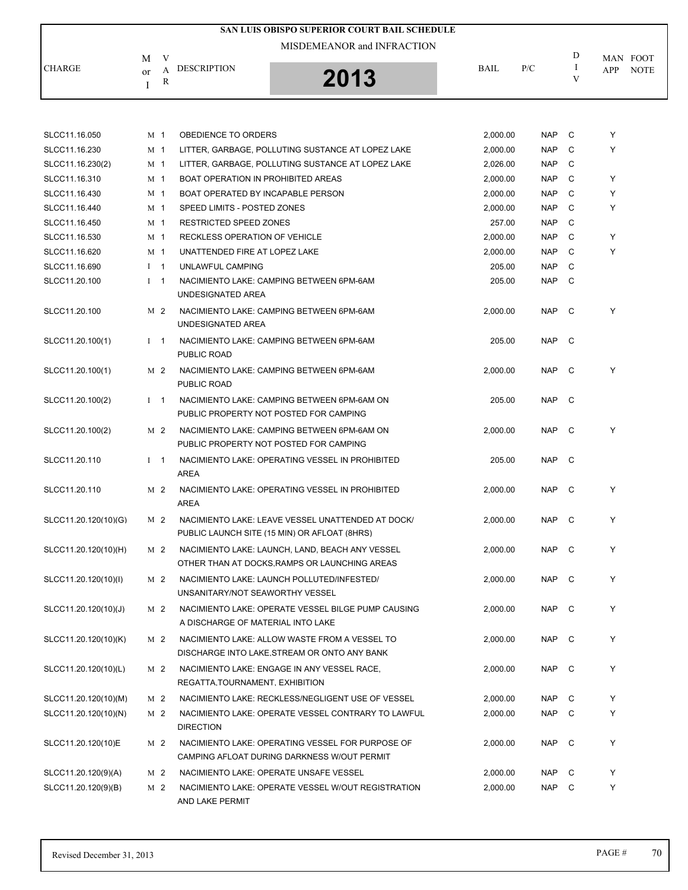# SAN LUIS OBISPO SUPERIOR COURT BAIL SCHEDULE

MISDEMEANOR and INFRACTION

**2013**

| CHARGE | M or I | VAR | DESCRIPTION | BAIL | P/C | DIV | MAN APP | FOOT NOTE |
|---|---|---|---|---|---|---|---|---|
| SLCC11.16.050 | M | 1 | OBEDIENCE TO ORDERS | 2,000.00 | NAP | C | Y | |
| SLCC11.16.230 | M | 1 | LITTER, GARBAGE, POLLUTING SUSTANCE AT LOPEZ LAKE | 2,000.00 | NAP | C | Y | |
| SLCC11.16.230(2) | M | 1 | LITTER, GARBAGE, POLLUTING SUSTANCE AT LOPEZ LAKE | 2,026.00 | NAP | C | | |
| SLCC11.16.310 | M | 1 | BOAT OPERATION IN PROHIBITED AREAS | 2,000.00 | NAP | C | Y | |
| SLCC11.16.430 | M | 1 | BOAT OPERATED BY INCAPABLE PERSON | 2,000.00 | NAP | C | Y | |
| SLCC11.16.440 | M | 1 | SPEED LIMITS - POSTED ZONES | 2,000.00 | NAP | C | Y | |
| SLCC11.16.450 | M | 1 | RESTRICTED SPEED ZONES | 257.00 | NAP | C | | |
| SLCC11.16.530 | M | 1 | RECKLESS OPERATION OF VEHICLE | 2,000.00 | NAP | C | Y | |
| SLCC11.16.620 | M | 1 | UNATTENDED FIRE AT LOPEZ LAKE | 2,000.00 | NAP | C | Y | |
| SLCC11.16.690 | I | 1 | UNLAWFUL CAMPING | 205.00 | NAP | C | | |
| SLCC11.20.100 | I | 1 | NACIMIENTO LAKE: CAMPING BETWEEN 6PM-6AM UNDESIGNATED AREA | 205.00 | NAP | C | | |
| SLCC11.20.100 | M | 2 | NACIMIENTO LAKE: CAMPING BETWEEN 6PM-6AM UNDESIGNATED AREA | 2,000.00 | NAP | C | Y | |
| SLCC11.20.100(1) | I | 1 | NACIMIENTO LAKE: CAMPING BETWEEN 6PM-6AM PUBLIC ROAD | 205.00 | NAP | C | | |
| SLCC11.20.100(1) | M | 2 | NACIMIENTO LAKE: CAMPING BETWEEN 6PM-6AM PUBLIC ROAD | 2,000.00 | NAP | C | Y | |
| SLCC11.20.100(2) | I | 1 | NACIMIENTO LAKE: CAMPING BETWEEN 6PM-6AM ON PUBLIC PROPERTY NOT POSTED FOR CAMPING | 205.00 | NAP | C | | |
| SLCC11.20.100(2) | M | 2 | NACIMIENTO LAKE: CAMPING BETWEEN 6PM-6AM ON PUBLIC PROPERTY NOT POSTED FOR CAMPING | 2,000.00 | NAP | C | Y | |
| SLCC11.20.110 | I | 1 | NACIMIENTO LAKE: OPERATING VESSEL IN PROHIBITED AREA | 205.00 | NAP | C | | |
| SLCC11.20.110 | M | 2 | NACIMIENTO LAKE: OPERATING VESSEL IN PROHIBITED AREA | 2,000.00 | NAP | C | Y | |
| SLCC11.20.120(10)(G) | M | 2 | NACIMIENTO LAKE: LEAVE VESSEL UNATTENDED AT DOCK/ PUBLIC LAUNCH SITE (15 MIN) OR AFLOAT (8HRS) | 2,000.00 | NAP | C | Y | |
| SLCC11.20.120(10)(H) | M | 2 | NACIMIENTO LAKE: LAUNCH, LAND, BEACH ANY VESSEL OTHER THAN AT DOCKS,RAMPS OR LAUNCHING AREAS | 2,000.00 | NAP | C | Y | |
| SLCC11.20.120(10)(I) | M | 2 | NACIMIENTO LAKE: LAUNCH POLLUTED/INFESTED/ UNSANITARY/NOT SEAWORTHY VESSEL | 2,000.00 | NAP | C | Y | |
| SLCC11.20.120(10)(J) | M | 2 | NACIMIENTO LAKE: OPERATE VESSEL BILGE PUMP CAUSING A DISCHARGE OF MATERIAL INTO LAKE | 2,000.00 | NAP | C | Y | |
| SLCC11.20.120(10)(K) | M | 2 | NACIMIENTO LAKE: ALLOW WASTE FROM A VESSEL TO DISCHARGE INTO LAKE,STREAM OR ONTO ANY BANK | 2,000.00 | NAP | C | Y | |
| SLCC11.20.120(10)(L) | M | 2 | NACIMIENTO LAKE: ENGAGE IN ANY VESSEL RACE, REGATTA,TOURNAMENT, EXHIBITION | 2,000.00 | NAP | C | Y | |
| SLCC11.20.120(10)(M) | M | 2 | NACIMIENTO LAKE: RECKLESS/NEGLIGENT USE OF VESSEL | 2,000.00 | NAP | C | Y | |
| SLCC11.20.120(10)(N) | M | 2 | NACIMIENTO LAKE: OPERATE VESSEL CONTRARY TO LAWFUL DIRECTION | 2,000.00 | NAP | C | Y | |
| SLCC11.20.120(10)E | M | 2 | NACIMIENTO LAKE: OPERATING VESSEL FOR PURPOSE OF CAMPING AFLOAT DURING DARKNESS W/OUT PERMIT | 2,000.00 | NAP | C | Y | |
| SLCC11.20.120(9)(A) | M | 2 | NACIMIENTO LAKE: OPERATE UNSAFE VESSEL | 2,000.00 | NAP | C | Y | |
| SLCC11.20.120(9)(B) | M | 2 | NACIMIENTO LAKE: OPERATE VESSEL W/OUT REGISTRATION AND LAKE PERMIT | 2,000.00 | NAP | C | Y | |

Revised December 31, 2013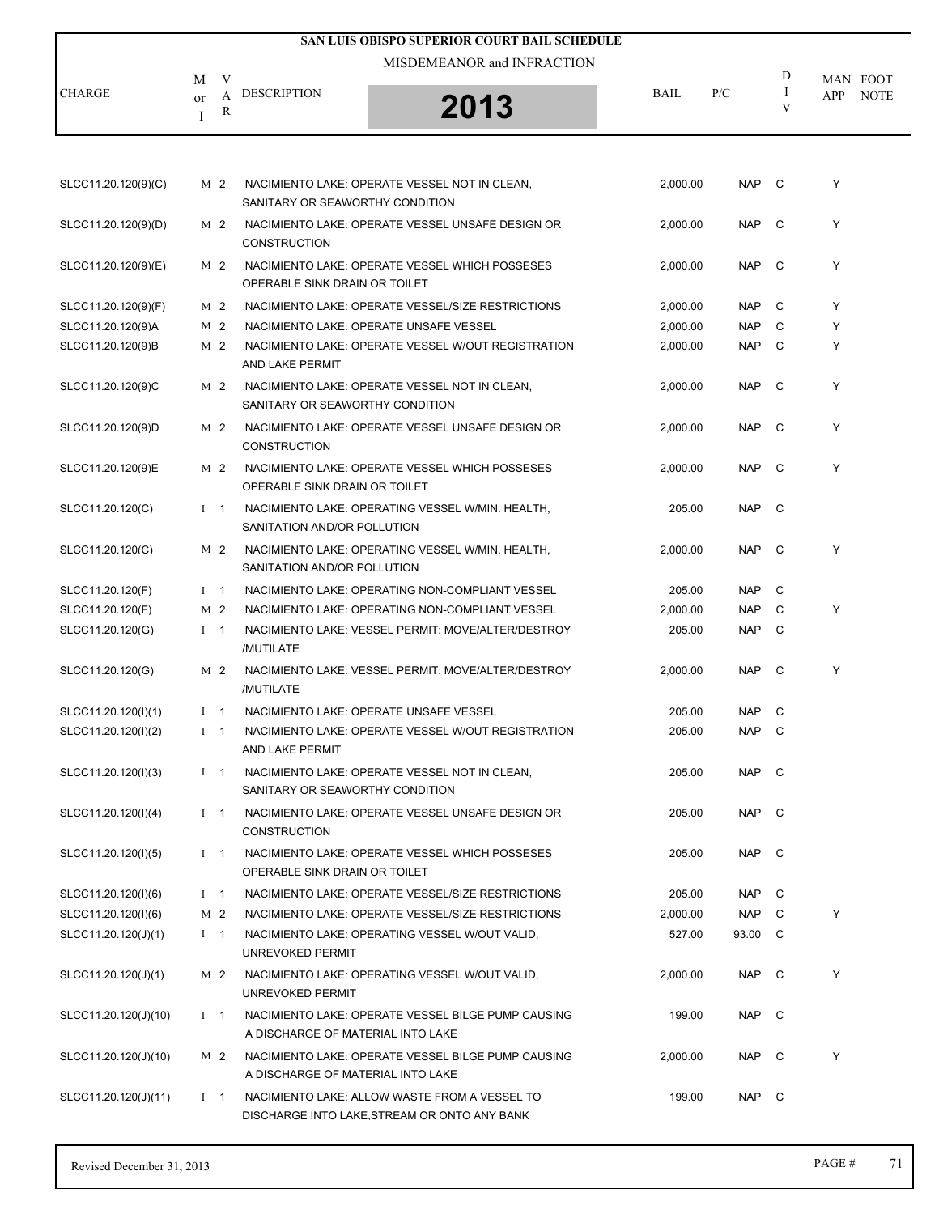# SAN LUIS OBISPO SUPERIOR COURT BAIL SCHEDULE

MISDEMEANOR and INFRACTION

2013

| CHARGE | M or I | VAR | DESCRIPTION | BAIL | P/C | DIV | MAN APP | FOOT NOTE |
|---|---|---|---|---|---|---|---|---|
| SLCC11.20.120(9)(C) | M | 2 | NACIMIENTO LAKE: OPERATE VESSEL NOT IN CLEAN, SANITARY OR SEAWORTHY CONDITION | 2,000.00 | NAP | C | Y | |
| SLCC11.20.120(9)(D) | M | 2 | NACIMIENTO LAKE: OPERATE VESSEL UNSAFE DESIGN OR CONSTRUCTION | 2,000.00 | NAP | C | Y | |
| SLCC11.20.120(9)(E) | M | 2 | NACIMIENTO LAKE: OPERATE VESSEL WHICH POSSESES OPERABLE SINK DRAIN OR TOILET | 2,000.00 | NAP | C | Y | |
| SLCC11.20.120(9)(F) | M | 2 | NACIMIENTO LAKE: OPERATE VESSEL/SIZE RESTRICTIONS | 2,000.00 | NAP | C | Y | |
| SLCC11.20.120(9)A | M | 2 | NACIMIENTO LAKE: OPERATE UNSAFE VESSEL | 2,000.00 | NAP | C | Y | |
| SLCC11.20.120(9)B | M | 2 | NACIMIENTO LAKE: OPERATE VESSEL W/OUT REGISTRATION AND LAKE PERMIT | 2,000.00 | NAP | C | Y | |
| SLCC11.20.120(9)C | M | 2 | NACIMIENTO LAKE: OPERATE VESSEL NOT IN CLEAN, SANITARY OR SEAWORTHY CONDITION | 2,000.00 | NAP | C | Y | |
| SLCC11.20.120(9)D | M | 2 | NACIMIENTO LAKE: OPERATE VESSEL UNSAFE DESIGN OR CONSTRUCTION | 2,000.00 | NAP | C | Y | |
| SLCC11.20.120(9)E | M | 2 | NACIMIENTO LAKE: OPERATE VESSEL WHICH POSSESES OPERABLE SINK DRAIN OR TOILET | 2,000.00 | NAP | C | Y | |
| SLCC11.20.120(C) | I | 1 | NACIMIENTO LAKE: OPERATING VESSEL W/MIN. HEALTH, SANITATION AND/OR POLLUTION | 205.00 | NAP | C | | |
| SLCC11.20.120(C) | M | 2 | NACIMIENTO LAKE: OPERATING VESSEL W/MIN. HEALTH, SANITATION AND/OR POLLUTION | 2,000.00 | NAP | C | Y | |
| SLCC11.20.120(F) | I | 1 | NACIMIENTO LAKE: OPERATING NON-COMPLIANT VESSEL | 205.00 | NAP | C | | |
| SLCC11.20.120(F) | M | 2 | NACIMIENTO LAKE: OPERATING NON-COMPLIANT VESSEL | 2,000.00 | NAP | C | Y | |
| SLCC11.20.120(G) | I | 1 | NACIMIENTO LAKE: VESSEL PERMIT: MOVE/ALTER/DESTROY /MUTILATE | 205.00 | NAP | C | | |
| SLCC11.20.120(G) | M | 2 | NACIMIENTO LAKE: VESSEL PERMIT: MOVE/ALTER/DESTROY /MUTILATE | 2,000.00 | NAP | C | Y | |
| SLCC11.20.120(I)(1) | I | 1 | NACIMIENTO LAKE: OPERATE UNSAFE VESSEL | 205.00 | NAP | C | | |
| SLCC11.20.120(I)(2) | I | 1 | NACIMIENTO LAKE: OPERATE VESSEL W/OUT REGISTRATION AND LAKE PERMIT | 205.00 | NAP | C | | |
| SLCC11.20.120(I)(3) | I | 1 | NACIMIENTO LAKE: OPERATE VESSEL NOT IN CLEAN, SANITARY OR SEAWORTHY CONDITION | 205.00 | NAP | C | | |
| SLCC11.20.120(I)(4) | I | 1 | NACIMIENTO LAKE: OPERATE VESSEL UNSAFE DESIGN OR CONSTRUCTION | 205.00 | NAP | C | | |
| SLCC11.20.120(I)(5) | I | 1 | NACIMIENTO LAKE: OPERATE VESSEL WHICH POSSESES OPERABLE SINK DRAIN OR TOILET | 205.00 | NAP | C | | |
| SLCC11.20.120(I)(6) | I | 1 | NACIMIENTO LAKE: OPERATE VESSEL/SIZE RESTRICTIONS | 205.00 | NAP | C | | |
| SLCC11.20.120(I)(6) | M | 2 | NACIMIENTO LAKE: OPERATE VESSEL/SIZE RESTRICTIONS | 2,000.00 | NAP | C | Y | |
| SLCC11.20.120(J)(1) | I | 1 | NACIMIENTO LAKE: OPERATING VESSEL W/OUT VALID, UNREVOKED PERMIT | 527.00 | 93.00 | C | | |
| SLCC11.20.120(J)(1) | M | 2 | NACIMIENTO LAKE: OPERATING VESSEL W/OUT VALID, UNREVOKED PERMIT | 2,000.00 | NAP | C | Y | |
| SLCC11.20.120(J)(10) | I | 1 | NACIMIENTO LAKE: OPERATE VESSEL BILGE PUMP CAUSING A DISCHARGE OF MATERIAL INTO LAKE | 199.00 | NAP | C | | |
| SLCC11.20.120(J)(10) | M | 2 | NACIMIENTO LAKE: OPERATE VESSEL BILGE PUMP CAUSING A DISCHARGE OF MATERIAL INTO LAKE | 2,000.00 | NAP | C | Y | |
| SLCC11.20.120(J)(11) | I | 1 | NACIMIENTO LAKE: ALLOW WASTE FROM A VESSEL TO DISCHARGE INTO LAKE,STREAM OR ONTO ANY BANK | 199.00 | NAP | C | | |

Revised December 31, 2013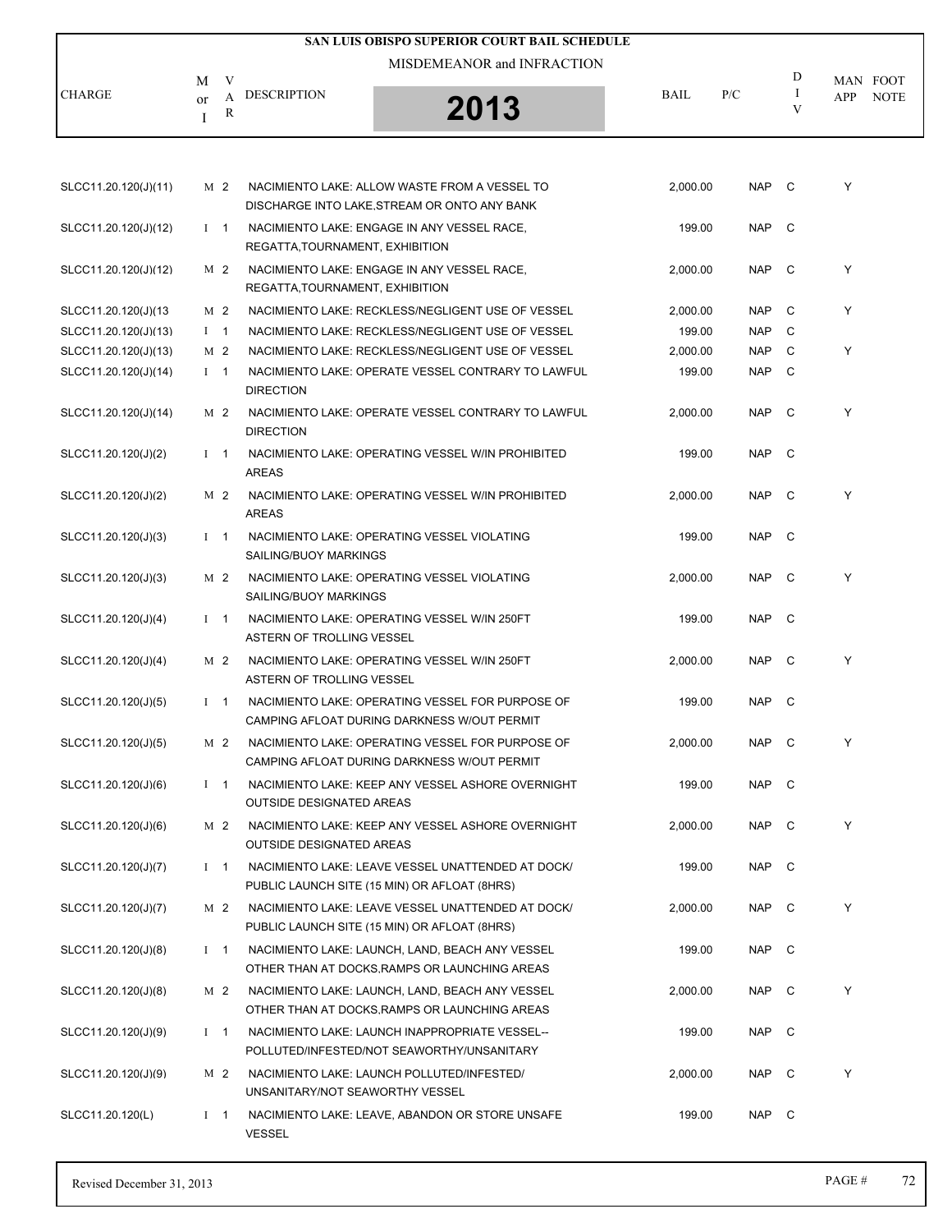# SAN LUIS OBISPO SUPERIOR COURT BAIL SCHEDULE

MISDEMEANOR and INFRACTION

2013

| CHARGE | M or I | VAR | DESCRIPTION | BAIL | P/C | DIV | MAN APP | FOOT NOTE |
|---|---|---|---|---|---|---|---|---|
| SLCC11.20.120(J)(11) | M | 2 | NACIMIENTO LAKE: ALLOW WASTE FROM A VESSEL TO DISCHARGE INTO LAKE,STREAM OR ONTO ANY BANK | 2,000.00 | NAP | C | Y | |
| SLCC11.20.120(J)(12) | I | 1 | NACIMIENTO LAKE: ENGAGE IN ANY VESSEL RACE, REGATTA,TOURNAMENT, EXHIBITION | 199.00 | NAP | C | | |
| SLCC11.20.120(J)(12) | M | 2 | NACIMIENTO LAKE: ENGAGE IN ANY VESSEL RACE, REGATTA,TOURNAMENT, EXHIBITION | 2,000.00 | NAP | C | Y | |
| SLCC11.20.120(J)(13 | M | 2 | NACIMIENTO LAKE: RECKLESS/NEGLIGENT USE OF VESSEL | 2,000.00 | NAP | C | Y | |
| SLCC11.20.120(J)(13) | I | 1 | NACIMIENTO LAKE: RECKLESS/NEGLIGENT USE OF VESSEL | 199.00 | NAP | C | | |
| SLCC11.20.120(J)(13) | M | 2 | NACIMIENTO LAKE: RECKLESS/NEGLIGENT USE OF VESSEL | 2,000.00 | NAP | C | Y | |
| SLCC11.20.120(J)(14) | I | 1 | NACIMIENTO LAKE: OPERATE VESSEL CONTRARY TO LAWFUL DIRECTION | 199.00 | NAP | C | | |
| SLCC11.20.120(J)(14) | M | 2 | NACIMIENTO LAKE: OPERATE VESSEL CONTRARY TO LAWFUL DIRECTION | 2,000.00 | NAP | C | Y | |
| SLCC11.20.120(J)(2) | I | 1 | NACIMIENTO LAKE: OPERATING VESSEL W/IN PROHIBITED AREAS | 199.00 | NAP | C | | |
| SLCC11.20.120(J)(2) | M | 2 | NACIMIENTO LAKE: OPERATING VESSEL W/IN PROHIBITED AREAS | 2,000.00 | NAP | C | Y | |
| SLCC11.20.120(J)(3) | I | 1 | NACIMIENTO LAKE: OPERATING VESSEL VIOLATING SAILING/BUOY MARKINGS | 199.00 | NAP | C | | |
| SLCC11.20.120(J)(3) | M | 2 | NACIMIENTO LAKE: OPERATING VESSEL VIOLATING SAILING/BUOY MARKINGS | 2,000.00 | NAP | C | Y | |
| SLCC11.20.120(J)(4) | I | 1 | NACIMIENTO LAKE: OPERATING VESSEL W/IN 250FT ASTERN OF TROLLING VESSEL | 199.00 | NAP | C | | |
| SLCC11.20.120(J)(4) | M | 2 | NACIMIENTO LAKE: OPERATING VESSEL W/IN 250FT ASTERN OF TROLLING VESSEL | 2,000.00 | NAP | C | Y | |
| SLCC11.20.120(J)(5) | I | 1 | NACIMIENTO LAKE: OPERATING VESSEL FOR PURPOSE OF CAMPING AFLOAT DURING DARKNESS W/OUT PERMIT | 199.00 | NAP | C | | |
| SLCC11.20.120(J)(5) | M | 2 | NACIMIENTO LAKE: OPERATING VESSEL FOR PURPOSE OF CAMPING AFLOAT DURING DARKNESS W/OUT PERMIT | 2,000.00 | NAP | C | Y | |
| SLCC11.20.120(J)(6) | I | 1 | NACIMIENTO LAKE: KEEP ANY VESSEL ASHORE OVERNIGHT OUTSIDE DESIGNATED AREAS | 199.00 | NAP | C | | |
| SLCC11.20.120(J)(6) | M | 2 | NACIMIENTO LAKE: KEEP ANY VESSEL ASHORE OVERNIGHT OUTSIDE DESIGNATED AREAS | 2,000.00 | NAP | C | Y | |
| SLCC11.20.120(J)(7) | I | 1 | NACIMIENTO LAKE: LEAVE VESSEL UNATTENDED AT DOCK/ PUBLIC LAUNCH SITE (15 MIN) OR AFLOAT (8HRS) | 199.00 | NAP | C | | |
| SLCC11.20.120(J)(7) | M | 2 | NACIMIENTO LAKE: LEAVE VESSEL UNATTENDED AT DOCK/ PUBLIC LAUNCH SITE (15 MIN) OR AFLOAT (8HRS) | 2,000.00 | NAP | C | Y | |
| SLCC11.20.120(J)(8) | I | 1 | NACIMIENTO LAKE: LAUNCH, LAND, BEACH ANY VESSEL OTHER THAN AT DOCKS,RAMPS OR LAUNCHING AREAS | 199.00 | NAP | C | | |
| SLCC11.20.120(J)(8) | M | 2 | NACIMIENTO LAKE: LAUNCH, LAND, BEACH ANY VESSEL OTHER THAN AT DOCKS,RAMPS OR LAUNCHING AREAS | 2,000.00 | NAP | C | Y | |
| SLCC11.20.120(J)(9) | I | 1 | NACIMIENTO LAKE: LAUNCH INAPPROPRIATE VESSEL-- POLLUTED/INFESTED/NOT SEAWORTHY/UNSANITARY | 199.00 | NAP | C | | |
| SLCC11.20.120(J)(9) | M | 2 | NACIMIENTO LAKE: LAUNCH POLLUTED/INFESTED/ UNSANITARY/NOT SEAWORTHY VESSEL | 2,000.00 | NAP | C | Y | |
| SLCC11.20.120(L) | I | 1 | NACIMIENTO LAKE: LEAVE, ABANDON OR STORE UNSAFE VESSEL | 199.00 | NAP | C | | |

Revised December 31, 2013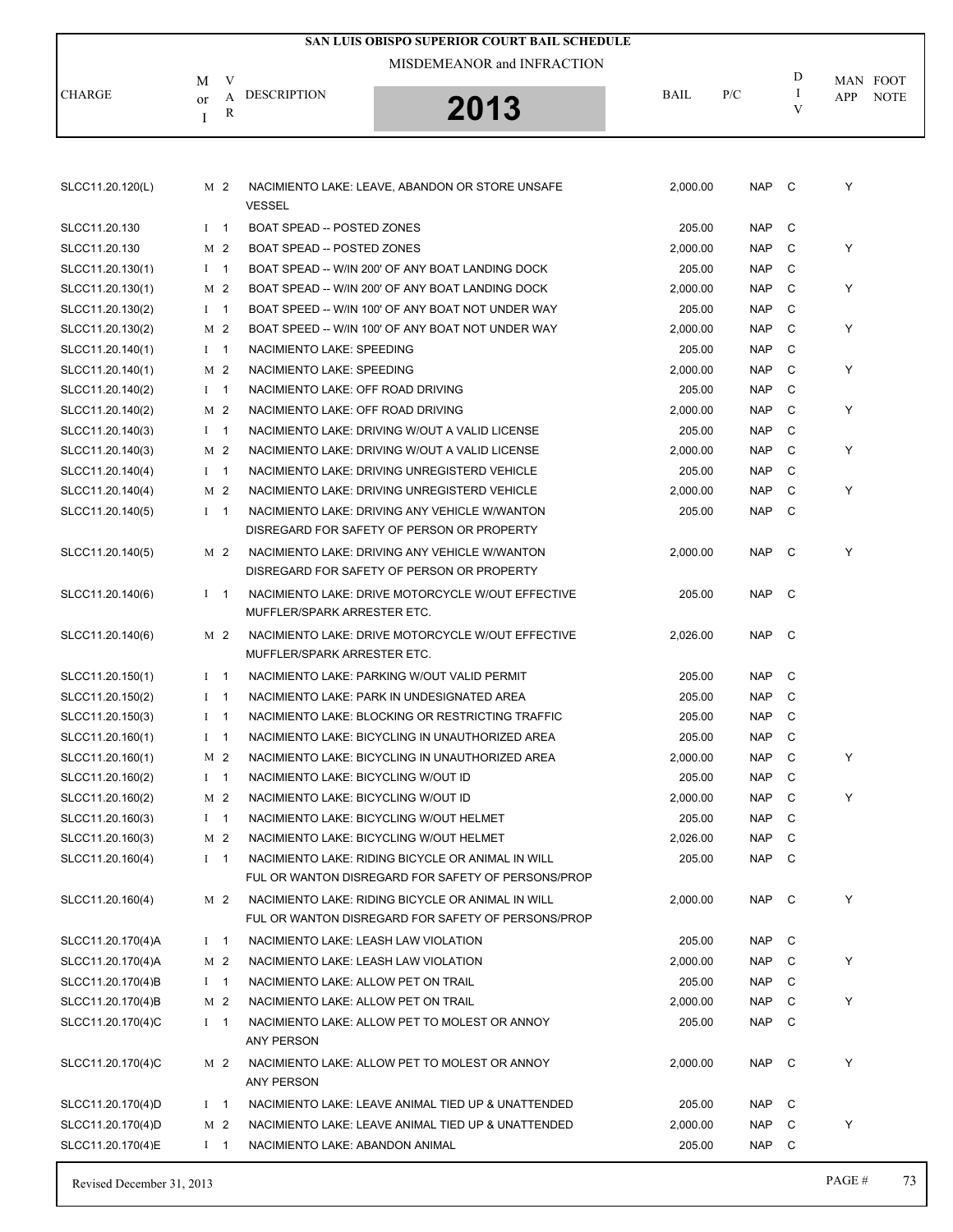# SAN LUIS OBISPO SUPERIOR COURT BAIL SCHEDULE

MISDEMEANOR and INFRACTION

**2013**

| CHARGE | M or I | VAR | DESCRIPTION | BAIL | P/C | DIV | MAN APP | FOOT NOTE |
|---|---|---|---|---|---|---|---|---|
| SLCC11.20.120(L) | M | 2 | NACIMIENTO LAKE: LEAVE, ABANDON OR STORE UNSAFE VESSEL | 2,000.00 | NAP | C | Y | |
| SLCC11.20.130 | I | 1 | BOAT SPEED -- POSTED ZONES | 205.00 | NAP | C | | |
| SLCC11.20.130 | M | 2 | BOAT SPEED -- POSTED ZONES | 2,000.00 | NAP | C | Y | |
| SLCC11.20.130(1) | I | 1 | BOAT SPEAD -- W/IN 200' OF ANY BOAT LANDING DOCK | 205.00 | NAP | C | | |
| SLCC11.20.130(1) | M | 2 | BOAT SPEAD -- W/IN 200' OF ANY BOAT LANDING DOCK | 2,000.00 | NAP | C | Y | |
| SLCC11.20.130(2) | I | 1 | BOAT SPEED -- W/IN 100' OF ANY BOAT NOT UNDER WAY | 205.00 | NAP | C | | |
| SLCC11.20.130(2) | M | 2 | BOAT SPEED -- W/IN 100' OF ANY BOAT NOT UNDER WAY | 2,000.00 | NAP | C | Y | |
| SLCC11.20.140(1) | I | 1 | NACIMIENTO LAKE: SPEEDING | 205.00 | NAP | C | | |
| SLCC11.20.140(1) | M | 2 | NACIMIENTO LAKE: SPEEDING | 2,000.00 | NAP | C | Y | |
| SLCC11.20.140(2) | I | 1 | NACIMIENTO LAKE: OFF ROAD DRIVING | 205.00 | NAP | C | | |
| SLCC11.20.140(2) | M | 2 | NACIMIENTO LAKE: OFF ROAD DRIVING | 2,000.00 | NAP | C | Y | |
| SLCC11.20.140(3) | I | 1 | NACIMIENTO LAKE: DRIVING W/OUT A VALID LICENSE | 205.00 | NAP | C | | |
| SLCC11.20.140(3) | M | 2 | NACIMIENTO LAKE: DRIVING W/OUT A VALID LICENSE | 2,000.00 | NAP | C | Y | |
| SLCC11.20.140(4) | I | 1 | NACIMIENTO LAKE: DRIVING UNREGISTERD VEHICLE | 205.00 | NAP | C | | |
| SLCC11.20.140(4) | M | 2 | NACIMIENTO LAKE: DRIVING UNREGISTERD VEHICLE | 2,000.00 | NAP | C | Y | |
| SLCC11.20.140(5) | I | 1 | NACIMIENTO LAKE: DRIVING ANY VEHICLE W/WANTON DISREGARD FOR SAFETY OF PERSON OR PROPERTY | 205.00 | NAP | C | | |
| SLCC11.20.140(5) | M | 2 | NACIMIENTO LAKE: DRIVING ANY VEHICLE W/WANTON DISREGARD FOR SAFETY OF PERSON OR PROPERTY | 2,000.00 | NAP | C | Y | |
| SLCC11.20.140(6) | I | 1 | NACIMIENTO LAKE: DRIVE MOTORCYCLE W/OUT EFFECTIVE MUFFLER/SPARK ARRESTER ETC. | 205.00 | NAP | C | | |
| SLCC11.20.140(6) | M | 2 | NACIMIENTO LAKE: DRIVE MOTORCYCLE W/OUT EFFECTIVE MUFFLER/SPARK ARRESTER ETC. | 2,026.00 | NAP | C | | |
| SLCC11.20.150(1) | I | 1 | NACIMIENTO LAKE: PARKING W/OUT VALID PERMIT | 205.00 | NAP | C | | |
| SLCC11.20.150(2) | I | 1 | NACIMIENTO LAKE: PARK IN UNDESIGNATED AREA | 205.00 | NAP | C | | |
| SLCC11.20.150(3) | I | 1 | NACIMIENTO LAKE: BLOCKING OR RESTRICTING TRAFFIC | 205.00 | NAP | C | | |
| SLCC11.20.160(1) | I | 1 | NACIMIENTO LAKE: BICYCLING IN UNAUTHORIZED AREA | 205.00 | NAP | C | | |
| SLCC11.20.160(1) | M | 2 | NACIMIENTO LAKE: BICYCLING IN UNAUTHORIZED AREA | 2,000.00 | NAP | C | Y | |
| SLCC11.20.160(2) | I | 1 | NACIMIENTO LAKE: BICYCLING W/OUT ID | 205.00 | NAP | C | | |
| SLCC11.20.160(2) | M | 2 | NACIMIENTO LAKE: BICYCLING W/OUT ID | 2,000.00 | NAP | C | Y | |
| SLCC11.20.160(3) | I | 1 | NACIMIENTO LAKE: BICYCLING W/OUT HELMET | 205.00 | NAP | C | | |
| SLCC11.20.160(3) | M | 2 | NACIMIENTO LAKE: BICYCLING W/OUT HELMET | 2,026.00 | NAP | C | | |
| SLCC11.20.160(4) | I | 1 | NACIMIENTO LAKE: RIDING BICYCLE OR ANIMAL IN WILL FUL OR WANTON DISREGARD FOR SAFETY OF PERSONS/PROP | 205.00 | NAP | C | | |
| SLCC11.20.160(4) | M | 2 | NACIMIENTO LAKE: RIDING BICYCLE OR ANIMAL IN WILL FUL OR WANTON DISREGARD FOR SAFETY OF PERSONS/PROP | 2,000.00 | NAP | C | Y | |
| SLCC11.20.170(4)A | I | 1 | NACIMIENTO LAKE: LEASH LAW VIOLATION | 205.00 | NAP | C | | |
| SLCC11.20.170(4)A | M | 2 | NACIMIENTO LAKE: LEASH LAW VIOLATION | 2,000.00 | NAP | C | Y | |
| SLCC11.20.170(4)B | I | 1 | NACIMIENTO LAKE: ALLOW PET ON TRAIL | 205.00 | NAP | C | | |
| SLCC11.20.170(4)B | M | 2 | NACIMIENTO LAKE: ALLOW PET ON TRAIL | 2,000.00 | NAP | C | Y | |
| SLCC11.20.170(4)C | I | 1 | NACIMIENTO LAKE: ALLOW PET TO MOLEST OR ANNOY ANY PERSON | 205.00 | NAP | C | | |
| SLCC11.20.170(4)C | M | 2 | NACIMIENTO LAKE: ALLOW PET TO MOLEST OR ANNOY ANY PERSON | 2,000.00 | NAP | C | Y | |
| SLCC11.20.170(4)D | I | 1 | NACIMIENTO LAKE: LEAVE ANIMAL TIED UP & UNATTENDED | 205.00 | NAP | C | | |
| SLCC11.20.170(4)D | M | 2 | NACIMIENTO LAKE: LEAVE ANIMAL TIED UP & UNATTENDED | 2,000.00 | NAP | C | Y | |
| SLCC11.20.170(4)E | I | 1 | NACIMIENTO LAKE: ABANDON ANIMAL | 205.00 | NAP | C | | |

Revised December 31, 2013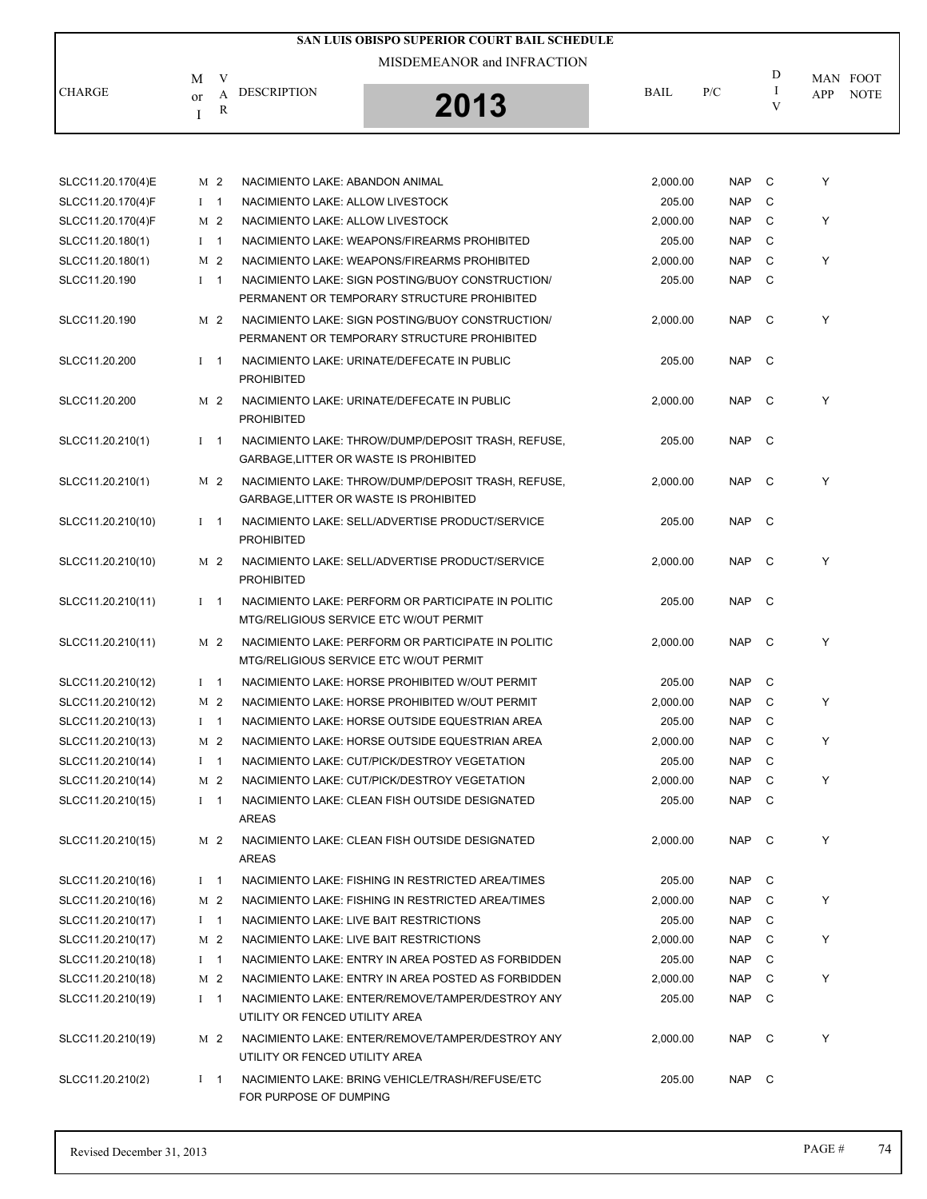# SAN LUIS OBISPO SUPERIOR COURT BAIL SCHEDULE

MISDEMEANOR and INFRACTION

2013

| CHARGE | M or I | VAR | DESCRIPTION | BAIL | P/C | DIV | MAN APP | FOOT NOTE |
|---|---|---|---|---|---|---|---|---|
| SLCC11.20.170(4)E | M | 2 | NACIMIENTO LAKE: ABANDON ANIMAL | 2,000.00 | NAP | C | Y | |
| SLCC11.20.170(4)F | I | 1 | NACIMIENTO LAKE: ALLOW LIVESTOCK | 205.00 | NAP | C | | |
| SLCC11.20.170(4)F | M | 2 | NACIMIENTO LAKE: ALLOW LIVESTOCK | 2,000.00 | NAP | C | Y | |
| SLCC11.20.180(1) | I | 1 | NACIMIENTO LAKE: WEAPONS/FIREARMS PROHIBITED | 205.00 | NAP | C | | |
| SLCC11.20.180(1) | M | 2 | NACIMIENTO LAKE: WEAPONS/FIREARMS PROHIBITED | 2,000.00 | NAP | C | Y | |
| SLCC11.20.190 | I | 1 | NACIMIENTO LAKE: SIGN POSTING/BUOY CONSTRUCTION/ PERMANENT OR TEMPORARY STRUCTURE PROHIBITED | 205.00 | NAP | C | | |
| SLCC11.20.190 | M | 2 | NACIMIENTO LAKE: SIGN POSTING/BUOY CONSTRUCTION/ PERMANENT OR TEMPORARY STRUCTURE PROHIBITED | 2,000.00 | NAP | C | Y | |
| SLCC11.20.200 | I | 1 | NACIMIENTO LAKE: URINATE/DEFECATE IN PUBLIC PROHIBITED | 205.00 | NAP | C | | |
| SLCC11.20.200 | M | 2 | NACIMIENTO LAKE: URINATE/DEFECATE IN PUBLIC PROHIBITED | 2,000.00 | NAP | C | Y | |
| SLCC11.20.210(1) | I | 1 | NACIMIENTO LAKE: THROW/DUMP/DEPOSIT TRASH, REFUSE, GARBAGE,LITTER OR WASTE IS PROHIBITED | 205.00 | NAP | C | | |
| SLCC11.20.210(1) | M | 2 | NACIMIENTO LAKE: THROW/DUMP/DEPOSIT TRASH, REFUSE, GARBAGE,LITTER OR WASTE IS PROHIBITED | 2,000.00 | NAP | C | Y | |
| SLCC11.20.210(10) | I | 1 | NACIMIENTO LAKE: SELL/ADVERTISE PRODUCT/SERVICE PROHIBITED | 205.00 | NAP | C | | |
| SLCC11.20.210(10) | M | 2 | NACIMIENTO LAKE: SELL/ADVERTISE PRODUCT/SERVICE PROHIBITED | 2,000.00 | NAP | C | Y | |
| SLCC11.20.210(11) | I | 1 | NACIMIENTO LAKE: PERFORM OR PARTICIPATE IN POLITIC MTG/RELIGIOUS SERVICE ETC W/OUT PERMIT | 205.00 | NAP | C | | |
| SLCC11.20.210(11) | M | 2 | NACIMIENTO LAKE: PERFORM OR PARTICIPATE IN POLITIC MTG/RELIGIOUS SERVICE ETC W/OUT PERMIT | 2,000.00 | NAP | C | Y | |
| SLCC11.20.210(12) | I | 1 | NACIMIENTO LAKE: HORSE PROHIBITED W/OUT PERMIT | 205.00 | NAP | C | | |
| SLCC11.20.210(12) | M | 2 | NACIMIENTO LAKE: HORSE PROHIBITED W/OUT PERMIT | 2,000.00 | NAP | C | Y | |
| SLCC11.20.210(13) | I | 1 | NACIMIENTO LAKE: HORSE OUTSIDE EQUESTRIAN AREA | 205.00 | NAP | C | | |
| SLCC11.20.210(13) | M | 2 | NACIMIENTO LAKE: HORSE OUTSIDE EQUESTRIAN AREA | 2,000.00 | NAP | C | Y | |
| SLCC11.20.210(14) | I | 1 | NACIMIENTO LAKE: CUT/PICK/DESTROY VEGETATION | 205.00 | NAP | C | | |
| SLCC11.20.210(14) | M | 2 | NACIMIENTO LAKE: CUT/PICK/DESTROY VEGETATION | 2,000.00 | NAP | C | Y | |
| SLCC11.20.210(15) | I | 1 | NACIMIENTO LAKE: CLEAN FISH OUTSIDE DESIGNATED AREAS | 205.00 | NAP | C | | |
| SLCC11.20.210(15) | M | 2 | NACIMIENTO LAKE: CLEAN FISH OUTSIDE DESIGNATED AREAS | 2,000.00 | NAP | C | Y | |
| SLCC11.20.210(16) | I | 1 | NACIMIENTO LAKE: FISHING IN RESTRICTED AREA/TIMES | 205.00 | NAP | C | | |
| SLCC11.20.210(16) | M | 2 | NACIMIENTO LAKE: FISHING IN RESTRICTED AREA/TIMES | 2,000.00 | NAP | C | Y | |
| SLCC11.20.210(17) | I | 1 | NACIMIENTO LAKE: LIVE BAIT RESTRICTIONS | 205.00 | NAP | C | | |
| SLCC11.20.210(17) | M | 2 | NACIMIENTO LAKE: LIVE BAIT RESTRICTIONS | 2,000.00 | NAP | C | Y | |
| SLCC11.20.210(18) | I | 1 | NACIMIENTO LAKE: ENTRY IN AREA POSTED AS FORBIDDEN | 205.00 | NAP | C | | |
| SLCC11.20.210(18) | M | 2 | NACIMIENTO LAKE: ENTRY IN AREA POSTED AS FORBIDDEN | 2,000.00 | NAP | C | Y | |
| SLCC11.20.210(19) | I | 1 | NACIMIENTO LAKE: ENTER/REMOVE/TAMPER/DESTROY ANY UTILITY OR FENCED UTILITY AREA | 205.00 | NAP | C | | |
| SLCC11.20.210(19) | M | 2 | NACIMIENTO LAKE: ENTER/REMOVE/TAMPER/DESTROY ANY UTILITY OR FENCED UTILITY AREA | 2,000.00 | NAP | C | Y | |
| SLCC11.20.210(2) | I | 1 | NACIMIENTO LAKE: BRING VEHICLE/TRASH/REFUSE/ETC FOR PURPOSE OF DUMPING | 205.00 | NAP | C | | |

Revised December 31, 2013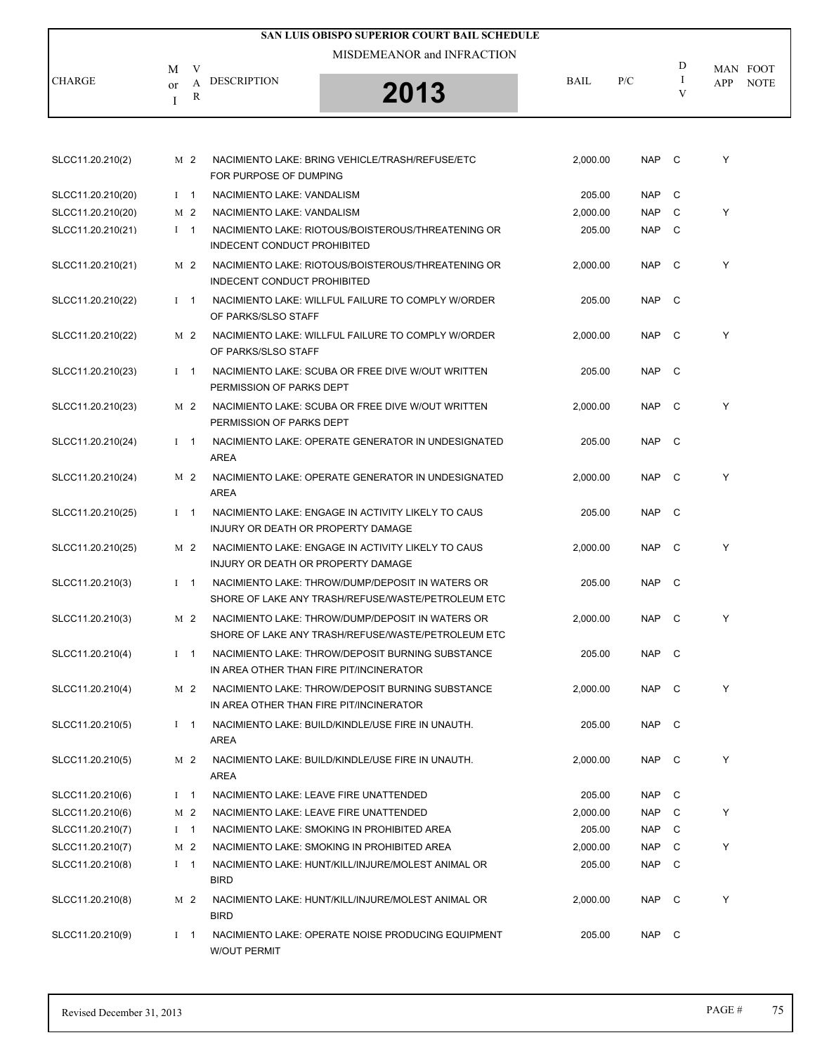**SAN LUIS OBISPO SUPERIOR COURT BAIL SCHEDULE**

MISDEMEANOR and INFRACTION

**2013**

| CHARGE | M or I | VAR | DESCRIPTION | BAIL | P/C | DIV | MAN APP | FOOT NOTE |
|---|---|---|---|---|---|---|---|---|
| SLCC11.20.210(2) | M | 2 | NACIMIENTO LAKE: BRING VEHICLE/TRASH/REFUSE/ETC FOR PURPOSE OF DUMPING | 2,000.00 | NAP | C | Y | |
| SLCC11.20.210(20) | I | 1 | NACIMIENTO LAKE: VANDALISM | 205.00 | NAP | C | | |
| SLCC11.20.210(20) | M | 2 | NACIMIENTO LAKE: VANDALISM | 2,000.00 | NAP | C | Y | |
| SLCC11.20.210(21) | I | 1 | NACIMIENTO LAKE: RIOTOUS/BOISTEROUS/THREATENING OR INDECENT CONDUCT PROHIBITED | 205.00 | NAP | C | | |
| SLCC11.20.210(21) | M | 2 | NACIMIENTO LAKE: RIOTOUS/BOISTEROUS/THREATENING OR INDECENT CONDUCT PROHIBITED | 2,000.00 | NAP | C | Y | |
| SLCC11.20.210(22) | I | 1 | NACIMIENTO LAKE: WILLFUL FAILURE TO COMPLY W/ORDER OF PARKS/SLSO STAFF | 205.00 | NAP | C | | |
| SLCC11.20.210(22) | M | 2 | NACIMIENTO LAKE: WILLFUL FAILURE TO COMPLY W/ORDER OF PARKS/SLSO STAFF | 2,000.00 | NAP | C | Y | |
| SLCC11.20.210(23) | I | 1 | NACIMIENTO LAKE: SCUBA OR FREE DIVE W/OUT WRITTEN PERMISSION OF PARKS DEPT | 205.00 | NAP | C | | |
| SLCC11.20.210(23) | M | 2 | NACIMIENTO LAKE: SCUBA OR FREE DIVE W/OUT WRITTEN PERMISSION OF PARKS DEPT | 2,000.00 | NAP | C | Y | |
| SLCC11.20.210(24) | I | 1 | NACIMIENTO LAKE: OPERATE GENERATOR IN UNDESIGNATED AREA | 205.00 | NAP | C | | |
| SLCC11.20.210(24) | M | 2 | NACIMIENTO LAKE: OPERATE GENERATOR IN UNDESIGNATED AREA | 2,000.00 | NAP | C | Y | |
| SLCC11.20.210(25) | I | 1 | NACIMIENTO LAKE: ENGAGE IN ACTIVITY LIKELY TO CAUS INJURY OR DEATH OR PROPERTY DAMAGE | 205.00 | NAP | C | | |
| SLCC11.20.210(25) | M | 2 | NACIMIENTO LAKE: ENGAGE IN ACTIVITY LIKELY TO CAUS INJURY OR DEATH OR PROPERTY DAMAGE | 2,000.00 | NAP | C | Y | |
| SLCC11.20.210(3) | I | 1 | NACIMIENTO LAKE: THROW/DUMP/DEPOSIT IN WATERS OR SHORE OF LAKE ANY TRASH/REFUSE/WASTE/PETROLEUM ETC | 205.00 | NAP | C | | |
| SLCC11.20.210(3) | M | 2 | NACIMIENTO LAKE: THROW/DUMP/DEPOSIT IN WATERS OR SHORE OF LAKE ANY TRASH/REFUSE/WASTE/PETROLEUM ETC | 2,000.00 | NAP | C | Y | |
| SLCC11.20.210(4) | I | 1 | NACIMIENTO LAKE: THROW/DEPOSIT BURNING SUBSTANCE IN AREA OTHER THAN FIRE PIT/INCINERATOR | 205.00 | NAP | C | | |
| SLCC11.20.210(4) | M | 2 | NACIMIENTO LAKE: THROW/DEPOSIT BURNING SUBSTANCE IN AREA OTHER THAN FIRE PIT/INCINERATOR | 2,000.00 | NAP | C | Y | |
| SLCC11.20.210(5) | I | 1 | NACIMIENTO LAKE: BUILD/KINDLE/USE FIRE IN UNAUTH. AREA | 205.00 | NAP | C | | |
| SLCC11.20.210(5) | M | 2 | NACIMIENTO LAKE: BUILD/KINDLE/USE FIRE IN UNAUTH. AREA | 2,000.00 | NAP | C | Y | |
| SLCC11.20.210(6) | I | 1 | NACIMIENTO LAKE: LEAVE FIRE UNATTENDED | 205.00 | NAP | C | | |
| SLCC11.20.210(6) | M | 2 | NACIMIENTO LAKE: LEAVE FIRE UNATTENDED | 2,000.00 | NAP | C | Y | |
| SLCC11.20.210(7) | I | 1 | NACIMIENTO LAKE: SMOKING IN PROHIBITED AREA | 205.00 | NAP | C | | |
| SLCC11.20.210(7) | M | 2 | NACIMIENTO LAKE: SMOKING IN PROHIBITED AREA | 2,000.00 | NAP | C | Y | |
| SLCC11.20.210(8) | I | 1 | NACIMIENTO LAKE: HUNT/KILL/INJURE/MOLEST ANIMAL OR BIRD | 205.00 | NAP | C | | |
| SLCC11.20.210(8) | M | 2 | NACIMIENTO LAKE: HUNT/KILL/INJURE/MOLEST ANIMAL OR BIRD | 2,000.00 | NAP | C | Y | |
| SLCC11.20.210(9) | I | 1 | NACIMIENTO LAKE: OPERATE NOISE PRODUCING EQUIPMENT W/OUT PERMIT | 205.00 | NAP | C | | |

Revised December 31, 2013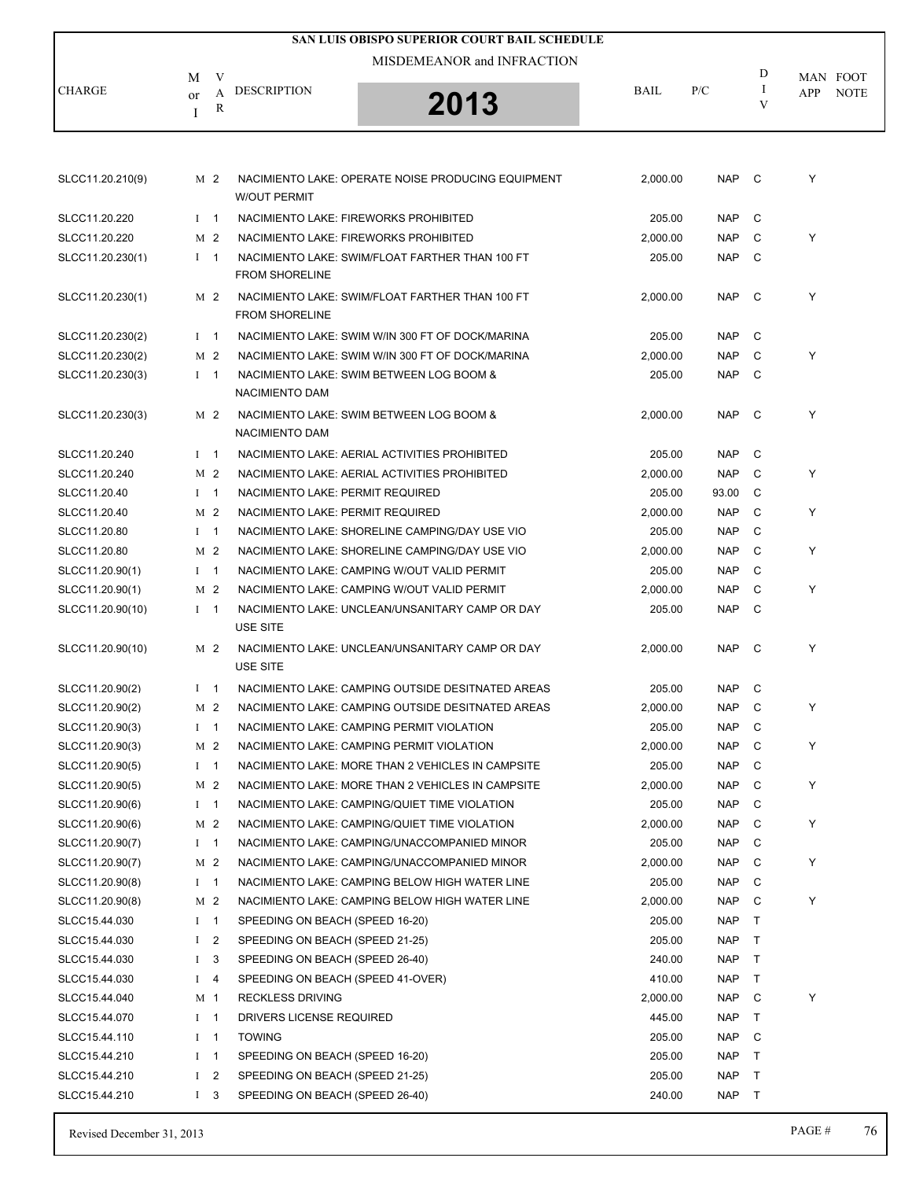# SAN LUIS OBISPO SUPERIOR COURT BAIL SCHEDULE

MISDEMEANOR and INFRACTION

**2013**

| CHARGE | M or I | VAR | DESCRIPTION | BAIL | P/C | DIV | MAN APP | FOOT NOTE |
|---|---|---|---|---|---|---|---|---|
| SLCC11.20.210(9) | M | 2 | NACIMIENTO LAKE: OPERATE NOISE PRODUCING EQUIPMENT W/OUT PERMIT | 2,000.00 | NAP | C | Y | |
| SLCC11.20.220 | I | 1 | NACIMIENTO LAKE: FIREWORKS PROHIBITED | 205.00 | NAP | C | | |
| SLCC11.20.220 | M | 2 | NACIMIENTO LAKE: FIREWORKS PROHIBITED | 2,000.00 | NAP | C | Y | |
| SLCC11.20.230(1) | I | 1 | NACIMIENTO LAKE: SWIM/FLOAT FARTHER THAN 100 FT FROM SHORELINE | 205.00 | NAP | C | | |
| SLCC11.20.230(1) | M | 2 | NACIMIENTO LAKE: SWIM/FLOAT FARTHER THAN 100 FT FROM SHORELINE | 2,000.00 | NAP | C | Y | |
| SLCC11.20.230(2) | I | 1 | NACIMIENTO LAKE: SWIM W/IN 300 FT OF DOCK/MARINA | 205.00 | NAP | C | | |
| SLCC11.20.230(2) | M | 2 | NACIMIENTO LAKE: SWIM W/IN 300 FT OF DOCK/MARINA | 2,000.00 | NAP | C | Y | |
| SLCC11.20.230(3) | I | 1 | NACIMIENTO LAKE: SWIM BETWEEN LOG BOOM & NACIMIENTO DAM | 205.00 | NAP | C | | |
| SLCC11.20.230(3) | M | 2 | NACIMIENTO LAKE: SWIM BETWEEN LOG BOOM & NACIMIENTO DAM | 2,000.00 | NAP | C | Y | |
| SLCC11.20.240 | I | 1 | NACIMIENTO LAKE: AERIAL ACTIVITIES PROHIBITED | 205.00 | NAP | C | | |
| SLCC11.20.240 | M | 2 | NACIMIENTO LAKE: AERIAL ACTIVITIES PROHIBITED | 2,000.00 | NAP | C | Y | |
| SLCC11.20.40 | I | 1 | NACIMIENTO LAKE: PERMIT REQUIRED | 205.00 | 93.00 | C | | |
| SLCC11.20.40 | M | 2 | NACIMIENTO LAKE: PERMIT REQUIRED | 2,000.00 | NAP | C | Y | |
| SLCC11.20.80 | I | 1 | NACIMIENTO LAKE: SHORELINE CAMPING/DAY USE VIO | 205.00 | NAP | C | | |
| SLCC11.20.80 | M | 2 | NACIMIENTO LAKE: SHORELINE CAMPING/DAY USE VIO | 2,000.00 | NAP | C | Y | |
| SLCC11.20.90(1) | I | 1 | NACIMIENTO LAKE: CAMPING W/OUT VALID PERMIT | 205.00 | NAP | C | | |
| SLCC11.20.90(1) | M | 2 | NACIMIENTO LAKE: CAMPING W/OUT VALID PERMIT | 2,000.00 | NAP | C | Y | |
| SLCC11.20.90(10) | I | 1 | NACIMIENTO LAKE: UNCLEAN/UNSANITARY CAMP OR DAY USE SITE | 205.00 | NAP | C | | |
| SLCC11.20.90(10) | M | 2 | NACIMIENTO LAKE: UNCLEAN/UNSANITARY CAMP OR DAY USE SITE | 2,000.00 | NAP | C | Y | |
| SLCC11.20.90(2) | I | 1 | NACIMIENTO LAKE: CAMPING OUTSIDE DESITNATED AREAS | 205.00 | NAP | C | | |
| SLCC11.20.90(2) | M | 2 | NACIMIENTO LAKE: CAMPING OUTSIDE DESITNATED AREAS | 2,000.00 | NAP | C | Y | |
| SLCC11.20.90(3) | I | 1 | NACIMIENTO LAKE: CAMPING PERMIT VIOLATION | 205.00 | NAP | C | | |
| SLCC11.20.90(3) | M | 2 | NACIMIENTO LAKE: CAMPING PERMIT VIOLATION | 2,000.00 | NAP | C | Y | |
| SLCC11.20.90(5) | I | 1 | NACIMIENTO LAKE: MORE THAN 2 VEHICLES IN CAMPSITE | 205.00 | NAP | C | | |
| SLCC11.20.90(5) | M | 2 | NACIMIENTO LAKE: MORE THAN 2 VEHICLES IN CAMPSITE | 2,000.00 | NAP | C | Y | |
| SLCC11.20.90(6) | I | 1 | NACIMIENTO LAKE: CAMPING/QUIET TIME VIOLATION | 205.00 | NAP | C | | |
| SLCC11.20.90(6) | M | 2 | NACIMIENTO LAKE: CAMPING/QUIET TIME VIOLATION | 2,000.00 | NAP | C | Y | |
| SLCC11.20.90(7) | I | 1 | NACIMIENTO LAKE: CAMPING/UNACCOMPANIED MINOR | 205.00 | NAP | C | | |
| SLCC11.20.90(7) | M | 2 | NACIMIENTO LAKE: CAMPING/UNACCOMPANIED MINOR | 2,000.00 | NAP | C | Y | |
| SLCC11.20.90(8) | I | 1 | NACIMIENTO LAKE: CAMPING BELOW HIGH WATER LINE | 205.00 | NAP | C | | |
| SLCC11.20.90(8) | M | 2 | NACIMIENTO LAKE: CAMPING BELOW HIGH WATER LINE | 2,000.00 | NAP | C | Y | |
| SLCC15.44.030 | I | 1 | SPEEDING ON BEACH (SPEED 16-20) | 205.00 | NAP | T | | |
| SLCC15.44.030 | I | 2 | SPEEDING ON BEACH (SPEED 21-25) | 205.00 | NAP | T | | |
| SLCC15.44.030 | I | 3 | SPEEDING ON BEACH (SPEED 26-40) | 240.00 | NAP | T | | |
| SLCC15.44.030 | I | 4 | SPEEDING ON BEACH (SPEED 41-OVER) | 410.00 | NAP | T | | |
| SLCC15.44.040 | M | 1 | RECKLESS DRIVING | 2,000.00 | NAP | C | Y | |
| SLCC15.44.070 | I | 1 | DRIVERS LICENSE REQUIRED | 445.00 | NAP | T | | |
| SLCC15.44.110 | I | 1 | TOWING | 205.00 | NAP | C | | |
| SLCC15.44.210 | I | 1 | SPEEDING ON BEACH (SPEED 16-20) | 205.00 | NAP | T | | |
| SLCC15.44.210 | I | 2 | SPEEDING ON BEACH (SPEED 21-25) | 205.00 | NAP | T | | |
| SLCC15.44.210 | I | 3 | SPEEDING ON BEACH (SPEED 26-40) | 240.00 | NAP | T | | |

Revised December 31, 2013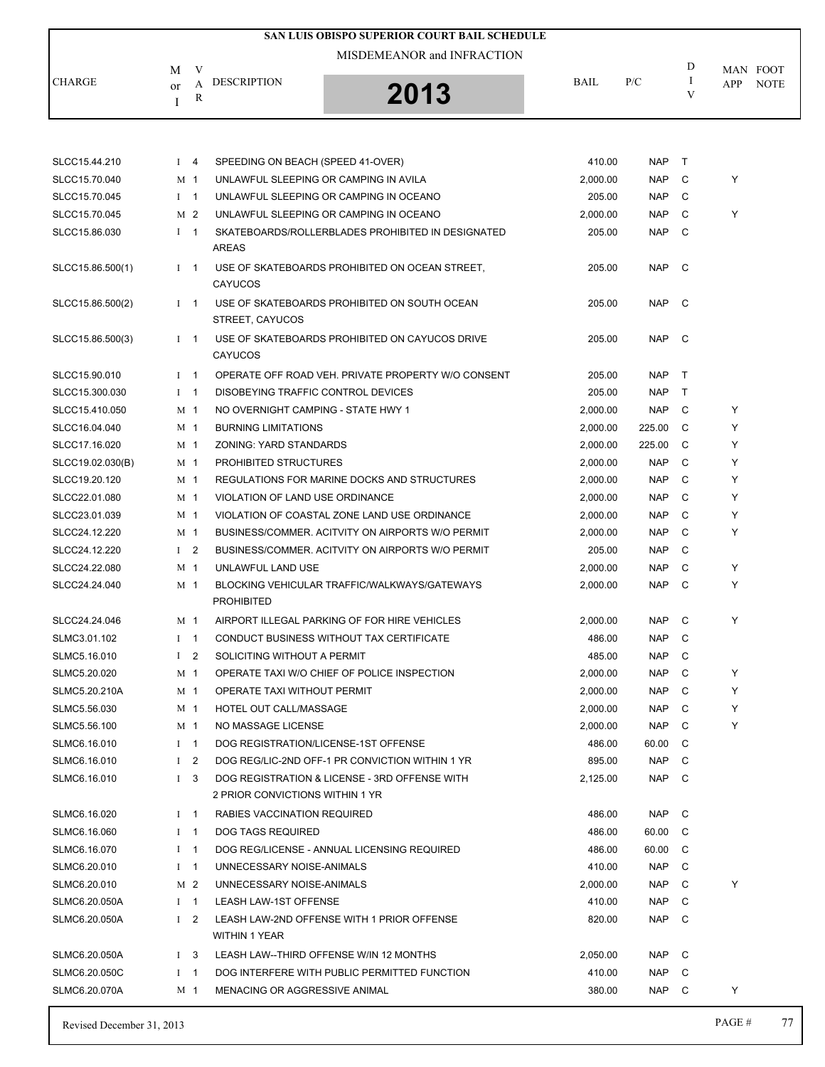**SAN LUIS OBISPO SUPERIOR COURT BAIL SCHEDULE**

MISDEMEANOR and INFRACTION

**2013**

| CHARGE | M or I | VAR | DESCRIPTION | BAIL | P/C | DIV | MAN APP | FOOT NOTE |
|---|---|---|---|---|---|---|---|---|
| SLCC15.44.210 | I | 4 | SPEEDING ON BEACH (SPEED 41-OVER) | 410.00 | NAP | T | | |
| SLCC15.70.040 | M | 1 | UNLAWFUL SLEEPING OR CAMPING IN AVILA | 2,000.00 | NAP | C | Y | |
| SLCC15.70.045 | I | 1 | UNLAWFUL SLEEPING OR CAMPING IN OCEANO | 205.00 | NAP | C | | |
| SLCC15.70.045 | M | 2 | UNLAWFUL SLEEPING OR CAMPING IN OCEANO | 2,000.00 | NAP | C | Y | |
| SLCC15.86.030 | I | 1 | SKATEBOARDS/ROLLERBLADES PROHIBITED IN DESIGNATED AREAS | 205.00 | NAP | C | | |
| SLCC15.86.500(1) | I | 1 | USE OF SKATEBOARDS PROHIBITED ON OCEAN STREET, CAYUCOS | 205.00 | NAP | C | | |
| SLCC15.86.500(2) | I | 1 | USE OF SKATEBOARDS PROHIBITED ON SOUTH OCEAN STREET, CAYUCOS | 205.00 | NAP | C | | |
| SLCC15.86.500(3) | I | 1 | USE OF SKATEBOARDS PROHIBITED ON CAYUCOS DRIVE CAYUCOS | 205.00 | NAP | C | | |
| SLCC15.90.010 | I | 1 | OPERATE OFF ROAD VEH. PRIVATE PROPERTY W/O CONSENT | 205.00 | NAP | T | | |
| SLCC15.300.030 | I | 1 | DISOBEYING TRAFFIC CONTROL DEVICES | 205.00 | NAP | T | | |
| SLCC15.410.050 | M | 1 | NO OVERNIGHT CAMPING - STATE HWY 1 | 2,000.00 | NAP | C | Y | |
| SLCC16.04.040 | M | 1 | BURNING LIMITATIONS | 2,000.00 | 225.00 | C | Y | |
| SLCC17.16.020 | M | 1 | ZONING: YARD STANDARDS | 2,000.00 | 225.00 | C | Y | |
| SLCC19.02.030(B) | M | 1 | PROHIBITED STRUCTURES | 2,000.00 | NAP | C | Y | |
| SLCC19.20.120 | M | 1 | REGULATIONS FOR MARINE DOCKS AND STRUCTURES | 2,000.00 | NAP | C | Y | |
| SLCC22.01.080 | M | 1 | VIOLATION OF LAND USE ORDINANCE | 2,000.00 | NAP | C | Y | |
| SLCC23.01.039 | M | 1 | VIOLATION OF COASTAL ZONE LAND USE ORDINANCE | 2,000.00 | NAP | C | Y | |
| SLCC24.12.220 | M | 1 | BUSINESS/COMMER. ACITVITY ON AIRPORTS W/O PERMIT | 2,000.00 | NAP | C | Y | |
| SLCC24.12.220 | I | 2 | BUSINESS/COMMER. ACITVITY ON AIRPORTS W/O PERMIT | 205.00 | NAP | C | | |
| SLCC24.22.080 | M | 1 | UNLAWFUL LAND USE | 2,000.00 | NAP | C | Y | |
| SLCC24.24.040 | M | 1 | BLOCKING VEHICULAR TRAFFIC/WALKWAYS/GATEWAYS PROHIBITED | 2,000.00 | NAP | C | Y | |
| SLCC24.24.046 | M | 1 | AIRPORT ILLEGAL PARKING OF FOR HIRE VEHICLES | 2,000.00 | NAP | C | Y | |
| SLMC3.01.102 | I | 1 | CONDUCT BUSINESS WITHOUT TAX CERTIFICATE | 486.00 | NAP | C | | |
| SLMC5.16.010 | I | 2 | SOLICITING WITHOUT A PERMIT | 485.00 | NAP | C | | |
| SLMC5.20.020 | M | 1 | OPERATE TAXI W/O CHIEF OF POLICE INSPECTION | 2,000.00 | NAP | C | Y | |
| SLMC5.20.210A | M | 1 | OPERATE TAXI WITHOUT PERMIT | 2,000.00 | NAP | C | Y | |
| SLMC5.56.030 | M | 1 | HOTEL OUT CALL/MASSAGE | 2,000.00 | NAP | C | Y | |
| SLMC5.56.100 | M | 1 | NO MASSAGE LICENSE | 2,000.00 | NAP | C | Y | |
| SLMC6.16.010 | I | 1 | DOG REGISTRATION/LICENSE-1ST OFFENSE | 486.00 | 60.00 | C | | |
| SLMC6.16.010 | I | 2 | DOG REG/LIC-2ND OFF-1 PR CONVICTION WITHIN 1 YR | 895.00 | NAP | C | | |
| SLMC6.16.010 | I | 3 | DOG REGISTRATION & LICENSE - 3RD OFFENSE WITH 2 PRIOR CONVICTIONS WITHIN 1 YR | 2,125.00 | NAP | C | | |
| SLMC6.16.020 | I | 1 | RABIES VACCINATION REQUIRED | 486.00 | NAP | C | | |
| SLMC6.16.060 | I | 1 | DOG TAGS REQUIRED | 486.00 | 60.00 | C | | |
| SLMC6.16.070 | I | 1 | DOG REG/LICENSE - ANNUAL LICENSING REQUIRED | 486.00 | 60.00 | C | | |
| SLMC6.20.010 | I | 1 | UNNECESSARY NOISE-ANIMALS | 410.00 | NAP | C | | |
| SLMC6.20.010 | M | 2 | UNNECESSARY NOISE-ANIMALS | 2,000.00 | NAP | C | Y | |
| SLMC6.20.050A | I | 1 | LEASH LAW-1ST OFFENSE | 410.00 | NAP | C | | |
| SLMC6.20.050A | I | 2 | LEASH LAW-2ND OFFENSE WITH 1 PRIOR OFFENSE WITHIN 1 YEAR | 820.00 | NAP | C | | |
| SLMC6.20.050A | I | 3 | LEASH LAW--THIRD OFFENSE W/IN 12 MONTHS | 2,050.00 | NAP | C | | |
| SLMC6.20.050C | I | 1 | DOG INTERFERE WITH PUBLIC PERMITTED FUNCTION | 410.00 | NAP | C | | |
| SLMC6.20.070A | M | 1 | MENACING OR AGGRESSIVE ANIMAL | 380.00 | NAP | C | Y | |

Revised December 31, 2013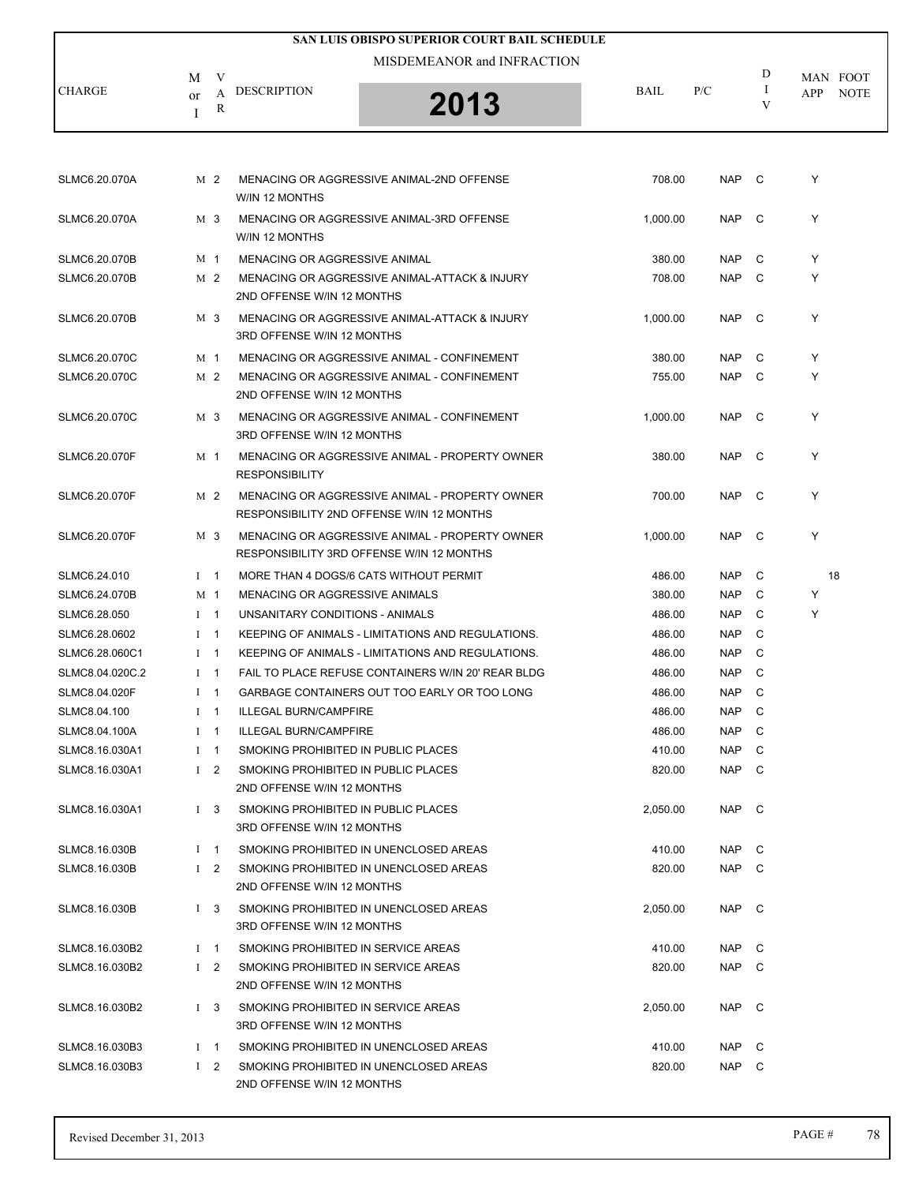# SAN LUIS OBISPO SUPERIOR COURT BAIL SCHEDULE

MISDEMEANOR and INFRACTION

2013

| CHARGE | M or I | VAR | DESCRIPTION | BAIL | P/C | DIV | MAN APP | FOOT NOTE |
|---|---|---|---|---|---|---|---|---|
| SLMC6.20.070A | M | 2 | MENACING OR AGGRESSIVE ANIMAL-2ND OFFENSE W/IN 12 MONTHS | 708.00 | NAP | C | Y | |
| SLMC6.20.070A | M | 3 | MENACING OR AGGRESSIVE ANIMAL-3RD OFFENSE W/IN 12 MONTHS | 1,000.00 | NAP | C | Y | |
| SLMC6.20.070B | M | 1 | MENACING OR AGGRESSIVE ANIMAL | 380.00 | NAP | C | Y | |
| SLMC6.20.070B | M | 2 | MENACING OR AGGRESSIVE ANIMAL-ATTACK & INJURY 2ND OFFENSE W/IN 12 MONTHS | 708.00 | NAP | C | Y | |
| SLMC6.20.070B | M | 3 | MENACING OR AGGRESSIVE ANIMAL-ATTACK & INJURY 3RD OFFENSE W/IN 12 MONTHS | 1,000.00 | NAP | C | Y | |
| SLMC6.20.070C | M | 1 | MENACING OR AGGRESSIVE ANIMAL - CONFINEMENT | 380.00 | NAP | C | Y | |
| SLMC6.20.070C | M | 2 | MENACING OR AGGRESSIVE ANIMAL - CONFINEMENT 2ND OFFENSE W/IN 12 MONTHS | 755.00 | NAP | C | Y | |
| SLMC6.20.070C | M | 3 | MENACING OR AGGRESSIVE ANIMAL - CONFINEMENT 3RD OFFENSE W/IN 12 MONTHS | 1,000.00 | NAP | C | Y | |
| SLMC6.20.070F | M | 1 | MENACING OR AGGRESSIVE ANIMAL - PROPERTY OWNER RESPONSIBILITY | 380.00 | NAP | C | Y | |
| SLMC6.20.070F | M | 2 | MENACING OR AGGRESSIVE ANIMAL - PROPERTY OWNER RESPONSIBILITY 2ND OFFENSE W/IN 12 MONTHS | 700.00 | NAP | C | Y | |
| SLMC6.20.070F | M | 3 | MENACING OR AGGRESSIVE ANIMAL - PROPERTY OWNER RESPONSIBILITY 3RD OFFENSE W/IN 12 MONTHS | 1,000.00 | NAP | C | Y | |
| SLMC6.24.010 | I | 1 | MORE THAN 4 DOGS/6 CATS WITHOUT PERMIT | 486.00 | NAP | C | | 18 |
| SLMC6.24.070B | M | 1 | MENACING OR AGGRESSIVE ANIMALS | 380.00 | NAP | C | Y | |
| SLMC6.28.050 | I | 1 | UNSANITARY CONDITIONS - ANIMALS | 486.00 | NAP | C | Y | |
| SLMC6.28.0602 | I | 1 | KEEPING OF ANIMALS - LIMITATIONS AND REGULATIONS. | 486.00 | NAP | C | | |
| SLMC6.28.060C1 | I | 1 | KEEPING OF ANIMALS - LIMITATIONS AND REGULATIONS. | 486.00 | NAP | C | | |
| SLMC8.04.020C.2 | I | 1 | FAIL TO PLACE REFUSE CONTAINERS W/IN 20' REAR BLDG | 486.00 | NAP | C | | |
| SLMC8.04.020F | I | 1 | GARBAGE CONTAINERS OUT TOO EARLY OR TOO LONG | 486.00 | NAP | C | | |
| SLMC8.04.100 | I | 1 | ILLEGAL BURN/CAMPFIRE | 486.00 | NAP | C | | |
| SLMC8.04.100A | I | 1 | ILLEGAL BURN/CAMPFIRE | 486.00 | NAP | C | | |
| SLMC8.16.030A1 | I | 1 | SMOKING PROHIBITED IN PUBLIC PLACES | 410.00 | NAP | C | | |
| SLMC8.16.030A1 | I | 2 | SMOKING PROHIBITED IN PUBLIC PLACES 2ND OFFENSE W/IN 12 MONTHS | 820.00 | NAP | C | | |
| SLMC8.16.030A1 | I | 3 | SMOKING PROHIBITED IN PUBLIC PLACES 3RD OFFENSE W/IN 12 MONTHS | 2,050.00 | NAP | C | | |
| SLMC8.16.030B | I | 1 | SMOKING PROHIBITED IN UNENCLOSED AREAS | 410.00 | NAP | C | | |
| SLMC8.16.030B | I | 2 | SMOKING PROHIBITED IN UNENCLOSED AREAS 2ND OFFENSE W/IN 12 MONTHS | 820.00 | NAP | C | | |
| SLMC8.16.030B | I | 3 | SMOKING PROHIBITED IN UNENCLOSED AREAS 3RD OFFENSE W/IN 12 MONTHS | 2,050.00 | NAP | C | | |
| SLMC8.16.030B2 | I | 1 | SMOKING PROHIBITED IN SERVICE AREAS | 410.00 | NAP | C | | |
| SLMC8.16.030B2 | I | 2 | SMOKING PROHIBITED IN SERVICE AREAS 2ND OFFENSE W/IN 12 MONTHS | 820.00 | NAP | C | | |
| SLMC8.16.030B2 | I | 3 | SMOKING PROHIBITED IN SERVICE AREAS 3RD OFFENSE W/IN 12 MONTHS | 2,050.00 | NAP | C | | |
| SLMC8.16.030B3 | I | 1 | SMOKING PROHIBITED IN UNENCLOSED AREAS | 410.00 | NAP | C | | |
| SLMC8.16.030B3 | I | 2 | SMOKING PROHIBITED IN UNENCLOSED AREAS 2ND OFFENSE W/IN 12 MONTHS | 820.00 | NAP | C | | |

Revised December 31, 2013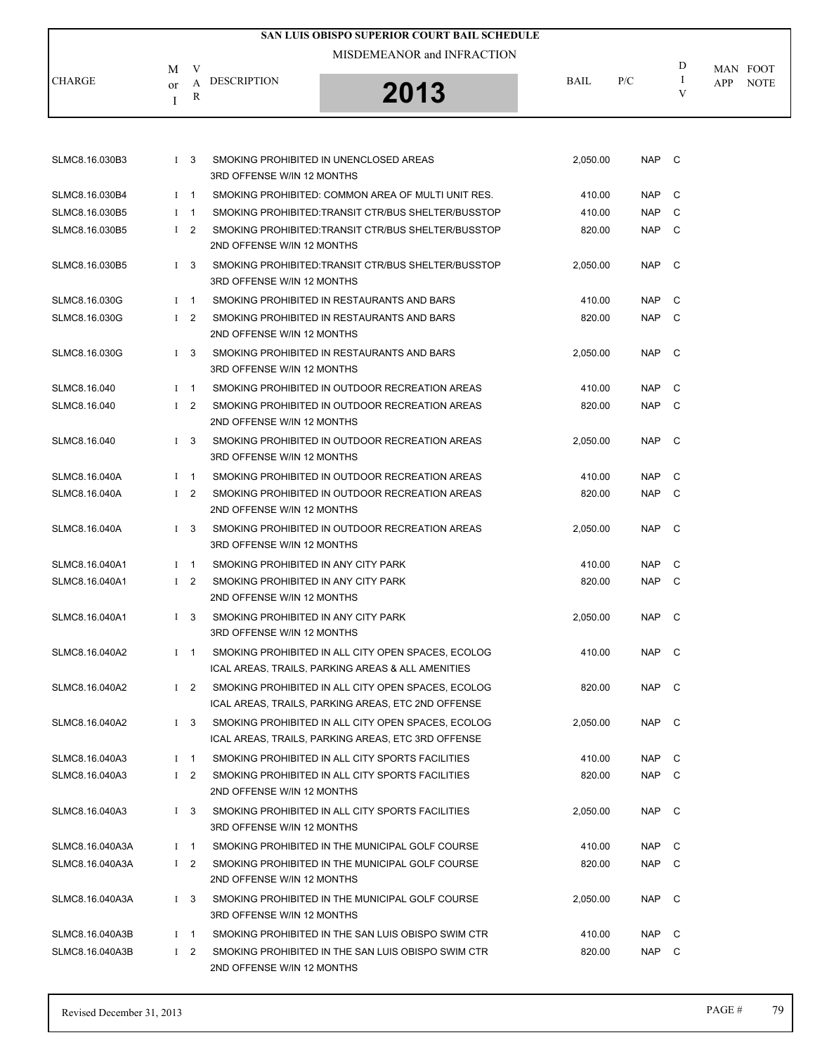# SAN LUIS OBISPO SUPERIOR COURT BAIL SCHEDULE

## MISDEMEANOR and INFRACTION

## 2013

| CHARGE | M or I | VAR | DESCRIPTION | BAIL | P/C | DIV | MAN APP | FOOT NOTE |
|---|---|---|---|---|---|---|---|---|
| SLMC8.16.030B3 | I | 3 | SMOKING PROHIBITED IN UNENCLOSED AREAS 3RD OFFENSE W/IN 12 MONTHS | 2,050.00 | NAP | C | | |
| SLMC8.16.030B4 | I | 1 | SMOKING PROHIBITED: COMMON AREA OF MULTI UNIT RES. | 410.00 | NAP | C | | |
| SLMC8.16.030B5 | I | 1 | SMOKING PROHIBITED:TRANSIT CTR/BUS SHELTER/BUSSTOP | 410.00 | NAP | C | | |
| SLMC8.16.030B5 | I | 2 | SMOKING PROHIBITED:TRANSIT CTR/BUS SHELTER/BUSSTOP 2ND OFFENSE W/IN 12 MONTHS | 820.00 | NAP | C | | |
| SLMC8.16.030B5 | I | 3 | SMOKING PROHIBITED:TRANSIT CTR/BUS SHELTER/BUSSTOP 3RD OFFENSE W/IN 12 MONTHS | 2,050.00 | NAP | C | | |
| SLMC8.16.030G | I | 1 | SMOKING PROHIBITED IN RESTAURANTS AND BARS | 410.00 | NAP | C | | |
| SLMC8.16.030G | I | 2 | SMOKING PROHIBITED IN RESTAURANTS AND BARS 2ND OFFENSE W/IN 12 MONTHS | 820.00 | NAP | C | | |
| SLMC8.16.030G | I | 3 | SMOKING PROHIBITED IN RESTAURANTS AND BARS 3RD OFFENSE W/IN 12 MONTHS | 2,050.00 | NAP | C | | |
| SLMC8.16.040 | I | 1 | SMOKING PROHIBITED IN OUTDOOR RECREATION AREAS | 410.00 | NAP | C | | |
| SLMC8.16.040 | I | 2 | SMOKING PROHIBITED IN OUTDOOR RECREATION AREAS 2ND OFFENSE W/IN 12 MONTHS | 820.00 | NAP | C | | |
| SLMC8.16.040 | I | 3 | SMOKING PROHIBITED IN OUTDOOR RECREATION AREAS 3RD OFFENSE W/IN 12 MONTHS | 2,050.00 | NAP | C | | |
| SLMC8.16.040A | I | 1 | SMOKING PROHIBITED IN OUTDOOR RECREATION AREAS | 410.00 | NAP | C | | |
| SLMC8.16.040A | I | 2 | SMOKING PROHIBITED IN OUTDOOR RECREATION AREAS 2ND OFFENSE W/IN 12 MONTHS | 820.00 | NAP | C | | |
| SLMC8.16.040A | I | 3 | SMOKING PROHIBITED IN OUTDOOR RECREATION AREAS 3RD OFFENSE W/IN 12 MONTHS | 2,050.00 | NAP | C | | |
| SLMC8.16.040A1 | I | 1 | SMOKING PROHIBITED IN ANY CITY PARK | 410.00 | NAP | C | | |
| SLMC8.16.040A1 | I | 2 | SMOKING PROHIBITED IN ANY CITY PARK 2ND OFFENSE W/IN 12 MONTHS | 820.00 | NAP | C | | |
| SLMC8.16.040A1 | I | 3 | SMOKING PROHIBITED IN ANY CITY PARK 3RD OFFENSE W/IN 12 MONTHS | 2,050.00 | NAP | C | | |
| SLMC8.16.040A2 | I | 1 | SMOKING PROHIBITED IN ALL CITY OPEN SPACES, ECOLOG ICAL AREAS, TRAILS, PARKING AREAS & ALL AMENITIES | 410.00 | NAP | C | | |
| SLMC8.16.040A2 | I | 2 | SMOKING PROHIBITED IN ALL CITY OPEN SPACES, ECOLOG ICAL AREAS, TRAILS, PARKING AREAS, ETC 2ND OFFENSE | 820.00 | NAP | C | | |
| SLMC8.16.040A2 | I | 3 | SMOKING PROHIBITED IN ALL CITY OPEN SPACES, ECOLOG ICAL AREAS, TRAILS, PARKING AREAS, ETC 3RD OFFENSE | 2,050.00 | NAP | C | | |
| SLMC8.16.040A3 | I | 1 | SMOKING PROHIBITED IN ALL CITY SPORTS FACILITIES | 410.00 | NAP | C | | |
| SLMC8.16.040A3 | I | 2 | SMOKING PROHIBITED IN ALL CITY SPORTS FACILITIES 2ND OFFENSE W/IN 12 MONTHS | 820.00 | NAP | C | | |
| SLMC8.16.040A3 | I | 3 | SMOKING PROHIBITED IN ALL CITY SPORTS FACILITIES 3RD OFFENSE W/IN 12 MONTHS | 2,050.00 | NAP | C | | |
| SLMC8.16.040A3A | I | 1 | SMOKING PROHIBITED IN THE MUNICIPAL GOLF COURSE | 410.00 | NAP | C | | |
| SLMC8.16.040A3A | I | 2 | SMOKING PROHIBITED IN THE MUNICIPAL GOLF COURSE 2ND OFFENSE W/IN 12 MONTHS | 820.00 | NAP | C | | |
| SLMC8.16.040A3A | I | 3 | SMOKING PROHIBITED IN THE MUNICIPAL GOLF COURSE 3RD OFFENSE W/IN 12 MONTHS | 2,050.00 | NAP | C | | |
| SLMC8.16.040A3B | I | 1 | SMOKING PROHIBITED IN THE SAN LUIS OBISPO SWIM CTR | 410.00 | NAP | C | | |
| SLMC8.16.040A3B | I | 2 | SMOKING PROHIBITED IN THE SAN LUIS OBISPO SWIM CTR 2ND OFFENSE W/IN 12 MONTHS | 820.00 | NAP | C | | |

Revised December 31, 2013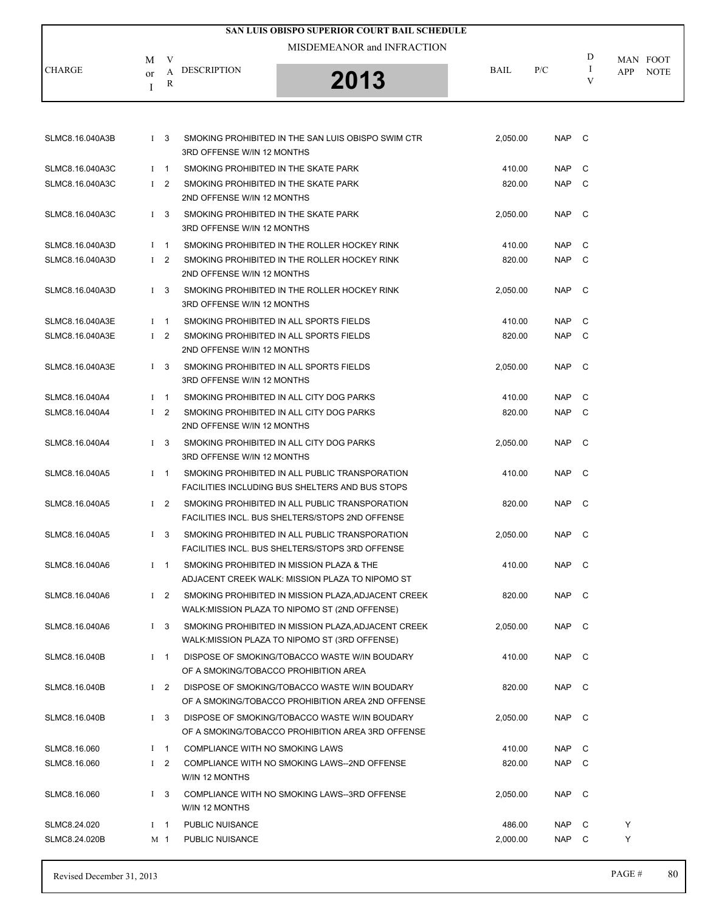# SAN LUIS OBISPO SUPERIOR COURT BAIL SCHEDULE

MISDEMEANOR and INFRACTION

2013

| CHARGE | M or I | VAR | DESCRIPTION | BAIL | P/C | DIV | MAN APP | FOOT NOTE |
|---|---|---|---|---|---|---|---|---|
| SLMC8.16.040A3B | I | 3 | SMOKING PROHIBITED IN THE SAN LUIS OBISPO SWIM CTR 3RD OFFENSE W/IN 12 MONTHS | 2,050.00 | NAP | C | | |
| SLMC8.16.040A3C | I | 1 | SMOKING PROHIBITED IN THE SKATE PARK | 410.00 | NAP | C | | |
| SLMC8.16.040A3C | I | 2 | SMOKING PROHIBITED IN THE SKATE PARK 2ND OFFENSE W/IN 12 MONTHS | 820.00 | NAP | C | | |
| SLMC8.16.040A3C | I | 3 | SMOKING PROHIBITED IN THE SKATE PARK 3RD OFFENSE W/IN 12 MONTHS | 2,050.00 | NAP | C | | |
| SLMC8.16.040A3D | I | 1 | SMOKING PROHIBITED IN THE ROLLER HOCKEY RINK | 410.00 | NAP | C | | |
| SLMC8.16.040A3D | I | 2 | SMOKING PROHIBITED IN THE ROLLER HOCKEY RINK 2ND OFFENSE W/IN 12 MONTHS | 820.00 | NAP | C | | |
| SLMC8.16.040A3D | I | 3 | SMOKING PROHIBITED IN THE ROLLER HOCKEY RINK 3RD OFFENSE W/IN 12 MONTHS | 2,050.00 | NAP | C | | |
| SLMC8.16.040A3E | I | 1 | SMOKING PROHIBITED IN ALL SPORTS FIELDS | 410.00 | NAP | C | | |
| SLMC8.16.040A3E | I | 2 | SMOKING PROHIBITED IN ALL SPORTS FIELDS 2ND OFFENSE W/IN 12 MONTHS | 820.00 | NAP | C | | |
| SLMC8.16.040A3E | I | 3 | SMOKING PROHIBITED IN ALL SPORTS FIELDS 3RD OFFENSE W/IN 12 MONTHS | 2,050.00 | NAP | C | | |
| SLMC8.16.040A4 | I | 1 | SMOKING PROHIBITED IN ALL CITY DOG PARKS | 410.00 | NAP | C | | |
| SLMC8.16.040A4 | I | 2 | SMOKING PROHIBITED IN ALL CITY DOG PARKS 2ND OFFENSE W/IN 12 MONTHS | 820.00 | NAP | C | | |
| SLMC8.16.040A4 | I | 3 | SMOKING PROHIBITED IN ALL CITY DOG PARKS 3RD OFFENSE W/IN 12 MONTHS | 2,050.00 | NAP | C | | |
| SLMC8.16.040A5 | I | 1 | SMOKING PROHIBITED IN ALL PUBLIC TRANSPORATION FACILITIES INCLUDING BUS SHELTERS AND BUS STOPS | 410.00 | NAP | C | | |
| SLMC8.16.040A5 | I | 2 | SMOKING PROHIBITED IN ALL PUBLIC TRANSPORATION FACILITIES INCL. BUS SHELTERS/STOPS 2ND OFFENSE | 820.00 | NAP | C | | |
| SLMC8.16.040A5 | I | 3 | SMOKING PROHIBITED IN ALL PUBLIC TRANSPORATION FACILITIES INCL. BUS SHELTERS/STOPS 3RD OFFENSE | 2,050.00 | NAP | C | | |
| SLMC8.16.040A6 | I | 1 | SMOKING PROHIBITED IN MISSION PLAZA & THE ADJACENT CREEK WALK: MISSION PLAZA TO NIPOMO ST | 410.00 | NAP | C | | |
| SLMC8.16.040A6 | I | 2 | SMOKING PROHIBITED IN MISSION PLAZA,ADJACENT CREEK WALK:MISSION PLAZA TO NIPOMO ST (2ND OFFENSE) | 820.00 | NAP | C | | |
| SLMC8.16.040A6 | I | 3 | SMOKING PROHIBITED IN MISSION PLAZA,ADJACENT CREEK WALK:MISSION PLAZA TO NIPOMO ST (3RD OFFENSE) | 2,050.00 | NAP | C | | |
| SLMC8.16.040B | I | 1 | DISPOSE OF SMOKING/TOBACCO WASTE W/IN BOUDARY OF A SMOKING/TOBACCO PROHIBITION AREA | 410.00 | NAP | C | | |
| SLMC8.16.040B | I | 2 | DISPOSE OF SMOKING/TOBACCO WASTE W/IN BOUDARY OF A SMOKING/TOBACCO PROHIBITION AREA 2ND OFFENSE | 820.00 | NAP | C | | |
| SLMC8.16.040B | I | 3 | DISPOSE OF SMOKING/TOBACCO WASTE W/IN BOUDARY OF A SMOKING/TOBACCO PROHIBITION AREA 3RD OFFENSE | 2,050.00 | NAP | C | | |
| SLMC8.16.060 | I | 1 | COMPLIANCE WITH NO SMOKING LAWS | 410.00 | NAP | C | | |
| SLMC8.16.060 | I | 2 | COMPLIANCE WITH NO SMOKING LAWS--2ND OFFENSE W/IN 12 MONTHS | 820.00 | NAP | C | | |
| SLMC8.16.060 | I | 3 | COMPLIANCE WITH NO SMOKING LAWS--3RD OFFENSE W/IN 12 MONTHS | 2,050.00 | NAP | C | | |
| SLMC8.24.020 | I | 1 | PUBLIC NUISANCE | 486.00 | NAP | C | Y | |
| SLMC8.24.020B | M | 1 | PUBLIC NUISANCE | 2,000.00 | NAP | C | Y | |

Revised December 31, 2013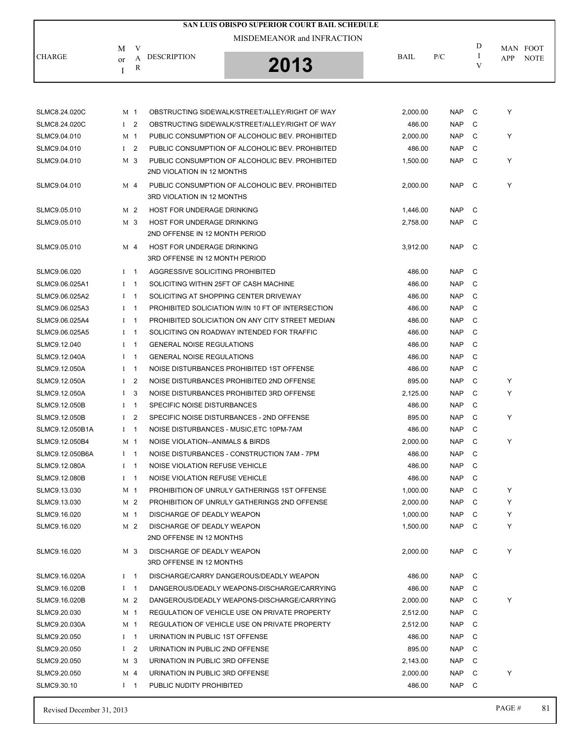# SAN LUIS OBISPO SUPERIOR COURT BAIL SCHEDULE

MISDEMEANOR and INFRACTION

**2013**

| CHARGE | M or I | VAR | DESCRIPTION | BAIL | P/C | DIV | MAN APP | FOOT NOTE |
|---|---|---|---|---|---|---|---|---|
| SLMC8.24.020C | M | 1 | OBSTRUCTING SIDEWALK/STREET/ALLEY/RIGHT OF WAY | 2,000.00 | NAP | C | Y | |
| SLMC8.24.020C | I | 2 | OBSTRUCTING SIDEWALK/STREET/ALLEY/RIGHT OF WAY | 486.00 | NAP | C | | |
| SLMC9.04.010 | M | 1 | PUBLIC CONSUMPTION OF ALCOHOLIC BEV. PROHIBITED | 2,000.00 | NAP | C | Y | |
| SLMC9.04.010 | I | 2 | PUBLIC CONSUMPTION OF ALCOHOLIC BEV. PROHIBITED | 486.00 | NAP | C | | |
| SLMC9.04.010 | M | 3 | PUBLIC CONSUMPTION OF ALCOHOLIC BEV. PROHIBITED 2ND VIOLATION IN 12 MONTHS | 1,500.00 | NAP | C | Y | |
| SLMC9.04.010 | M | 4 | PUBLIC CONSUMPTION OF ALCOHOLIC BEV. PROHIBITED 3RD VIOLATION IN 12 MONTHS | 2,000.00 | NAP | C | Y | |
| SLMC9.05.010 | M | 2 | HOST FOR UNDERAGE DRINKING | 1,446.00 | NAP | C | | |
| SLMC9.05.010 | M | 3 | HOST FOR UNDERAGE DRINKING 2ND OFFENSE IN 12 MONTH PERIOD | 2,758.00 | NAP | C | | |
| SLMC9.05.010 | M | 4 | HOST FOR UNDERAGE DRINKING 3RD OFFENSE IN 12 MONTH PERIOD | 3,912.00 | NAP | C | | |
| SLMC9.06.020 | I | 1 | AGGRESSIVE SOLICITING PROHIBITED | 486.00 | NAP | C | | |
| SLMC9.06.025A1 | I | 1 | SOLICITING WITHIN 25FT OF CASH MACHINE | 486.00 | NAP | C | | |
| SLMC9.06.025A2 | I | 1 | SOLICITING AT SHOPPING CENTER DRIVEWAY | 486.00 | NAP | C | | |
| SLMC9.06.025A3 | I | 1 | PROHIBITED SOLICIATION W/IN 10 FT OF INTERSECTION | 486.00 | NAP | C | | |
| SLMC9.06.025A4 | I | 1 | PROHIBITED SOLICIATION ON ANY CITY STREET MEDIAN | 486.00 | NAP | C | | |
| SLMC9.06.025A5 | I | 1 | SOLICITING ON ROADWAY INTENDED FOR TRAFFIC | 486.00 | NAP | C | | |
| SLMC9.12.040 | I | 1 | GENERAL NOISE REGULATIONS | 486.00 | NAP | C | | |
| SLMC9.12.040A | I | 1 | GENERAL NOISE REGULATIONS | 486.00 | NAP | C | | |
| SLMC9.12.050A | I | 1 | NOISE DISTURBANCES PROHIBITED 1ST OFFENSE | 486.00 | NAP | C | | |
| SLMC9.12.050A | I | 2 | NOISE DISTURBANCES PROHIBITED 2ND OFFENSE | 895.00 | NAP | C | Y | |
| SLMC9.12.050A | I | 3 | NOISE DISTURBANCES PROHIBITED 3RD OFFENSE | 2,125.00 | NAP | C | Y | |
| SLMC9.12.050B | I | 1 | SPECIFIC NOISE DISTURBANCES | 486.00 | NAP | C | | |
| SLMC9.12.050B | I | 2 | SPECIFIC NOISE DISTURBANCES - 2ND OFFENSE | 895.00 | NAP | C | Y | |
| SLMC9.12.050B1A | I | 1 | NOISE DISTURBANCES - MUSIC,ETC 10PM-7AM | 486.00 | NAP | C | | |
| SLMC9.12.050B4 | M | 1 | NOISE VIOLATION--ANIMALS & BIRDS | 2,000.00 | NAP | C | Y | |
| SLMC9.12.050B6A | I | 1 | NOISE DISTURBANCES - CONSTRUCTION 7AM - 7PM | 486.00 | NAP | C | | |
| SLMC9.12.080A | I | 1 | NOISE VIOLATION REFUSE VEHICLE | 486.00 | NAP | C | | |
| SLMC9.12.080B | I | 1 | NOISE VIOLATION REFUSE VEHICLE | 486.00 | NAP | C | | |
| SLMC9.13.030 | M | 1 | PROHIBITION OF UNRULY GATHERINGS 1ST OFFENSE | 1,000.00 | NAP | C | Y | |
| SLMC9.13.030 | M | 2 | PROHIBITION OF UNRULY GATHERINGS 2ND OFFENSE | 2,000.00 | NAP | C | Y | |
| SLMC9.16.020 | M | 1 | DISCHARGE OF DEADLY WEAPON | 1,000.00 | NAP | C | Y | |
| SLMC9.16.020 | M | 2 | DISCHARGE OF DEADLY WEAPON 2ND OFFENSE IN 12 MONTHS | 1,500.00 | NAP | C | Y | |
| SLMC9.16.020 | M | 3 | DISCHARGE OF DEADLY WEAPON 3RD OFFENSE IN 12 MONTHS | 2,000.00 | NAP | C | Y | |
| SLMC9.16.020A | I | 1 | DISCHARGE/CARRY DANGEROUS/DEADLY WEAPON | 486.00 | NAP | C | | |
| SLMC9.16.020B | I | 1 | DANGEROUS/DEADLY WEAPONS-DISCHARGE/CARRYING | 486.00 | NAP | C | | |
| SLMC9.16.020B | M | 2 | DANGEROUS/DEADLY WEAPONS-DISCHARGE/CARRYING | 2,000.00 | NAP | C | Y | |
| SLMC9.20.030 | M | 1 | REGULATION OF VEHICLE USE ON PRIVATE PROPERTY | 2,512.00 | NAP | C | | |
| SLMC9.20.030A | M | 1 | REGULATION OF VEHICLE USE ON PRIVATE PROPERTY | 2,512.00 | NAP | C | | |
| SLMC9.20.050 | I | 1 | URINATION IN PUBLIC 1ST OFFENSE | 486.00 | NAP | C | | |
| SLMC9.20.050 | I | 2 | URINATION IN PUBLIC 2ND OFFENSE | 895.00 | NAP | C | | |
| SLMC9.20.050 | M | 3 | URINATION IN PUBLIC 3RD OFFENSE | 2,143.00 | NAP | C | | |
| SLMC9.20.050 | M | 4 | URINATION IN PUBLIC 3RD OFFENSE | 2,000.00 | NAP | C | Y | |
| SLMC9.30.10 | I | 1 | PUBLIC NUDITY PROHIBITED | 486.00 | NAP | C | | |

Revised December 31, 2013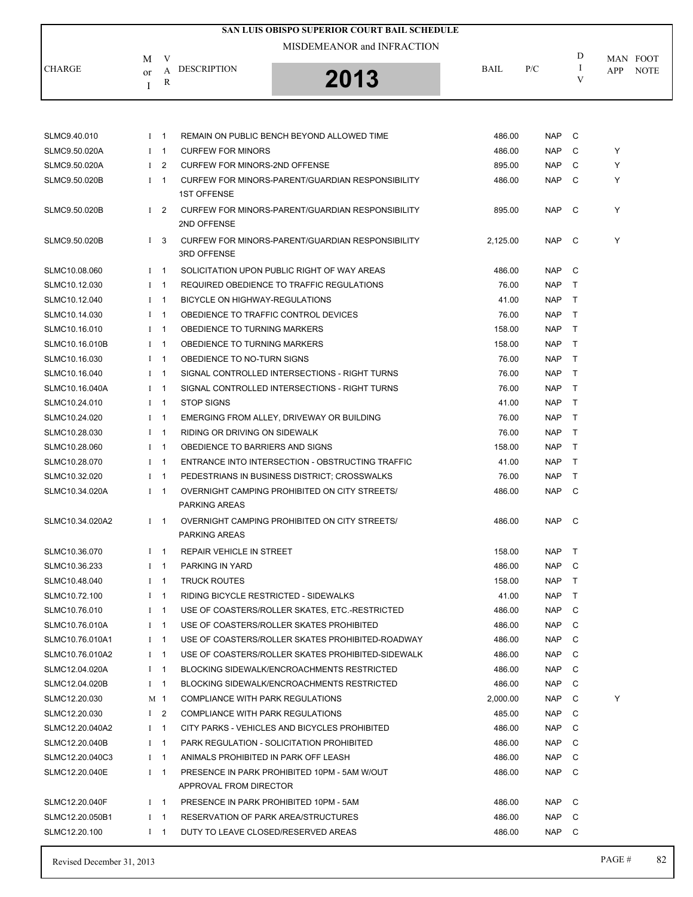# SAN LUIS OBISPO SUPERIOR COURT BAIL SCHEDULE

MISDEMEANOR and INFRACTION

**2013**

| CHARGE | M or I | VAR | DESCRIPTION | BAIL | P/C | DIV | MAN APP | FOOT NOTE |
|---|---|---|---|---|---|---|---|---|
| SLMC9.40.010 | I | 1 | REMAIN ON PUBLIC BENCH BEYOND ALLOWED TIME | 486.00 | NAP | C | | |
| SLMC9.50.020A | I | 1 | CURFEW FOR MINORS | 486.00 | NAP | C | Y | |
| SLMC9.50.020A | I | 2 | CURFEW FOR MINORS-2ND OFFENSE | 895.00 | NAP | C | Y | |
| SLMC9.50.020B | I | 1 | CURFEW FOR MINORS-PARENT/GUARDIAN RESPONSIBILITY 1ST OFFENSE | 486.00 | NAP | C | Y | |
| SLMC9.50.020B | I | 2 | CURFEW FOR MINORS-PARENT/GUARDIAN RESPONSIBILITY 2ND OFFENSE | 895.00 | NAP | C | Y | |
| SLMC9.50.020B | I | 3 | CURFEW FOR MINORS-PARENT/GUARDIAN RESPONSIBILITY 3RD OFFENSE | 2,125.00 | NAP | C | Y | |
| SLMC10.08.060 | I | 1 | SOLICITATION UPON PUBLIC RIGHT OF WAY AREAS | 486.00 | NAP | C | | |
| SLMC10.12.030 | I | 1 | REQUIRED OBEDIENCE TO TRAFFIC REGULATIONS | 76.00 | NAP | T | | |
| SLMC10.12.040 | I | 1 | BICYCLE ON HIGHWAY-REGULATIONS | 41.00 | NAP | T | | |
| SLMC10.14.030 | I | 1 | OBEDIENCE TO TRAFFIC CONTROL DEVICES | 76.00 | NAP | T | | |
| SLMC10.16.010 | I | 1 | OBEDIENCE TO TURNING MARKERS | 158.00 | NAP | T | | |
| SLMC10.16.010B | I | 1 | OBEDIENCE TO TURNING MARKERS | 158.00 | NAP | T | | |
| SLMC10.16.030 | I | 1 | OBEDIENCE TO NO-TURN SIGNS | 76.00 | NAP | T | | |
| SLMC10.16.040 | I | 1 | SIGNAL CONTROLLED INTERSECTIONS - RIGHT TURNS | 76.00 | NAP | T | | |
| SLMC10.16.040A | I | 1 | SIGNAL CONTROLLED INTERSECTIONS - RIGHT TURNS | 76.00 | NAP | T | | |
| SLMC10.24.010 | I | 1 | STOP SIGNS | 41.00 | NAP | T | | |
| SLMC10.24.020 | I | 1 | EMERGING FROM ALLEY, DRIVEWAY OR BUILDING | 76.00 | NAP | T | | |
| SLMC10.28.030 | I | 1 | RIDING OR DRIVING ON SIDEWALK | 76.00 | NAP | T | | |
| SLMC10.28.060 | I | 1 | OBEDIENCE TO BARRIERS AND SIGNS | 158.00 | NAP | T | | |
| SLMC10.28.070 | I | 1 | ENTRANCE INTO INTERSECTION - OBSTRUCTING TRAFFIC | 41.00 | NAP | T | | |
| SLMC10.32.020 | I | 1 | PEDESTRIANS IN BUSINESS DISTRICT; CROSSWALKS | 76.00 | NAP | T | | |
| SLMC10.34.020A | I | 1 | OVERNIGHT CAMPING PROHIBITED ON CITY STREETS/ PARKING AREAS | 486.00 | NAP | C | | |
| SLMC10.34.020A2 | I | 1 | OVERNIGHT CAMPING PROHIBITED ON CITY STREETS/ PARKING AREAS | 486.00 | NAP | C | | |
| SLMC10.36.070 | I | 1 | REPAIR VEHICLE IN STREET | 158.00 | NAP | T | | |
| SLMC10.36.233 | I | 1 | PARKING IN YARD | 486.00 | NAP | C | | |
| SLMC10.48.040 | I | 1 | TRUCK ROUTES | 158.00 | NAP | T | | |
| SLMC10.72.100 | I | 1 | RIDING BICYCLE RESTRICTED - SIDEWALKS | 41.00 | NAP | T | | |
| SLMC10.76.010 | I | 1 | USE OF COASTERS/ROLLER SKATES, ETC.-RESTRICTED | 486.00 | NAP | C | | |
| SLMC10.76.010A | I | 1 | USE OF COASTERS/ROLLER SKATES PROHIBITED | 486.00 | NAP | C | | |
| SLMC10.76.010A1 | I | 1 | USE OF COASTERS/ROLLER SKATES PROHIBITED-ROADWAY | 486.00 | NAP | C | | |
| SLMC10.76.010A2 | I | 1 | USE OF COASTERS/ROLLER SKATES PROHIBITED-SIDEWALK | 486.00 | NAP | C | | |
| SLMC12.04.020A | I | 1 | BLOCKING SIDEWALK/ENCROACHMENTS RESTRICTED | 486.00 | NAP | C | | |
| SLMC12.04.020B | I | 1 | BLOCKING SIDEWALK/ENCROACHMENTS RESTRICTED | 486.00 | NAP | C | | |
| SLMC12.20.030 | M | 1 | COMPLIANCE WITH PARK REGULATIONS | 2,000.00 | NAP | C | Y | |
| SLMC12.20.030 | I | 2 | COMPLIANCE WITH PARK REGULATIONS | 485.00 | NAP | C | | |
| SLMC12.20.040A2 | I | 1 | CITY PARKS - VEHICLES AND BICYCLES PROHIBITED | 486.00 | NAP | C | | |
| SLMC12.20.040B | I | 1 | PARK REGULATION - SOLICITATION PROHIBITED | 486.00 | NAP | C | | |
| SLMC12.20.040C3 | I | 1 | ANIMALS PROHIBITED IN PARK OFF LEASH | 486.00 | NAP | C | | |
| SLMC12.20.040E | I | 1 | PRESENCE IN PARK PROHIBITED 10PM - 5AM W/OUT APPROVAL FROM DIRECTOR | 486.00 | NAP | C | | |
| SLMC12.20.040F | I | 1 | PRESENCE IN PARK PROHIBITED 10PM - 5AM | 486.00 | NAP | C | | |
| SLMC12.20.050B1 | I | 1 | RESERVATION OF PARK AREA/STRUCTURES | 486.00 | NAP | C | | |
| SLMC12.20.100 | I | 1 | DUTY TO LEAVE CLOSED/RESERVED AREAS | 486.00 | NAP | C | | |

Revised December 31, 2013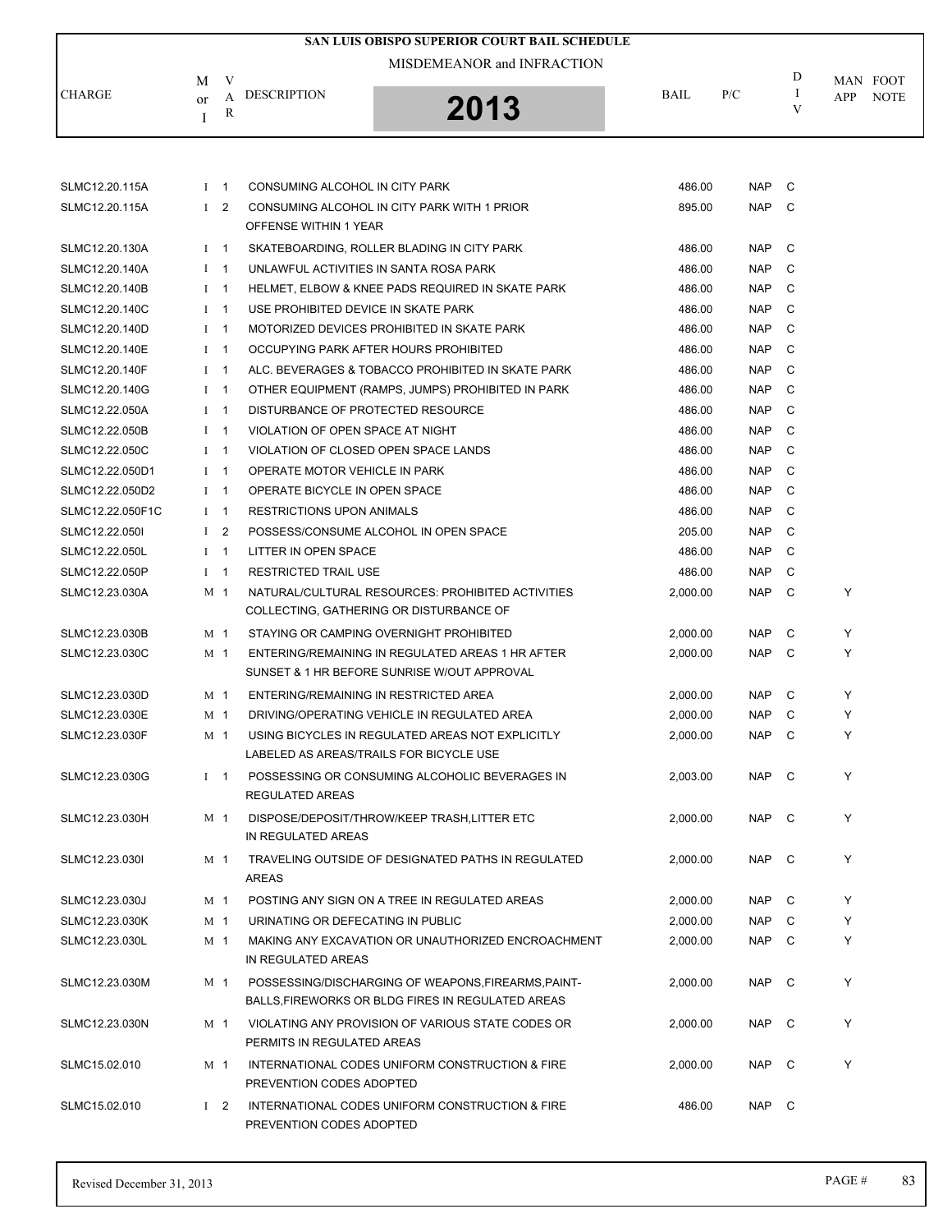# SAN LUIS OBISPO SUPERIOR COURT BAIL SCHEDULE

MISDEMEANOR and INFRACTION

2013

| CHARGE | M or I | VAR | DESCRIPTION | BAIL | P/C | DIV | MAN APP | FOOT NOTE |
|---|---|---|---|---|---|---|---|---|
| SLMC12.20.115A | I | 1 | CONSUMING ALCOHOL IN CITY PARK | 486.00 | NAP | C | | |
| SLMC12.20.115A | I | 2 | CONSUMING ALCOHOL IN CITY PARK WITH 1 PRIOR OFFENSE WITHIN 1 YEAR | 895.00 | NAP | C | | |
| SLMC12.20.130A | I | 1 | SKATEBOARDING, ROLLER BLADING IN CITY PARK | 486.00 | NAP | C | | |
| SLMC12.20.140A | I | 1 | UNLAWFUL ACTIVITIES IN SANTA ROSA PARK | 486.00 | NAP | C | | |
| SLMC12.20.140B | I | 1 | HELMET, ELBOW & KNEE PADS REQUIRED IN SKATE PARK | 486.00 | NAP | C | | |
| SLMC12.20.140C | I | 1 | USE PROHIBITED DEVICE IN SKATE PARK | 486.00 | NAP | C | | |
| SLMC12.20.140D | I | 1 | MOTORIZED DEVICES PROHIBITED IN SKATE PARK | 486.00 | NAP | C | | |
| SLMC12.20.140E | I | 1 | OCCUPYING PARK AFTER HOURS PROHIBITED | 486.00 | NAP | C | | |
| SLMC12.20.140F | I | 1 | ALC. BEVERAGES & TOBACCO PROHIBITED IN SKATE PARK | 486.00 | NAP | C | | |
| SLMC12.20.140G | I | 1 | OTHER EQUIPMENT (RAMPS, JUMPS) PROHIBITED IN PARK | 486.00 | NAP | C | | |
| SLMC12.22.050A | I | 1 | DISTURBANCE OF PROTECTED RESOURCE | 486.00 | NAP | C | | |
| SLMC12.22.050B | I | 1 | VIOLATION OF OPEN SPACE AT NIGHT | 486.00 | NAP | C | | |
| SLMC12.22.050C | I | 1 | VIOLATION OF CLOSED OPEN SPACE LANDS | 486.00 | NAP | C | | |
| SLMC12.22.050D1 | I | 1 | OPERATE MOTOR VEHICLE IN PARK | 486.00 | NAP | C | | |
| SLMC12.22.050D2 | I | 1 | OPERATE BICYCLE IN OPEN SPACE | 486.00 | NAP | C | | |
| SLMC12.22.050F1C | I | 1 | RESTRICTIONS UPON ANIMALS | 486.00 | NAP | C | | |
| SLMC12.22.050I | I | 2 | POSSESS/CONSUME ALCOHOL IN OPEN SPACE | 205.00 | NAP | C | | |
| SLMC12.22.050L | I | 1 | LITTER IN OPEN SPACE | 486.00 | NAP | C | | |
| SLMC12.22.050P | I | 1 | RESTRICTED TRAIL USE | 486.00 | NAP | C | | |
| SLMC12.23.030A | M | 1 | NATURAL/CULTURAL RESOURCES: PROHIBITED ACTIVITIES COLLECTING, GATHERING OR DISTURBANCE OF | 2,000.00 | NAP | C | Y | |
| SLMC12.23.030B | M | 1 | STAYING OR CAMPING OVERNIGHT PROHIBITED | 2,000.00 | NAP | C | Y | |
| SLMC12.23.030C | M | 1 | ENTERING/REMAINING IN REGULATED AREAS 1 HR AFTER SUNSET & 1 HR BEFORE SUNRISE W/OUT APPROVAL | 2,000.00 | NAP | C | Y | |
| SLMC12.23.030D | M | 1 | ENTERING/REMAINING IN RESTRICTED AREA | 2,000.00 | NAP | C | Y | |
| SLMC12.23.030E | M | 1 | DRIVING/OPERATING VEHICLE IN REGULATED AREA | 2,000.00 | NAP | C | Y | |
| SLMC12.23.030F | M | 1 | USING BICYCLES IN REGULATED AREAS NOT EXPLICITLY LABELED AS AREAS/TRAILS FOR BICYCLE USE | 2,000.00 | NAP | C | Y | |
| SLMC12.23.030G | I | 1 | POSSESSING OR CONSUMING ALCOHOLIC BEVERAGES IN REGULATED AREAS | 2,003.00 | NAP | C | Y | |
| SLMC12.23.030H | M | 1 | DISPOSE/DEPOSIT/THROW/KEEP TRASH,LITTER ETC IN REGULATED AREAS | 2,000.00 | NAP | C | Y | |
| SLMC12.23.030I | M | 1 | TRAVELING OUTSIDE OF DESIGNATED PATHS IN REGULATED AREAS | 2,000.00 | NAP | C | Y | |
| SLMC12.23.030J | M | 1 | POSTING ANY SIGN ON A TREE IN REGULATED AREAS | 2,000.00 | NAP | C | Y | |
| SLMC12.23.030K | M | 1 | URINATING OR DEFECATING IN PUBLIC | 2,000.00 | NAP | C | Y | |
| SLMC12.23.030L | M | 1 | MAKING ANY EXCAVATION OR UNAUTHORIZED ENCROACHMENT IN REGULATED AREAS | 2,000.00 | NAP | C | Y | |
| SLMC12.23.030M | M | 1 | POSSESSING/DISCHARGING OF WEAPONS,FIREARMS,PAINT-BALLS,FIREWORKS OR BLDG FIRES IN REGULATED AREAS | 2,000.00 | NAP | C | Y | |
| SLMC12.23.030N | M | 1 | VIOLATING ANY PROVISION OF VARIOUS STATE CODES OR PERMITS IN REGULATED AREAS | 2,000.00 | NAP | C | Y | |
| SLMC15.02.010 | M | 1 | INTERNATIONAL CODES UNIFORM CONSTRUCTION & FIRE PREVENTION CODES ADOPTED | 2,000.00 | NAP | C | Y | |
| SLMC15.02.010 | I | 2 | INTERNATIONAL CODES UNIFORM CONSTRUCTION & FIRE PREVENTION CODES ADOPTED | 486.00 | NAP | C | | |

Revised December 31, 2013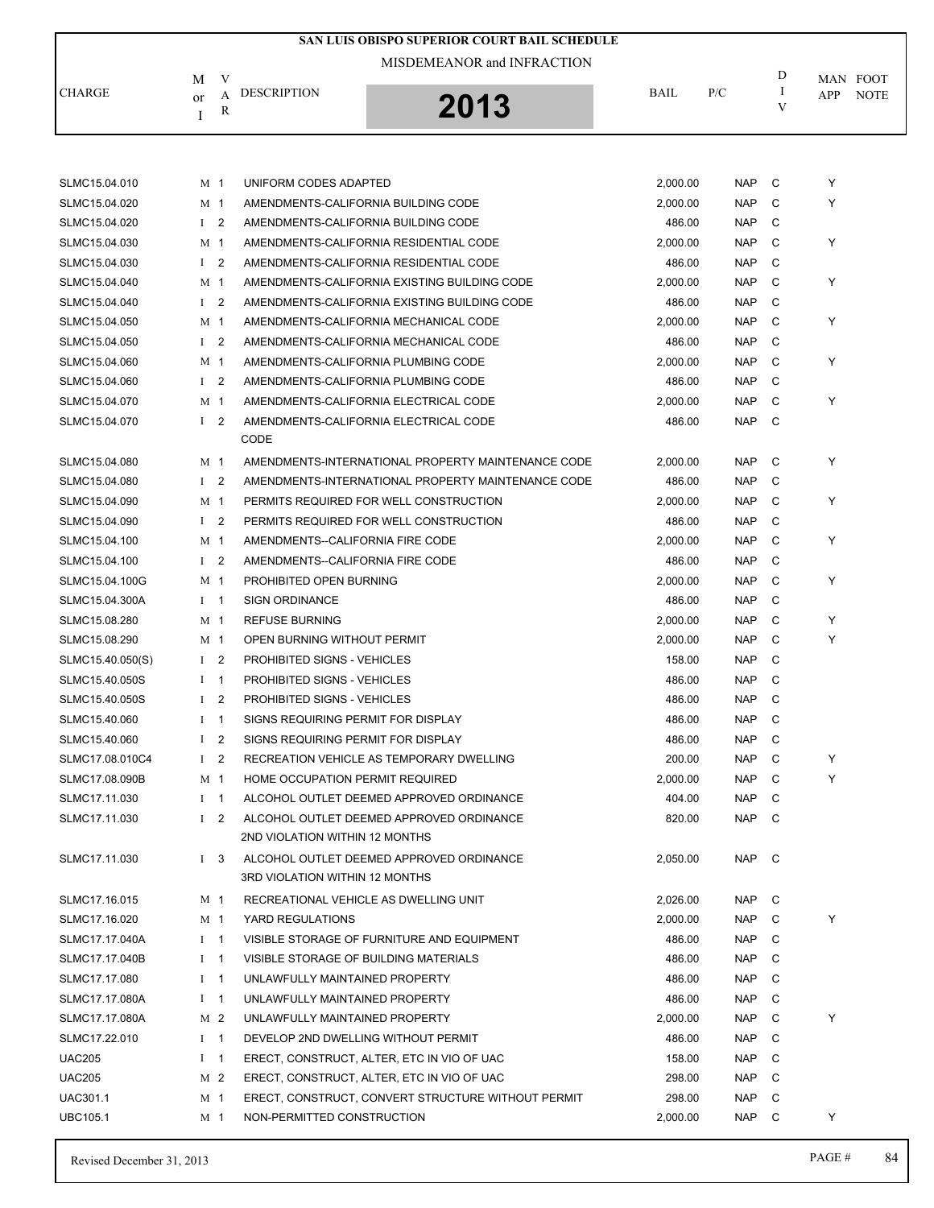# SAN LUIS OBISPO SUPERIOR COURT BAIL SCHEDULE

MISDEMEANOR and INFRACTION

**2013**

| CHARGE | M or I | VAR | DESCRIPTION | BAIL | P/C | DIV | MAN APP | FOOT NOTE |
|---|---|---|---|---|---|---|---|---|
| SLMC15.04.010 | M | 1 | UNIFORM CODES ADAPTED | 2,000.00 | NAP | C | Y | |
| SLMC15.04.020 | M | 1 | AMENDMENTS-CALIFORNIA BUILDING CODE | 2,000.00 | NAP | C | Y | |
| SLMC15.04.020 | I | 2 | AMENDMENTS-CALIFORNIA BUILDING CODE | 486.00 | NAP | C | | |
| SLMC15.04.030 | M | 1 | AMENDMENTS-CALIFORNIA RESIDENTIAL CODE | 2,000.00 | NAP | C | Y | |
| SLMC15.04.030 | I | 2 | AMENDMENTS-CALIFORNIA RESIDENTIAL CODE | 486.00 | NAP | C | | |
| SLMC15.04.040 | M | 1 | AMENDMENTS-CALIFORNIA EXISTING BUILDING CODE | 2,000.00 | NAP | C | Y | |
| SLMC15.04.040 | I | 2 | AMENDMENTS-CALIFORNIA EXISTING BUILDING CODE | 486.00 | NAP | C | | |
| SLMC15.04.050 | M | 1 | AMENDMENTS-CALIFORNIA MECHANICAL CODE | 2,000.00 | NAP | C | Y | |
| SLMC15.04.050 | I | 2 | AMENDMENTS-CALIFORNIA MECHANICAL CODE | 486.00 | NAP | C | | |
| SLMC15.04.060 | M | 1 | AMENDMENTS-CALIFORNIA PLUMBING CODE | 2,000.00 | NAP | C | Y | |
| SLMC15.04.060 | I | 2 | AMENDMENTS-CALIFORNIA PLUMBING CODE | 486.00 | NAP | C | | |
| SLMC15.04.070 | M | 1 | AMENDMENTS-CALIFORNIA ELECTRICAL CODE | 2,000.00 | NAP | C | Y | |
| SLMC15.04.070 | I | 2 | AMENDMENTS-CALIFORNIA ELECTRICAL CODE CODE | 486.00 | NAP | C | | |
| SLMC15.04.080 | M | 1 | AMENDMENTS-INTERNATIONAL PROPERTY MAINTENANCE CODE | 2,000.00 | NAP | C | Y | |
| SLMC15.04.080 | I | 2 | AMENDMENTS-INTERNATIONAL PROPERTY MAINTENANCE CODE | 486.00 | NAP | C | | |
| SLMC15.04.090 | M | 1 | PERMITS REQUIRED FOR WELL CONSTRUCTION | 2,000.00 | NAP | C | Y | |
| SLMC15.04.090 | I | 2 | PERMITS REQUIRED FOR WELL CONSTRUCTION | 486.00 | NAP | C | | |
| SLMC15.04.100 | M | 1 | AMENDMENTS--CALIFORNIA FIRE CODE | 2,000.00 | NAP | C | Y | |
| SLMC15.04.100 | I | 2 | AMENDMENTS--CALIFORNIA FIRE CODE | 486.00 | NAP | C | | |
| SLMC15.04.100G | M | 1 | PROHIBITED OPEN BURNING | 2,000.00 | NAP | C | Y | |
| SLMC15.04.300A | I | 1 | SIGN ORDINANCE | 486.00 | NAP | C | | |
| SLMC15.08.280 | M | 1 | REFUSE BURNING | 2,000.00 | NAP | C | Y | |
| SLMC15.08.290 | M | 1 | OPEN BURNING WITHOUT PERMIT | 2,000.00 | NAP | C | Y | |
| SLMC15.40.050(S) | I | 2 | PROHIBITED SIGNS - VEHICLES | 158.00 | NAP | C | | |
| SLMC15.40.050S | I | 1 | PROHIBITED SIGNS - VEHICLES | 486.00 | NAP | C | | |
| SLMC15.40.050S | I | 2 | PROHIBITED SIGNS - VEHICLES | 486.00 | NAP | C | | |
| SLMC15.40.060 | I | 1 | SIGNS REQUIRING PERMIT FOR DISPLAY | 486.00 | NAP | C | | |
| SLMC15.40.060 | I | 2 | SIGNS REQUIRING PERMIT FOR DISPLAY | 486.00 | NAP | C | | |
| SLMC17.08.010C4 | I | 2 | RECREATION VEHICLE AS TEMPORARY DWELLING | 200.00 | NAP | C | Y | |
| SLMC17.08.090B | M | 1 | HOME OCCUPATION PERMIT REQUIRED | 2,000.00 | NAP | C | Y | |
| SLMC17.11.030 | I | 1 | ALCOHOL OUTLET DEEMED APPROVED ORDINANCE | 404.00 | NAP | C | | |
| SLMC17.11.030 | I | 2 | ALCOHOL OUTLET DEEMED APPROVED ORDINANCE 2ND VIOLATION WITHIN 12 MONTHS | 820.00 | NAP | C | | |
| SLMC17.11.030 | I | 3 | ALCOHOL OUTLET DEEMED APPROVED ORDINANCE 3RD VIOLATION WITHIN 12 MONTHS | 2,050.00 | NAP | C | | |
| SLMC17.16.015 | M | 1 | RECREATIONAL VEHICLE AS DWELLING UNIT | 2,026.00 | NAP | C | | |
| SLMC17.16.020 | M | 1 | YARD REGULATIONS | 2,000.00 | NAP | C | Y | |
| SLMC17.17.040A | I | 1 | VISIBLE STORAGE OF FURNITURE AND EQUIPMENT | 486.00 | NAP | C | | |
| SLMC17.17.040B | I | 1 | VISIBLE STORAGE OF BUILDING MATERIALS | 486.00 | NAP | C | | |
| SLMC17.17.080 | I | 1 | UNLAWFULLY MAINTAINED PROPERTY | 486.00 | NAP | C | | |
| SLMC17.17.080A | I | 1 | UNLAWFULLY MAINTAINED PROPERTY | 486.00 | NAP | C | | |
| SLMC17.17.080A | M | 2 | UNLAWFULLY MAINTAINED PROPERTY | 2,000.00 | NAP | C | Y | |
| SLMC17.22.010 | I | 1 | DEVELOP 2ND DWELLING WITHOUT PERMIT | 486.00 | NAP | C | | |
| UAC205 | I | 1 | ERECT, CONSTRUCT, ALTER, ETC IN VIO OF UAC | 158.00 | NAP | C | | |
| UAC205 | M | 2 | ERECT, CONSTRUCT, ALTER, ETC IN VIO OF UAC | 298.00 | NAP | C | | |
| UAC301.1 | M | 1 | ERECT, CONSTRUCT, CONVERT STRUCTURE WITHOUT PERMIT | 298.00 | NAP | C | | |
| UBC105.1 | M | 1 | NON-PERMITTED CONSTRUCTION | 2,000.00 | NAP | C | Y | |

Revised December 31, 2013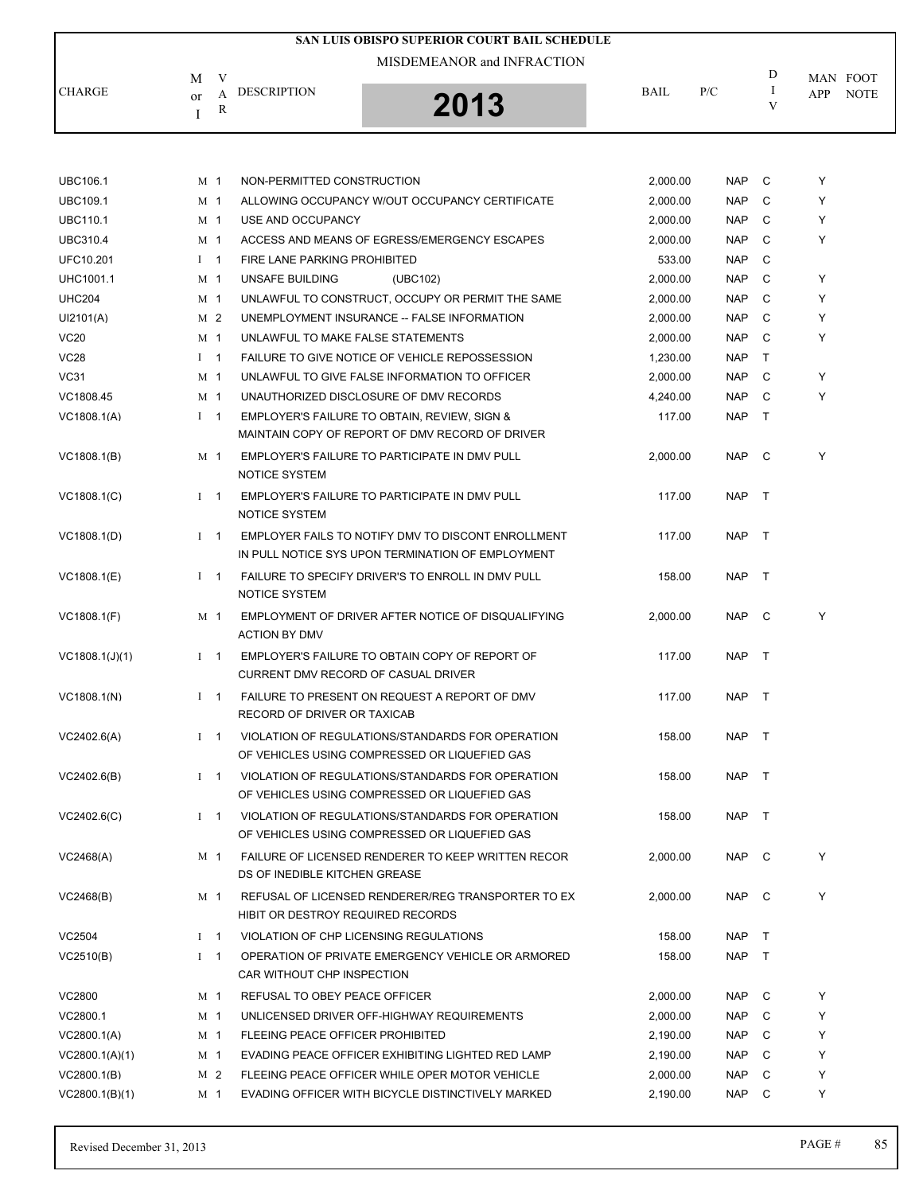## SAN LUIS OBISPO SUPERIOR COURT BAIL SCHEDULE

MISDEMEANOR and INFRACTION

**2013**

| CHARGE | M or I | VAR | DESCRIPTION | BAIL | P/C | DIV | MAN APP | FOOT NOTE |
|---|---|---|---|---|---|---|---|---|
| UBC106.1 | M | 1 | NON-PERMITTED CONSTRUCTION | 2,000.00 | NAP | C | Y | |
| UBC109.1 | M | 1 | ALLOWING OCCUPANCY W/OUT OCCUPANCY CERTIFICATE | 2,000.00 | NAP | C | Y | |
| UBC110.1 | M | 1 | USE AND OCCUPANCY | 2,000.00 | NAP | C | Y | |
| UBC310.4 | M | 1 | ACCESS AND MEANS OF EGRESS/EMERGENCY ESCAPES | 2,000.00 | NAP | C | Y | |
| UFC10.201 | I | 1 | FIRE LANE PARKING PROHIBITED | 533.00 | NAP | C | | |
| UHC1001.1 | M | 1 | UNSAFE BUILDING (UBC102) | 2,000.00 | NAP | C | Y | |
| UHC204 | M | 1 | UNLAWFUL TO CONSTRUCT, OCCUPY OR PERMIT THE SAME | 2,000.00 | NAP | C | Y | |
| UI2101(A) | M | 2 | UNEMPLOYMENT INSURANCE -- FALSE INFORMATION | 2,000.00 | NAP | C | Y | |
| VC20 | M | 1 | UNLAWFUL TO MAKE FALSE STATEMENTS | 2,000.00 | NAP | C | Y | |
| VC28 | I | 1 | FAILURE TO GIVE NOTICE OF VEHICLE REPOSSESSION | 1,230.00 | NAP | T | | |
| VC31 | M | 1 | UNLAWFUL TO GIVE FALSE INFORMATION TO OFFICER | 2,000.00 | NAP | C | Y | |
| VC1808.45 | M | 1 | UNAUTHORIZED DISCLOSURE OF DMV RECORDS | 4,240.00 | NAP | C | Y | |
| VC1808.1(A) | I | 1 | EMPLOYER'S FAILURE TO OBTAIN, REVIEW, SIGN & MAINTAIN COPY OF REPORT OF DMV RECORD OF DRIVER | 117.00 | NAP | T | | |
| VC1808.1(B) | M | 1 | EMPLOYER'S FAILURE TO PARTICIPATE IN DMV PULL NOTICE SYSTEM | 2,000.00 | NAP | C | Y | |
| VC1808.1(C) | I | 1 | EMPLOYER'S FAILURE TO PARTICIPATE IN DMV PULL NOTICE SYSTEM | 117.00 | NAP | T | | |
| VC1808.1(D) | I | 1 | EMPLOYER FAILS TO NOTIFY DMV TO DISCONT ENROLLMENT IN PULL NOTICE SYS UPON TERMINATION OF EMPLOYMENT | 117.00 | NAP | T | | |
| VC1808.1(E) | I | 1 | FAILURE TO SPECIFY DRIVER'S TO ENROLL IN DMV PULL NOTICE SYSTEM | 158.00 | NAP | T | | |
| VC1808.1(F) | M | 1 | EMPLOYMENT OF DRIVER AFTER NOTICE OF DISQUALIFYING ACTION BY DMV | 2,000.00 | NAP | C | Y | |
| VC1808.1(J)(1) | I | 1 | EMPLOYER'S FAILURE TO OBTAIN COPY OF REPORT OF CURRENT DMV RECORD OF CASUAL DRIVER | 117.00 | NAP | T | | |
| VC1808.1(N) | I | 1 | FAILURE TO PRESENT ON REQUEST A REPORT OF DMV RECORD OF DRIVER OR TAXICAB | 117.00 | NAP | T | | |
| VC2402.6(A) | I | 1 | VIOLATION OF REGULATIONS/STANDARDS FOR OPERATION OF VEHICLES USING COMPRESSED OR LIQUEFIED GAS | 158.00 | NAP | T | | |
| VC2402.6(B) | I | 1 | VIOLATION OF REGULATIONS/STANDARDS FOR OPERATION OF VEHICLES USING COMPRESSED OR LIQUEFIED GAS | 158.00 | NAP | T | | |
| VC2402.6(C) | I | 1 | VIOLATION OF REGULATIONS/STANDARDS FOR OPERATION OF VEHICLES USING COMPRESSED OR LIQUEFIED GAS | 158.00 | NAP | T | | |
| VC2468(A) | M | 1 | FAILURE OF LICENSED RENDERER TO KEEP WRITTEN RECOR DS OF INEDIBLE KITCHEN GREASE | 2,000.00 | NAP | C | Y | |
| VC2468(B) | M | 1 | REFUSAL OF LICENSED RENDERER/REG TRANSPORTER TO EX HIBIT OR DESTROY REQUIRED RECORDS | 2,000.00 | NAP | C | Y | |
| VC2504 | I | 1 | VIOLATION OF CHP LICENSING REGULATIONS | 158.00 | NAP | T | | |
| VC2510(B) | I | 1 | OPERATION OF PRIVATE EMERGENCY VEHICLE OR ARMORED CAR WITHOUT CHP INSPECTION | 158.00 | NAP | T | | |
| VC2800 | M | 1 | REFUSAL TO OBEY PEACE OFFICER | 2,000.00 | NAP | C | Y | |
| VC2800.1 | M | 1 | UNLICENSED DRIVER OFF-HIGHWAY REQUIREMENTS | 2,000.00 | NAP | C | Y | |
| VC2800.1(A) | M | 1 | FLEEING PEACE OFFICER PROHIBITED | 2,190.00 | NAP | C | Y | |
| VC2800.1(A)(1) | M | 1 | EVADING PEACE OFFICER EXHIBITING LIGHTED RED LAMP | 2,190.00 | NAP | C | Y | |
| VC2800.1(B) | M | 2 | FLEEING PEACE OFFICER WHILE OPER MOTOR VEHICLE | 2,000.00 | NAP | C | Y | |
| VC2800.1(B)(1) | M | 1 | EVADING OFFICER WITH BICYCLE DISTINCTIVELY MARKED | 2,190.00 | NAP | C | Y | |

Revised December 31, 2013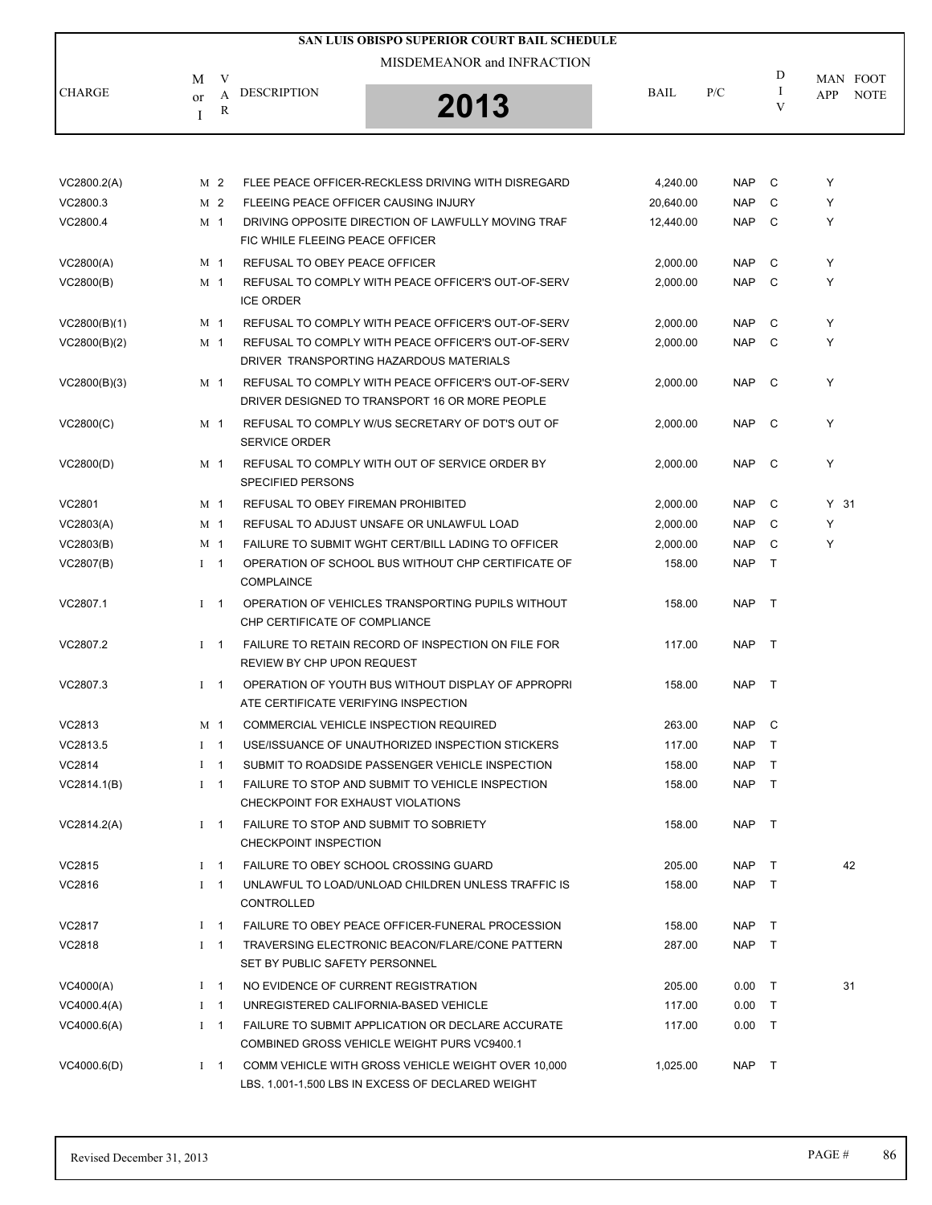# SAN LUIS OBISPO SUPERIOR COURT BAIL SCHEDULE

MISDEMEANOR and INFRACTION

2013

| CHARGE | M or I | VAR | DESCRIPTION | BAIL | P/C | DIV | MAN APP | FOOT NOTE |
|---|---|---|---|---|---|---|---|---|
| VC2800.2(A) | M | 2 | FLEE PEACE OFFICER-RECKLESS DRIVING WITH DISREGARD | 4,240.00 | NAP | C | Y | |
| VC2800.3 | M | 2 | FLEEING PEACE OFFICER CAUSING INJURY | 20,640.00 | NAP | C | Y | |
| VC2800.4 | M | 1 | DRIVING OPPOSITE DIRECTION OF LAWFULLY MOVING TRAFFIC WHILE FLEEING PEACE OFFICER | 12,440.00 | NAP | C | Y | |
| VC2800(A) | M | 1 | REFUSAL TO OBEY PEACE OFFICER | 2,000.00 | NAP | C | Y | |
| VC2800(B) | M | 1 | REFUSAL TO COMPLY WITH PEACE OFFICER'S OUT-OF-SERVICE ORDER | 2,000.00 | NAP | C | Y | |
| VC2800(B)(1) | M | 1 | REFUSAL TO COMPLY WITH PEACE OFFICER'S OUT-OF-SERV | 2,000.00 | NAP | C | Y | |
| VC2800(B)(2) | M | 1 | REFUSAL TO COMPLY WITH PEACE OFFICER'S OUT-OF-SERV DRIVER TRANSPORTING HAZARDOUS MATERIALS | 2,000.00 | NAP | C | Y | |
| VC2800(B)(3) | M | 1 | REFUSAL TO COMPLY WITH PEACE OFFICER'S OUT-OF-SERV DRIVER DESIGNED TO TRANSPORT 16 OR MORE PEOPLE | 2,000.00 | NAP | C | Y | |
| VC2800(C) | M | 1 | REFUSAL TO COMPLY W/US SECRETARY OF DOT'S OUT OF SERVICE ORDER | 2,000.00 | NAP | C | Y | |
| VC2800(D) | M | 1 | REFUSAL TO COMPLY WITH OUT OF SERVICE ORDER BY SPECIFIED PERSONS | 2,000.00 | NAP | C | Y | |
| VC2801 | M | 1 | REFUSAL TO OBEY FIREMAN PROHIBITED | 2,000.00 | NAP | C | Y | 31 |
| VC2803(A) | M | 1 | REFUSAL TO ADJUST UNSAFE OR UNLAWFUL LOAD | 2,000.00 | NAP | C | Y | |
| VC2803(B) | M | 1 | FAILURE TO SUBMIT WGHT CERT/BILL LADING TO OFFICER | 2,000.00 | NAP | C | Y | |
| VC2807(B) | I | 1 | OPERATION OF SCHOOL BUS WITHOUT CHP CERTIFICATE OF COMPLAINCE | 158.00 | NAP | T | | |
| VC2807.1 | I | 1 | OPERATION OF VEHICLES TRANSPORTING PUPILS WITHOUT CHP CERTIFICATE OF COMPLIANCE | 158.00 | NAP | T | | |
| VC2807.2 | I | 1 | FAILURE TO RETAIN RECORD OF INSPECTION ON FILE FOR REVIEW BY CHP UPON REQUEST | 117.00 | NAP | T | | |
| VC2807.3 | I | 1 | OPERATION OF YOUTH BUS WITHOUT DISPLAY OF APPROPRIATE CERTIFICATE VERIFYING INSPECTION | 158.00 | NAP | T | | |
| VC2813 | M | 1 | COMMERCIAL VEHICLE INSPECTION REQUIRED | 263.00 | NAP | C | | |
| VC2813.5 | I | 1 | USE/ISSUANCE OF UNAUTHORIZED INSPECTION STICKERS | 117.00 | NAP | T | | |
| VC2814 | I | 1 | SUBMIT TO ROADSIDE PASSENGER VEHICLE INSPECTION | 158.00 | NAP | T | | |
| VC2814.1(B) | I | 1 | FAILURE TO STOP AND SUBMIT TO VEHICLE INSPECTION CHECKPOINT FOR EXHAUST VIOLATIONS | 158.00 | NAP | T | | |
| VC2814.2(A) | I | 1 | FAILURE TO STOP AND SUBMIT TO SOBRIETY CHECKPOINT INSPECTION | 158.00 | NAP | T | | |
| VC2815 | I | 1 | FAILURE TO OBEY SCHOOL CROSSING GUARD | 205.00 | NAP | T | | 42 |
| VC2816 | I | 1 | UNLAWFUL TO LOAD/UNLOAD CHILDREN UNLESS TRAFFIC IS CONTROLLED | 158.00 | NAP | T | | |
| VC2817 | I | 1 | FAILURE TO OBEY PEACE OFFICER-FUNERAL PROCESSION | 158.00 | NAP | T | | |
| VC2818 | I | 1 | TRAVERSING ELECTRONIC BEACON/FLARE/CONE PATTERN SET BY PUBLIC SAFETY PERSONNEL | 287.00 | NAP | T | | |
| VC4000(A) | I | 1 | NO EVIDENCE OF CURRENT REGISTRATION | 205.00 | 0.00 | T | | 31 |
| VC4000.4(A) | I | 1 | UNREGISTERED CALIFORNIA-BASED VEHICLE | 117.00 | 0.00 | T | | |
| VC4000.6(A) | I | 1 | FAILURE TO SUBMIT APPLICATION OR DECLARE ACCURATE COMBINED GROSS VEHICLE WEIGHT PURS VC9400.1 | 117.00 | 0.00 | T | | |
| VC4000.6(D) | I | 1 | COMM VEHICLE WITH GROSS VEHICLE WEIGHT OVER 10,000 LBS, 1,001-1,500 LBS IN EXCESS OF DECLARED WEIGHT | 1,025.00 | NAP | T | | |

Revised December 31, 2013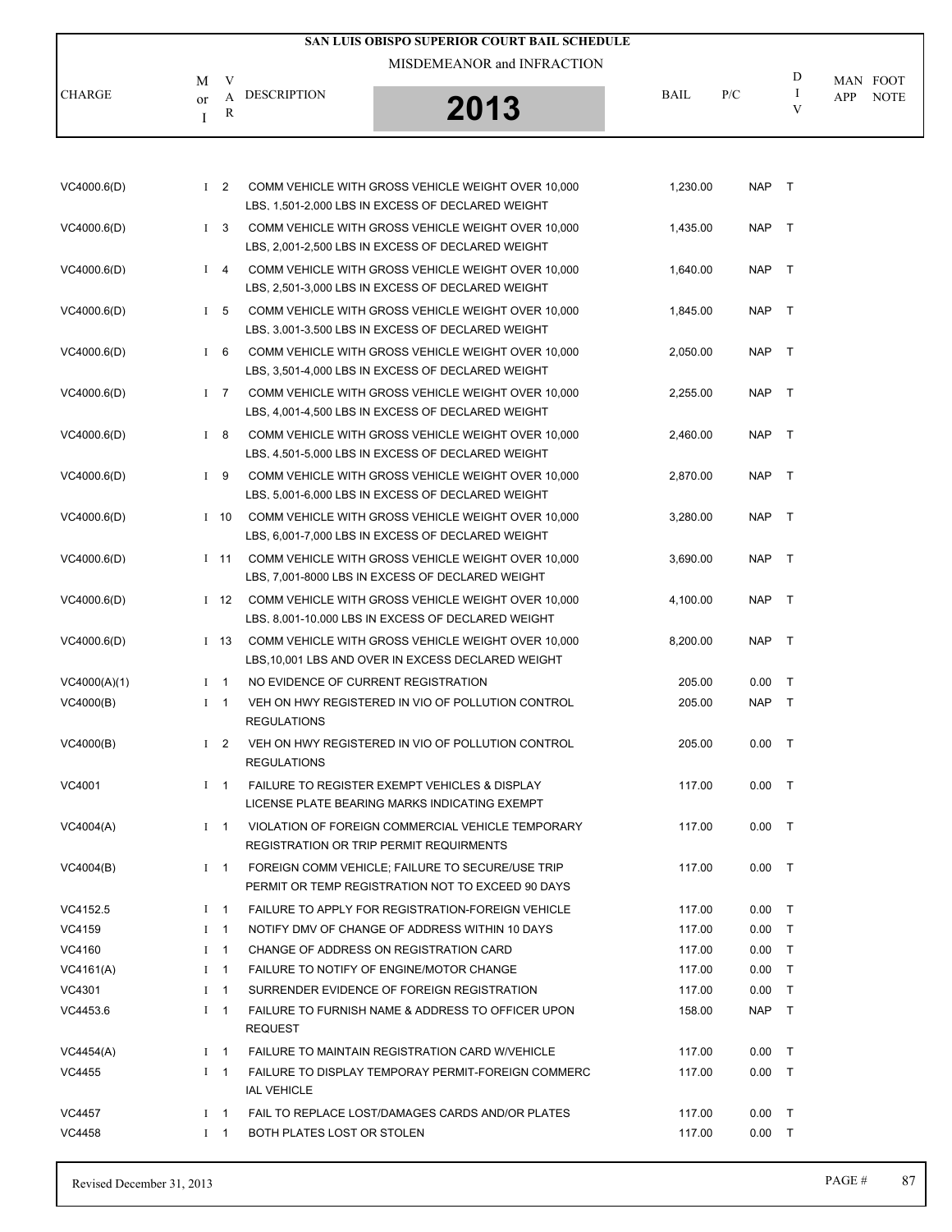# SAN LUIS OBISPO SUPERIOR COURT BAIL SCHEDULE

MISDEMEANOR and INFRACTION

**2013**

| CHARGE | M or I | VAR | DESCRIPTION | BAIL | P/C | DIV | MAN APP | FOOT NOTE |
|---|---|---|---|---|---|---|---|---|
| VC4000.6(D) | I | 2 | COMM VEHICLE WITH GROSS VEHICLE WEIGHT OVER 10,000 LBS, 1,501-2,000 LBS IN EXCESS OF DECLARED WEIGHT | 1,230.00 | NAP | T | | |
| VC4000.6(D) | I | 3 | COMM VEHICLE WITH GROSS VEHICLE WEIGHT OVER 10,000 LBS, 2,001-2,500 LBS IN EXCESS OF DECLARED WEIGHT | 1,435.00 | NAP | T | | |
| VC4000.6(D) | I | 4 | COMM VEHICLE WITH GROSS VEHICLE WEIGHT OVER 10,000 LBS, 2,501-3,000 LBS IN EXCESS OF DECLARED WEIGHT | 1,640.00 | NAP | T | | |
| VC4000.6(D) | I | 5 | COMM VEHICLE WITH GROSS VEHICLE WEIGHT OVER 10,000 LBS, 3,001-3,500 LBS IN EXCESS OF DECLARED WEIGHT | 1,845.00 | NAP | T | | |
| VC4000.6(D) | I | 6 | COMM VEHICLE WITH GROSS VEHICLE WEIGHT OVER 10,000 LBS, 3,501-4,000 LBS IN EXCESS OF DECLARED WEIGHT | 2,050.00 | NAP | T | | |
| VC4000.6(D) | I | 7 | COMM VEHICLE WITH GROSS VEHICLE WEIGHT OVER 10,000 LBS, 4,001-4,500 LBS IN EXCESS OF DECLARED WEIGHT | 2,255.00 | NAP | T | | |
| VC4000.6(D) | I | 8 | COMM VEHICLE WITH GROSS VEHICLE WEIGHT OVER 10,000 LBS, 4,501-5,000 LBS IN EXCESS OF DECLARED WEIGHT | 2,460.00 | NAP | T | | |
| VC4000.6(D) | I | 9 | COMM VEHICLE WITH GROSS VEHICLE WEIGHT OVER 10,000 LBS, 5,001-6,000 LBS IN EXCESS OF DECLARED WEIGHT | 2,870.00 | NAP | T | | |
| VC4000.6(D) | I | 10 | COMM VEHICLE WITH GROSS VEHICLE WEIGHT OVER 10,000 LBS, 6,001-7,000 LBS IN EXCESS OF DECLARED WEIGHT | 3,280.00 | NAP | T | | |
| VC4000.6(D) | I | 11 | COMM VEHICLE WITH GROSS VEHICLE WEIGHT OVER 10,000 LBS, 7,001-8000 LBS IN EXCESS OF DECLARED WEIGHT | 3,690.00 | NAP | T | | |
| VC4000.6(D) | I | 12 | COMM VEHICLE WITH GROSS VEHICLE WEIGHT OVER 10,000 LBS, 8,001-10,000 LBS IN EXCESS OF DECLARED WEIGHT | 4,100.00 | NAP | T | | |
| VC4000.6(D) | I | 13 | COMM VEHICLE WITH GROSS VEHICLE WEIGHT OVER 10,000 LBS,10,001 LBS AND OVER IN EXCESS DECLARED WEIGHT | 8,200.00 | NAP | T | | |
| VC4000(A)(1) | I | 1 | NO EVIDENCE OF CURRENT REGISTRATION | 205.00 | 0.00 | T | | |
| VC4000(B) | I | 1 | VEH ON HWY REGISTERED IN VIO OF POLLUTION CONTROL REGULATIONS | 205.00 | NAP | T | | |
| VC4000(B) | I | 2 | VEH ON HWY REGISTERED IN VIO OF POLLUTION CONTROL REGULATIONS | 205.00 | 0.00 | T | | |
| VC4001 | I | 1 | FAILURE TO REGISTER EXEMPT VEHICLES & DISPLAY LICENSE PLATE BEARING MARKS INDICATING EXEMPT | 117.00 | 0.00 | T | | |
| VC4004(A) | I | 1 | VIOLATION OF FOREIGN COMMERCIAL VEHICLE TEMPORARY REGISTRATION OR TRIP PERMIT REQUIRMENTS | 117.00 | 0.00 | T | | |
| VC4004(B) | I | 1 | FOREIGN COMM VEHICLE; FAILURE TO SECURE/USE TRIP PERMIT OR TEMP REGISTRATION NOT TO EXCEED 90 DAYS | 117.00 | 0.00 | T | | |
| VC4152.5 | I | 1 | FAILURE TO APPLY FOR REGISTRATION-FOREIGN VEHICLE | 117.00 | 0.00 | T | | |
| VC4159 | I | 1 | NOTIFY DMV OF CHANGE OF ADDRESS WITHIN 10 DAYS | 117.00 | 0.00 | T | | |
| VC4160 | I | 1 | CHANGE OF ADDRESS ON REGISTRATION CARD | 117.00 | 0.00 | T | | |
| VC4161(A) | I | 1 | FAILURE TO NOTIFY OF ENGINE/MOTOR CHANGE | 117.00 | 0.00 | T | | |
| VC4301 | I | 1 | SURRENDER EVIDENCE OF FOREIGN REGISTRATION | 117.00 | 0.00 | T | | |
| VC4453.6 | I | 1 | FAILURE TO FURNISH NAME & ADDRESS TO OFFICER UPON REQUEST | 158.00 | NAP | T | | |
| VC4454(A) | I | 1 | FAILURE TO MAINTAIN REGISTRATION CARD W/VEHICLE | 117.00 | 0.00 | T | | |
| VC4455 | I | 1 | FAILURE TO DISPLAY TEMPORAY PERMIT-FOREIGN COMMERC IAL VEHICLE | 117.00 | 0.00 | T | | |
| VC4457 | I | 1 | FAIL TO REPLACE LOST/DAMAGES CARDS AND/OR PLATES | 117.00 | 0.00 | T | | |
| VC4458 | I | 1 | BOTH PLATES LOST OR STOLEN | 117.00 | 0.00 | T | | |

Revised December 31, 2013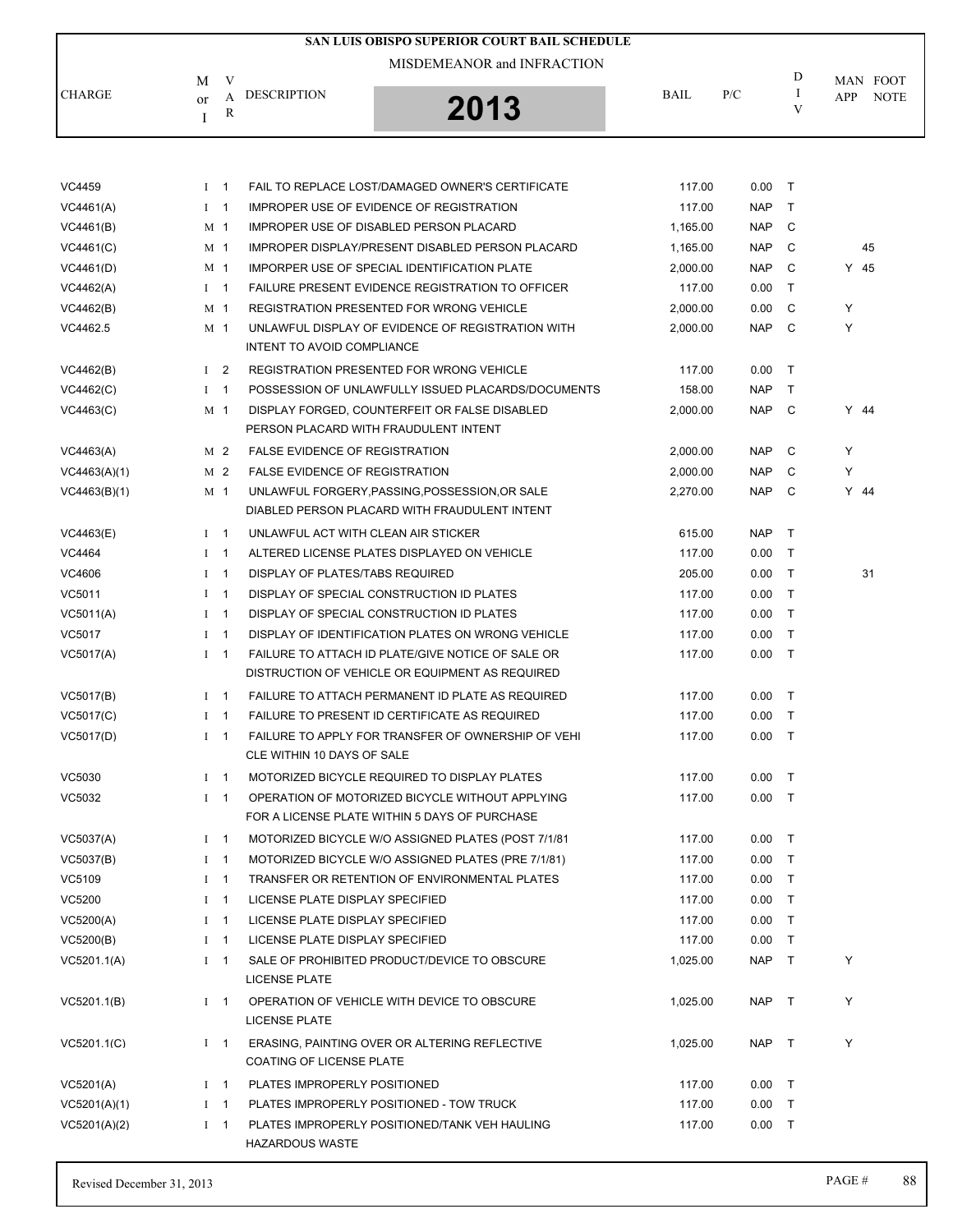# SAN LUIS OBISPO SUPERIOR COURT BAIL SCHEDULE

MISDEMEANOR and INFRACTION

**2013**

| CHARGE | M or I | VAR | DESCRIPTION | BAIL | P/C | DIV | MAN APP | FOOT NOTE |
|---|---|---|---|---|---|---|---|---|
| VC4459 | I | 1 | FAIL TO REPLACE LOST/DAMAGED OWNER'S CERTIFICATE | 117.00 | 0.00 | T | | |
| VC4461(A) | I | 1 | IMPROPER USE OF EVIDENCE OF REGISTRATION | 117.00 | NAP | T | | |
| VC4461(B) | M | 1 | IMPROPER USE OF DISABLED PERSON PLACARD | 1,165.00 | NAP | C | | |
| VC4461(C) | M | 1 | IMPROPER DISPLAY/PRESENT DISABLED PERSON PLACARD | 1,165.00 | NAP | C | | 45 |
| VC4461(D) | M | 1 | IMPORPER USE OF SPECIAL IDENTIFICATION PLATE | 2,000.00 | NAP | C | Y | 45 |
| VC4462(A) | I | 1 | FAILURE PRESENT EVIDENCE REGISTRATION TO OFFICER | 117.00 | 0.00 | T | | |
| VC4462(B) | M | 1 | REGISTRATION PRESENTED FOR WRONG VEHICLE | 2,000.00 | 0.00 | C | Y | |
| VC4462.5 | M | 1 | UNLAWFUL DISPLAY OF EVIDENCE OF REGISTRATION WITH INTENT TO AVOID COMPLIANCE | 2,000.00 | NAP | C | Y | |
| VC4462(B) | I | 2 | REGISTRATION PRESENTED FOR WRONG VEHICLE | 117.00 | 0.00 | T | | |
| VC4462(C) | I | 1 | POSSESSION OF UNLAWFULLY ISSUED PLACARDS/DOCUMENTS | 158.00 | NAP | T | | |
| VC4463(C) | M | 1 | DISPLAY FORGED, COUNTERFEIT OR FALSE DISABLED PERSON PLACARD WITH FRAUDULENT INTENT | 2,000.00 | NAP | C | Y | 44 |
| VC4463(A) | M | 2 | FALSE EVIDENCE OF REGISTRATION | 2,000.00 | NAP | C | Y | |
| VC4463(A)(1) | M | 2 | FALSE EVIDENCE OF REGISTRATION | 2,000.00 | NAP | C | Y | |
| VC4463(B)(1) | M | 1 | UNLAWFUL FORGERY,PASSING,POSSESSION,OR SALE DIABLED PERSON PLACARD WITH FRAUDULENT INTENT | 2,270.00 | NAP | C | Y | 44 |
| VC4463(E) | I | 1 | UNLAWFUL ACT WITH CLEAN AIR STICKER | 615.00 | NAP | T | | |
| VC4464 | I | 1 | ALTERED LICENSE PLATES DISPLAYED ON VEHICLE | 117.00 | 0.00 | T | | |
| VC4606 | I | 1 | DISPLAY OF PLATES/TABS REQUIRED | 205.00 | 0.00 | T | | 31 |
| VC5011 | I | 1 | DISPLAY OF SPECIAL CONSTRUCTION ID PLATES | 117.00 | 0.00 | T | | |
| VC5011(A) | I | 1 | DISPLAY OF SPECIAL CONSTRUCTION ID PLATES | 117.00 | 0.00 | T | | |
| VC5017 | I | 1 | DISPLAY OF IDENTIFICATION PLATES ON WRONG VEHICLE | 117.00 | 0.00 | T | | |
| VC5017(A) | I | 1 | FAILURE TO ATTACH ID PLATE/GIVE NOTICE OF SALE OR DISTRUCTION OF VEHICLE OR EQUIPMENT AS REQUIRED | 117.00 | 0.00 | T | | |
| VC5017(B) | I | 1 | FAILURE TO ATTACH PERMANENT ID PLATE AS REQUIRED | 117.00 | 0.00 | T | | |
| VC5017(C) | I | 1 | FAILURE TO PRESENT ID CERTIFICATE AS REQUIRED | 117.00 | 0.00 | T | | |
| VC5017(D) | I | 1 | FAILURE TO APPLY FOR TRANSFER OF OWNERSHIP OF VEHI CLE WITHIN 10 DAYS OF SALE | 117.00 | 0.00 | T | | |
| VC5030 | I | 1 | MOTORIZED BICYCLE REQUIRED TO DISPLAY PLATES | 117.00 | 0.00 | T | | |
| VC5032 | I | 1 | OPERATION OF MOTORIZED BICYCLE WITHOUT APPLYING FOR A LICENSE PLATE WITHIN 5 DAYS OF PURCHASE | 117.00 | 0.00 | T | | |
| VC5037(A) | I | 1 | MOTORIZED BICYCLE W/O ASSIGNED PLATES (POST 7/1/81 | 117.00 | 0.00 | T | | |
| VC5037(B) | I | 1 | MOTORIZED BICYCLE W/O ASSIGNED PLATES (PRE 7/1/81) | 117.00 | 0.00 | T | | |
| VC5109 | I | 1 | TRANSFER OR RETENTION OF ENVIRONMENTAL PLATES | 117.00 | 0.00 | T | | |
| VC5200 | I | 1 | LICENSE PLATE DISPLAY SPECIFIED | 117.00 | 0.00 | T | | |
| VC5200(A) | I | 1 | LICENSE PLATE DISPLAY SPECIFIED | 117.00 | 0.00 | T | | |
| VC5200(B) | I | 1 | LICENSE PLATE DISPLAY SPECIFIED | 117.00 | 0.00 | T | | |
| VC5201.1(A) | I | 1 | SALE OF PROHIBITED PRODUCT/DEVICE TO OBSCURE LICENSE PLATE | 1,025.00 | NAP | T | Y | |
| VC5201.1(B) | I | 1 | OPERATION OF VEHICLE WITH DEVICE TO OBSCURE LICENSE PLATE | 1,025.00 | NAP | T | Y | |
| VC5201.1(C) | I | 1 | ERASING, PAINTING OVER OR ALTERING REFLECTIVE COATING OF LICENSE PLATE | 1,025.00 | NAP | T | Y | |
| VC5201(A) | I | 1 | PLATES IMPROPERLY POSITIONED | 117.00 | 0.00 | T | | |
| VC5201(A)(1) | I | 1 | PLATES IMPROPERLY POSITIONED - TOW TRUCK | 117.00 | 0.00 | T | | |
| VC5201(A)(2) | I | 1 | PLATES IMPROPERLY POSITIONED/TANK VEH HAULING HAZARDOUS WASTE | 117.00 | 0.00 | T | | |

Revised December 31, 2013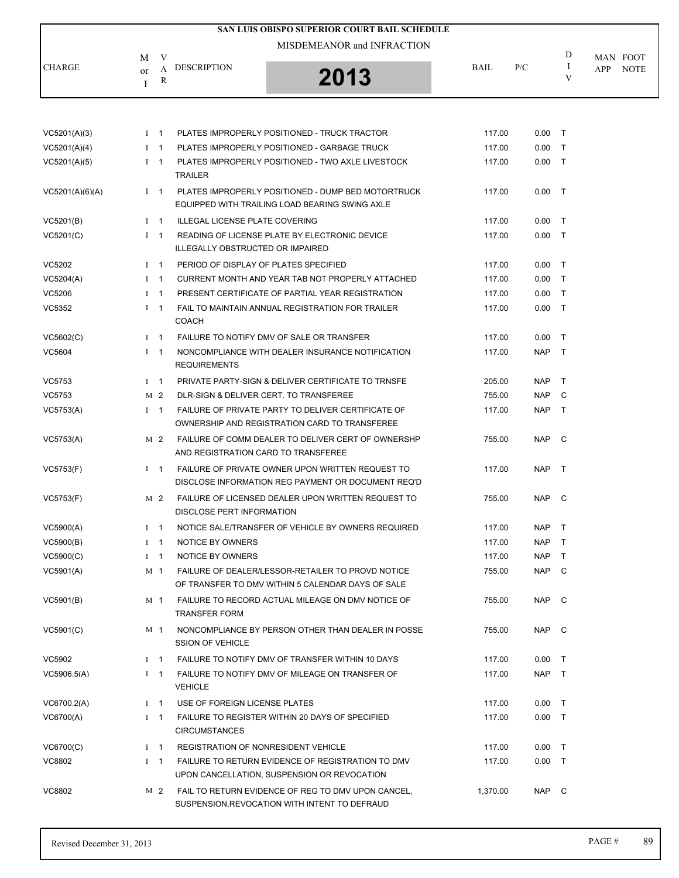# SAN LUIS OBISPO SUPERIOR COURT BAIL SCHEDULE

MISDEMEANOR and INFRACTION

**2013**

| CHARGE | M or I | VAR | DESCRIPTION | BAIL | P/C | DIV | MAN APP | FOOT NOTE |
|---|---|---|---|---|---|---|---|---|
| VC5201(A)(3) | I | 1 | PLATES IMPROPERLY POSITIONED - TRUCK TRACTOR | 117.00 | 0.00 | T | | |
| VC5201(A)(4) | I | 1 | PLATES IMPROPERLY POSITIONED - GARBAGE TRUCK | 117.00 | 0.00 | T | | |
| VC5201(A)(5) | I | 1 | PLATES IMPROPERLY POSITIONED - TWO AXLE LIVESTOCK TRAILER | 117.00 | 0.00 | T | | |
| VC5201(A)(6)(A) | I | 1 | PLATES IMPROPERLY POSITIONED - DUMP BED MOTORTRUCK EQUIPPED WITH TRAILING LOAD BEARING SWING AXLE | 117.00 | 0.00 | T | | |
| VC5201(B) | I | 1 | ILLEGAL LICENSE PLATE COVERING | 117.00 | 0.00 | T | | |
| VC5201(C) | I | 1 | READING OF LICENSE PLATE BY ELECTRONIC DEVICE ILLEGALLY OBSTRUCTED OR IMPAIRED | 117.00 | 0.00 | T | | |
| VC5202 | I | 1 | PERIOD OF DISPLAY OF PLATES SPECIFIED | 117.00 | 0.00 | T | | |
| VC5204(A) | I | 1 | CURRENT MONTH AND YEAR TAB NOT PROPERLY ATTACHED | 117.00 | 0.00 | T | | |
| VC5206 | I | 1 | PRESENT CERTIFICATE OF PARTIAL YEAR REGISTRATION | 117.00 | 0.00 | T | | |
| VC5352 | I | 1 | FAIL TO MAINTAIN ANNUAL REGISTRATION FOR TRAILER COACH | 117.00 | 0.00 | T | | |
| VC5602(C) | I | 1 | FAILURE TO NOTIFY DMV OF SALE OR TRANSFER | 117.00 | 0.00 | T | | |
| VC5604 | I | 1 | NONCOMPLIANCE WITH DEALER INSURANCE NOTIFICATION REQUIREMENTS | 117.00 | NAP | T | | |
| VC5753 | I | 1 | PRIVATE PARTY-SIGN & DELIVER CERTIFICATE TO TRNSFE | 205.00 | NAP | T | | |
| VC5753 | M | 2 | DLR-SIGN & DELIVER CERT. TO TRANSFEREE | 755.00 | NAP | C | | |
| VC5753(A) | I | 1 | FAILURE OF PRIVATE PARTY TO DELIVER CERTIFICATE OF OWNERSHIP AND REGISTRATION CARD TO TRANSFEREE | 117.00 | NAP | T | | |
| VC5753(A) | M | 2 | FAILURE OF COMM DEALER TO DELIVER CERT OF OWNERSHP AND REGISTRATION CARD TO TRANSFEREE | 755.00 | NAP | C | | |
| VC5753(F) | I | 1 | FAILURE OF PRIVATE OWNER UPON WRITTEN REQUEST TO DISCLOSE INFORMATION REG PAYMENT OR DOCUMENT REQ'D | 117.00 | NAP | T | | |
| VC5753(F) | M | 2 | FAILURE OF LICENSED DEALER UPON WRITTEN REQUEST TO DISCLOSE PERT INFORMATION | 755.00 | NAP | C | | |
| VC5900(A) | I | 1 | NOTICE SALE/TRANSFER OF VEHICLE BY OWNERS REQUIRED | 117.00 | NAP | T | | |
| VC5900(B) | I | 1 | NOTICE BY OWNERS | 117.00 | NAP | T | | |
| VC5900(C) | I | 1 | NOTICE BY OWNERS | 117.00 | NAP | T | | |
| VC5901(A) | M | 1 | FAILURE OF DEALER/LESSOR-RETAILER TO PROVD NOTICE OF TRANSFER TO DMV WITHIN 5 CALENDAR DAYS OF SALE | 755.00 | NAP | C | | |
| VC5901(B) | M | 1 | FAILURE TO RECORD ACTUAL MILEAGE ON DMV NOTICE OF TRANSFER FORM | 755.00 | NAP | C | | |
| VC5901(C) | M | 1 | NONCOMPLIANCE BY PERSON OTHER THAN DEALER IN POSSE SSION OF VEHICLE | 755.00 | NAP | C | | |
| VC5902 | I | 1 | FAILURE TO NOTIFY DMV OF TRANSFER WITHIN 10 DAYS | 117.00 | 0.00 | T | | |
| VC5906.5(A) | I | 1 | FAILURE TO NOTIFY DMV OF MILEAGE ON TRANSFER OF VEHICLE | 117.00 | NAP | T | | |
| VC6700.2(A) | I | 1 | USE OF FOREIGN LICENSE PLATES | 117.00 | 0.00 | T | | |
| VC6700(A) | I | 1 | FAILURE TO REGISTER WITHIN 20 DAYS OF SPECIFIED CIRCUMSTANCES | 117.00 | 0.00 | T | | |
| VC6700(C) | I | 1 | REGISTRATION OF NONRESIDENT VEHICLE | 117.00 | 0.00 | T | | |
| VC8802 | I | 1 | FAILURE TO RETURN EVIDENCE OF REGISTRATION TO DMV UPON CANCELLATION, SUSPENSION OR REVOCATION | 117.00 | 0.00 | T | | |
| VC8802 | M | 2 | FAIL TO RETURN EVIDENCE OF REG TO DMV UPON CANCEL, SUSPENSION,REVOCATION WITH INTENT TO DEFRAUD | 1,370.00 | NAP | C | | |

Revised December 31, 2013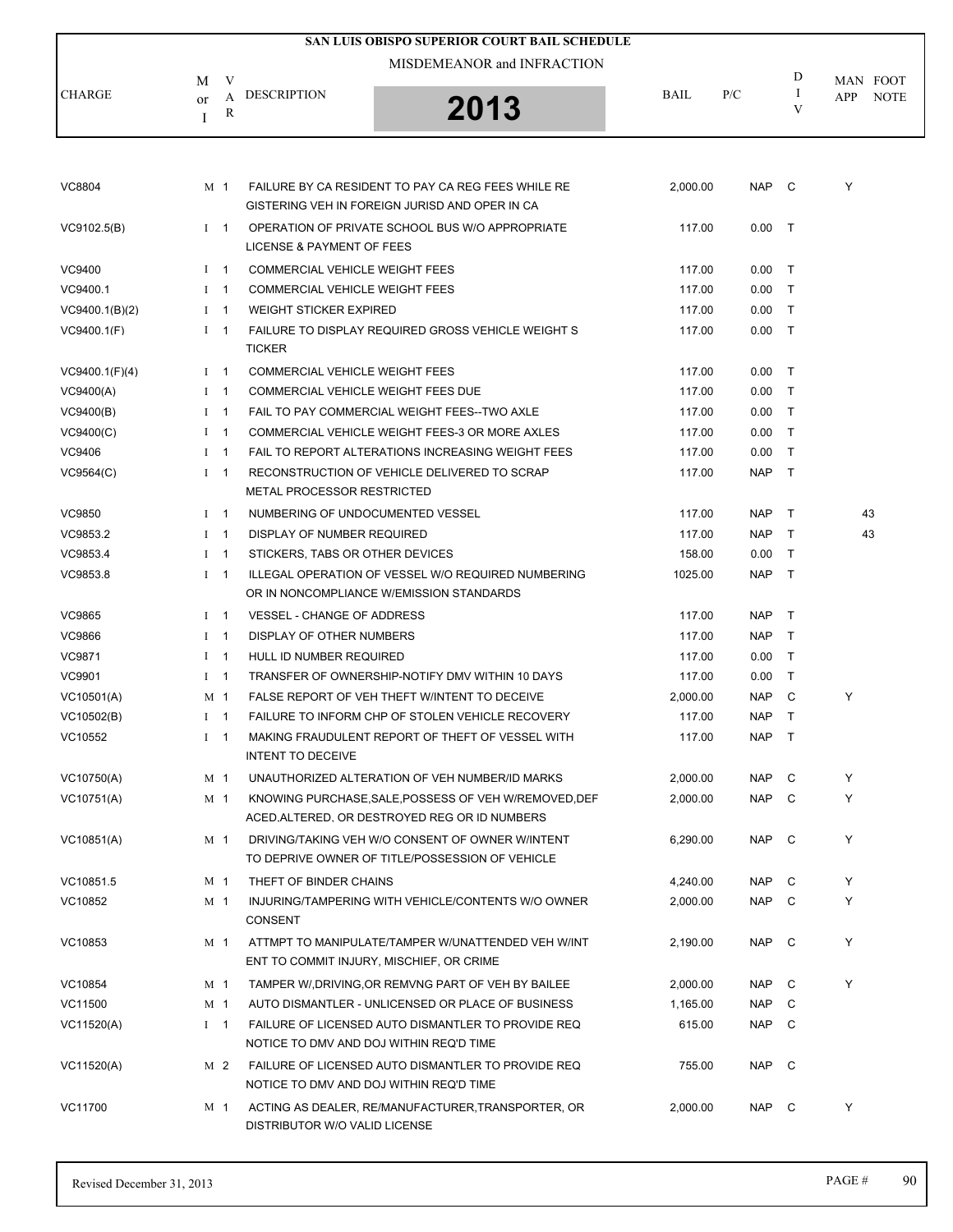# SAN LUIS OBISPO SUPERIOR COURT BAIL SCHEDULE

MISDEMEANOR and INFRACTION

**2013**

| CHARGE | M or I | VAR | DESCRIPTION | BAIL | P/C | DIV | MAN APP | FOOT NOTE |
|---|---|---|---|---|---|---|---|---|
| VC8804 | M | 1 | FAILURE BY CA RESIDENT TO PAY CA REG FEES WHILE RE GISTERING VEH IN FOREIGN JURISD AND OPER IN CA | 2,000.00 | NAP | C | Y | |
| VC9102.5(B) | I | 1 | OPERATION OF PRIVATE SCHOOL BUS W/O APPROPRIATE LICENSE & PAYMENT OF FEES | 117.00 | 0.00 | T | | |
| VC9400 | I | 1 | COMMERCIAL VEHICLE WEIGHT FEES | 117.00 | 0.00 | T | | |
| VC9400.1 | I | 1 | COMMERCIAL VEHICLE WEIGHT FEES | 117.00 | 0.00 | T | | |
| VC9400.1(B)(2) | I | 1 | WEIGHT STICKER EXPIRED | 117.00 | 0.00 | T | | |
| VC9400.1(F) | I | 1 | FAILURE TO DISPLAY REQUIRED GROSS VEHICLE WEIGHT S TICKER | 117.00 | 0.00 | T | | |
| VC9400.1(F)(4) | I | 1 | COMMERCIAL VEHICLE WEIGHT FEES | 117.00 | 0.00 | T | | |
| VC9400(A) | I | 1 | COMMERCIAL VEHICLE WEIGHT FEES DUE | 117.00 | 0.00 | T | | |
| VC9400(B) | I | 1 | FAIL TO PAY COMMERCIAL WEIGHT FEES--TWO AXLE | 117.00 | 0.00 | T | | |
| VC9400(C) | I | 1 | COMMERCIAL VEHICLE WEIGHT FEES-3 OR MORE AXLES | 117.00 | 0.00 | T | | |
| VC9406 | I | 1 | FAIL TO REPORT ALTERATIONS INCREASING WEIGHT FEES | 117.00 | 0.00 | T | | |
| VC9564(C) | I | 1 | RECONSTRUCTION OF VEHICLE DELIVERED TO SCRAP METAL PROCESSOR RESTRICTED | 117.00 | NAP | T | | |
| VC9850 | I | 1 | NUMBERING OF UNDOCUMENTED VESSEL | 117.00 | NAP | T | | 43 |
| VC9853.2 | I | 1 | DISPLAY OF NUMBER REQUIRED | 117.00 | NAP | T | | 43 |
| VC9853.4 | I | 1 | STICKERS, TABS OR OTHER DEVICES | 158.00 | 0.00 | T | | |
| VC9853.8 | I | 1 | ILLEGAL OPERATION OF VESSEL W/O REQUIRED NUMBERING OR IN NONCOMPLIANCE W/EMISSION STANDARDS | 1025.00 | NAP | T | | |
| VC9865 | I | 1 | VESSEL - CHANGE OF ADDRESS | 117.00 | NAP | T | | |
| VC9866 | I | 1 | DISPLAY OF OTHER NUMBERS | 117.00 | NAP | T | | |
| VC9871 | I | 1 | HULL ID NUMBER REQUIRED | 117.00 | 0.00 | T | | |
| VC9901 | I | 1 | TRANSFER OF OWNERSHIP-NOTIFY DMV WITHIN 10 DAYS | 117.00 | 0.00 | T | | |
| VC10501(A) | M | 1 | FALSE REPORT OF VEH THEFT W/INTENT TO DECEIVE | 2,000.00 | NAP | C | Y | |
| VC10502(B) | I | 1 | FAILURE TO INFORM CHP OF STOLEN VEHICLE RECOVERY | 117.00 | NAP | T | | |
| VC10552 | I | 1 | MAKING FRAUDULENT REPORT OF THEFT OF VESSEL WITH INTENT TO DECEIVE | 117.00 | NAP | T | | |
| VC10750(A) | M | 1 | UNAUTHORIZED ALTERATION OF VEH NUMBER/ID MARKS | 2,000.00 | NAP | C | Y | |
| VC10751(A) | M | 1 | KNOWING PURCHASE,SALE,POSSESS OF VEH W/REMOVED,DEF ACED,ALTERED, OR DESTROYED REG OR ID NUMBERS | 2,000.00 | NAP | C | Y | |
| VC10851(A) | M | 1 | DRIVING/TAKING VEH W/O CONSENT OF OWNER W/INTENT TO DEPRIVE OWNER OF TITLE/POSSESSION OF VEHICLE | 6,290.00 | NAP | C | Y | |
| VC10851.5 | M | 1 | THEFT OF BINDER CHAINS | 4,240.00 | NAP | C | Y | |
| VC10852 | M | 1 | INJURING/TAMPERING WITH VEHICLE/CONTENTS W/O OWNER CONSENT | 2,000.00 | NAP | C | Y | |
| VC10853 | M | 1 | ATTMPT TO MANIPULATE/TAMPER W/UNATTENDED VEH W/INT ENT TO COMMIT INJURY, MISCHIEF, OR CRIME | 2,190.00 | NAP | C | Y | |
| VC10854 | M | 1 | TAMPER W/,DRIVING,OR REMVNG PART OF VEH BY BAILEE | 2,000.00 | NAP | C | Y | |
| VC11500 | M | 1 | AUTO DISMANTLER - UNLICENSED OR PLACE OF BUSINESS | 1,165.00 | NAP | C | | |
| VC11520(A) | I | 1 | FAILURE OF LICENSED AUTO DISMANTLER TO PROVIDE REQ NOTICE TO DMV AND DOJ WITHIN REQ'D TIME | 615.00 | NAP | C | | |
| VC11520(A) | M | 2 | FAILURE OF LICENSED AUTO DISMANTLER TO PROVIDE REQ NOTICE TO DMV AND DOJ WITHIN REQ'D TIME | 755.00 | NAP | C | | |
| VC11700 | M | 1 | ACTING AS DEALER, RE/MANUFACTURER,TRANSPORTER, OR DISTRIBUTOR W/O VALID LICENSE | 2,000.00 | NAP | C | Y | |

Revised December 31, 2013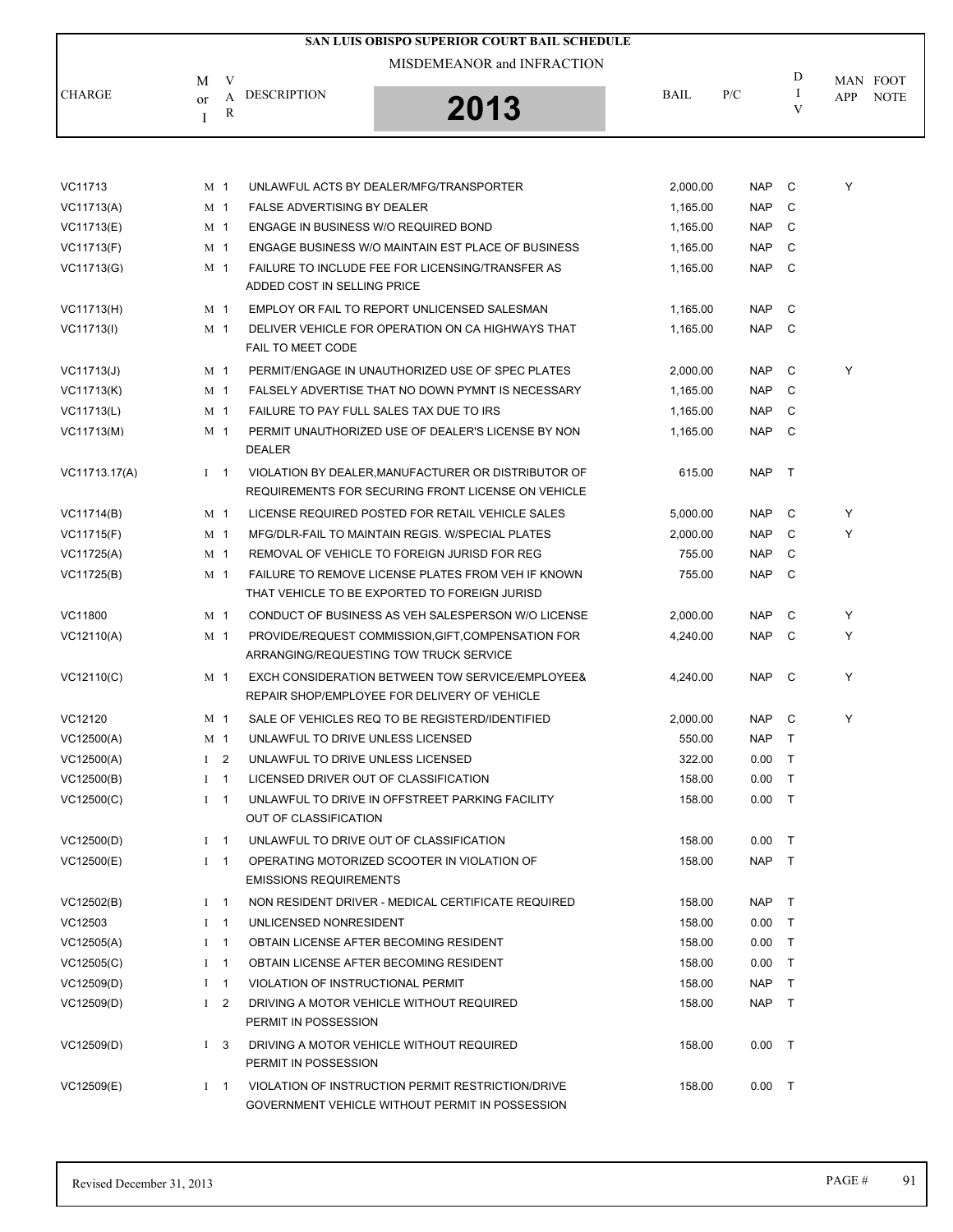# SAN LUIS OBISPO SUPERIOR COURT BAIL SCHEDULE

## MISDEMEANOR and INFRACTION

## 2013

| CHARGE | M or I | VAR | DESCRIPTION | BAIL | P/C | DIV | MAN APP | FOOT NOTE |
|---|---|---|---|---|---|---|---|---|
| VC11713 | M | 1 | UNLAWFUL ACTS BY DEALER/MFG/TRANSPORTER | 2,000.00 | NAP | C | Y | |
| VC11713(A) | M | 1 | FALSE ADVERTISING BY DEALER | 1,165.00 | NAP | C | | |
| VC11713(E) | M | 1 | ENGAGE IN BUSINESS W/O REQUIRED BOND | 1,165.00 | NAP | C | | |
| VC11713(F) | M | 1 | ENGAGE BUSINESS W/O MAINTAIN EST PLACE OF BUSINESS | 1,165.00 | NAP | C | | |
| VC11713(G) | M | 1 | FAILURE TO INCLUDE FEE FOR LICENSING/TRANSFER AS ADDED COST IN SELLING PRICE | 1,165.00 | NAP | C | | |
| VC11713(H) | M | 1 | EMPLOY OR FAIL TO REPORT UNLICENSED SALESMAN | 1,165.00 | NAP | C | | |
| VC11713(I) | M | 1 | DELIVER VEHICLE FOR OPERATION ON CA HIGHWAYS THAT FAIL TO MEET CODE | 1,165.00 | NAP | C | | |
| VC11713(J) | M | 1 | PERMIT/ENGAGE IN UNAUTHORIZED USE OF SPEC PLATES | 2,000.00 | NAP | C | Y | |
| VC11713(K) | M | 1 | FALSELY ADVERTISE THAT NO DOWN PYMNT IS NECESSARY | 1,165.00 | NAP | C | | |
| VC11713(L) | M | 1 | FAILURE TO PAY FULL SALES TAX DUE TO IRS | 1,165.00 | NAP | C | | |
| VC11713(M) | M | 1 | PERMIT UNAUTHORIZED USE OF DEALER'S LICENSE BY NON DEALER | 1,165.00 | NAP | C | | |
| VC11713.17(A) | I | 1 | VIOLATION BY DEALER,MANUFACTURER OR DISTRIBUTOR OF REQUIREMENTS FOR SECURING FRONT LICENSE ON VEHICLE | 615.00 | NAP | T | | |
| VC11714(B) | M | 1 | LICENSE REQUIRED POSTED FOR RETAIL VEHICLE SALES | 5,000.00 | NAP | C | Y | |
| VC11715(F) | M | 1 | MFG/DLR-FAIL TO MAINTAIN REGIS. W/SPECIAL PLATES | 2,000.00 | NAP | C | Y | |
| VC11725(A) | M | 1 | REMOVAL OF VEHICLE TO FOREIGN JURISD FOR REG | 755.00 | NAP | C | | |
| VC11725(B) | M | 1 | FAILURE TO REMOVE LICENSE PLATES FROM VEH IF KNOWN THAT VEHICLE TO BE EXPORTED TO FOREIGN JURISD | 755.00 | NAP | C | | |
| VC11800 | M | 1 | CONDUCT OF BUSINESS AS VEH SALESPERSON W/O LICENSE | 2,000.00 | NAP | C | Y | |
| VC12110(A) | M | 1 | PROVIDE/REQUEST COMMISSION,GIFT,COMPENSATION FOR ARRANGING/REQUESTING TOW TRUCK SERVICE | 4,240.00 | NAP | C | Y | |
| VC12110(C) | M | 1 | EXCH CONSIDERATION BETWEEN TOW SERVICE/EMPLOYEE& REPAIR SHOP/EMPLOYEE FOR DELIVERY OF VEHICLE | 4,240.00 | NAP | C | Y | |
| VC12120 | M | 1 | SALE OF VEHICLES REQ TO BE REGISTERD/IDENTIFIED | 2,000.00 | NAP | C | Y | |
| VC12500(A) | M | 1 | UNLAWFUL TO DRIVE UNLESS LICENSED | 550.00 | NAP | T | | |
| VC12500(A) | I | 2 | UNLAWFUL TO DRIVE UNLESS LICENSED | 322.00 | 0.00 | T | | |
| VC12500(B) | I | 1 | LICENSED DRIVER OUT OF CLASSIFICATION | 158.00 | 0.00 | T | | |
| VC12500(C) | I | 1 | UNLAWFUL TO DRIVE IN OFFSTREET PARKING FACILITY OUT OF CLASSIFICATION | 158.00 | 0.00 | T | | |
| VC12500(D) | I | 1 | UNLAWFUL TO DRIVE OUT OF CLASSIFICATION | 158.00 | 0.00 | T | | |
| VC12500(E) | I | 1 | OPERATING MOTORIZED SCOOTER IN VIOLATION OF EMISSIONS REQUIREMENTS | 158.00 | NAP | T | | |
| VC12502(B) | I | 1 | NON RESIDENT DRIVER - MEDICAL CERTIFICATE REQUIRED | 158.00 | NAP | T | | |
| VC12503 | I | 1 | UNLICENSED NONRESIDENT | 158.00 | 0.00 | T | | |
| VC12505(A) | I | 1 | OBTAIN LICENSE AFTER BECOMING RESIDENT | 158.00 | 0.00 | T | | |
| VC12505(C) | I | 1 | OBTAIN LICENSE AFTER BECOMING RESIDENT | 158.00 | 0.00 | T | | |
| VC12509(D) | I | 1 | VIOLATION OF INSTRUCTIONAL PERMIT | 158.00 | NAP | T | | |
| VC12509(D) | I | 2 | DRIVING A MOTOR VEHICLE WITHOUT REQUIRED PERMIT IN POSSESSION | 158.00 | NAP | T | | |
| VC12509(D) | I | 3 | DRIVING A MOTOR VEHICLE WITHOUT REQUIRED PERMIT IN POSSESSION | 158.00 | 0.00 | T | | |
| VC12509(E) | I | 1 | VIOLATION OF INSTRUCTION PERMIT RESTRICTION/DRIVE GOVERNMENT VEHICLE WITHOUT PERMIT IN POSSESSION | 158.00 | 0.00 | T | | |

Revised December 31, 2013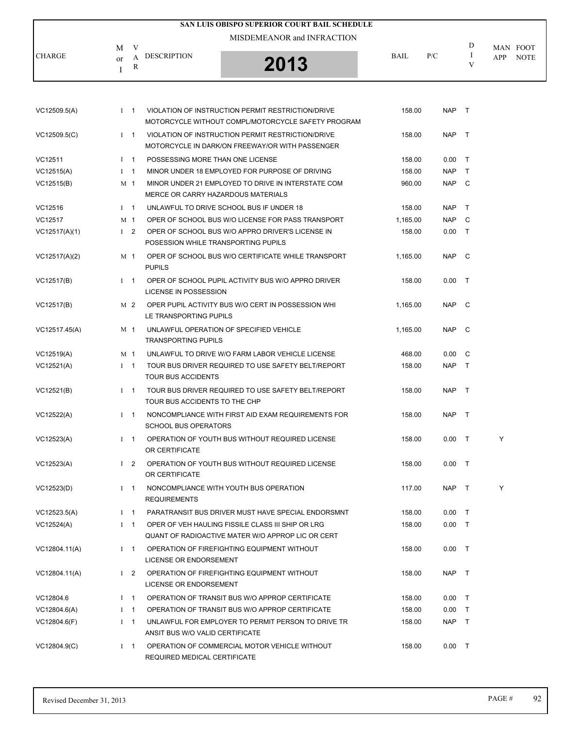# SAN LUIS OBISPO SUPERIOR COURT BAIL SCHEDULE

## MISDEMEANOR and INFRACTION

## 2013

| CHARGE | M or I | VAR | DESCRIPTION | BAIL | P/C | DIV | MAN APP | FOOT NOTE |
|---|---|---|---|---|---|---|---|---|
| VC12509.5(A) | I | 1 | VIOLATION OF INSTRUCTION PERMIT RESTRICTION/DRIVE MOTORCYCLE WITHOUT COMPL/MOTORCYCLE SAFETY PROGRAM | 158.00 | NAP | T | | |
| VC12509.5(C) | I | 1 | VIOLATION OF INSTRUCTION PERMIT RESTRICTION/DRIVE MOTORCYCLE IN DARK/ON FREEWAY/OR WITH PASSENGER | 158.00 | NAP | T | | |
| VC12511 | I | 1 | POSSESSING MORE THAN ONE LICENSE | 158.00 | 0.00 | T | | |
| VC12515(A) | I | 1 | MINOR UNDER 18 EMPLOYED FOR PURPOSE OF DRIVING | 158.00 | NAP | T | | |
| VC12515(B) | M | 1 | MINOR UNDER 21 EMPLOYED TO DRIVE IN INTERSTATE COM MERCE OR CARRY HAZARDOUS MATERIALS | 960.00 | NAP | C | | |
| VC12516 | I | 1 | UNLAWFUL TO DRIVE SCHOOL BUS IF UNDER 18 | 158.00 | NAP | T | | |
| VC12517 | M | 1 | OPER OF SCHOOL BUS W/O LICENSE FOR PASS TRANSPORT | 1,165.00 | NAP | C | | |
| VC12517(A)(1) | I | 2 | OPER OF SCHOOL BUS W/O APPRO DRIVER'S LICENSE IN POSESSION WHILE TRANSPORTING PUPILS | 158.00 | 0.00 | T | | |
| VC12517(A)(2) | M | 1 | OPER OF SCHOOL BUS W/O CERTIFICATE WHILE TRANSPORT PUPILS | 1,165.00 | NAP | C | | |
| VC12517(B) | I | 1 | OPER OF SCHOOL PUPIL ACTIVITY BUS W/O APPRO DRIVER LICENSE IN POSSESSION | 158.00 | 0.00 | T | | |
| VC12517(B) | M | 2 | OPER PUPIL ACTIVITY BUS W/O CERT IN POSSESSION WHI LE TRANSPORTING PUPILS | 1,165.00 | NAP | C | | |
| VC12517.45(A) | M | 1 | UNLAWFUL OPERATION OF SPECIFIED VEHICLE TRANSPORTING PUPILS | 1,165.00 | NAP | C | | |
| VC12519(A) | M | 1 | UNLAWFUL TO DRIVE W/O FARM LABOR VEHICLE LICENSE | 468.00 | 0.00 | C | | |
| VC12521(A) | I | 1 | TOUR BUS DRIVER REQUIRED TO USE SAFETY BELT/REPORT TOUR BUS ACCIDENTS | 158.00 | NAP | T | | |
| VC12521(B) | I | 1 | TOUR BUS DRIVER REQUIRED TO USE SAFETY BELT/REPORT TOUR BUS ACCIDENTS TO THE CHP | 158.00 | NAP | T | | |
| VC12522(A) | I | 1 | NONCOMPLIANCE WITH FIRST AID EXAM REQUIREMENTS FOR SCHOOL BUS OPERATORS | 158.00 | NAP | T | | |
| VC12523(A) | I | 1 | OPERATION OF YOUTH BUS WITHOUT REQUIRED LICENSE OR CERTIFICATE | 158.00 | 0.00 | T | Y | |
| VC12523(A) | I | 2 | OPERATION OF YOUTH BUS WITHOUT REQUIRED LICENSE OR CERTIFICATE | 158.00 | 0.00 | T | | |
| VC12523(D) | I | 1 | NONCOMPLIANCE WITH YOUTH BUS OPERATION REQUIREMENTS | 117.00 | NAP | T | Y | |
| VC12523.5(A) | I | 1 | PARATRANSIT BUS DRIVER MUST HAVE SPECIAL ENDORSMNT | 158.00 | 0.00 | T | | |
| VC12524(A) | I | 1 | OPER OF VEH HAULING FISSILE CLASS III SHIP OR LRG QUANT OF RADIOACTIVE MATER W/O APPROP LIC OR CERT | 158.00 | 0.00 | T | | |
| VC12804.11(A) | I | 1 | OPERATION OF FIREFIGHTING EQUIPMENT WITHOUT LICENSE OR ENDORSEMENT | 158.00 | 0.00 | T | | |
| VC12804.11(A) | I | 2 | OPERATION OF FIREFIGHTING EQUIPMENT WITHOUT LICENSE OR ENDORSEMENT | 158.00 | NAP | T | | |
| VC12804.6 | I | 1 | OPERATION OF TRANSIT BUS W/O APPROP CERTIFICATE | 158.00 | 0.00 | T | | |
| VC12804.6(A) | I | 1 | OPERATION OF TRANSIT BUS W/O APPROP CERTIFICATE | 158.00 | 0.00 | T | | |
| VC12804.6(F) | I | 1 | UNLAWFUL FOR EMPLOYER TO PERMIT PERSON TO DRIVE TR ANSIT BUS W/O VALID CERTIFICATE | 158.00 | NAP | T | | |
| VC12804.9(C) | I | 1 | OPERATION OF COMMERCIAL MOTOR VEHICLE WITHOUT REQUIRED MEDICAL CERTIFICATE | 158.00 | 0.00 | T | | |

Revised December 31, 2013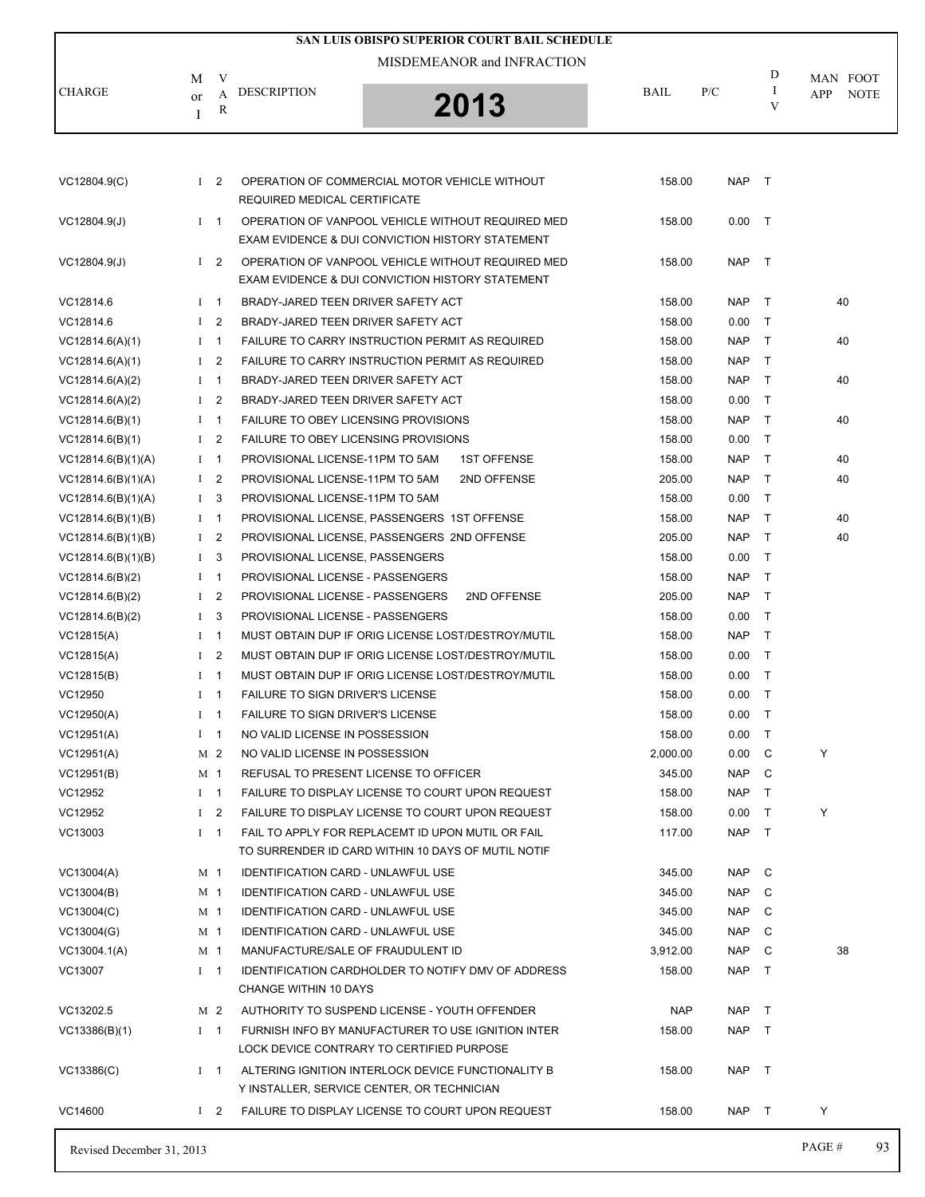# SAN LUIS OBISPO SUPERIOR COURT BAIL SCHEDULE

MISDEMEANOR and INFRACTION

**2013**

| CHARGE | M or I | VAR | DESCRIPTION | BAIL | P/C | DIV | MAN APP | FOOT NOTE |
|---|---|---|---|---|---|---|---|---|
| VC12804.9(C) | I | 2 | OPERATION OF COMMERCIAL MOTOR VEHICLE WITHOUT REQUIRED MEDICAL CERTIFICATE | 158.00 | NAP | T | | |
| VC12804.9(J) | I | 1 | OPERATION OF VANPOOL VEHICLE WITHOUT REQUIRED MED EXAM EVIDENCE & DUI CONVICTION HISTORY STATEMENT | 158.00 | 0.00 | T | | |
| VC12804.9(J) | I | 2 | OPERATION OF VANPOOL VEHICLE WITHOUT REQUIRED MED EXAM EVIDENCE & DUI CONVICTION HISTORY STATEMENT | 158.00 | NAP | T | | |
| VC12814.6 | I | 1 | BRADY-JARED TEEN DRIVER SAFETY ACT | 158.00 | NAP | T | | 40 |
| VC12814.6 | I | 2 | BRADY-JARED TEEN DRIVER SAFETY ACT | 158.00 | 0.00 | T | | |
| VC12814.6(A)(1) | I | 1 | FAILURE TO CARRY INSTRUCTION PERMIT AS REQUIRED | 158.00 | NAP | T | | 40 |
| VC12814.6(A)(1) | I | 2 | FAILURE TO CARRY INSTRUCTION PERMIT AS REQUIRED | 158.00 | NAP | T | | |
| VC12814.6(A)(2) | I | 1 | BRADY-JARED TEEN DRIVER SAFETY ACT | 158.00 | NAP | T | | 40 |
| VC12814.6(A)(2) | I | 2 | BRADY-JARED TEEN DRIVER SAFETY ACT | 158.00 | 0.00 | T | | |
| VC12814.6(B)(1) | I | 1 | FAILURE TO OBEY LICENSING PROVISIONS | 158.00 | NAP | T | | 40 |
| VC12814.6(B)(1) | I | 2 | FAILURE TO OBEY LICENSING PROVISIONS | 158.00 | 0.00 | T | | |
| VC12814.6(B)(1)(A) | I | 1 | PROVISIONAL LICENSE-11PM TO 5AM 1ST OFFENSE | 158.00 | NAP | T | | 40 |
| VC12814.6(B)(1)(A) | I | 2 | PROVISIONAL LICENSE-11PM TO 5AM 2ND OFFENSE | 205.00 | NAP | T | | 40 |
| VC12814.6(B)(1)(A) | I | 3 | PROVISIONAL LICENSE-11PM TO 5AM | 158.00 | 0.00 | T | | |
| VC12814.6(B)(1)(B) | I | 1 | PROVISIONAL LICENSE, PASSENGERS 1ST OFFENSE | 158.00 | NAP | T | | 40 |
| VC12814.6(B)(1)(B) | I | 2 | PROVISIONAL LICENSE, PASSENGERS 2ND OFFENSE | 205.00 | NAP | T | | 40 |
| VC12814.6(B)(1)(B) | I | 3 | PROVISIONAL LICENSE, PASSENGERS | 158.00 | 0.00 | T | | |
| VC12814.6(B)(2) | I | 1 | PROVISIONAL LICENSE - PASSENGERS | 158.00 | NAP | T | | |
| VC12814.6(B)(2) | I | 2 | PROVISIONAL LICENSE - PASSENGERS 2ND OFFENSE | 205.00 | NAP | T | | |
| VC12814.6(B)(2) | I | 3 | PROVISIONAL LICENSE - PASSENGERS | 158.00 | 0.00 | T | | |
| VC12815(A) | I | 1 | MUST OBTAIN DUP IF ORIG LICENSE LOST/DESTROY/MUTIL | 158.00 | NAP | T | | |
| VC12815(A) | I | 2 | MUST OBTAIN DUP IF ORIG LICENSE LOST/DESTROY/MUTIL | 158.00 | 0.00 | T | | |
| VC12815(B) | I | 1 | MUST OBTAIN DUP IF ORIG LICENSE LOST/DESTROY/MUTIL | 158.00 | 0.00 | T | | |
| VC12950 | I | 1 | FAILURE TO SIGN DRIVER'S LICENSE | 158.00 | 0.00 | T | | |
| VC12950(A) | I | 1 | FAILURE TO SIGN DRIVER'S LICENSE | 158.00 | 0.00 | T | | |
| VC12951(A) | I | 1 | NO VALID LICENSE IN POSSESSION | 158.00 | 0.00 | T | | |
| VC12951(A) | M | 2 | NO VALID LICENSE IN POSSESSION | 2,000.00 | 0.00 | C | Y | |
| VC12951(B) | M | 1 | REFUSAL TO PRESENT LICENSE TO OFFICER | 345.00 | NAP | C | | |
| VC12952 | I | 1 | FAILURE TO DISPLAY LICENSE TO COURT UPON REQUEST | 158.00 | NAP | T | | |
| VC12952 | I | 2 | FAILURE TO DISPLAY LICENSE TO COURT UPON REQUEST | 158.00 | 0.00 | T | Y | |
| VC13003 | I | 1 | FAIL TO APPLY FOR REPLACEMT ID UPON MUTIL OR FAIL TO SURRENDER ID CARD WITHIN 10 DAYS OF MUTIL NOTIF | 117.00 | NAP | T | | |
| VC13004(A) | M | 1 | IDENTIFICATION CARD - UNLAWFUL USE | 345.00 | NAP | C | | |
| VC13004(B) | M | 1 | IDENTIFICATION CARD - UNLAWFUL USE | 345.00 | NAP | C | | |
| VC13004(C) | M | 1 | IDENTIFICATION CARD - UNLAWFUL USE | 345.00 | NAP | C | | |
| VC13004(G) | M | 1 | IDENTIFICATION CARD - UNLAWFUL USE | 345.00 | NAP | C | | |
| VC13004.1(A) | M | 1 | MANUFACTURE/SALE OF FRAUDULENT ID | 3,912.00 | NAP | C | | 38 |
| VC13007 | I | 1 | IDENTIFICATION CARDHOLDER TO NOTIFY DMV OF ADDRESS CHANGE WITHIN 10 DAYS | 158.00 | NAP | T | | |
| VC13202.5 | M | 2 | AUTHORITY TO SUSPEND LICENSE - YOUTH OFFENDER | NAP | NAP | T | | |
| VC13386(B)(1) | I | 1 | FURNISH INFO BY MANUFACTURER TO USE IGNITION INTER LOCK DEVICE CONTRARY TO CERTIFIED PURPOSE | 158.00 | NAP | T | | |
| VC13386(C) | I | 1 | ALTERING IGNITION INTERLOCK DEVICE FUNCTIONALITY B Y INSTALLER, SERVICE CENTER, OR TECHNICIAN | 158.00 | NAP | T | | |
| VC14600 | I | 2 | FAILURE TO DISPLAY LICENSE TO COURT UPON REQUEST | 158.00 | NAP | T | Y | |

Revised December 31, 2013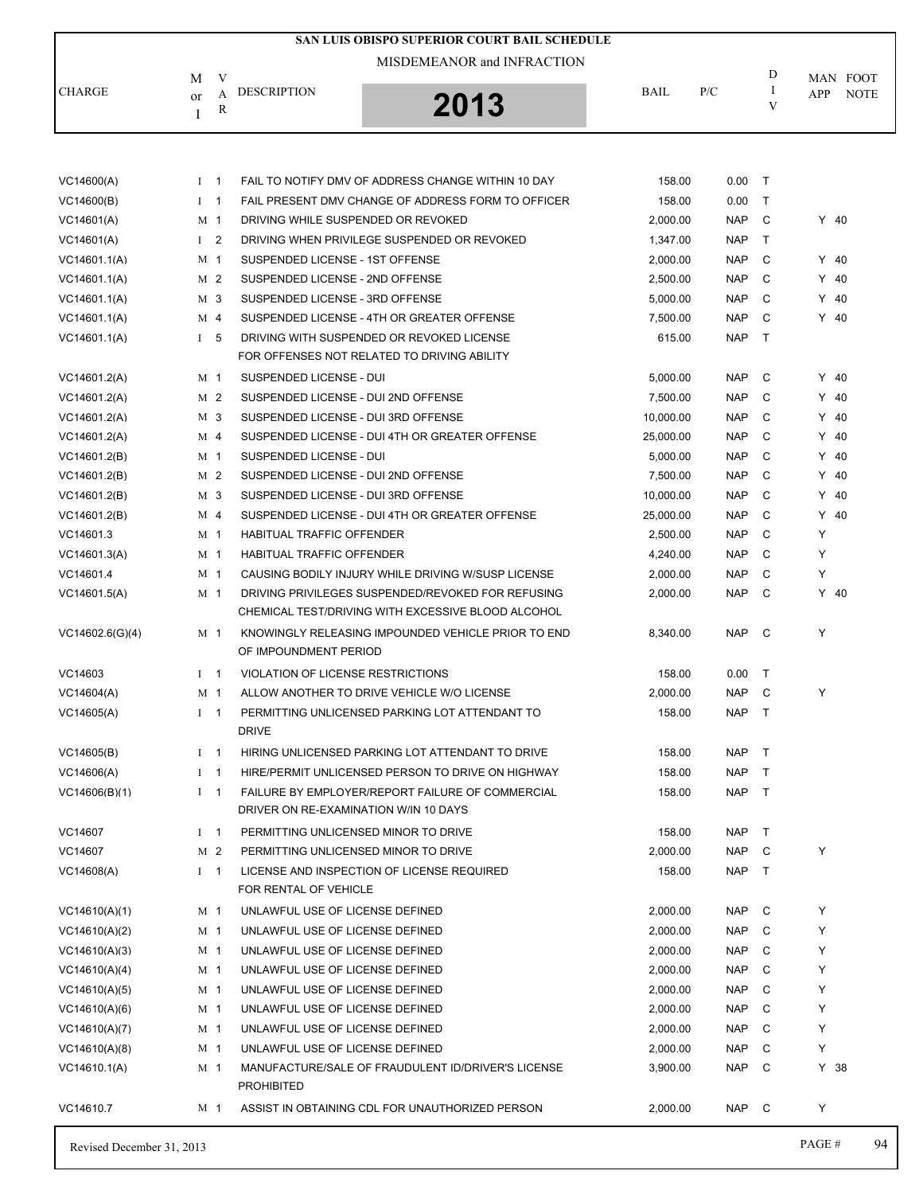# SAN LUIS OBISPO SUPERIOR COURT BAIL SCHEDULE

MISDEMEANOR and INFRACTION

**2013**

| CHARGE | M or I | VAR | DESCRIPTION | BAIL | P/C | DIV | MAN APP | FOOT NOTE |
|---|---|---|---|---|---|---|---|---|
| VC14600(A) | I | 1 | FAIL TO NOTIFY DMV OF ADDRESS CHANGE WITHIN 10 DAY | 158.00 | 0.00 | T | | |
| VC14600(B) | I | 1 | FAIL PRESENT DMV CHANGE OF ADDRESS FORM TO OFFICER | 158.00 | 0.00 | T | | |
| VC14601(A) | M | 1 | DRIVING WHILE SUSPENDED OR REVOKED | 2,000.00 | NAP | C | Y | 40 |
| VC14601(A) | I | 2 | DRIVING WHEN PRIVILEGE SUSPENDED OR REVOKED | 1,347.00 | NAP | T | | |
| VC14601.1(A) | M | 1 | SUSPENDED LICENSE - 1ST OFFENSE | 2,000.00 | NAP | C | Y | 40 |
| VC14601.1(A) | M | 2 | SUSPENDED LICENSE - 2ND OFFENSE | 2,500.00 | NAP | C | Y | 40 |
| VC14601.1(A) | M | 3 | SUSPENDED LICENSE - 3RD OFFENSE | 5,000.00 | NAP | C | Y | 40 |
| VC14601.1(A) | M | 4 | SUSPENDED LICENSE - 4TH OR GREATER OFFENSE | 7,500.00 | NAP | C | Y | 40 |
| VC14601.1(A) | I | 5 | DRIVING WITH SUSPENDED OR REVOKED LICENSE FOR OFFENSES NOT RELATED TO DRIVING ABILITY | 615.00 | NAP | T | | |
| VC14601.2(A) | M | 1 | SUSPENDED LICENSE - DUI | 5,000.00 | NAP | C | Y | 40 |
| VC14601.2(A) | M | 2 | SUSPENDED LICENSE - DUI 2ND OFFENSE | 7,500.00 | NAP | C | Y | 40 |
| VC14601.2(A) | M | 3 | SUSPENDED LICENSE - DUI 3RD OFFENSE | 10,000.00 | NAP | C | Y | 40 |
| VC14601.2(A) | M | 4 | SUSPENDED LICENSE - DUI 4TH OR GREATER OFFENSE | 25,000.00 | NAP | C | Y | 40 |
| VC14601.2(B) | M | 1 | SUSPENDED LICENSE - DUI | 5,000.00 | NAP | C | Y | 40 |
| VC14601.2(B) | M | 2 | SUSPENDED LICENSE - DUI 2ND OFFENSE | 7,500.00 | NAP | C | Y | 40 |
| VC14601.2(B) | M | 3 | SUSPENDED LICENSE - DUI 3RD OFFENSE | 10,000.00 | NAP | C | Y | 40 |
| VC14601.2(B) | M | 4 | SUSPENDED LICENSE - DUI 4TH OR GREATER OFFENSE | 25,000.00 | NAP | C | Y | 40 |
| VC14601.3 | M | 1 | HABITUAL TRAFFIC OFFENDER | 2,500.00 | NAP | C | Y | |
| VC14601.3(A) | M | 1 | HABITUAL TRAFFIC OFFENDER | 4,240.00 | NAP | C | Y | |
| VC14601.4 | M | 1 | CAUSING BODILY INJURY WHILE DRIVING W/SUSP LICENSE | 2,000.00 | NAP | C | Y | |
| VC14601.5(A) | M | 1 | DRIVING PRIVILEGES SUSPENDED/REVOKED FOR REFUSING CHEMICAL TEST/DRIVING WITH EXCESSIVE BLOOD ALCOHOL | 2,000.00 | NAP | C | Y | 40 |
| VC14602.6(G)(4) | M | 1 | KNOWINGLY RELEASING IMPOUNDED VEHICLE PRIOR TO END OF IMPOUNDMENT PERIOD | 8,340.00 | NAP | C | Y | |
| VC14603 | I | 1 | VIOLATION OF LICENSE RESTRICTIONS | 158.00 | 0.00 | T | | |
| VC14604(A) | M | 1 | ALLOW ANOTHER TO DRIVE VEHICLE W/O LICENSE | 2,000.00 | NAP | C | Y | |
| VC14605(A) | I | 1 | PERMITTING UNLICENSED PARKING LOT ATTENDANT TO DRIVE | 158.00 | NAP | T | | |
| VC14605(B) | I | 1 | HIRING UNLICENSED PARKING LOT ATTENDANT TO DRIVE | 158.00 | NAP | T | | |
| VC14606(A) | I | 1 | HIRE/PERMIT UNLICENSED PERSON TO DRIVE ON HIGHWAY | 158.00 | NAP | T | | |
| VC14606(B)(1) | I | 1 | FAILURE BY EMPLOYER/REPORT FAILURE OF COMMERCIAL DRIVER ON RE-EXAMINATION W/IN 10 DAYS | 158.00 | NAP | T | | |
| VC14607 | I | 1 | PERMITTING UNLICENSED MINOR TO DRIVE | 158.00 | NAP | T | | |
| VC14607 | M | 2 | PERMITTING UNLICENSED MINOR TO DRIVE | 2,000.00 | NAP | C | Y | |
| VC14608(A) | I | 1 | LICENSE AND INSPECTION OF LICENSE REQUIRED FOR RENTAL OF VEHICLE | 158.00 | NAP | T | | |
| VC14610(A)(1) | M | 1 | UNLAWFUL USE OF LICENSE DEFINED | 2,000.00 | NAP | C | Y | |
| VC14610(A)(2) | M | 1 | UNLAWFUL USE OF LICENSE DEFINED | 2,000.00 | NAP | C | Y | |
| VC14610(A)(3) | M | 1 | UNLAWFUL USE OF LICENSE DEFINED | 2,000.00 | NAP | C | Y | |
| VC14610(A)(4) | M | 1 | UNLAWFUL USE OF LICENSE DEFINED | 2,000.00 | NAP | C | Y | |
| VC14610(A)(5) | M | 1 | UNLAWFUL USE OF LICENSE DEFINED | 2,000.00 | NAP | C | Y | |
| VC14610(A)(6) | M | 1 | UNLAWFUL USE OF LICENSE DEFINED | 2,000.00 | NAP | C | Y | |
| VC14610(A)(7) | M | 1 | UNLAWFUL USE OF LICENSE DEFINED | 2,000.00 | NAP | C | Y | |
| VC14610(A)(8) | M | 1 | UNLAWFUL USE OF LICENSE DEFINED | 2,000.00 | NAP | C | Y | |
| VC14610.1(A) | M | 1 | MANUFACTURE/SALE OF FRAUDULENT ID/DRIVER'S LICENSE PROHIBITED | 3,900.00 | NAP | C | Y | 38 |
| VC14610.7 | M | 1 | ASSIST IN OBTAINING CDL FOR UNAUTHORIZED PERSON | 2,000.00 | NAP | C | Y | |

Revised December 31, 2013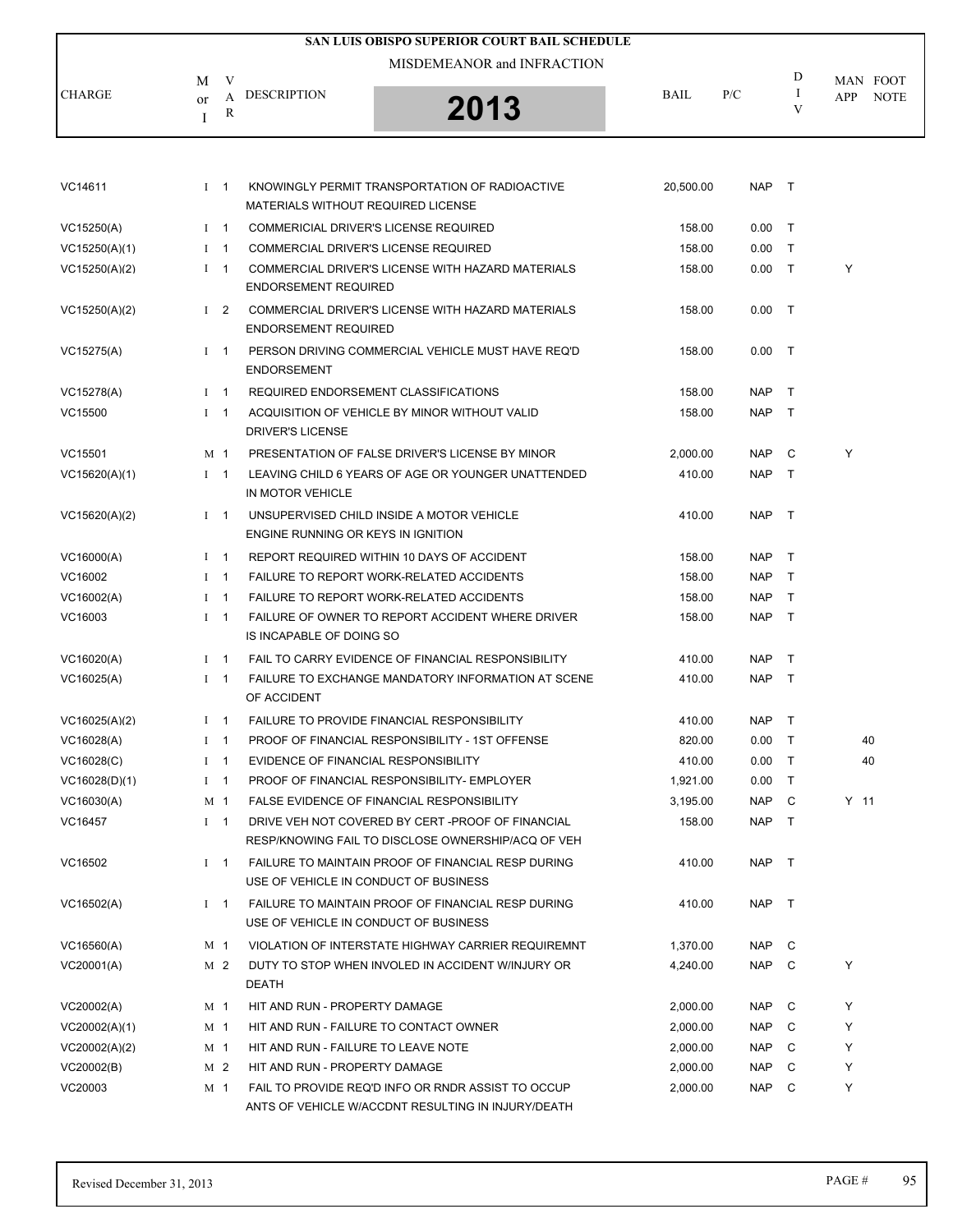# SAN LUIS OBISPO SUPERIOR COURT BAIL SCHEDULE

MISDEMEANOR and INFRACTION

**2013**

| CHARGE | M or I | VAR | DESCRIPTION | BAIL | P/C | DIV | MAN APP | FOOT NOTE |
|---|---|---|---|---|---|---|---|---|
| VC14611 | I | 1 | KNOWINGLY PERMIT TRANSPORTATION OF RADIOACTIVE MATERIALS WITHOUT REQUIRED LICENSE | 20,500.00 | NAP | T | | |
| VC15250(A) | I | 1 | COMMERICIAL DRIVER'S LICENSE REQUIRED | 158.00 | 0.00 | T | | |
| VC15250(A)(1) | I | 1 | COMMERCIAL DRIVER'S LICENSE REQUIRED | 158.00 | 0.00 | T | | |
| VC15250(A)(2) | I | 1 | COMMERCIAL DRIVER'S LICENSE WITH HAZARD MATERIALS ENDORSEMENT REQUIRED | 158.00 | 0.00 | T | Y | |
| VC15250(A)(2) | I | 2 | COMMERCIAL DRIVER'S LICENSE WITH HAZARD MATERIALS ENDORSEMENT REQUIRED | 158.00 | 0.00 | T | | |
| VC15275(A) | I | 1 | PERSON DRIVING COMMERCIAL VEHICLE MUST HAVE REQ'D ENDORSEMENT | 158.00 | 0.00 | T | | |
| VC15278(A) | I | 1 | REQUIRED ENDORSEMENT CLASSIFICATIONS | 158.00 | NAP | T | | |
| VC15500 | I | 1 | ACQUISITION OF VEHICLE BY MINOR WITHOUT VALID DRIVER'S LICENSE | 158.00 | NAP | T | | |
| VC15501 | M | 1 | PRESENTATION OF FALSE DRIVER'S LICENSE BY MINOR | 2,000.00 | NAP | C | Y | |
| VC15620(A)(1) | I | 1 | LEAVING CHILD 6 YEARS OF AGE OR YOUNGER UNATTENDED IN MOTOR VEHICLE | 410.00 | NAP | T | | |
| VC15620(A)(2) | I | 1 | UNSUPERVISED CHILD INSIDE A MOTOR VEHICLE ENGINE RUNNING OR KEYS IN IGNITION | 410.00 | NAP | T | | |
| VC16000(A) | I | 1 | REPORT REQUIRED WITHIN 10 DAYS OF ACCIDENT | 158.00 | NAP | T | | |
| VC16002 | I | 1 | FAILURE TO REPORT WORK-RELATED ACCIDENTS | 158.00 | NAP | T | | |
| VC16002(A) | I | 1 | FAILURE TO REPORT WORK-RELATED ACCIDENTS | 158.00 | NAP | T | | |
| VC16003 | I | 1 | FAILURE OF OWNER TO REPORT ACCIDENT WHERE DRIVER IS INCAPABLE OF DOING SO | 158.00 | NAP | T | | |
| VC16020(A) | I | 1 | FAIL TO CARRY EVIDENCE OF FINANCIAL RESPONSIBILITY | 410.00 | NAP | T | | |
| VC16025(A) | I | 1 | FAILURE TO EXCHANGE MANDATORY INFORMATION AT SCENE OF ACCIDENT | 410.00 | NAP | T | | |
| VC16025(A)(2) | I | 1 | FAILURE TO PROVIDE FINANCIAL RESPONSIBILITY | 410.00 | NAP | T | | |
| VC16028(A) | I | 1 | PROOF OF FINANCIAL RESPONSIBILITY - 1ST OFFENSE | 820.00 | 0.00 | T | | 40 |
| VC16028(C) | I | 1 | EVIDENCE OF FINANCIAL RESPONSIBILITY | 410.00 | 0.00 | T | | 40 |
| VC16028(D)(1) | I | 1 | PROOF OF FINANCIAL RESPONSIBILITY- EMPLOYER | 1,921.00 | 0.00 | T | | |
| VC16030(A) | M | 1 | FALSE EVIDENCE OF FINANCIAL RESPONSIBILITY | 3,195.00 | NAP | C | Y | 11 |
| VC16457 | I | 1 | DRIVE VEH NOT COVERED BY CERT -PROOF OF FINANCIAL RESP/KNOWING FAIL TO DISCLOSE OWNERSHIP/ACQ OF VEH | 158.00 | NAP | T | | |
| VC16502 | I | 1 | FAILURE TO MAINTAIN PROOF OF FINANCIAL RESP DURING USE OF VEHICLE IN CONDUCT OF BUSINESS | 410.00 | NAP | T | | |
| VC16502(A) | I | 1 | FAILURE TO MAINTAIN PROOF OF FINANCIAL RESP DURING USE OF VEHICLE IN CONDUCT OF BUSINESS | 410.00 | NAP | T | | |
| VC16560(A) | M | 1 | VIOLATION OF INTERSTATE HIGHWAY CARRIER REQUIREMNT | 1,370.00 | NAP | C | | |
| VC20001(A) | M | 2 | DUTY TO STOP WHEN INVOLED IN ACCIDENT W/INJURY OR DEATH | 4,240.00 | NAP | C | Y | |
| VC20002(A) | M | 1 | HIT AND RUN - PROPERTY DAMAGE | 2,000.00 | NAP | C | Y | |
| VC20002(A)(1) | M | 1 | HIT AND RUN - FAILURE TO CONTACT OWNER | 2,000.00 | NAP | C | Y | |
| VC20002(A)(2) | M | 1 | HIT AND RUN - FAILURE TO LEAVE NOTE | 2,000.00 | NAP | C | Y | |
| VC20002(B) | M | 2 | HIT AND RUN - PROPERTY DAMAGE | 2,000.00 | NAP | C | Y | |
| VC20003 | M | 1 | FAIL TO PROVIDE REQ'D INFO OR RNDR ASSIST TO OCCUP ANTS OF VEHICLE W/ACCDNT RESULTING IN INJURY/DEATH | 2,000.00 | NAP | C | Y | |

Revised December 31, 2013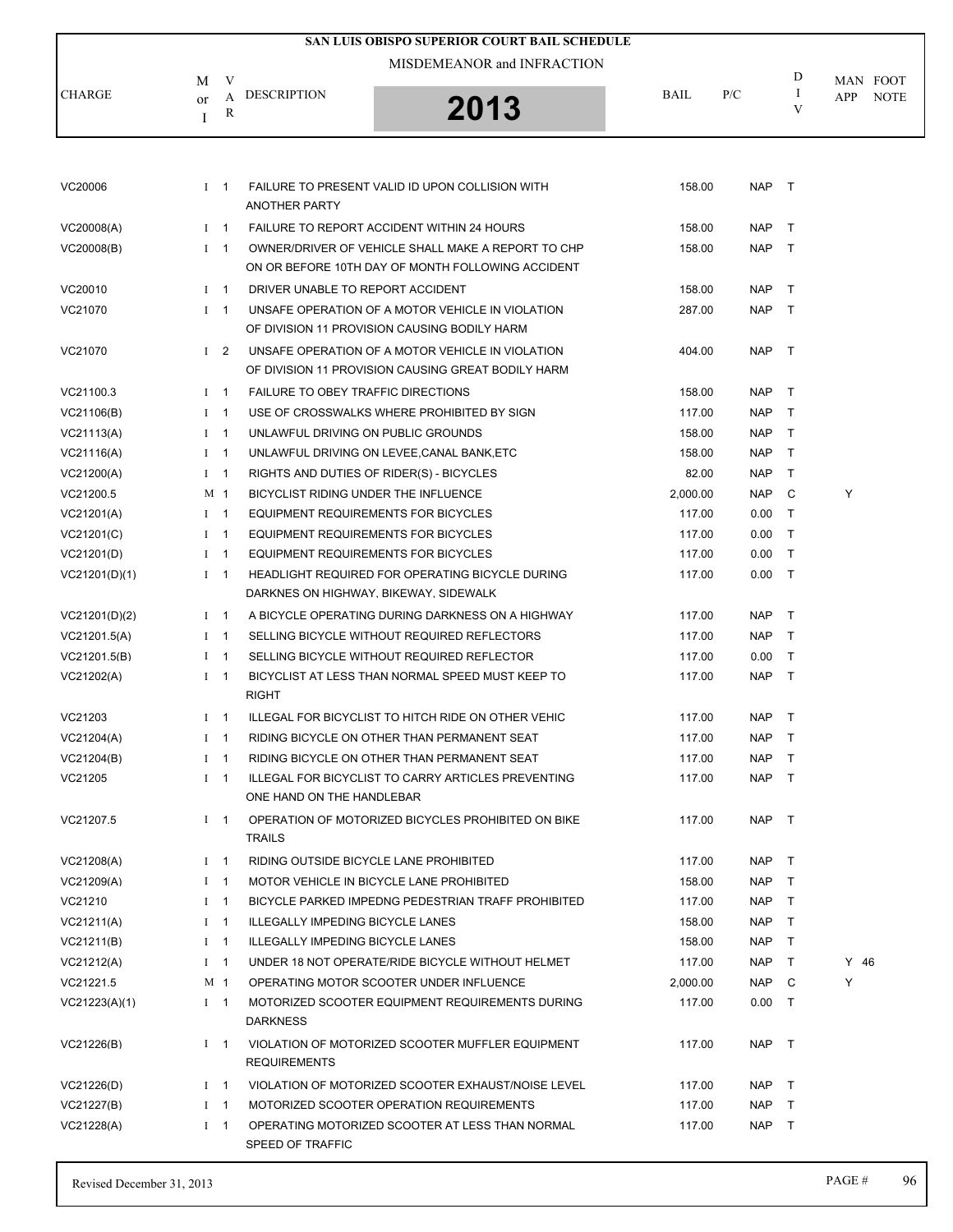# SAN LUIS OBISPO SUPERIOR COURT BAIL SCHEDULE

MISDEMEANOR and INFRACTION

**2013**

| CHARGE | M or I | VAR | DESCRIPTION | BAIL | P/C | DIV | MAN APP | FOOT NOTE |
|---|---|---|---|---|---|---|---|---|
| VC20006 | I | 1 | FAILURE TO PRESENT VALID ID UPON COLLISION WITH ANOTHER PARTY | 158.00 | NAP | T | | |
| VC20008(A) | I | 1 | FAILURE TO REPORT ACCIDENT WITHIN 24 HOURS | 158.00 | NAP | T | | |
| VC20008(B) | I | 1 | OWNER/DRIVER OF VEHICLE SHALL MAKE A REPORT TO CHP ON OR BEFORE 10TH DAY OF MONTH FOLLOWING ACCIDENT | 158.00 | NAP | T | | |
| VC20010 | I | 1 | DRIVER UNABLE TO REPORT ACCIDENT | 158.00 | NAP | T | | |
| VC21070 | I | 1 | UNSAFE OPERATION OF A MOTOR VEHICLE IN VIOLATION OF DIVISION 11 PROVISION CAUSING BODILY HARM | 287.00 | NAP | T | | |
| VC21070 | I | 2 | UNSAFE OPERATION OF A MOTOR VEHICLE IN VIOLATION OF DIVISION 11 PROVISION CAUSING GREAT BODILY HARM | 404.00 | NAP | T | | |
| VC21100.3 | I | 1 | FAILURE TO OBEY TRAFFIC DIRECTIONS | 158.00 | NAP | T | | |
| VC21106(B) | I | 1 | USE OF CROSSWALKS WHERE PROHIBITED BY SIGN | 117.00 | NAP | T | | |
| VC21113(A) | I | 1 | UNLAWFUL DRIVING ON PUBLIC GROUNDS | 158.00 | NAP | T | | |
| VC21116(A) | I | 1 | UNLAWFUL DRIVING ON LEVEE,CANAL BANK,ETC | 158.00 | NAP | T | | |
| VC21200(A) | I | 1 | RIGHTS AND DUTIES OF RIDER(S) - BICYCLES | 82.00 | NAP | T | | |
| VC21200.5 | M | 1 | BICYCLIST RIDING UNDER THE INFLUENCE | 2,000.00 | NAP | C | Y | |
| VC21201(A) | I | 1 | EQUIPMENT REQUIREMENTS FOR BICYCLES | 117.00 | 0.00 | T | | |
| VC21201(C) | I | 1 | EQUIPMENT REQUIREMENTS FOR BICYCLES | 117.00 | 0.00 | T | | |
| VC21201(D) | I | 1 | EQUIPMENT REQUIREMENTS FOR BICYCLES | 117.00 | 0.00 | T | | |
| VC21201(D)(1) | I | 1 | HEADLIGHT REQUIRED FOR OPERATING BICYCLE DURING DARKNES ON HIGHWAY, BIKEWAY, SIDEWALK | 117.00 | 0.00 | T | | |
| VC21201(D)(2) | I | 1 | A BICYCLE OPERATING DURING DARKNESS ON A HIGHWAY | 117.00 | NAP | T | | |
| VC21201.5(A) | I | 1 | SELLING BICYCLE WITHOUT REQUIRED REFLECTORS | 117.00 | NAP | T | | |
| VC21201.5(B) | I | 1 | SELLING BICYCLE WITHOUT REQUIRED REFLECTOR | 117.00 | 0.00 | T | | |
| VC21202(A) | I | 1 | BICYCLIST AT LESS THAN NORMAL SPEED MUST KEEP TO RIGHT | 117.00 | NAP | T | | |
| VC21203 | I | 1 | ILLEGAL FOR BICYCLIST TO HITCH RIDE ON OTHER VEHIC | 117.00 | NAP | T | | |
| VC21204(A) | I | 1 | RIDING BICYCLE ON OTHER THAN PERMANENT SEAT | 117.00 | NAP | T | | |
| VC21204(B) | I | 1 | RIDING BICYCLE ON OTHER THAN PERMANENT SEAT | 117.00 | NAP | T | | |
| VC21205 | I | 1 | ILLEGAL FOR BICYCLIST TO CARRY ARTICLES PREVENTING ONE HAND ON THE HANDLEBAR | 117.00 | NAP | T | | |
| VC21207.5 | I | 1 | OPERATION OF MOTORIZED BICYCLES PROHIBITED ON BIKE TRAILS | 117.00 | NAP | T | | |
| VC21208(A) | I | 1 | RIDING OUTSIDE BICYCLE LANE PROHIBITED | 117.00 | NAP | T | | |
| VC21209(A) | I | 1 | MOTOR VEHICLE IN BICYCLE LANE PROHIBITED | 158.00 | NAP | T | | |
| VC21210 | I | 1 | BICYCLE PARKED IMPEDNG PEDESTRIAN TRAFF PROHIBITED | 117.00 | NAP | T | | |
| VC21211(A) | I | 1 | ILLEGALLY IMPEDING BICYCLE LANES | 158.00 | NAP | T | | |
| VC21211(B) | I | 1 | ILLEGALLY IMPEDING BICYCLE LANES | 158.00 | NAP | T | | |
| VC21212(A) | I | 1 | UNDER 18 NOT OPERATE/RIDE BICYCLE WITHOUT HELMET | 117.00 | NAP | T | Y | 46 |
| VC21221.5 | M | 1 | OPERATING MOTOR SCOOTER UNDER INFLUENCE | 2,000.00 | NAP | C | Y | |
| VC21223(A)(1) | I | 1 | MOTORIZED SCOOTER EQUIPMENT REQUIREMENTS DURING DARKNESS | 117.00 | 0.00 | T | | |
| VC21226(B) | I | 1 | VIOLATION OF MOTORIZED SCOOTER MUFFLER EQUIPMENT REQUIREMENTS | 117.00 | NAP | T | | |
| VC21226(D) | I | 1 | VIOLATION OF MOTORIZED SCOOTER EXHAUST/NOISE LEVEL | 117.00 | NAP | T | | |
| VC21227(B) | I | 1 | MOTORIZED SCOOTER OPERATION REQUIREMENTS | 117.00 | NAP | T | | |
| VC21228(A) | I | 1 | OPERATING MOTORIZED SCOOTER AT LESS THAN NORMAL SPEED OF TRAFFIC | 117.00 | NAP | T | | |

Revised December 31, 2013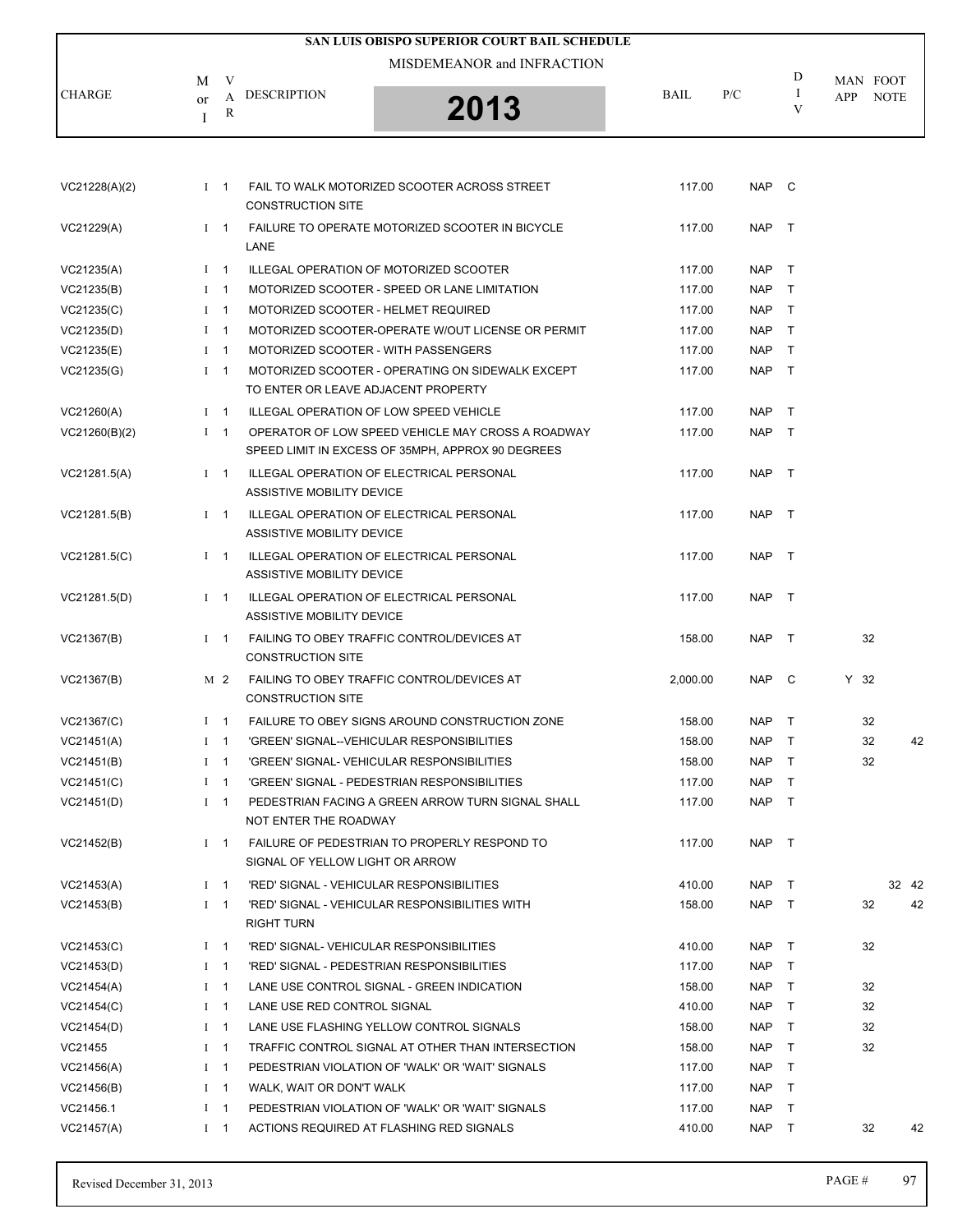# SAN LUIS OBISPO SUPERIOR COURT BAIL SCHEDULE

MISDEMEANOR and INFRACTION

**2013**

| CHARGE | M or I | VAR | DESCRIPTION | BAIL | P/C | DIV | MAN APP | FOOT NOTE |
|---|---|---|---|---|---|---|---|---|
| VC21228(A)(2) | I | 1 | FAIL TO WALK MOTORIZED SCOOTER ACROSS STREET CONSTRUCTION SITE | 117.00 | NAP | C | | |
| VC21229(A) | I | 1 | FAILURE TO OPERATE MOTORIZED SCOOTER IN BICYCLE LANE | 117.00 | NAP | T | | |
| VC21235(A) | I | 1 | ILLEGAL OPERATION OF MOTORIZED SCOOTER | 117.00 | NAP | T | | |
| VC21235(B) | I | 1 | MOTORIZED SCOOTER - SPEED OR LANE LIMITATION | 117.00 | NAP | T | | |
| VC21235(C) | I | 1 | MOTORIZED SCOOTER - HELMET REQUIRED | 117.00 | NAP | T | | |
| VC21235(D) | I | 1 | MOTORIZED SCOOTER-OPERATE W/OUT LICENSE OR PERMIT | 117.00 | NAP | T | | |
| VC21235(E) | I | 1 | MOTORIZED SCOOTER - WITH PASSENGERS | 117.00 | NAP | T | | |
| VC21235(G) | I | 1 | MOTORIZED SCOOTER - OPERATING ON SIDEWALK EXCEPT TO ENTER OR LEAVE ADJACENT PROPERTY | 117.00 | NAP | T | | |
| VC21260(A) | I | 1 | ILLEGAL OPERATION OF LOW SPEED VEHICLE | 117.00 | NAP | T | | |
| VC21260(B)(2) | I | 1 | OPERATOR OF LOW SPEED VEHICLE MAY CROSS A ROADWAY SPEED LIMIT IN EXCESS OF 35MPH, APPROX 90 DEGREES | 117.00 | NAP | T | | |
| VC21281.5(A) | I | 1 | ILLEGAL OPERATION OF ELECTRICAL PERSONAL ASSISTIVE MOBILITY DEVICE | 117.00 | NAP | T | | |
| VC21281.5(B) | I | 1 | ILLEGAL OPERATION OF ELECTRICAL PERSONAL ASSISTIVE MOBILITY DEVICE | 117.00 | NAP | T | | |
| VC21281.5(C) | I | 1 | ILLEGAL OPERATION OF ELECTRICAL PERSONAL ASSISTIVE MOBILITY DEVICE | 117.00 | NAP | T | | |
| VC21281.5(D) | I | 1 | ILLEGAL OPERATION OF ELECTRICAL PERSONAL ASSISTIVE MOBILITY DEVICE | 117.00 | NAP | T | | |
| VC21367(B) | I | 1 | FAILING TO OBEY TRAFFIC CONTROL/DEVICES AT CONSTRUCTION SITE | 158.00 | NAP | T | | 32 |
| VC21367(B) | M | 2 | FAILING TO OBEY TRAFFIC CONTROL/DEVICES AT CONSTRUCTION SITE | 2,000.00 | NAP | C | Y | 32 |
| VC21367(C) | I | 1 | FAILURE TO OBEY SIGNS AROUND CONSTRUCTION ZONE | 158.00 | NAP | T | | 32 |
| VC21451(A) | I | 1 | 'GREEN' SIGNAL--VEHICULAR RESPONSIBILITIES | 158.00 | NAP | T | | 32 42 |
| VC21451(B) | I | 1 | 'GREEN' SIGNAL- VEHICULAR RESPONSIBILITIES | 158.00 | NAP | T | | 32 |
| VC21451(C) | I | 1 | 'GREEN' SIGNAL - PEDESTRIAN RESPONSIBILITIES | 117.00 | NAP | T | | |
| VC21451(D) | I | 1 | PEDESTRIAN FACING A GREEN ARROW TURN SIGNAL SHALL NOT ENTER THE ROADWAY | 117.00 | NAP | T | | |
| VC21452(B) | I | 1 | FAILURE OF PEDESTRIAN TO PROPERLY RESPOND TO SIGNAL OF YELLOW LIGHT OR ARROW | 117.00 | NAP | T | | |
| VC21453(A) | I | 1 | 'RED' SIGNAL - VEHICULAR RESPONSIBILITIES | 410.00 | NAP | T | | 32 42 |
| VC21453(B) | I | 1 | 'RED' SIGNAL - VEHICULAR RESPONSIBILITIES WITH RIGHT TURN | 158.00 | NAP | T | | 32 42 |
| VC21453(C) | I | 1 | 'RED' SIGNAL- VEHICULAR RESPONSIBILITIES | 410.00 | NAP | T | | 32 |
| VC21453(D) | I | 1 | 'RED' SIGNAL - PEDESTRIAN RESPONSIBILITIES | 117.00 | NAP | T | | |
| VC21454(A) | I | 1 | LANE USE CONTROL SIGNAL - GREEN INDICATION | 158.00 | NAP | T | | 32 |
| VC21454(C) | I | 1 | LANE USE RED CONTROL SIGNAL | 410.00 | NAP | T | | 32 |
| VC21454(D) | I | 1 | LANE USE FLASHING YELLOW CONTROL SIGNALS | 158.00 | NAP | T | | 32 |
| VC21455 | I | 1 | TRAFFIC CONTROL SIGNAL AT OTHER THAN INTERSECTION | 158.00 | NAP | T | | 32 |
| VC21456(A) | I | 1 | PEDESTRIAN VIOLATION OF 'WALK' OR 'WAIT' SIGNALS | 117.00 | NAP | T | | |
| VC21456(B) | I | 1 | WALK, WAIT OR DON'T WALK | 117.00 | NAP | T | | |
| VC21456.1 | I | 1 | PEDESTRIAN VIOLATION OF 'WALK' OR 'WAIT' SIGNALS | 117.00 | NAP | T | | |
| VC21457(A) | I | 1 | ACTIONS REQUIRED AT FLASHING RED SIGNALS | 410.00 | NAP | T | | 32 42 |

Revised December 31, 2013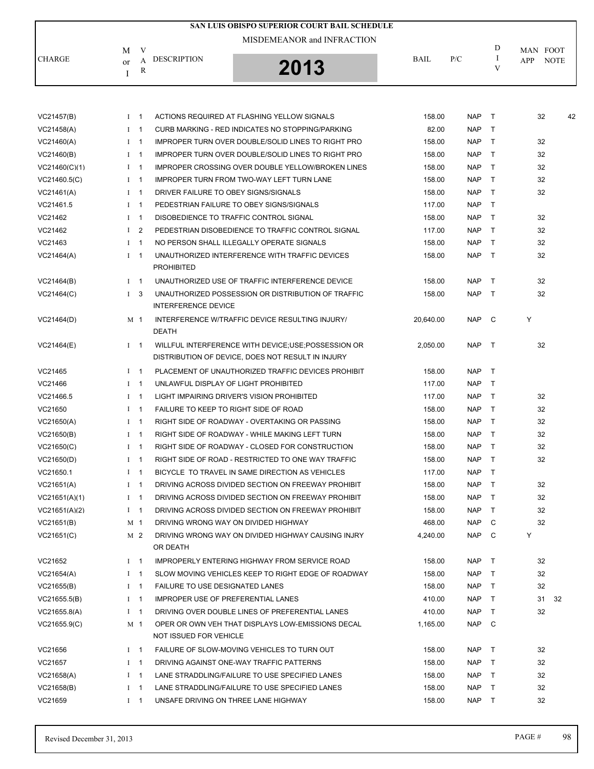# SAN LUIS OBISPO SUPERIOR COURT BAIL SCHEDULE

MISDEMEANOR and INFRACTION

**2013**

| CHARGE | M or I | VAR | DESCRIPTION | BAIL | P/C | DIV | MAN APP | FOOT NOTE | |
|---|---|---|---|---|---|---|---|---|---|
| VC21457(B) | I | 1 | ACTIONS REQUIRED AT FLASHING YELLOW SIGNALS | 158.00 | NAP | T | | 32 | 42 |
| VC21458(A) | I | 1 | CURB MARKING - RED INDICATES NO STOPPING/PARKING | 82.00 | NAP | T | | | |
| VC21460(A) | I | 1 | IMPROPER TURN OVER DOUBLE/SOLID LINES TO RIGHT PRO | 158.00 | NAP | T | | 32 | |
| VC21460(B) | I | 1 | IMPROPER TURN OVER DOUBLE/SOLID LINES TO RIGHT PRO | 158.00 | NAP | T | | 32 | |
| VC21460(C)(1) | I | 1 | IMPROPER CROSSING OVER DOUBLE YELLOW/BROKEN LINES | 158.00 | NAP | T | | 32 | |
| VC21460.5(C) | I | 1 | IMPROPER TURN FROM TWO-WAY LEFT TURN LANE | 158.00 | NAP | T | | 32 | |
| VC21461(A) | I | 1 | DRIVER FAILURE TO OBEY SIGNS/SIGNALS | 158.00 | NAP | T | | 32 | |
| VC21461.5 | I | 1 | PEDESTRIAN FAILURE TO OBEY SIGNS/SIGNALS | 117.00 | NAP | T | | | |
| VC21462 | I | 1 | DISOBEDIENCE TO TRAFFIC CONTROL SIGNAL | 158.00 | NAP | T | | 32 | |
| VC21462 | I | 2 | PEDESTRIAN DISOBEDIENCE TO TRAFFIC CONTROL SIGNAL | 117.00 | NAP | T | | 32 | |
| VC21463 | I | 1 | NO PERSON SHALL ILLEGALLY OPERATE SIGNALS | 158.00 | NAP | T | | 32 | |
| VC21464(A) | I | 1 | UNAUTHORIZED INTERFERENCE WITH TRAFFIC DEVICES PROHIBITED | 158.00 | NAP | T | | 32 | |
| VC21464(B) | I | 1 | UNAUTHORIZED USE OF TRAFFIC INTERFERENCE DEVICE | 158.00 | NAP | T | | 32 | |
| VC21464(C) | I | 3 | UNAUTHORIZED POSSESSION OR DISTRIBUTION OF TRAFFIC INTERFERENCE DEVICE | 158.00 | NAP | T | | 32 | |
| VC21464(D) | M | 1 | INTERFERENCE W/TRAFFIC DEVICE RESULTING INJURY/ DEATH | 20,640.00 | NAP | C | Y | | |
| VC21464(E) | I | 1 | WILLFUL INTERFERENCE WITH DEVICE;USE;POSSESSION OR DISTRIBUTION OF DEVICE, DOES NOT RESULT IN INJURY | 2,050.00 | NAP | T | | 32 | |
| VC21465 | I | 1 | PLACEMENT OF UNAUTHORIZED TRAFFIC DEVICES PROHIBIT | 158.00 | NAP | T | | | |
| VC21466 | I | 1 | UNLAWFUL DISPLAY OF LIGHT PROHIBITED | 117.00 | NAP | T | | | |
| VC21466.5 | I | 1 | LIGHT IMPAIRING DRIVER'S VISION PROHIBITED | 117.00 | NAP | T | | 32 | |
| VC21650 | I | 1 | FAILURE TO KEEP TO RIGHT SIDE OF ROAD | 158.00 | NAP | T | | 32 | |
| VC21650(A) | I | 1 | RIGHT SIDE OF ROADWAY - OVERTAKING OR PASSING | 158.00 | NAP | T | | 32 | |
| VC21650(B) | I | 1 | RIGHT SIDE OF ROADWAY - WHILE MAKING LEFT TURN | 158.00 | NAP | T | | 32 | |
| VC21650(C) | I | 1 | RIGHT SIDE OF ROADWAY - CLOSED FOR CONSTRUCTION | 158.00 | NAP | T | | 32 | |
| VC21650(D) | I | 1 | RIGHT SIDE OF ROAD - RESTRICTED TO ONE WAY TRAFFIC | 158.00 | NAP | T | | 32 | |
| VC21650.1 | I | 1 | BICYCLE TO TRAVEL IN SAME DIRECTION AS VEHICLES | 117.00 | NAP | T | | | |
| VC21651(A) | I | 1 | DRIVING ACROSS DIVIDED SECTION ON FREEWAY PROHIBIT | 158.00 | NAP | T | | 32 | |
| VC21651(A)(1) | I | 1 | DRIVING ACROSS DIVIDED SECTION ON FREEWAY PROHIBIT | 158.00 | NAP | T | | 32 | |
| VC21651(A)(2) | I | 1 | DRIVING ACROSS DIVIDED SECTION ON FREEWAY PROHIBIT | 158.00 | NAP | T | | 32 | |
| VC21651(B) | M | 1 | DRIVING WRONG WAY ON DIVIDED HIGHWAY | 468.00 | NAP | C | | 32 | |
| VC21651(C) | M | 2 | DRIVING WRONG WAY ON DIVIDED HIGHWAY CAUSING INJRY OR DEATH | 4,240.00 | NAP | C | Y | | |
| VC21652 | I | 1 | IMPROPERLY ENTERING HIGHWAY FROM SERVICE ROAD | 158.00 | NAP | T | | 32 | |
| VC21654(A) | I | 1 | SLOW MOVING VEHICLES KEEP TO RIGHT EDGE OF ROADWAY | 158.00 | NAP | T | | 32 | |
| VC21655(B) | I | 1 | FAILURE TO USE DESIGNATED LANES | 158.00 | NAP | T | | 32 | |
| VC21655.5(B) | I | 1 | IMPROPER USE OF PREFERENTIAL LANES | 410.00 | NAP | T | | 31 | 32 |
| VC21655.8(A) | I | 1 | DRIVING OVER DOUBLE LINES OF PREFERENTIAL LANES | 410.00 | NAP | T | | 32 | |
| VC21655.9(C) | M | 1 | OPER OR OWN VEH THAT DISPLAYS LOW-EMISSIONS DECAL NOT ISSUED FOR VEHICLE | 1,165.00 | NAP | C | | | |
| VC21656 | I | 1 | FAILURE OF SLOW-MOVING VEHICLES TO TURN OUT | 158.00 | NAP | T | | 32 | |
| VC21657 | I | 1 | DRIVING AGAINST ONE-WAY TRAFFIC PATTERNS | 158.00 | NAP | T | | 32 | |
| VC21658(A) | I | 1 | LANE STRADDLING/FAILURE TO USE SPECIFIED LANES | 158.00 | NAP | T | | 32 | |
| VC21658(B) | I | 1 | LANE STRADDLING/FAILURE TO USE SPECIFIED LANES | 158.00 | NAP | T | | 32 | |
| VC21659 | I | 1 | UNSAFE DRIVING ON THREE LANE HIGHWAY | 158.00 | NAP | T | | 32 | |

Revised December 31, 2013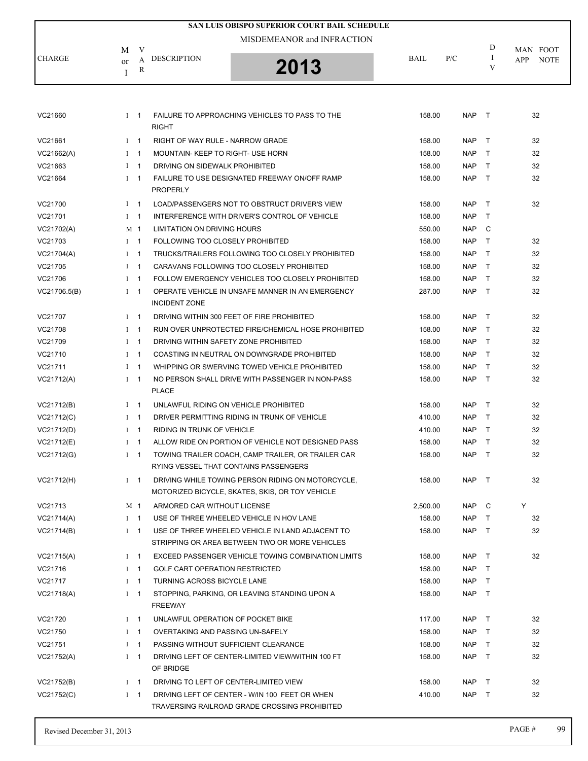**SAN LUIS OBISPO SUPERIOR COURT BAIL SCHEDULE**

MISDEMEANOR and INFRACTION

**2013**

| CHARGE | M or I | VAR | DESCRIPTION | BAIL | P/C | DIV | MAN APP | FOOT NOTE |
|---|---|---|---|---|---|---|---|---|
| VC21660 | I | 1 | FAILURE TO APPROACHING VEHICLES TO PASS TO THE RIGHT | 158.00 | NAP | T | | 32 |
| VC21661 | I | 1 | RIGHT OF WAY RULE - NARROW GRADE | 158.00 | NAP | T | | 32 |
| VC21662(A) | I | 1 | MOUNTAIN- KEEP TO RIGHT- USE HORN | 158.00 | NAP | T | | 32 |
| VC21663 | I | 1 | DRIVING ON SIDEWALK PROHIBITED | 158.00 | NAP | T | | 32 |
| VC21664 | I | 1 | FAILURE TO USE DESIGNATED FREEWAY ON/OFF RAMP PROPERLY | 158.00 | NAP | T | | 32 |
| VC21700 | I | 1 | LOAD/PASSENGERS NOT TO OBSTRUCT DRIVER'S VIEW | 158.00 | NAP | T | | 32 |
| VC21701 | I | 1 | INTERFERENCE WITH DRIVER'S CONTROL OF VEHICLE | 158.00 | NAP | T | | |
| VC21702(A) | M | 1 | LIMITATION ON DRIVING HOURS | 550.00 | NAP | C | | |
| VC21703 | I | 1 | FOLLOWING TOO CLOSELY PROHIBITED | 158.00 | NAP | T | | 32 |
| VC21704(A) | I | 1 | TRUCKS/TRAILERS FOLLOWING TOO CLOSELY PROHIBITED | 158.00 | NAP | T | | 32 |
| VC21705 | I | 1 | CARAVANS FOLLOWING TOO CLOSELY PROHIBITED | 158.00 | NAP | T | | 32 |
| VC21706 | I | 1 | FOLLOW EMERGENCY VEHICLES TOO CLOSELY PROHIBITED | 158.00 | NAP | T | | 32 |
| VC21706.5(B) | I | 1 | OPERATE VEHICLE IN UNSAFE MANNER IN AN EMERGENCY INCIDENT ZONE | 287.00 | NAP | T | | 32 |
| VC21707 | I | 1 | DRIVING WITHIN 300 FEET OF FIRE PROHIBITED | 158.00 | NAP | T | | 32 |
| VC21708 | I | 1 | RUN OVER UNPROTECTED FIRE/CHEMICAL HOSE PROHIBITED | 158.00 | NAP | T | | 32 |
| VC21709 | I | 1 | DRIVING WITHIN SAFETY ZONE PROHIBITED | 158.00 | NAP | T | | 32 |
| VC21710 | I | 1 | COASTING IN NEUTRAL ON DOWNGRADE PROHIBITED | 158.00 | NAP | T | | 32 |
| VC21711 | I | 1 | WHIPPING OR SWERVING TOWED VEHICLE PROHIBITED | 158.00 | NAP | T | | 32 |
| VC21712(A) | I | 1 | NO PERSON SHALL DRIVE WITH PASSENGER IN NON-PASS PLACE | 158.00 | NAP | T | | 32 |
| VC21712(B) | I | 1 | UNLAWFUL RIDING ON VEHICLE PROHIBITED | 158.00 | NAP | T | | 32 |
| VC21712(C) | I | 1 | DRIVER PERMITTING RIDING IN TRUNK OF VEHICLE | 410.00 | NAP | T | | 32 |
| VC21712(D) | I | 1 | RIDING IN TRUNK OF VEHICLE | 410.00 | NAP | T | | 32 |
| VC21712(E) | I | 1 | ALLOW RIDE ON PORTION OF VEHICLE NOT DESIGNED PASS | 158.00 | NAP | T | | 32 |
| VC21712(G) | I | 1 | TOWING TRAILER COACH, CAMP TRAILER, OR TRAILER CAR RYING VESSEL THAT CONTAINS PASSENGERS | 158.00 | NAP | T | | 32 |
| VC21712(H) | I | 1 | DRIVING WHILE TOWING PERSON RIDING ON MOTORCYCLE, MOTORIZED BICYCLE, SKATES, SKIS, OR TOY VEHICLE | 158.00 | NAP | T | | 32 |
| VC21713 | M | 1 | ARMORED CAR WITHOUT LICENSE | 2,500.00 | NAP | C | Y | |
| VC21714(A) | I | 1 | USE OF THREE WHEELED VEHICLE IN HOV LANE | 158.00 | NAP | T | | 32 |
| VC21714(B) | I | 1 | USE OF THREE WHEELED VEHICLE IN LAND ADJACENT TO STRIPPING OR AREA BETWEEN TWO OR MORE VEHICLES | 158.00 | NAP | T | | 32 |
| VC21715(A) | I | 1 | EXCEED PASSENGER VEHICLE TOWING COMBINATION LIMITS | 158.00 | NAP | T | | 32 |
| VC21716 | I | 1 | GOLF CART OPERATION RESTRICTED | 158.00 | NAP | T | | |
| VC21717 | I | 1 | TURNING ACROSS BICYCLE LANE | 158.00 | NAP | T | | |
| VC21718(A) | I | 1 | STOPPING, PARKING, OR LEAVING STANDING UPON A FREEWAY | 158.00 | NAP | T | | |
| VC21720 | I | 1 | UNLAWFUL OPERATION OF POCKET BIKE | 117.00 | NAP | T | | 32 |
| VC21750 | I | 1 | OVERTAKING AND PASSING UN-SAFELY | 158.00 | NAP | T | | 32 |
| VC21751 | I | 1 | PASSING WITHOUT SUFFICIENT CLEARANCE | 158.00 | NAP | T | | 32 |
| VC21752(A) | I | 1 | DRIVING LEFT OF CENTER-LIMITED VIEW/WITHIN 100 FT OF BRIDGE | 158.00 | NAP | T | | 32 |
| VC21752(B) | I | 1 | DRIVING TO LEFT OF CENTER-LIMITED VIEW | 158.00 | NAP | T | | 32 |
| VC21752(C) | I | 1 | DRIVING LEFT OF CENTER - W/IN 100 FEET OR WHEN TRAVERSING RAILROAD GRADE CROSSING PROHIBITED | 410.00 | NAP | T | | 32 |

Revised December 31, 2013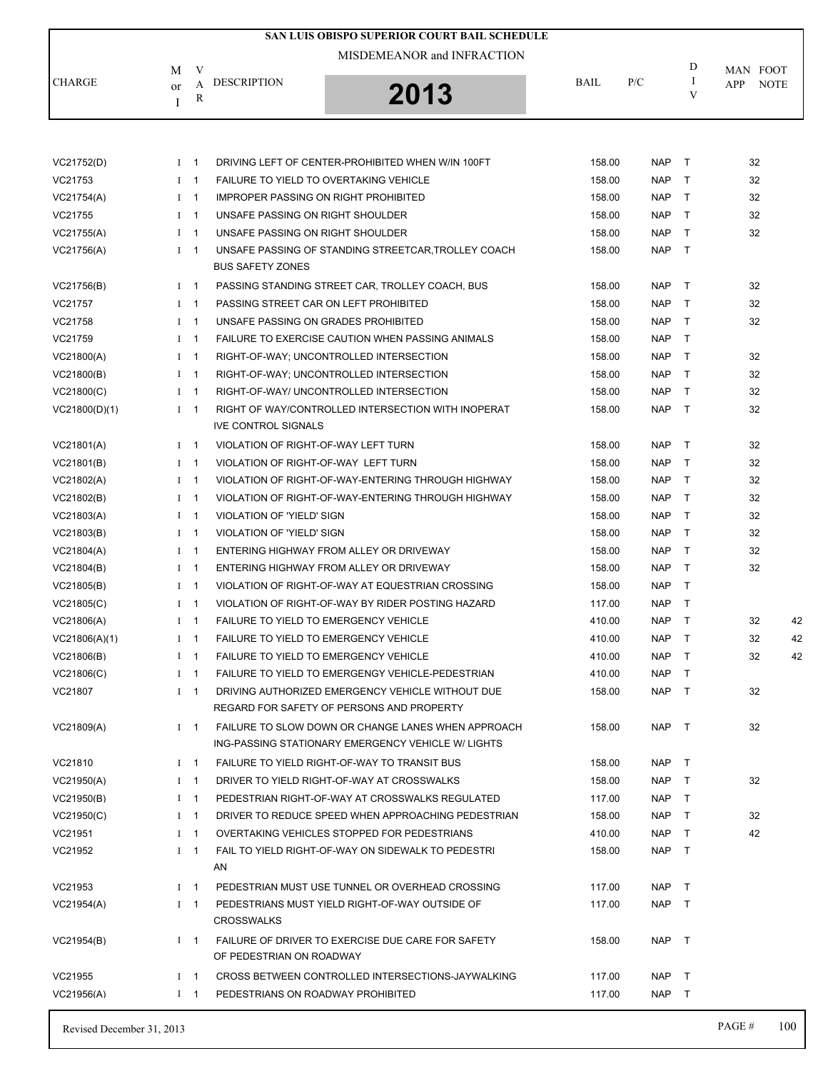**SAN LUIS OBISPO SUPERIOR COURT BAIL SCHEDULE**

MISDEMEANOR and INFRACTION

**2013**

| CHARGE | M or I | VAR | DESCRIPTION | BAIL | P/C | DIV | MAN APP | FOOT NOTE |
|---|---|---|---|---|---|---|---|---|
| VC21752(D) | I | 1 | DRIVING LEFT OF CENTER-PROHIBITED WHEN W/IN 100FT | 158.00 | NAP | T | 32 | |
| VC21753 | I | 1 | FAILURE TO YIELD TO OVERTAKING VEHICLE | 158.00 | NAP | T | 32 | |
| VC21754(A) | I | 1 | IMPROPER PASSING ON RIGHT PROHIBITED | 158.00 | NAP | T | 32 | |
| VC21755 | I | 1 | UNSAFE PASSING ON RIGHT SHOULDER | 158.00 | NAP | T | 32 | |
| VC21755(A) | I | 1 | UNSAFE PASSING ON RIGHT SHOULDER | 158.00 | NAP | T | 32 | |
| VC21756(A) | I | 1 | UNSAFE PASSING OF STANDING STREETCAR,TROLLEY COACH BUS SAFETY ZONES | 158.00 | NAP | T | | |
| VC21756(B) | I | 1 | PASSING STANDING STREET CAR, TROLLEY COACH, BUS | 158.00 | NAP | T | 32 | |
| VC21757 | I | 1 | PASSING STREET CAR ON LEFT PROHIBITED | 158.00 | NAP | T | 32 | |
| VC21758 | I | 1 | UNSAFE PASSING ON GRADES PROHIBITED | 158.00 | NAP | T | 32 | |
| VC21759 | I | 1 | FAILURE TO EXERCISE CAUTION WHEN PASSING ANIMALS | 158.00 | NAP | T | | |
| VC21800(A) | I | 1 | RIGHT-OF-WAY; UNCONTROLLED INTERSECTION | 158.00 | NAP | T | 32 | |
| VC21800(B) | I | 1 | RIGHT-OF-WAY; UNCONTROLLED INTERSECTION | 158.00 | NAP | T | 32 | |
| VC21800(C) | I | 1 | RIGHT-OF-WAY/ UNCONTROLLED INTERSECTION | 158.00 | NAP | T | 32 | |
| VC21800(D)(1) | I | 1 | RIGHT OF WAY/CONTROLLED INTERSECTION WITH INOPERAT IVE CONTROL SIGNALS | 158.00 | NAP | T | 32 | |
| VC21801(A) | I | 1 | VIOLATION OF RIGHT-OF-WAY LEFT TURN | 158.00 | NAP | T | 32 | |
| VC21801(B) | I | 1 | VIOLATION OF RIGHT-OF-WAY LEFT TURN | 158.00 | NAP | T | 32 | |
| VC21802(A) | I | 1 | VIOLATION OF RIGHT-OF-WAY-ENTERING THROUGH HIGHWAY | 158.00 | NAP | T | 32 | |
| VC21802(B) | I | 1 | VIOLATION OF RIGHT-OF-WAY-ENTERING THROUGH HIGHWAY | 158.00 | NAP | T | 32 | |
| VC21803(A) | I | 1 | VIOLATION OF 'YIELD' SIGN | 158.00 | NAP | T | 32 | |
| VC21803(B) | I | 1 | VIOLATION OF 'YIELD' SIGN | 158.00 | NAP | T | 32 | |
| VC21804(A) | I | 1 | ENTERING HIGHWAY FROM ALLEY OR DRIVEWAY | 158.00 | NAP | T | 32 | |
| VC21804(B) | I | 1 | ENTERING HIGHWAY FROM ALLEY OR DRIVEWAY | 158.00 | NAP | T | 32 | |
| VC21805(B) | I | 1 | VIOLATION OF RIGHT-OF-WAY AT EQUESTRIAN CROSSING | 158.00 | NAP | T | | |
| VC21805(C) | I | 1 | VIOLATION OF RIGHT-OF-WAY BY RIDER POSTING HAZARD | 117.00 | NAP | T | | |
| VC21806(A) | I | 1 | FAILURE TO YIELD TO EMERGENCY VEHICLE | 410.00 | NAP | T | 32 | 42 |
| VC21806(A)(1) | I | 1 | FAILURE TO YIELD TO EMERGENCY VEHICLE | 410.00 | NAP | T | 32 | 42 |
| VC21806(B) | I | 1 | FAILURE TO YIELD TO EMERGENCY VEHICLE | 410.00 | NAP | T | 32 | 42 |
| VC21806(C) | I | 1 | FAILURE TO YIELD TO EMERGENGY VEHICLE-PEDESTRIAN | 410.00 | NAP | T | | |
| VC21807 | I | 1 | DRIVING AUTHORIZED EMERGENCY VEHICLE WITHOUT DUE REGARD FOR SAFETY OF PERSONS AND PROPERTY | 158.00 | NAP | T | 32 | |
| VC21809(A) | I | 1 | FAILURE TO SLOW DOWN OR CHANGE LANES WHEN APPROACH ING-PASSING STATIONARY EMERGENCY VEHICLE W/ LIGHTS | 158.00 | NAP | T | 32 | |
| VC21810 | I | 1 | FAILURE TO YIELD RIGHT-OF-WAY TO TRANSIT BUS | 158.00 | NAP | T | | |
| VC21950(A) | I | 1 | DRIVER TO YIELD RIGHT-OF-WAY AT CROSSWALKS | 158.00 | NAP | T | 32 | |
| VC21950(B) | I | 1 | PEDESTRIAN RIGHT-OF-WAY AT CROSSWALKS REGULATED | 117.00 | NAP | T | | |
| VC21950(C) | I | 1 | DRIVER TO REDUCE SPEED WHEN APPROACHING PEDESTRIAN | 158.00 | NAP | T | 32 | |
| VC21951 | I | 1 | OVERTAKING VEHICLES STOPPED FOR PEDESTRIANS | 410.00 | NAP | T | 42 | |
| VC21952 | I | 1 | FAIL TO YIELD RIGHT-OF-WAY ON SIDEWALK TO PEDESTRI AN | 158.00 | NAP | T | | |
| VC21953 | I | 1 | PEDESTRIAN MUST USE TUNNEL OR OVERHEAD CROSSING | 117.00 | NAP | T | | |
| VC21954(A) | I | 1 | PEDESTRIANS MUST YIELD RIGHT-OF-WAY OUTSIDE OF CROSSWALKS | 117.00 | NAP | T | | |
| VC21954(B) | I | 1 | FAILURE OF DRIVER TO EXERCISE DUE CARE FOR SAFETY OF PEDESTRIAN ON ROADWAY | 158.00 | NAP | T | | |
| VC21955 | I | 1 | CROSS BETWEEN CONTROLLED INTERSECTIONS-JAYWALKING | 117.00 | NAP | T | | |
| VC21956(A) | I | 1 | PEDESTRIANS ON ROADWAY PROHIBITED | 117.00 | NAP | T | | |

Revised December 31, 2013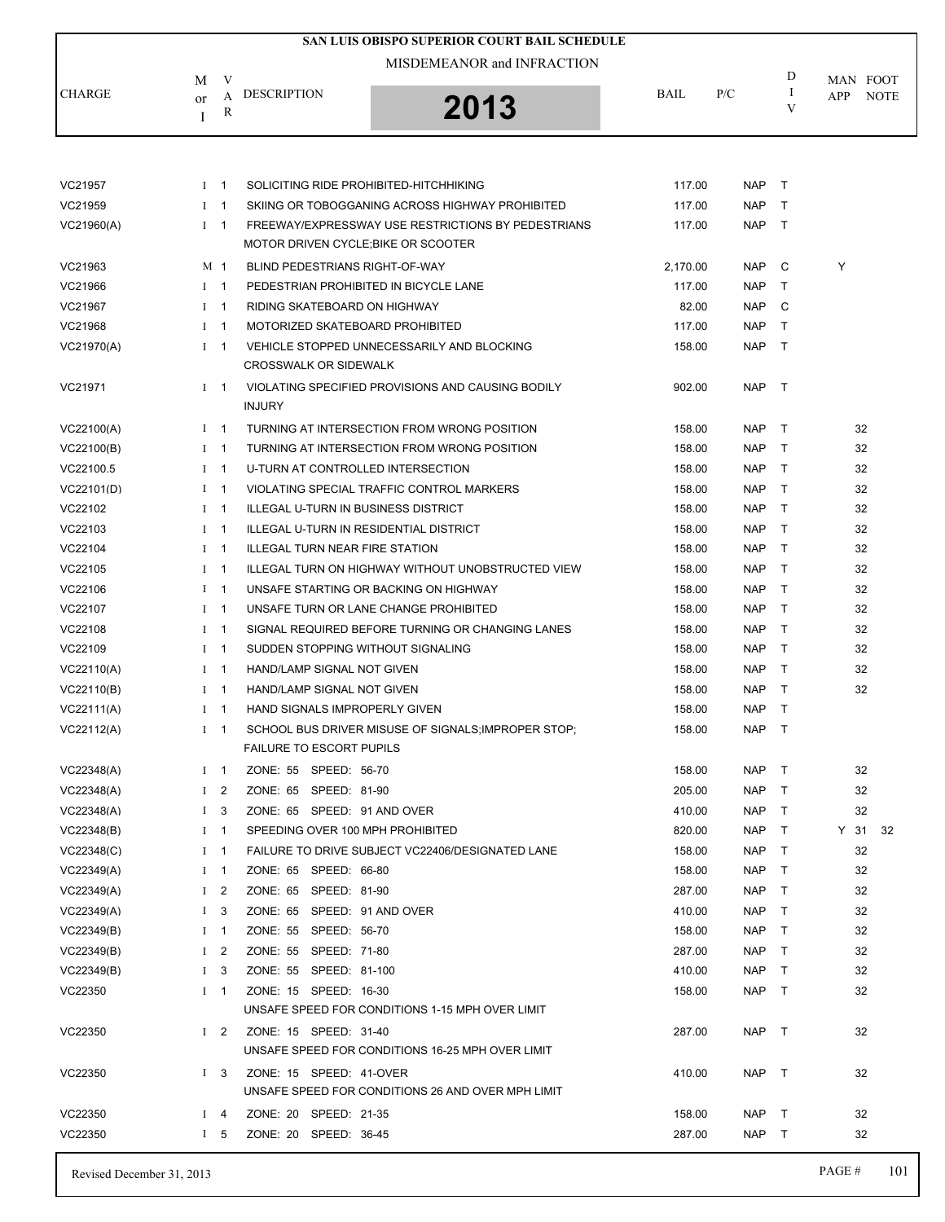# SAN LUIS OBISPO SUPERIOR COURT BAIL SCHEDULE

MISDEMEANOR and INFRACTION

**2013**

| CHARGE | M or I | VAR | DESCRIPTION | BAIL | P/C | DIV | MAN APP | FOOT NOTE |
|---|---|---|---|---|---|---|---|---|
| VC21957 | I | 1 | SOLICITING RIDE PROHIBITED-HITCHHIKING | 117.00 | NAP | T | | |
| VC21959 | I | 1 | SKIING OR TOBOGGANING ACROSS HIGHWAY PROHIBITED | 117.00 | NAP | T | | |
| VC21960(A) | I | 1 | FREEWAY/EXPRESSWAY USE RESTRICTIONS BY PEDESTRIANS MOTOR DRIVEN CYCLE;BIKE OR SCOOTER | 117.00 | NAP | T | | |
| VC21963 | M | 1 | BLIND PEDESTRIANS RIGHT-OF-WAY | 2,170.00 | NAP | C | Y | |
| VC21966 | I | 1 | PEDESTRIAN PROHIBITED IN BICYCLE LANE | 117.00 | NAP | T | | |
| VC21967 | I | 1 | RIDING SKATEBOARD ON HIGHWAY | 82.00 | NAP | C | | |
| VC21968 | I | 1 | MOTORIZED SKATEBOARD PROHIBITED | 117.00 | NAP | T | | |
| VC21970(A) | I | 1 | VEHICLE STOPPED UNNECESSARILY AND BLOCKING CROSSWALK OR SIDEWALK | 158.00 | NAP | T | | |
| VC21971 | I | 1 | VIOLATING SPECIFIED PROVISIONS AND CAUSING BODILY INJURY | 902.00 | NAP | T | | |
| VC22100(A) | I | 1 | TURNING AT INTERSECTION FROM WRONG POSITION | 158.00 | NAP | T | | 32 |
| VC22100(B) | I | 1 | TURNING AT INTERSECTION FROM WRONG POSITION | 158.00 | NAP | T | | 32 |
| VC22100.5 | I | 1 | U-TURN AT CONTROLLED INTERSECTION | 158.00 | NAP | T | | 32 |
| VC22101(D) | I | 1 | VIOLATING SPECIAL TRAFFIC CONTROL MARKERS | 158.00 | NAP | T | | 32 |
| VC22102 | I | 1 | ILLEGAL U-TURN IN BUSINESS DISTRICT | 158.00 | NAP | T | | 32 |
| VC22103 | I | 1 | ILLEGAL U-TURN IN RESIDENTIAL DISTRICT | 158.00 | NAP | T | | 32 |
| VC22104 | I | 1 | ILLEGAL TURN NEAR FIRE STATION | 158.00 | NAP | T | | 32 |
| VC22105 | I | 1 | ILLEGAL TURN ON HIGHWAY WITHOUT UNOBSTRUCTED VIEW | 158.00 | NAP | T | | 32 |
| VC22106 | I | 1 | UNSAFE STARTING OR BACKING ON HIGHWAY | 158.00 | NAP | T | | 32 |
| VC22107 | I | 1 | UNSAFE TURN OR LANE CHANGE PROHIBITED | 158.00 | NAP | T | | 32 |
| VC22108 | I | 1 | SIGNAL REQUIRED BEFORE TURNING OR CHANGING LANES | 158.00 | NAP | T | | 32 |
| VC22109 | I | 1 | SUDDEN STOPPING WITHOUT SIGNALING | 158.00 | NAP | T | | 32 |
| VC22110(A) | I | 1 | HAND/LAMP SIGNAL NOT GIVEN | 158.00 | NAP | T | | 32 |
| VC22110(B) | I | 1 | HAND/LAMP SIGNAL NOT GIVEN | 158.00 | NAP | T | | 32 |
| VC22111(A) | I | 1 | HAND SIGNALS IMPROPERLY GIVEN | 158.00 | NAP | T | | |
| VC22112(A) | I | 1 | SCHOOL BUS DRIVER MISUSE OF SIGNALS;IMPROPER STOP; FAILURE TO ESCORT PUPILS | 158.00 | NAP | T | | |
| VC22348(A) | I | 1 | ZONE: 55 SPEED: 56-70 | 158.00 | NAP | T | | 32 |
| VC22348(A) | I | 2 | ZONE: 65 SPEED: 81-90 | 205.00 | NAP | T | | 32 |
| VC22348(A) | I | 3 | ZONE: 65 SPEED: 91 AND OVER | 410.00 | NAP | T | | 32 |
| VC22348(B) | I | 1 | SPEEDING OVER 100 MPH PROHIBITED | 820.00 | NAP | T | Y | 31 32 |
| VC22348(C) | I | 1 | FAILURE TO DRIVE SUBJECT VC22406/DESIGNATED LANE | 158.00 | NAP | T | | 32 |
| VC22349(A) | I | 1 | ZONE: 65 SPEED: 66-80 | 158.00 | NAP | T | | 32 |
| VC22349(A) | I | 2 | ZONE: 65 SPEED: 81-90 | 287.00 | NAP | T | | 32 |
| VC22349(A) | I | 3 | ZONE: 65 SPEED: 91 AND OVER | 410.00 | NAP | T | | 32 |
| VC22349(B) | I | 1 | ZONE: 55 SPEED: 56-70 | 158.00 | NAP | T | | 32 |
| VC22349(B) | I | 2 | ZONE: 55 SPEED: 71-80 | 287.00 | NAP | T | | 32 |
| VC22349(B) | I | 3 | ZONE: 55 SPEED: 81-100 | 410.00 | NAP | T | | 32 |
| VC22350 | I | 1 | ZONE: 15 SPEED: 16-30 UNSAFE SPEED FOR CONDITIONS 1-15 MPH OVER LIMIT | 158.00 | NAP | T | | 32 |
| VC22350 | I | 2 | ZONE: 15 SPEED: 31-40 UNSAFE SPEED FOR CONDITIONS 16-25 MPH OVER LIMIT | 287.00 | NAP | T | | 32 |
| VC22350 | I | 3 | ZONE: 15 SPEED: 41-OVER UNSAFE SPEED FOR CONDITIONS 26 AND OVER MPH LIMIT | 410.00 | NAP | T | | 32 |
| VC22350 | I | 4 | ZONE: 20 SPEED: 21-35 | 158.00 | NAP | T | | 32 |
| VC22350 | I | 5 | ZONE: 20 SPEED: 36-45 | 287.00 | NAP | T | | 32 |

Revised December 31, 2013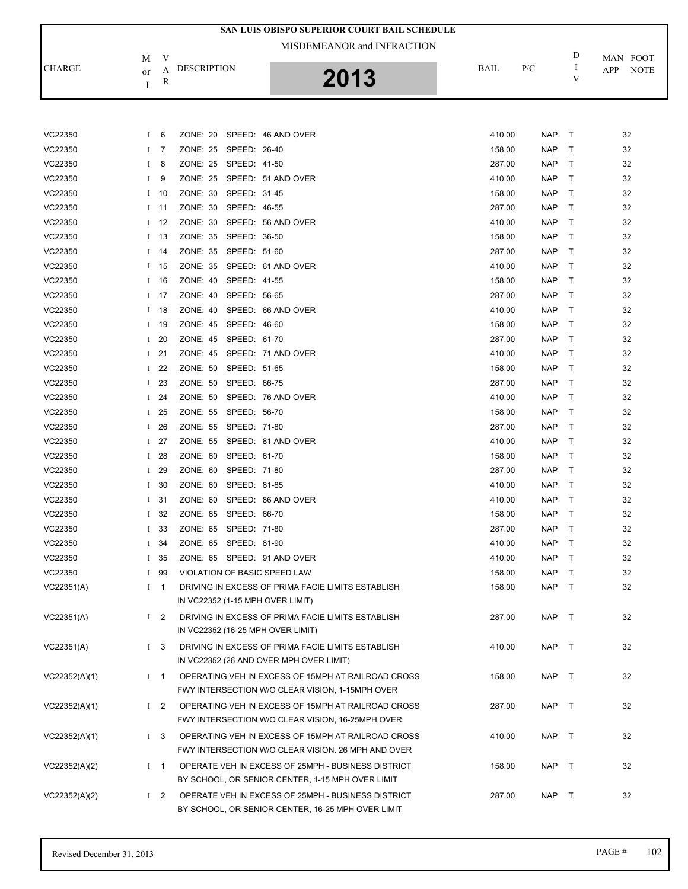# SAN LUIS OBISPO SUPERIOR COURT BAIL SCHEDULE

MISDEMEANOR and INFRACTION

**2013**

| CHARGE | M or I | VAR | DESCRIPTION | BAIL | P/C | DIV | MAN APP | FOOT NOTE |
|---|---|---|---|---|---|---|---|---|
| VC22350 | I | 6 | ZONE: 20 SPEED: 46 AND OVER | 410.00 | NAP | T | | 32 |
| VC22350 | I | 7 | ZONE: 25 SPEED: 26-40 | 158.00 | NAP | T | | 32 |
| VC22350 | I | 8 | ZONE: 25 SPEED: 41-50 | 287.00 | NAP | T | | 32 |
| VC22350 | I | 9 | ZONE: 25 SPEED: 51 AND OVER | 410.00 | NAP | T | | 32 |
| VC22350 | I | 10 | ZONE: 30 SPEED: 31-45 | 158.00 | NAP | T | | 32 |
| VC22350 | I | 11 | ZONE: 30 SPEED: 46-55 | 287.00 | NAP | T | | 32 |
| VC22350 | I | 12 | ZONE: 30 SPEED: 56 AND OVER | 410.00 | NAP | T | | 32 |
| VC22350 | I | 13 | ZONE: 35 SPEED: 36-50 | 158.00 | NAP | T | | 32 |
| VC22350 | I | 14 | ZONE: 35 SPEED: 51-60 | 287.00 | NAP | T | | 32 |
| VC22350 | I | 15 | ZONE: 35 SPEED: 61 AND OVER | 410.00 | NAP | T | | 32 |
| VC22350 | I | 16 | ZONE: 40 SPEED: 41-55 | 158.00 | NAP | T | | 32 |
| VC22350 | I | 17 | ZONE: 40 SPEED: 56-65 | 287.00 | NAP | T | | 32 |
| VC22350 | I | 18 | ZONE: 40 SPEED: 66 AND OVER | 410.00 | NAP | T | | 32 |
| VC22350 | I | 19 | ZONE: 45 SPEED: 46-60 | 158.00 | NAP | T | | 32 |
| VC22350 | I | 20 | ZONE: 45 SPEED: 61-70 | 287.00 | NAP | T | | 32 |
| VC22350 | I | 21 | ZONE: 45 SPEED: 71 AND OVER | 410.00 | NAP | T | | 32 |
| VC22350 | I | 22 | ZONE: 50 SPEED: 51-65 | 158.00 | NAP | T | | 32 |
| VC22350 | I | 23 | ZONE: 50 SPEED: 66-75 | 287.00 | NAP | T | | 32 |
| VC22350 | I | 24 | ZONE: 50 SPEED: 76 AND OVER | 410.00 | NAP | T | | 32 |
| VC22350 | I | 25 | ZONE: 55 SPEED: 56-70 | 158.00 | NAP | T | | 32 |
| VC22350 | I | 26 | ZONE: 55 SPEED: 71-80 | 287.00 | NAP | T | | 32 |
| VC22350 | I | 27 | ZONE: 55 SPEED: 81 AND OVER | 410.00 | NAP | T | | 32 |
| VC22350 | I | 28 | ZONE: 60 SPEED: 61-70 | 158.00 | NAP | T | | 32 |
| VC22350 | I | 29 | ZONE: 60 SPEED: 71-80 | 287.00 | NAP | T | | 32 |
| VC22350 | I | 30 | ZONE: 60 SPEED: 81-85 | 410.00 | NAP | T | | 32 |
| VC22350 | I | 31 | ZONE: 60 SPEED: 86 AND OVER | 410.00 | NAP | T | | 32 |
| VC22350 | I | 32 | ZONE: 65 SPEED: 66-70 | 158.00 | NAP | T | | 32 |
| VC22350 | I | 33 | ZONE: 65 SPEED: 71-80 | 287.00 | NAP | T | | 32 |
| VC22350 | I | 34 | ZONE: 65 SPEED: 81-90 | 410.00 | NAP | T | | 32 |
| VC22350 | I | 35 | ZONE: 65 SPEED: 91 AND OVER | 410.00 | NAP | T | | 32 |
| VC22350 | I | 99 | VIOLATION OF BASIC SPEED LAW | 158.00 | NAP | T | | 32 |
| VC22351(A) | I | 1 | DRIVING IN EXCESS OF PRIMA FACIE LIMITS ESTABLISH IN VC22352 (1-15 MPH OVER LIMIT) | 158.00 | NAP | T | | 32 |
| VC22351(A) | I | 2 | DRIVING IN EXCESS OF PRIMA FACIE LIMITS ESTABLISH IN VC22352 (16-25 MPH OVER LIMIT) | 287.00 | NAP | T | | 32 |
| VC22351(A) | I | 3 | DRIVING IN EXCESS OF PRIMA FACIE LIMITS ESTABLISH IN VC22352 (26 AND OVER MPH OVER LIMIT) | 410.00 | NAP | T | | 32 |
| VC22352(A)(1) | I | 1 | OPERATING VEH IN EXCESS OF 15MPH AT RAILROAD CROSS FWY INTERSECTION W/O CLEAR VISION, 1-15MPH OVER | 158.00 | NAP | T | | 32 |
| VC22352(A)(1) | I | 2 | OPERATING VEH IN EXCESS OF 15MPH AT RAILROAD CROSS FWY INTERSECTION W/O CLEAR VISION, 16-25MPH OVER | 287.00 | NAP | T | | 32 |
| VC22352(A)(1) | I | 3 | OPERATING VEH IN EXCESS OF 15MPH AT RAILROAD CROSS FWY INTERSECTION W/O CLEAR VISION, 26 MPH AND OVER | 410.00 | NAP | T | | 32 |
| VC22352(A)(2) | I | 1 | OPERATE VEH IN EXCESS OF 25MPH - BUSINESS DISTRICT BY SCHOOL, OR SENIOR CENTER, 1-15 MPH OVER LIMIT | 158.00 | NAP | T | | 32 |
| VC22352(A)(2) | I | 2 | OPERATE VEH IN EXCESS OF 25MPH - BUSINESS DISTRICT BY SCHOOL, OR SENIOR CENTER, 16-25 MPH OVER LIMIT | 287.00 | NAP | T | | 32 |

Revised December 31, 2013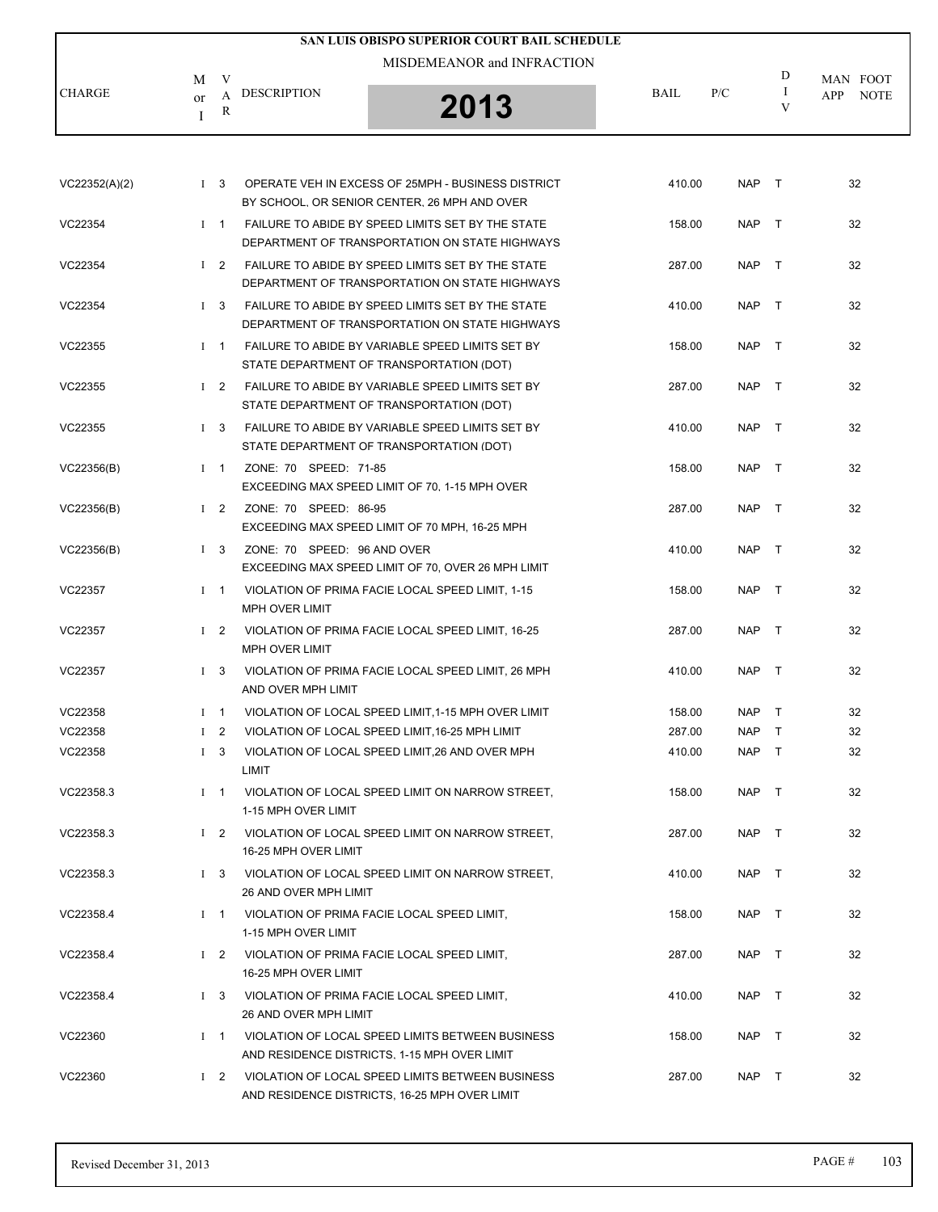# SAN LUIS OBISPO SUPERIOR COURT BAIL SCHEDULE

MISDEMEANOR and INFRACTION

**2013**

| CHARGE | M or I | VAR | DESCRIPTION | BAIL | P/C | DIV | MAN APP | FOOT NOTE |
|---|---|---|---|---|---|---|---|---|
| VC22352(A)(2) | I | 3 | OPERATE VEH IN EXCESS OF 25MPH - BUSINESS DISTRICT BY SCHOOL, OR SENIOR CENTER, 26 MPH AND OVER | 410.00 | NAP | T | | 32 |
| VC22354 | I | 1 | FAILURE TO ABIDE BY SPEED LIMITS SET BY THE STATE DEPARTMENT OF TRANSPORTATION ON STATE HIGHWAYS | 158.00 | NAP | T | | 32 |
| VC22354 | I | 2 | FAILURE TO ABIDE BY SPEED LIMITS SET BY THE STATE DEPARTMENT OF TRANSPORTATION ON STATE HIGHWAYS | 287.00 | NAP | T | | 32 |
| VC22354 | I | 3 | FAILURE TO ABIDE BY SPEED LIMITS SET BY THE STATE DEPARTMENT OF TRANSPORTATION ON STATE HIGHWAYS | 410.00 | NAP | T | | 32 |
| VC22355 | I | 1 | FAILURE TO ABIDE BY VARIABLE SPEED LIMITS SET BY STATE DEPARTMENT OF TRANSPORTATION (DOT) | 158.00 | NAP | T | | 32 |
| VC22355 | I | 2 | FAILURE TO ABIDE BY VARIABLE SPEED LIMITS SET BY STATE DEPARTMENT OF TRANSPORTATION (DOT) | 287.00 | NAP | T | | 32 |
| VC22355 | I | 3 | FAILURE TO ABIDE BY VARIABLE SPEED LIMITS SET BY STATE DEPARTMENT OF TRANSPORTATION (DOT) | 410.00 | NAP | T | | 32 |
| VC22356(B) | I | 1 | ZONE: 70 SPEED: 71-85 EXCEEDING MAX SPEED LIMIT OF 70, 1-15 MPH OVER | 158.00 | NAP | T | | 32 |
| VC22356(B) | I | 2 | ZONE: 70 SPEED: 86-95 EXCEEDING MAX SPEED LIMIT OF 70 MPH, 16-25 MPH | 287.00 | NAP | T | | 32 |
| VC22356(B) | I | 3 | ZONE: 70 SPEED: 96 AND OVER EXCEEDING MAX SPEED LIMIT OF 70, OVER 26 MPH LIMIT | 410.00 | NAP | T | | 32 |
| VC22357 | I | 1 | VIOLATION OF PRIMA FACIE LOCAL SPEED LIMIT, 1-15 MPH OVER LIMIT | 158.00 | NAP | T | | 32 |
| VC22357 | I | 2 | VIOLATION OF PRIMA FACIE LOCAL SPEED LIMIT, 16-25 MPH OVER LIMIT | 287.00 | NAP | T | | 32 |
| VC22357 | I | 3 | VIOLATION OF PRIMA FACIE LOCAL SPEED LIMIT, 26 MPH AND OVER MPH LIMIT | 410.00 | NAP | T | | 32 |
| VC22358 | I | 1 | VIOLATION OF LOCAL SPEED LIMIT,1-15 MPH OVER LIMIT | 158.00 | NAP | T | | 32 |
| VC22358 | I | 2 | VIOLATION OF LOCAL SPEED LIMIT,16-25 MPH LIMIT | 287.00 | NAP | T | | 32 |
| VC22358 | I | 3 | VIOLATION OF LOCAL SPEED LIMIT,26 AND OVER MPH LIMIT | 410.00 | NAP | T | | 32 |
| VC22358.3 | I | 1 | VIOLATION OF LOCAL SPEED LIMIT ON NARROW STREET, 1-15 MPH OVER LIMIT | 158.00 | NAP | T | | 32 |
| VC22358.3 | I | 2 | VIOLATION OF LOCAL SPEED LIMIT ON NARROW STREET, 16-25 MPH OVER LIMIT | 287.00 | NAP | T | | 32 |
| VC22358.3 | I | 3 | VIOLATION OF LOCAL SPEED LIMIT ON NARROW STREET, 26 AND OVER MPH LIMIT | 410.00 | NAP | T | | 32 |
| VC22358.4 | I | 1 | VIOLATION OF PRIMA FACIE LOCAL SPEED LIMIT, 1-15 MPH OVER LIMIT | 158.00 | NAP | T | | 32 |
| VC22358.4 | I | 2 | VIOLATION OF PRIMA FACIE LOCAL SPEED LIMIT, 16-25 MPH OVER LIMIT | 287.00 | NAP | T | | 32 |
| VC22358.4 | I | 3 | VIOLATION OF PRIMA FACIE LOCAL SPEED LIMIT, 26 AND OVER MPH LIMIT | 410.00 | NAP | T | | 32 |
| VC22360 | I | 1 | VIOLATION OF LOCAL SPEED LIMITS BETWEEN BUSINESS AND RESIDENCE DISTRICTS, 1-15 MPH OVER LIMIT | 158.00 | NAP | T | | 32 |
| VC22360 | I | 2 | VIOLATION OF LOCAL SPEED LIMITS BETWEEN BUSINESS AND RESIDENCE DISTRICTS, 16-25 MPH OVER LIMIT | 287.00 | NAP | T | | 32 |

Revised December 31, 2013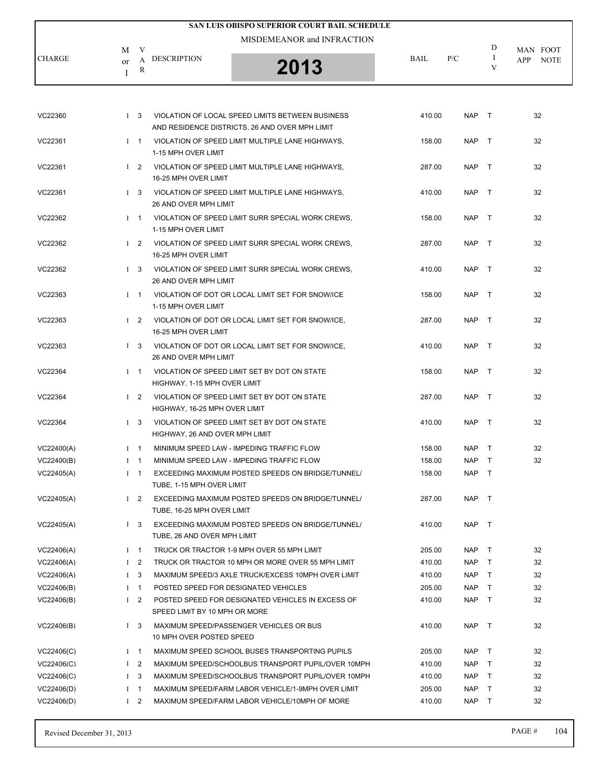# SAN LUIS OBISPO SUPERIOR COURT BAIL SCHEDULE

MISDEMEANOR and INFRACTION

**2013**

| CHARGE | M or I | VAR | DESCRIPTION | BAIL | P/C | DIV | MAN APP | FOOT NOTE |
|---|---|---|---|---|---|---|---|---|
| VC22360 | I | 3 | VIOLATION OF LOCAL SPEED LIMITS BETWEEN BUSINESS AND RESIDENCE DISTRICTS, 26 AND OVER MPH LIMIT | 410.00 | NAP | T | | 32 |
| VC22361 | I | 1 | VIOLATION OF SPEED LIMIT MULTIPLE LANE HIGHWAYS, 1-15 MPH OVER LIMIT | 158.00 | NAP | T | | 32 |
| VC22361 | I | 2 | VIOLATION OF SPEED LIMIT MULTIPLE LANE HIGHWAYS, 16-25 MPH OVER LIMIT | 287.00 | NAP | T | | 32 |
| VC22361 | I | 3 | VIOLATION OF SPEED LIMIT MULTIPLE LANE HIGHWAYS, 26 AND OVER MPH LIMIT | 410.00 | NAP | T | | 32 |
| VC22362 | I | 1 | VIOLATION OF SPEED LIMIT SURR SPECIAL WORK CREWS, 1-15 MPH OVER LIMIT | 158.00 | NAP | T | | 32 |
| VC22362 | I | 2 | VIOLATION OF SPEED LIMIT SURR SPECIAL WORK CREWS, 16-25 MPH OVER LIMIT | 287.00 | NAP | T | | 32 |
| VC22362 | I | 3 | VIOLATION OF SPEED LIMIT SURR SPECIAL WORK CREWS, 26 AND OVER MPH LIMIT | 410.00 | NAP | T | | 32 |
| VC22363 | I | 1 | VIOLATION OF DOT OR LOCAL LIMIT SET FOR SNOW/ICE 1-15 MPH OVER LIMIT | 158.00 | NAP | T | | 32 |
| VC22363 | I | 2 | VIOLATION OF DOT OR LOCAL LIMIT SET FOR SNOW/ICE, 16-25 MPH OVER LIMIT | 287.00 | NAP | T | | 32 |
| VC22363 | I | 3 | VIOLATION OF DOT OR LOCAL LIMIT SET FOR SNOW/ICE, 26 AND OVER MPH LIMIT | 410.00 | NAP | T | | 32 |
| VC22364 | I | 1 | VIOLATION OF SPEED LIMIT SET BY DOT ON STATE HIGHWAY, 1-15 MPH OVER LIMIT | 158.00 | NAP | T | | 32 |
| VC22364 | I | 2 | VIOLATION OF SPEED LIMIT SET BY DOT ON STATE HIGHWAY, 16-25 MPH OVER LIMIT | 287.00 | NAP | T | | 32 |
| VC22364 | I | 3 | VIOLATION OF SPEED LIMIT SET BY DOT ON STATE HIGHWAY, 26 AND OVER MPH LIMIT | 410.00 | NAP | T | | 32 |
| VC22400(A) | I | 1 | MINIMUM SPEED LAW - IMPEDING TRAFFIC FLOW | 158.00 | NAP | T | | 32 |
| VC22400(B) | I | 1 | MINIMUM SPEED LAW - IMPEDING TRAFFIC FLOW | 158.00 | NAP | T | | 32 |
| VC22405(A) | I | 1 | EXCEEDING MAXIMUM POSTED SPEEDS ON BRIDGE/TUNNEL/ TUBE, 1-15 MPH OVER LIMIT | 158.00 | NAP | T | | |
| VC22405(A) | I | 2 | EXCEEDING MAXIMUM POSTED SPEEDS ON BRIDGE/TUNNEL/ TUBE, 16-25 MPH OVER LIMIT | 287.00 | NAP | T | | |
| VC22405(A) | I | 3 | EXCEEDING MAXIMUM POSTED SPEEDS ON BRIDGE/TUNNEL/ TUBE, 26 AND OVER MPH LIMIT | 410.00 | NAP | T | | |
| VC22406(A) | I | 1 | TRUCK OR TRACTOR 1-9 MPH OVER 55 MPH LIMIT | 205.00 | NAP | T | | 32 |
| VC22406(A) | I | 2 | TRUCK OR TRACTOR 10 MPH OR MORE OVER 55 MPH LIMIT | 410.00 | NAP | T | | 32 |
| VC22406(A) | I | 3 | MAXIMUM SPEED/3 AXLE TRUCK/EXCESS 10MPH OVER LIMIT | 410.00 | NAP | T | | 32 |
| VC22406(B) | I | 1 | POSTED SPEED FOR DESIGNATED VEHICLES | 205.00 | NAP | T | | 32 |
| VC22406(B) | I | 2 | POSTED SPEED FOR DESIGNATED VEHICLES IN EXCESS OF SPEED LIMIT BY 10 MPH OR MORE | 410.00 | NAP | T | | 32 |
| VC22406(B) | I | 3 | MAXIMUM SPEED/PASSENGER VEHICLES OR BUS 10 MPH OVER POSTED SPEED | 410.00 | NAP | T | | 32 |
| VC22406(C) | I | 1 | MAXIMUM SPEED SCHOOL BUSES TRANSPORTING PUPILS | 205.00 | NAP | T | | 32 |
| VC22406(C) | I | 2 | MAXIMUM SPEED/SCHOOLBUS TRANSPORT PUPIL/OVER 10MPH | 410.00 | NAP | T | | 32 |
| VC22406(C) | I | 3 | MAXIMUM SPEED/SCHOOLBUS TRANSPORT PUPIL/OVER 10MPH | 410.00 | NAP | T | | 32 |
| VC22406(D) | I | 1 | MAXIMUM SPEED/FARM LABOR VEHICLE/1-9MPH OVER LIMIT | 205.00 | NAP | T | | 32 |
| VC22406(D) | I | 2 | MAXIMUM SPEED/FARM LABOR VEHICLE/10MPH OF MORE | 410.00 | NAP | T | | 32 |

Revised December 31, 2013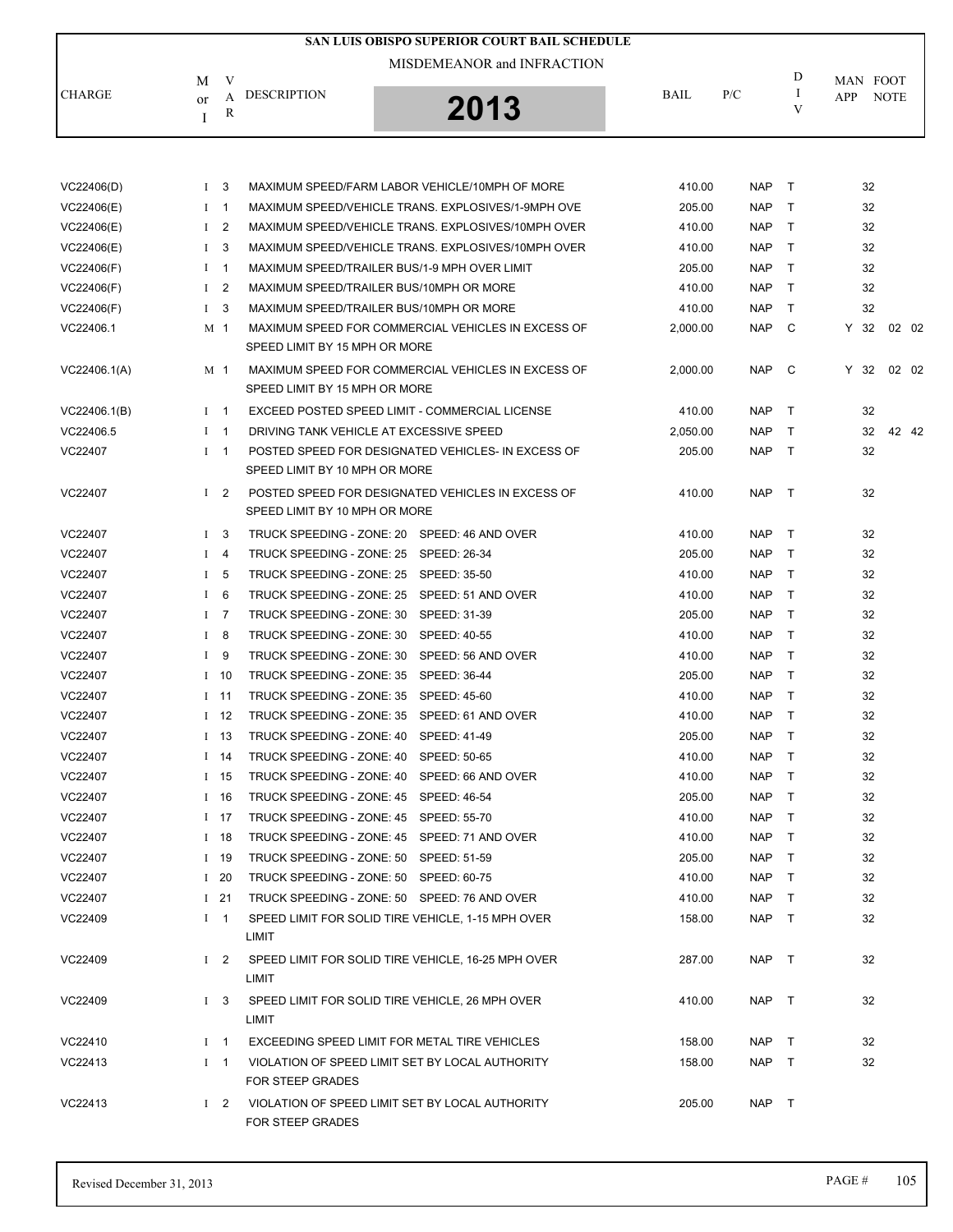# SAN LUIS OBISPO SUPERIOR COURT BAIL SCHEDULE

MISDEMEANOR and INFRACTION

**2013**

| CHARGE | M or I | VAR | DESCRIPTION | BAIL | P/C | DIV | MAN APP | FOOT NOTE |
|---|---|---|---|---|---|---|---|---|
| VC22406(D) | I | 3 | MAXIMUM SPEED/FARM LABOR VEHICLE/10MPH OF MORE | 410.00 | NAP | T | 32 | |
| VC22406(E) | I | 1 | MAXIMUM SPEED/VEHICLE TRANS. EXPLOSIVES/1-9MPH OVE | 205.00 | NAP | T | 32 | |
| VC22406(E) | I | 2 | MAXIMUM SPEED/VEHICLE TRANS. EXPLOSIVES/10MPH OVER | 410.00 | NAP | T | 32 | |
| VC22406(E) | I | 3 | MAXIMUM SPEED/VEHICLE TRANS. EXPLOSIVES/10MPH OVER | 410.00 | NAP | T | 32 | |
| VC22406(F) | I | 1 | MAXIMUM SPEED/TRAILER BUS/1-9 MPH OVER LIMIT | 205.00 | NAP | T | 32 | |
| VC22406(F) | I | 2 | MAXIMUM SPEED/TRAILER BUS/10MPH OR MORE | 410.00 | NAP | T | 32 | |
| VC22406(F) | I | 3 | MAXIMUM SPEED/TRAILER BUS/10MPH OR MORE | 410.00 | NAP | T | 32 | |
| VC22406.1 | M | 1 | MAXIMUM SPEED FOR COMMERCIAL VEHICLES IN EXCESS OF SPEED LIMIT BY 15 MPH OR MORE | 2,000.00 | NAP | C | Y 32 | 02 02 |
| VC22406.1(A) | M | 1 | MAXIMUM SPEED FOR COMMERCIAL VEHICLES IN EXCESS OF SPEED LIMIT BY 15 MPH OR MORE | 2,000.00 | NAP | C | Y 32 | 02 02 |
| VC22406.1(B) | I | 1 | EXCEED POSTED SPEED LIMIT - COMMERCIAL LICENSE | 410.00 | NAP | T | 32 | |
| VC22406.5 | I | 1 | DRIVING TANK VEHICLE AT EXCESSIVE SPEED | 2,050.00 | NAP | T | 32 | 42 42 |
| VC22407 | I | 1 | POSTED SPEED FOR DESIGNATED VEHICLES- IN EXCESS OF SPEED LIMIT BY 10 MPH OR MORE | 205.00 | NAP | T | 32 | |
| VC22407 | I | 2 | POSTED SPEED FOR DESIGNATED VEHICLES IN EXCESS OF SPEED LIMIT BY 10 MPH OR MORE | 410.00 | NAP | T | 32 | |
| VC22407 | I | 3 | TRUCK SPEEDING - ZONE: 20 SPEED: 46 AND OVER | 410.00 | NAP | T | 32 | |
| VC22407 | I | 4 | TRUCK SPEEDING - ZONE: 25 SPEED: 26-34 | 205.00 | NAP | T | 32 | |
| VC22407 | I | 5 | TRUCK SPEEDING - ZONE: 25 SPEED: 35-50 | 410.00 | NAP | T | 32 | |
| VC22407 | I | 6 | TRUCK SPEEDING - ZONE: 25 SPEED: 51 AND OVER | 410.00 | NAP | T | 32 | |
| VC22407 | I | 7 | TRUCK SPEEDING - ZONE: 30 SPEED: 31-39 | 205.00 | NAP | T | 32 | |
| VC22407 | I | 8 | TRUCK SPEEDING - ZONE: 30 SPEED: 40-55 | 410.00 | NAP | T | 32 | |
| VC22407 | I | 9 | TRUCK SPEEDING - ZONE: 30 SPEED: 56 AND OVER | 410.00 | NAP | T | 32 | |
| VC22407 | I | 10 | TRUCK SPEEDING - ZONE: 35 SPEED: 36-44 | 205.00 | NAP | T | 32 | |
| VC22407 | I | 11 | TRUCK SPEEDING - ZONE: 35 SPEED: 45-60 | 410.00 | NAP | T | 32 | |
| VC22407 | I | 12 | TRUCK SPEEDING - ZONE: 35 SPEED: 61 AND OVER | 410.00 | NAP | T | 32 | |
| VC22407 | I | 13 | TRUCK SPEEDING - ZONE: 40 SPEED: 41-49 | 205.00 | NAP | T | 32 | |
| VC22407 | I | 14 | TRUCK SPEEDING - ZONE: 40 SPEED: 50-65 | 410.00 | NAP | T | 32 | |
| VC22407 | I | 15 | TRUCK SPEEDING - ZONE: 40 SPEED: 66 AND OVER | 410.00 | NAP | T | 32 | |
| VC22407 | I | 16 | TRUCK SPEEDING - ZONE: 45 SPEED: 46-54 | 205.00 | NAP | T | 32 | |
| VC22407 | I | 17 | TRUCK SPEEDING - ZONE: 45 SPEED: 55-70 | 410.00 | NAP | T | 32 | |
| VC22407 | I | 18 | TRUCK SPEEDING - ZONE: 45 SPEED: 71 AND OVER | 410.00 | NAP | T | 32 | |
| VC22407 | I | 19 | TRUCK SPEEDING - ZONE: 50 SPEED: 51-59 | 205.00 | NAP | T | 32 | |
| VC22407 | I | 20 | TRUCK SPEEDING - ZONE: 50 SPEED: 60-75 | 410.00 | NAP | T | 32 | |
| VC22407 | I | 21 | TRUCK SPEEDING - ZONE: 50 SPEED: 76 AND OVER | 410.00 | NAP | T | 32 | |
| VC22409 | I | 1 | SPEED LIMIT FOR SOLID TIRE VEHICLE, 1-15 MPH OVER LIMIT | 158.00 | NAP | T | 32 | |
| VC22409 | I | 2 | SPEED LIMIT FOR SOLID TIRE VEHICLE, 16-25 MPH OVER LIMIT | 287.00 | NAP | T | 32 | |
| VC22409 | I | 3 | SPEED LIMIT FOR SOLID TIRE VEHICLE, 26 MPH OVER LIMIT | 410.00 | NAP | T | 32 | |
| VC22410 | I | 1 | EXCEEDING SPEED LIMIT FOR METAL TIRE VEHICLES | 158.00 | NAP | T | 32 | |
| VC22413 | I | 1 | VIOLATION OF SPEED LIMIT SET BY LOCAL AUTHORITY FOR STEEP GRADES | 158.00 | NAP | T | 32 | |
| VC22413 | I | 2 | VIOLATION OF SPEED LIMIT SET BY LOCAL AUTHORITY FOR STEEP GRADES | 205.00 | NAP | T | | |

Revised December 31, 2013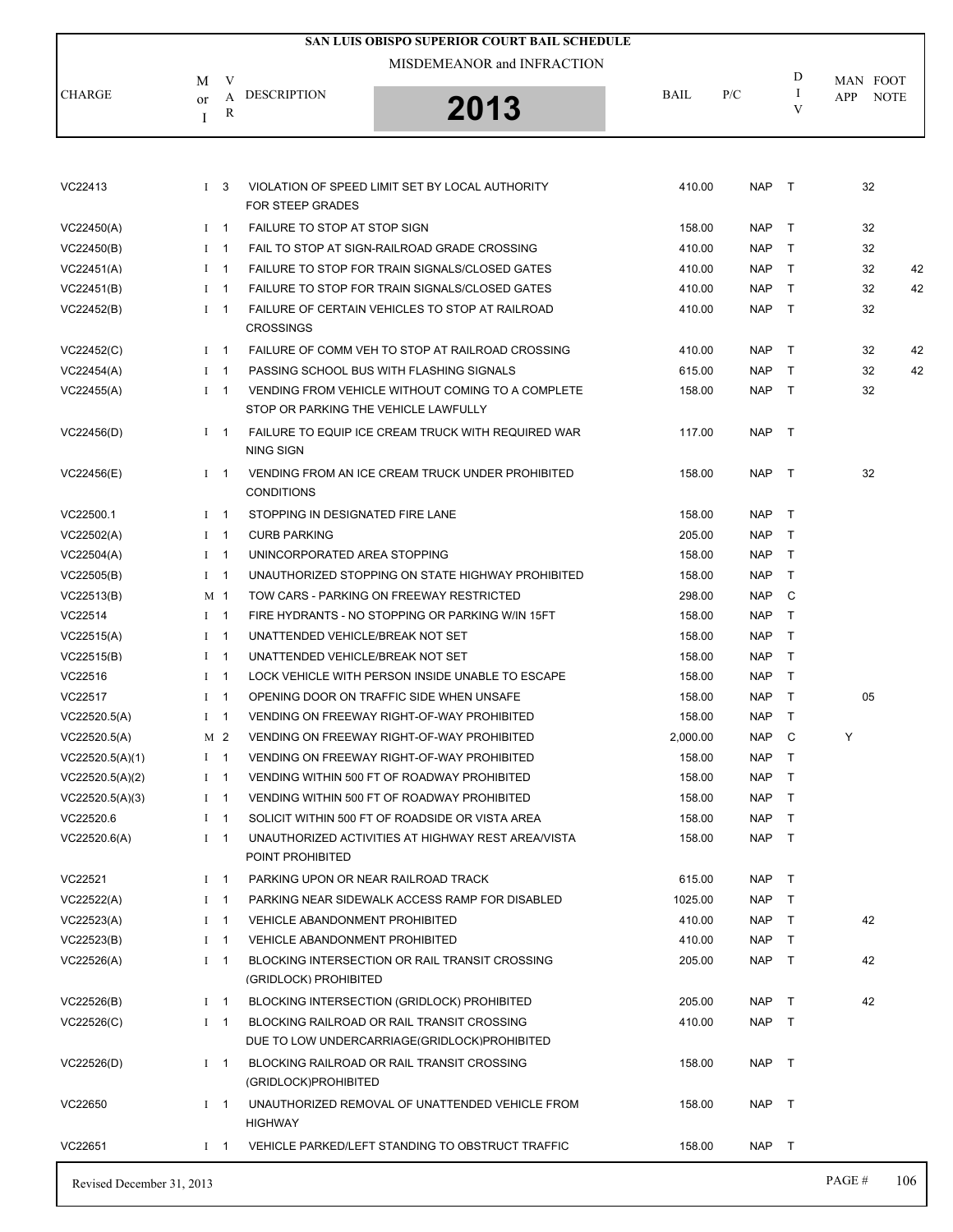# SAN LUIS OBISPO SUPERIOR COURT BAIL SCHEDULE

## MISDEMEANOR and INFRACTION

## 2013

| CHARGE | M or I | VAR | DESCRIPTION | BAIL | P/C | DIV | MAN APP | FOOT NOTE |
|---|---|---|---|---|---|---|---|---|
| VC22413 | I | 3 | VIOLATION OF SPEED LIMIT SET BY LOCAL AUTHORITY FOR STEEP GRADES | 410.00 | NAP | T | | 32 |
| VC22450(A) | I | 1 | FAILURE TO STOP AT STOP SIGN | 158.00 | NAP | T | | 32 |
| VC22450(B) | I | 1 | FAIL TO STOP AT SIGN-RAILROAD GRADE CROSSING | 410.00 | NAP | T | | 32 |
| VC22451(A) | I | 1 | FAILURE TO STOP FOR TRAIN SIGNALS/CLOSED GATES | 410.00 | NAP | T | | 32 42 |
| VC22451(B) | I | 1 | FAILURE TO STOP FOR TRAIN SIGNALS/CLOSED GATES | 410.00 | NAP | T | | 32 42 |
| VC22452(B) | I | 1 | FAILURE OF CERTAIN VEHICLES TO STOP AT RAILROAD CROSSINGS | 410.00 | NAP | T | | 32 |
| VC22452(C) | I | 1 | FAILURE OF COMM VEH TO STOP AT RAILROAD CROSSING | 410.00 | NAP | T | | 32 42 |
| VC22454(A) | I | 1 | PASSING SCHOOL BUS WITH FLASHING SIGNALS | 615.00 | NAP | T | | 32 42 |
| VC22455(A) | I | 1 | VENDING FROM VEHICLE WITHOUT COMING TO A COMPLETE STOP OR PARKING THE VEHICLE LAWFULLY | 158.00 | NAP | T | | 32 |
| VC22456(D) | I | 1 | FAILURE TO EQUIP ICE CREAM TRUCK WITH REQUIRED WAR NING SIGN | 117.00 | NAP | T | | |
| VC22456(E) | I | 1 | VENDING FROM AN ICE CREAM TRUCK UNDER PROHIBITED CONDITIONS | 158.00 | NAP | T | | 32 |
| VC22500.1 | I | 1 | STOPPING IN DESIGNATED FIRE LANE | 158.00 | NAP | T | | |
| VC22502(A) | I | 1 | CURB PARKING | 205.00 | NAP | T | | |
| VC22504(A) | I | 1 | UNINCORPORATED AREA STOPPING | 158.00 | NAP | T | | |
| VC22505(B) | I | 1 | UNAUTHORIZED STOPPING ON STATE HIGHWAY PROHIBITED | 158.00 | NAP | T | | |
| VC22513(B) | M | 1 | TOW CARS - PARKING ON FREEWAY RESTRICTED | 298.00 | NAP | C | | |
| VC22514 | I | 1 | FIRE HYDRANTS - NO STOPPING OR PARKING W/IN 15FT | 158.00 | NAP | T | | |
| VC22515(A) | I | 1 | UNATTENDED VEHICLE/BREAK NOT SET | 158.00 | NAP | T | | |
| VC22515(B) | I | 1 | UNATTENDED VEHICLE/BREAK NOT SET | 158.00 | NAP | T | | |
| VC22516 | I | 1 | LOCK VEHICLE WITH PERSON INSIDE UNABLE TO ESCAPE | 158.00 | NAP | T | | |
| VC22517 | I | 1 | OPENING DOOR ON TRAFFIC SIDE WHEN UNSAFE | 158.00 | NAP | T | | 05 |
| VC22520.5(A) | I | 1 | VENDING ON FREEWAY RIGHT-OF-WAY PROHIBITED | 158.00 | NAP | T | | |
| VC22520.5(A) | M | 2 | VENDING ON FREEWAY RIGHT-OF-WAY PROHIBITED | 2,000.00 | NAP | C | Y | |
| VC22520.5(A)(1) | I | 1 | VENDING ON FREEWAY RIGHT-OF-WAY PROHIBITED | 158.00 | NAP | T | | |
| VC22520.5(A)(2) | I | 1 | VENDING WITHIN 500 FT OF ROADWAY PROHIBITED | 158.00 | NAP | T | | |
| VC22520.5(A)(3) | I | 1 | VENDING WITHIN 500 FT OF ROADWAY PROHIBITED | 158.00 | NAP | T | | |
| VC22520.6 | I | 1 | SOLICIT WITHIN 500 FT OF ROADSIDE OR VISTA AREA | 158.00 | NAP | T | | |
| VC22520.6(A) | I | 1 | UNAUTHORIZED ACTIVITIES AT HIGHWAY REST AREA/VISTA POINT PROHIBITED | 158.00 | NAP | T | | |
| VC22521 | I | 1 | PARKING UPON OR NEAR RAILROAD TRACK | 615.00 | NAP | T | | |
| VC22522(A) | I | 1 | PARKING NEAR SIDEWALK ACCESS RAMP FOR DISABLED | 1025.00 | NAP | T | | |
| VC22523(A) | I | 1 | VEHICLE ABANDONMENT PROHIBITED | 410.00 | NAP | T | | 42 |
| VC22523(B) | I | 1 | VEHICLE ABANDONMENT PROHIBITED | 410.00 | NAP | T | | |
| VC22526(A) | I | 1 | BLOCKING INTERSECTION OR RAIL TRANSIT CROSSING (GRIDLOCK) PROHIBITED | 205.00 | NAP | T | | 42 |
| VC22526(B) | I | 1 | BLOCKING INTERSECTION (GRIDLOCK) PROHIBITED | 205.00 | NAP | T | | 42 |
| VC22526(C) | I | 1 | BLOCKING RAILROAD OR RAIL TRANSIT CROSSING DUE TO LOW UNDERCARRIAGE(GRIDLOCK)PROHIBITED | 410.00 | NAP | T | | |
| VC22526(D) | I | 1 | BLOCKING RAILROAD OR RAIL TRANSIT CROSSING (GRIDLOCK)PROHIBITED | 158.00 | NAP | T | | |
| VC22650 | I | 1 | UNAUTHORIZED REMOVAL OF UNATTENDED VEHICLE FROM HIGHWAY | 158.00 | NAP | T | | |
| VC22651 | I | 1 | VEHICLE PARKED/LEFT STANDING TO OBSTRUCT TRAFFIC | 158.00 | NAP | T | | |

Revised December 31, 2013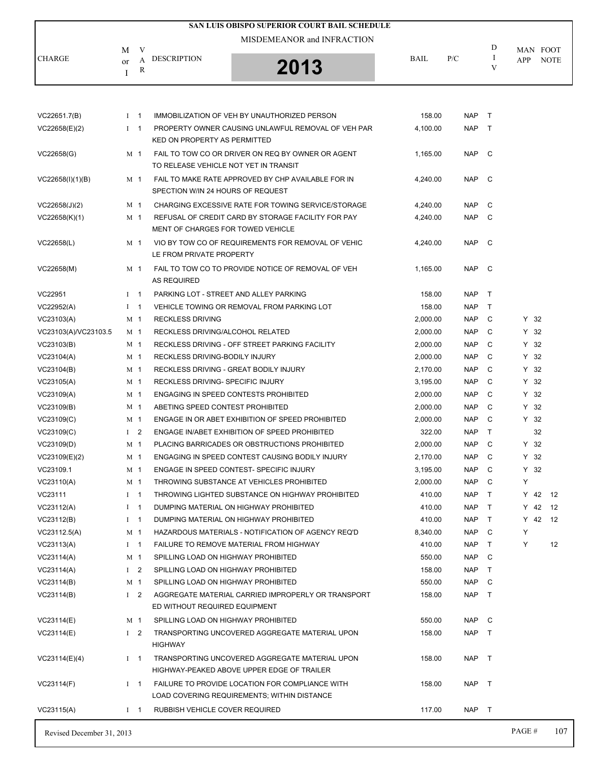# SAN LUIS OBISPO SUPERIOR COURT BAIL SCHEDULE

MISDEMEANOR and INFRACTION

**2013**

| CHARGE | M or I | VAR | DESCRIPTION | BAIL | P/C | DIV | MAN APP | FOOT NOTE |
|---|---|---|---|---|---|---|---|---|
| VC22651.7(B) | I | 1 | IMMOBILIZATION OF VEH BY UNAUTHORIZED PERSON | 158.00 | NAP | T | | |
| VC22658(E)(2) | I | 1 | PROPERTY OWNER CAUSING UNLAWFUL REMOVAL OF VEH PARKED ON PROPERTY AS PERMITTED | 4,100.00 | NAP | T | | |
| VC22658(G) | M | 1 | FAIL TO TOW CO OR DRIVER ON REQ BY OWNER OR AGENT TO RELEASE VEHICLE NOT YET IN TRANSIT | 1,165.00 | NAP | C | | |
| VC22658(I)(1)(B) | M | 1 | FAIL TO MAKE RATE APPROVED BY CHP AVAILABLE FOR INSPECTION W/IN 24 HOURS OF REQUEST | 4,240.00 | NAP | C | | |
| VC22658(J)(2) | M | 1 | CHARGING EXCESSIVE RATE FOR TOWING SERVICE/STORAGE | 4,240.00 | NAP | C | | |
| VC22658(K)(1) | M | 1 | REFUSAL OF CREDIT CARD BY STORAGE FACILITY FOR PAYMENT OF CHARGES FOR TOWED VEHICLE | 4,240.00 | NAP | C | | |
| VC22658(L) | M | 1 | VIO BY TOW CO OF REQUIREMENTS FOR REMOVAL OF VEHICLE FROM PRIVATE PROPERTY | 4,240.00 | NAP | C | | |
| VC22658(M) | M | 1 | FAIL TO TOW CO TO PROVIDE NOTICE OF REMOVAL OF VEH AS REQUIRED | 1,165.00 | NAP | C | | |
| VC22951 | I | 1 | PARKING LOT - STREET AND ALLEY PARKING | 158.00 | NAP | T | | |
| VC22952(A) | I | 1 | VEHICLE TOWING OR REMOVAL FROM PARKING LOT | 158.00 | NAP | T | | |
| VC23103(A) | M | 1 | RECKLESS DRIVING | 2,000.00 | NAP | C | Y | 32 |
| VC23103(A)/VC23103.5 | M | 1 | RECKLESS DRIVING/ALCOHOL RELATED | 2,000.00 | NAP | C | Y | 32 |
| VC23103(B) | M | 1 | RECKLESS DRIVING - OFF STREET PARKING FACILITY | 2,000.00 | NAP | C | Y | 32 |
| VC23104(A) | M | 1 | RECKLESS DRIVING-BODILY INJURY | 2,000.00 | NAP | C | Y | 32 |
| VC23104(B) | M | 1 | RECKLESS DRIVING - GREAT BODILY INJURY | 2,170.00 | NAP | C | Y | 32 |
| VC23105(A) | M | 1 | RECKLESS DRIVING- SPECIFIC INJURY | 3,195.00 | NAP | C | Y | 32 |
| VC23109(A) | M | 1 | ENGAGING IN SPEED CONTESTS PROHIBITED | 2,000.00 | NAP | C | Y | 32 |
| VC23109(B) | M | 1 | ABETING SPEED CONTEST PROHIBITED | 2,000.00 | NAP | C | Y | 32 |
| VC23109(C) | M | 1 | ENGAGE IN OR ABET EXHIBITION OF SPEED PROHIBITED | 2,000.00 | NAP | C | Y | 32 |
| VC23109(C) | I | 2 | ENGAGE IN/ABET EXHIBITION OF SPEED PROHIBITED | 322.00 | NAP | T | | 32 |
| VC23109(D) | M | 1 | PLACING BARRICADES OR OBSTRUCTIONS PROHIBITED | 2,000.00 | NAP | C | Y | 32 |
| VC23109(E)(2) | M | 1 | ENGAGING IN SPEED CONTEST CAUSING BODILY INJURY | 2,170.00 | NAP | C | Y | 32 |
| VC23109.1 | M | 1 | ENGAGE IN SPEED CONTEST- SPECIFIC INJURY | 3,195.00 | NAP | C | Y | 32 |
| VC23110(A) | M | 1 | THROWING SUBSTANCE AT VEHICLES PROHIBITED | 2,000.00 | NAP | C | Y | |
| VC23111 | I | 1 | THROWING LIGHTED SUBSTANCE ON HIGHWAY PROHIBITED | 410.00 | NAP | T | Y | 42 12 |
| VC23112(A) | I | 1 | DUMPING MATERIAL ON HIGHWAY PROHIBITED | 410.00 | NAP | T | Y | 42 12 |
| VC23112(B) | I | 1 | DUMPING MATERIAL ON HIGHWAY PROHIBITED | 410.00 | NAP | T | Y | 42 12 |
| VC23112.5(A) | M | 1 | HAZARDOUS MATERIALS - NOTIFICATION OF AGENCY REQ'D | 8,340.00 | NAP | C | Y | |
| VC23113(A) | I | 1 | FAILURE TO REMOVE MATERIAL FROM HIGHWAY | 410.00 | NAP | T | Y | 12 |
| VC23114(A) | M | 1 | SPILLING LOAD ON HIGHWAY PROHIBITED | 550.00 | NAP | C | | |
| VC23114(A) | I | 2 | SPILLING LOAD ON HIGHWAY PROHIBITED | 158.00 | NAP | T | | |
| VC23114(B) | M | 1 | SPILLING LOAD ON HIGHWAY PROHIBITED | 550.00 | NAP | C | | |
| VC23114(B) | I | 2 | AGGREGATE MATERIAL CARRIED IMPROPERLY OR TRANSPORTED WITHOUT REQUIRED EQUIPMENT | 158.00 | NAP | T | | |
| VC23114(E) | M | 1 | SPILLING LOAD ON HIGHWAY PROHIBITED | 550.00 | NAP | C | | |
| VC23114(E) | I | 2 | TRANSPORTING UNCOVERED AGGREGATE MATERIAL UPON HIGHWAY | 158.00 | NAP | T | | |
| VC23114(E)(4) | I | 1 | TRANSPORTING UNCOVERED AGGREGATE MATERIAL UPON HIGHWAY-PEAKED ABOVE UPPER EDGE OF TRAILER | 158.00 | NAP | T | | |
| VC23114(F) | I | 1 | FAILURE TO PROVIDE LOCATION FOR COMPLIANCE WITH LOAD COVERING REQUIREMENTS; WITHIN DISTANCE | 158.00 | NAP | T | | |
| VC23115(A) | I | 1 | RUBBISH VEHICLE COVER REQUIRED | 117.00 | NAP | T | | |

Revised December 31, 2013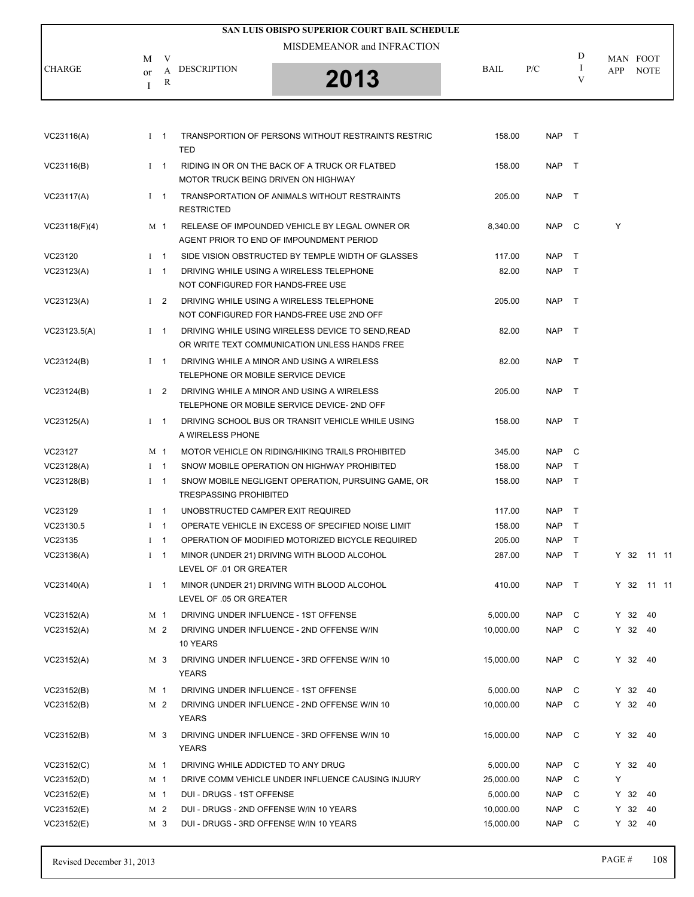**SAN LUIS OBISPO SUPERIOR COURT BAIL SCHEDULE**

MISDEMEANOR and INFRACTION

**2013**

| CHARGE | M or I | VAR | DESCRIPTION | BAIL | P/C | DIV | MAN APP | FOOT NOTE |
|---|---|---|---|---|---|---|---|---|
| VC23116(A) | I | 1 | TRANSPORTION OF PERSONS WITHOUT RESTRAINTS RESTRICTED | 158.00 | NAP | T | | |
| VC23116(B) | I | 1 | RIDING IN OR ON THE BACK OF A TRUCK OR FLATBED MOTOR TRUCK BEING DRIVEN ON HIGHWAY | 158.00 | NAP | T | | |
| VC23117(A) | I | 1 | TRANSPORTATION OF ANIMALS WITHOUT RESTRAINTS RESTRICTED | 205.00 | NAP | T | | |
| VC23118(F)(4) | M | 1 | RELEASE OF IMPOUNDED VEHICLE BY LEGAL OWNER OR AGENT PRIOR TO END OF IMPOUNDMENT PERIOD | 8,340.00 | NAP | C | Y | |
| VC23120 | I | 1 | SIDE VISION OBSTRUCTED BY TEMPLE WIDTH OF GLASSES | 117.00 | NAP | T | | |
| VC23123(A) | I | 1 | DRIVING WHILE USING A WIRELESS TELEPHONE NOT CONFIGURED FOR HANDS-FREE USE | 82.00 | NAP | T | | |
| VC23123(A) | I | 2 | DRIVING WHILE USING A WIRELESS TELEPHONE NOT CONFIGURED FOR HANDS-FREE USE 2ND OFF | 205.00 | NAP | T | | |
| VC23123.5(A) | I | 1 | DRIVING WHILE USING WIRELESS DEVICE TO SEND,READ OR WRITE TEXT COMMUNICATION UNLESS HANDS FREE | 82.00 | NAP | T | | |
| VC23124(B) | I | 1 | DRIVING WHILE A MINOR AND USING A WIRELESS TELEPHONE OR MOBILE SERVICE DEVICE | 82.00 | NAP | T | | |
| VC23124(B) | I | 2 | DRIVING WHILE A MINOR AND USING A WIRELESS TELEPHONE OR MOBILE SERVICE DEVICE- 2ND OFF | 205.00 | NAP | T | | |
| VC23125(A) | I | 1 | DRIVING SCHOOL BUS OR TRANSIT VEHICLE WHILE USING A WIRELESS PHONE | 158.00 | NAP | T | | |
| VC23127 | M | 1 | MOTOR VEHICLE ON RIDING/HIKING TRAILS PROHIBITED | 345.00 | NAP | C | | |
| VC23128(A) | I | 1 | SNOW MOBILE OPERATION ON HIGHWAY PROHIBITED | 158.00 | NAP | T | | |
| VC23128(B) | I | 1 | SNOW MOBILE NEGLIGENT OPERATION, PURSUING GAME, OR TRESPASSING PROHIBITED | 158.00 | NAP | T | | |
| VC23129 | I | 1 | UNOBSTRUCTED CAMPER EXIT REQUIRED | 117.00 | NAP | T | | |
| VC23130.5 | I | 1 | OPERATE VEHICLE IN EXCESS OF SPECIFIED NOISE LIMIT | 158.00 | NAP | T | | |
| VC23135 | I | 1 | OPERATION OF MODIFIED MOTORIZED BICYCLE REQUIRED | 205.00 | NAP | T | | |
| VC23136(A) | I | 1 | MINOR (UNDER 21) DRIVING WITH BLOOD ALCOHOL LEVEL OF .01 OR GREATER | 287.00 | NAP | T | Y | 32 11 11 |
| VC23140(A) | I | 1 | MINOR (UNDER 21) DRIVING WITH BLOOD ALCOHOL LEVEL OF .05 OR GREATER | 410.00 | NAP | T | Y | 32 11 11 |
| VC23152(A) | M | 1 | DRIVING UNDER INFLUENCE - 1ST OFFENSE | 5,000.00 | NAP | C | Y | 32 40 |
| VC23152(A) | M | 2 | DRIVING UNDER INFLUENCE - 2ND OFFENSE W/IN 10 YEARS | 10,000.00 | NAP | C | Y | 32 40 |
| VC23152(A) | M | 3 | DRIVING UNDER INFLUENCE - 3RD OFFENSE W/IN 10 YEARS | 15,000.00 | NAP | C | Y | 32 40 |
| VC23152(B) | M | 1 | DRIVING UNDER INFLUENCE - 1ST OFFENSE | 5,000.00 | NAP | C | Y | 32 40 |
| VC23152(B) | M | 2 | DRIVING UNDER INFLUENCE - 2ND OFFENSE W/IN 10 YEARS | 10,000.00 | NAP | C | Y | 32 40 |
| VC23152(B) | M | 3 | DRIVING UNDER INFLUENCE - 3RD OFFENSE W/IN 10 YEARS | 15,000.00 | NAP | C | Y | 32 40 |
| VC23152(C) | M | 1 | DRIVING WHILE ADDICTED TO ANY DRUG | 5,000.00 | NAP | C | Y | 32 40 |
| VC23152(D) | M | 1 | DRIVE COMM VEHICLE UNDER INFLUENCE CAUSING INJURY | 25,000.00 | NAP | C | Y | |
| VC23152(E) | M | 1 | DUI - DRUGS - 1ST OFFENSE | 5,000.00 | NAP | C | Y | 32 40 |
| VC23152(E) | M | 2 | DUI - DRUGS - 2ND OFFENSE W/IN 10 YEARS | 10,000.00 | NAP | C | Y | 32 40 |
| VC23152(E) | M | 3 | DUI - DRUGS - 3RD OFFENSE W/IN 10 YEARS | 15,000.00 | NAP | C | Y | 32 40 |

Revised December 31, 2013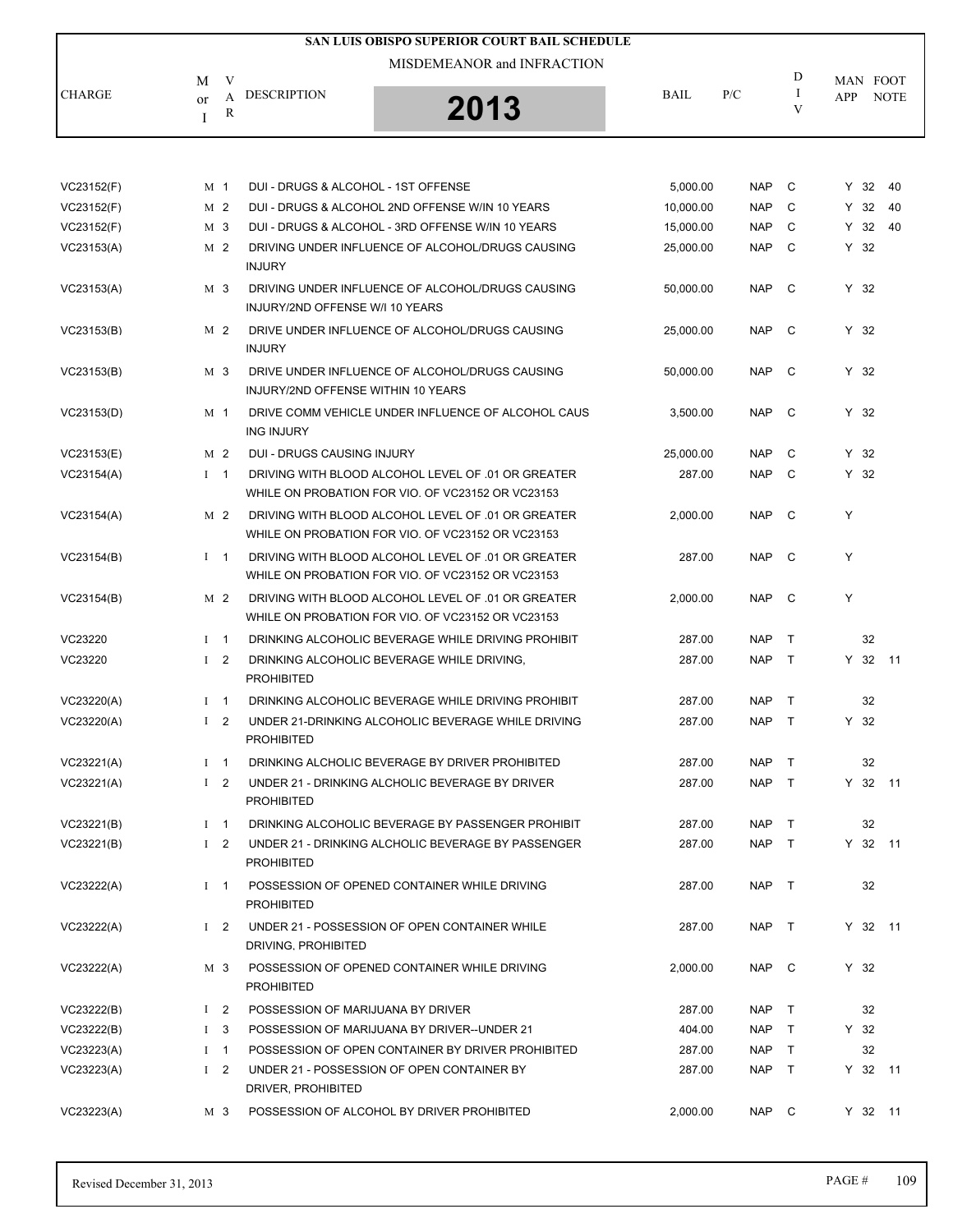# SAN LUIS OBISPO SUPERIOR COURT BAIL SCHEDULE

MISDEMEANOR and INFRACTION

**2013**

| CHARGE | M or I | VAR | DESCRIPTION | BAIL | P/C | DIV | MAN APP | | FOOT NOTE |
|---|---|---|---|---|---|---|---|---|---|
| VC23152(F) | M | 1 | DUI - DRUGS & ALCOHOL - 1ST OFFENSE | 5,000.00 | NAP | C | Y | 32 | 40 |
| VC23152(F) | M | 2 | DUI - DRUGS & ALCOHOL 2ND OFFENSE W/IN 10 YEARS | 10,000.00 | NAP | C | Y | 32 | 40 |
| VC23152(F) | M | 3 | DUI - DRUGS & ALCOHOL - 3RD OFFENSE W/IN 10 YEARS | 15,000.00 | NAP | C | Y | 32 | 40 |
| VC23153(A) | M | 2 | DRIVING UNDER INFLUENCE OF ALCOHOL/DRUGS CAUSING INJURY | 25,000.00 | NAP | C | Y | 32 | |
| VC23153(A) | M | 3 | DRIVING UNDER INFLUENCE OF ALCOHOL/DRUGS CAUSING INJURY/2ND OFFENSE W/I 10 YEARS | 50,000.00 | NAP | C | Y | 32 | |
| VC23153(B) | M | 2 | DRIVE UNDER INFLUENCE OF ALCOHOL/DRUGS CAUSING INJURY | 25,000.00 | NAP | C | Y | 32 | |
| VC23153(B) | M | 3 | DRIVE UNDER INFLUENCE OF ALCOHOL/DRUGS CAUSING INJURY/2ND OFFENSE WITHIN 10 YEARS | 50,000.00 | NAP | C | Y | 32 | |
| VC23153(D) | M | 1 | DRIVE COMM VEHICLE UNDER INFLUENCE OF ALCOHOL CAUS ING INJURY | 3,500.00 | NAP | C | Y | 32 | |
| VC23153(E) | M | 2 | DUI - DRUGS CAUSING INJURY | 25,000.00 | NAP | C | Y | 32 | |
| VC23154(A) | I | 1 | DRIVING WITH BLOOD ALCOHOL LEVEL OF .01 OR GREATER WHILE ON PROBATION FOR VIO. OF VC23152 OR VC23153 | 287.00 | NAP | C | Y | 32 | |
| VC23154(A) | M | 2 | DRIVING WITH BLOOD ALCOHOL LEVEL OF .01 OR GREATER WHILE ON PROBATION FOR VIO. OF VC23152 OR VC23153 | 2,000.00 | NAP | C | Y | | |
| VC23154(B) | I | 1 | DRIVING WITH BLOOD ALCOHOL LEVEL OF .01 OR GREATER WHILE ON PROBATION FOR VIO. OF VC23152 OR VC23153 | 287.00 | NAP | C | Y | | |
| VC23154(B) | M | 2 | DRIVING WITH BLOOD ALCOHOL LEVEL OF .01 OR GREATER WHILE ON PROBATION FOR VIO. OF VC23152 OR VC23153 | 2,000.00 | NAP | C | Y | | |
| VC23220 | I | 1 | DRINKING ALCOHOLIC BEVERAGE WHILE DRIVING PROHIBIT | 287.00 | NAP | T | | 32 | |
| VC23220 | I | 2 | DRINKING ALCOHOLIC BEVERAGE WHILE DRIVING, PROHIBITED | 287.00 | NAP | T | Y | 32 | 11 |
| VC23220(A) | I | 1 | DRINKING ALCOHOLIC BEVERAGE WHILE DRIVING PROHIBIT | 287.00 | NAP | T | | 32 | |
| VC23220(A) | I | 2 | UNDER 21-DRINKING ALCOHOLIC BEVERAGE WHILE DRIVING PROHIBITED | 287.00 | NAP | T | Y | 32 | |
| VC23221(A) | I | 1 | DRINKING ALCHOLIC BEVERAGE BY DRIVER PROHIBITED | 287.00 | NAP | T | | 32 | |
| VC23221(A) | I | 2 | UNDER 21 - DRINKING ALCHOLIC BEVERAGE BY DRIVER PROHIBITED | 287.00 | NAP | T | Y | 32 | 11 |
| VC23221(B) | I | 1 | DRINKING ALCOHOLIC BEVERAGE BY PASSENGER PROHIBIT | 287.00 | NAP | T | | 32 | |
| VC23221(B) | I | 2 | UNDER 21 - DRINKING ALCHOLIC BEVERAGE BY PASSENGER PROHIBITED | 287.00 | NAP | T | Y | 32 | 11 |
| VC23222(A) | I | 1 | POSSESSION OF OPENED CONTAINER WHILE DRIVING PROHIBITED | 287.00 | NAP | T | | 32 | |
| VC23222(A) | I | 2 | UNDER 21 - POSSESSION OF OPEN CONTAINER WHILE DRIVING, PROHIBITED | 287.00 | NAP | T | Y | 32 | 11 |
| VC23222(A) | M | 3 | POSSESSION OF OPENED CONTAINER WHILE DRIVING PROHIBITED | 2,000.00 | NAP | C | Y | 32 | |
| VC23222(B) | I | 2 | POSSESSION OF MARIJUANA BY DRIVER | 287.00 | NAP | T | | 32 | |
| VC23222(B) | I | 3 | POSSESSION OF MARIJUANA BY DRIVER--UNDER 21 | 404.00 | NAP | T | Y | 32 | |
| VC23223(A) | I | 1 | POSSESSION OF OPEN CONTAINER BY DRIVER PROHIBITED | 287.00 | NAP | T | | 32 | |
| VC23223(A) | I | 2 | UNDER 21 - POSSESSION OF OPEN CONTAINER BY DRIVER, PROHIBITED | 287.00 | NAP | T | Y | 32 | 11 |
| VC23223(A) | M | 3 | POSSESSION OF ALCOHOL BY DRIVER PROHIBITED | 2,000.00 | NAP | C | Y | 32 | 11 |

Revised December 31, 2013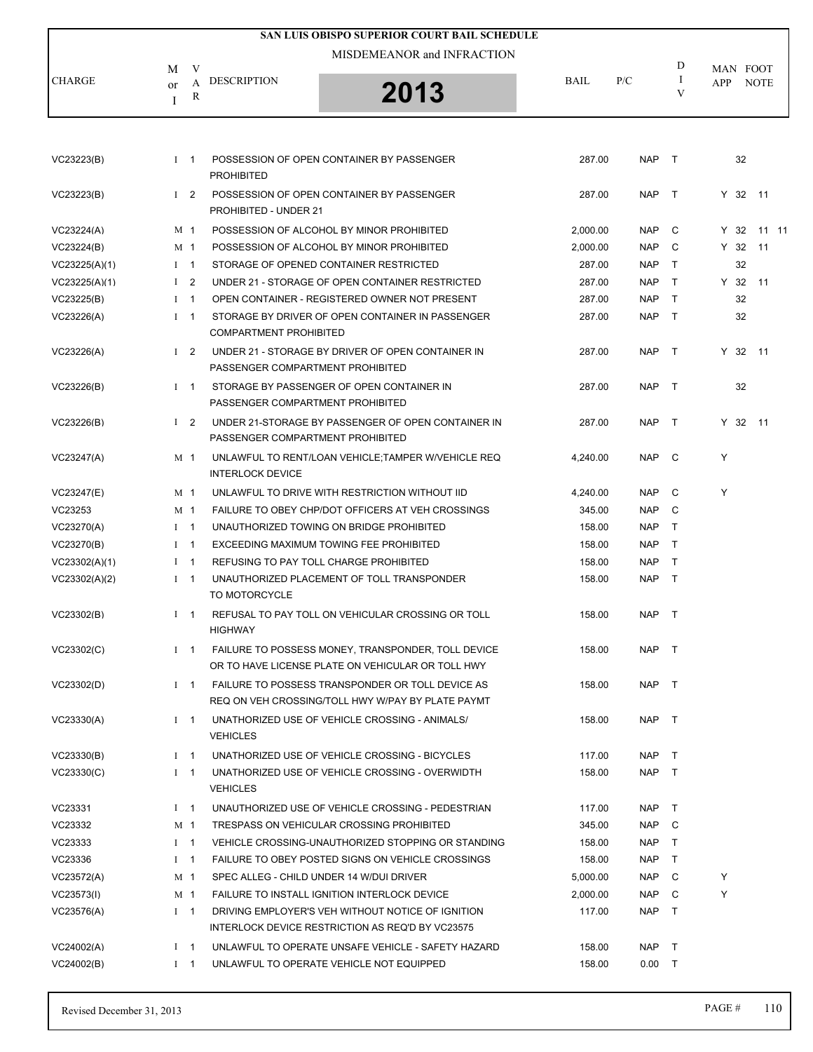# SAN LUIS OBISPO SUPERIOR COURT BAIL SCHEDULE

MISDEMEANOR and INFRACTION

**2013**

| CHARGE | M or I | VAR | DESCRIPTION | BAIL | P/C | DIV | MAN APP | FOOT NOTE | |
|---|---|---|---|---|---|---|---|---|---|
| VC23223(B) | I | 1 | POSSESSION OF OPEN CONTAINER BY PASSENGER PROHIBITED | 287.00 | NAP | T | | 32 | |
| VC23223(B) | I | 2 | POSSESSION OF OPEN CONTAINER BY PASSENGER PROHIBITED - UNDER 21 | 287.00 | NAP | T | Y | 32 | 11 |
| VC23224(A) | M | 1 | POSSESSION OF ALCOHOL BY MINOR PROHIBITED | 2,000.00 | NAP | C | Y | 32 | 11 11 |
| VC23224(B) | M | 1 | POSSESSION OF ALCOHOL BY MINOR PROHIBITED | 2,000.00 | NAP | C | Y | 32 | 11 |
| VC23225(A)(1) | I | 1 | STORAGE OF OPENED CONTAINER RESTRICTED | 287.00 | NAP | T | | 32 | |
| VC23225(A)(1) | I | 2 | UNDER 21 - STORAGE OF OPEN CONTAINER RESTRICTED | 287.00 | NAP | T | Y | 32 | 11 |
| VC23225(B) | I | 1 | OPEN CONTAINER - REGISTERED OWNER NOT PRESENT | 287.00 | NAP | T | | 32 | |
| VC23226(A) | I | 1 | STORAGE BY DRIVER OF OPEN CONTAINER IN PASSENGER COMPARTMENT PROHIBITED | 287.00 | NAP | T | | 32 | |
| VC23226(A) | I | 2 | UNDER 21 - STORAGE BY DRIVER OF OPEN CONTAINER IN PASSENGER COMPARTMENT PROHIBITED | 287.00 | NAP | T | Y | 32 | 11 |
| VC23226(B) | I | 1 | STORAGE BY PASSENGER OF OPEN CONTAINER IN PASSENGER COMPARTMENT PROHIBITED | 287.00 | NAP | T | | 32 | |
| VC23226(B) | I | 2 | UNDER 21-STORAGE BY PASSENGER OF OPEN CONTAINER IN PASSENGER COMPARTMENT PROHIBITED | 287.00 | NAP | T | Y | 32 | 11 |
| VC23247(A) | M | 1 | UNLAWFUL TO RENT/LOAN VEHICLE;TAMPER W/VEHICLE REQ INTERLOCK DEVICE | 4,240.00 | NAP | C | Y | | |
| VC23247(E) | M | 1 | UNLAWFUL TO DRIVE WITH RESTRICTION WITHOUT IID | 4,240.00 | NAP | C | Y | | |
| VC23253 | M | 1 | FAILURE TO OBEY CHP/DOT OFFICERS AT VEH CROSSINGS | 345.00 | NAP | C | | | |
| VC23270(A) | I | 1 | UNAUTHORIZED TOWING ON BRIDGE PROHIBITED | 158.00 | NAP | T | | | |
| VC23270(B) | I | 1 | EXCEEDING MAXIMUM TOWING FEE PROHIBITED | 158.00 | NAP | T | | | |
| VC23302(A)(1) | I | 1 | REFUSING TO PAY TOLL CHARGE PROHIBITED | 158.00 | NAP | T | | | |
| VC23302(A)(2) | I | 1 | UNAUTHORIZED PLACEMENT OF TOLL TRANSPONDER TO MOTORCYCLE | 158.00 | NAP | T | | | |
| VC23302(B) | I | 1 | REFUSAL TO PAY TOLL ON VEHICULAR CROSSING OR TOLL HIGHWAY | 158.00 | NAP | T | | | |
| VC23302(C) | I | 1 | FAILURE TO POSSESS MONEY, TRANSPONDER, TOLL DEVICE OR TO HAVE LICENSE PLATE ON VEHICULAR OR TOLL HWY | 158.00 | NAP | T | | | |
| VC23302(D) | I | 1 | FAILURE TO POSSESS TRANSPONDER OR TOLL DEVICE AS REQ ON VEH CROSSING/TOLL HWY W/PAY BY PLATE PAYMT | 158.00 | NAP | T | | | |
| VC23330(A) | I | 1 | UNATHORIZED USE OF VEHICLE CROSSING - ANIMALS/ VEHICLES | 158.00 | NAP | T | | | |
| VC23330(B) | I | 1 | UNATHORIZED USE OF VEHICLE CROSSING - BICYCLES | 117.00 | NAP | T | | | |
| VC23330(C) | I | 1 | UNATHORIZED USE OF VEHICLE CROSSING - OVERWIDTH VEHICLES | 158.00 | NAP | T | | | |
| VC23331 | I | 1 | UNAUTHORIZED USE OF VEHICLE CROSSING - PEDESTRIAN | 117.00 | NAP | T | | | |
| VC23332 | M | 1 | TRESPASS ON VEHICULAR CROSSING PROHIBITED | 345.00 | NAP | C | | | |
| VC23333 | I | 1 | VEHICLE CROSSING-UNAUTHORIZED STOPPING OR STANDING | 158.00 | NAP | T | | | |
| VC23336 | I | 1 | FAILURE TO OBEY POSTED SIGNS ON VEHICLE CROSSINGS | 158.00 | NAP | T | | | |
| VC23572(A) | M | 1 | SPEC ALLEG - CHILD UNDER 14 W/DUI DRIVER | 5,000.00 | NAP | C | Y | | |
| VC23573(I) | M | 1 | FAILURE TO INSTALL IGNITION INTERLOCK DEVICE | 2,000.00 | NAP | C | Y | | |
| VC23576(A) | I | 1 | DRIVING EMPLOYER'S VEH WITHOUT NOTICE OF IGNITION INTERLOCK DEVICE RESTRICTION AS REQ'D BY VC23575 | 117.00 | NAP | T | | | |
| VC24002(A) | I | 1 | UNLAWFUL TO OPERATE UNSAFE VEHICLE - SAFETY HAZARD | 158.00 | NAP | T | | | |
| VC24002(B) | I | 1 | UNLAWFUL TO OPERATE VEHICLE NOT EQUIPPED | 158.00 | 0.00 | T | | | |

Revised December 31, 2013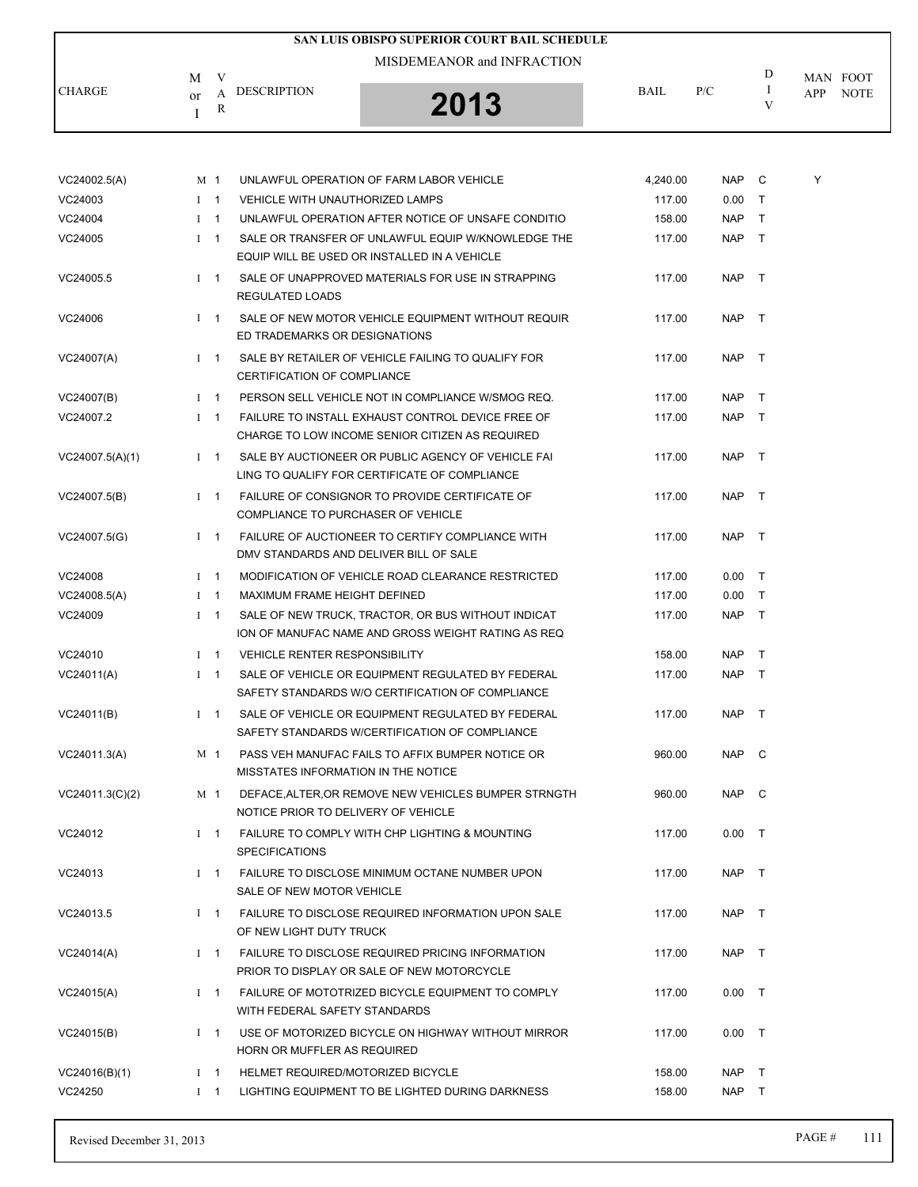# SAN LUIS OBISPO SUPERIOR COURT BAIL SCHEDULE

MISDEMEANOR and INFRACTION

**2013**

| CHARGE | M or I | VAR | DESCRIPTION | BAIL | P/C | DIV | MAN APP | FOOT NOTE |
|---|---|---|---|---|---|---|---|---|
| VC24002.5(A) | M | 1 | UNLAWFUL OPERATION OF FARM LABOR VEHICLE | 4,240.00 | NAP | C | Y | |
| VC24003 | I | 1 | VEHICLE WITH UNAUTHORIZED LAMPS | 117.00 | 0.00 | T | | |
| VC24004 | I | 1 | UNLAWFUL OPERATION AFTER NOTICE OF UNSAFE CONDITIO | 158.00 | NAP | T | | |
| VC24005 | I | 1 | SALE OR TRANSFER OF UNLAWFUL EQUIP W/KNOWLEDGE THE EQUIP WILL BE USED OR INSTALLED IN A VEHICLE | 117.00 | NAP | T | | |
| VC24005.5 | I | 1 | SALE OF UNAPPROVED MATERIALS FOR USE IN STRAPPING REGULATED LOADS | 117.00 | NAP | T | | |
| VC24006 | I | 1 | SALE OF NEW MOTOR VEHICLE EQUIPMENT WITHOUT REQUIR ED TRADEMARKS OR DESIGNATIONS | 117.00 | NAP | T | | |
| VC24007(A) | I | 1 | SALE BY RETAILER OF VEHICLE FAILING TO QUALIFY FOR CERTIFICATION OF COMPLIANCE | 117.00 | NAP | T | | |
| VC24007(B) | I | 1 | PERSON SELL VEHICLE NOT IN COMPLIANCE W/SMOG REQ. | 117.00 | NAP | T | | |
| VC24007.2 | I | 1 | FAILURE TO INSTALL EXHAUST CONTROL DEVICE FREE OF CHARGE TO LOW INCOME SENIOR CITIZEN AS REQUIRED | 117.00 | NAP | T | | |
| VC24007.5(A)(1) | I | 1 | SALE BY AUCTIONEER OR PUBLIC AGENCY OF VEHICLE FAI LING TO QUALIFY FOR CERTIFICATE OF COMPLIANCE | 117.00 | NAP | T | | |
| VC24007.5(B) | I | 1 | FAILURE OF CONSIGNOR TO PROVIDE CERTIFICATE OF COMPLIANCE TO PURCHASER OF VEHICLE | 117.00 | NAP | T | | |
| VC24007.5(G) | I | 1 | FAILURE OF AUCTIONEER TO CERTIFY COMPLIANCE WITH DMV STANDARDS AND DELIVER BILL OF SALE | 117.00 | NAP | T | | |
| VC24008 | I | 1 | MODIFICATION OF VEHICLE ROAD CLEARANCE RESTRICTED | 117.00 | 0.00 | T | | |
| VC24008.5(A) | I | 1 | MAXIMUM FRAME HEIGHT DEFINED | 117.00 | 0.00 | T | | |
| VC24009 | I | 1 | SALE OF NEW TRUCK, TRACTOR, OR BUS WITHOUT INDICAT ION OF MANUFAC NAME AND GROSS WEIGHT RATING AS REQ | 117.00 | NAP | T | | |
| VC24010 | I | 1 | VEHICLE RENTER RESPONSIBILITY | 158.00 | NAP | T | | |
| VC24011(A) | I | 1 | SALE OF VEHICLE OR EQUIPMENT REGULATED BY FEDERAL SAFETY STANDARDS W/O CERTIFICATION OF COMPLIANCE | 117.00 | NAP | T | | |
| VC24011(B) | I | 1 | SALE OF VEHICLE OR EQUIPMENT REGULATED BY FEDERAL SAFETY STANDARDS W/CERTIFICATION OF COMPLIANCE | 117.00 | NAP | T | | |
| VC24011.3(A) | M | 1 | PASS VEH MANUFAC FAILS TO AFFIX BUMPER NOTICE OR MISSTATES INFORMATION IN THE NOTICE | 960.00 | NAP | C | | |
| VC24011.3(C)(2) | M | 1 | DEFACE,ALTER,OR REMOVE NEW VEHICLES BUMPER STRNGTH NOTICE PRIOR TO DELIVERY OF VEHICLE | 960.00 | NAP | C | | |
| VC24012 | I | 1 | FAILURE TO COMPLY WITH CHP LIGHTING & MOUNTING SPECIFICATIONS | 117.00 | 0.00 | T | | |
| VC24013 | I | 1 | FAILURE TO DISCLOSE MINIMUM OCTANE NUMBER UPON SALE OF NEW MOTOR VEHICLE | 117.00 | NAP | T | | |
| VC24013.5 | I | 1 | FAILURE TO DISCLOSE REQUIRED INFORMATION UPON SALE OF NEW LIGHT DUTY TRUCK | 117.00 | NAP | T | | |
| VC24014(A) | I | 1 | FAILURE TO DISCLOSE REQUIRED PRICING INFORMATION PRIOR TO DISPLAY OR SALE OF NEW MOTORCYCLE | 117.00 | NAP | T | | |
| VC24015(A) | I | 1 | FAILURE OF MOTOTRIZED BICYCLE EQUIPMENT TO COMPLY WITH FEDERAL SAFETY STANDARDS | 117.00 | 0.00 | T | | |
| VC24015(B) | I | 1 | USE OF MOTORIZED BICYCLE ON HIGHWAY WITHOUT MIRROR HORN OR MUFFLER AS REQUIRED | 117.00 | 0.00 | T | | |
| VC24016(B)(1) | I | 1 | HELMET REQUIRED/MOTORIZED BICYCLE | 158.00 | NAP | T | | |
| VC24250 | I | 1 | LIGHTING EQUIPMENT TO BE LIGHTED DURING DARKNESS | 158.00 | NAP | T | | |

Revised December 31, 2013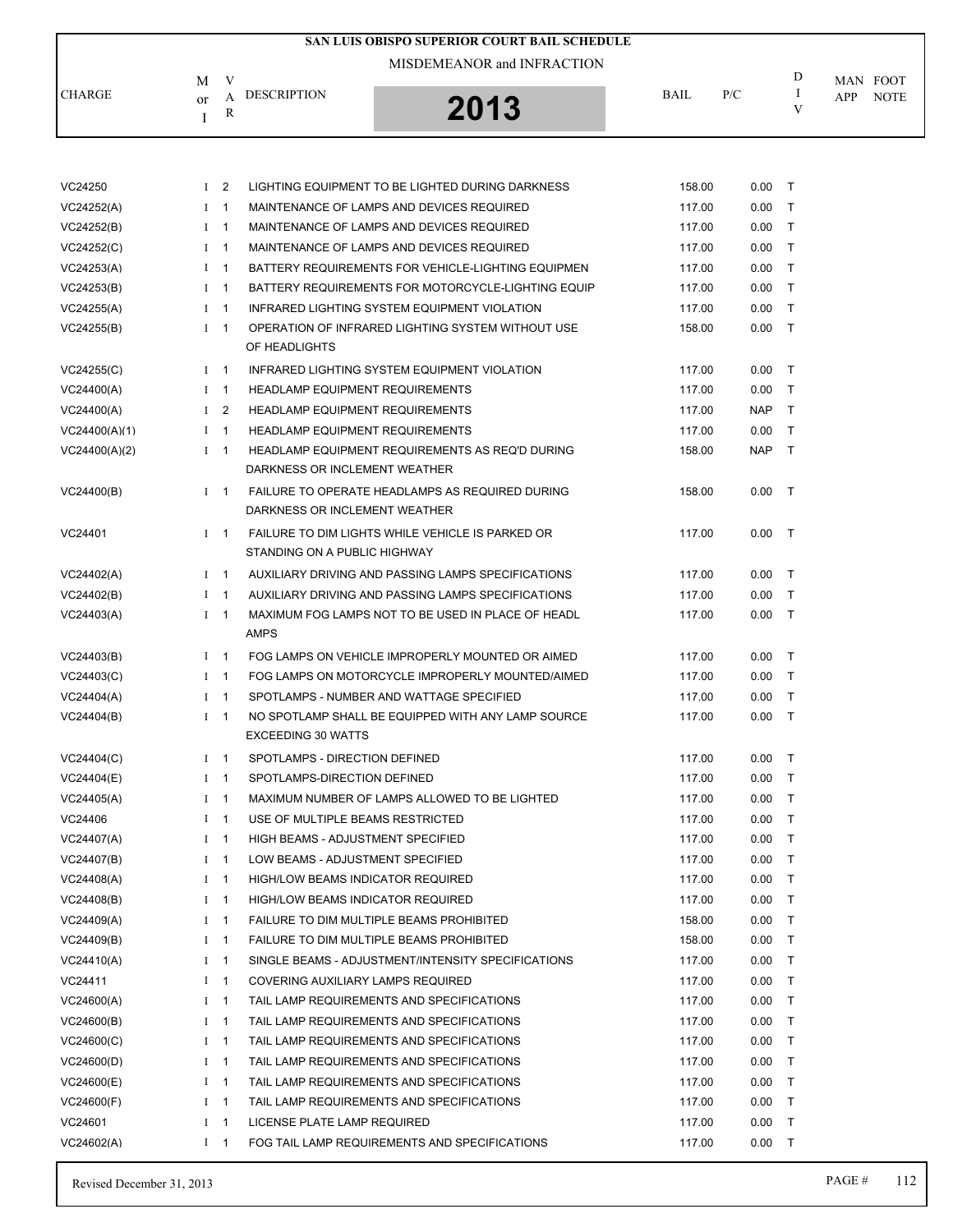# SAN LUIS OBISPO SUPERIOR COURT BAIL SCHEDULE

MISDEMEANOR and INFRACTION

**2013**

| CHARGE | M or I | VAR | DESCRIPTION | BAIL | P/C | DIV | MAN APP | FOOT NOTE |
|---|---|---|---|---|---|---|---|---|
| VC24250 | I | 2 | LIGHTING EQUIPMENT TO BE LIGHTED DURING DARKNESS | 158.00 | 0.00 | T | | |
| VC24252(A) | I | 1 | MAINTENANCE OF LAMPS AND DEVICES REQUIRED | 117.00 | 0.00 | T | | |
| VC24252(B) | I | 1 | MAINTENANCE OF LAMPS AND DEVICES REQUIRED | 117.00 | 0.00 | T | | |
| VC24252(C) | I | 1 | MAINTENANCE OF LAMPS AND DEVICES REQUIRED | 117.00 | 0.00 | T | | |
| VC24253(A) | I | 1 | BATTERY REQUIREMENTS FOR VEHICLE-LIGHTING EQUIPMEN | 117.00 | 0.00 | T | | |
| VC24253(B) | I | 1 | BATTERY REQUIREMENTS FOR MOTORCYCLE-LIGHTING EQUIP | 117.00 | 0.00 | T | | |
| VC24255(A) | I | 1 | INFRARED LIGHTING SYSTEM EQUIPMENT VIOLATION | 117.00 | 0.00 | T | | |
| VC24255(B) | I | 1 | OPERATION OF INFRARED LIGHTING SYSTEM WITHOUT USE OF HEADLIGHTS | 158.00 | 0.00 | T | | |
| VC24255(C) | I | 1 | INFRARED LIGHTING SYSTEM EQUIPMENT VIOLATION | 117.00 | 0.00 | T | | |
| VC24400(A) | I | 1 | HEADLAMP EQUIPMENT REQUIREMENTS | 117.00 | 0.00 | T | | |
| VC24400(A) | I | 2 | HEADLAMP EQUIPMENT REQUIREMENTS | 117.00 | NAP | T | | |
| VC24400(A)(1) | I | 1 | HEADLAMP EQUIPMENT REQUIREMENTS | 117.00 | 0.00 | T | | |
| VC24400(A)(2) | I | 1 | HEADLAMP EQUIPMENT REQUIREMENTS AS REQ'D DURING DARKNESS OR INCLEMENT WEATHER | 158.00 | NAP | T | | |
| VC24400(B) | I | 1 | FAILURE TO OPERATE HEADLAMPS AS REQUIRED DURING DARKNESS OR INCLEMENT WEATHER | 158.00 | 0.00 | T | | |
| VC24401 | I | 1 | FAILURE TO DIM LIGHTS WHILE VEHICLE IS PARKED OR STANDING ON A PUBLIC HIGHWAY | 117.00 | 0.00 | T | | |
| VC24402(A) | I | 1 | AUXILIARY DRIVING AND PASSING LAMPS SPECIFICATIONS | 117.00 | 0.00 | T | | |
| VC24402(B) | I | 1 | AUXILIARY DRIVING AND PASSING LAMPS SPECIFICATIONS | 117.00 | 0.00 | T | | |
| VC24403(A) | I | 1 | MAXIMUM FOG LAMPS NOT TO BE USED IN PLACE OF HEADL AMPS | 117.00 | 0.00 | T | | |
| VC24403(B) | I | 1 | FOG LAMPS ON VEHICLE IMPROPERLY MOUNTED OR AIMED | 117.00 | 0.00 | T | | |
| VC24403(C) | I | 1 | FOG LAMPS ON MOTORCYCLE IMPROPERLY MOUNTED/AIMED | 117.00 | 0.00 | T | | |
| VC24404(A) | I | 1 | SPOTLAMPS - NUMBER AND WATTAGE SPECIFIED | 117.00 | 0.00 | T | | |
| VC24404(B) | I | 1 | NO SPOTLAMP SHALL BE EQUIPPED WITH ANY LAMP SOURCE EXCEEDING 30 WATTS | 117.00 | 0.00 | T | | |
| VC24404(C) | I | 1 | SPOTLAMPS - DIRECTION DEFINED | 117.00 | 0.00 | T | | |
| VC24404(E) | I | 1 | SPOTLAMPS-DIRECTION DEFINED | 117.00 | 0.00 | T | | |
| VC24405(A) | I | 1 | MAXIMUM NUMBER OF LAMPS ALLOWED TO BE LIGHTED | 117.00 | 0.00 | T | | |
| VC24406 | I | 1 | USE OF MULTIPLE BEAMS RESTRICTED | 117.00 | 0.00 | T | | |
| VC24407(A) | I | 1 | HIGH BEAMS - ADJUSTMENT SPECIFIED | 117.00 | 0.00 | T | | |
| VC24407(B) | I | 1 | LOW BEAMS - ADJUSTMENT SPECIFIED | 117.00 | 0.00 | T | | |
| VC24408(A) | I | 1 | HIGH/LOW BEAMS INDICATOR REQUIRED | 117.00 | 0.00 | T | | |
| VC24408(B) | I | 1 | HIGH/LOW BEAMS INDICATOR REQUIRED | 117.00 | 0.00 | T | | |
| VC24409(A) | I | 1 | FAILURE TO DIM MULTIPLE BEAMS PROHIBITED | 158.00 | 0.00 | T | | |
| VC24409(B) | I | 1 | FAILURE TO DIM MULTIPLE BEAMS PROHIBITED | 158.00 | 0.00 | T | | |
| VC24410(A) | I | 1 | SINGLE BEAMS - ADJUSTMENT/INTENSITY SPECIFICATIONS | 117.00 | 0.00 | T | | |
| VC24411 | I | 1 | COVERING AUXILIARY LAMPS REQUIRED | 117.00 | 0.00 | T | | |
| VC24600(A) | I | 1 | TAIL LAMP REQUIREMENTS AND SPECIFICATIONS | 117.00 | 0.00 | T | | |
| VC24600(B) | I | 1 | TAIL LAMP REQUIREMENTS AND SPECIFICATIONS | 117.00 | 0.00 | T | | |
| VC24600(C) | I | 1 | TAIL LAMP REQUIREMENTS AND SPECIFICATIONS | 117.00 | 0.00 | T | | |
| VC24600(D) | I | 1 | TAIL LAMP REQUIREMENTS AND SPECIFICATIONS | 117.00 | 0.00 | T | | |
| VC24600(E) | I | 1 | TAIL LAMP REQUIREMENTS AND SPECIFICATIONS | 117.00 | 0.00 | T | | |
| VC24600(F) | I | 1 | TAIL LAMP REQUIREMENTS AND SPECIFICATIONS | 117.00 | 0.00 | T | | |
| VC24601 | I | 1 | LICENSE PLATE LAMP REQUIRED | 117.00 | 0.00 | T | | |
| VC24602(A) | I | 1 | FOG TAIL LAMP REQUIREMENTS AND SPECIFICATIONS | 117.00 | 0.00 | T | | |

Revised December 31, 2013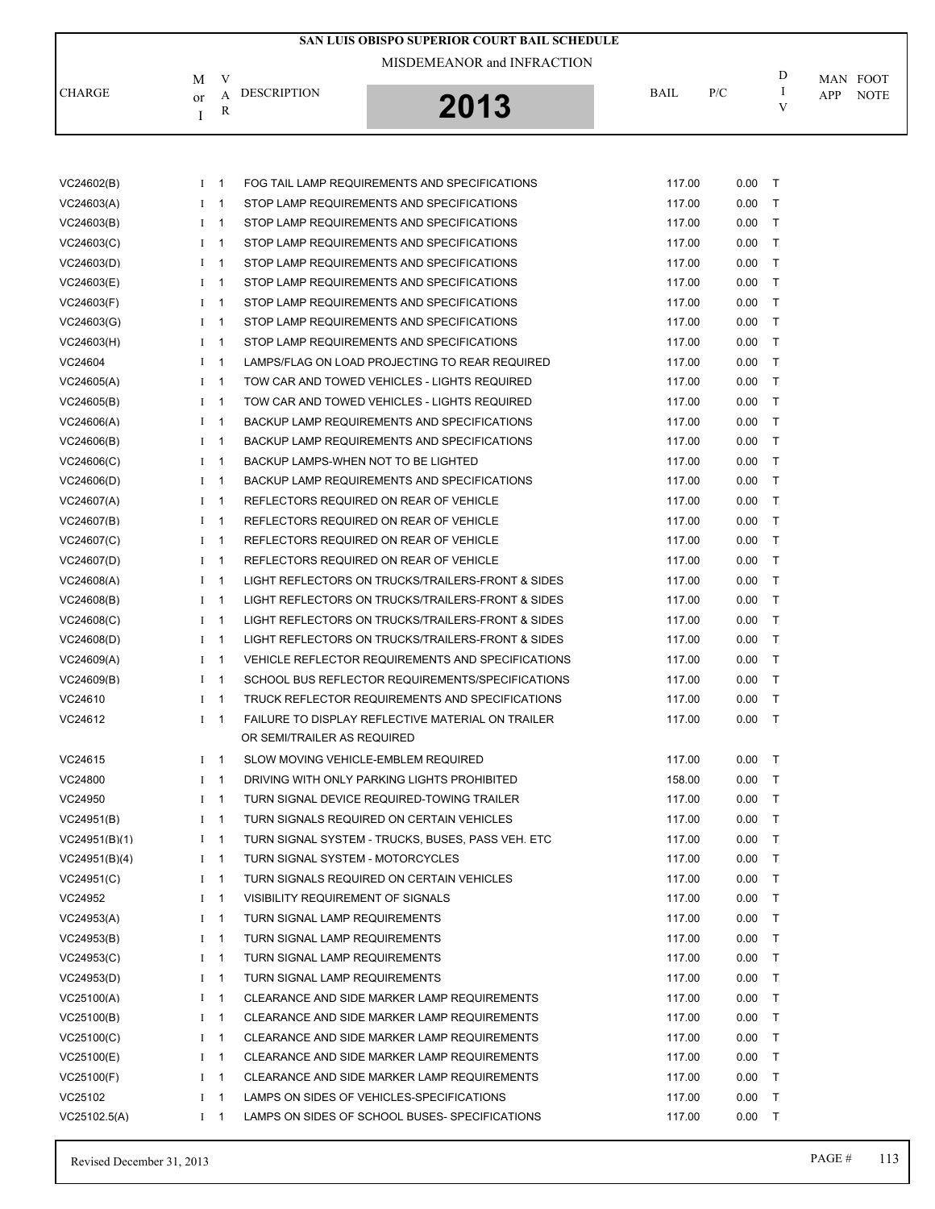# SAN LUIS OBISPO SUPERIOR COURT BAIL SCHEDULE

MISDEMEANOR and INFRACTION

**2013**

| CHARGE | M or I | VAR | DESCRIPTION | BAIL | P/C | DIV | MAN APP | FOOT NOTE |
|---|---|---|---|---|---|---|---|---|
| VC24602(B) | I | 1 | FOG TAIL LAMP REQUIREMENTS AND SPECIFICATIONS | 117.00 | 0.00 | T | | |
| VC24603(A) | I | 1 | STOP LAMP REQUIREMENTS AND SPECIFICATIONS | 117.00 | 0.00 | T | | |
| VC24603(B) | I | 1 | STOP LAMP REQUIREMENTS AND SPECIFICATIONS | 117.00 | 0.00 | T | | |
| VC24603(C) | I | 1 | STOP LAMP REQUIREMENTS AND SPECIFICATIONS | 117.00 | 0.00 | T | | |
| VC24603(D) | I | 1 | STOP LAMP REQUIREMENTS AND SPECIFICATIONS | 117.00 | 0.00 | T | | |
| VC24603(E) | I | 1 | STOP LAMP REQUIREMENTS AND SPECIFICATIONS | 117.00 | 0.00 | T | | |
| VC24603(F) | I | 1 | STOP LAMP REQUIREMENTS AND SPECIFICATIONS | 117.00 | 0.00 | T | | |
| VC24603(G) | I | 1 | STOP LAMP REQUIREMENTS AND SPECIFICATIONS | 117.00 | 0.00 | T | | |
| VC24603(H) | I | 1 | STOP LAMP REQUIREMENTS AND SPECIFICATIONS | 117.00 | 0.00 | T | | |
| VC24604 | I | 1 | LAMPS/FLAG ON LOAD PROJECTING TO REAR REQUIRED | 117.00 | 0.00 | T | | |
| VC24605(A) | I | 1 | TOW CAR AND TOWED VEHICLES - LIGHTS REQUIRED | 117.00 | 0.00 | T | | |
| VC24605(B) | I | 1 | TOW CAR AND TOWED VEHICLES - LIGHTS REQUIRED | 117.00 | 0.00 | T | | |
| VC24606(A) | I | 1 | BACKUP LAMP REQUIREMENTS AND SPECIFICATIONS | 117.00 | 0.00 | T | | |
| VC24606(B) | I | 1 | BACKUP LAMP REQUIREMENTS AND SPECIFICATIONS | 117.00 | 0.00 | T | | |
| VC24606(C) | I | 1 | BACKUP LAMPS-WHEN NOT TO BE LIGHTED | 117.00 | 0.00 | T | | |
| VC24606(D) | I | 1 | BACKUP LAMP REQUIREMENTS AND SPECIFICATIONS | 117.00 | 0.00 | T | | |
| VC24607(A) | I | 1 | REFLECTORS REQUIRED ON REAR OF VEHICLE | 117.00 | 0.00 | T | | |
| VC24607(B) | I | 1 | REFLECTORS REQUIRED ON REAR OF VEHICLE | 117.00 | 0.00 | T | | |
| VC24607(C) | I | 1 | REFLECTORS REQUIRED ON REAR OF VEHICLE | 117.00 | 0.00 | T | | |
| VC24607(D) | I | 1 | REFLECTORS REQUIRED ON REAR OF VEHICLE | 117.00 | 0.00 | T | | |
| VC24608(A) | I | 1 | LIGHT REFLECTORS ON TRUCKS/TRAILERS-FRONT & SIDES | 117.00 | 0.00 | T | | |
| VC24608(B) | I | 1 | LIGHT REFLECTORS ON TRUCKS/TRAILERS-FRONT & SIDES | 117.00 | 0.00 | T | | |
| VC24608(C) | I | 1 | LIGHT REFLECTORS ON TRUCKS/TRAILERS-FRONT & SIDES | 117.00 | 0.00 | T | | |
| VC24608(D) | I | 1 | LIGHT REFLECTORS ON TRUCKS/TRAILERS-FRONT & SIDES | 117.00 | 0.00 | T | | |
| VC24609(A) | I | 1 | VEHICLE REFLECTOR REQUIREMENTS AND SPECIFICATIONS | 117.00 | 0.00 | T | | |
| VC24609(B) | I | 1 | SCHOOL BUS REFLECTOR REQUIREMENTS/SPECIFICATIONS | 117.00 | 0.00 | T | | |
| VC24610 | I | 1 | TRUCK REFLECTOR REQUIREMENTS AND SPECIFICATIONS | 117.00 | 0.00 | T | | |
| VC24612 | I | 1 | FAILURE TO DISPLAY REFLECTIVE MATERIAL ON TRAILER OR SEMI/TRAILER AS REQUIRED | 117.00 | 0.00 | T | | |
| VC24615 | I | 1 | SLOW MOVING VEHICLE-EMBLEM REQUIRED | 117.00 | 0.00 | T | | |
| VC24800 | I | 1 | DRIVING WITH ONLY PARKING LIGHTS PROHIBITED | 158.00 | 0.00 | T | | |
| VC24950 | I | 1 | TURN SIGNAL DEVICE REQUIRED-TOWING TRAILER | 117.00 | 0.00 | T | | |
| VC24951(B) | I | 1 | TURN SIGNALS REQUIRED ON CERTAIN VEHICLES | 117.00 | 0.00 | T | | |
| VC24951(B)(1) | I | 1 | TURN SIGNAL SYSTEM - TRUCKS, BUSES, PASS VEH. ETC | 117.00 | 0.00 | T | | |
| VC24951(B)(4) | I | 1 | TURN SIGNAL SYSTEM - MOTORCYCLES | 117.00 | 0.00 | T | | |
| VC24951(C) | I | 1 | TURN SIGNALS REQUIRED ON CERTAIN VEHICLES | 117.00 | 0.00 | T | | |
| VC24952 | I | 1 | VISIBILITY REQUIREMENT OF SIGNALS | 117.00 | 0.00 | T | | |
| VC24953(A) | I | 1 | TURN SIGNAL LAMP REQUIREMENTS | 117.00 | 0.00 | T | | |
| VC24953(B) | I | 1 | TURN SIGNAL LAMP REQUIREMENTS | 117.00 | 0.00 | T | | |
| VC24953(C) | I | 1 | TURN SIGNAL LAMP REQUIREMENTS | 117.00 | 0.00 | T | | |
| VC24953(D) | I | 1 | TURN SIGNAL LAMP REQUIREMENTS | 117.00 | 0.00 | T | | |
| VC25100(A) | I | 1 | CLEARANCE AND SIDE MARKER LAMP REQUIREMENTS | 117.00 | 0.00 | T | | |
| VC25100(B) | I | 1 | CLEARANCE AND SIDE MARKER LAMP REQUIREMENTS | 117.00 | 0.00 | T | | |
| VC25100(C) | I | 1 | CLEARANCE AND SIDE MARKER LAMP REQUIREMENTS | 117.00 | 0.00 | T | | |
| VC25100(E) | I | 1 | CLEARANCE AND SIDE MARKER LAMP REQUIREMENTS | 117.00 | 0.00 | T | | |
| VC25100(F) | I | 1 | CLEARANCE AND SIDE MARKER LAMP REQUIREMENTS | 117.00 | 0.00 | T | | |
| VC25102 | I | 1 | LAMPS ON SIDES OF VEHICLES-SPECIFICATIONS | 117.00 | 0.00 | T | | |
| VC25102.5(A) | I | 1 | LAMPS ON SIDES OF SCHOOL BUSES- SPECIFICATIONS | 117.00 | 0.00 | T | | |

Revised December 31, 2013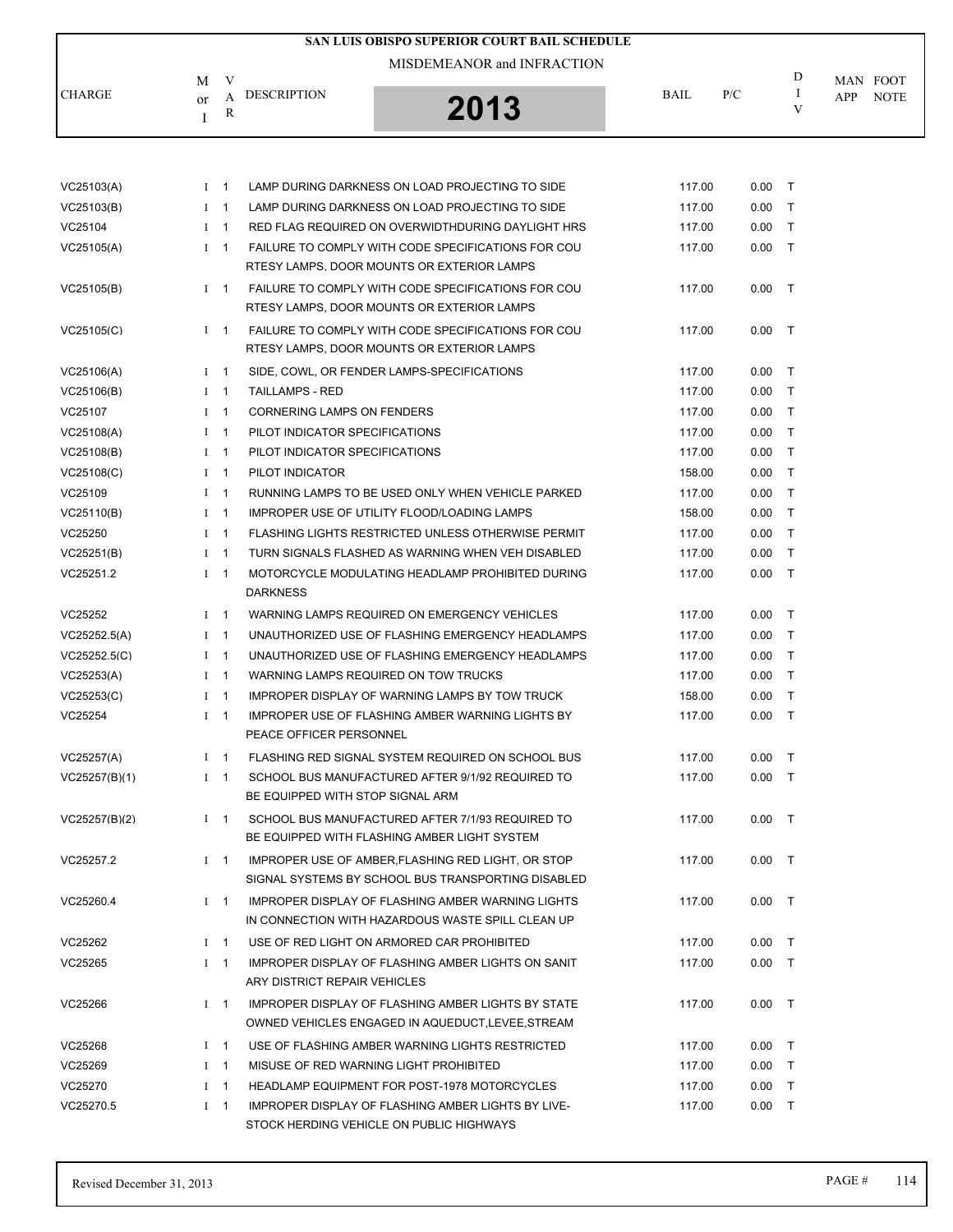# SAN LUIS OBISPO SUPERIOR COURT BAIL SCHEDULE

MISDEMEANOR and INFRACTION

**2013**

| CHARGE | M or I | VAR | DESCRIPTION | BAIL | P/C | DIV | MAN APP | FOOT NOTE |
|---|---|---|---|---|---|---|---|---|
| VC25103(A) | I | 1 | LAMP DURING DARKNESS ON LOAD PROJECTING TO SIDE | 117.00 | 0.00 | T | | |
| VC25103(B) | I | 1 | LAMP DURING DARKNESS ON LOAD PROJECTING TO SIDE | 117.00 | 0.00 | T | | |
| VC25104 | I | 1 | RED FLAG REQUIRED ON OVERWIDTHDURING DAYLIGHT HRS | 117.00 | 0.00 | T | | |
| VC25105(A) | I | 1 | FAILURE TO COMPLY WITH CODE SPECIFICATIONS FOR COU RTESY LAMPS, DOOR MOUNTS OR EXTERIOR LAMPS | 117.00 | 0.00 | T | | |
| VC25105(B) | I | 1 | FAILURE TO COMPLY WITH CODE SPECIFICATIONS FOR COU RTESY LAMPS, DOOR MOUNTS OR EXTERIOR LAMPS | 117.00 | 0.00 | T | | |
| VC25105(C) | I | 1 | FAILURE TO COMPLY WITH CODE SPECIFICATIONS FOR COU RTESY LAMPS, DOOR MOUNTS OR EXTERIOR LAMPS | 117.00 | 0.00 | T | | |
| VC25106(A) | I | 1 | SIDE, COWL, OR FENDER LAMPS-SPECIFICATIONS | 117.00 | 0.00 | T | | |
| VC25106(B) | I | 1 | TAILLAMPS - RED | 117.00 | 0.00 | T | | |
| VC25107 | I | 1 | CORNERING LAMPS ON FENDERS | 117.00 | 0.00 | T | | |
| VC25108(A) | I | 1 | PILOT INDICATOR SPECIFICATIONS | 117.00 | 0.00 | T | | |
| VC25108(B) | I | 1 | PILOT INDICATOR SPECIFICATIONS | 117.00 | 0.00 | T | | |
| VC25108(C) | I | 1 | PILOT INDICATOR | 158.00 | 0.00 | T | | |
| VC25109 | I | 1 | RUNNING LAMPS TO BE USED ONLY WHEN VEHICLE PARKED | 117.00 | 0.00 | T | | |
| VC25110(B) | I | 1 | IMPROPER USE OF UTILITY FLOOD/LOADING LAMPS | 158.00 | 0.00 | T | | |
| VC25250 | I | 1 | FLASHING LIGHTS RESTRICTED UNLESS OTHERWISE PERMIT | 117.00 | 0.00 | T | | |
| VC25251(B) | I | 1 | TURN SIGNALS FLASHED AS WARNING WHEN VEH DISABLED | 117.00 | 0.00 | T | | |
| VC25251.2 | I | 1 | MOTORCYCLE MODULATING HEADLAMP PROHIBITED DURING DARKNESS | 117.00 | 0.00 | T | | |
| VC25252 | I | 1 | WARNING LAMPS REQUIRED ON EMERGENCY VEHICLES | 117.00 | 0.00 | T | | |
| VC25252.5(A) | I | 1 | UNAUTHORIZED USE OF FLASHING EMERGENCY HEADLAMPS | 117.00 | 0.00 | T | | |
| VC25252.5(C) | I | 1 | UNAUTHORIZED USE OF FLASHING EMERGENCY HEADLAMPS | 117.00 | 0.00 | T | | |
| VC25253(A) | I | 1 | WARNING LAMPS REQUIRED ON TOW TRUCKS | 117.00 | 0.00 | T | | |
| VC25253(C) | I | 1 | IMPROPER DISPLAY OF WARNING LAMPS BY TOW TRUCK | 158.00 | 0.00 | T | | |
| VC25254 | I | 1 | IMPROPER USE OF FLASHING AMBER WARNING LIGHTS BY PEACE OFFICER PERSONNEL | 117.00 | 0.00 | T | | |
| VC25257(A) | I | 1 | FLASHING RED SIGNAL SYSTEM REQUIRED ON SCHOOL BUS | 117.00 | 0.00 | T | | |
| VC25257(B)(1) | I | 1 | SCHOOL BUS MANUFACTURED AFTER 9/1/92 REQUIRED TO BE EQUIPPED WITH STOP SIGNAL ARM | 117.00 | 0.00 | T | | |
| VC25257(B)(2) | I | 1 | SCHOOL BUS MANUFACTURED AFTER 7/1/93 REQUIRED TO BE EQUIPPED WITH FLASHING AMBER LIGHT SYSTEM | 117.00 | 0.00 | T | | |
| VC25257.2 | I | 1 | IMPROPER USE OF AMBER,FLASHING RED LIGHT, OR STOP SIGNAL SYSTEMS BY SCHOOL BUS TRANSPORTING DISABLED | 117.00 | 0.00 | T | | |
| VC25260.4 | I | 1 | IMPROPER DISPLAY OF FLASHING AMBER WARNING LIGHTS IN CONNECTION WITH HAZARDOUS WASTE SPILL CLEAN UP | 117.00 | 0.00 | T | | |
| VC25262 | I | 1 | USE OF RED LIGHT ON ARMORED CAR PROHIBITED | 117.00 | 0.00 | T | | |
| VC25265 | I | 1 | IMPROPER DISPLAY OF FLASHING AMBER LIGHTS ON SANIT ARY DISTRICT REPAIR VEHICLES | 117.00 | 0.00 | T | | |
| VC25266 | I | 1 | IMPROPER DISPLAY OF FLASHING AMBER LIGHTS BY STATE OWNED VEHICLES ENGAGED IN AQUEDUCT,LEVEE,STREAM | 117.00 | 0.00 | T | | |
| VC25268 | I | 1 | USE OF FLASHING AMBER WARNING LIGHTS RESTRICTED | 117.00 | 0.00 | T | | |
| VC25269 | I | 1 | MISUSE OF RED WARNING LIGHT PROHIBITED | 117.00 | 0.00 | T | | |
| VC25270 | I | 1 | HEADLAMP EQUIPMENT FOR POST-1978 MOTORCYCLES | 117.00 | 0.00 | T | | |
| VC25270.5 | I | 1 | IMPROPER DISPLAY OF FLASHING AMBER LIGHTS BY LIVE-STOCK HERDING VEHICLE ON PUBLIC HIGHWAYS | 117.00 | 0.00 | T | | |

Revised December 31, 2013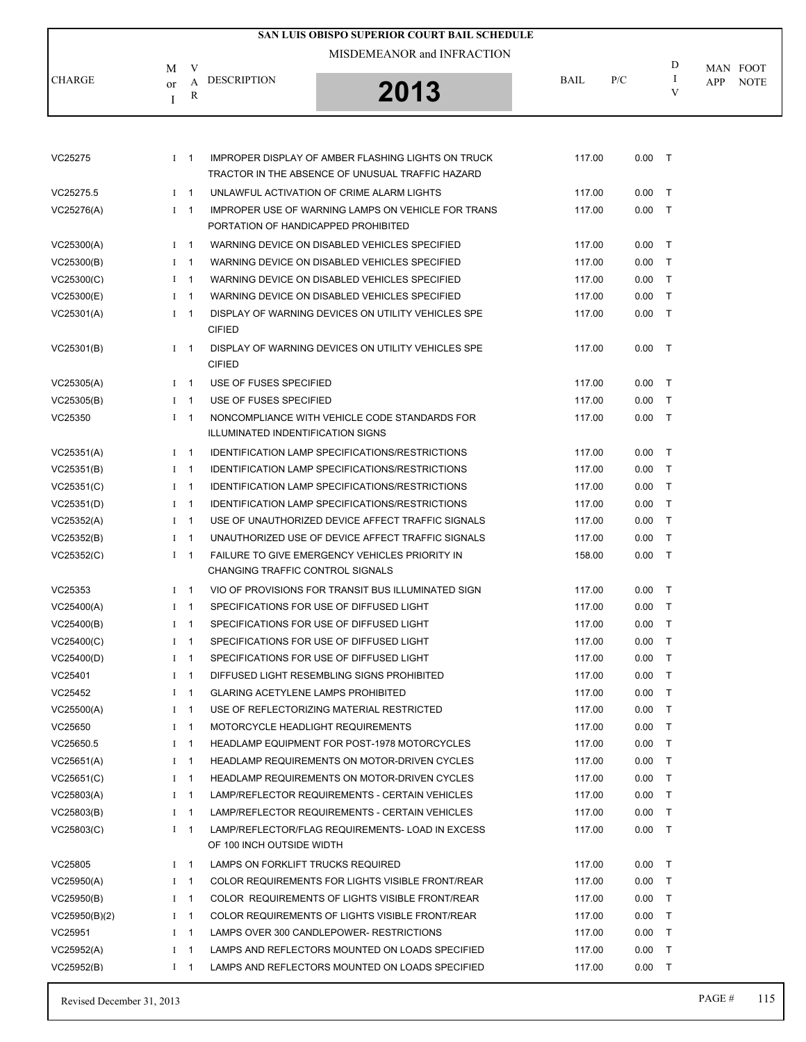# SAN LUIS OBISPO SUPERIOR COURT BAIL SCHEDULE

MISDEMEANOR and INFRACTION

**2013**

| CHARGE | M or I | VAR | DESCRIPTION | BAIL | P/C | DIV | MAN APP | FOOT NOTE |
|---|---|---|---|---|---|---|---|---|
| VC25275 | I | 1 | IMPROPER DISPLAY OF AMBER FLASHING LIGHTS ON TRUCK TRACTOR IN THE ABSENCE OF UNUSUAL TRAFFIC HAZARD | 117.00 | 0.00 | T | | |
| VC25275.5 | I | 1 | UNLAWFUL ACTIVATION OF CRIME ALARM LIGHTS | 117.00 | 0.00 | T | | |
| VC25276(A) | I | 1 | IMPROPER USE OF WARNING LAMPS ON VEHICLE FOR TRANS PORTATION OF HANDICAPPED PROHIBITED | 117.00 | 0.00 | T | | |
| VC25300(A) | I | 1 | WARNING DEVICE ON DISABLED VEHICLES SPECIFIED | 117.00 | 0.00 | T | | |
| VC25300(B) | I | 1 | WARNING DEVICE ON DISABLED VEHICLES SPECIFIED | 117.00 | 0.00 | T | | |
| VC25300(C) | I | 1 | WARNING DEVICE ON DISABLED VEHICLES SPECIFIED | 117.00 | 0.00 | T | | |
| VC25300(E) | I | 1 | WARNING DEVICE ON DISABLED VEHICLES SPECIFIED | 117.00 | 0.00 | T | | |
| VC25301(A) | I | 1 | DISPLAY OF WARNING DEVICES ON UTILITY VEHICLES SPE CIFIED | 117.00 | 0.00 | T | | |
| VC25301(B) | I | 1 | DISPLAY OF WARNING DEVICES ON UTILITY VEHICLES SPE CIFIED | 117.00 | 0.00 | T | | |
| VC25305(A) | I | 1 | USE OF FUSES SPECIFIED | 117.00 | 0.00 | T | | |
| VC25305(B) | I | 1 | USE OF FUSES SPECIFIED | 117.00 | 0.00 | T | | |
| VC25350 | I | 1 | NONCOMPLIANCE WITH VEHICLE CODE STANDARDS FOR ILLUMINATED INDENTIFICATION SIGNS | 117.00 | 0.00 | T | | |
| VC25351(A) | I | 1 | IDENTIFICATION LAMP SPECIFICATIONS/RESTRICTIONS | 117.00 | 0.00 | T | | |
| VC25351(B) | I | 1 | IDENTIFICATION LAMP SPECIFICATIONS/RESTRICTIONS | 117.00 | 0.00 | T | | |
| VC25351(C) | I | 1 | IDENTIFICATION LAMP SPECIFICATIONS/RESTRICTIONS | 117.00 | 0.00 | T | | |
| VC25351(D) | I | 1 | IDENTIFICATION LAMP SPECIFICATIONS/RESTRICTIONS | 117.00 | 0.00 | T | | |
| VC25352(A) | I | 1 | USE OF UNAUTHORIZED DEVICE AFFECT TRAFFIC SIGNALS | 117.00 | 0.00 | T | | |
| VC25352(B) | I | 1 | UNAUTHORIZED USE OF DEVICE AFFECT TRAFFIC SIGNALS | 117.00 | 0.00 | T | | |
| VC25352(C) | I | 1 | FAILURE TO GIVE EMERGENCY VEHICLES PRIORITY IN CHANGING TRAFFIC CONTROL SIGNALS | 158.00 | 0.00 | T | | |
| VC25353 | I | 1 | VIO OF PROVISIONS FOR TRANSIT BUS ILLUMINATED SIGN | 117.00 | 0.00 | T | | |
| VC25400(A) | I | 1 | SPECIFICATIONS FOR USE OF DIFFUSED LIGHT | 117.00 | 0.00 | T | | |
| VC25400(B) | I | 1 | SPECIFICATIONS FOR USE OF DIFFUSED LIGHT | 117.00 | 0.00 | T | | |
| VC25400(C) | I | 1 | SPECIFICATIONS FOR USE OF DIFFUSED LIGHT | 117.00 | 0.00 | T | | |
| VC25400(D) | I | 1 | SPECIFICATIONS FOR USE OF DIFFUSED LIGHT | 117.00 | 0.00 | T | | |
| VC25401 | I | 1 | DIFFUSED LIGHT RESEMBLING SIGNS PROHIBITED | 117.00 | 0.00 | T | | |
| VC25452 | I | 1 | GLARING ACETYLENE LAMPS PROHIBITED | 117.00 | 0.00 | T | | |
| VC25500(A) | I | 1 | USE OF REFLECTORIZING MATERIAL RESTRICTED | 117.00 | 0.00 | T | | |
| VC25650 | I | 1 | MOTORCYCLE HEADLIGHT REQUIREMENTS | 117.00 | 0.00 | T | | |
| VC25650.5 | I | 1 | HEADLAMP EQUIPMENT FOR POST-1978 MOTORCYCLES | 117.00 | 0.00 | T | | |
| VC25651(A) | I | 1 | HEADLAMP REQUIREMENTS ON MOTOR-DRIVEN CYCLES | 117.00 | 0.00 | T | | |
| VC25651(C) | I | 1 | HEADLAMP REQUIREMENTS ON MOTOR-DRIVEN CYCLES | 117.00 | 0.00 | T | | |
| VC25803(A) | I | 1 | LAMP/REFLECTOR REQUIREMENTS - CERTAIN VEHICLES | 117.00 | 0.00 | T | | |
| VC25803(B) | I | 1 | LAMP/REFLECTOR REQUIREMENTS - CERTAIN VEHICLES | 117.00 | 0.00 | T | | |
| VC25803(C) | I | 1 | LAMP/REFLECTOR/FLAG REQUIREMENTS- LOAD IN EXCESS OF 100 INCH OUTSIDE WIDTH | 117.00 | 0.00 | T | | |
| VC25805 | I | 1 | LAMPS ON FORKLIFT TRUCKS REQUIRED | 117.00 | 0.00 | T | | |
| VC25950(A) | I | 1 | COLOR REQUIREMENTS FOR LIGHTS VISIBLE FRONT/REAR | 117.00 | 0.00 | T | | |
| VC25950(B) | I | 1 | COLOR REQUIREMENTS OF LIGHTS VISIBLE FRONT/REAR | 117.00 | 0.00 | T | | |
| VC25950(B)(2) | I | 1 | COLOR REQUIREMENTS OF LIGHTS VISIBLE FRONT/REAR | 117.00 | 0.00 | T | | |
| VC25951 | I | 1 | LAMPS OVER 300 CANDLEPOWER- RESTRICTIONS | 117.00 | 0.00 | T | | |
| VC25952(A) | I | 1 | LAMPS AND REFLECTORS MOUNTED ON LOADS SPECIFIED | 117.00 | 0.00 | T | | |
| VC25952(B) | I | 1 | LAMPS AND REFLECTORS MOUNTED ON LOADS SPECIFIED | 117.00 | 0.00 | T | | |

Revised December 31, 2013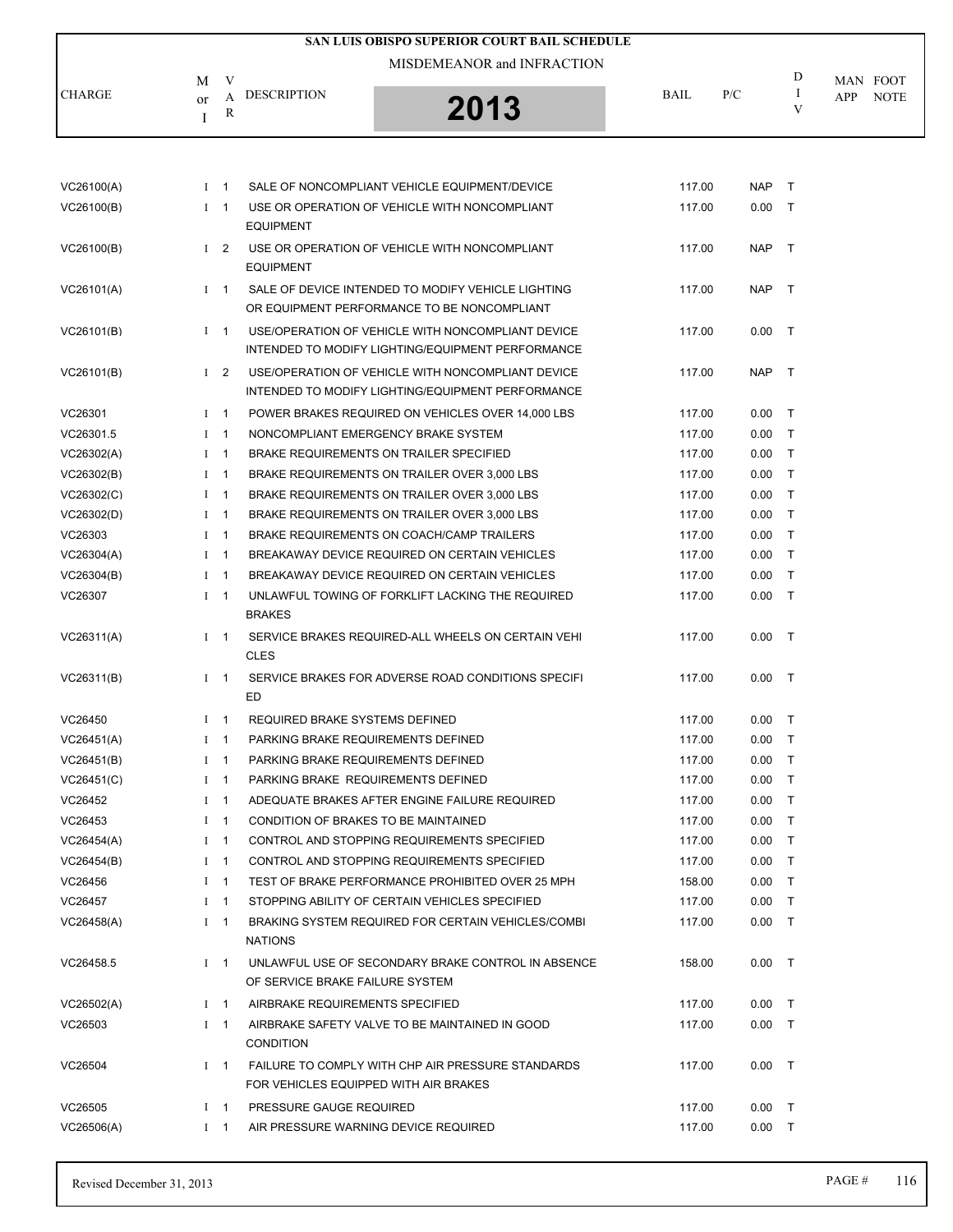# SAN LUIS OBISPO SUPERIOR COURT BAIL SCHEDULE

MISDEMEANOR and INFRACTION

**2013**

| CHARGE | M or I | VAR | DESCRIPTION | BAIL | P/C | DIV | MAN APP | FOOT NOTE |
|---|---|---|---|---|---|---|---|---|
| VC26100(A) | I | 1 | SALE OF NONCOMPLIANT VEHICLE EQUIPMENT/DEVICE | 117.00 | NAP | T | | |
| VC26100(B) | I | 1 | USE OR OPERATION OF VEHICLE WITH NONCOMPLIANT EQUIPMENT | 117.00 | 0.00 | T | | |
| VC26100(B) | I | 2 | USE OR OPERATION OF VEHICLE WITH NONCOMPLIANT EQUIPMENT | 117.00 | NAP | T | | |
| VC26101(A) | I | 1 | SALE OF DEVICE INTENDED TO MODIFY VEHICLE LIGHTING OR EQUIPMENT PERFORMANCE TO BE NONCOMPLIANT | 117.00 | NAP | T | | |
| VC26101(B) | I | 1 | USE/OPERATION OF VEHICLE WITH NONCOMPLIANT DEVICE INTENDED TO MODIFY LIGHTING/EQUIPMENT PERFORMANCE | 117.00 | 0.00 | T | | |
| VC26101(B) | I | 2 | USE/OPERATION OF VEHICLE WITH NONCOMPLIANT DEVICE INTENDED TO MODIFY LIGHTING/EQUIPMENT PERFORMANCE | 117.00 | NAP | T | | |
| VC26301 | I | 1 | POWER BRAKES REQUIRED ON VEHICLES OVER 14,000 LBS | 117.00 | 0.00 | T | | |
| VC26301.5 | I | 1 | NONCOMPLIANT EMERGENCY BRAKE SYSTEM | 117.00 | 0.00 | T | | |
| VC26302(A) | I | 1 | BRAKE REQUIREMENTS ON TRAILER SPECIFIED | 117.00 | 0.00 | T | | |
| VC26302(B) | I | 1 | BRAKE REQUIREMENTS ON TRAILER OVER 3,000 LBS | 117.00 | 0.00 | T | | |
| VC26302(C) | I | 1 | BRAKE REQUIREMENTS ON TRAILER OVER 3,000 LBS | 117.00 | 0.00 | T | | |
| VC26302(D) | I | 1 | BRAKE REQUIREMENTS ON TRAILER OVER 3,000 LBS | 117.00 | 0.00 | T | | |
| VC26303 | I | 1 | BRAKE REQUIREMENTS ON COACH/CAMP TRAILERS | 117.00 | 0.00 | T | | |
| VC26304(A) | I | 1 | BREAKAWAY DEVICE REQUIRED ON CERTAIN VEHICLES | 117.00 | 0.00 | T | | |
| VC26304(B) | I | 1 | BREAKAWAY DEVICE REQUIRED ON CERTAIN VEHICLES | 117.00 | 0.00 | T | | |
| VC26307 | I | 1 | UNLAWFUL TOWING OF FORKLIFT LACKING THE REQUIRED BRAKES | 117.00 | 0.00 | T | | |
| VC26311(A) | I | 1 | SERVICE BRAKES REQUIRED-ALL WHEELS ON CERTAIN VEHI CLES | 117.00 | 0.00 | T | | |
| VC26311(B) | I | 1 | SERVICE BRAKES FOR ADVERSE ROAD CONDITIONS SPECIFI ED | 117.00 | 0.00 | T | | |
| VC26450 | I | 1 | REQUIRED BRAKE SYSTEMS DEFINED | 117.00 | 0.00 | T | | |
| VC26451(A) | I | 1 | PARKING BRAKE REQUIREMENTS DEFINED | 117.00 | 0.00 | T | | |
| VC26451(B) | I | 1 | PARKING BRAKE REQUIREMENTS DEFINED | 117.00 | 0.00 | T | | |
| VC26451(C) | I | 1 | PARKING BRAKE REQUIREMENTS DEFINED | 117.00 | 0.00 | T | | |
| VC26452 | I | 1 | ADEQUATE BRAKES AFTER ENGINE FAILURE REQUIRED | 117.00 | 0.00 | T | | |
| VC26453 | I | 1 | CONDITION OF BRAKES TO BE MAINTAINED | 117.00 | 0.00 | T | | |
| VC26454(A) | I | 1 | CONTROL AND STOPPING REQUIREMENTS SPECIFIED | 117.00 | 0.00 | T | | |
| VC26454(B) | I | 1 | CONTROL AND STOPPING REQUIREMENTS SPECIFIED | 117.00 | 0.00 | T | | |
| VC26456 | I | 1 | TEST OF BRAKE PERFORMANCE PROHIBITED OVER 25 MPH | 158.00 | 0.00 | T | | |
| VC26457 | I | 1 | STOPPING ABILITY OF CERTAIN VEHICLES SPECIFIED | 117.00 | 0.00 | T | | |
| VC26458(A) | I | 1 | BRAKING SYSTEM REQUIRED FOR CERTAIN VEHICLES/COMBI NATIONS | 117.00 | 0.00 | T | | |
| VC26458.5 | I | 1 | UNLAWFUL USE OF SECONDARY BRAKE CONTROL IN ABSENCE OF SERVICE BRAKE FAILURE SYSTEM | 158.00 | 0.00 | T | | |
| VC26502(A) | I | 1 | AIRBRAKE REQUIREMENTS SPECIFIED | 117.00 | 0.00 | T | | |
| VC26503 | I | 1 | AIRBRAKE SAFETY VALVE TO BE MAINTAINED IN GOOD CONDITION | 117.00 | 0.00 | T | | |
| VC26504 | I | 1 | FAILURE TO COMPLY WITH CHP AIR PRESSURE STANDARDS FOR VEHICLES EQUIPPED WITH AIR BRAKES | 117.00 | 0.00 | T | | |
| VC26505 | I | 1 | PRESSURE GAUGE REQUIRED | 117.00 | 0.00 | T | | |
| VC26506(A) | I | 1 | AIR PRESSURE WARNING DEVICE REQUIRED | 117.00 | 0.00 | T | | |

Revised December 31, 2013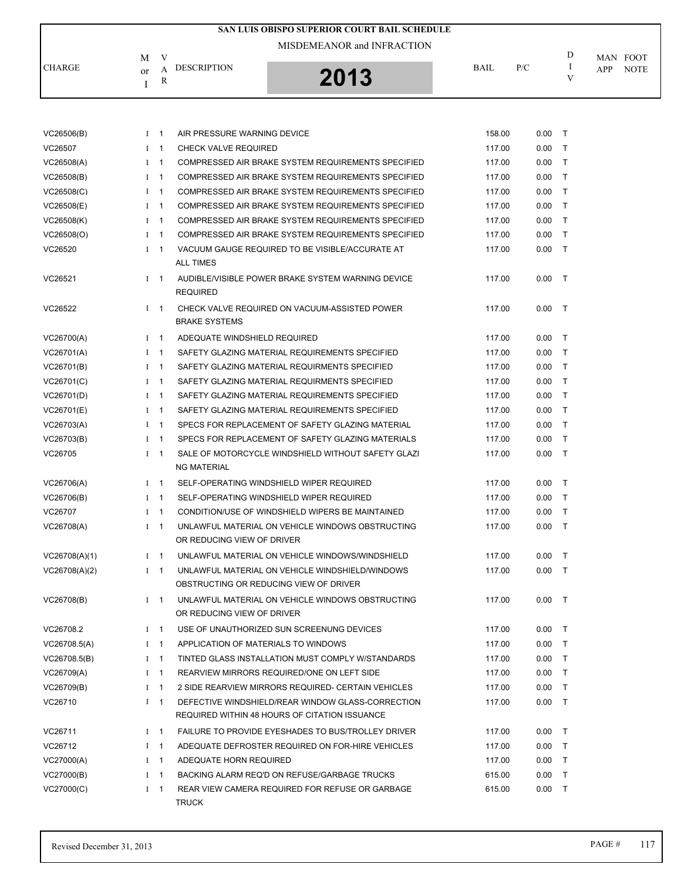# SAN LUIS OBISPO SUPERIOR COURT BAIL SCHEDULE

MISDEMEANOR and INFRACTION

**2013**

| CHARGE | M or I | VAR | DESCRIPTION | BAIL | P/C | DIV | MAN APP | FOOT NOTE |
|---|---|---|---|---|---|---|---|---|
| VC26506(B) | I | 1 | AIR PRESSURE WARNING DEVICE | 158.00 | 0.00 | T | | |
| VC26507 | I | 1 | CHECK VALVE REQUIRED | 117.00 | 0.00 | T | | |
| VC26508(A) | I | 1 | COMPRESSED AIR BRAKE SYSTEM REQUIREMENTS SPECIFIED | 117.00 | 0.00 | T | | |
| VC26508(B) | I | 1 | COMPRESSED AIR BRAKE SYSTEM REQUIREMENTS SPECIFIED | 117.00 | 0.00 | T | | |
| VC26508(C) | I | 1 | COMPRESSED AIR BRAKE SYSTEM REQUIREMENTS SPECIFIED | 117.00 | 0.00 | T | | |
| VC26508(E) | I | 1 | COMPRESSED AIR BRAKE SYSTEM REQUIREMENTS SPECIFIED | 117.00 | 0.00 | T | | |
| VC26508(K) | I | 1 | COMPRESSED AIR BRAKE SYSTEM REQUIREMENTS SPECIFIED | 117.00 | 0.00 | T | | |
| VC26508(O) | I | 1 | COMPRESSED AIR BRAKE SYSTEM REQUIREMENTS SPECIFIED | 117.00 | 0.00 | T | | |
| VC26520 | I | 1 | VACUUM GAUGE REQUIRED TO BE VISIBLE/ACCURATE AT ALL TIMES | 117.00 | 0.00 | T | | |
| VC26521 | I | 1 | AUDIBLE/VISIBLE POWER BRAKE SYSTEM WARNING DEVICE REQUIRED | 117.00 | 0.00 | T | | |
| VC26522 | I | 1 | CHECK VALVE REQUIRED ON VACUUM-ASSISTED POWER BRAKE SYSTEMS | 117.00 | 0.00 | T | | |
| VC26700(A) | I | 1 | ADEQUATE WINDSHIELD REQUIRED | 117.00 | 0.00 | T | | |
| VC26701(A) | I | 1 | SAFETY GLAZING MATERIAL REQUIREMENTS SPECIFIED | 117.00 | 0.00 | T | | |
| VC26701(B) | I | 1 | SAFETY GLAZING MATERIAL REQUIRMENTS SPECIFIED | 117.00 | 0.00 | T | | |
| VC26701(C) | I | 1 | SAFETY GLAZING MATERIAL REQUIRMENTS SPECIFIED | 117.00 | 0.00 | T | | |
| VC26701(D) | I | 1 | SAFETY GLAZING MATERIAL REQUIREMENTS SPECIFIED | 117.00 | 0.00 | T | | |
| VC26701(E) | I | 1 | SAFETY GLAZING MATERIAL REQUIREMENTS SPECIFIED | 117.00 | 0.00 | T | | |
| VC26703(A) | I | 1 | SPECS FOR REPLACEMENT OF SAFETY GLAZING MATERIAL | 117.00 | 0.00 | T | | |
| VC26703(B) | I | 1 | SPECS FOR REPLACEMENT OF SAFETY GLAZING MATERIALS | 117.00 | 0.00 | T | | |
| VC26705 | I | 1 | SALE OF MOTORCYCLE WINDSHIELD WITHOUT SAFETY GLAZI NG MATERIAL | 117.00 | 0.00 | T | | |
| VC26706(A) | I | 1 | SELF-OPERATING WINDSHIELD WIPER REQUIRED | 117.00 | 0.00 | T | | |
| VC26706(B) | I | 1 | SELF-OPERATING WINDSHIELD WIPER REQUIRED | 117.00 | 0.00 | T | | |
| VC26707 | I | 1 | CONDITION/USE OF WINDSHIELD WIPERS BE MAINTAINED | 117.00 | 0.00 | T | | |
| VC26708(A) | I | 1 | UNLAWFUL MATERIAL ON VEHICLE WINDOWS OBSTRUCTING OR REDUCING VIEW OF DRIVER | 117.00 | 0.00 | T | | |
| VC26708(A)(1) | I | 1 | UNLAWFUL MATERIAL ON VEHICLE WINDOWS/WINDSHIELD | 117.00 | 0.00 | T | | |
| VC26708(A)(2) | I | 1 | UNLAWFUL MATERIAL ON VEHICLE WINDSHIELD/WINDOWS OBSTRUCTING OR REDUCING VIEW OF DRIVER | 117.00 | 0.00 | T | | |
| VC26708(B) | I | 1 | UNLAWFUL MATERIAL ON VEHICLE WINDOWS OBSTRUCTING OR REDUCING VIEW OF DRIVER | 117.00 | 0.00 | T | | |
| VC26708.2 | I | 1 | USE OF UNAUTHORIZED SUN SCREENUNG DEVICES | 117.00 | 0.00 | T | | |
| VC26708.5(A) | I | 1 | APPLICATION OF MATERIALS TO WINDOWS | 117.00 | 0.00 | T | | |
| VC26708.5(B) | I | 1 | TINTED GLASS INSTALLATION MUST COMPLY W/STANDARDS | 117.00 | 0.00 | T | | |
| VC26709(A) | I | 1 | REARVIEW MIRRORS REQUIRED/ONE ON LEFT SIDE | 117.00 | 0.00 | T | | |
| VC26709(B) | I | 1 | 2 SIDE REARVIEW MIRRORS REQUIRED- CERTAIN VEHICLES | 117.00 | 0.00 | T | | |
| VC26710 | I | 1 | DEFECTIVE WINDSHIELD/REAR WINDOW GLASS-CORRECTION REQUIRED WITHIN 48 HOURS OF CITATION ISSUANCE | 117.00 | 0.00 | T | | |
| VC26711 | I | 1 | FAILURE TO PROVIDE EYESHADES TO BUS/TROLLEY DRIVER | 117.00 | 0.00 | T | | |
| VC26712 | I | 1 | ADEQUATE DEFROSTER REQUIRED ON FOR-HIRE VEHICLES | 117.00 | 0.00 | T | | |
| VC27000(A) | I | 1 | ADEQUATE HORN REQUIRED | 117.00 | 0.00 | T | | |
| VC27000(B) | I | 1 | BACKING ALARM REQ'D ON REFUSE/GARBAGE TRUCKS | 615.00 | 0.00 | T | | |
| VC27000(C) | I | 1 | REAR VIEW CAMERA REQUIRED FOR REFUSE OR GARBAGE TRUCK | 615.00 | 0.00 | T | | |

Revised December 31, 2013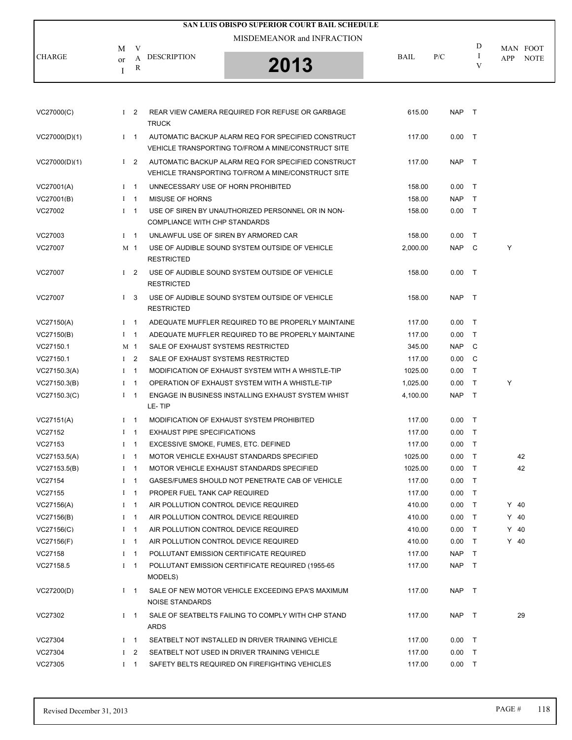# SAN LUIS OBISPO SUPERIOR COURT BAIL SCHEDULE

MISDEMEANOR and INFRACTION

**2013**

| CHARGE | M or I | VAR | DESCRIPTION | BAIL | P/C | DIV | MAN APP | FOOT NOTE |
|---|---|---|---|---|---|---|---|---|
| VC27000(C) | I | 2 | REAR VIEW CAMERA REQUIRED FOR REFUSE OR GARBAGE TRUCK | 615.00 | NAP | T | | |
| VC27000(D)(1) | I | 1 | AUTOMATIC BACKUP ALARM REQ FOR SPECIFIED CONSTRUCT VEHICLE TRANSPORTING TO/FROM A MINE/CONSTRUCT SITE | 117.00 | 0.00 | T | | |
| VC27000(D)(1) | I | 2 | AUTOMATIC BACKUP ALARM REQ FOR SPECIFIED CONSTRUCT VEHICLE TRANSPORTING TO/FROM A MINE/CONSTRUCT SITE | 117.00 | NAP | T | | |
| VC27001(A) | I | 1 | UNNECESSARY USE OF HORN PROHIBITED | 158.00 | 0.00 | T | | |
| VC27001(B) | I | 1 | MISUSE OF HORNS | 158.00 | NAP | T | | |
| VC27002 | I | 1 | USE OF SIREN BY UNAUTHORIZED PERSONNEL OR IN NON-COMPLIANCE WITH CHP STANDARDS | 158.00 | 0.00 | T | | |
| VC27003 | I | 1 | UNLAWFUL USE OF SIREN BY ARMORED CAR | 158.00 | 0.00 | T | | |
| VC27007 | M | 1 | USE OF AUDIBLE SOUND SYSTEM OUTSIDE OF VEHICLE RESTRICTED | 2,000.00 | NAP | C | Y | |
| VC27007 | I | 2 | USE OF AUDIBLE SOUND SYSTEM OUTSIDE OF VEHICLE RESTRICTED | 158.00 | 0.00 | T | | |
| VC27007 | I | 3 | USE OF AUDIBLE SOUND SYSTEM OUTSIDE OF VEHICLE RESTRICTED | 158.00 | NAP | T | | |
| VC27150(A) | I | 1 | ADEQUATE MUFFLER REQUIRED TO BE PROPERLY MAINTAINE | 117.00 | 0.00 | T | | |
| VC27150(B) | I | 1 | ADEQUATE MUFFLER REQUIRED TO BE PROPERLY MAINTAINE | 117.00 | 0.00 | T | | |
| VC27150.1 | M | 1 | SALE OF EXHAUST SYSTEMS RESTRICTED | 345.00 | NAP | C | | |
| VC27150.1 | I | 2 | SALE OF EXHAUST SYSTEMS RESTRICTED | 117.00 | 0.00 | C | | |
| VC27150.3(A) | I | 1 | MODIFICATION OF EXHAUST SYSTEM WITH A WHISTLE-TIP | 1025.00 | 0.00 | T | | |
| VC27150.3(B) | I | 1 | OPERATION OF EXHAUST SYSTEM WITH A WHISTLE-TIP | 1,025.00 | 0.00 | T | Y | |
| VC27150.3(C) | I | 1 | ENGAGE IN BUSINESS INSTALLING EXHAUST SYSTEM WHIST LE- TIP | 4,100.00 | NAP | T | | |
| VC27151(A) | I | 1 | MODIFICATION OF EXHAUST SYSTEM PROHIBITED | 117.00 | 0.00 | T | | |
| VC27152 | I | 1 | EXHAUST PIPE SPECIFICATIONS | 117.00 | 0.00 | T | | |
| VC27153 | I | 1 | EXCESSIVE SMOKE, FUMES, ETC. DEFINED | 117.00 | 0.00 | T | | |
| VC27153.5(A) | I | 1 | MOTOR VEHICLE EXHAUST STANDARDS SPECIFIED | 1025.00 | 0.00 | T | | 42 |
| VC27153.5(B) | I | 1 | MOTOR VEHICLE EXHAUST STANDARDS SPECIFIED | 1025.00 | 0.00 | T | | 42 |
| VC27154 | I | 1 | GASES/FUMES SHOULD NOT PENETRATE CAB OF VEHICLE | 117.00 | 0.00 | T | | |
| VC27155 | I | 1 | PROPER FUEL TANK CAP REQUIRED | 117.00 | 0.00 | T | | |
| VC27156(A) | I | 1 | AIR POLLUTION CONTROL DEVICE REQUIRED | 410.00 | 0.00 | T | Y | 40 |
| VC27156(B) | I | 1 | AIR POLLUTION CONTROL DEVICE REQUIRED | 410.00 | 0.00 | T | Y | 40 |
| VC27156(C) | I | 1 | AIR POLLUTION CONTROL DEVICE REQUIRED | 410.00 | 0.00 | T | Y | 40 |
| VC27156(F) | I | 1 | AIR POLLUTION CONTROL DEVICE REQUIRED | 410.00 | 0.00 | T | Y | 40 |
| VC27158 | I | 1 | POLLUTANT EMISSION CERTIFICATE REQUIRED | 117.00 | NAP | T | | |
| VC27158.5 | I | 1 | POLLUTANT EMISSION CERTIFICATE REQUIRED (1955-65 MODELS) | 117.00 | NAP | T | | |
| VC27200(D) | I | 1 | SALE OF NEW MOTOR VEHICLE EXCEEDING EPA'S MAXIMUM NOISE STANDARDS | 117.00 | NAP | T | | |
| VC27302 | I | 1 | SALE OF SEATBELTS FAILING TO COMPLY WITH CHP STAND ARDS | 117.00 | NAP | T | | 29 |
| VC27304 | I | 1 | SEATBELT NOT INSTALLED IN DRIVER TRAINING VEHICLE | 117.00 | 0.00 | T | | |
| VC27304 | I | 2 | SEATBELT NOT USED IN DRIVER TRAINING VEHICLE | 117.00 | 0.00 | T | | |
| VC27305 | I | 1 | SAFETY BELTS REQUIRED ON FIREFIGHTING VEHICLES | 117.00 | 0.00 | T | | |

Revised December 31, 2013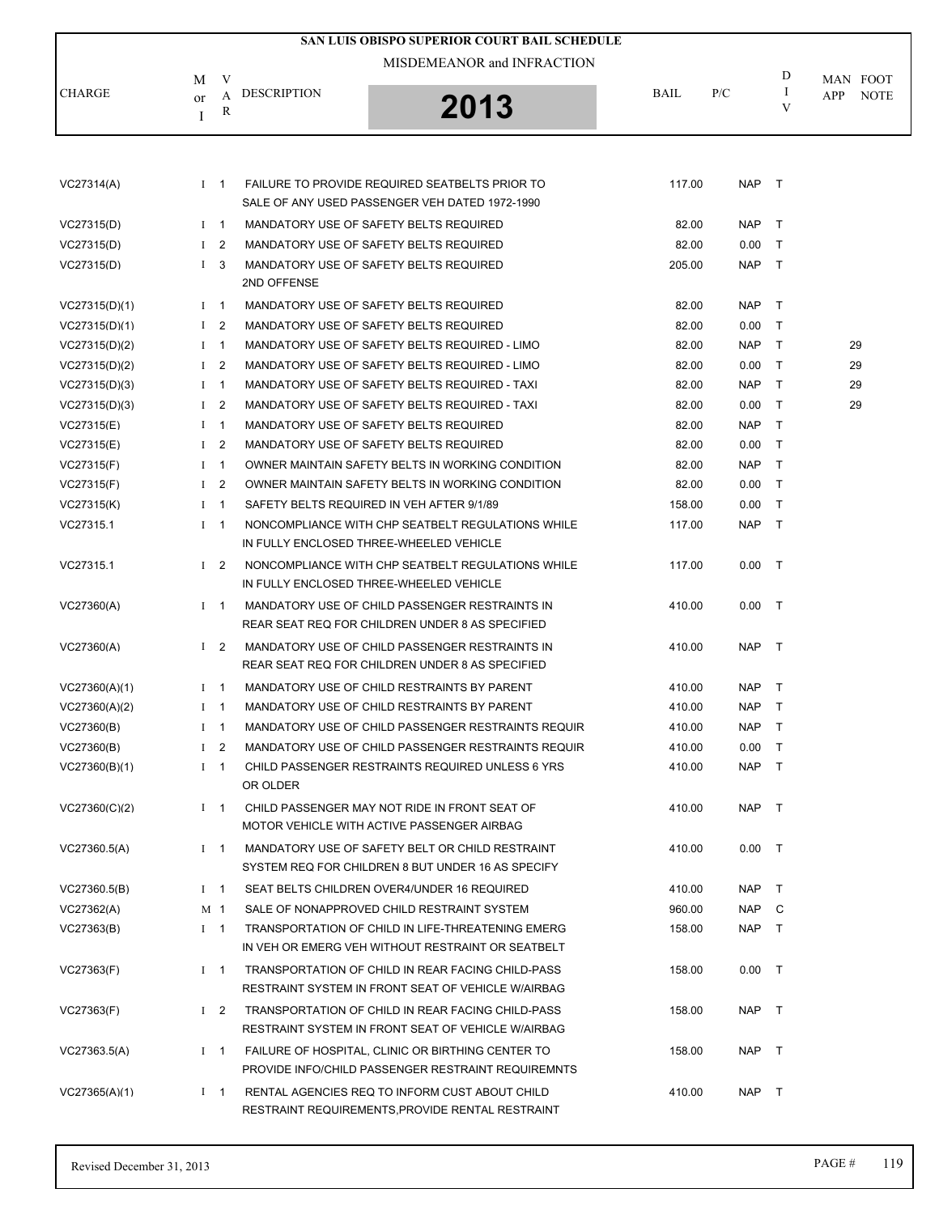# SAN LUIS OBISPO SUPERIOR COURT BAIL SCHEDULE

MISDEMEANOR and INFRACTION

**2013**

| CHARGE | M or I | VAR | DESCRIPTION | BAIL | P/C | DIV | MAN APP | FOOT NOTE |
|---|---|---|---|---|---|---|---|---|
| VC27314(A) | I | 1 | FAILURE TO PROVIDE REQUIRED SEATBELTS PRIOR TO SALE OF ANY USED PASSENGER VEH DATED 1972-1990 | 117.00 | NAP | T | | |
| VC27315(D) | I | 1 | MANDATORY USE OF SAFETY BELTS REQUIRED | 82.00 | NAP | T | | |
| VC27315(D) | I | 2 | MANDATORY USE OF SAFETY BELTS REQUIRED | 82.00 | 0.00 | T | | |
| VC27315(D) | I | 3 | MANDATORY USE OF SAFETY BELTS REQUIRED 2ND OFFENSE | 205.00 | NAP | T | | |
| VC27315(D)(1) | I | 1 | MANDATORY USE OF SAFETY BELTS REQUIRED | 82.00 | NAP | T | | |
| VC27315(D)(1) | I | 2 | MANDATORY USE OF SAFETY BELTS REQUIRED | 82.00 | 0.00 | T | | |
| VC27315(D)(2) | I | 1 | MANDATORY USE OF SAFETY BELTS REQUIRED - LIMO | 82.00 | NAP | T | | 29 |
| VC27315(D)(2) | I | 2 | MANDATORY USE OF SAFETY BELTS REQUIRED - LIMO | 82.00 | 0.00 | T | | 29 |
| VC27315(D)(3) | I | 1 | MANDATORY USE OF SAFETY BELTS REQUIRED - TAXI | 82.00 | NAP | T | | 29 |
| VC27315(D)(3) | I | 2 | MANDATORY USE OF SAFETY BELTS REQUIRED - TAXI | 82.00 | 0.00 | T | | 29 |
| VC27315(E) | I | 1 | MANDATORY USE OF SAFETY BELTS REQUIRED | 82.00 | NAP | T | | |
| VC27315(E) | I | 2 | MANDATORY USE OF SAFETY BELTS REQUIRED | 82.00 | 0.00 | T | | |
| VC27315(F) | I | 1 | OWNER MAINTAIN SAFETY BELTS IN WORKING CONDITION | 82.00 | NAP | T | | |
| VC27315(F) | I | 2 | OWNER MAINTAIN SAFETY BELTS IN WORKING CONDITION | 82.00 | 0.00 | T | | |
| VC27315(K) | I | 1 | SAFETY BELTS REQUIRED IN VEH AFTER 9/1/89 | 158.00 | 0.00 | T | | |
| VC27315.1 | I | 1 | NONCOMPLIANCE WITH CHP SEATBELT REGULATIONS WHILE IN FULLY ENCLOSED THREE-WHEELED VEHICLE | 117.00 | NAP | T | | |
| VC27315.1 | I | 2 | NONCOMPLIANCE WITH CHP SEATBELT REGULATIONS WHILE IN FULLY ENCLOSED THREE-WHEELED VEHICLE | 117.00 | 0.00 | T | | |
| VC27360(A) | I | 1 | MANDATORY USE OF CHILD PASSENGER RESTRAINTS IN REAR SEAT REQ FOR CHILDREN UNDER 8 AS SPECIFIED | 410.00 | 0.00 | T | | |
| VC27360(A) | I | 2 | MANDATORY USE OF CHILD PASSENGER RESTRAINTS IN REAR SEAT REQ FOR CHILDREN UNDER 8 AS SPECIFIED | 410.00 | NAP | T | | |
| VC27360(A)(1) | I | 1 | MANDATORY USE OF CHILD RESTRAINTS BY PARENT | 410.00 | NAP | T | | |
| VC27360(A)(2) | I | 1 | MANDATORY USE OF CHILD RESTRAINTS BY PARENT | 410.00 | NAP | T | | |
| VC27360(B) | I | 1 | MANDATORY USE OF CHILD PASSENGER RESTRAINTS REQUIR | 410.00 | NAP | T | | |
| VC27360(B) | I | 2 | MANDATORY USE OF CHILD PASSENGER RESTRAINTS REQUIR | 410.00 | 0.00 | T | | |
| VC27360(B)(1) | I | 1 | CHILD PASSENGER RESTRAINTS REQUIRED UNLESS 6 YRS OR OLDER | 410.00 | NAP | T | | |
| VC27360(C)(2) | I | 1 | CHILD PASSENGER MAY NOT RIDE IN FRONT SEAT OF MOTOR VEHICLE WITH ACTIVE PASSENGER AIRBAG | 410.00 | NAP | T | | |
| VC27360.5(A) | I | 1 | MANDATORY USE OF SAFETY BELT OR CHILD RESTRAINT SYSTEM REQ FOR CHILDREN 8 BUT UNDER 16 AS SPECIFY | 410.00 | 0.00 | T | | |
| VC27360.5(B) | I | 1 | SEAT BELTS CHILDREN OVER4/UNDER 16 REQUIRED | 410.00 | NAP | T | | |
| VC27362(A) | M | 1 | SALE OF NONAPPROVED CHILD RESTRAINT SYSTEM | 960.00 | NAP | C | | |
| VC27363(B) | I | 1 | TRANSPORTATION OF CHILD IN LIFE-THREATENING EMERG IN VEH OR EMERG VEH WITHOUT RESTRAINT OR SEATBELT | 158.00 | NAP | T | | |
| VC27363(F) | I | 1 | TRANSPORTATION OF CHILD IN REAR FACING CHILD-PASS RESTRAINT SYSTEM IN FRONT SEAT OF VEHICLE W/AIRBAG | 158.00 | 0.00 | T | | |
| VC27363(F) | I | 2 | TRANSPORTATION OF CHILD IN REAR FACING CHILD-PASS RESTRAINT SYSTEM IN FRONT SEAT OF VEHICLE W/AIRBAG | 158.00 | NAP | T | | |
| VC27363.5(A) | I | 1 | FAILURE OF HOSPITAL, CLINIC OR BIRTHING CENTER TO PROVIDE INFO/CHILD PASSENGER RESTRAINT REQUIREMNTS | 158.00 | NAP | T | | |
| VC27365(A)(1) | I | 1 | RENTAL AGENCIES REQ TO INFORM CUST ABOUT CHILD RESTRAINT REQUIREMENTS,PROVIDE RENTAL RESTRAINT | 410.00 | NAP | T | | |

Revised December 31, 2013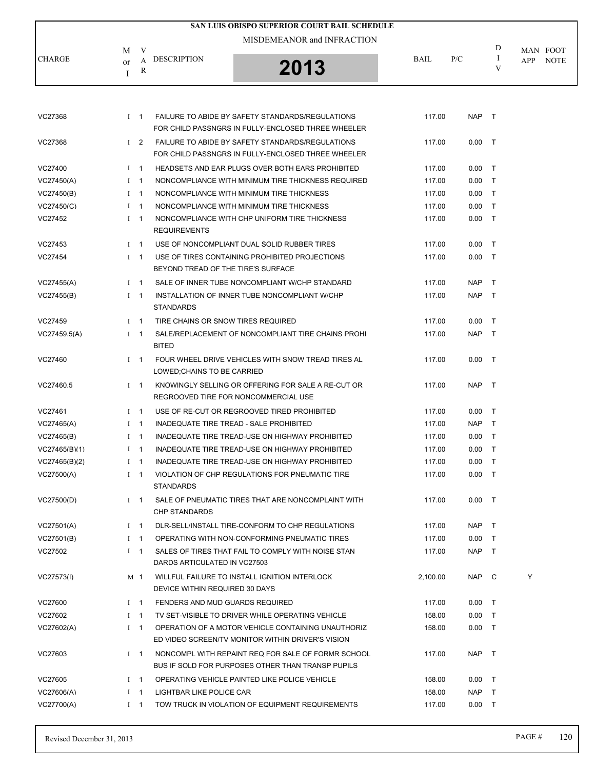# SAN LUIS OBISPO SUPERIOR COURT BAIL SCHEDULE

## MISDEMEANOR and INFRACTION

## 2013

| CHARGE | M or I | VAR | DESCRIPTION | BAIL | P/C | DIV | MAN APP | FOOT NOTE |
|---|---|---|---|---|---|---|---|---|
| VC27368 | I | 1 | FAILURE TO ABIDE BY SAFETY STANDARDS/REGULATIONS FOR CHILD PASSNGRS IN FULLY-ENCLOSED THREE WHEELER | 117.00 | NAP | T | | |
| VC27368 | I | 2 | FAILURE TO ABIDE BY SAFETY STANDARDS/REGULATIONS FOR CHILD PASSNGRS IN FULLY-ENCLOSED THREE WHEELER | 117.00 | 0.00 | T | | |
| VC27400 | I | 1 | HEADSETS AND EAR PLUGS OVER BOTH EARS PROHIBITED | 117.00 | 0.00 | T | | |
| VC27450(A) | I | 1 | NONCOMPLIANCE WITH MINIMUM TIRE THICKNESS REQUIRED | 117.00 | 0.00 | T | | |
| VC27450(B) | I | 1 | NONCOMPLIANCE WITH MINIMUM TIRE THICKNESS | 117.00 | 0.00 | T | | |
| VC27450(C) | I | 1 | NONCOMPLIANCE WITH MINIMUM TIRE THICKNESS | 117.00 | 0.00 | T | | |
| VC27452 | I | 1 | NONCOMPLIANCE WITH CHP UNIFORM TIRE THICKNESS REQUIREMENTS | 117.00 | 0.00 | T | | |
| VC27453 | I | 1 | USE OF NONCOMPLIANT DUAL SOLID RUBBER TIRES | 117.00 | 0.00 | T | | |
| VC27454 | I | 1 | USE OF TIRES CONTAINING PROHIBITED PROJECTIONS BEYOND TREAD OF THE TIRE'S SURFACE | 117.00 | 0.00 | T | | |
| VC27455(A) | I | 1 | SALE OF INNER TUBE NONCOMPLIANT W/CHP STANDARD | 117.00 | NAP | T | | |
| VC27455(B) | I | 1 | INSTALLATION OF INNER TUBE NONCOMPLIANT W/CHP STANDARDS | 117.00 | NAP | T | | |
| VC27459 | I | 1 | TIRE CHAINS OR SNOW TIRES REQUIRED | 117.00 | 0.00 | T | | |
| VC27459.5(A) | I | 1 | SALE/REPLACEMENT OF NONCOMPLIANT TIRE CHAINS PROHI BITED | 117.00 | NAP | T | | |
| VC27460 | I | 1 | FOUR WHEEL DRIVE VEHICLES WITH SNOW TREAD TIRES AL LOWED;CHAINS TO BE CARRIED | 117.00 | 0.00 | T | | |
| VC27460.5 | I | 1 | KNOWINGLY SELLING OR OFFERING FOR SALE A RE-CUT OR REGROOVED TIRE FOR NONCOMMERCIAL USE | 117.00 | NAP | T | | |
| VC27461 | I | 1 | USE OF RE-CUT OR REGROOVED TIRED PROHIBITED | 117.00 | 0.00 | T | | |
| VC27465(A) | I | 1 | INADEQUATE TIRE TREAD - SALE PROHIBITED | 117.00 | NAP | T | | |
| VC27465(B) | I | 1 | INADEQUATE TIRE TREAD-USE ON HIGHWAY PROHIBITED | 117.00 | 0.00 | T | | |
| VC27465(B)(1) | I | 1 | INADEQUATE TIRE TREAD-USE ON HIGHWAY PROHIBITED | 117.00 | 0.00 | T | | |
| VC27465(B)(2) | I | 1 | INADEQUATE TIRE TREAD-USE ON HIGHWAY PROHIBITED | 117.00 | 0.00 | T | | |
| VC27500(A) | I | 1 | VIOLATION OF CHP REGULATIONS FOR PNEUMATIC TIRE STANDARDS | 117.00 | 0.00 | T | | |
| VC27500(D) | I | 1 | SALE OF PNEUMATIC TIRES THAT ARE NONCOMPLAINT WITH CHP STANDARDS | 117.00 | 0.00 | T | | |
| VC27501(A) | I | 1 | DLR-SELL/INSTALL TIRE-CONFORM TO CHP REGULATIONS | 117.00 | NAP | T | | |
| VC27501(B) | I | 1 | OPERATING WITH NON-CONFORMING PNEUMATIC TIRES | 117.00 | 0.00 | T | | |
| VC27502 | I | 1 | SALES OF TIRES THAT FAIL TO COMPLY WITH NOISE STAN DARDS ARTICULATED IN VC27503 | 117.00 | NAP | T | | |
| VC27573(I) | M | 1 | WILLFUL FAILURE TO INSTALL IGNITION INTERLOCK DEVICE WITHIN REQUIRED 30 DAYS | 2,100.00 | NAP | C | Y | |
| VC27600 | I | 1 | FENDERS AND MUD GUARDS REQUIRED | 117.00 | 0.00 | T | | |
| VC27602 | I | 1 | TV SET-VISIBLE TO DRIVER WHILE OPERATING VEHICLE | 158.00 | 0.00 | T | | |
| VC27602(A) | I | 1 | OPERATION OF A MOTOR VEHICLE CONTAINING UNAUTHORIZ ED VIDEO SCREEN/TV MONITOR WITHIN DRIVER'S VISION | 158.00 | 0.00 | T | | |
| VC27603 | I | 1 | NONCOMPL WITH REPAINT REQ FOR SALE OF FORMR SCHOOL BUS IF SOLD FOR PURPOSES OTHER THAN TRANSP PUPILS | 117.00 | NAP | T | | |
| VC27605 | I | 1 | OPERATING VEHICLE PAINTED LIKE POLICE VEHICLE | 158.00 | 0.00 | T | | |
| VC27606(A) | I | 1 | LIGHTBAR LIKE POLICE CAR | 158.00 | NAP | T | | |
| VC27700(A) | I | 1 | TOW TRUCK IN VIOLATION OF EQUIPMENT REQUIREMENTS | 117.00 | 0.00 | T | | |

Revised December 31, 2013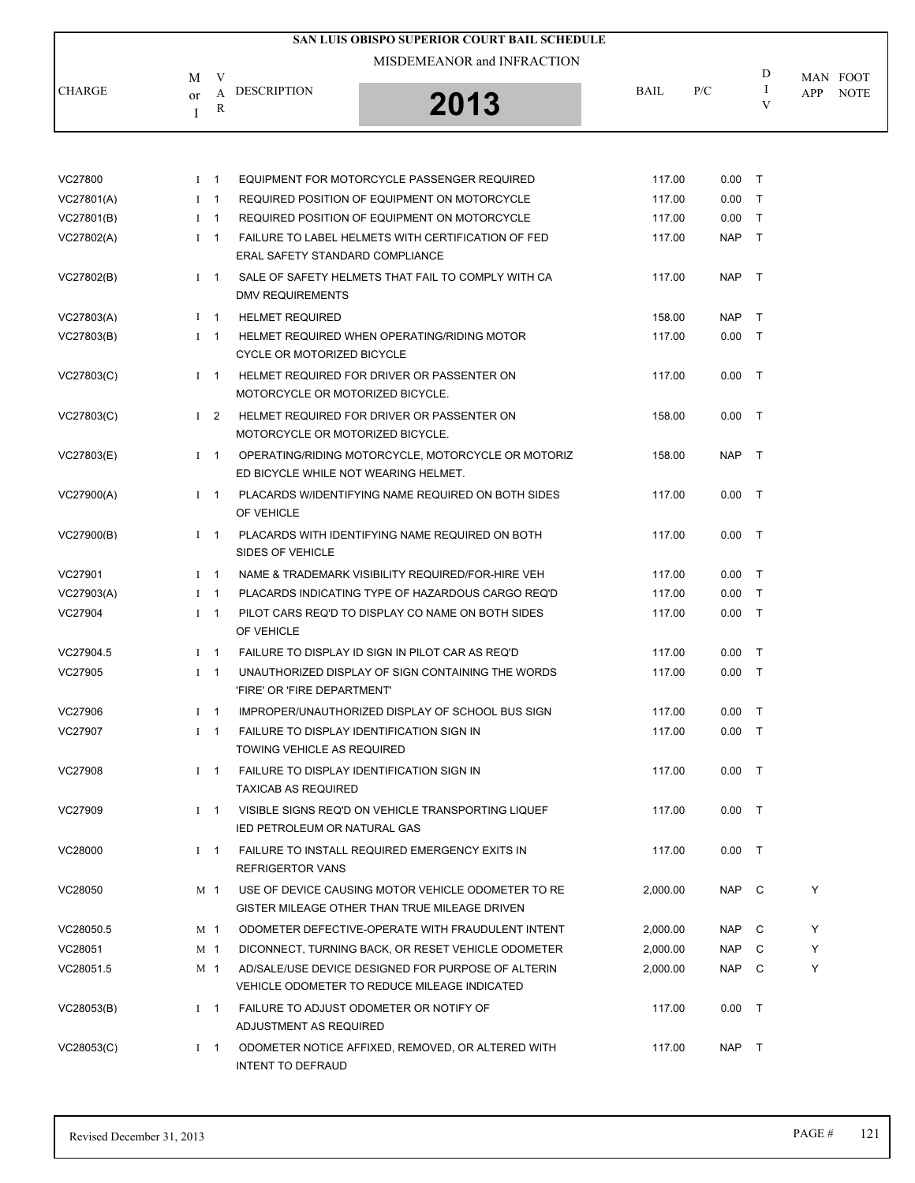# SAN LUIS OBISPO SUPERIOR COURT BAIL SCHEDULE

MISDEMEANOR and INFRACTION

**2013**

| CHARGE | M or I | VAR | DESCRIPTION | BAIL | P/C | DIV | MAN APP | FOOT NOTE |
|---|---|---|---|---|---|---|---|---|
| VC27800 | I | 1 | EQUIPMENT FOR MOTORCYCLE PASSENGER REQUIRED | 117.00 | 0.00 | T | | |
| VC27801(A) | I | 1 | REQUIRED POSITION OF EQUIPMENT ON MOTORCYCLE | 117.00 | 0.00 | T | | |
| VC27801(B) | I | 1 | REQUIRED POSITION OF EQUIPMENT ON MOTORCYCLE | 117.00 | 0.00 | T | | |
| VC27802(A) | I | 1 | FAILURE TO LABEL HELMETS WITH CERTIFICATION OF FED ERAL SAFETY STANDARD COMPLIANCE | 117.00 | NAP | T | | |
| VC27802(B) | I | 1 | SALE OF SAFETY HELMETS THAT FAIL TO COMPLY WITH CA DMV REQUIREMENTS | 117.00 | NAP | T | | |
| VC27803(A) | I | 1 | HELMET REQUIRED | 158.00 | NAP | T | | |
| VC27803(B) | I | 1 | HELMET REQUIRED WHEN OPERATING/RIDING MOTOR CYCLE OR MOTORIZED BICYCLE | 117.00 | 0.00 | T | | |
| VC27803(C) | I | 1 | HELMET REQUIRED FOR DRIVER OR PASSENTER ON MOTORCYCLE OR MOTORIZED BICYCLE. | 117.00 | 0.00 | T | | |
| VC27803(C) | I | 2 | HELMET REQUIRED FOR DRIVER OR PASSENTER ON MOTORCYCLE OR MOTORIZED BICYCLE. | 158.00 | 0.00 | T | | |
| VC27803(E) | I | 1 | OPERATING/RIDING MOTORCYCLE, MOTORCYCLE OR MOTORIZ ED BICYCLE WHILE NOT WEARING HELMET. | 158.00 | NAP | T | | |
| VC27900(A) | I | 1 | PLACARDS W/IDENTIFYING NAME REQUIRED ON BOTH SIDES OF VEHICLE | 117.00 | 0.00 | T | | |
| VC27900(B) | I | 1 | PLACARDS WITH IDENTIFYING NAME REQUIRED ON BOTH SIDES OF VEHICLE | 117.00 | 0.00 | T | | |
| VC27901 | I | 1 | NAME & TRADEMARK VISIBILITY REQUIRED/FOR-HIRE VEH | 117.00 | 0.00 | T | | |
| VC27903(A) | I | 1 | PLACARDS INDICATING TYPE OF HAZARDOUS CARGO REQ'D | 117.00 | 0.00 | T | | |
| VC27904 | I | 1 | PILOT CARS REQ'D TO DISPLAY CO NAME ON BOTH SIDES OF VEHICLE | 117.00 | 0.00 | T | | |
| VC27904.5 | I | 1 | FAILURE TO DISPLAY ID SIGN IN PILOT CAR AS REQ'D | 117.00 | 0.00 | T | | |
| VC27905 | I | 1 | UNAUTHORIZED DISPLAY OF SIGN CONTAINING THE WORDS 'FIRE' OR 'FIRE DEPARTMENT' | 117.00 | 0.00 | T | | |
| VC27906 | I | 1 | IMPROPER/UNAUTHORIZED DISPLAY OF SCHOOL BUS SIGN | 117.00 | 0.00 | T | | |
| VC27907 | I | 1 | FAILURE TO DISPLAY IDENTIFICATION SIGN IN TOWING VEHICLE AS REQUIRED | 117.00 | 0.00 | T | | |
| VC27908 | I | 1 | FAILURE TO DISPLAY IDENTIFICATION SIGN IN TAXICAB AS REQUIRED | 117.00 | 0.00 | T | | |
| VC27909 | I | 1 | VISIBLE SIGNS REQ'D ON VEHICLE TRANSPORTING LIQUEF IED PETROLEUM OR NATURAL GAS | 117.00 | 0.00 | T | | |
| VC28000 | I | 1 | FAILURE TO INSTALL REQUIRED EMERGENCY EXITS IN REFRIGERTOR VANS | 117.00 | 0.00 | T | | |
| VC28050 | M | 1 | USE OF DEVICE CAUSING MOTOR VEHICLE ODOMETER TO RE GISTER MILEAGE OTHER THAN TRUE MILEAGE DRIVEN | 2,000.00 | NAP | C | Y | |
| VC28050.5 | M | 1 | ODOMETER DEFECTIVE-OPERATE WITH FRAUDULENT INTENT | 2,000.00 | NAP | C | Y | |
| VC28051 | M | 1 | DICONNECT, TURNING BACK, OR RESET VEHICLE ODOMETER | 2,000.00 | NAP | C | Y | |
| VC28051.5 | M | 1 | AD/SALE/USE DEVICE DESIGNED FOR PURPOSE OF ALTERIN VEHICLE ODOMETER TO REDUCE MILEAGE INDICATED | 2,000.00 | NAP | C | Y | |
| VC28053(B) | I | 1 | FAILURE TO ADJUST ODOMETER OR NOTIFY OF ADJUSTMENT AS REQUIRED | 117.00 | 0.00 | T | | |
| VC28053(C) | I | 1 | ODOMETER NOTICE AFFIXED, REMOVED, OR ALTERED WITH INTENT TO DEFRAUD | 117.00 | NAP | T | | |

Revised December 31, 2013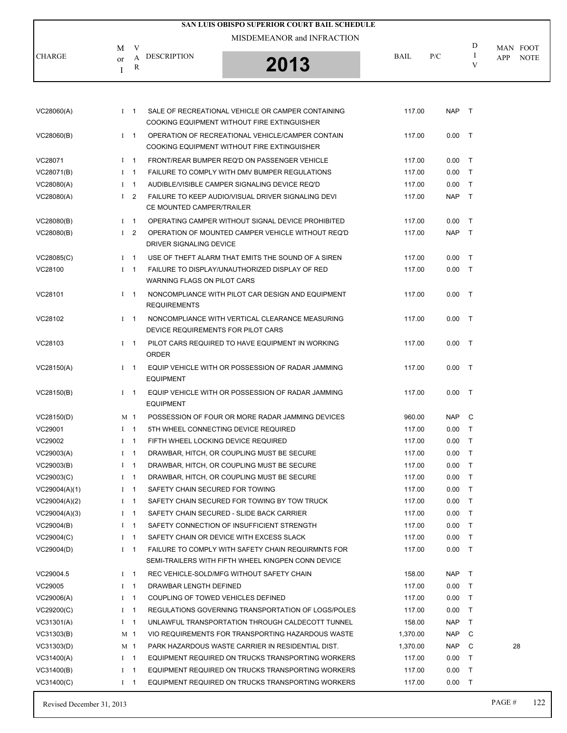# SAN LUIS OBISPO SUPERIOR COURT BAIL SCHEDULE

MISDEMEANOR and INFRACTION

**2013**

| CHARGE | M or I | VAR | DESCRIPTION | BAIL | P/C | DIV | MAN APP | FOOT NOTE |
|---|---|---|---|---|---|---|---|---|
| VC28060(A) | I | 1 | SALE OF RECREATIONAL VEHICLE OR CAMPER CONTAINING COOKING EQUIPMENT WITHOUT FIRE EXTINGUISHER | 117.00 | NAP | T | | |
| VC28060(B) | I | 1 | OPERATION OF RECREATIONAL VEHICLE/CAMPER CONTAIN COOKING EQUIPMENT WITHOUT FIRE EXTINGUISHER | 117.00 | 0.00 | T | | |
| VC28071 | I | 1 | FRONT/REAR BUMPER REQ'D ON PASSENGER VEHICLE | 117.00 | 0.00 | T | | |
| VC28071(B) | I | 1 | FAILURE TO COMPLY WITH DMV BUMPER REGULATIONS | 117.00 | 0.00 | T | | |
| VC28080(A) | I | 1 | AUDIBLE/VISIBLE CAMPER SIGNALING DEVICE REQ'D | 117.00 | 0.00 | T | | |
| VC28080(A) | I | 2 | FAILURE TO KEEP AUDIO/VISUAL DRIVER SIGNALING DEVI CE MOUNTED CAMPER/TRAILER | 117.00 | NAP | T | | |
| VC28080(B) | I | 1 | OPERATING CAMPER WITHOUT SIGNAL DEVICE PROHIBITED | 117.00 | 0.00 | T | | |
| VC28080(B) | I | 2 | OPERATION OF MOUNTED CAMPER VEHICLE WITHOUT REQ'D DRIVER SIGNALING DEVICE | 117.00 | NAP | T | | |
| VC28085(C) | I | 1 | USE OF THEFT ALARM THAT EMITS THE SOUND OF A SIREN | 117.00 | 0.00 | T | | |
| VC28100 | I | 1 | FAILURE TO DISPLAY/UNAUTHORIZED DISPLAY OF RED WARNING FLAGS ON PILOT CARS | 117.00 | 0.00 | T | | |
| VC28101 | I | 1 | NONCOMPLIANCE WITH PILOT CAR DESIGN AND EQUIPMENT REQUIREMENTS | 117.00 | 0.00 | T | | |
| VC28102 | I | 1 | NONCOMPLIANCE WITH VERTICAL CLEARANCE MEASURING DEVICE REQUIREMENTS FOR PILOT CARS | 117.00 | 0.00 | T | | |
| VC28103 | I | 1 | PILOT CARS REQUIRED TO HAVE EQUIPMENT IN WORKING ORDER | 117.00 | 0.00 | T | | |
| VC28150(A) | I | 1 | EQUIP VEHICLE WITH OR POSSESSION OF RADAR JAMMING EQUIPMENT | 117.00 | 0.00 | T | | |
| VC28150(B) | I | 1 | EQUIP VEHICLE WITH OR POSSESSION OF RADAR JAMMING EQUIPMENT | 117.00 | 0.00 | T | | |
| VC28150(D) | M | 1 | POSSESSION OF FOUR OR MORE RADAR JAMMING DEVICES | 960.00 | NAP | C | | |
| VC29001 | I | 1 | 5TH WHEEL CONNECTING DEVICE REQUIRED | 117.00 | 0.00 | T | | |
| VC29002 | I | 1 | FIFTH WHEEL LOCKING DEVICE REQUIRED | 117.00 | 0.00 | T | | |
| VC29003(A) | I | 1 | DRAWBAR, HITCH, OR COUPLING MUST BE SECURE | 117.00 | 0.00 | T | | |
| VC29003(B) | I | 1 | DRAWBAR, HITCH, OR COUPLING MUST BE SECURE | 117.00 | 0.00 | T | | |
| VC29003(C) | I | 1 | DRAWBAR, HITCH, OR COUPLING MUST BE SECURE | 117.00 | 0.00 | T | | |
| VC29004(A)(1) | I | 1 | SAFETY CHAIN SECURED FOR TOWING | 117.00 | 0.00 | T | | |
| VC29004(A)(2) | I | 1 | SAFETY CHAIN SECURED FOR TOWING BY TOW TRUCK | 117.00 | 0.00 | T | | |
| VC29004(A)(3) | I | 1 | SAFETY CHAIN SECURED - SLIDE BACK CARRIER | 117.00 | 0.00 | T | | |
| VC29004(B) | I | 1 | SAFETY CONNECTION OF INSUFFICIENT STRENGTH | 117.00 | 0.00 | T | | |
| VC29004(C) | I | 1 | SAFETY CHAIN OR DEVICE WITH EXCESS SLACK | 117.00 | 0.00 | T | | |
| VC29004(D) | I | 1 | FAILURE TO COMPLY WITH SAFETY CHAIN REQUIRMNTS FOR SEMI-TRAILERS WITH FIFTH WHEEL KINGPEN CONN DEVICE | 117.00 | 0.00 | T | | |
| VC29004.5 | I | 1 | REC VEHICLE-SOLD/MFG WITHOUT SAFETY CHAIN | 158.00 | NAP | T | | |
| VC29005 | I | 1 | DRAWBAR LENGTH DEFINED | 117.00 | 0.00 | T | | |
| VC29006(A) | I | 1 | COUPLING OF TOWED VEHICLES DEFINED | 117.00 | 0.00 | T | | |
| VC29200(C) | I | 1 | REGULATIONS GOVERNING TRANSPORTATION OF LOGS/POLES | 117.00 | 0.00 | T | | |
| VC31301(A) | I | 1 | UNLAWFUL TRANSPORTATION THROUGH CALDECOTT TUNNEL | 158.00 | NAP | T | | |
| VC31303(B) | M | 1 | VIO REQUIREMENTS FOR TRANSPORTING HAZARDOUS WASTE | 1,370.00 | NAP | C | | |
| VC31303(D) | M | 1 | PARK HAZARDOUS WASTE CARRIER IN RESIDENTIAL DIST. | 1,370.00 | NAP | C | | 28 |
| VC31400(A) | I | 1 | EQUIPMENT REQUIRED ON TRUCKS TRANSPORTING WORKERS | 117.00 | 0.00 | T | | |
| VC31400(B) | I | 1 | EQUIPMENT REQUIRED ON TRUCKS TRANSPORTING WORKERS | 117.00 | 0.00 | T | | |
| VC31400(C) | I | 1 | EQUIPMENT REQUIRED ON TRUCKS TRANSPORTING WORKERS | 117.00 | 0.00 | T | | |

Revised December 31, 2013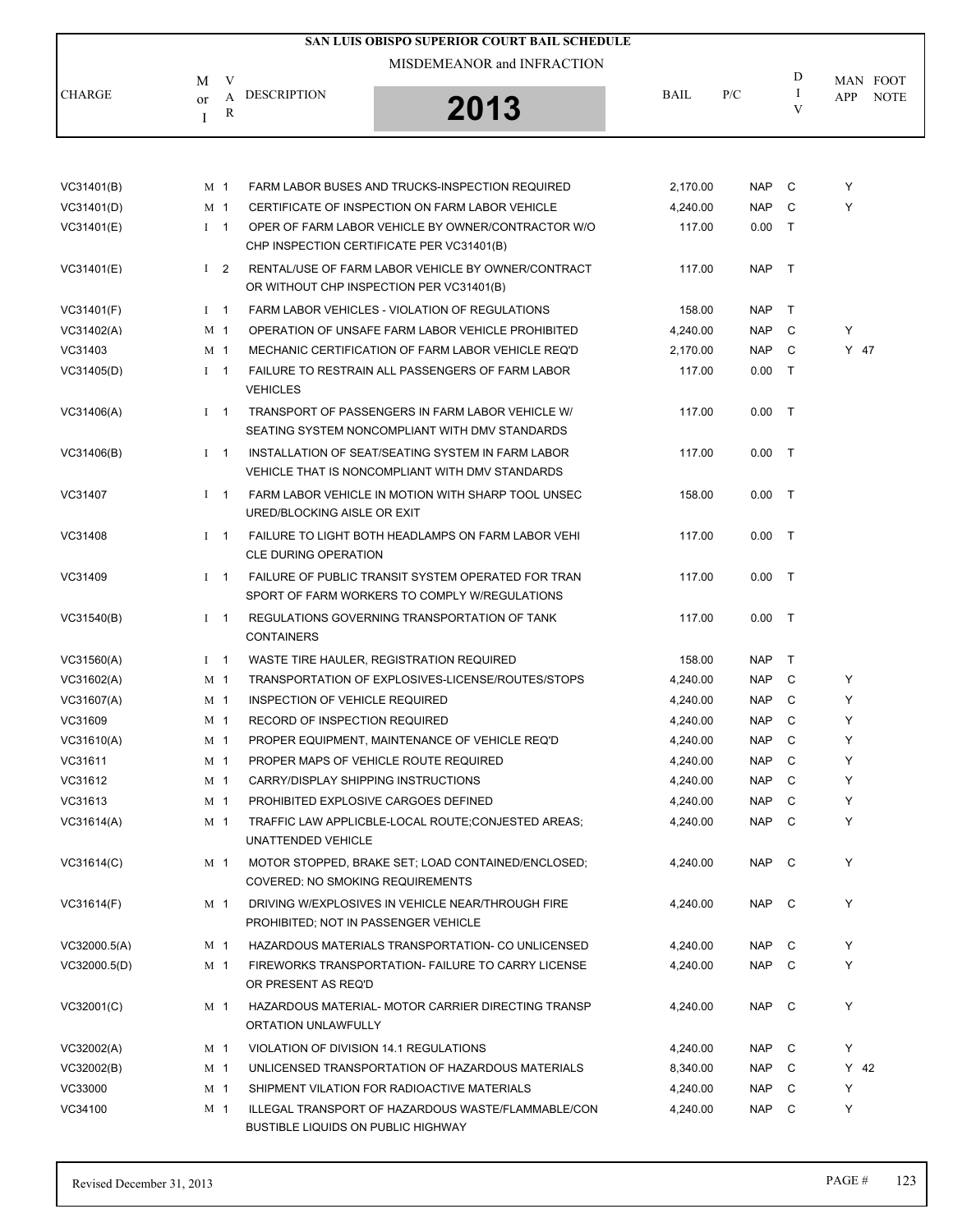# SAN LUIS OBISPO SUPERIOR COURT BAIL SCHEDULE

MISDEMEANOR and INFRACTION

**2013**

| CHARGE | M or I | VAR | DESCRIPTION | BAIL | P/C | DIV | MAN APP | FOOT NOTE |
|---|---|---|---|---|---|---|---|---|
| VC31401(B) | M | 1 | FARM LABOR BUSES AND TRUCKS-INSPECTION REQUIRED | 2,170.00 | NAP | C | Y | |
| VC31401(D) | M | 1 | CERTIFICATE OF INSPECTION ON FARM LABOR VEHICLE | 4,240.00 | NAP | C | Y | |
| VC31401(E) | I | 1 | OPER OF FARM LABOR VEHICLE BY OWNER/CONTRACTOR W/O CHP INSPECTION CERTIFICATE PER VC31401(B) | 117.00 | 0.00 | T | | |
| VC31401(E) | I | 2 | RENTAL/USE OF FARM LABOR VEHICLE BY OWNER/CONTRACT OR WITHOUT CHP INSPECTION PER VC31401(B) | 117.00 | NAP | T | | |
| VC31401(F) | I | 1 | FARM LABOR VEHICLES - VIOLATION OF REGULATIONS | 158.00 | NAP | T | | |
| VC31402(A) | M | 1 | OPERATION OF UNSAFE FARM LABOR VEHICLE PROHIBITED | 4,240.00 | NAP | C | Y | |
| VC31403 | M | 1 | MECHANIC CERTIFICATION OF FARM LABOR VEHICLE REQ'D | 2,170.00 | NAP | C | Y | 47 |
| VC31405(D) | I | 1 | FAILURE TO RESTRAIN ALL PASSENGERS OF FARM LABOR VEHICLES | 117.00 | 0.00 | T | | |
| VC31406(A) | I | 1 | TRANSPORT OF PASSENGERS IN FARM LABOR VEHICLE W/ SEATING SYSTEM NONCOMPLIANT WITH DMV STANDARDS | 117.00 | 0.00 | T | | |
| VC31406(B) | I | 1 | INSTALLATION OF SEAT/SEATING SYSTEM IN FARM LABOR VEHICLE THAT IS NONCOMPLIANT WITH DMV STANDARDS | 117.00 | 0.00 | T | | |
| VC31407 | I | 1 | FARM LABOR VEHICLE IN MOTION WITH SHARP TOOL UNSEC URED/BLOCKING AISLE OR EXIT | 158.00 | 0.00 | T | | |
| VC31408 | I | 1 | FAILURE TO LIGHT BOTH HEADLAMPS ON FARM LABOR VEHI CLE DURING OPERATION | 117.00 | 0.00 | T | | |
| VC31409 | I | 1 | FAILURE OF PUBLIC TRANSIT SYSTEM OPERATED FOR TRAN SPORT OF FARM WORKERS TO COMPLY W/REGULATIONS | 117.00 | 0.00 | T | | |
| VC31540(B) | I | 1 | REGULATIONS GOVERNING TRANSPORTATION OF TANK CONTAINERS | 117.00 | 0.00 | T | | |
| VC31560(A) | I | 1 | WASTE TIRE HAULER, REGISTRATION REQUIRED | 158.00 | NAP | T | | |
| VC31602(A) | M | 1 | TRANSPORTATION OF EXPLOSIVES-LICENSE/ROUTES/STOPS | 4,240.00 | NAP | C | Y | |
| VC31607(A) | M | 1 | INSPECTION OF VEHICLE REQUIRED | 4,240.00 | NAP | C | Y | |
| VC31609 | M | 1 | RECORD OF INSPECTION REQUIRED | 4,240.00 | NAP | C | Y | |
| VC31610(A) | M | 1 | PROPER EQUIPMENT, MAINTENANCE OF VEHICLE REQ'D | 4,240.00 | NAP | C | Y | |
| VC31611 | M | 1 | PROPER MAPS OF VEHICLE ROUTE REQUIRED | 4,240.00 | NAP | C | Y | |
| VC31612 | M | 1 | CARRY/DISPLAY SHIPPING INSTRUCTIONS | 4,240.00 | NAP | C | Y | |
| VC31613 | M | 1 | PROHIBITED EXPLOSIVE CARGOES DEFINED | 4,240.00 | NAP | C | Y | |
| VC31614(A) | M | 1 | TRAFFIC LAW APPLICBLE-LOCAL ROUTE;CONJESTED AREAS; UNATTENDED VEHICLE | 4,240.00 | NAP | C | Y | |
| VC31614(C) | M | 1 | MOTOR STOPPED, BRAKE SET; LOAD CONTAINED/ENCLOSED; COVERED; NO SMOKING REQUIREMENTS | 4,240.00 | NAP | C | Y | |
| VC31614(F) | M | 1 | DRIVING W/EXPLOSIVES IN VEHICLE NEAR/THROUGH FIRE PROHIBITED; NOT IN PASSENGER VEHICLE | 4,240.00 | NAP | C | Y | |
| VC32000.5(A) | M | 1 | HAZARDOUS MATERIALS TRANSPORTATION- CO UNLICENSED | 4,240.00 | NAP | C | Y | |
| VC32000.5(D) | M | 1 | FIREWORKS TRANSPORTATION- FAILURE TO CARRY LICENSE OR PRESENT AS REQ'D | 4,240.00 | NAP | C | Y | |
| VC32001(C) | M | 1 | HAZARDOUS MATERIAL- MOTOR CARRIER DIRECTING TRANSP ORTATION UNLAWFULLY | 4,240.00 | NAP | C | Y | |
| VC32002(A) | M | 1 | VIOLATION OF DIVISION 14.1 REGULATIONS | 4,240.00 | NAP | C | Y | |
| VC32002(B) | M | 1 | UNLICENSED TRANSPORTATION OF HAZARDOUS MATERIALS | 8,340.00 | NAP | C | Y | 42 |
| VC33000 | M | 1 | SHIPMENT VILATION FOR RADIOACTIVE MATERIALS | 4,240.00 | NAP | C | Y | |
| VC34100 | M | 1 | ILLEGAL TRANSPORT OF HAZARDOUS WASTE/FLAMMABLE/CON BUSTIBLE LIQUIDS ON PUBLIC HIGHWAY | 4,240.00 | NAP | C | Y | |

Revised December 31, 2013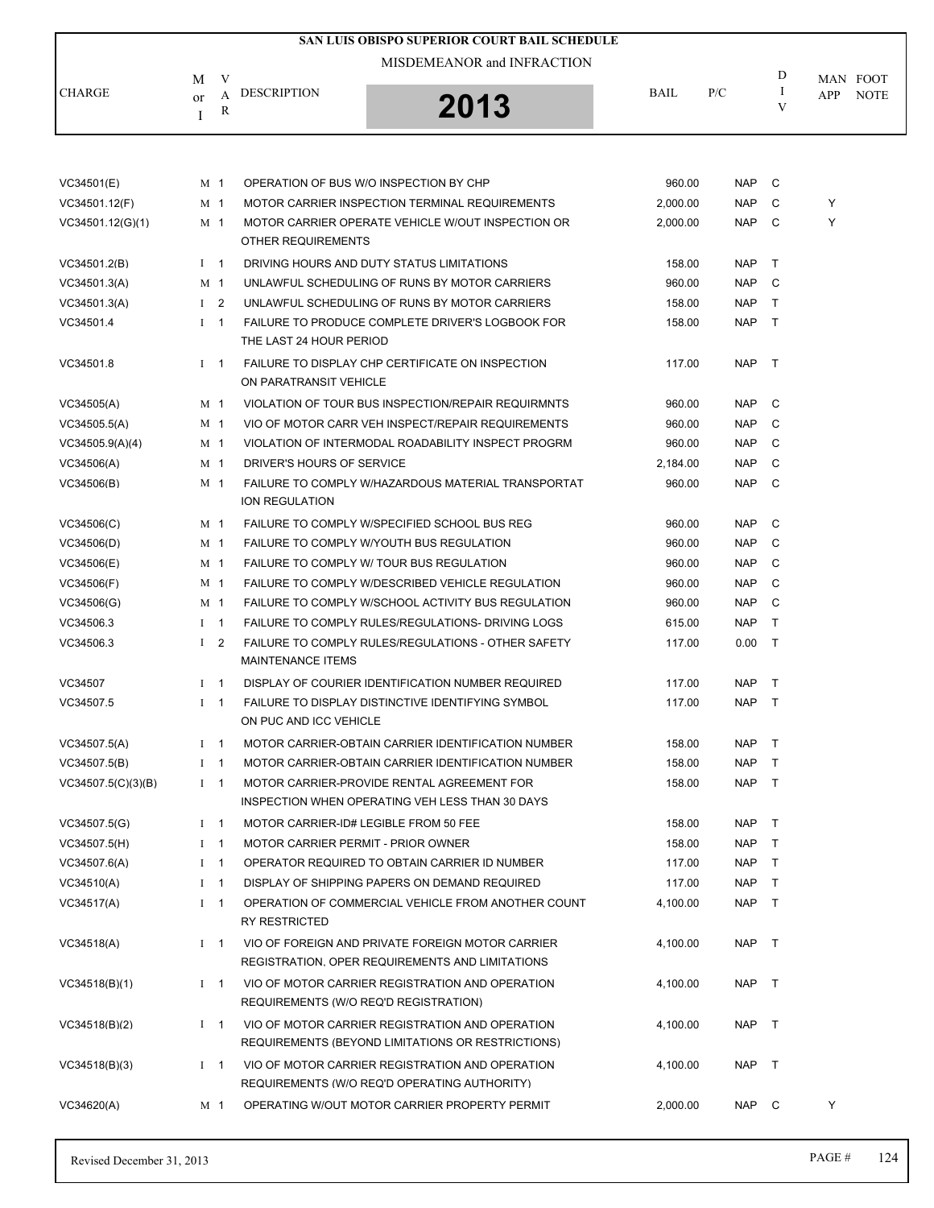# SAN LUIS OBISPO SUPERIOR COURT BAIL SCHEDULE

MISDEMEANOR and INFRACTION

**2013**

| CHARGE | M or I | VAR | DESCRIPTION | BAIL | P/C | DIV | MAN APP | FOOT NOTE |
|---|---|---|---|---|---|---|---|---|
| VC34501(E) | M | 1 | OPERATION OF BUS W/O INSPECTION BY CHP | 960.00 | NAP | C | | |
| VC34501.12(F) | M | 1 | MOTOR CARRIER INSPECTION TERMINAL REQUIREMENTS | 2,000.00 | NAP | C | Y | |
| VC34501.12(G)(1) | M | 1 | MOTOR CARRIER OPERATE VEHICLE W/OUT INSPECTION OR OTHER REQUIREMENTS | 2,000.00 | NAP | C | Y | |
| VC34501.2(B) | I | 1 | DRIVING HOURS AND DUTY STATUS LIMITATIONS | 158.00 | NAP | T | | |
| VC34501.3(A) | M | 1 | UNLAWFUL SCHEDULING OF RUNS BY MOTOR CARRIERS | 960.00 | NAP | C | | |
| VC34501.3(A) | I | 2 | UNLAWFUL SCHEDULING OF RUNS BY MOTOR CARRIERS | 158.00 | NAP | T | | |
| VC34501.4 | I | 1 | FAILURE TO PRODUCE COMPLETE DRIVER'S LOGBOOK FOR THE LAST 24 HOUR PERIOD | 158.00 | NAP | T | | |
| VC34501.8 | I | 1 | FAILURE TO DISPLAY CHP CERTIFICATE ON INSPECTION ON PARATRANSIT VEHICLE | 117.00 | NAP | T | | |
| VC34505(A) | M | 1 | VIOLATION OF TOUR BUS INSPECTION/REPAIR REQUIRMNTS | 960.00 | NAP | C | | |
| VC34505.5(A) | M | 1 | VIO OF MOTOR CARR VEH INSPECT/REPAIR REQUIREMENTS | 960.00 | NAP | C | | |
| VC34505.9(A)(4) | M | 1 | VIOLATION OF INTERMODAL ROADABILITY INSPECT PROGRM | 960.00 | NAP | C | | |
| VC34506(A) | M | 1 | DRIVER'S HOURS OF SERVICE | 2,184.00 | NAP | C | | |
| VC34506(B) | M | 1 | FAILURE TO COMPLY W/HAZARDOUS MATERIAL TRANSPORTAT ION REGULATION | 960.00 | NAP | C | | |
| VC34506(C) | M | 1 | FAILURE TO COMPLY W/SPECIFIED SCHOOL BUS REG | 960.00 | NAP | C | | |
| VC34506(D) | M | 1 | FAILURE TO COMPLY W/YOUTH BUS REGULATION | 960.00 | NAP | C | | |
| VC34506(E) | M | 1 | FAILURE TO COMPLY W/ TOUR BUS REGULATION | 960.00 | NAP | C | | |
| VC34506(F) | M | 1 | FAILURE TO COMPLY W/DESCRIBED VEHICLE REGULATION | 960.00 | NAP | C | | |
| VC34506(G) | M | 1 | FAILURE TO COMPLY W/SCHOOL ACTIVITY BUS REGULATION | 960.00 | NAP | C | | |
| VC34506.3 | I | 1 | FAILURE TO COMPLY RULES/REGULATIONS- DRIVING LOGS | 615.00 | NAP | T | | |
| VC34506.3 | I | 2 | FAILURE TO COMPLY RULES/REGULATIONS - OTHER SAFETY MAINTENANCE ITEMS | 117.00 | 0.00 | T | | |
| VC34507 | I | 1 | DISPLAY OF COURIER IDENTIFICATION NUMBER REQUIRED | 117.00 | NAP | T | | |
| VC34507.5 | I | 1 | FAILURE TO DISPLAY DISTINCTIVE IDENTIFYING SYMBOL ON PUC AND ICC VEHICLE | 117.00 | NAP | T | | |
| VC34507.5(A) | I | 1 | MOTOR CARRIER-OBTAIN CARRIER IDENTIFICATION NUMBER | 158.00 | NAP | T | | |
| VC34507.5(B) | I | 1 | MOTOR CARRIER-OBTAIN CARRIER IDENTIFICATION NUMBER | 158.00 | NAP | T | | |
| VC34507.5(C)(3)(B) | I | 1 | MOTOR CARRIER-PROVIDE RENTAL AGREEMENT FOR INSPECTION WHEN OPERATING VEH LESS THAN 30 DAYS | 158.00 | NAP | T | | |
| VC34507.5(G) | I | 1 | MOTOR CARRIER-ID# LEGIBLE FROM 50 FEE | 158.00 | NAP | T | | |
| VC34507.5(H) | I | 1 | MOTOR CARRIER PERMIT - PRIOR OWNER | 158.00 | NAP | T | | |
| VC34507.6(A) | I | 1 | OPERATOR REQUIRED TO OBTAIN CARRIER ID NUMBER | 117.00 | NAP | T | | |
| VC34510(A) | I | 1 | DISPLAY OF SHIPPING PAPERS ON DEMAND REQUIRED | 117.00 | NAP | T | | |
| VC34517(A) | I | 1 | OPERATION OF COMMERCIAL VEHICLE FROM ANOTHER COUNT RY RESTRICTED | 4,100.00 | NAP | T | | |
| VC34518(A) | I | 1 | VIO OF FOREIGN AND PRIVATE FOREIGN MOTOR CARRIER REGISTRATION, OPER REQUIREMENTS AND LIMITATIONS | 4,100.00 | NAP | T | | |
| VC34518(B)(1) | I | 1 | VIO OF MOTOR CARRIER REGISTRATION AND OPERATION REQUIREMENTS (W/O REQ'D REGISTRATION) | 4,100.00 | NAP | T | | |
| VC34518(B)(2) | I | 1 | VIO OF MOTOR CARRIER REGISTRATION AND OPERATION REQUIREMENTS (BEYOND LIMITATIONS OR RESTRICTIONS) | 4,100.00 | NAP | T | | |
| VC34518(B)(3) | I | 1 | VIO OF MOTOR CARRIER REGISTRATION AND OPERATION REQUIREMENTS (W/O REQ'D OPERATING AUTHORITY) | 4,100.00 | NAP | T | | |
| VC34620(A) | M | 1 | OPERATING W/OUT MOTOR CARRIER PROPERTY PERMIT | 2,000.00 | NAP | C | Y | |

Revised December 31, 2013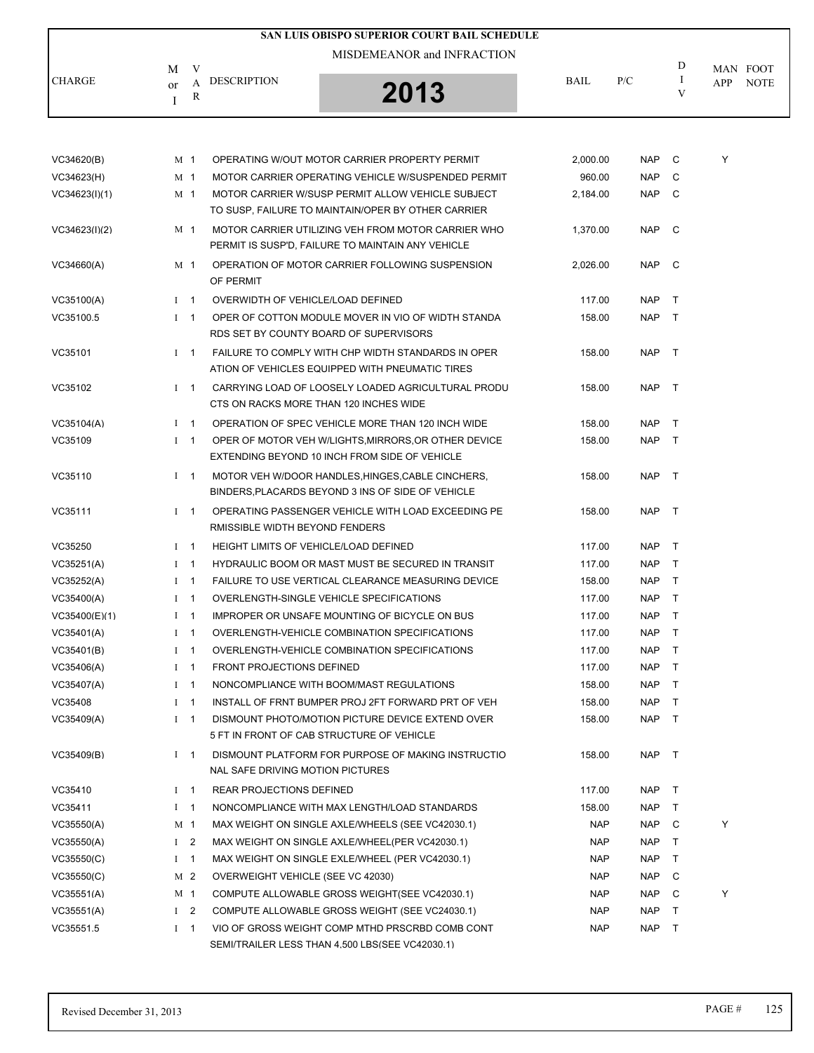# SAN LUIS OBISPO SUPERIOR COURT BAIL SCHEDULE

MISDEMEANOR and INFRACTION

2013

| CHARGE | M or I | VAR | DESCRIPTION | BAIL | P/C | DIV | MAN APP | FOOT NOTE |
|---|---|---|---|---|---|---|---|---|
| VC34620(B) | M | 1 | OPERATING W/OUT MOTOR CARRIER PROPERTY PERMIT | 2,000.00 | NAP | C | Y | |
| VC34623(H) | M | 1 | MOTOR CARRIER OPERATING VEHICLE W/SUSPENDED PERMIT | 960.00 | NAP | C | | |
| VC34623(I)(1) | M | 1 | MOTOR CARRIER W/SUSP PERMIT ALLOW VEHICLE SUBJECT TO SUSP, FAILURE TO MAINTAIN/OPER BY OTHER CARRIER | 2,184.00 | NAP | C | | |
| VC34623(I)(2) | M | 1 | MOTOR CARRIER UTILIZING VEH FROM MOTOR CARRIER WHO PERMIT IS SUSP'D, FAILURE TO MAINTAIN ANY VEHICLE | 1,370.00 | NAP | C | | |
| VC34660(A) | M | 1 | OPERATION OF MOTOR CARRIER FOLLOWING SUSPENSION OF PERMIT | 2,026.00 | NAP | C | | |
| VC35100(A) | I | 1 | OVERWIDTH OF VEHICLE/LOAD DEFINED | 117.00 | NAP | T | | |
| VC35100.5 | I | 1 | OPER OF COTTON MODULE MOVER IN VIO OF WIDTH STANDA RDS SET BY COUNTY BOARD OF SUPERVISORS | 158.00 | NAP | T | | |
| VC35101 | I | 1 | FAILURE TO COMPLY WITH CHP WIDTH STANDARDS IN OPER ATION OF VEHICLES EQUIPPED WITH PNEUMATIC TIRES | 158.00 | NAP | T | | |
| VC35102 | I | 1 | CARRYING LOAD OF LOOSELY LOADED AGRICULTURAL PRODU CTS ON RACKS MORE THAN 120 INCHES WIDE | 158.00 | NAP | T | | |
| VC35104(A) | I | 1 | OPERATION OF SPEC VEHICLE MORE THAN 120 INCH WIDE | 158.00 | NAP | T | | |
| VC35109 | I | 1 | OPER OF MOTOR VEH W/LIGHTS,MIRRORS,OR OTHER DEVICE EXTENDING BEYOND 10 INCH FROM SIDE OF VEHICLE | 158.00 | NAP | T | | |
| VC35110 | I | 1 | MOTOR VEH W/DOOR HANDLES,HINGES,CABLE CINCHERS, BINDERS,PLACARDS BEYOND 3 INS OF SIDE OF VEHICLE | 158.00 | NAP | T | | |
| VC35111 | I | 1 | OPERATING PASSENGER VEHICLE WITH LOAD EXCEEDING PE RMISSIBLE WIDTH BEYOND FENDERS | 158.00 | NAP | T | | |
| VC35250 | I | 1 | HEIGHT LIMITS OF VEHICLE/LOAD DEFINED | 117.00 | NAP | T | | |
| VC35251(A) | I | 1 | HYDRAULIC BOOM OR MAST MUST BE SECURED IN TRANSIT | 117.00 | NAP | T | | |
| VC35252(A) | I | 1 | FAILURE TO USE VERTICAL CLEARANCE MEASURING DEVICE | 158.00 | NAP | T | | |
| VC35400(A) | I | 1 | OVERLENGTH-SINGLE VEHICLE SPECIFICATIONS | 117.00 | NAP | T | | |
| VC35400(E)(1) | I | 1 | IMPROPER OR UNSAFE MOUNTING OF BICYCLE ON BUS | 117.00 | NAP | T | | |
| VC35401(A) | I | 1 | OVERLENGTH-VEHICLE COMBINATION SPECIFICATIONS | 117.00 | NAP | T | | |
| VC35401(B) | I | 1 | OVERLENGTH-VEHICLE COMBINATION SPECIFICATIONS | 117.00 | NAP | T | | |
| VC35406(A) | I | 1 | FRONT PROJECTIONS DEFINED | 117.00 | NAP | T | | |
| VC35407(A) | I | 1 | NONCOMPLIANCE WITH BOOM/MAST REGULATIONS | 158.00 | NAP | T | | |
| VC35408 | I | 1 | INSTALL OF FRNT BUMPER PROJ 2FT FORWARD PRT OF VEH | 158.00 | NAP | T | | |
| VC35409(A) | I | 1 | DISMOUNT PHOTO/MOTION PICTURE DEVICE EXTEND OVER 5 FT IN FRONT OF CAB STRUCTURE OF VEHICLE | 158.00 | NAP | T | | |
| VC35409(B) | I | 1 | DISMOUNT PLATFORM FOR PURPOSE OF MAKING INSTRUCTIO NAL SAFE DRIVING MOTION PICTURES | 158.00 | NAP | T | | |
| VC35410 | I | 1 | REAR PROJECTIONS DEFINED | 117.00 | NAP | T | | |
| VC35411 | I | 1 | NONCOMPLIANCE WITH MAX LENGTH/LOAD STANDARDS | 158.00 | NAP | T | | |
| VC35550(A) | M | 1 | MAX WEIGHT ON SINGLE AXLE/WHEELS (SEE VC42030.1) | NAP | NAP | C | Y | |
| VC35550(A) | I | 2 | MAX WEIGHT ON SINGLE AXLE/WHEEL(PER VC42030.1) | NAP | NAP | T | | |
| VC35550(C) | I | 1 | MAX WEIGHT ON SINGLE EXLE/WHEEL (PER VC42030.1) | NAP | NAP | T | | |
| VC35550(C) | M | 2 | OVERWEIGHT VEHICLE (SEE VC 42030) | NAP | NAP | C | | |
| VC35551(A) | M | 1 | COMPUTE ALLOWABLE GROSS WEIGHT(SEE VC42030.1) | NAP | NAP | C | Y | |
| VC35551(A) | I | 2 | COMPUTE ALLOWABLE GROSS WEIGHT (SEE VC24030.1) | NAP | NAP | T | | |
| VC35551.5 | I | 1 | VIO OF GROSS WEIGHT COMP MTHD PRSCRBD COMB CONT SEMI/TRAILER LESS THAN 4,500 LBS(SEE VC42030.1) | NAP | NAP | T | | |

Revised December 31, 2013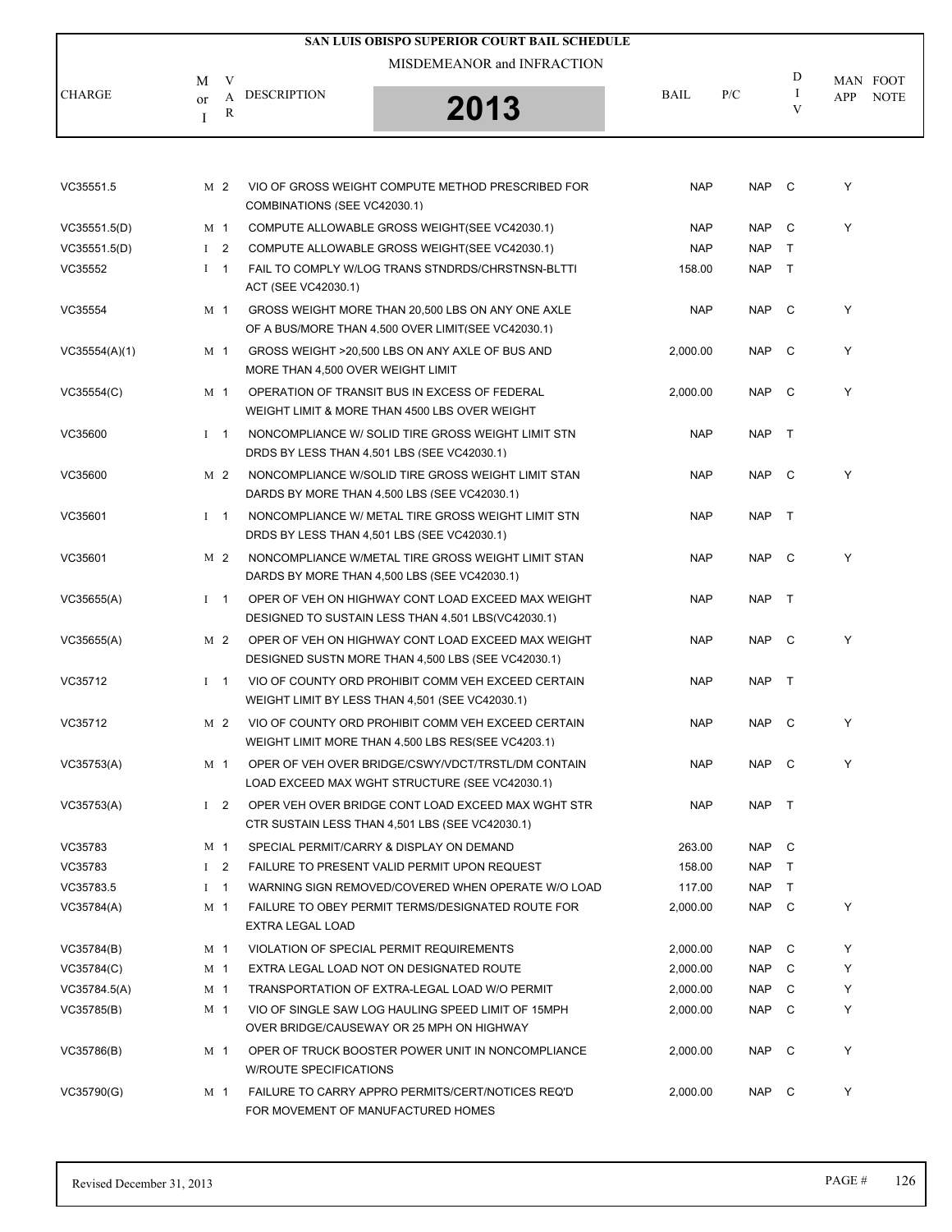# SAN LUIS OBISPO SUPERIOR COURT BAIL SCHEDULE

MISDEMEANOR and INFRACTION

2013

| CHARGE | M or I | VAR | DESCRIPTION | BAIL | P/C | DIV | MAN APP | FOOT NOTE |
|---|---|---|---|---|---|---|---|---|
| VC35551.5 | M | 2 | VIO OF GROSS WEIGHT COMPUTE METHOD PRESCRIBED FOR COMBINATIONS (SEE VC42030.1) | NAP | NAP | C | Y | |
| VC35551.5(D) | M | 1 | COMPUTE ALLOWABLE GROSS WEIGHT(SEE VC42030.1) | NAP | NAP | C | Y | |
| VC35551.5(D) | I | 2 | COMPUTE ALLOWABLE GROSS WEIGHT(SEE VC42030.1) | NAP | NAP | T | | |
| VC35552 | I | 1 | FAIL TO COMPLY W/LOG TRANS STNDRDS/CHRSTNSN-BLTTI ACT (SEE VC42030.1) | 158.00 | NAP | T | | |
| VC35554 | M | 1 | GROSS WEIGHT MORE THAN 20,500 LBS ON ANY ONE AXLE OF A BUS/MORE THAN 4,500 OVER LIMIT(SEE VC42030.1) | NAP | NAP | C | Y | |
| VC35554(A)(1) | M | 1 | GROSS WEIGHT >20,500 LBS ON ANY AXLE OF BUS AND MORE THAN 4,500 OVER WEIGHT LIMIT | 2,000.00 | NAP | C | Y | |
| VC35554(C) | M | 1 | OPERATION OF TRANSIT BUS IN EXCESS OF FEDERAL WEIGHT LIMIT & MORE THAN 4500 LBS OVER WEIGHT | 2,000.00 | NAP | C | Y | |
| VC35600 | I | 1 | NONCOMPLIANCE W/ SOLID TIRE GROSS WEIGHT LIMIT STN DRDS BY LESS THAN 4,501 LBS (SEE VC42030.1) | NAP | NAP | T | | |
| VC35600 | M | 2 | NONCOMPLIANCE W/SOLID TIRE GROSS WEIGHT LIMIT STAN DARDS BY MORE THAN 4,500 LBS (SEE VC42030.1) | NAP | NAP | C | Y | |
| VC35601 | I | 1 | NONCOMPLIANCE W/ METAL TIRE GROSS WEIGHT LIMIT STN DRDS BY LESS THAN 4,501 LBS (SEE VC42030.1) | NAP | NAP | T | | |
| VC35601 | M | 2 | NONCOMPLIANCE W/METAL TIRE GROSS WEIGHT LIMIT STAN DARDS BY MORE THAN 4,500 LBS (SEE VC42030.1) | NAP | NAP | C | Y | |
| VC35655(A) | I | 1 | OPER OF VEH ON HIGHWAY CONT LOAD EXCEED MAX WEIGHT DESIGNED TO SUSTAIN LESS THAN 4,501 LBS(VC42030.1) | NAP | NAP | T | | |
| VC35655(A) | M | 2 | OPER OF VEH ON HIGHWAY CONT LOAD EXCEED MAX WEIGHT DESIGNED SUSTN MORE THAN 4,500 LBS (SEE VC42030.1) | NAP | NAP | C | Y | |
| VC35712 | I | 1 | VIO OF COUNTY ORD PROHIBIT COMM VEH EXCEED CERTAIN WEIGHT LIMIT BY LESS THAN 4,501 (SEE VC42030.1) | NAP | NAP | T | | |
| VC35712 | M | 2 | VIO OF COUNTY ORD PROHIBIT COMM VEH EXCEED CERTAIN WEIGHT LIMIT MORE THAN 4,500 LBS RES(SEE VC4203.1) | NAP | NAP | C | Y | |
| VC35753(A) | M | 1 | OPER OF VEH OVER BRIDGE/CSWY/VDCT/TRSTL/DM CONTAIN LOAD EXCEED MAX WGHT STRUCTURE (SEE VC42030.1) | NAP | NAP | C | Y | |
| VC35753(A) | I | 2 | OPER VEH OVER BRIDGE CONT LOAD EXCEED MAX WGHT STR CTR SUSTAIN LESS THAN 4,501 LBS (SEE VC42030.1) | NAP | NAP | T | | |
| VC35783 | M | 1 | SPECIAL PERMIT/CARRY & DISPLAY ON DEMAND | 263.00 | NAP | C | | |
| VC35783 | I | 2 | FAILURE TO PRESENT VALID PERMIT UPON REQUEST | 158.00 | NAP | T | | |
| VC35783.5 | I | 1 | WARNING SIGN REMOVED/COVERED WHEN OPERATE W/O LOAD | 117.00 | NAP | T | | |
| VC35784(A) | M | 1 | FAILURE TO OBEY PERMIT TERMS/DESIGNATED ROUTE FOR EXTRA LEGAL LOAD | 2,000.00 | NAP | C | Y | |
| VC35784(B) | M | 1 | VIOLATION OF SPECIAL PERMIT REQUIREMENTS | 2,000.00 | NAP | C | Y | |
| VC35784(C) | M | 1 | EXTRA LEGAL LOAD NOT ON DESIGNATED ROUTE | 2,000.00 | NAP | C | Y | |
| VC35784.5(A) | M | 1 | TRANSPORTATION OF EXTRA-LEGAL LOAD W/O PERMIT | 2,000.00 | NAP | C | Y | |
| VC35785(B) | M | 1 | VIO OF SINGLE SAW LOG HAULING SPEED LIMIT OF 15MPH OVER BRIDGE/CAUSEWAY OR 25 MPH ON HIGHWAY | 2,000.00 | NAP | C | Y | |
| VC35786(B) | M | 1 | OPER OF TRUCK BOOSTER POWER UNIT IN NONCOMPLIANCE W/ROUTE SPECIFICATIONS | 2,000.00 | NAP | C | Y | |
| VC35790(G) | M | 1 | FAILURE TO CARRY APPRO PERMITS/CERT/NOTICES REQ'D FOR MOVEMENT OF MANUFACTURED HOMES | 2,000.00 | NAP | C | Y | |

Revised December 31, 2013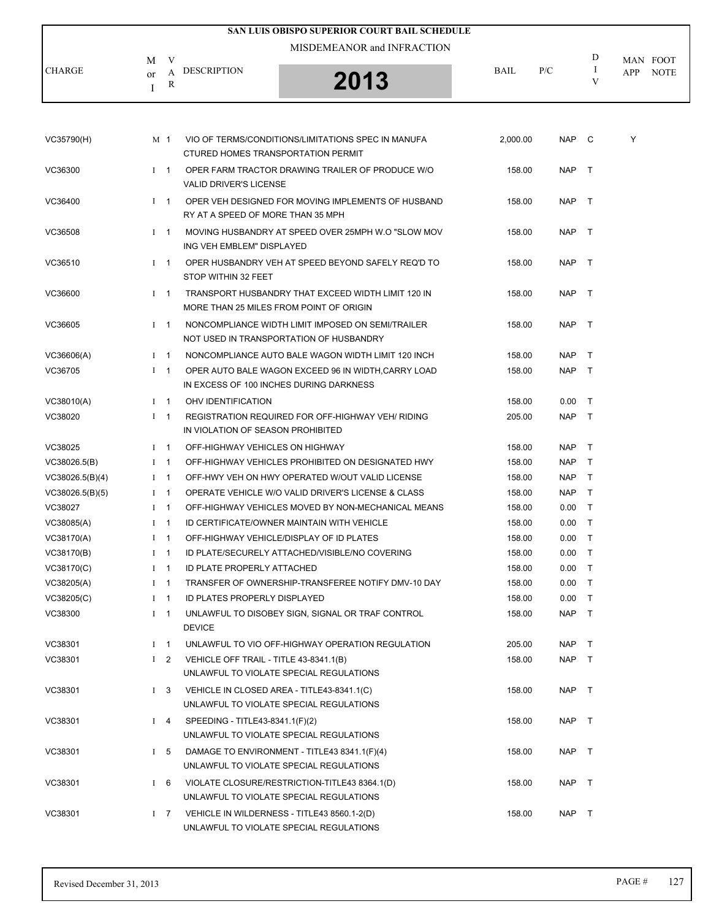# SAN LUIS OBISPO SUPERIOR COURT BAIL SCHEDULE

MISDEMEANOR and INFRACTION

**2013**

| CHARGE | M or I | VAR | DESCRIPTION | BAIL | P/C | DIV | MAN APP | FOOT NOTE |
|---|---|---|---|---|---|---|---|---|
| VC35790(H) | M | 1 | VIO OF TERMS/CONDITIONS/LIMITATIONS SPEC IN MANUFACTURED HOMES TRANSPORTATION PERMIT | 2,000.00 | NAP | C | Y | |
| VC36300 | I | 1 | OPER FARM TRACTOR DRAWING TRAILER OF PRODUCE W/O VALID DRIVER'S LICENSE | 158.00 | NAP | T | | |
| VC36400 | I | 1 | OPER VEH DESIGNED FOR MOVING IMPLEMENTS OF HUSBANDRY AT A SPEED OF MORE THAN 35 MPH | 158.00 | NAP | T | | |
| VC36508 | I | 1 | MOVING HUSBANDRY AT SPEED OVER 25MPH W.O "SLOW MOVING VEH EMBLEM" DISPLAYED | 158.00 | NAP | T | | |
| VC36510 | I | 1 | OPER HUSBANDRY VEH AT SPEED BEYOND SAFELY REQ'D TO STOP WITHIN 32 FEET | 158.00 | NAP | T | | |
| VC36600 | I | 1 | TRANSPORT HUSBANDRY THAT EXCEED WIDTH LIMIT 120 IN MORE THAN 25 MILES FROM POINT OF ORIGIN | 158.00 | NAP | T | | |
| VC36605 | I | 1 | NONCOMPLIANCE WIDTH LIMIT IMPOSED ON SEMI/TRAILER NOT USED IN TRANSPORTATION OF HUSBANDRY | 158.00 | NAP | T | | |
| VC36606(A) | I | 1 | NONCOMPLIANCE AUTO BALE WAGON WIDTH LIMIT 120 INCH | 158.00 | NAP | T | | |
| VC36705 | I | 1 | OPER AUTO BALE WAGON EXCEED 96 IN WIDTH,CARRY LOAD IN EXCESS OF 100 INCHES DURING DARKNESS | 158.00 | NAP | T | | |
| VC38010(A) | I | 1 | OHV IDENTIFICATION | 158.00 | 0.00 | T | | |
| VC38020 | I | 1 | REGISTRATION REQUIRED FOR OFF-HIGHWAY VEH/ RIDING IN VIOLATION OF SEASON PROHIBITED | 205.00 | NAP | T | | |
| VC38025 | I | 1 | OFF-HIGHWAY VEHICLES ON HIGHWAY | 158.00 | NAP | T | | |
| VC38026.5(B) | I | 1 | OFF-HIGHWAY VEHICLES PROHIBITED ON DESIGNATED HWY | 158.00 | NAP | T | | |
| VC38026.5(B)(4) | I | 1 | OFF-HWY VEH ON HWY OPERATED W/OUT VALID LICENSE | 158.00 | NAP | T | | |
| VC38026.5(B)(5) | I | 1 | OPERATE VEHICLE W/O VALID DRIVER'S LICENSE & CLASS | 158.00 | NAP | T | | |
| VC38027 | I | 1 | OFF-HIGHWAY VEHICLES MOVED BY NON-MECHANICAL MEANS | 158.00 | 0.00 | T | | |
| VC38085(A) | I | 1 | ID CERTIFICATE/OWNER MAINTAIN WITH VEHICLE | 158.00 | 0.00 | T | | |
| VC38170(A) | I | 1 | OFF-HIGHWAY VEHICLE/DISPLAY OF ID PLATES | 158.00 | 0.00 | T | | |
| VC38170(B) | I | 1 | ID PLATE/SECURELY ATTACHED/VISIBLE/NO COVERING | 158.00 | 0.00 | T | | |
| VC38170(C) | I | 1 | ID PLATE PROPERLY ATTACHED | 158.00 | 0.00 | T | | |
| VC38205(A) | I | 1 | TRANSFER OF OWNERSHIP-TRANSFEREE NOTIFY DMV-10 DAY | 158.00 | 0.00 | T | | |
| VC38205(C) | I | 1 | ID PLATES PROPERLY DISPLAYED | 158.00 | 0.00 | T | | |
| VC38300 | I | 1 | UNLAWFUL TO DISOBEY SIGN, SIGNAL OR TRAF CONTROL DEVICE | 158.00 | NAP | T | | |
| VC38301 | I | 1 | UNLAWFUL TO VIO OFF-HIGHWAY OPERATION REGULATION | 205.00 | NAP | T | | |
| VC38301 | I | 2 | VEHICLE OFF TRAIL - TITLE 43-8341.1(B) UNLAWFUL TO VIOLATE SPECIAL REGULATIONS | 158.00 | NAP | T | | |
| VC38301 | I | 3 | VEHICLE IN CLOSED AREA - TITLE43-8341.1(C) UNLAWFUL TO VIOLATE SPECIAL REGULATIONS | 158.00 | NAP | T | | |
| VC38301 | I | 4 | SPEEDING - TITLE43-8341.1(F)(2) UNLAWFUL TO VIOLATE SPECIAL REGULATIONS | 158.00 | NAP | T | | |
| VC38301 | I | 5 | DAMAGE TO ENVIRONMENT - TITLE43 8341.1(F)(4) UNLAWFUL TO VIOLATE SPECIAL REGULATIONS | 158.00 | NAP | T | | |
| VC38301 | I | 6 | VIOLATE CLOSURE/RESTRICTION-TITLE43 8364.1(D) UNLAWFUL TO VIOLATE SPECIAL REGULATIONS | 158.00 | NAP | T | | |
| VC38301 | I | 7 | VEHICLE IN WILDERNESS - TITLE43 8560.1-2(D) UNLAWFUL TO VIOLATE SPECIAL REGULATIONS | 158.00 | NAP | T | | |

Revised December 31, 2013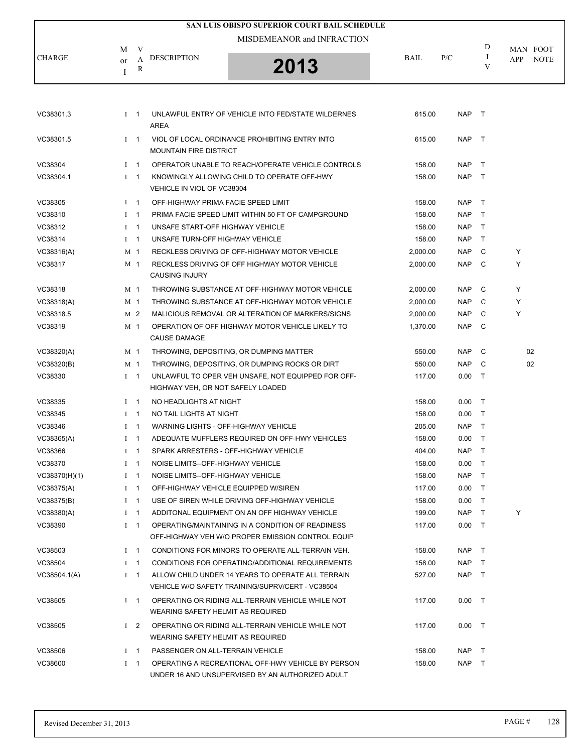# SAN LUIS OBISPO SUPERIOR COURT BAIL SCHEDULE

MISDEMEANOR and INFRACTION

**2013**

| CHARGE | M or I | VAR | DESCRIPTION | BAIL | P/C | DIV | MAN APP | FOOT NOTE |
|---|---|---|---|---|---|---|---|---|
| VC38301.3 | I | 1 | UNLAWFUL ENTRY OF VEHICLE INTO FED/STATE WILDERNES AREA | 615.00 | NAP | T | | |
| VC38301.5 | I | 1 | VIOL OF LOCAL ORDINANCE PROHIBITING ENTRY INTO MOUNTAIN FIRE DISTRICT | 615.00 | NAP | T | | |
| VC38304 | I | 1 | OPERATOR UNABLE TO REACH/OPERATE VEHICLE CONTROLS | 158.00 | NAP | T | | |
| VC38304.1 | I | 1 | KNOWINGLY ALLOWING CHILD TO OPERATE OFF-HWY VEHICLE IN VIOL OF VC38304 | 158.00 | NAP | T | | |
| VC38305 | I | 1 | OFF-HIGHWAY PRIMA FACIE SPEED LIMIT | 158.00 | NAP | T | | |
| VC38310 | I | 1 | PRIMA FACIE SPEED LIMIT WITHIN 50 FT OF CAMPGROUND | 158.00 | NAP | T | | |
| VC38312 | I | 1 | UNSAFE START-OFF HIGHWAY VEHICLE | 158.00 | NAP | T | | |
| VC38314 | I | 1 | UNSAFE TURN-OFF HIGHWAY VEHICLE | 158.00 | NAP | T | | |
| VC38316(A) | M | 1 | RECKLESS DRIVING OF OFF-HIGHWAY MOTOR VEHICLE | 2,000.00 | NAP | C | Y | |
| VC38317 | M | 1 | RECKLESS DRIVING OF OFF HIGHWAY MOTOR VEHICLE CAUSING INJURY | 2,000.00 | NAP | C | Y | |
| VC38318 | M | 1 | THROWING SUBSTANCE AT OFF-HIGHWAY MOTOR VEHICLE | 2,000.00 | NAP | C | Y | |
| VC38318(A) | M | 1 | THROWING SUBSTANCE AT OFF-HIGHWAY MOTOR VEHICLE | 2,000.00 | NAP | C | Y | |
| VC38318.5 | M | 2 | MALICIOUS REMOVAL OR ALTERATION OF MARKERS/SIGNS | 2,000.00 | NAP | C | Y | |
| VC38319 | M | 1 | OPERATION OF OFF HIGHWAY MOTOR VEHICLE LIKELY TO CAUSE DAMAGE | 1,370.00 | NAP | C | | |
| VC38320(A) | M | 1 | THROWING, DEPOSITING, OR DUMPING MATTER | 550.00 | NAP | C | | 02 |
| VC38320(B) | M | 1 | THROWING, DEPOSITING, OR DUMPING ROCKS OR DIRT | 550.00 | NAP | C | | 02 |
| VC38330 | I | 1 | UNLAWFUL TO OPER VEH UNSAFE, NOT EQUIPPED FOR OFF-HIGHWAY VEH, OR NOT SAFELY LOADED | 117.00 | 0.00 | T | | |
| VC38335 | I | 1 | NO HEADLIGHTS AT NIGHT | 158.00 | 0.00 | T | | |
| VC38345 | I | 1 | NO TAIL LIGHTS AT NIGHT | 158.00 | 0.00 | T | | |
| VC38346 | I | 1 | WARNING LIGHTS - OFF-HIGHWAY VEHICLE | 205.00 | NAP | T | | |
| VC38365(A) | I | 1 | ADEQUATE MUFFLERS REQUIRED ON OFF-HWY VEHICLES | 158.00 | 0.00 | T | | |
| VC38366 | I | 1 | SPARK ARRESTERS - OFF-HIGHWAY VEHICLE | 404.00 | NAP | T | | |
| VC38370 | I | 1 | NOISE LIMITS--OFF-HIGHWAY VEHICLE | 158.00 | 0.00 | T | | |
| VC38370(H)(1) | I | 1 | NOISE LIMITS--OFF-HIGHWAY VEHICLE | 158.00 | NAP | T | | |
| VC38375(A) | I | 1 | OFF-HIGHWAY VEHICLE EQUIPPED W/SIREN | 117.00 | 0.00 | T | | |
| VC38375(B) | I | 1 | USE OF SIREN WHILE DRIVING OFF-HIGHWAY VEHICLE | 158.00 | 0.00 | T | | |
| VC38380(A) | I | 1 | ADDITONAL EQUIPMENT ON AN OFF HIGHWAY VEHICLE | 199.00 | NAP | T | Y | |
| VC38390 | I | 1 | OPERATING/MAINTAINING IN A CONDITION OF READINESS OFF-HIGHWAY VEH W/O PROPER EMISSION CONTROL EQUIP | 117.00 | 0.00 | T | | |
| VC38503 | I | 1 | CONDITIONS FOR MINORS TO OPERATE ALL-TERRAIN VEH. | 158.00 | NAP | T | | |
| VC38504 | I | 1 | CONDITIONS FOR OPERATING/ADDITIONAL REQUIREMENTS | 158.00 | NAP | T | | |
| VC38504.1(A) | I | 1 | ALLOW CHILD UNDER 14 YEARS TO OPERATE ALL TERRAIN VEHICLE W/O SAFETY TRAINING/SUPRV/CERT - VC38504 | 527.00 | NAP | T | | |
| VC38505 | I | 1 | OPERATING OR RIDING ALL-TERRAIN VEHICLE WHILE NOT WEARING SAFETY HELMIT AS REQUIRED | 117.00 | 0.00 | T | | |
| VC38505 | I | 2 | OPERATING OR RIDING ALL-TERRAIN VEHICLE WHILE NOT WEARING SAFETY HELMIT AS REQUIRED | 117.00 | 0.00 | T | | |
| VC38506 | I | 1 | PASSENGER ON ALL-TERRAIN VEHICLE | 158.00 | NAP | T | | |
| VC38600 | I | 1 | OPERATING A RECREATIONAL OFF-HWY VEHICLE BY PERSON UNDER 16 AND UNSUPERVISED BY AN AUTHORIZED ADULT | 158.00 | NAP | T | | |

Revised December 31, 2013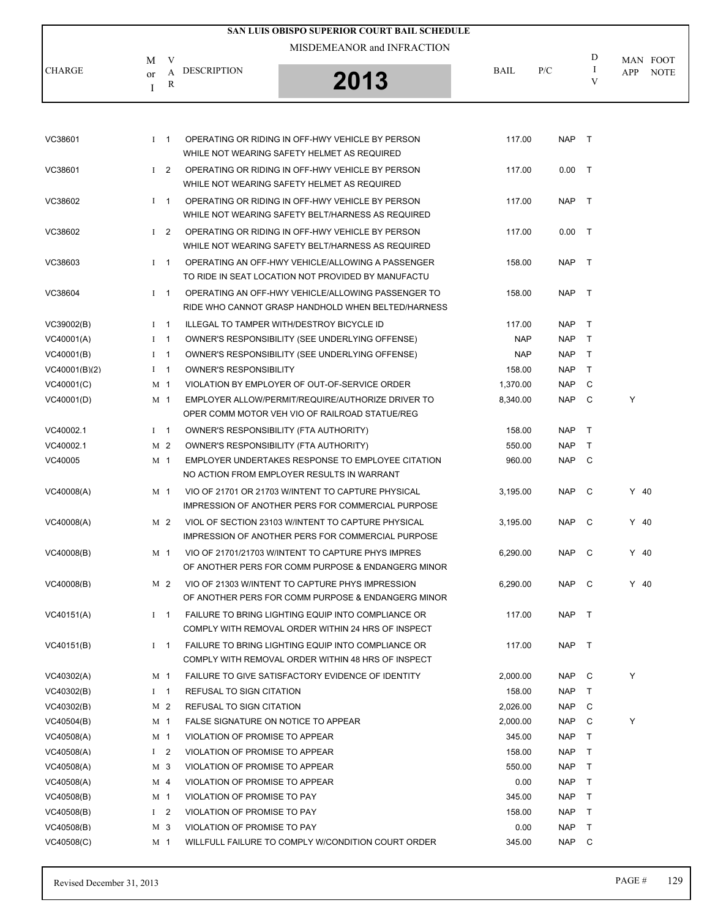# SAN LUIS OBISPO SUPERIOR COURT BAIL SCHEDULE

MISDEMEANOR and INFRACTION

**2013**

| CHARGE | M or I | VAR | DESCRIPTION | BAIL | P/C | DIV | MAN APP | FOOT NOTE |
|---|---|---|---|---|---|---|---|---|
| VC38601 | I | 1 | OPERATING OR RIDING IN OFF-HWY VEHICLE BY PERSON WHILE NOT WEARING SAFETY HELMET AS REQUIRED | 117.00 | NAP | T | | |
| VC38601 | I | 2 | OPERATING OR RIDING IN OFF-HWY VEHICLE BY PERSON WHILE NOT WEARING SAFETY HELMET AS REQUIRED | 117.00 | 0.00 | T | | |
| VC38602 | I | 1 | OPERATING OR RIDING IN OFF-HWY VEHICLE BY PERSON WHILE NOT WEARING SAFETY BELT/HARNESS AS REQUIRED | 117.00 | NAP | T | | |
| VC38602 | I | 2 | OPERATING OR RIDING IN OFF-HWY VEHICLE BY PERSON WHILE NOT WEARING SAFETY BELT/HARNESS AS REQUIRED | 117.00 | 0.00 | T | | |
| VC38603 | I | 1 | OPERATING AN OFF-HWY VEHICLE/ALLOWING A PASSENGER TO RIDE IN SEAT LOCATION NOT PROVIDED BY MANUFACTU | 158.00 | NAP | T | | |
| VC38604 | I | 1 | OPERATING AN OFF-HWY VEHICLE/ALLOWING PASSENGER TO RIDE WHO CANNOT GRASP HANDHOLD WHEN BELTED/HARNESS | 158.00 | NAP | T | | |
| VC39002(B) | I | 1 | ILLEGAL TO TAMPER WITH/DESTROY BICYCLE ID | 117.00 | NAP | T | | |
| VC40001(A) | I | 1 | OWNER'S RESPONSIBILITY (SEE UNDERLYING OFFENSE) | NAP | NAP | T | | |
| VC40001(B) | I | 1 | OWNER'S RESPONSIBILITY (SEE UNDERLYING OFFENSE) | NAP | NAP | T | | |
| VC40001(B)(2) | I | 1 | OWNER'S RESPONSIBILITY | 158.00 | NAP | T | | |
| VC40001(C) | M | 1 | VIOLATION BY EMPLOYER OF OUT-OF-SERVICE ORDER | 1,370.00 | NAP | C | | |
| VC40001(D) | M | 1 | EMPLOYER ALLOW/PERMIT/REQUIRE/AUTHORIZE DRIVER TO OPER COMM MOTOR VEH VIO OF RAILROAD STATUE/REG | 8,340.00 | NAP | C | Y | |
| VC40002.1 | I | 1 | OWNER'S RESPONSIBILITY (FTA AUTHORITY) | 158.00 | NAP | T | | |
| VC40002.1 | M | 2 | OWNER'S RESPONSIBILITY (FTA AUTHORITY) | 550.00 | NAP | T | | |
| VC40005 | M | 1 | EMPLOYER UNDERTAKES RESPONSE TO EMPLOYEE CITATION NO ACTION FROM EMPLOYER RESULTS IN WARRANT | 960.00 | NAP | C | | |
| VC40008(A) | M | 1 | VIO OF 21701 OR 21703 W/INTENT TO CAPTURE PHYSICAL IMPRESSION OF ANOTHER PERS FOR COMMERCIAL PURPOSE | 3,195.00 | NAP | C | Y | 40 |
| VC40008(A) | M | 2 | VIOL OF SECTION 23103 W/INTENT TO CAPTURE PHYSICAL IMPRESSION OF ANOTHER PERS FOR COMMERCIAL PURPOSE | 3,195.00 | NAP | C | Y | 40 |
| VC40008(B) | M | 1 | VIO OF 21701/21703 W/INTENT TO CAPTURE PHYS IMPRES OF ANOTHER PERS FOR COMM PURPOSE & ENDANGERG MINOR | 6,290.00 | NAP | C | Y | 40 |
| VC40008(B) | M | 2 | VIO OF 21303 W/INTENT TO CAPTURE PHYS IMPRESSION OF ANOTHER PERS FOR COMM PURPOSE & ENDANGERG MINOR | 6,290.00 | NAP | C | Y | 40 |
| VC40151(A) | I | 1 | FAILURE TO BRING LIGHTING EQUIP INTO COMPLIANCE OR COMPLY WITH REMOVAL ORDER WITHIN 24 HRS OF INSPECT | 117.00 | NAP | T | | |
| VC40151(B) | I | 1 | FAILURE TO BRING LIGHTING EQUIP INTO COMPLIANCE OR COMPLY WITH REMOVAL ORDER WITHIN 48 HRS OF INSPECT | 117.00 | NAP | T | | |
| VC40302(A) | M | 1 | FAILURE TO GIVE SATISFACTORY EVIDENCE OF IDENTITY | 2,000.00 | NAP | C | Y | |
| VC40302(B) | I | 1 | REFUSAL TO SIGN CITATION | 158.00 | NAP | T | | |
| VC40302(B) | M | 2 | REFUSAL TO SIGN CITATION | 2,026.00 | NAP | C | | |
| VC40504(B) | M | 1 | FALSE SIGNATURE ON NOTICE TO APPEAR | 2,000.00 | NAP | C | Y | |
| VC40508(A) | M | 1 | VIOLATION OF PROMISE TO APPEAR | 345.00 | NAP | T | | |
| VC40508(A) | I | 2 | VIOLATION OF PROMISE TO APPEAR | 158.00 | NAP | T | | |
| VC40508(A) | M | 3 | VIOLATION OF PROMISE TO APPEAR | 550.00 | NAP | T | | |
| VC40508(A) | M | 4 | VIOLATION OF PROMISE TO APPEAR | 0.00 | NAP | T | | |
| VC40508(B) | M | 1 | VIOLATION OF PROMISE TO PAY | 345.00 | NAP | T | | |
| VC40508(B) | I | 2 | VIOLATION OF PROMISE TO PAY | 158.00 | NAP | T | | |
| VC40508(B) | M | 3 | VIOLATION OF PROMISE TO PAY | 0.00 | NAP | T | | |
| VC40508(C) | M | 1 | WILLFULL FAILURE TO COMPLY W/CONDITION COURT ORDER | 345.00 | NAP | C | | |

Revised December 31, 2013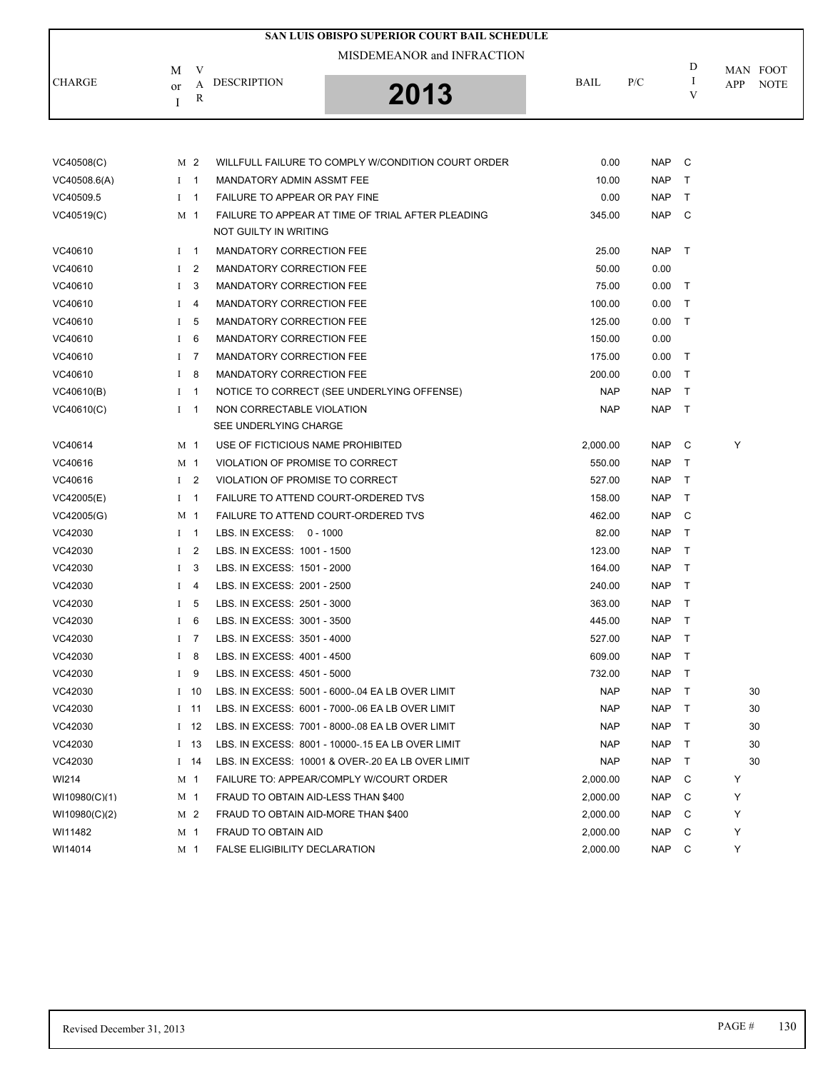# SAN LUIS OBISPO SUPERIOR COURT BAIL SCHEDULE

MISDEMEANOR and INFRACTION

**2013**

| CHARGE | M or I | VAR | DESCRIPTION | BAIL | P/C | DIV | MAN APP | FOOT NOTE |
|---|---|---|---|---|---|---|---|---|
| VC40508(C) | M | 2 | WILLFULL FAILURE TO COMPLY W/CONDITION COURT ORDER | 0.00 | NAP | C | | |
| VC40508.6(A) | I | 1 | MANDATORY ADMIN ASSMT FEE | 10.00 | NAP | T | | |
| VC40509.5 | I | 1 | FAILURE TO APPEAR OR PAY FINE | 0.00 | NAP | T | | |
| VC40519(C) | M | 1 | FAILURE TO APPEAR AT TIME OF TRIAL AFTER PLEADING NOT GUILTY IN WRITING | 345.00 | NAP | C | | |
| VC40610 | I | 1 | MANDATORY CORRECTION FEE | 25.00 | NAP | T | | |
| VC40610 | I | 2 | MANDATORY CORRECTION FEE | 50.00 | 0.00 | | | |
| VC40610 | I | 3 | MANDATORY CORRECTION FEE | 75.00 | 0.00 | T | | |
| VC40610 | I | 4 | MANDATORY CORRECTION FEE | 100.00 | 0.00 | T | | |
| VC40610 | I | 5 | MANDATORY CORRECTION FEE | 125.00 | 0.00 | T | | |
| VC40610 | I | 6 | MANDATORY CORRECTION FEE | 150.00 | 0.00 | | | |
| VC40610 | I | 7 | MANDATORY CORRECTION FEE | 175.00 | 0.00 | T | | |
| VC40610 | I | 8 | MANDATORY CORRECTION FEE | 200.00 | 0.00 | T | | |
| VC40610(B) | I | 1 | NOTICE TO CORRECT (SEE UNDERLYING OFFENSE) | NAP | NAP | T | | |
| VC40610(C) | I | 1 | NON CORRECTABLE VIOLATION SEE UNDERLYING CHARGE | NAP | NAP | T | | |
| VC40614 | M | 1 | USE OF FICTICIOUS NAME PROHIBITED | 2,000.00 | NAP | C | Y | |
| VC40616 | M | 1 | VIOLATION OF PROMISE TO CORRECT | 550.00 | NAP | T | | |
| VC40616 | I | 2 | VIOLATION OF PROMISE TO CORRECT | 527.00 | NAP | T | | |
| VC42005(E) | I | 1 | FAILURE TO ATTEND COURT-ORDERED TVS | 158.00 | NAP | T | | |
| VC42005(G) | M | 1 | FAILURE TO ATTEND COURT-ORDERED TVS | 462.00 | NAP | C | | |
| VC42030 | I | 1 | LBS. IN EXCESS: 0 - 1000 | 82.00 | NAP | T | | |
| VC42030 | I | 2 | LBS. IN EXCESS: 1001 - 1500 | 123.00 | NAP | T | | |
| VC42030 | I | 3 | LBS. IN EXCESS: 1501 - 2000 | 164.00 | NAP | T | | |
| VC42030 | I | 4 | LBS. IN EXCESS: 2001 - 2500 | 240.00 | NAP | T | | |
| VC42030 | I | 5 | LBS. IN EXCESS: 2501 - 3000 | 363.00 | NAP | T | | |
| VC42030 | I | 6 | LBS. IN EXCESS: 3001 - 3500 | 445.00 | NAP | T | | |
| VC42030 | I | 7 | LBS. IN EXCESS: 3501 - 4000 | 527.00 | NAP | T | | |
| VC42030 | I | 8 | LBS. IN EXCESS: 4001 - 4500 | 609.00 | NAP | T | | |
| VC42030 | I | 9 | LBS. IN EXCESS: 4501 - 5000 | 732.00 | NAP | T | | |
| VC42030 | I | 10 | LBS. IN EXCESS: 5001 - 6000-.04 EA LB OVER LIMIT | NAP | NAP | T | | 30 |
| VC42030 | I | 11 | LBS. IN EXCESS: 6001 - 7000-.06 EA LB OVER LIMIT | NAP | NAP | T | | 30 |
| VC42030 | I | 12 | LBS. IN EXCESS: 7001 - 8000-.08 EA LB OVER LIMIT | NAP | NAP | T | | 30 |
| VC42030 | I | 13 | LBS. IN EXCESS: 8001 - 10000-.15 EA LB OVER LIMIT | NAP | NAP | T | | 30 |
| VC42030 | I | 14 | LBS. IN EXCESS: 10001 & OVER-.20 EA LB OVER LIMIT | NAP | NAP | T | | 30 |
| WI214 | M | 1 | FAILURE TO: APPEAR/COMPLY W/COURT ORDER | 2,000.00 | NAP | C | Y | |
| WI10980(C)(1) | M | 1 | FRAUD TO OBTAIN AID-LESS THAN $400 | 2,000.00 | NAP | C | Y | |
| WI10980(C)(2) | M | 2 | FRAUD TO OBTAIN AID-MORE THAN $400 | 2,000.00 | NAP | C | Y | |
| WI11482 | M | 1 | FRAUD TO OBTAIN AID | 2,000.00 | NAP | C | Y | |
| WI14014 | M | 1 | FALSE ELIGIBILITY DECLARATION | 2,000.00 | NAP | C | Y | |

Revised December 31, 2013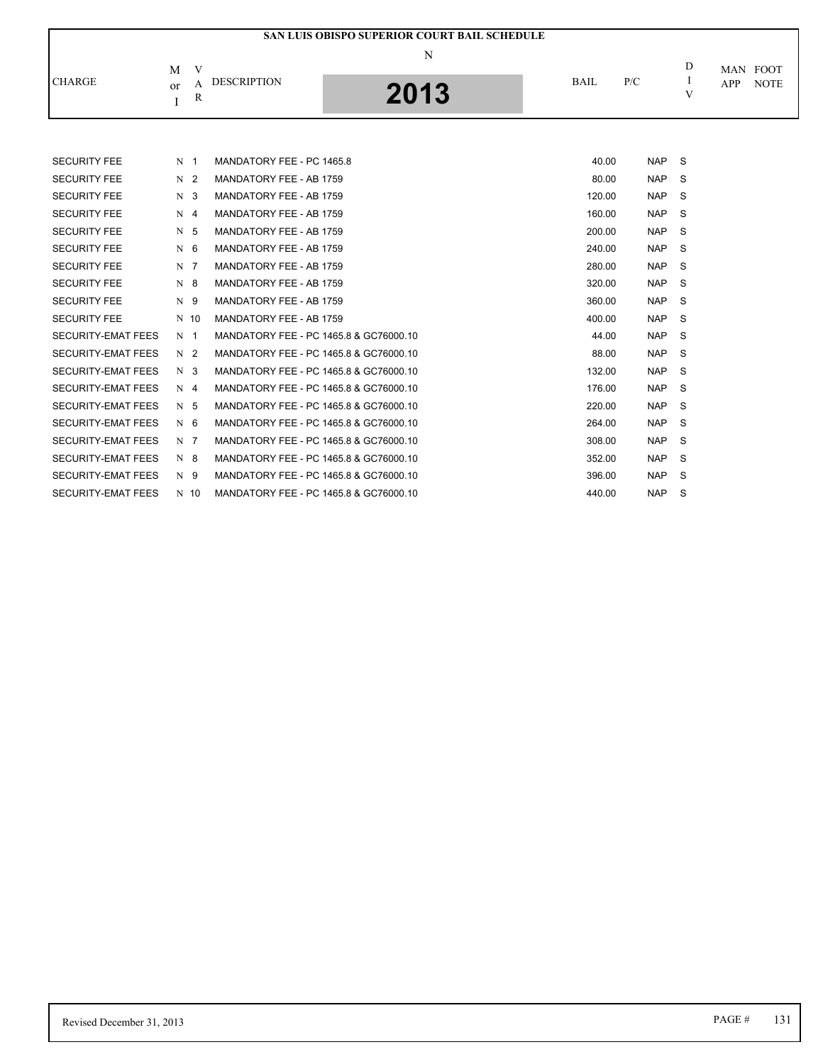# SAN LUIS OBISPO SUPERIOR COURT BAIL SCHEDULE

## 2013

| CHARGE | M or I | VAR | N | DESCRIPTION | BAIL | P/C | DIV | MAN APP | FOOT NOTE |
|---|---|---|---|---|---|---|---|---|---|
| SECURITY FEE | N | 1 | | MANDATORY FEE - PC 1465.8 | 40.00 | NAP | S | | |
| SECURITY FEE | N | 2 | | MANDATORY FEE - AB 1759 | 80.00 | NAP | S | | |
| SECURITY FEE | N | 3 | | MANDATORY FEE - AB 1759 | 120.00 | NAP | S | | |
| SECURITY FEE | N | 4 | | MANDATORY FEE - AB 1759 | 160.00 | NAP | S | | |
| SECURITY FEE | N | 5 | | MANDATORY FEE - AB 1759 | 200.00 | NAP | S | | |
| SECURITY FEE | N | 6 | | MANDATORY FEE - AB 1759 | 240.00 | NAP | S | | |
| SECURITY FEE | N | 7 | | MANDATORY FEE - AB 1759 | 280.00 | NAP | S | | |
| SECURITY FEE | N | 8 | | MANDATORY FEE - AB 1759 | 320.00 | NAP | S | | |
| SECURITY FEE | N | 9 | | MANDATORY FEE - AB 1759 | 360.00 | NAP | S | | |
| SECURITY FEE | N | 10 | | MANDATORY FEE - AB 1759 | 400.00 | NAP | S | | |
| SECURITY-EMAT FEES | N | 1 | | MANDATORY FEE - PC 1465.8 & GC76000.10 | 44.00 | NAP | S | | |
| SECURITY-EMAT FEES | N | 2 | | MANDATORY FEE - PC 1465.8 & GC76000.10 | 88.00 | NAP | S | | |
| SECURITY-EMAT FEES | N | 3 | | MANDATORY FEE - PC 1465.8 & GC76000.10 | 132.00 | NAP | S | | |
| SECURITY-EMAT FEES | N | 4 | | MANDATORY FEE - PC 1465.8 & GC76000.10 | 176.00 | NAP | S | | |
| SECURITY-EMAT FEES | N | 5 | | MANDATORY FEE - PC 1465.8 & GC76000.10 | 220.00 | NAP | S | | |
| SECURITY-EMAT FEES | N | 6 | | MANDATORY FEE - PC 1465.8 & GC76000.10 | 264.00 | NAP | S | | |
| SECURITY-EMAT FEES | N | 7 | | MANDATORY FEE - PC 1465.8 & GC76000.10 | 308.00 | NAP | S | | |
| SECURITY-EMAT FEES | N | 8 | | MANDATORY FEE - PC 1465.8 & GC76000.10 | 352.00 | NAP | S | | |
| SECURITY-EMAT FEES | N | 9 | | MANDATORY FEE - PC 1465.8 & GC76000.10 | 396.00 | NAP | S | | |
| SECURITY-EMAT FEES | N | 10 | | MANDATORY FEE - PC 1465.8 & GC76000.10 | 440.00 | NAP | S | | |

Revised December 31, 2013